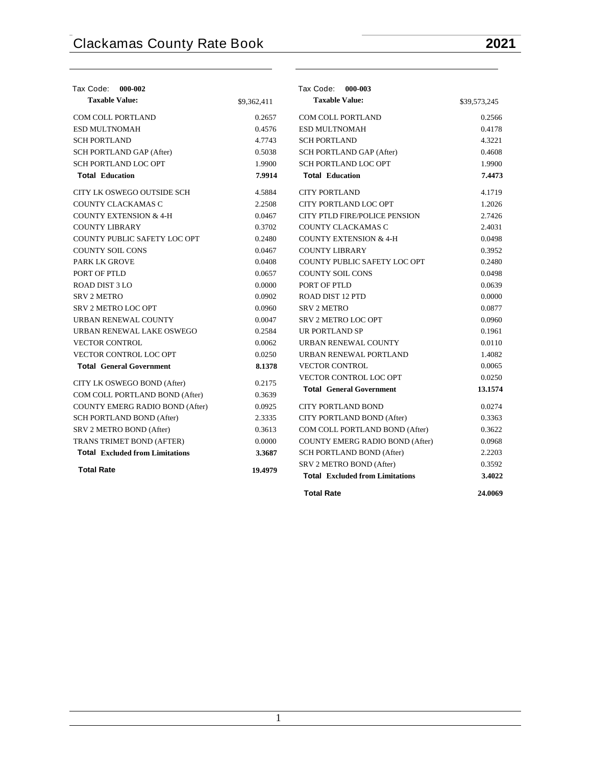# Clackamas County Rate Book

**2021**

| Tax Code: **000-002** | |
|---|---|
| **Taxable Value:** | $9,362,411 |
| COM COLL PORTLAND | 0.2657 |
| ESD MULTNOMAH | 0.4576 |
| SCH PORTLAND | 4.7743 |
| SCH PORTLAND GAP (After) | 0.5038 |
| SCH PORTLAND LOC OPT | 1.9900 |
| **Total Education** | **7.9914** |
| CITY LK OSWEGO OUTSIDE SCH | 4.5884 |
| COUNTY CLACKAMAS C | 2.2508 |
| COUNTY EXTENSION & 4-H | 0.0467 |
| COUNTY LIBRARY | 0.3702 |
| COUNTY PUBLIC SAFETY LOC OPT | 0.2480 |
| COUNTY SOIL CONS | 0.0467 |
| PARK LK GROVE | 0.0408 |
| PORT OF PTLD | 0.0657 |
| ROAD DIST 3 LO | 0.0000 |
| SRV 2 METRO | 0.0902 |
| SRV 2 METRO LOC OPT | 0.0960 |
| URBAN RENEWAL COUNTY | 0.0047 |
| URBAN RENEWAL LAKE OSWEGO | 0.2584 |
| VECTOR CONTROL | 0.0062 |
| VECTOR CONTROL LOC OPT | 0.0250 |
| **Total General Government** | **8.1378** |
| CITY LK OSWEGO BOND (After) | 0.2175 |
| COM COLL PORTLAND BOND (After) | 0.3639 |
| COUNTY EMERG RADIO BOND (After) | 0.0925 |
| SCH PORTLAND BOND (After) | 2.3335 |
| SRV 2 METRO BOND (After) | 0.3613 |
| TRANS TRIMET BOND (AFTER) | 0.0000 |
| **Total Excluded from Limitations** | **3.3687** |
| **Total Rate** | **19.4979** |

| Tax Code: **000-003** | |
|---|---|
| **Taxable Value:** | $39,573,245 |
| COM COLL PORTLAND | 0.2566 |
| ESD MULTNOMAH | 0.4178 |
| SCH PORTLAND | 4.3221 |
| SCH PORTLAND GAP (After) | 0.4608 |
| SCH PORTLAND LOC OPT | 1.9900 |
| **Total Education** | **7.4473** |
| CITY PORTLAND | 4.1719 |
| CITY PORTLAND LOC OPT | 1.2026 |
| CITY PTLD FIRE/POLICE PENSION | 2.7426 |
| COUNTY CLACKAMAS C | 2.4031 |
| COUNTY EXTENSION & 4-H | 0.0498 |
| COUNTY LIBRARY | 0.3952 |
| COUNTY PUBLIC SAFETY LOC OPT | 0.2480 |
| COUNTY SOIL CONS | 0.0498 |
| PORT OF PTLD | 0.0639 |
| ROAD DIST 12 PTD | 0.0000 |
| SRV 2 METRO | 0.0877 |
| SRV 2 METRO LOC OPT | 0.0960 |
| UR PORTLAND SP | 0.1961 |
| URBAN RENEWAL COUNTY | 0.0110 |
| URBAN RENEWAL PORTLAND | 1.4082 |
| VECTOR CONTROL | 0.0065 |
| VECTOR CONTROL LOC OPT | 0.0250 |
| **Total General Government** | **13.1574** |
| CITY PORTLAND BOND | 0.0274 |
| CITY PORTLAND BOND (After) | 0.3363 |
| COM COLL PORTLAND BOND (After) | 0.3622 |
| COUNTY EMERG RADIO BOND (After) | 0.0968 |
| SCH PORTLAND BOND (After) | 2.2203 |
| SRV 2 METRO BOND (After) | 0.3592 |
| **Total Excluded from Limitations** | **3.4022** |
| **Total Rate** | **24.0069** |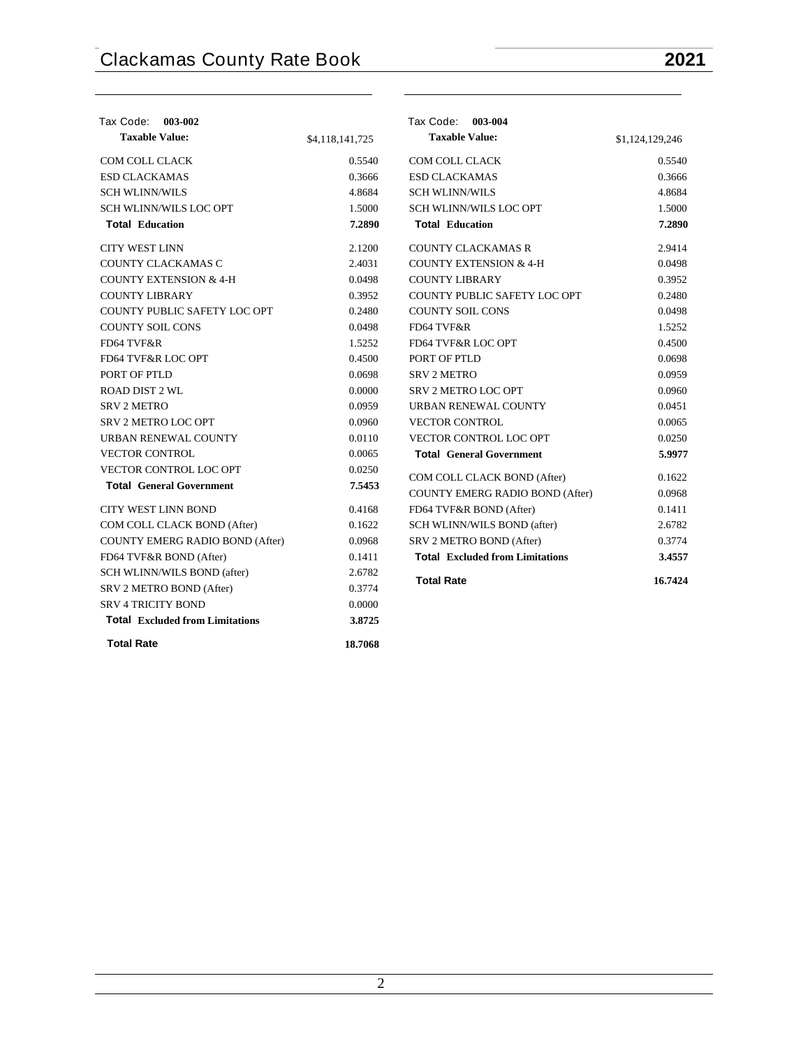## Tax Code: 003-002

| Taxable Value: | $4,118,141,725 |
|---|---|
| COM COLL CLACK | 0.5540 |
| ESD CLACKAMAS | 0.3666 |
| SCH WLINN/WILS | 4.8684 |
| SCH WLINN/WILS LOC OPT | 1.5000 |
| **Total Education** | **7.2890** |
| CITY WEST LINN | 2.1200 |
| COUNTY CLACKAMAS C | 2.4031 |
| COUNTY EXTENSION & 4-H | 0.0498 |
| COUNTY LIBRARY | 0.3952 |
| COUNTY PUBLIC SAFETY LOC OPT | 0.2480 |
| COUNTY SOIL CONS | 0.0498 |
| FD64 TVF&R | 1.5252 |
| FD64 TVF&R LOC OPT | 0.4500 |
| PORT OF PTLD | 0.0698 |
| ROAD DIST 2 WL | 0.0000 |
| SRV 2 METRO | 0.0959 |
| SRV 2 METRO LOC OPT | 0.0960 |
| URBAN RENEWAL COUNTY | 0.0110 |
| VECTOR CONTROL | 0.0065 |
| VECTOR CONTROL LOC OPT | 0.0250 |
| **Total General Government** | **7.5453** |
| CITY WEST LINN BOND | 0.4168 |
| COM COLL CLACK BOND (After) | 0.1622 |
| COUNTY EMERG RADIO BOND (After) | 0.0968 |
| FD64 TVF&R BOND (After) | 0.1411 |
| SCH WLINN/WILS BOND (after) | 2.6782 |
| SRV 2 METRO BOND (After) | 0.3774 |
| SRV 4 TRICITY BOND | 0.0000 |
| **Total Excluded from Limitations** | **3.8725** |
| **Total Rate** | **18.7068** |

## Tax Code: 003-004

| Taxable Value: | $1,124,129,246 |
|---|---|
| COM COLL CLACK | 0.5540 |
| ESD CLACKAMAS | 0.3666 |
| SCH WLINN/WILS | 4.8684 |
| SCH WLINN/WILS LOC OPT | 1.5000 |
| **Total Education** | **7.2890** |
| COUNTY CLACKAMAS R | 2.9414 |
| COUNTY EXTENSION & 4-H | 0.0498 |
| COUNTY LIBRARY | 0.3952 |
| COUNTY PUBLIC SAFETY LOC OPT | 0.2480 |
| COUNTY SOIL CONS | 0.0498 |
| FD64 TVF&R | 1.5252 |
| FD64 TVF&R LOC OPT | 0.4500 |
| PORT OF PTLD | 0.0698 |
| SRV 2 METRO | 0.0959 |
| SRV 2 METRO LOC OPT | 0.0960 |
| URBAN RENEWAL COUNTY | 0.0451 |
| VECTOR CONTROL | 0.0065 |
| VECTOR CONTROL LOC OPT | 0.0250 |
| **Total General Government** | **5.9977** |
| COM COLL CLACK BOND (After) | 0.1622 |
| COUNTY EMERG RADIO BOND (After) | 0.0968 |
| FD64 TVF&R BOND (After) | 0.1411 |
| SCH WLINN/WILS BOND (after) | 2.6782 |
| SRV 2 METRO BOND (After) | 0.3774 |
| **Total Excluded from Limitations** | **3.4557** |
| **Total Rate** | **16.7424** |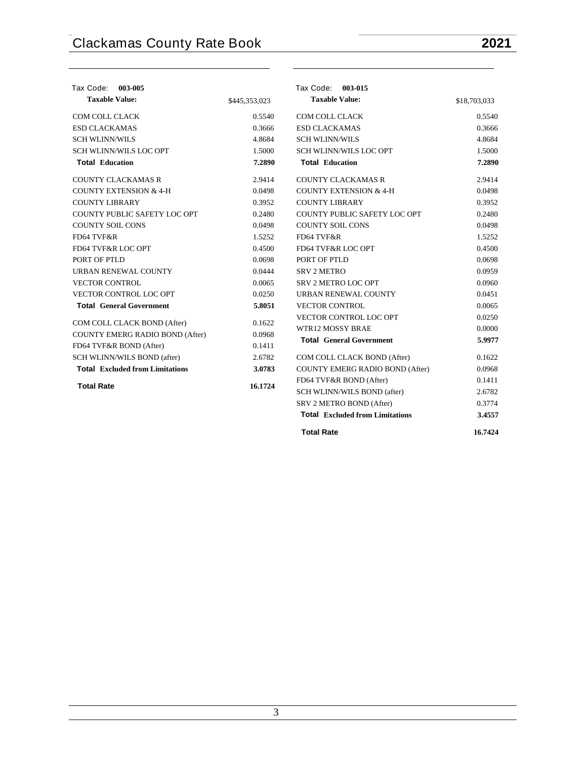Tax Code: **003-005**

| **Taxable Value:** | $445,353,023 |
|---|---|
| COM COLL CLACK | 0.5540 |
| ESD CLACKAMAS | 0.3666 |
| SCH WLINN/WILS | 4.8684 |
| SCH WLINN/WILS LOC OPT | 1.5000 |
| **Total Education** | **7.2890** |
| COUNTY CLACKAMAS R | 2.9414 |
| COUNTY EXTENSION & 4-H | 0.0498 |
| COUNTY LIBRARY | 0.3952 |
| COUNTY PUBLIC SAFETY LOC OPT | 0.2480 |
| COUNTY SOIL CONS | 0.0498 |
| FD64 TVF&R | 1.5252 |
| FD64 TVF&R LOC OPT | 0.4500 |
| PORT OF PTLD | 0.0698 |
| URBAN RENEWAL COUNTY | 0.0444 |
| VECTOR CONTROL | 0.0065 |
| VECTOR CONTROL LOC OPT | 0.0250 |
| **Total General Government** | **5.8051** |
| COM COLL CLACK BOND (After) | 0.1622 |
| COUNTY EMERG RADIO BOND (After) | 0.0968 |
| FD64 TVF&R BOND (After) | 0.1411 |
| SCH WLINN/WILS BOND (after) | 2.6782 |
| **Total Excluded from Limitations** | **3.0783** |
| **Total Rate** | **16.1724** |

Tax Code: **003-015**

| **Taxable Value:** | $18,703,033 |
|---|---|
| COM COLL CLACK | 0.5540 |
| ESD CLACKAMAS | 0.3666 |
| SCH WLINN/WILS | 4.8684 |
| SCH WLINN/WILS LOC OPT | 1.5000 |
| **Total Education** | **7.2890** |
| COUNTY CLACKAMAS R | 2.9414 |
| COUNTY EXTENSION & 4-H | 0.0498 |
| COUNTY LIBRARY | 0.3952 |
| COUNTY PUBLIC SAFETY LOC OPT | 0.2480 |
| COUNTY SOIL CONS | 0.0498 |
| FD64 TVF&R | 1.5252 |
| FD64 TVF&R LOC OPT | 0.4500 |
| PORT OF PTLD | 0.0698 |
| SRV 2 METRO | 0.0959 |
| SRV 2 METRO LOC OPT | 0.0960 |
| URBAN RENEWAL COUNTY | 0.0451 |
| VECTOR CONTROL | 0.0065 |
| VECTOR CONTROL LOC OPT | 0.0250 |
| WTR12 MOSSY BRAE | 0.0000 |
| **Total General Government** | **5.9977** |
| COM COLL CLACK BOND (After) | 0.1622 |
| COUNTY EMERG RADIO BOND (After) | 0.0968 |
| FD64 TVF&R BOND (After) | 0.1411 |
| SCH WLINN/WILS BOND (after) | 2.6782 |
| SRV 2 METRO BOND (After) | 0.3774 |
| **Total Excluded from Limitations** | **3.4557** |
| **Total Rate** | **16.7424** |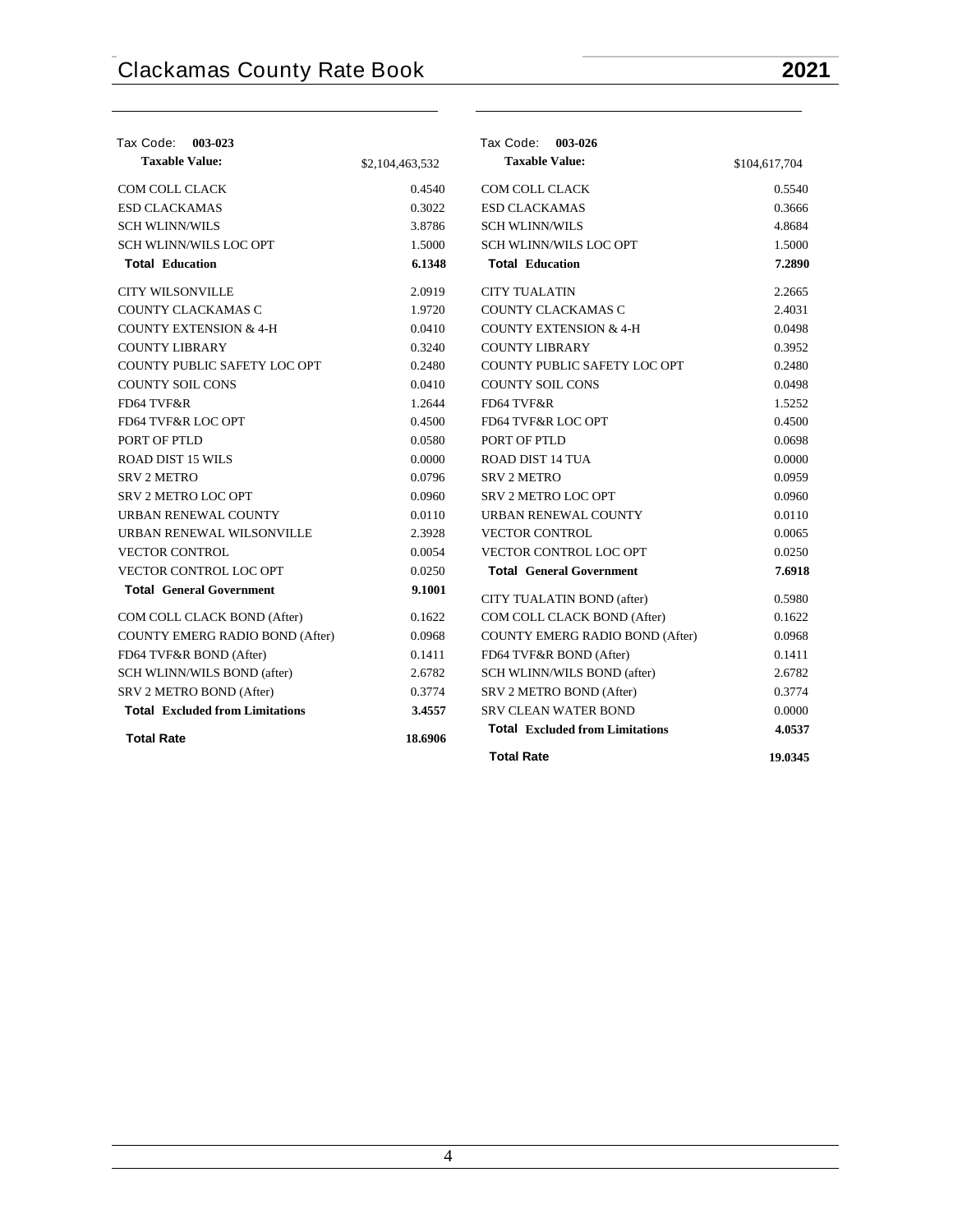Tax Code: **003-023**

| **Taxable Value:** | $2,104,463,532 |
|---|---|
| COM COLL CLACK | 0.4540 |
| ESD CLACKAMAS | 0.3022 |
| SCH WLINN/WILS | 3.8786 |
| SCH WLINN/WILS LOC OPT | 1.5000 |
| **Total Education** | **6.1348** |
| CITY WILSONVILLE | 2.0919 |
| COUNTY CLACKAMAS C | 1.9720 |
| COUNTY EXTENSION & 4-H | 0.0410 |
| COUNTY LIBRARY | 0.3240 |
| COUNTY PUBLIC SAFETY LOC OPT | 0.2480 |
| COUNTY SOIL CONS | 0.0410 |
| FD64 TVF&R | 1.2644 |
| FD64 TVF&R LOC OPT | 0.4500 |
| PORT OF PTLD | 0.0580 |
| ROAD DIST 15 WILS | 0.0000 |
| SRV 2 METRO | 0.0796 |
| SRV 2 METRO LOC OPT | 0.0960 |
| URBAN RENEWAL COUNTY | 0.0110 |
| URBAN RENEWAL WILSONVILLE | 2.3928 |
| VECTOR CONTROL | 0.0054 |
| VECTOR CONTROL LOC OPT | 0.0250 |
| **Total General Government** | **9.1001** |
| COM COLL CLACK BOND (After) | 0.1622 |
| COUNTY EMERG RADIO BOND (After) | 0.0968 |
| FD64 TVF&R BOND (After) | 0.1411 |
| SCH WLINN/WILS BOND (after) | 2.6782 |
| SRV 2 METRO BOND (After) | 0.3774 |
| **Total Excluded from Limitations** | **3.4557** |
| **Total Rate** | **18.6906** |

Tax Code: **003-026**

| **Taxable Value:** | $104,617,704 |
|---|---|
| COM COLL CLACK | 0.5540 |
| ESD CLACKAMAS | 0.3666 |
| SCH WLINN/WILS | 4.8684 |
| SCH WLINN/WILS LOC OPT | 1.5000 |
| **Total Education** | **7.2890** |
| CITY TUALATIN | 2.2665 |
| COUNTY CLACKAMAS C | 2.4031 |
| COUNTY EXTENSION & 4-H | 0.0498 |
| COUNTY LIBRARY | 0.3952 |
| COUNTY PUBLIC SAFETY LOC OPT | 0.2480 |
| COUNTY SOIL CONS | 0.0498 |
| FD64 TVF&R | 1.5252 |
| FD64 TVF&R LOC OPT | 0.4500 |
| PORT OF PTLD | 0.0698 |
| ROAD DIST 14 TUA | 0.0000 |
| SRV 2 METRO | 0.0959 |
| SRV 2 METRO LOC OPT | 0.0960 |
| URBAN RENEWAL COUNTY | 0.0110 |
| VECTOR CONTROL | 0.0065 |
| VECTOR CONTROL LOC OPT | 0.0250 |
| **Total General Government** | **7.6918** |
| CITY TUALATIN BOND (after) | 0.5980 |
| COM COLL CLACK BOND (After) | 0.1622 |
| COUNTY EMERG RADIO BOND (After) | 0.0968 |
| FD64 TVF&R BOND (After) | 0.1411 |
| SCH WLINN/WILS BOND (after) | 2.6782 |
| SRV 2 METRO BOND (After) | 0.3774 |
| SRV CLEAN WATER BOND | 0.0000 |
| **Total Excluded from Limitations** | **4.0537** |
| **Total Rate** | **19.0345** |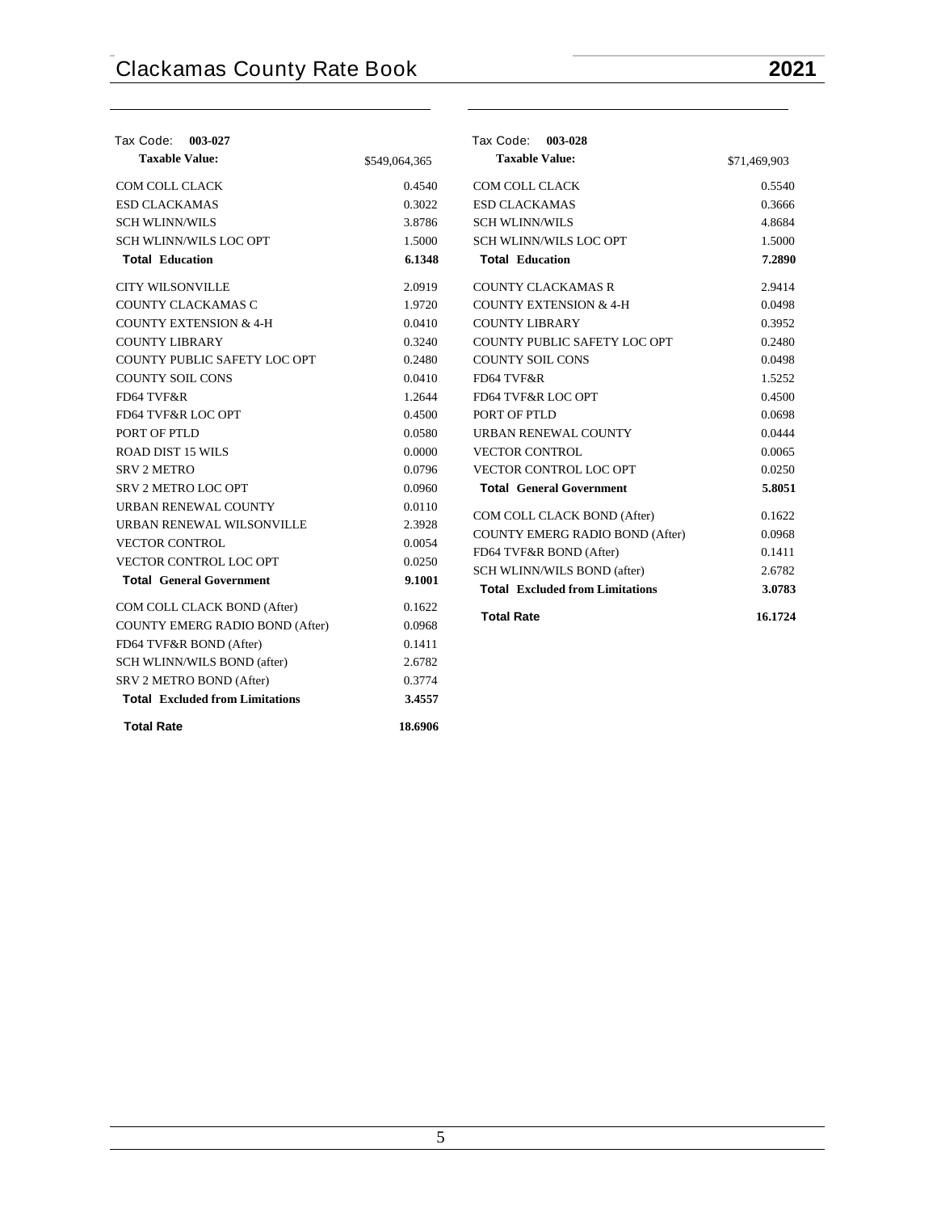Tax Code: **003-027**

| **Taxable Value:** | $549,064,365 |
|---|---|
| COM COLL CLACK | 0.4540 |
| ESD CLACKAMAS | 0.3022 |
| SCH WLINN/WILS | 3.8786 |
| SCH WLINN/WILS LOC OPT | 1.5000 |
| **Total Education** | **6.1348** |
| CITY WILSONVILLE | 2.0919 |
| COUNTY CLACKAMAS C | 1.9720 |
| COUNTY EXTENSION & 4-H | 0.0410 |
| COUNTY LIBRARY | 0.3240 |
| COUNTY PUBLIC SAFETY LOC OPT | 0.2480 |
| COUNTY SOIL CONS | 0.0410 |
| FD64 TVF&R | 1.2644 |
| FD64 TVF&R LOC OPT | 0.4500 |
| PORT OF PTLD | 0.0580 |
| ROAD DIST 15 WILS | 0.0000 |
| SRV 2 METRO | 0.0796 |
| SRV 2 METRO LOC OPT | 0.0960 |
| URBAN RENEWAL COUNTY | 0.0110 |
| URBAN RENEWAL WILSONVILLE | 2.3928 |
| VECTOR CONTROL | 0.0054 |
| VECTOR CONTROL LOC OPT | 0.0250 |
| **Total General Government** | **9.1001** |
| COM COLL CLACK BOND (After) | 0.1622 |
| COUNTY EMERG RADIO BOND (After) | 0.0968 |
| FD64 TVF&R BOND (After) | 0.1411 |
| SCH WLINN/WILS BOND (after) | 2.6782 |
| SRV 2 METRO BOND (After) | 0.3774 |
| **Total Excluded from Limitations** | **3.4557** |
| **Total Rate** | **18.6906** |

Tax Code: **003-028**

| **Taxable Value:** | $71,469,903 |
|---|---|
| COM COLL CLACK | 0.5540 |
| ESD CLACKAMAS | 0.3666 |
| SCH WLINN/WILS | 4.8684 |
| SCH WLINN/WILS LOC OPT | 1.5000 |
| **Total Education** | **7.2890** |
| COUNTY CLACKAMAS R | 2.9414 |
| COUNTY EXTENSION & 4-H | 0.0498 |
| COUNTY LIBRARY | 0.3952 |
| COUNTY PUBLIC SAFETY LOC OPT | 0.2480 |
| COUNTY SOIL CONS | 0.0498 |
| FD64 TVF&R | 1.5252 |
| FD64 TVF&R LOC OPT | 0.4500 |
| PORT OF PTLD | 0.0698 |
| URBAN RENEWAL COUNTY | 0.0444 |
| VECTOR CONTROL | 0.0065 |
| VECTOR CONTROL LOC OPT | 0.0250 |
| **Total General Government** | **5.8051** |
| COM COLL CLACK BOND (After) | 0.1622 |
| COUNTY EMERG RADIO BOND (After) | 0.0968 |
| FD64 TVF&R BOND (After) | 0.1411 |
| SCH WLINN/WILS BOND (after) | 2.6782 |
| **Total Excluded from Limitations** | **3.0783** |
| **Total Rate** | **16.1724** |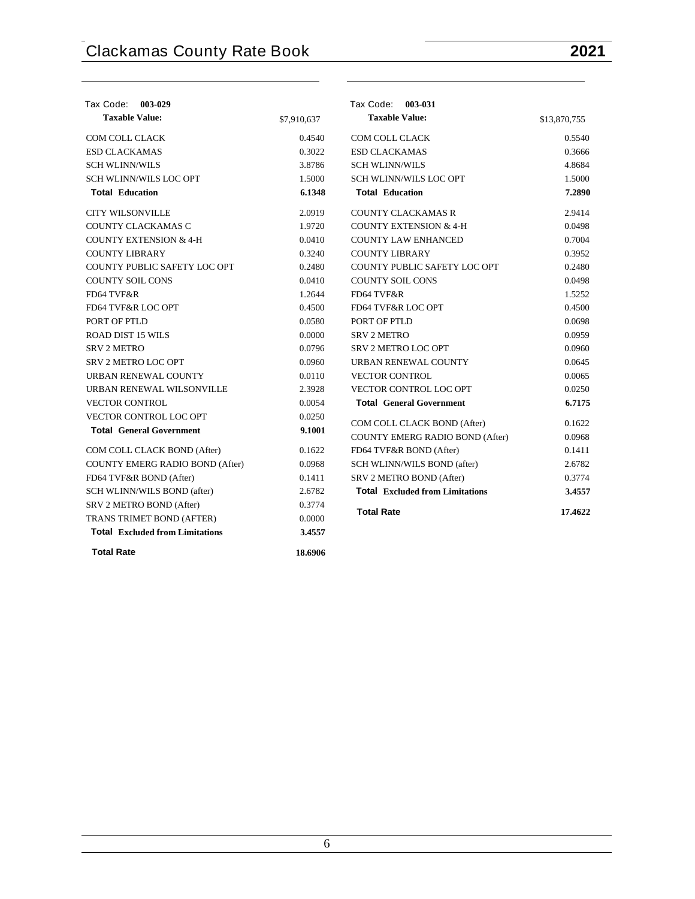## Tax Code: 003-029

| **Taxable Value:** | $7,910,637 |
|---|---|
| COM COLL CLACK | 0.4540 |
| ESD CLACKAMAS | 0.3022 |
| SCH WLINN/WILS | 3.8786 |
| SCH WLINN/WILS LOC OPT | 1.5000 |
| **Total Education** | **6.1348** |
| CITY WILSONVILLE | 2.0919 |
| COUNTY CLACKAMAS C | 1.9720 |
| COUNTY EXTENSION & 4-H | 0.0410 |
| COUNTY LIBRARY | 0.3240 |
| COUNTY PUBLIC SAFETY LOC OPT | 0.2480 |
| COUNTY SOIL CONS | 0.0410 |
| FD64 TVF&R | 1.2644 |
| FD64 TVF&R LOC OPT | 0.4500 |
| PORT OF PTLD | 0.0580 |
| ROAD DIST 15 WILS | 0.0000 |
| SRV 2 METRO | 0.0796 |
| SRV 2 METRO LOC OPT | 0.0960 |
| URBAN RENEWAL COUNTY | 0.0110 |
| URBAN RENEWAL WILSONVILLE | 2.3928 |
| VECTOR CONTROL | 0.0054 |
| VECTOR CONTROL LOC OPT | 0.0250 |
| **Total General Government** | **9.1001** |
| COM COLL CLACK BOND (After) | 0.1622 |
| COUNTY EMERG RADIO BOND (After) | 0.0968 |
| FD64 TVF&R BOND (After) | 0.1411 |
| SCH WLINN/WILS BOND (after) | 2.6782 |
| SRV 2 METRO BOND (After) | 0.3774 |
| TRANS TRIMET BOND (AFTER) | 0.0000 |
| **Total Excluded from Limitations** | **3.4557** |
| **Total Rate** | **18.6906** |

## Tax Code: 003-031

| **Taxable Value:** | $13,870,755 |
|---|---|
| COM COLL CLACK | 0.5540 |
| ESD CLACKAMAS | 0.3666 |
| SCH WLINN/WILS | 4.8684 |
| SCH WLINN/WILS LOC OPT | 1.5000 |
| **Total Education** | **7.2890** |
| COUNTY CLACKAMAS R | 2.9414 |
| COUNTY EXTENSION & 4-H | 0.0498 |
| COUNTY LAW ENHANCED | 0.7004 |
| COUNTY LIBRARY | 0.3952 |
| COUNTY PUBLIC SAFETY LOC OPT | 0.2480 |
| COUNTY SOIL CONS | 0.0498 |
| FD64 TVF&R | 1.5252 |
| FD64 TVF&R LOC OPT | 0.4500 |
| PORT OF PTLD | 0.0698 |
| SRV 2 METRO | 0.0959 |
| SRV 2 METRO LOC OPT | 0.0960 |
| URBAN RENEWAL COUNTY | 0.0645 |
| VECTOR CONTROL | 0.0065 |
| VECTOR CONTROL LOC OPT | 0.0250 |
| **Total General Government** | **6.7175** |
| COM COLL CLACK BOND (After) | 0.1622 |
| COUNTY EMERG RADIO BOND (After) | 0.0968 |
| FD64 TVF&R BOND (After) | 0.1411 |
| SCH WLINN/WILS BOND (after) | 2.6782 |
| SRV 2 METRO BOND (After) | 0.3774 |
| **Total Excluded from Limitations** | **3.4557** |
| **Total Rate** | **17.4622** |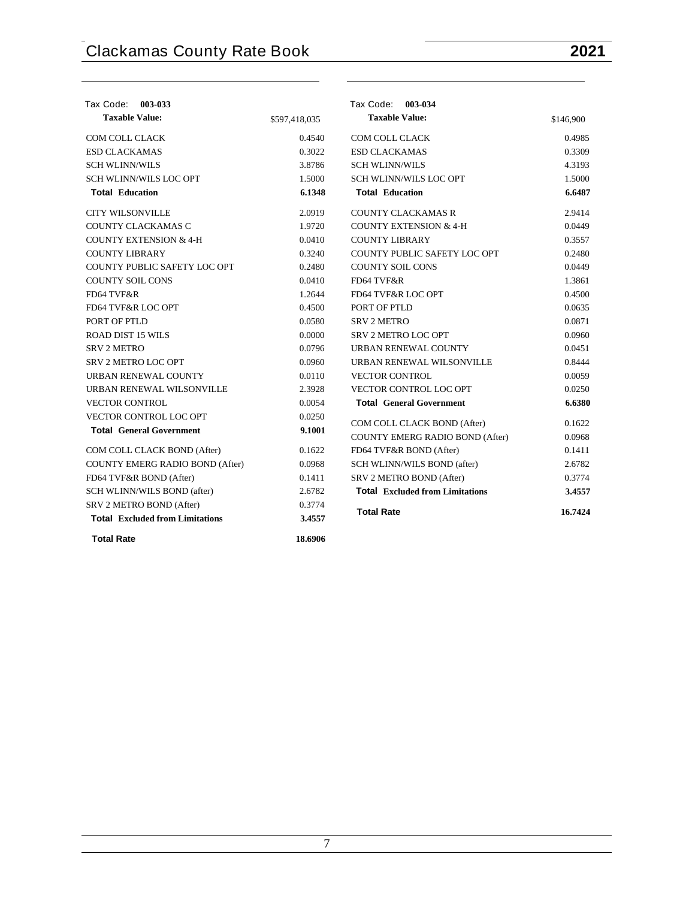Tax Code: **003-033**

| **Taxable Value:** | $597,418,035 |
|---|---|
| COM COLL CLACK | 0.4540 |
| ESD CLACKAMAS | 0.3022 |
| SCH WLINN/WILS | 3.8786 |
| SCH WLINN/WILS LOC OPT | 1.5000 |
| **Total Education** | **6.1348** |
| CITY WILSONVILLE | 2.0919 |
| COUNTY CLACKAMAS C | 1.9720 |
| COUNTY EXTENSION & 4-H | 0.0410 |
| COUNTY LIBRARY | 0.3240 |
| COUNTY PUBLIC SAFETY LOC OPT | 0.2480 |
| COUNTY SOIL CONS | 0.0410 |
| FD64 TVF&R | 1.2644 |
| FD64 TVF&R LOC OPT | 0.4500 |
| PORT OF PTLD | 0.0580 |
| ROAD DIST 15 WILS | 0.0000 |
| SRV 2 METRO | 0.0796 |
| SRV 2 METRO LOC OPT | 0.0960 |
| URBAN RENEWAL COUNTY | 0.0110 |
| URBAN RENEWAL WILSONVILLE | 2.3928 |
| VECTOR CONTROL | 0.0054 |
| VECTOR CONTROL LOC OPT | 0.0250 |
| **Total General Government** | **9.1001** |
| COM COLL CLACK BOND (After) | 0.1622 |
| COUNTY EMERG RADIO BOND (After) | 0.0968 |
| FD64 TVF&R BOND (After) | 0.1411 |
| SCH WLINN/WILS BOND (after) | 2.6782 |
| SRV 2 METRO BOND (After) | 0.3774 |
| **Total Excluded from Limitations** | **3.4557** |
| **Total Rate** | **18.6906** |

Tax Code: **003-034**

| **Taxable Value:** | $146,900 |
|---|---|
| COM COLL CLACK | 0.4985 |
| ESD CLACKAMAS | 0.3309 |
| SCH WLINN/WILS | 4.3193 |
| SCH WLINN/WILS LOC OPT | 1.5000 |
| **Total Education** | **6.6487** |
| COUNTY CLACKAMAS R | 2.9414 |
| COUNTY EXTENSION & 4-H | 0.0449 |
| COUNTY LIBRARY | 0.3557 |
| COUNTY PUBLIC SAFETY LOC OPT | 0.2480 |
| COUNTY SOIL CONS | 0.0449 |
| FD64 TVF&R | 1.3861 |
| FD64 TVF&R LOC OPT | 0.4500 |
| PORT OF PTLD | 0.0635 |
| SRV 2 METRO | 0.0871 |
| SRV 2 METRO LOC OPT | 0.0960 |
| URBAN RENEWAL COUNTY | 0.0451 |
| URBAN RENEWAL WILSONVILLE | 0.8444 |
| VECTOR CONTROL | 0.0059 |
| VECTOR CONTROL LOC OPT | 0.0250 |
| **Total General Government** | **6.6380** |
| COM COLL CLACK BOND (After) | 0.1622 |
| COUNTY EMERG RADIO BOND (After) | 0.0968 |
| FD64 TVF&R BOND (After) | 0.1411 |
| SCH WLINN/WILS BOND (after) | 2.6782 |
| SRV 2 METRO BOND (After) | 0.3774 |
| **Total Excluded from Limitations** | **3.4557** |
| **Total Rate** | **16.7424** |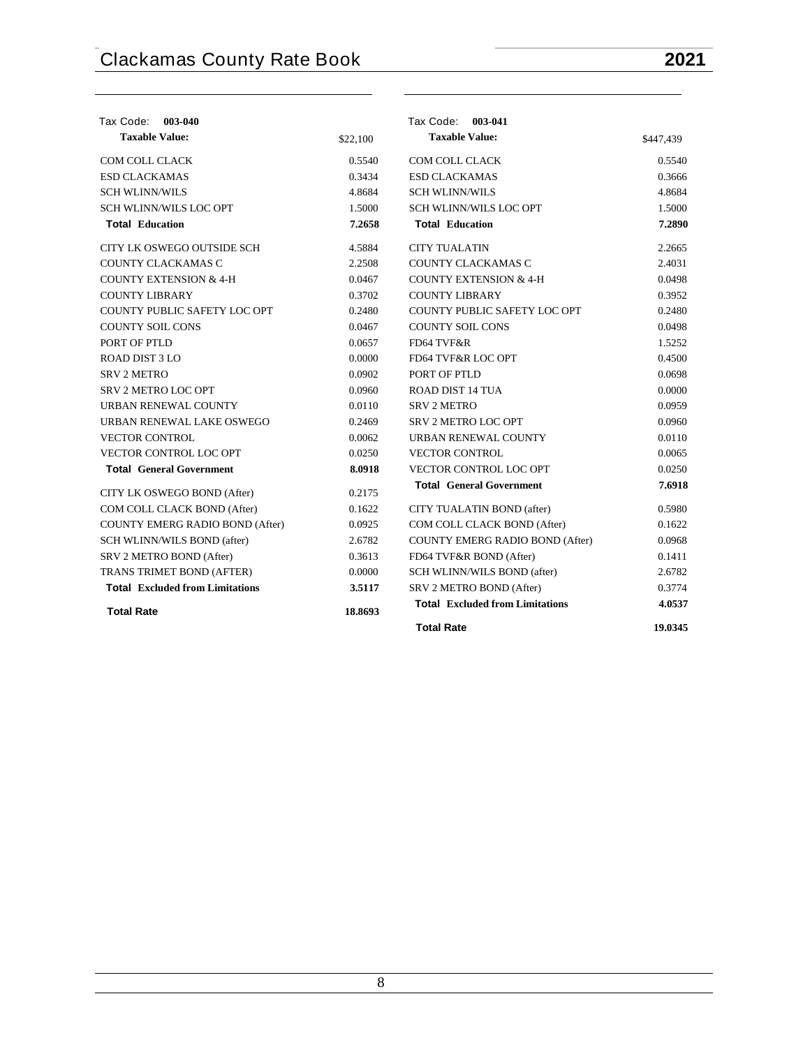| Tax Code: **003-040** | |
|---|---|
| **Taxable Value:** | $22,100 |
| COM COLL CLACK | 0.5540 |
| ESD CLACKAMAS | 0.3434 |
| SCH WLINN/WILS | 4.8684 |
| SCH WLINN/WILS LOC OPT | 1.5000 |
| **Total Education** | **7.2658** |
| CITY LK OSWEGO OUTSIDE SCH | 4.5884 |
| COUNTY CLACKAMAS C | 2.2508 |
| COUNTY EXTENSION & 4-H | 0.0467 |
| COUNTY LIBRARY | 0.3702 |
| COUNTY PUBLIC SAFETY LOC OPT | 0.2480 |
| COUNTY SOIL CONS | 0.0467 |
| PORT OF PTLD | 0.0657 |
| ROAD DIST 3 LO | 0.0000 |
| SRV 2 METRO | 0.0902 |
| SRV 2 METRO LOC OPT | 0.0960 |
| URBAN RENEWAL COUNTY | 0.0110 |
| URBAN RENEWAL LAKE OSWEGO | 0.2469 |
| VECTOR CONTROL | 0.0062 |
| VECTOR CONTROL LOC OPT | 0.0250 |
| **Total General Government** | **8.0918** |
| CITY LK OSWEGO BOND (After) | 0.2175 |
| COM COLL CLACK BOND (After) | 0.1622 |
| COUNTY EMERG RADIO BOND (After) | 0.0925 |
| SCH WLINN/WILS BOND (after) | 2.6782 |
| SRV 2 METRO BOND (After) | 0.3613 |
| TRANS TRIMET BOND (AFTER) | 0.0000 |
| **Total Excluded from Limitations** | **3.5117** |
| **Total Rate** | **18.8693** |

| Tax Code: **003-041** | |
|---|---|
| **Taxable Value:** | $447,439 |
| COM COLL CLACK | 0.5540 |
| ESD CLACKAMAS | 0.3666 |
| SCH WLINN/WILS | 4.8684 |
| SCH WLINN/WILS LOC OPT | 1.5000 |
| **Total Education** | **7.2890** |
| CITY TUALATIN | 2.2665 |
| COUNTY CLACKAMAS C | 2.4031 |
| COUNTY EXTENSION & 4-H | 0.0498 |
| COUNTY LIBRARY | 0.3952 |
| COUNTY PUBLIC SAFETY LOC OPT | 0.2480 |
| COUNTY SOIL CONS | 0.0498 |
| FD64 TVF&R | 1.5252 |
| FD64 TVF&R LOC OPT | 0.4500 |
| PORT OF PTLD | 0.0698 |
| ROAD DIST 14 TUA | 0.0000 |
| SRV 2 METRO | 0.0959 |
| SRV 2 METRO LOC OPT | 0.0960 |
| URBAN RENEWAL COUNTY | 0.0110 |
| VECTOR CONTROL | 0.0065 |
| VECTOR CONTROL LOC OPT | 0.0250 |
| **Total General Government** | **7.6918** |
| CITY TUALATIN BOND (after) | 0.5980 |
| COM COLL CLACK BOND (After) | 0.1622 |
| COUNTY EMERG RADIO BOND (After) | 0.0968 |
| FD64 TVF&R BOND (After) | 0.1411 |
| SCH WLINN/WILS BOND (after) | 2.6782 |
| SRV 2 METRO BOND (After) | 0.3774 |
| **Total Excluded from Limitations** | **4.0537** |
| **Total Rate** | **19.0345** |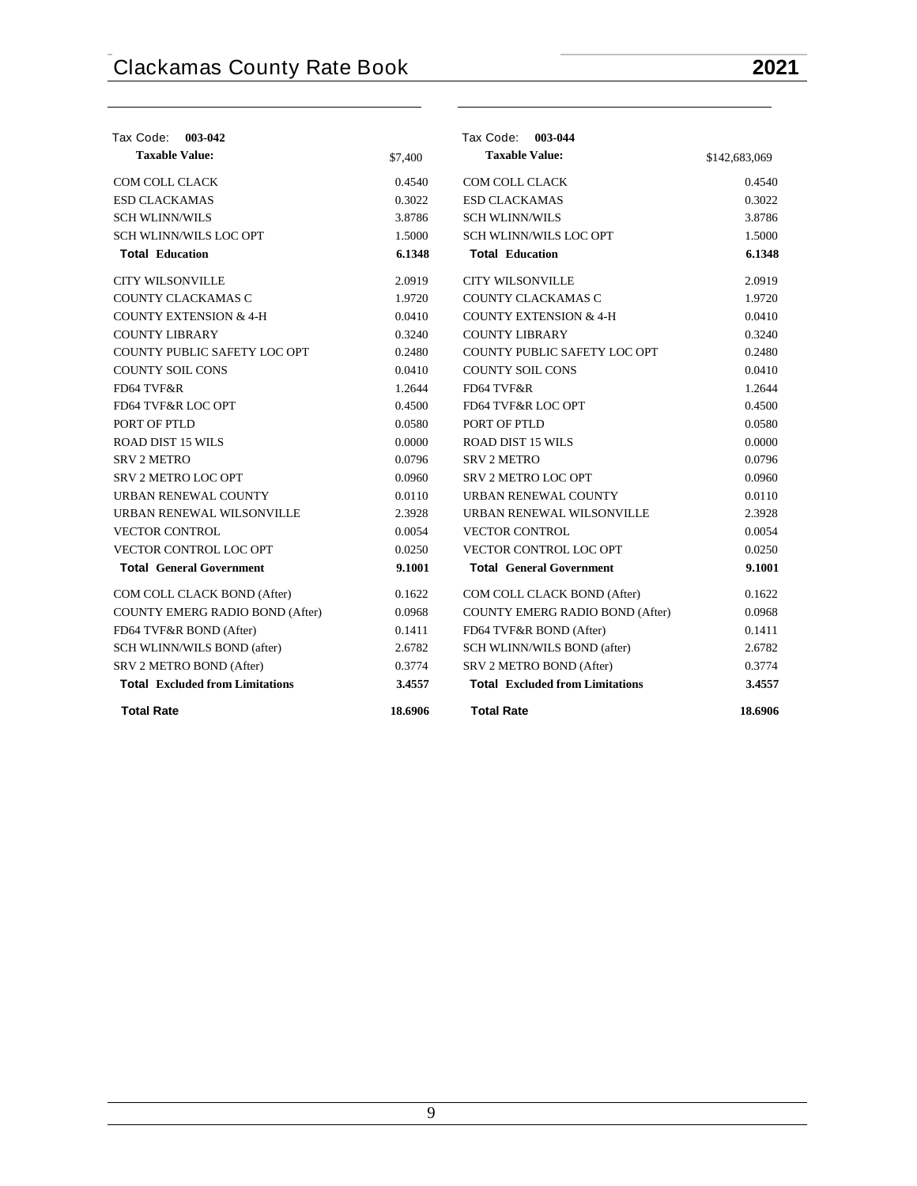Tax Code: **003-042**

| **Taxable Value:** | $7,400 |
|---|---|
| COM COLL CLACK | 0.4540 |
| ESD CLACKAMAS | 0.3022 |
| SCH WLINN/WILS | 3.8786 |
| SCH WLINN/WILS LOC OPT | 1.5000 |
| **Total Education** | **6.1348** |
| CITY WILSONVILLE | 2.0919 |
| COUNTY CLACKAMAS C | 1.9720 |
| COUNTY EXTENSION & 4-H | 0.0410 |
| COUNTY LIBRARY | 0.3240 |
| COUNTY PUBLIC SAFETY LOC OPT | 0.2480 |
| COUNTY SOIL CONS | 0.0410 |
| FD64 TVF&R | 1.2644 |
| FD64 TVF&R LOC OPT | 0.4500 |
| PORT OF PTLD | 0.0580 |
| ROAD DIST 15 WILS | 0.0000 |
| SRV 2 METRO | 0.0796 |
| SRV 2 METRO LOC OPT | 0.0960 |
| URBAN RENEWAL COUNTY | 0.0110 |
| URBAN RENEWAL WILSONVILLE | 2.3928 |
| VECTOR CONTROL | 0.0054 |
| VECTOR CONTROL LOC OPT | 0.0250 |
| **Total General Government** | **9.1001** |
| COM COLL CLACK BOND (After) | 0.1622 |
| COUNTY EMERG RADIO BOND (After) | 0.0968 |
| FD64 TVF&R BOND (After) | 0.1411 |
| SCH WLINN/WILS BOND (after) | 2.6782 |
| SRV 2 METRO BOND (After) | 0.3774 |
| **Total Excluded from Limitations** | **3.4557** |
| **Total Rate** | **18.6906** |

Tax Code: **003-044**

| **Taxable Value:** | $142,683,069 |
|---|---|
| COM COLL CLACK | 0.4540 |
| ESD CLACKAMAS | 0.3022 |
| SCH WLINN/WILS | 3.8786 |
| SCH WLINN/WILS LOC OPT | 1.5000 |
| **Total Education** | **6.1348** |
| CITY WILSONVILLE | 2.0919 |
| COUNTY CLACKAMAS C | 1.9720 |
| COUNTY EXTENSION & 4-H | 0.0410 |
| COUNTY LIBRARY | 0.3240 |
| COUNTY PUBLIC SAFETY LOC OPT | 0.2480 |
| COUNTY SOIL CONS | 0.0410 |
| FD64 TVF&R | 1.2644 |
| FD64 TVF&R LOC OPT | 0.4500 |
| PORT OF PTLD | 0.0580 |
| ROAD DIST 15 WILS | 0.0000 |
| SRV 2 METRO | 0.0796 |
| SRV 2 METRO LOC OPT | 0.0960 |
| URBAN RENEWAL COUNTY | 0.0110 |
| URBAN RENEWAL WILSONVILLE | 2.3928 |
| VECTOR CONTROL | 0.0054 |
| VECTOR CONTROL LOC OPT | 0.0250 |
| **Total General Government** | **9.1001** |
| COM COLL CLACK BOND (After) | 0.1622 |
| COUNTY EMERG RADIO BOND (After) | 0.0968 |
| FD64 TVF&R BOND (After) | 0.1411 |
| SCH WLINN/WILS BOND (after) | 2.6782 |
| SRV 2 METRO BOND (After) | 0.3774 |
| **Total Excluded from Limitations** | **3.4557** |
| **Total Rate** | **18.6906** |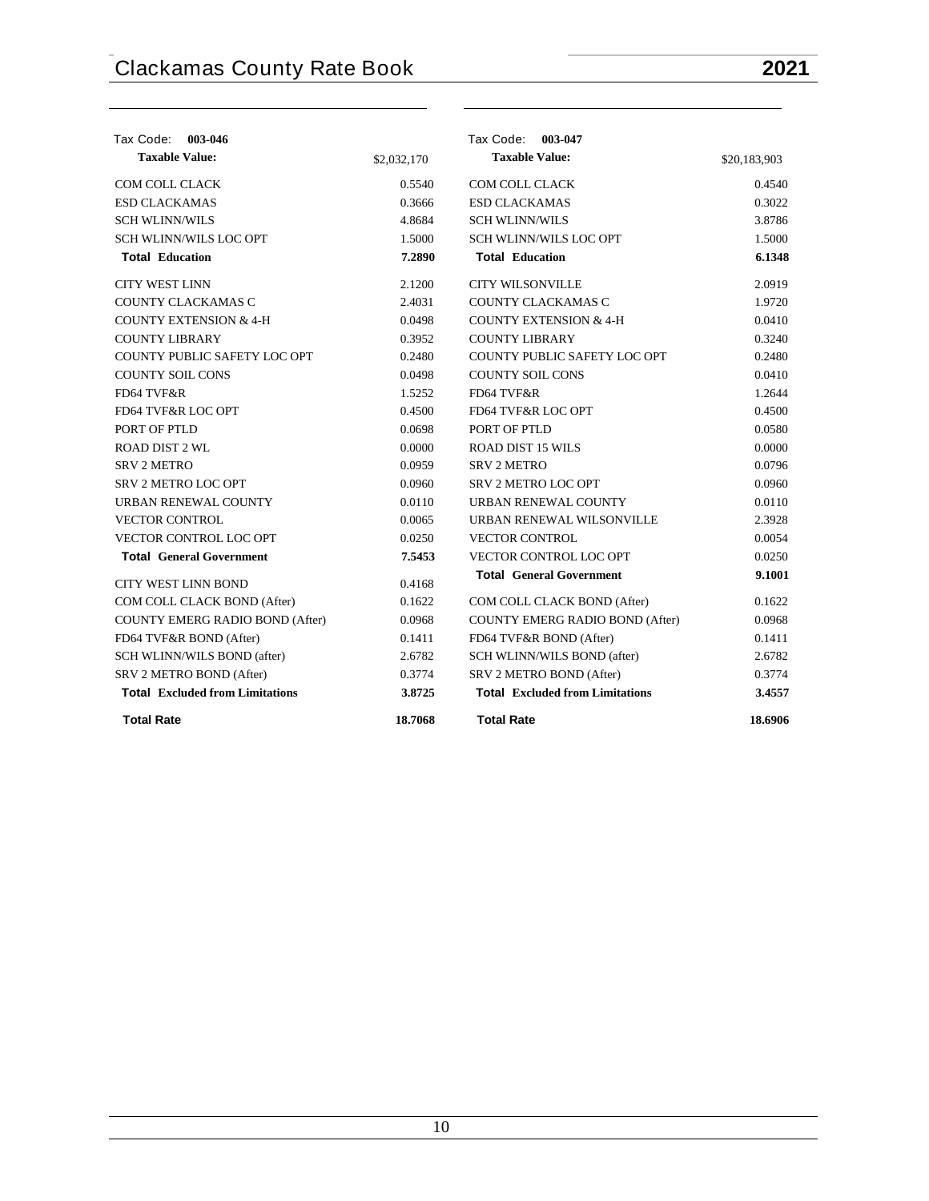## Tax Code: 003-046

| Taxable Value: | $2,032,170 |
|---|---|
| COM COLL CLACK | 0.5540 |
| ESD CLACKAMAS | 0.3666 |
| SCH WLINN/WILS | 4.8684 |
| SCH WLINN/WILS LOC OPT | 1.5000 |
| **Total Education** | **7.2890** |
| CITY WEST LINN | 2.1200 |
| COUNTY CLACKAMAS C | 2.4031 |
| COUNTY EXTENSION & 4-H | 0.0498 |
| COUNTY LIBRARY | 0.3952 |
| COUNTY PUBLIC SAFETY LOC OPT | 0.2480 |
| COUNTY SOIL CONS | 0.0498 |
| FD64 TVF&R | 1.5252 |
| FD64 TVF&R LOC OPT | 0.4500 |
| PORT OF PTLD | 0.0698 |
| ROAD DIST 2 WL | 0.0000 |
| SRV 2 METRO | 0.0959 |
| SRV 2 METRO LOC OPT | 0.0960 |
| URBAN RENEWAL COUNTY | 0.0110 |
| VECTOR CONTROL | 0.0065 |
| VECTOR CONTROL LOC OPT | 0.0250 |
| **Total General Government** | **7.5453** |
| CITY WEST LINN BOND | 0.4168 |
| COM COLL CLACK BOND (After) | 0.1622 |
| COUNTY EMERG RADIO BOND (After) | 0.0968 |
| FD64 TVF&R BOND (After) | 0.1411 |
| SCH WLINN/WILS BOND (after) | 2.6782 |
| SRV 2 METRO BOND (After) | 0.3774 |
| **Total Excluded from Limitations** | **3.8725** |
| **Total Rate** | **18.7068** |

## Tax Code: 003-047

| Taxable Value: | $20,183,903 |
|---|---|
| COM COLL CLACK | 0.4540 |
| ESD CLACKAMAS | 0.3022 |
| SCH WLINN/WILS | 3.8786 |
| SCH WLINN/WILS LOC OPT | 1.5000 |
| **Total Education** | **6.1348** |
| CITY WILSONVILLE | 2.0919 |
| COUNTY CLACKAMAS C | 1.9720 |
| COUNTY EXTENSION & 4-H | 0.0410 |
| COUNTY LIBRARY | 0.3240 |
| COUNTY PUBLIC SAFETY LOC OPT | 0.2480 |
| COUNTY SOIL CONS | 0.0410 |
| FD64 TVF&R | 1.2644 |
| FD64 TVF&R LOC OPT | 0.4500 |
| PORT OF PTLD | 0.0580 |
| ROAD DIST 15 WILS | 0.0000 |
| SRV 2 METRO | 0.0796 |
| SRV 2 METRO LOC OPT | 0.0960 |
| URBAN RENEWAL COUNTY | 0.0110 |
| URBAN RENEWAL WILSONVILLE | 2.3928 |
| VECTOR CONTROL | 0.0054 |
| VECTOR CONTROL LOC OPT | 0.0250 |
| **Total General Government** | **9.1001** |
| COM COLL CLACK BOND (After) | 0.1622 |
| COUNTY EMERG RADIO BOND (After) | 0.0968 |
| FD64 TVF&R BOND (After) | 0.1411 |
| SCH WLINN/WILS BOND (after) | 2.6782 |
| SRV 2 METRO BOND (After) | 0.3774 |
| **Total Excluded from Limitations** | **3.4557** |
| **Total Rate** | **18.6906** |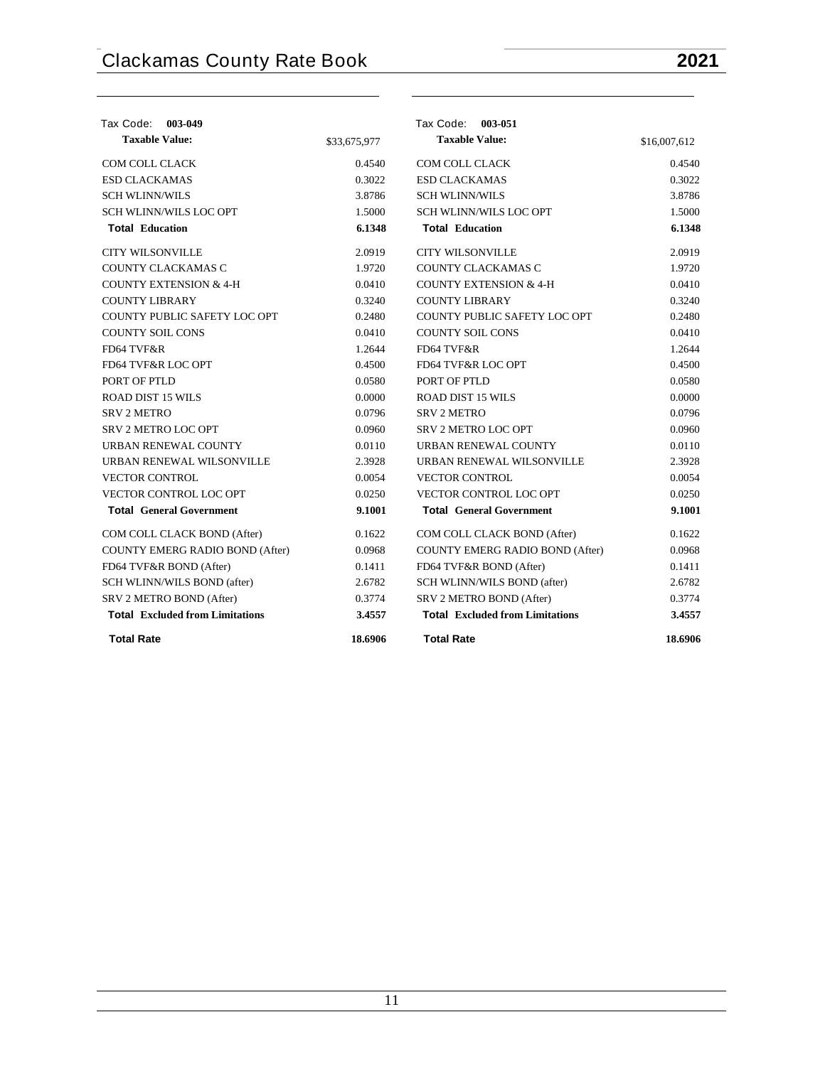| Tax Code: **003-049** | |
|---|---|
| **Taxable Value:** | $33,675,977 |
| COM COLL CLACK | 0.4540 |
| ESD CLACKAMAS | 0.3022 |
| SCH WLINN/WILS | 3.8786 |
| SCH WLINN/WILS LOC OPT | 1.5000 |
| **Total Education** | **6.1348** |
| CITY WILSONVILLE | 2.0919 |
| COUNTY CLACKAMAS C | 1.9720 |
| COUNTY EXTENSION & 4-H | 0.0410 |
| COUNTY LIBRARY | 0.3240 |
| COUNTY PUBLIC SAFETY LOC OPT | 0.2480 |
| COUNTY SOIL CONS | 0.0410 |
| FD64 TVF&R | 1.2644 |
| FD64 TVF&R LOC OPT | 0.4500 |
| PORT OF PTLD | 0.0580 |
| ROAD DIST 15 WILS | 0.0000 |
| SRV 2 METRO | 0.0796 |
| SRV 2 METRO LOC OPT | 0.0960 |
| URBAN RENEWAL COUNTY | 0.0110 |
| URBAN RENEWAL WILSONVILLE | 2.3928 |
| VECTOR CONTROL | 0.0054 |
| VECTOR CONTROL LOC OPT | 0.0250 |
| **Total General Government** | **9.1001** |
| COM COLL CLACK BOND (After) | 0.1622 |
| COUNTY EMERG RADIO BOND (After) | 0.0968 |
| FD64 TVF&R BOND (After) | 0.1411 |
| SCH WLINN/WILS BOND (after) | 2.6782 |
| SRV 2 METRO BOND (After) | 0.3774 |
| **Total Excluded from Limitations** | **3.4557** |
| **Total Rate** | **18.6906** |

| Tax Code: **003-051** | |
|---|---|
| **Taxable Value:** | $16,007,612 |
| COM COLL CLACK | 0.4540 |
| ESD CLACKAMAS | 0.3022 |
| SCH WLINN/WILS | 3.8786 |
| SCH WLINN/WILS LOC OPT | 1.5000 |
| **Total Education** | **6.1348** |
| CITY WILSONVILLE | 2.0919 |
| COUNTY CLACKAMAS C | 1.9720 |
| COUNTY EXTENSION & 4-H | 0.0410 |
| COUNTY LIBRARY | 0.3240 |
| COUNTY PUBLIC SAFETY LOC OPT | 0.2480 |
| COUNTY SOIL CONS | 0.0410 |
| FD64 TVF&R | 1.2644 |
| FD64 TVF&R LOC OPT | 0.4500 |
| PORT OF PTLD | 0.0580 |
| ROAD DIST 15 WILS | 0.0000 |
| SRV 2 METRO | 0.0796 |
| SRV 2 METRO LOC OPT | 0.0960 |
| URBAN RENEWAL COUNTY | 0.0110 |
| URBAN RENEWAL WILSONVILLE | 2.3928 |
| VECTOR CONTROL | 0.0054 |
| VECTOR CONTROL LOC OPT | 0.0250 |
| **Total General Government** | **9.1001** |
| COM COLL CLACK BOND (After) | 0.1622 |
| COUNTY EMERG RADIO BOND (After) | 0.0968 |
| FD64 TVF&R BOND (After) | 0.1411 |
| SCH WLINN/WILS BOND (after) | 2.6782 |
| SRV 2 METRO BOND (After) | 0.3774 |
| **Total Excluded from Limitations** | **3.4557** |
| **Total Rate** | **18.6906** |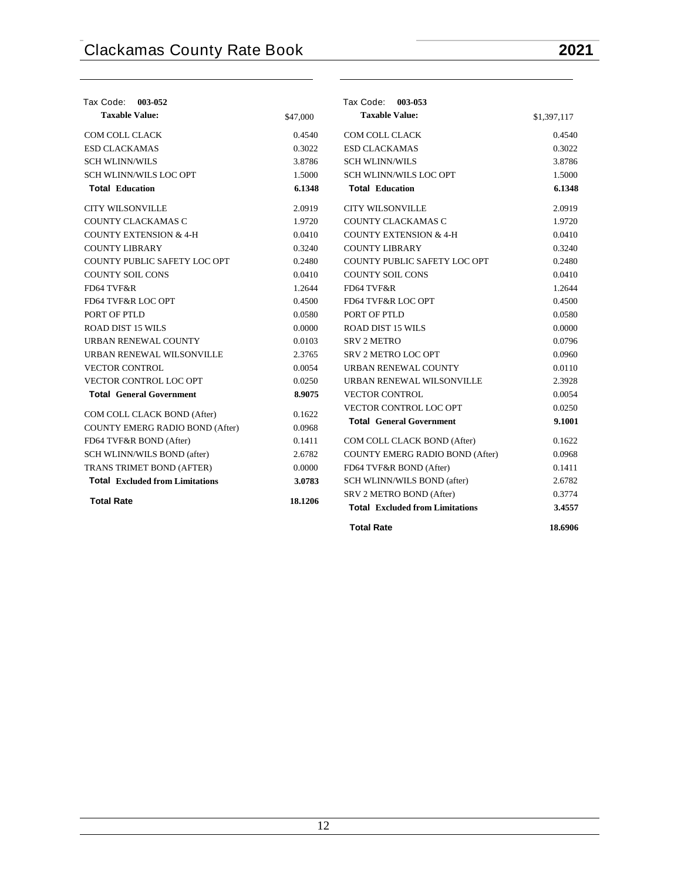## Tax Code: 003-052

| **Taxable Value:** | $47,000 |
|---|---|
| COM COLL CLACK | 0.4540 |
| ESD CLACKAMAS | 0.3022 |
| SCH WLINN/WILS | 3.8786 |
| SCH WLINN/WILS LOC OPT | 1.5000 |
| **Total Education** | **6.1348** |
| CITY WILSONVILLE | 2.0919 |
| COUNTY CLACKAMAS C | 1.9720 |
| COUNTY EXTENSION & 4-H | 0.0410 |
| COUNTY LIBRARY | 0.3240 |
| COUNTY PUBLIC SAFETY LOC OPT | 0.2480 |
| COUNTY SOIL CONS | 0.0410 |
| FD64 TVF&R | 1.2644 |
| FD64 TVF&R LOC OPT | 0.4500 |
| PORT OF PTLD | 0.0580 |
| ROAD DIST 15 WILS | 0.0000 |
| URBAN RENEWAL COUNTY | 0.0103 |
| URBAN RENEWAL WILSONVILLE | 2.3765 |
| VECTOR CONTROL | 0.0054 |
| VECTOR CONTROL LOC OPT | 0.0250 |
| **Total General Government** | **8.9075** |
| COM COLL CLACK BOND (After) | 0.1622 |
| COUNTY EMERG RADIO BOND (After) | 0.0968 |
| FD64 TVF&R BOND (After) | 0.1411 |
| SCH WLINN/WILS BOND (after) | 2.6782 |
| TRANS TRIMET BOND (AFTER) | 0.0000 |
| **Total Excluded from Limitations** | **3.0783** |
| **Total Rate** | **18.1206** |

## Tax Code: 003-053

| **Taxable Value:** | $1,397,117 |
|---|---|
| COM COLL CLACK | 0.4540 |
| ESD CLACKAMAS | 0.3022 |
| SCH WLINN/WILS | 3.8786 |
| SCH WLINN/WILS LOC OPT | 1.5000 |
| **Total Education** | **6.1348** |
| CITY WILSONVILLE | 2.0919 |
| COUNTY CLACKAMAS C | 1.9720 |
| COUNTY EXTENSION & 4-H | 0.0410 |
| COUNTY LIBRARY | 0.3240 |
| COUNTY PUBLIC SAFETY LOC OPT | 0.2480 |
| COUNTY SOIL CONS | 0.0410 |
| FD64 TVF&R | 1.2644 |
| FD64 TVF&R LOC OPT | 0.4500 |
| PORT OF PTLD | 0.0580 |
| ROAD DIST 15 WILS | 0.0000 |
| SRV 2 METRO | 0.0796 |
| SRV 2 METRO LOC OPT | 0.0960 |
| URBAN RENEWAL COUNTY | 0.0110 |
| URBAN RENEWAL WILSONVILLE | 2.3928 |
| VECTOR CONTROL | 0.0054 |
| VECTOR CONTROL LOC OPT | 0.0250 |
| **Total General Government** | **9.1001** |
| COM COLL CLACK BOND (After) | 0.1622 |
| COUNTY EMERG RADIO BOND (After) | 0.0968 |
| FD64 TVF&R BOND (After) | 0.1411 |
| SCH WLINN/WILS BOND (after) | 2.6782 |
| SRV 2 METRO BOND (After) | 0.3774 |
| **Total Excluded from Limitations** | **3.4557** |
| **Total Rate** | **18.6906** |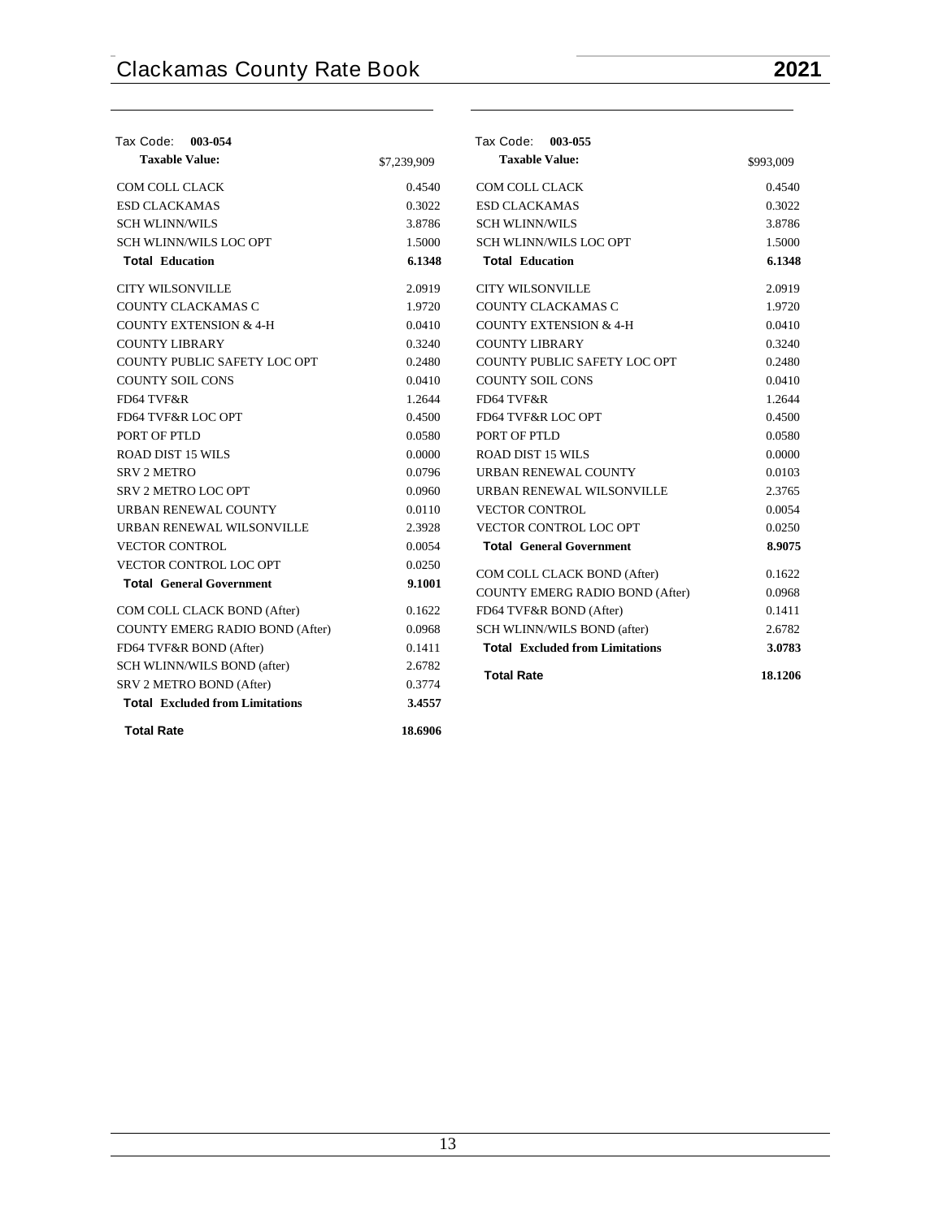| Tax Code: **003-054** | |
|---|---|
| **Taxable Value:** | $7,239,909 |
| COM COLL CLACK | 0.4540 |
| ESD CLACKAMAS | 0.3022 |
| SCH WLINN/WILS | 3.8786 |
| SCH WLINN/WILS LOC OPT | 1.5000 |
| **Total Education** | **6.1348** |
| CITY WILSONVILLE | 2.0919 |
| COUNTY CLACKAMAS C | 1.9720 |
| COUNTY EXTENSION & 4-H | 0.0410 |
| COUNTY LIBRARY | 0.3240 |
| COUNTY PUBLIC SAFETY LOC OPT | 0.2480 |
| COUNTY SOIL CONS | 0.0410 |
| FD64 TVF&R | 1.2644 |
| FD64 TVF&R LOC OPT | 0.4500 |
| PORT OF PTLD | 0.0580 |
| ROAD DIST 15 WILS | 0.0000 |
| SRV 2 METRO | 0.0796 |
| SRV 2 METRO LOC OPT | 0.0960 |
| URBAN RENEWAL COUNTY | 0.0110 |
| URBAN RENEWAL WILSONVILLE | 2.3928 |
| VECTOR CONTROL | 0.0054 |
| VECTOR CONTROL LOC OPT | 0.0250 |
| **Total General Government** | **9.1001** |
| COM COLL CLACK BOND (After) | 0.1622 |
| COUNTY EMERG RADIO BOND (After) | 0.0968 |
| FD64 TVF&R BOND (After) | 0.1411 |
| SCH WLINN/WILS BOND (after) | 2.6782 |
| SRV 2 METRO BOND (After) | 0.3774 |
| **Total Excluded from Limitations** | **3.4557** |
| **Total Rate** | **18.6906** |

| Tax Code: **003-055** | |
|---|---|
| **Taxable Value:** | $993,009 |
| COM COLL CLACK | 0.4540 |
| ESD CLACKAMAS | 0.3022 |
| SCH WLINN/WILS | 3.8786 |
| SCH WLINN/WILS LOC OPT | 1.5000 |
| **Total Education** | **6.1348** |
| CITY WILSONVILLE | 2.0919 |
| COUNTY CLACKAMAS C | 1.9720 |
| COUNTY EXTENSION & 4-H | 0.0410 |
| COUNTY LIBRARY | 0.3240 |
| COUNTY PUBLIC SAFETY LOC OPT | 0.2480 |
| COUNTY SOIL CONS | 0.0410 |
| FD64 TVF&R | 1.2644 |
| FD64 TVF&R LOC OPT | 0.4500 |
| PORT OF PTLD | 0.0580 |
| ROAD DIST 15 WILS | 0.0000 |
| URBAN RENEWAL COUNTY | 0.0103 |
| URBAN RENEWAL WILSONVILLE | 2.3765 |
| VECTOR CONTROL | 0.0054 |
| VECTOR CONTROL LOC OPT | 0.0250 |
| **Total General Government** | **8.9075** |
| COM COLL CLACK BOND (After) | 0.1622 |
| COUNTY EMERG RADIO BOND (After) | 0.0968 |
| FD64 TVF&R BOND (After) | 0.1411 |
| SCH WLINN/WILS BOND (after) | 2.6782 |
| **Total Excluded from Limitations** | **3.0783** |
| **Total Rate** | **18.1206** |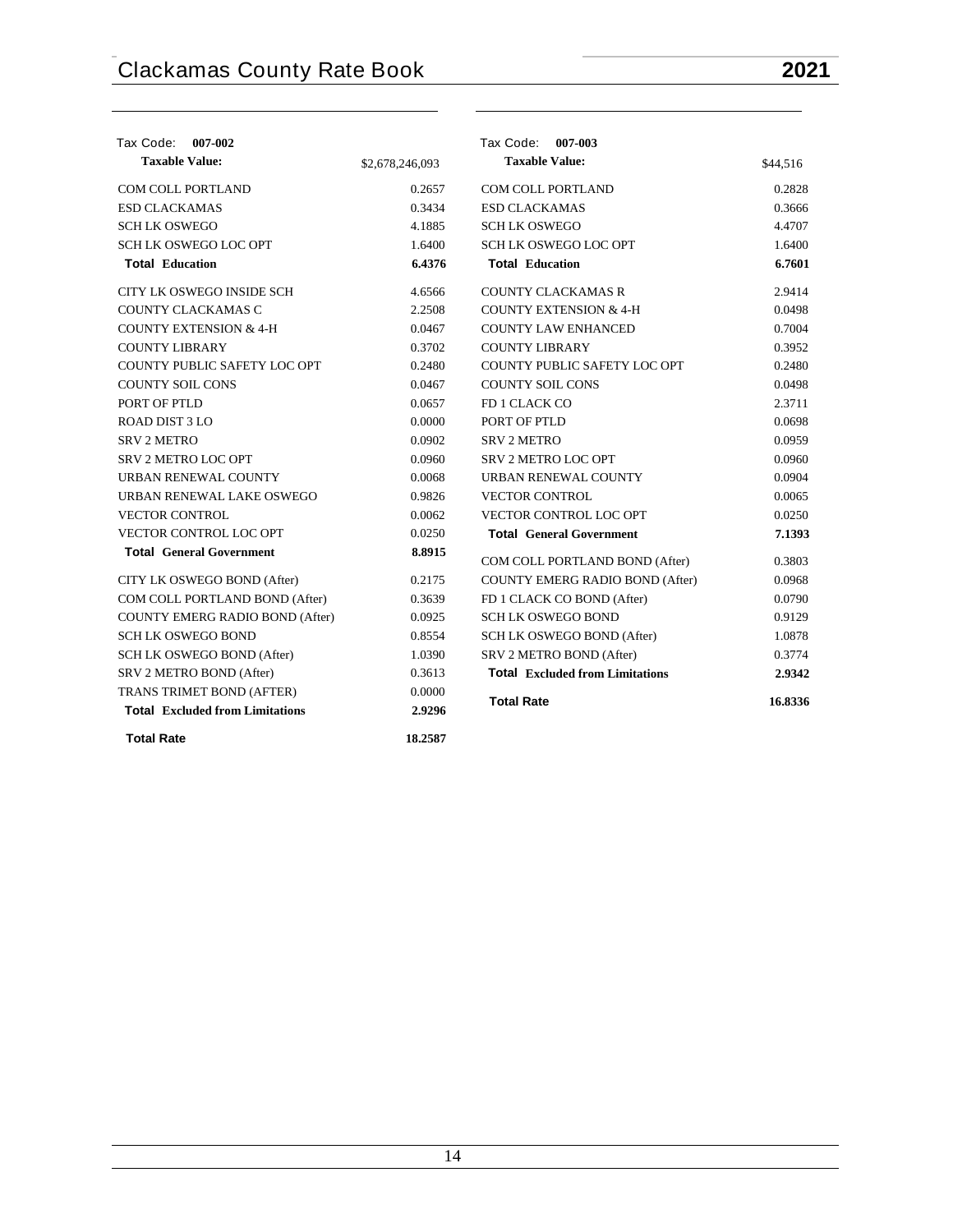| Tax Code: **007-002** | |
|---|---|
| **Taxable Value:** | $2,678,246,093 |
| COM COLL PORTLAND | 0.2657 |
| ESD CLACKAMAS | 0.3434 |
| SCH LK OSWEGO | 4.1885 |
| SCH LK OSWEGO LOC OPT | 1.6400 |
| **Total Education** | **6.4376** |
| CITY LK OSWEGO INSIDE SCH | 4.6566 |
| COUNTY CLACKAMAS C | 2.2508 |
| COUNTY EXTENSION & 4-H | 0.0467 |
| COUNTY LIBRARY | 0.3702 |
| COUNTY PUBLIC SAFETY LOC OPT | 0.2480 |
| COUNTY SOIL CONS | 0.0467 |
| PORT OF PTLD | 0.0657 |
| ROAD DIST 3 LO | 0.0000 |
| SRV 2 METRO | 0.0902 |
| SRV 2 METRO LOC OPT | 0.0960 |
| URBAN RENEWAL COUNTY | 0.0068 |
| URBAN RENEWAL LAKE OSWEGO | 0.9826 |
| VECTOR CONTROL | 0.0062 |
| VECTOR CONTROL LOC OPT | 0.0250 |
| **Total General Government** | **8.8915** |
| CITY LK OSWEGO BOND (After) | 0.2175 |
| COM COLL PORTLAND BOND (After) | 0.3639 |
| COUNTY EMERG RADIO BOND (After) | 0.0925 |
| SCH LK OSWEGO BOND | 0.8554 |
| SCH LK OSWEGO BOND (After) | 1.0390 |
| SRV 2 METRO BOND (After) | 0.3613 |
| TRANS TRIMET BOND (AFTER) | 0.0000 |
| **Total Excluded from Limitations** | **2.9296** |
| **Total Rate** | **18.2587** |

| Tax Code: **007-003** | |
|---|---|
| **Taxable Value:** | $44,516 |
| COM COLL PORTLAND | 0.2828 |
| ESD CLACKAMAS | 0.3666 |
| SCH LK OSWEGO | 4.4707 |
| SCH LK OSWEGO LOC OPT | 1.6400 |
| **Total Education** | **6.7601** |
| COUNTY CLACKAMAS R | 2.9414 |
| COUNTY EXTENSION & 4-H | 0.0498 |
| COUNTY LAW ENHANCED | 0.7004 |
| COUNTY LIBRARY | 0.3952 |
| COUNTY PUBLIC SAFETY LOC OPT | 0.2480 |
| COUNTY SOIL CONS | 0.0498 |
| FD 1 CLACK CO | 2.3711 |
| PORT OF PTLD | 0.0698 |
| SRV 2 METRO | 0.0959 |
| SRV 2 METRO LOC OPT | 0.0960 |
| URBAN RENEWAL COUNTY | 0.0904 |
| VECTOR CONTROL | 0.0065 |
| VECTOR CONTROL LOC OPT | 0.0250 |
| **Total General Government** | **7.1393** |
| COM COLL PORTLAND BOND (After) | 0.3803 |
| COUNTY EMERG RADIO BOND (After) | 0.0968 |
| FD 1 CLACK CO BOND (After) | 0.0790 |
| SCH LK OSWEGO BOND | 0.9129 |
| SCH LK OSWEGO BOND (After) | 1.0878 |
| SRV 2 METRO BOND (After) | 0.3774 |
| **Total Excluded from Limitations** | **2.9342** |
| **Total Rate** | **16.8336** |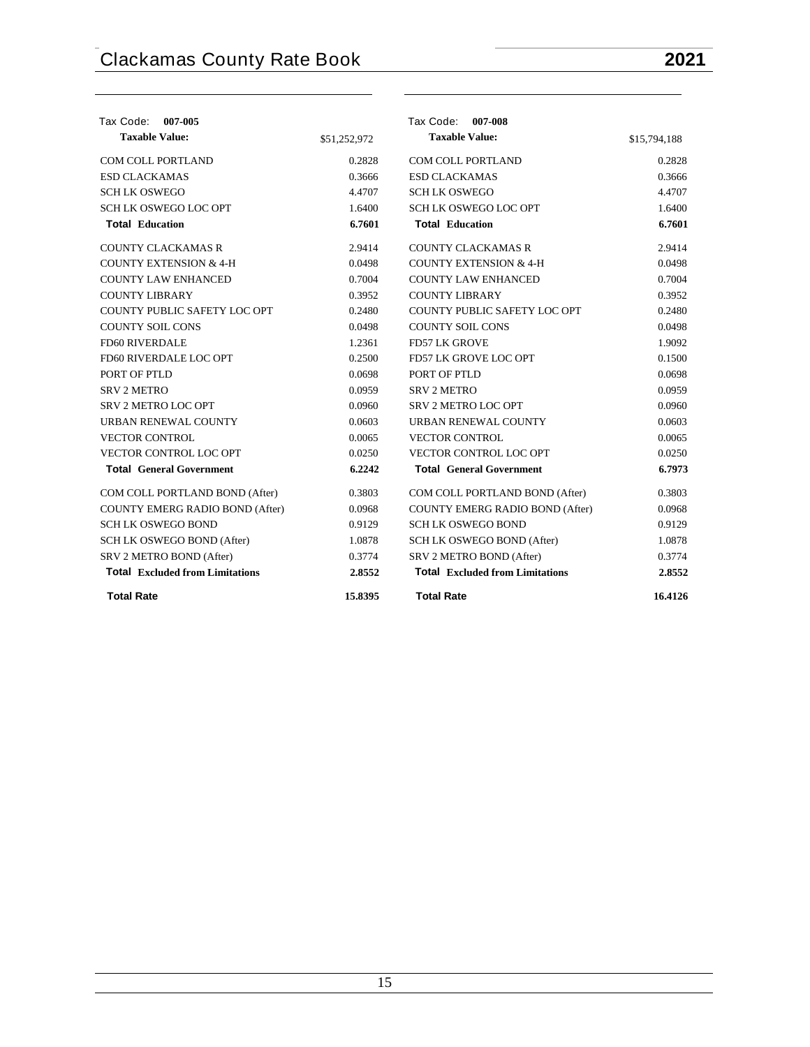## Tax Code: 007-005

| **Taxable Value:** | $51,252,972 |
|---|---|
| COM COLL PORTLAND | 0.2828 |
| ESD CLACKAMAS | 0.3666 |
| SCH LK OSWEGO | 4.4707 |
| SCH LK OSWEGO LOC OPT | 1.6400 |
| **Total Education** | **6.7601** |
| COUNTY CLACKAMAS R | 2.9414 |
| COUNTY EXTENSION & 4-H | 0.0498 |
| COUNTY LAW ENHANCED | 0.7004 |
| COUNTY LIBRARY | 0.3952 |
| COUNTY PUBLIC SAFETY LOC OPT | 0.2480 |
| COUNTY SOIL CONS | 0.0498 |
| FD60 RIVERDALE | 1.2361 |
| FD60 RIVERDALE LOC OPT | 0.2500 |
| PORT OF PTLD | 0.0698 |
| SRV 2 METRO | 0.0959 |
| SRV 2 METRO LOC OPT | 0.0960 |
| URBAN RENEWAL COUNTY | 0.0603 |
| VECTOR CONTROL | 0.0065 |
| VECTOR CONTROL LOC OPT | 0.0250 |
| **Total General Government** | **6.2242** |
| COM COLL PORTLAND BOND (After) | 0.3803 |
| COUNTY EMERG RADIO BOND (After) | 0.0968 |
| SCH LK OSWEGO BOND | 0.9129 |
| SCH LK OSWEGO BOND (After) | 1.0878 |
| SRV 2 METRO BOND (After) | 0.3774 |
| **Total Excluded from Limitations** | **2.8552** |
| **Total Rate** | **15.8395** |

## Tax Code: 007-008

| **Taxable Value:** | $15,794,188 |
|---|---|
| COM COLL PORTLAND | 0.2828 |
| ESD CLACKAMAS | 0.3666 |
| SCH LK OSWEGO | 4.4707 |
| SCH LK OSWEGO LOC OPT | 1.6400 |
| **Total Education** | **6.7601** |
| COUNTY CLACKAMAS R | 2.9414 |
| COUNTY EXTENSION & 4-H | 0.0498 |
| COUNTY LAW ENHANCED | 0.7004 |
| COUNTY LIBRARY | 0.3952 |
| COUNTY PUBLIC SAFETY LOC OPT | 0.2480 |
| COUNTY SOIL CONS | 0.0498 |
| FD57 LK GROVE | 1.9092 |
| FD57 LK GROVE LOC OPT | 0.1500 |
| PORT OF PTLD | 0.0698 |
| SRV 2 METRO | 0.0959 |
| SRV 2 METRO LOC OPT | 0.0960 |
| URBAN RENEWAL COUNTY | 0.0603 |
| VECTOR CONTROL | 0.0065 |
| VECTOR CONTROL LOC OPT | 0.0250 |
| **Total General Government** | **6.7973** |
| COM COLL PORTLAND BOND (After) | 0.3803 |
| COUNTY EMERG RADIO BOND (After) | 0.0968 |
| SCH LK OSWEGO BOND | 0.9129 |
| SCH LK OSWEGO BOND (After) | 1.0878 |
| SRV 2 METRO BOND (After) | 0.3774 |
| **Total Excluded from Limitations** | **2.8552** |
| **Total Rate** | **16.4126** |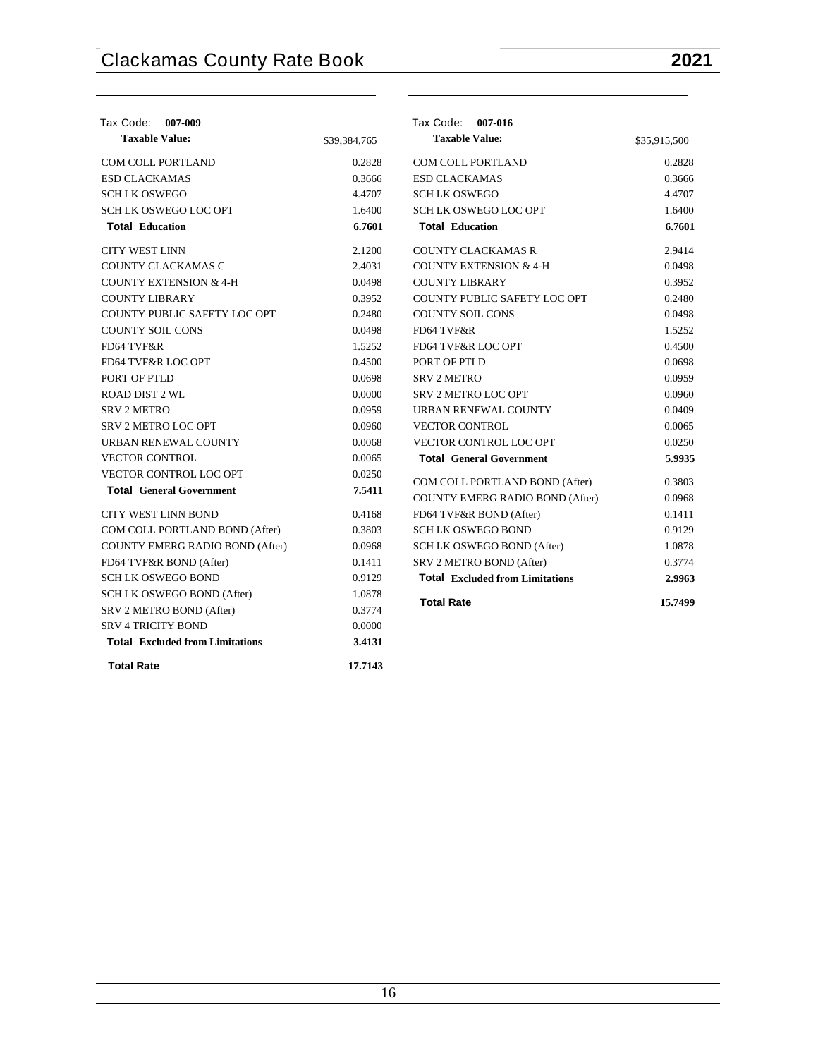## Tax Code: 007-009

| **Taxable Value:** | $39,384,765 |
|---|---|
| COM COLL PORTLAND | 0.2828 |
| ESD CLACKAMAS | 0.3666 |
| SCH LK OSWEGO | 4.4707 |
| SCH LK OSWEGO LOC OPT | 1.6400 |
| **Total Education** | **6.7601** |
| CITY WEST LINN | 2.1200 |
| COUNTY CLACKAMAS C | 2.4031 |
| COUNTY EXTENSION & 4-H | 0.0498 |
| COUNTY LIBRARY | 0.3952 |
| COUNTY PUBLIC SAFETY LOC OPT | 0.2480 |
| COUNTY SOIL CONS | 0.0498 |
| FD64 TVF&R | 1.5252 |
| FD64 TVF&R LOC OPT | 0.4500 |
| PORT OF PTLD | 0.0698 |
| ROAD DIST 2 WL | 0.0000 |
| SRV 2 METRO | 0.0959 |
| SRV 2 METRO LOC OPT | 0.0960 |
| URBAN RENEWAL COUNTY | 0.0068 |
| VECTOR CONTROL | 0.0065 |
| VECTOR CONTROL LOC OPT | 0.0250 |
| **Total General Government** | **7.5411** |
| CITY WEST LINN BOND | 0.4168 |
| COM COLL PORTLAND BOND (After) | 0.3803 |
| COUNTY EMERG RADIO BOND (After) | 0.0968 |
| FD64 TVF&R BOND (After) | 0.1411 |
| SCH LK OSWEGO BOND | 0.9129 |
| SCH LK OSWEGO BOND (After) | 1.0878 |
| SRV 2 METRO BOND (After) | 0.3774 |
| SRV 4 TRICITY BOND | 0.0000 |
| **Total Excluded from Limitations** | **3.4131** |
| **Total Rate** | **17.7143** |

## Tax Code: 007-016

| **Taxable Value:** | $35,915,500 |
|---|---|
| COM COLL PORTLAND | 0.2828 |
| ESD CLACKAMAS | 0.3666 |
| SCH LK OSWEGO | 4.4707 |
| SCH LK OSWEGO LOC OPT | 1.6400 |
| **Total Education** | **6.7601** |
| COUNTY CLACKAMAS R | 2.9414 |
| COUNTY EXTENSION & 4-H | 0.0498 |
| COUNTY LIBRARY | 0.3952 |
| COUNTY PUBLIC SAFETY LOC OPT | 0.2480 |
| COUNTY SOIL CONS | 0.0498 |
| FD64 TVF&R | 1.5252 |
| FD64 TVF&R LOC OPT | 0.4500 |
| PORT OF PTLD | 0.0698 |
| SRV 2 METRO | 0.0959 |
| SRV 2 METRO LOC OPT | 0.0960 |
| URBAN RENEWAL COUNTY | 0.0409 |
| VECTOR CONTROL | 0.0065 |
| VECTOR CONTROL LOC OPT | 0.0250 |
| **Total General Government** | **5.9935** |
| COM COLL PORTLAND BOND (After) | 0.3803 |
| COUNTY EMERG RADIO BOND (After) | 0.0968 |
| FD64 TVF&R BOND (After) | 0.1411 |
| SCH LK OSWEGO BOND | 0.9129 |
| SCH LK OSWEGO BOND (After) | 1.0878 |
| SRV 2 METRO BOND (After) | 0.3774 |
| **Total Excluded from Limitations** | **2.9963** |
| **Total Rate** | **15.7499** |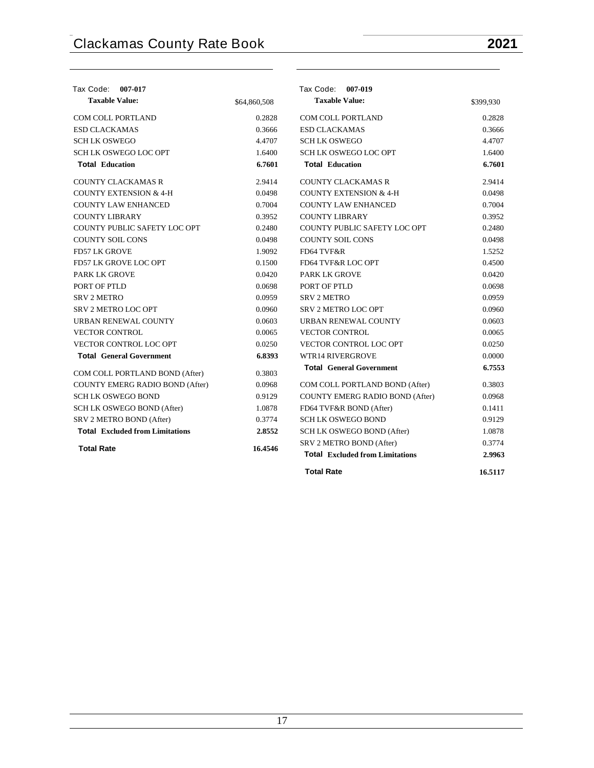Tax Code: **007-017**

| **Taxable Value:** | $64,860,508 |
|---|---|
| COM COLL PORTLAND | 0.2828 |
| ESD CLACKAMAS | 0.3666 |
| SCH LK OSWEGO | 4.4707 |
| SCH LK OSWEGO LOC OPT | 1.6400 |
| **Total Education** | **6.7601** |
| COUNTY CLACKAMAS R | 2.9414 |
| COUNTY EXTENSION & 4-H | 0.0498 |
| COUNTY LAW ENHANCED | 0.7004 |
| COUNTY LIBRARY | 0.3952 |
| COUNTY PUBLIC SAFETY LOC OPT | 0.2480 |
| COUNTY SOIL CONS | 0.0498 |
| FD57 LK GROVE | 1.9092 |
| FD57 LK GROVE LOC OPT | 0.1500 |
| PARK LK GROVE | 0.0420 |
| PORT OF PTLD | 0.0698 |
| SRV 2 METRO | 0.0959 |
| SRV 2 METRO LOC OPT | 0.0960 |
| URBAN RENEWAL COUNTY | 0.0603 |
| VECTOR CONTROL | 0.0065 |
| VECTOR CONTROL LOC OPT | 0.0250 |
| **Total General Government** | **6.8393** |
| COM COLL PORTLAND BOND (After) | 0.3803 |
| COUNTY EMERG RADIO BOND (After) | 0.0968 |
| SCH LK OSWEGO BOND | 0.9129 |
| SCH LK OSWEGO BOND (After) | 1.0878 |
| SRV 2 METRO BOND (After) | 0.3774 |
| **Total Excluded from Limitations** | **2.8552** |
| **Total Rate** | **16.4546** |

Tax Code: **007-019**

| **Taxable Value:** | $399,930 |
|---|---|
| COM COLL PORTLAND | 0.2828 |
| ESD CLACKAMAS | 0.3666 |
| SCH LK OSWEGO | 4.4707 |
| SCH LK OSWEGO LOC OPT | 1.6400 |
| **Total Education** | **6.7601** |
| COUNTY CLACKAMAS R | 2.9414 |
| COUNTY EXTENSION & 4-H | 0.0498 |
| COUNTY LAW ENHANCED | 0.7004 |
| COUNTY LIBRARY | 0.3952 |
| COUNTY PUBLIC SAFETY LOC OPT | 0.2480 |
| COUNTY SOIL CONS | 0.0498 |
| FD64 TVF&R | 1.5252 |
| FD64 TVF&R LOC OPT | 0.4500 |
| PARK LK GROVE | 0.0420 |
| PORT OF PTLD | 0.0698 |
| SRV 2 METRO | 0.0959 |
| SRV 2 METRO LOC OPT | 0.0960 |
| URBAN RENEWAL COUNTY | 0.0603 |
| VECTOR CONTROL | 0.0065 |
| VECTOR CONTROL LOC OPT | 0.0250 |
| WTR14 RIVERGROVE | 0.0000 |
| **Total General Government** | **6.7553** |
| COM COLL PORTLAND BOND (After) | 0.3803 |
| COUNTY EMERG RADIO BOND (After) | 0.0968 |
| FD64 TVF&R BOND (After) | 0.1411 |
| SCH LK OSWEGO BOND | 0.9129 |
| SCH LK OSWEGO BOND (After) | 1.0878 |
| SRV 2 METRO BOND (After) | 0.3774 |
| **Total Excluded from Limitations** | **2.9963** |
| **Total Rate** | **16.5117** |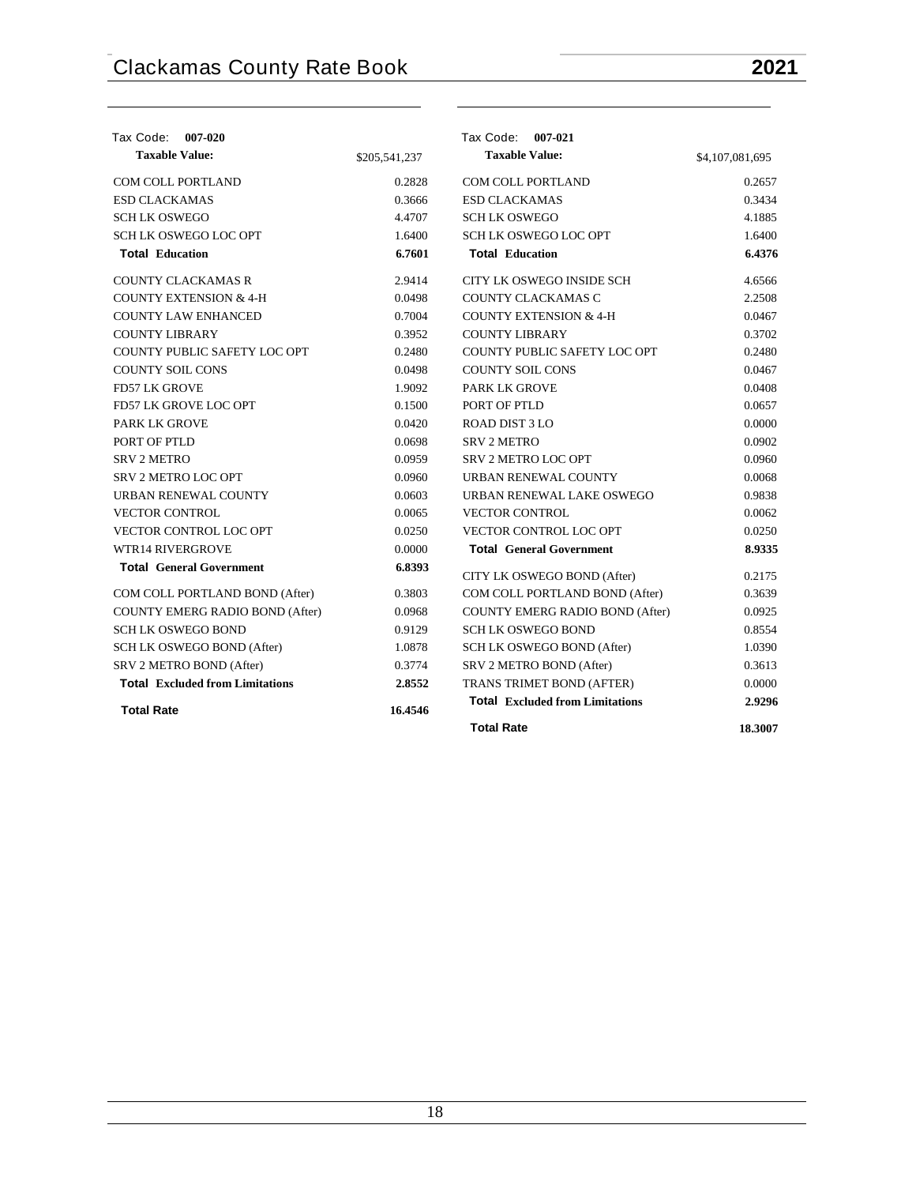Tax Code: **007-020**

| **Taxable Value:** | $205,541,237 |
|---|---|
| COM COLL PORTLAND | 0.2828 |
| ESD CLACKAMAS | 0.3666 |
| SCH LK OSWEGO | 4.4707 |
| SCH LK OSWEGO LOC OPT | 1.6400 |
| **Total Education** | **6.7601** |
| COUNTY CLACKAMAS R | 2.9414 |
| COUNTY EXTENSION & 4-H | 0.0498 |
| COUNTY LAW ENHANCED | 0.7004 |
| COUNTY LIBRARY | 0.3952 |
| COUNTY PUBLIC SAFETY LOC OPT | 0.2480 |
| COUNTY SOIL CONS | 0.0498 |
| FD57 LK GROVE | 1.9092 |
| FD57 LK GROVE LOC OPT | 0.1500 |
| PARK LK GROVE | 0.0420 |
| PORT OF PTLD | 0.0698 |
| SRV 2 METRO | 0.0959 |
| SRV 2 METRO LOC OPT | 0.0960 |
| URBAN RENEWAL COUNTY | 0.0603 |
| VECTOR CONTROL | 0.0065 |
| VECTOR CONTROL LOC OPT | 0.0250 |
| WTR14 RIVERGROVE | 0.0000 |
| **Total General Government** | **6.8393** |
| COM COLL PORTLAND BOND (After) | 0.3803 |
| COUNTY EMERG RADIO BOND (After) | 0.0968 |
| SCH LK OSWEGO BOND | 0.9129 |
| SCH LK OSWEGO BOND (After) | 1.0878 |
| SRV 2 METRO BOND (After) | 0.3774 |
| **Total Excluded from Limitations** | **2.8552** |
| **Total Rate** | **16.4546** |

Tax Code: **007-021**

| **Taxable Value:** | $4,107,081,695 |
|---|---|
| COM COLL PORTLAND | 0.2657 |
| ESD CLACKAMAS | 0.3434 |
| SCH LK OSWEGO | 4.1885 |
| SCH LK OSWEGO LOC OPT | 1.6400 |
| **Total Education** | **6.4376** |
| CITY LK OSWEGO INSIDE SCH | 4.6566 |
| COUNTY CLACKAMAS C | 2.2508 |
| COUNTY EXTENSION & 4-H | 0.0467 |
| COUNTY LIBRARY | 0.3702 |
| COUNTY PUBLIC SAFETY LOC OPT | 0.2480 |
| COUNTY SOIL CONS | 0.0467 |
| PARK LK GROVE | 0.0408 |
| PORT OF PTLD | 0.0657 |
| ROAD DIST 3 LO | 0.0000 |
| SRV 2 METRO | 0.0902 |
| SRV 2 METRO LOC OPT | 0.0960 |
| URBAN RENEWAL COUNTY | 0.0068 |
| URBAN RENEWAL LAKE OSWEGO | 0.9838 |
| VECTOR CONTROL | 0.0062 |
| VECTOR CONTROL LOC OPT | 0.0250 |
| **Total General Government** | **8.9335** |
| CITY LK OSWEGO BOND (After) | 0.2175 |
| COM COLL PORTLAND BOND (After) | 0.3639 |
| COUNTY EMERG RADIO BOND (After) | 0.0925 |
| SCH LK OSWEGO BOND | 0.8554 |
| SCH LK OSWEGO BOND (After) | 1.0390 |
| SRV 2 METRO BOND (After) | 0.3613 |
| TRANS TRIMET BOND (AFTER) | 0.0000 |
| **Total Excluded from Limitations** | **2.9296** |
| **Total Rate** | **18.3007** |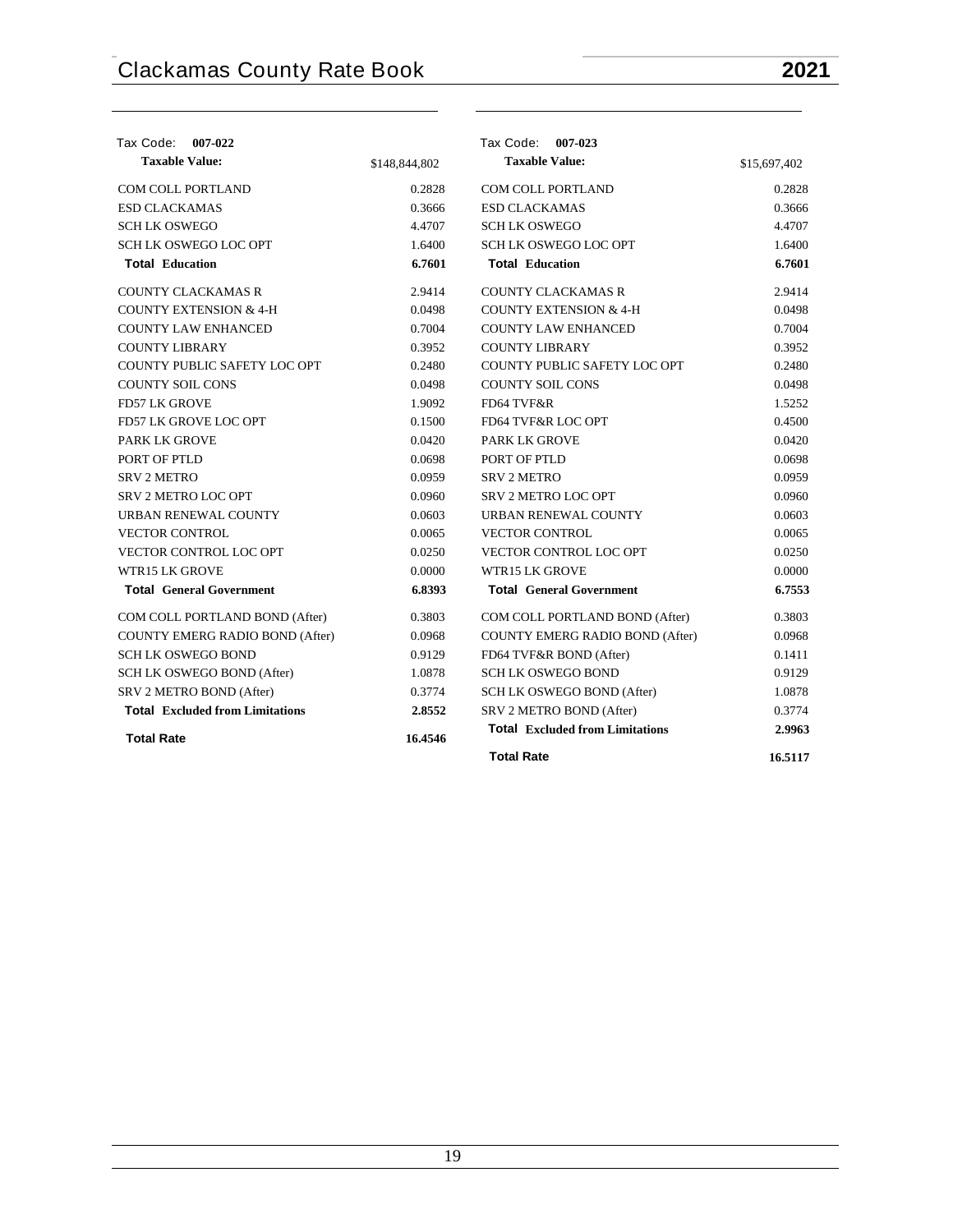| Tax Code: **007-022** | |
|---|---|
| **Taxable Value:** | $148,844,802 |
| COM COLL PORTLAND | 0.2828 |
| ESD CLACKAMAS | 0.3666 |
| SCH LK OSWEGO | 4.4707 |
| SCH LK OSWEGO LOC OPT | 1.6400 |
| **Total Education** | **6.7601** |
| COUNTY CLACKAMAS R | 2.9414 |
| COUNTY EXTENSION & 4-H | 0.0498 |
| COUNTY LAW ENHANCED | 0.7004 |
| COUNTY LIBRARY | 0.3952 |
| COUNTY PUBLIC SAFETY LOC OPT | 0.2480 |
| COUNTY SOIL CONS | 0.0498 |
| FD57 LK GROVE | 1.9092 |
| FD57 LK GROVE LOC OPT | 0.1500 |
| PARK LK GROVE | 0.0420 |
| PORT OF PTLD | 0.0698 |
| SRV 2 METRO | 0.0959 |
| SRV 2 METRO LOC OPT | 0.0960 |
| URBAN RENEWAL COUNTY | 0.0603 |
| VECTOR CONTROL | 0.0065 |
| VECTOR CONTROL LOC OPT | 0.0250 |
| WTR15 LK GROVE | 0.0000 |
| **Total General Government** | **6.8393** |
| COM COLL PORTLAND BOND (After) | 0.3803 |
| COUNTY EMERG RADIO BOND (After) | 0.0968 |
| SCH LK OSWEGO BOND | 0.9129 |
| SCH LK OSWEGO BOND (After) | 1.0878 |
| SRV 2 METRO BOND (After) | 0.3774 |
| **Total Excluded from Limitations** | **2.8552** |
| **Total Rate** | **16.4546** |

| Tax Code: **007-023** | |
|---|---|
| **Taxable Value:** | $15,697,402 |
| COM COLL PORTLAND | 0.2828 |
| ESD CLACKAMAS | 0.3666 |
| SCH LK OSWEGO | 4.4707 |
| SCH LK OSWEGO LOC OPT | 1.6400 |
| **Total Education** | **6.7601** |
| COUNTY CLACKAMAS R | 2.9414 |
| COUNTY EXTENSION & 4-H | 0.0498 |
| COUNTY LAW ENHANCED | 0.7004 |
| COUNTY LIBRARY | 0.3952 |
| COUNTY PUBLIC SAFETY LOC OPT | 0.2480 |
| COUNTY SOIL CONS | 0.0498 |
| FD64 TVF&R | 1.5252 |
| FD64 TVF&R LOC OPT | 0.4500 |
| PARK LK GROVE | 0.0420 |
| PORT OF PTLD | 0.0698 |
| SRV 2 METRO | 0.0959 |
| SRV 2 METRO LOC OPT | 0.0960 |
| URBAN RENEWAL COUNTY | 0.0603 |
| VECTOR CONTROL | 0.0065 |
| VECTOR CONTROL LOC OPT | 0.0250 |
| WTR15 LK GROVE | 0.0000 |
| **Total General Government** | **6.7553** |
| COM COLL PORTLAND BOND (After) | 0.3803 |
| COUNTY EMERG RADIO BOND (After) | 0.0968 |
| FD64 TVF&R BOND (After) | 0.1411 |
| SCH LK OSWEGO BOND | 0.9129 |
| SCH LK OSWEGO BOND (After) | 1.0878 |
| SRV 2 METRO BOND (After) | 0.3774 |
| **Total Excluded from Limitations** | **2.9963** |
| **Total Rate** | **16.5117** |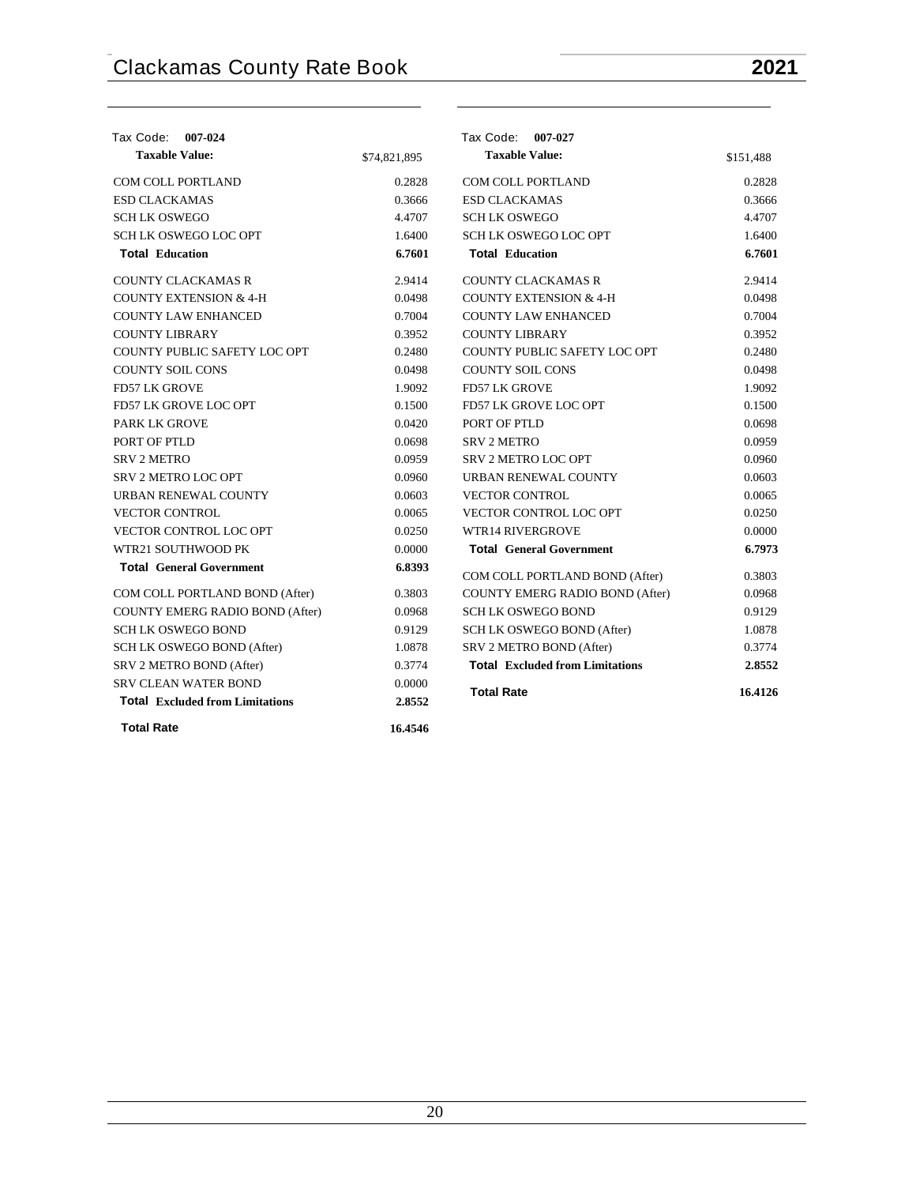## Tax Code: 007-024

| **Taxable Value:** | $74,821,895 |
|---|---|
| COM COLL PORTLAND | 0.2828 |
| ESD CLACKAMAS | 0.3666 |
| SCH LK OSWEGO | 4.4707 |
| SCH LK OSWEGO LOC OPT | 1.6400 |
| **Total Education** | **6.7601** |
| COUNTY CLACKAMAS R | 2.9414 |
| COUNTY EXTENSION & 4-H | 0.0498 |
| COUNTY LAW ENHANCED | 0.7004 |
| COUNTY LIBRARY | 0.3952 |
| COUNTY PUBLIC SAFETY LOC OPT | 0.2480 |
| COUNTY SOIL CONS | 0.0498 |
| FD57 LK GROVE | 1.9092 |
| FD57 LK GROVE LOC OPT | 0.1500 |
| PARK LK GROVE | 0.0420 |
| PORT OF PTLD | 0.0698 |
| SRV 2 METRO | 0.0959 |
| SRV 2 METRO LOC OPT | 0.0960 |
| URBAN RENEWAL COUNTY | 0.0603 |
| VECTOR CONTROL | 0.0065 |
| VECTOR CONTROL LOC OPT | 0.0250 |
| WTR21 SOUTHWOOD PK | 0.0000 |
| **Total General Government** | **6.8393** |
| COM COLL PORTLAND BOND (After) | 0.3803 |
| COUNTY EMERG RADIO BOND (After) | 0.0968 |
| SCH LK OSWEGO BOND | 0.9129 |
| SCH LK OSWEGO BOND (After) | 1.0878 |
| SRV 2 METRO BOND (After) | 0.3774 |
| SRV CLEAN WATER BOND | 0.0000 |
| **Total Excluded from Limitations** | **2.8552** |
| **Total Rate** | **16.4546** |

## Tax Code: 007-027

| **Taxable Value:** | $151,488 |
|---|---|
| COM COLL PORTLAND | 0.2828 |
| ESD CLACKAMAS | 0.3666 |
| SCH LK OSWEGO | 4.4707 |
| SCH LK OSWEGO LOC OPT | 1.6400 |
| **Total Education** | **6.7601** |
| COUNTY CLACKAMAS R | 2.9414 |
| COUNTY EXTENSION & 4-H | 0.0498 |
| COUNTY LAW ENHANCED | 0.7004 |
| COUNTY LIBRARY | 0.3952 |
| COUNTY PUBLIC SAFETY LOC OPT | 0.2480 |
| COUNTY SOIL CONS | 0.0498 |
| FD57 LK GROVE | 1.9092 |
| FD57 LK GROVE LOC OPT | 0.1500 |
| PORT OF PTLD | 0.0698 |
| SRV 2 METRO | 0.0959 |
| SRV 2 METRO LOC OPT | 0.0960 |
| URBAN RENEWAL COUNTY | 0.0603 |
| VECTOR CONTROL | 0.0065 |
| VECTOR CONTROL LOC OPT | 0.0250 |
| WTR14 RIVERGROVE | 0.0000 |
| **Total General Government** | **6.7973** |
| COM COLL PORTLAND BOND (After) | 0.3803 |
| COUNTY EMERG RADIO BOND (After) | 0.0968 |
| SCH LK OSWEGO BOND | 0.9129 |
| SCH LK OSWEGO BOND (After) | 1.0878 |
| SRV 2 METRO BOND (After) | 0.3774 |
| **Total Excluded from Limitations** | **2.8552** |
| **Total Rate** | **16.4126** |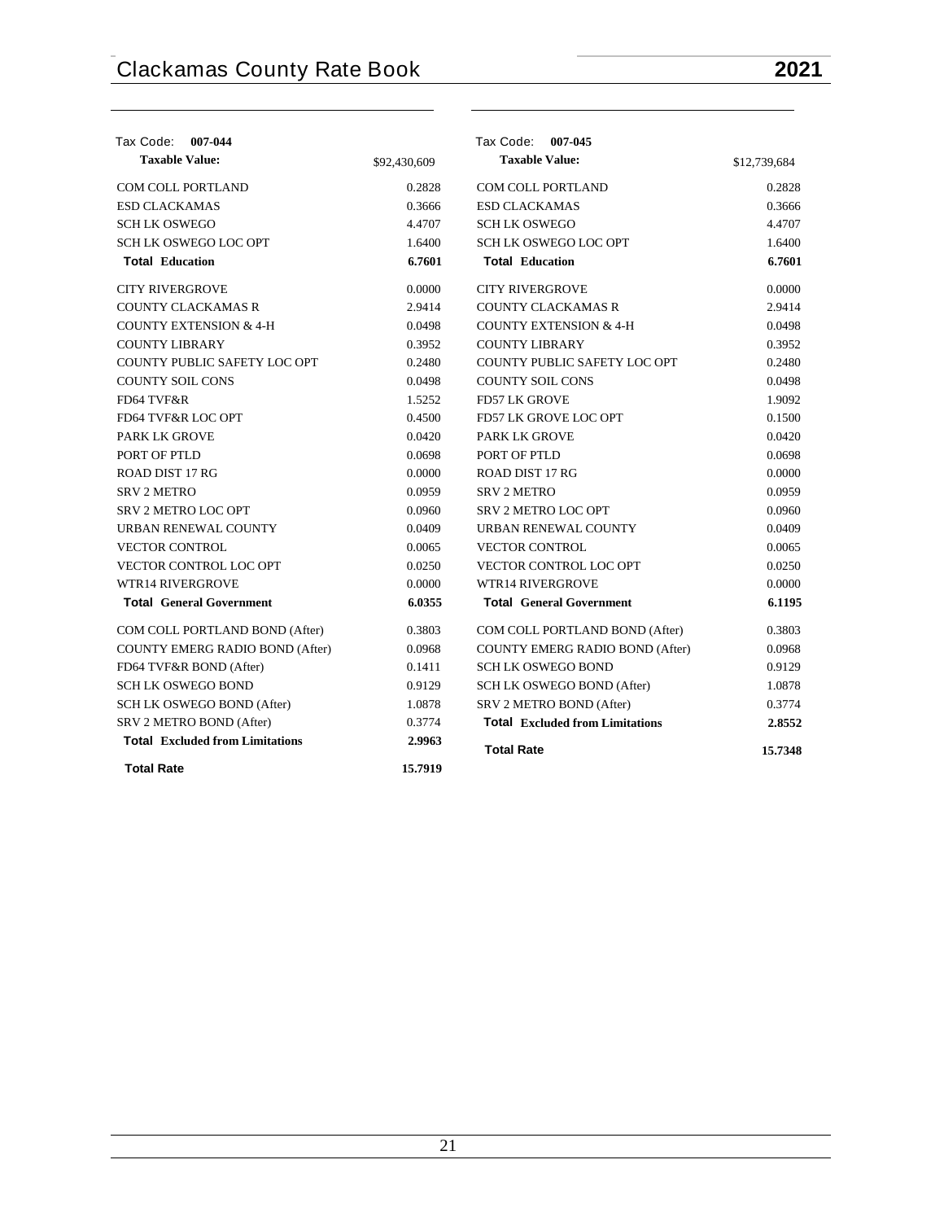Tax Code: **007-044**

| **Taxable Value:** | $92,430,609 |
| --- | --- |
| COM COLL PORTLAND | 0.2828 |
| ESD CLACKAMAS | 0.3666 |
| SCH LK OSWEGO | 4.4707 |
| SCH LK OSWEGO LOC OPT | 1.6400 |
| **Total Education** | **6.7601** |
| CITY RIVERGROVE | 0.0000 |
| COUNTY CLACKAMAS R | 2.9414 |
| COUNTY EXTENSION & 4-H | 0.0498 |
| COUNTY LIBRARY | 0.3952 |
| COUNTY PUBLIC SAFETY LOC OPT | 0.2480 |
| COUNTY SOIL CONS | 0.0498 |
| FD64 TVF&R | 1.5252 |
| FD64 TVF&R LOC OPT | 0.4500 |
| PARK LK GROVE | 0.0420 |
| PORT OF PTLD | 0.0698 |
| ROAD DIST 17 RG | 0.0000 |
| SRV 2 METRO | 0.0959 |
| SRV 2 METRO LOC OPT | 0.0960 |
| URBAN RENEWAL COUNTY | 0.0409 |
| VECTOR CONTROL | 0.0065 |
| VECTOR CONTROL LOC OPT | 0.0250 |
| WTR14 RIVERGROVE | 0.0000 |
| **Total General Government** | **6.0355** |
| COM COLL PORTLAND BOND (After) | 0.3803 |
| COUNTY EMERG RADIO BOND (After) | 0.0968 |
| FD64 TVF&R BOND (After) | 0.1411 |
| SCH LK OSWEGO BOND | 0.9129 |
| SCH LK OSWEGO BOND (After) | 1.0878 |
| SRV 2 METRO BOND (After) | 0.3774 |
| **Total Excluded from Limitations** | **2.9963** |
| **Total Rate** | **15.7919** |

Tax Code: **007-045**

| **Taxable Value:** | $12,739,684 |
| --- | --- |
| COM COLL PORTLAND | 0.2828 |
| ESD CLACKAMAS | 0.3666 |
| SCH LK OSWEGO | 4.4707 |
| SCH LK OSWEGO LOC OPT | 1.6400 |
| **Total Education** | **6.7601** |
| CITY RIVERGROVE | 0.0000 |
| COUNTY CLACKAMAS R | 2.9414 |
| COUNTY EXTENSION & 4-H | 0.0498 |
| COUNTY LIBRARY | 0.3952 |
| COUNTY PUBLIC SAFETY LOC OPT | 0.2480 |
| COUNTY SOIL CONS | 0.0498 |
| FD57 LK GROVE | 1.9092 |
| FD57 LK GROVE LOC OPT | 0.1500 |
| PARK LK GROVE | 0.0420 |
| PORT OF PTLD | 0.0698 |
| ROAD DIST 17 RG | 0.0000 |
| SRV 2 METRO | 0.0959 |
| SRV 2 METRO LOC OPT | 0.0960 |
| URBAN RENEWAL COUNTY | 0.0409 |
| VECTOR CONTROL | 0.0065 |
| VECTOR CONTROL LOC OPT | 0.0250 |
| WTR14 RIVERGROVE | 0.0000 |
| **Total General Government** | **6.1195** |
| COM COLL PORTLAND BOND (After) | 0.3803 |
| COUNTY EMERG RADIO BOND (After) | 0.0968 |
| SCH LK OSWEGO BOND | 0.9129 |
| SCH LK OSWEGO BOND (After) | 1.0878 |
| SRV 2 METRO BOND (After) | 0.3774 |
| **Total Excluded from Limitations** | **2.8552** |
| **Total Rate** | **15.7348** |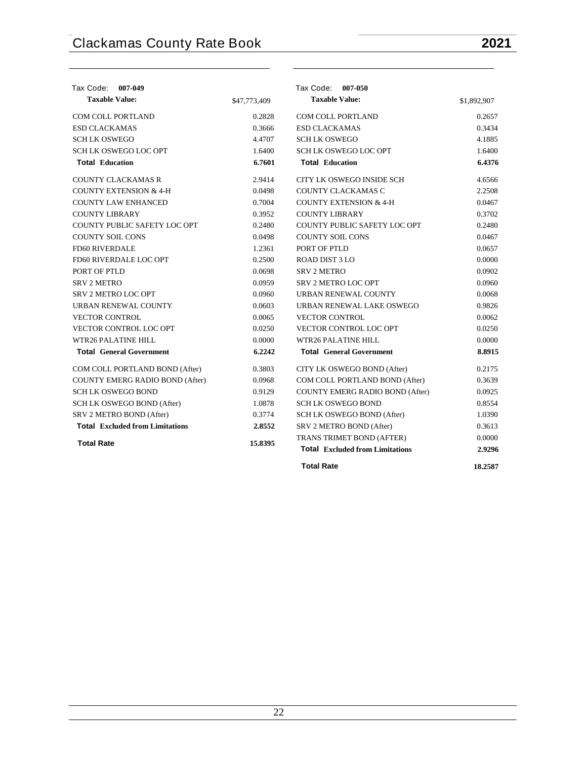## Tax Code: 007-049

| **Taxable Value:** | $47,773,409 |
|---|---|
| COM COLL PORTLAND | 0.2828 |
| ESD CLACKAMAS | 0.3666 |
| SCH LK OSWEGO | 4.4707 |
| SCH LK OSWEGO LOC OPT | 1.6400 |
| **Total Education** | **6.7601** |
| COUNTY CLACKAMAS R | 2.9414 |
| COUNTY EXTENSION & 4-H | 0.0498 |
| COUNTY LAW ENHANCED | 0.7004 |
| COUNTY LIBRARY | 0.3952 |
| COUNTY PUBLIC SAFETY LOC OPT | 0.2480 |
| COUNTY SOIL CONS | 0.0498 |
| FD60 RIVERDALE | 1.2361 |
| FD60 RIVERDALE LOC OPT | 0.2500 |
| PORT OF PTLD | 0.0698 |
| SRV 2 METRO | 0.0959 |
| SRV 2 METRO LOC OPT | 0.0960 |
| URBAN RENEWAL COUNTY | 0.0603 |
| VECTOR CONTROL | 0.0065 |
| VECTOR CONTROL LOC OPT | 0.0250 |
| WTR26 PALATINE HILL | 0.0000 |
| **Total General Government** | **6.2242** |
| COM COLL PORTLAND BOND (After) | 0.3803 |
| COUNTY EMERG RADIO BOND (After) | 0.0968 |
| SCH LK OSWEGO BOND | 0.9129 |
| SCH LK OSWEGO BOND (After) | 1.0878 |
| SRV 2 METRO BOND (After) | 0.3774 |
| **Total Excluded from Limitations** | **2.8552** |
| **Total Rate** | **15.8395** |

## Tax Code: 007-050

| **Taxable Value:** | $1,892,907 |
|---|---|
| COM COLL PORTLAND | 0.2657 |
| ESD CLACKAMAS | 0.3434 |
| SCH LK OSWEGO | 4.1885 |
| SCH LK OSWEGO LOC OPT | 1.6400 |
| **Total Education** | **6.4376** |
| CITY LK OSWEGO INSIDE SCH | 4.6566 |
| COUNTY CLACKAMAS C | 2.2508 |
| COUNTY EXTENSION & 4-H | 0.0467 |
| COUNTY LIBRARY | 0.3702 |
| COUNTY PUBLIC SAFETY LOC OPT | 0.2480 |
| COUNTY SOIL CONS | 0.0467 |
| PORT OF PTLD | 0.0657 |
| ROAD DIST 3 LO | 0.0000 |
| SRV 2 METRO | 0.0902 |
| SRV 2 METRO LOC OPT | 0.0960 |
| URBAN RENEWAL COUNTY | 0.0068 |
| URBAN RENEWAL LAKE OSWEGO | 0.9826 |
| VECTOR CONTROL | 0.0062 |
| VECTOR CONTROL LOC OPT | 0.0250 |
| WTR26 PALATINE HILL | 0.0000 |
| **Total General Government** | **8.8915** |
| CITY LK OSWEGO BOND (After) | 0.2175 |
| COM COLL PORTLAND BOND (After) | 0.3639 |
| COUNTY EMERG RADIO BOND (After) | 0.0925 |
| SCH LK OSWEGO BOND | 0.8554 |
| SCH LK OSWEGO BOND (After) | 1.0390 |
| SRV 2 METRO BOND (After) | 0.3613 |
| TRANS TRIMET BOND (AFTER) | 0.0000 |
| **Total Excluded from Limitations** | **2.9296** |
| **Total Rate** | **18.2587** |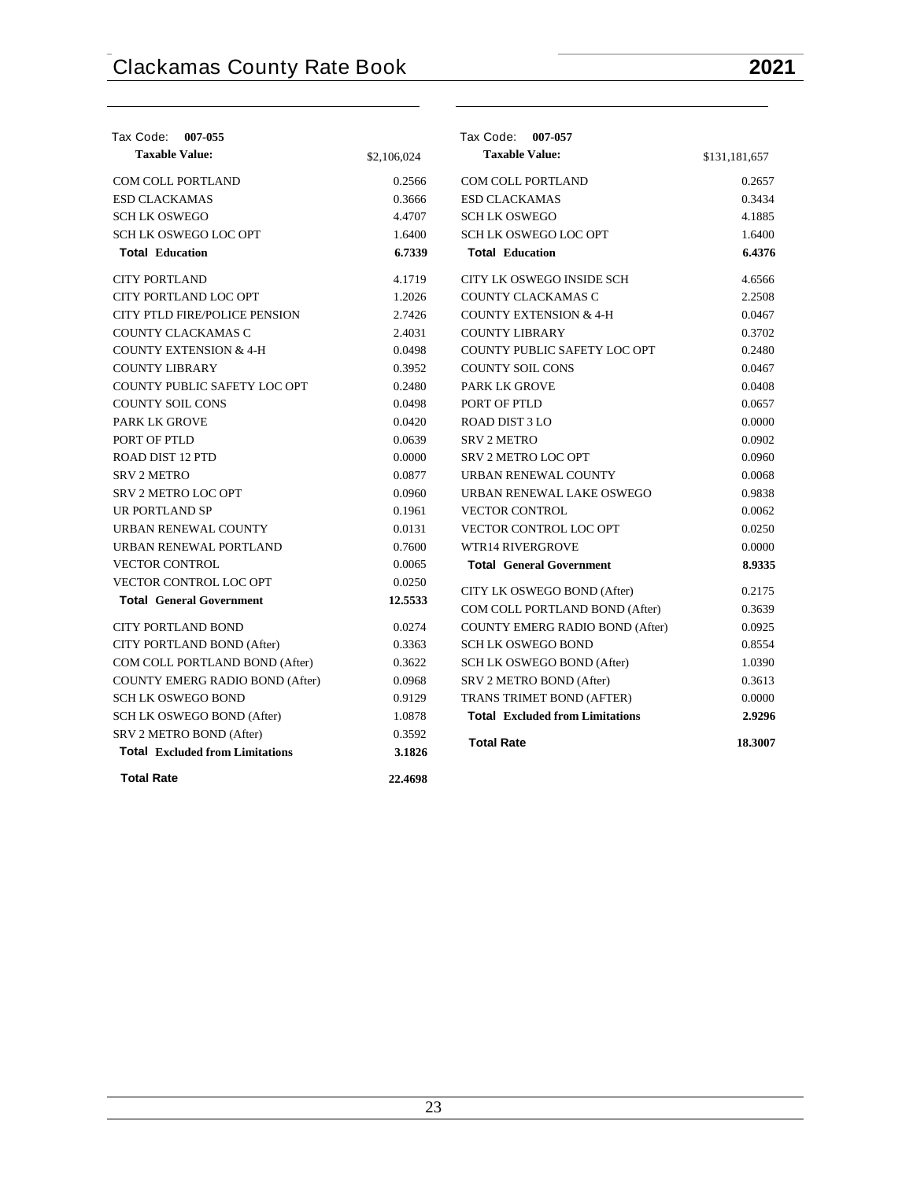Tax Code: **007-055**

| **Taxable Value:** | $2,106,024 |
|---|---|
| COM COLL PORTLAND | 0.2566 |
| ESD CLACKAMAS | 0.3666 |
| SCH LK OSWEGO | 4.4707 |
| SCH LK OSWEGO LOC OPT | 1.6400 |
| **Total Education** | **6.7339** |
| CITY PORTLAND | 4.1719 |
| CITY PORTLAND LOC OPT | 1.2026 |
| CITY PTLD FIRE/POLICE PENSION | 2.7426 |
| COUNTY CLACKAMAS C | 2.4031 |
| COUNTY EXTENSION & 4-H | 0.0498 |
| COUNTY LIBRARY | 0.3952 |
| COUNTY PUBLIC SAFETY LOC OPT | 0.2480 |
| COUNTY SOIL CONS | 0.0498 |
| PARK LK GROVE | 0.0420 |
| PORT OF PTLD | 0.0639 |
| ROAD DIST 12 PTD | 0.0000 |
| SRV 2 METRO | 0.0877 |
| SRV 2 METRO LOC OPT | 0.0960 |
| UR PORTLAND SP | 0.1961 |
| URBAN RENEWAL COUNTY | 0.0131 |
| URBAN RENEWAL PORTLAND | 0.7600 |
| VECTOR CONTROL | 0.0065 |
| VECTOR CONTROL LOC OPT | 0.0250 |
| **Total General Government** | **12.5533** |
| CITY PORTLAND BOND | 0.0274 |
| CITY PORTLAND BOND (After) | 0.3363 |
| COM COLL PORTLAND BOND (After) | 0.3622 |
| COUNTY EMERG RADIO BOND (After) | 0.0968 |
| SCH LK OSWEGO BOND | 0.9129 |
| SCH LK OSWEGO BOND (After) | 1.0878 |
| SRV 2 METRO BOND (After) | 0.3592 |
| **Total Excluded from Limitations** | **3.1826** |
| **Total Rate** | **22.4698** |

Tax Code: **007-057**

| **Taxable Value:** | $131,181,657 |
|---|---|
| COM COLL PORTLAND | 0.2657 |
| ESD CLACKAMAS | 0.3434 |
| SCH LK OSWEGO | 4.1885 |
| SCH LK OSWEGO LOC OPT | 1.6400 |
| **Total Education** | **6.4376** |
| CITY LK OSWEGO INSIDE SCH | 4.6566 |
| COUNTY CLACKAMAS C | 2.2508 |
| COUNTY EXTENSION & 4-H | 0.0467 |
| COUNTY LIBRARY | 0.3702 |
| COUNTY PUBLIC SAFETY LOC OPT | 0.2480 |
| COUNTY SOIL CONS | 0.0467 |
| PARK LK GROVE | 0.0408 |
| PORT OF PTLD | 0.0657 |
| ROAD DIST 3 LO | 0.0000 |
| SRV 2 METRO | 0.0902 |
| SRV 2 METRO LOC OPT | 0.0960 |
| URBAN RENEWAL COUNTY | 0.0068 |
| URBAN RENEWAL LAKE OSWEGO | 0.9838 |
| VECTOR CONTROL | 0.0062 |
| VECTOR CONTROL LOC OPT | 0.0250 |
| WTR14 RIVERGROVE | 0.0000 |
| **Total General Government** | **8.9335** |
| CITY LK OSWEGO BOND (After) | 0.2175 |
| COM COLL PORTLAND BOND (After) | 0.3639 |
| COUNTY EMERG RADIO BOND (After) | 0.0925 |
| SCH LK OSWEGO BOND | 0.8554 |
| SCH LK OSWEGO BOND (After) | 1.0390 |
| SRV 2 METRO BOND (After) | 0.3613 |
| TRANS TRIMET BOND (AFTER) | 0.0000 |
| **Total Excluded from Limitations** | **2.9296** |
| **Total Rate** | **18.3007** |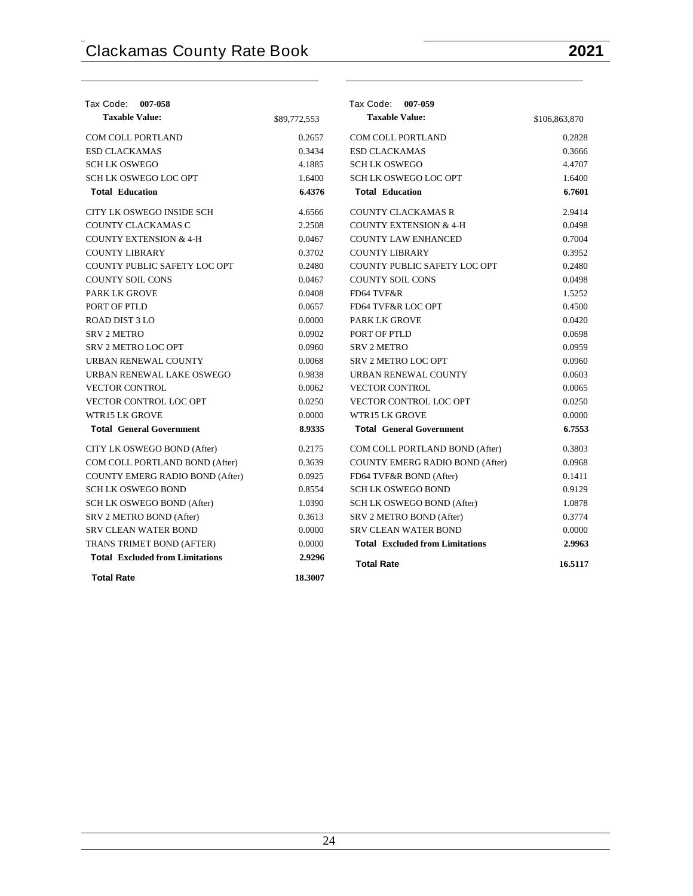# Clackamas County Rate Book 2021

| Tax Code: **007-058** | |
|---|---|
| **Taxable Value:** | $89,772,553 |
| COM COLL PORTLAND | 0.2657 |
| ESD CLACKAMAS | 0.3434 |
| SCH LK OSWEGO | 4.1885 |
| SCH LK OSWEGO LOC OPT | 1.6400 |
| **Total Education** | **6.4376** |
| CITY LK OSWEGO INSIDE SCH | 4.6566 |
| COUNTY CLACKAMAS C | 2.2508 |
| COUNTY EXTENSION & 4-H | 0.0467 |
| COUNTY LIBRARY | 0.3702 |
| COUNTY PUBLIC SAFETY LOC OPT | 0.2480 |
| COUNTY SOIL CONS | 0.0467 |
| PARK LK GROVE | 0.0408 |
| PORT OF PTLD | 0.0657 |
| ROAD DIST 3 LO | 0.0000 |
| SRV 2 METRO | 0.0902 |
| SRV 2 METRO LOC OPT | 0.0960 |
| URBAN RENEWAL COUNTY | 0.0068 |
| URBAN RENEWAL LAKE OSWEGO | 0.9838 |
| VECTOR CONTROL | 0.0062 |
| VECTOR CONTROL LOC OPT | 0.0250 |
| WTR15 LK GROVE | 0.0000 |
| **Total General Government** | **8.9335** |
| CITY LK OSWEGO BOND (After) | 0.2175 |
| COM COLL PORTLAND BOND (After) | 0.3639 |
| COUNTY EMERG RADIO BOND (After) | 0.0925 |
| SCH LK OSWEGO BOND | 0.8554 |
| SCH LK OSWEGO BOND (After) | 1.0390 |
| SRV 2 METRO BOND (After) | 0.3613 |
| SRV CLEAN WATER BOND | 0.0000 |
| TRANS TRIMET BOND (AFTER) | 0.0000 |
| **Total Excluded from Limitations** | **2.9296** |
| **Total Rate** | **18.3007** |

| Tax Code: **007-059** | |
|---|---|
| **Taxable Value:** | $106,863,870 |
| COM COLL PORTLAND | 0.2828 |
| ESD CLACKAMAS | 0.3666 |
| SCH LK OSWEGO | 4.4707 |
| SCH LK OSWEGO LOC OPT | 1.6400 |
| **Total Education** | **6.7601** |
| COUNTY CLACKAMAS R | 2.9414 |
| COUNTY EXTENSION & 4-H | 0.0498 |
| COUNTY LAW ENHANCED | 0.7004 |
| COUNTY LIBRARY | 0.3952 |
| COUNTY PUBLIC SAFETY LOC OPT | 0.2480 |
| COUNTY SOIL CONS | 0.0498 |
| FD64 TVF&R | 1.5252 |
| FD64 TVF&R LOC OPT | 0.4500 |
| PARK LK GROVE | 0.0420 |
| PORT OF PTLD | 0.0698 |
| SRV 2 METRO | 0.0959 |
| SRV 2 METRO LOC OPT | 0.0960 |
| URBAN RENEWAL COUNTY | 0.0603 |
| VECTOR CONTROL | 0.0065 |
| VECTOR CONTROL LOC OPT | 0.0250 |
| WTR15 LK GROVE | 0.0000 |
| **Total General Government** | **6.7553** |
| COM COLL PORTLAND BOND (After) | 0.3803 |
| COUNTY EMERG RADIO BOND (After) | 0.0968 |
| FD64 TVF&R BOND (After) | 0.1411 |
| SCH LK OSWEGO BOND | 0.9129 |
| SCH LK OSWEGO BOND (After) | 1.0878 |
| SRV 2 METRO BOND (After) | 0.3774 |
| SRV CLEAN WATER BOND | 0.0000 |
| **Total Excluded from Limitations** | **2.9963** |
| **Total Rate** | **16.5117** |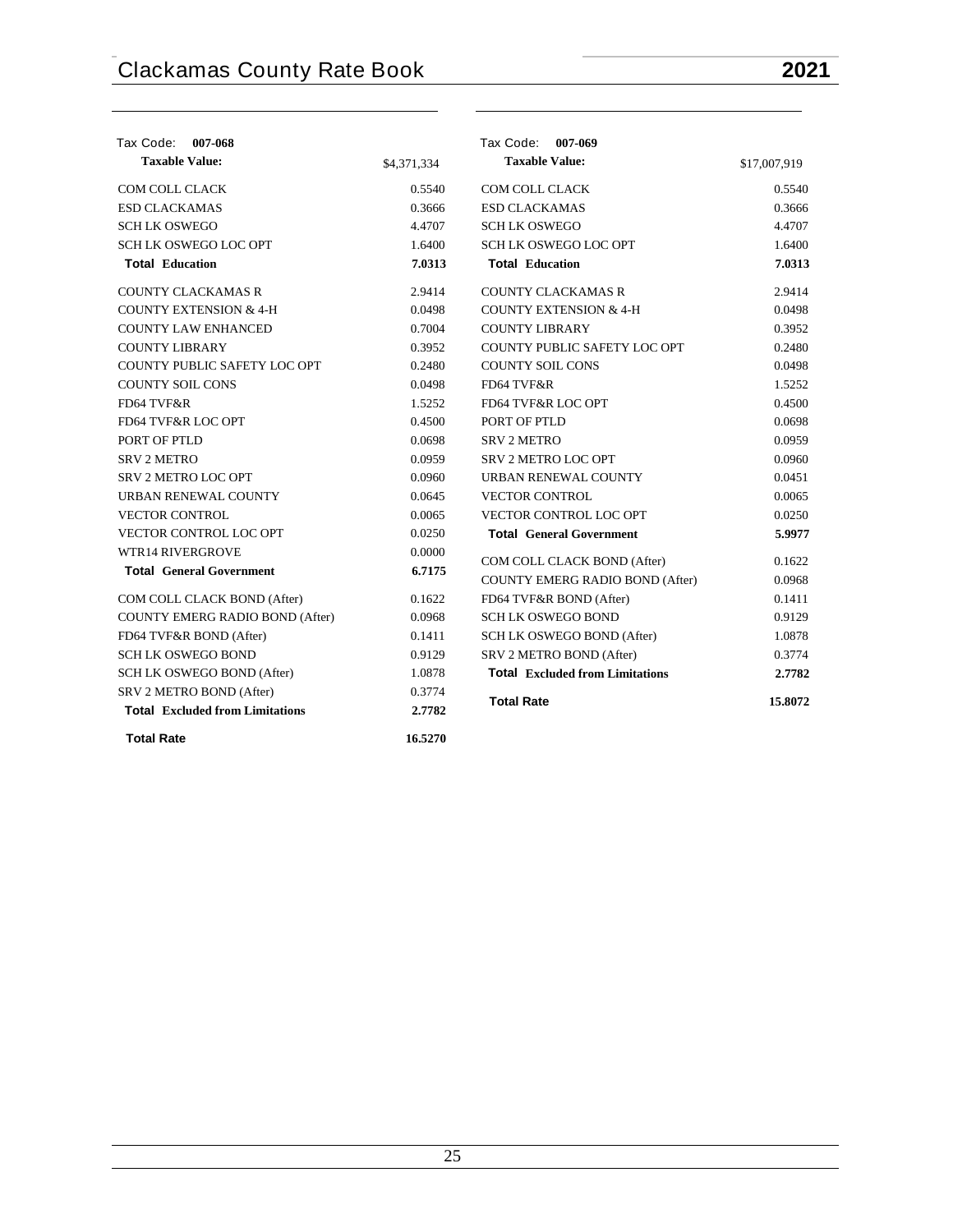Tax Code: **007-068**

| **Taxable Value:** | $4,371,334 |
| --- | --- |
| COM COLL CLACK | 0.5540 |
| ESD CLACKAMAS | 0.3666 |
| SCH LK OSWEGO | 4.4707 |
| SCH LK OSWEGO LOC OPT | 1.6400 |
| **Total Education** | **7.0313** |
| COUNTY CLACKAMAS R | 2.9414 |
| COUNTY EXTENSION & 4-H | 0.0498 |
| COUNTY LAW ENHANCED | 0.7004 |
| COUNTY LIBRARY | 0.3952 |
| COUNTY PUBLIC SAFETY LOC OPT | 0.2480 |
| COUNTY SOIL CONS | 0.0498 |
| FD64 TVF&R | 1.5252 |
| FD64 TVF&R LOC OPT | 0.4500 |
| PORT OF PTLD | 0.0698 |
| SRV 2 METRO | 0.0959 |
| SRV 2 METRO LOC OPT | 0.0960 |
| URBAN RENEWAL COUNTY | 0.0645 |
| VECTOR CONTROL | 0.0065 |
| VECTOR CONTROL LOC OPT | 0.0250 |
| WTR14 RIVERGROVE | 0.0000 |
| **Total General Government** | **6.7175** |
| COM COLL CLACK BOND (After) | 0.1622 |
| COUNTY EMERG RADIO BOND (After) | 0.0968 |
| FD64 TVF&R BOND (After) | 0.1411 |
| SCH LK OSWEGO BOND | 0.9129 |
| SCH LK OSWEGO BOND (After) | 1.0878 |
| SRV 2 METRO BOND (After) | 0.3774 |
| **Total Excluded from Limitations** | **2.7782** |
| **Total Rate** | **16.5270** |

Tax Code: **007-069**

| **Taxable Value:** | $17,007,919 |
| --- | --- |
| COM COLL CLACK | 0.5540 |
| ESD CLACKAMAS | 0.3666 |
| SCH LK OSWEGO | 4.4707 |
| SCH LK OSWEGO LOC OPT | 1.6400 |
| **Total Education** | **7.0313** |
| COUNTY CLACKAMAS R | 2.9414 |
| COUNTY EXTENSION & 4-H | 0.0498 |
| COUNTY LIBRARY | 0.3952 |
| COUNTY PUBLIC SAFETY LOC OPT | 0.2480 |
| COUNTY SOIL CONS | 0.0498 |
| FD64 TVF&R | 1.5252 |
| FD64 TVF&R LOC OPT | 0.4500 |
| PORT OF PTLD | 0.0698 |
| SRV 2 METRO | 0.0959 |
| SRV 2 METRO LOC OPT | 0.0960 |
| URBAN RENEWAL COUNTY | 0.0451 |
| VECTOR CONTROL | 0.0065 |
| VECTOR CONTROL LOC OPT | 0.0250 |
| **Total General Government** | **5.9977** |
| COM COLL CLACK BOND (After) | 0.1622 |
| COUNTY EMERG RADIO BOND (After) | 0.0968 |
| FD64 TVF&R BOND (After) | 0.1411 |
| SCH LK OSWEGO BOND | 0.9129 |
| SCH LK OSWEGO BOND (After) | 1.0878 |
| SRV 2 METRO BOND (After) | 0.3774 |
| **Total Excluded from Limitations** | **2.7782** |
| **Total Rate** | **15.8072** |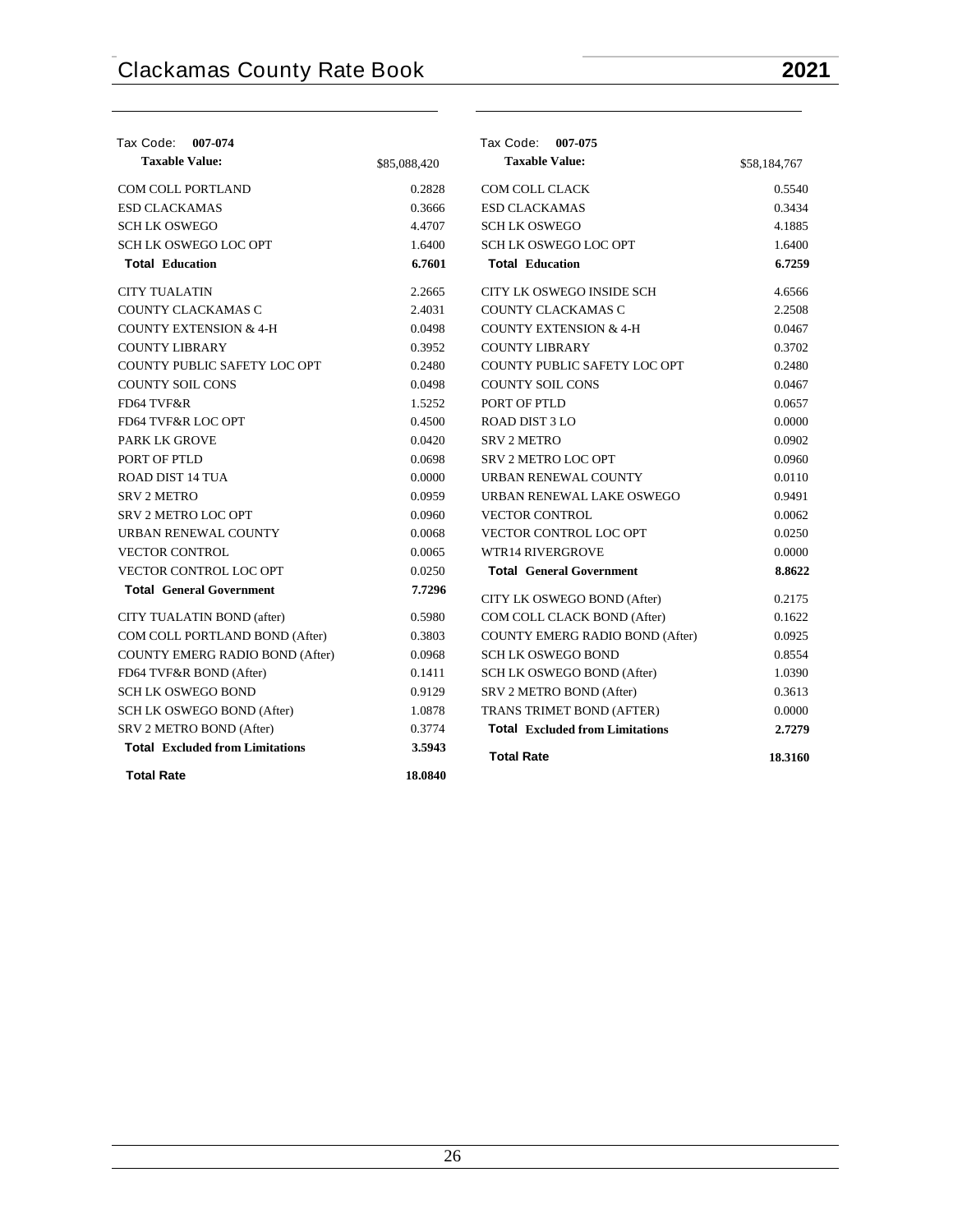## Tax Code: 007-074

| **Taxable Value:** | $85,088,420 |
|---|---|
| COM COLL PORTLAND | 0.2828 |
| ESD CLACKAMAS | 0.3666 |
| SCH LK OSWEGO | 4.4707 |
| SCH LK OSWEGO LOC OPT | 1.6400 |
| **Total Education** | **6.7601** |
| CITY TUALATIN | 2.2665 |
| COUNTY CLACKAMAS C | 2.4031 |
| COUNTY EXTENSION & 4-H | 0.0498 |
| COUNTY LIBRARY | 0.3952 |
| COUNTY PUBLIC SAFETY LOC OPT | 0.2480 |
| COUNTY SOIL CONS | 0.0498 |
| FD64 TVF&R | 1.5252 |
| FD64 TVF&R LOC OPT | 0.4500 |
| PARK LK GROVE | 0.0420 |
| PORT OF PTLD | 0.0698 |
| ROAD DIST 14 TUA | 0.0000 |
| SRV 2 METRO | 0.0959 |
| SRV 2 METRO LOC OPT | 0.0960 |
| URBAN RENEWAL COUNTY | 0.0068 |
| VECTOR CONTROL | 0.0065 |
| VECTOR CONTROL LOC OPT | 0.0250 |
| **Total General Government** | **7.7296** |
| CITY TUALATIN BOND (after) | 0.5980 |
| COM COLL PORTLAND BOND (After) | 0.3803 |
| COUNTY EMERG RADIO BOND (After) | 0.0968 |
| FD64 TVF&R BOND (After) | 0.1411 |
| SCH LK OSWEGO BOND | 0.9129 |
| SCH LK OSWEGO BOND (After) | 1.0878 |
| SRV 2 METRO BOND (After) | 0.3774 |
| **Total Excluded from Limitations** | **3.5943** |
| **Total Rate** | **18.0840** |

## Tax Code: 007-075

| **Taxable Value:** | $58,184,767 |
|---|---|
| COM COLL CLACK | 0.5540 |
| ESD CLACKAMAS | 0.3434 |
| SCH LK OSWEGO | 4.1885 |
| SCH LK OSWEGO LOC OPT | 1.6400 |
| **Total Education** | **6.7259** |
| CITY LK OSWEGO INSIDE SCH | 4.6566 |
| COUNTY CLACKAMAS C | 2.2508 |
| COUNTY EXTENSION & 4-H | 0.0467 |
| COUNTY LIBRARY | 0.3702 |
| COUNTY PUBLIC SAFETY LOC OPT | 0.2480 |
| COUNTY SOIL CONS | 0.0467 |
| PORT OF PTLD | 0.0657 |
| ROAD DIST 3 LO | 0.0000 |
| SRV 2 METRO | 0.0902 |
| SRV 2 METRO LOC OPT | 0.0960 |
| URBAN RENEWAL COUNTY | 0.0110 |
| URBAN RENEWAL LAKE OSWEGO | 0.9491 |
| VECTOR CONTROL | 0.0062 |
| VECTOR CONTROL LOC OPT | 0.0250 |
| WTR14 RIVERGROVE | 0.0000 |
| **Total General Government** | **8.8622** |
| CITY LK OSWEGO BOND (After) | 0.2175 |
| COM COLL CLACK BOND (After) | 0.1622 |
| COUNTY EMERG RADIO BOND (After) | 0.0925 |
| SCH LK OSWEGO BOND | 0.8554 |
| SCH LK OSWEGO BOND (After) | 1.0390 |
| SRV 2 METRO BOND (After) | 0.3613 |
| TRANS TRIMET BOND (AFTER) | 0.0000 |
| **Total Excluded from Limitations** | **2.7279** |
| **Total Rate** | **18.3160** |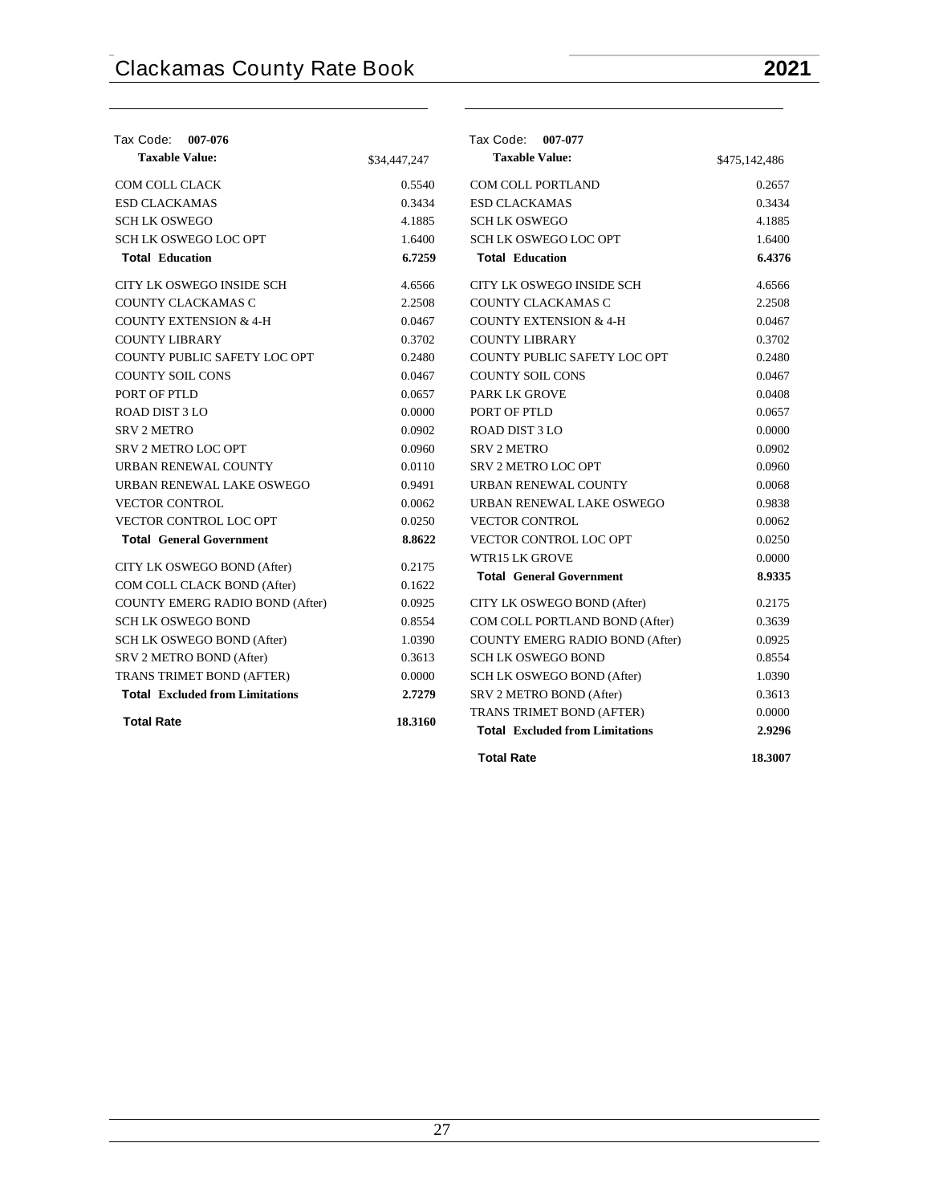| Tax Code: **007-076** | |
|---|---|
| **Taxable Value:** | $34,447,247 |
| COM COLL CLACK | 0.5540 |
| ESD CLACKAMAS | 0.3434 |
| SCH LK OSWEGO | 4.1885 |
| SCH LK OSWEGO LOC OPT | 1.6400 |
| **Total Education** | **6.7259** |
| CITY LK OSWEGO INSIDE SCH | 4.6566 |
| COUNTY CLACKAMAS C | 2.2508 |
| COUNTY EXTENSION & 4-H | 0.0467 |
| COUNTY LIBRARY | 0.3702 |
| COUNTY PUBLIC SAFETY LOC OPT | 0.2480 |
| COUNTY SOIL CONS | 0.0467 |
| PORT OF PTLD | 0.0657 |
| ROAD DIST 3 LO | 0.0000 |
| SRV 2 METRO | 0.0902 |
| SRV 2 METRO LOC OPT | 0.0960 |
| URBAN RENEWAL COUNTY | 0.0110 |
| URBAN RENEWAL LAKE OSWEGO | 0.9491 |
| VECTOR CONTROL | 0.0062 |
| VECTOR CONTROL LOC OPT | 0.0250 |
| **Total General Government** | **8.8622** |
| CITY LK OSWEGO BOND (After) | 0.2175 |
| COM COLL CLACK BOND (After) | 0.1622 |
| COUNTY EMERG RADIO BOND (After) | 0.0925 |
| SCH LK OSWEGO BOND | 0.8554 |
| SCH LK OSWEGO BOND (After) | 1.0390 |
| SRV 2 METRO BOND (After) | 0.3613 |
| TRANS TRIMET BOND (AFTER) | 0.0000 |
| **Total Excluded from Limitations** | **2.7279** |
| **Total Rate** | **18.3160** |

| Tax Code: **007-077** | |
|---|---|
| **Taxable Value:** | $475,142,486 |
| COM COLL PORTLAND | 0.2657 |
| ESD CLACKAMAS | 0.3434 |
| SCH LK OSWEGO | 4.1885 |
| SCH LK OSWEGO LOC OPT | 1.6400 |
| **Total Education** | **6.4376** |
| CITY LK OSWEGO INSIDE SCH | 4.6566 |
| COUNTY CLACKAMAS C | 2.2508 |
| COUNTY EXTENSION & 4-H | 0.0467 |
| COUNTY LIBRARY | 0.3702 |
| COUNTY PUBLIC SAFETY LOC OPT | 0.2480 |
| COUNTY SOIL CONS | 0.0467 |
| PARK LK GROVE | 0.0408 |
| PORT OF PTLD | 0.0657 |
| ROAD DIST 3 LO | 0.0000 |
| SRV 2 METRO | 0.0902 |
| SRV 2 METRO LOC OPT | 0.0960 |
| URBAN RENEWAL COUNTY | 0.0068 |
| URBAN RENEWAL LAKE OSWEGO | 0.9838 |
| VECTOR CONTROL | 0.0062 |
| VECTOR CONTROL LOC OPT | 0.0250 |
| WTR15 LK GROVE | 0.0000 |
| **Total General Government** | **8.9335** |
| CITY LK OSWEGO BOND (After) | 0.2175 |
| COM COLL PORTLAND BOND (After) | 0.3639 |
| COUNTY EMERG RADIO BOND (After) | 0.0925 |
| SCH LK OSWEGO BOND | 0.8554 |
| SCH LK OSWEGO BOND (After) | 1.0390 |
| SRV 2 METRO BOND (After) | 0.3613 |
| TRANS TRIMET BOND (AFTER) | 0.0000 |
| **Total Excluded from Limitations** | **2.9296** |
| **Total Rate** | **18.3007** |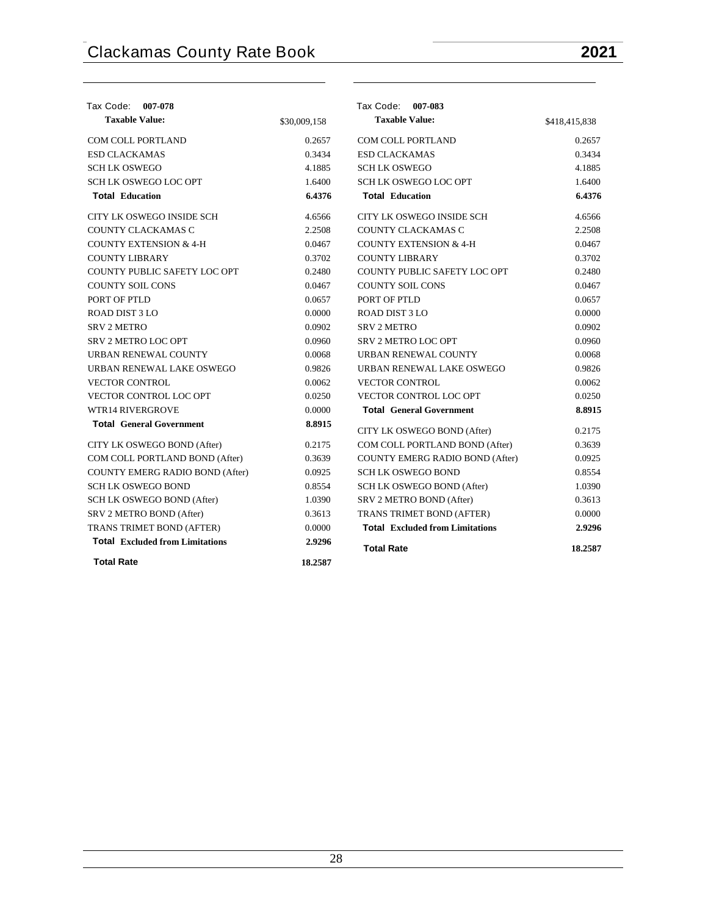| Tax Code: **007-078** | |
|---|---|
| **Taxable Value:** | $30,009,158 |
| COM COLL PORTLAND | 0.2657 |
| ESD CLACKAMAS | 0.3434 |
| SCH LK OSWEGO | 4.1885 |
| SCH LK OSWEGO LOC OPT | 1.6400 |
| **Total Education** | **6.4376** |
| CITY LK OSWEGO INSIDE SCH | 4.6566 |
| COUNTY CLACKAMAS C | 2.2508 |
| COUNTY EXTENSION & 4-H | 0.0467 |
| COUNTY LIBRARY | 0.3702 |
| COUNTY PUBLIC SAFETY LOC OPT | 0.2480 |
| COUNTY SOIL CONS | 0.0467 |
| PORT OF PTLD | 0.0657 |
| ROAD DIST 3 LO | 0.0000 |
| SRV 2 METRO | 0.0902 |
| SRV 2 METRO LOC OPT | 0.0960 |
| URBAN RENEWAL COUNTY | 0.0068 |
| URBAN RENEWAL LAKE OSWEGO | 0.9826 |
| VECTOR CONTROL | 0.0062 |
| VECTOR CONTROL LOC OPT | 0.0250 |
| WTR14 RIVERGROVE | 0.0000 |
| **Total General Government** | **8.8915** |
| CITY LK OSWEGO BOND (After) | 0.2175 |
| COM COLL PORTLAND BOND (After) | 0.3639 |
| COUNTY EMERG RADIO BOND (After) | 0.0925 |
| SCH LK OSWEGO BOND | 0.8554 |
| SCH LK OSWEGO BOND (After) | 1.0390 |
| SRV 2 METRO BOND (After) | 0.3613 |
| TRANS TRIMET BOND (AFTER) | 0.0000 |
| **Total Excluded from Limitations** | **2.9296** |
| **Total Rate** | **18.2587** |

| Tax Code: **007-083** | |
|---|---|
| **Taxable Value:** | $418,415,838 |
| COM COLL PORTLAND | 0.2657 |
| ESD CLACKAMAS | 0.3434 |
| SCH LK OSWEGO | 4.1885 |
| SCH LK OSWEGO LOC OPT | 1.6400 |
| **Total Education** | **6.4376** |
| CITY LK OSWEGO INSIDE SCH | 4.6566 |
| COUNTY CLACKAMAS C | 2.2508 |
| COUNTY EXTENSION & 4-H | 0.0467 |
| COUNTY LIBRARY | 0.3702 |
| COUNTY PUBLIC SAFETY LOC OPT | 0.2480 |
| COUNTY SOIL CONS | 0.0467 |
| PORT OF PTLD | 0.0657 |
| ROAD DIST 3 LO | 0.0000 |
| SRV 2 METRO | 0.0902 |
| SRV 2 METRO LOC OPT | 0.0960 |
| URBAN RENEWAL COUNTY | 0.0068 |
| URBAN RENEWAL LAKE OSWEGO | 0.9826 |
| VECTOR CONTROL | 0.0062 |
| VECTOR CONTROL LOC OPT | 0.0250 |
| **Total General Government** | **8.8915** |
| CITY LK OSWEGO BOND (After) | 0.2175 |
| COM COLL PORTLAND BOND (After) | 0.3639 |
| COUNTY EMERG RADIO BOND (After) | 0.0925 |
| SCH LK OSWEGO BOND | 0.8554 |
| SCH LK OSWEGO BOND (After) | 1.0390 |
| SRV 2 METRO BOND (After) | 0.3613 |
| TRANS TRIMET BOND (AFTER) | 0.0000 |
| **Total Excluded from Limitations** | **2.9296** |
| **Total Rate** | **18.2587** |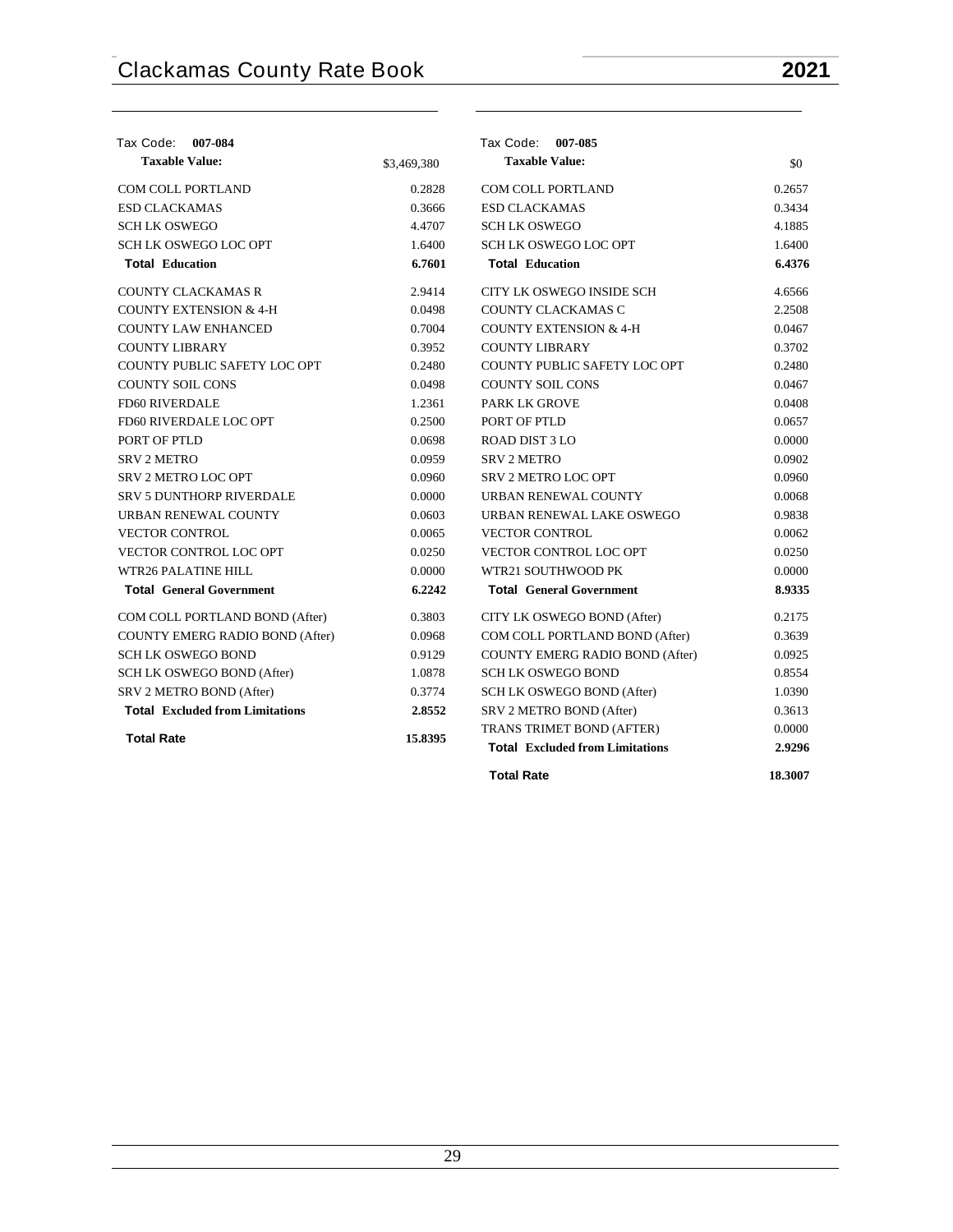### Tax Code: 007-084

| **Taxable Value:** | $3,469,380 |
|---|---|
| COM COLL PORTLAND | 0.2828 |
| ESD CLACKAMAS | 0.3666 |
| SCH LK OSWEGO | 4.4707 |
| SCH LK OSWEGO LOC OPT | 1.6400 |
| **Total Education** | **6.7601** |
| COUNTY CLACKAMAS R | 2.9414 |
| COUNTY EXTENSION & 4-H | 0.0498 |
| COUNTY LAW ENHANCED | 0.7004 |
| COUNTY LIBRARY | 0.3952 |
| COUNTY PUBLIC SAFETY LOC OPT | 0.2480 |
| COUNTY SOIL CONS | 0.0498 |
| FD60 RIVERDALE | 1.2361 |
| FD60 RIVERDALE LOC OPT | 0.2500 |
| PORT OF PTLD | 0.0698 |
| SRV 2 METRO | 0.0959 |
| SRV 2 METRO LOC OPT | 0.0960 |
| SRV 5 DUNTHORP RIVERDALE | 0.0000 |
| URBAN RENEWAL COUNTY | 0.0603 |
| VECTOR CONTROL | 0.0065 |
| VECTOR CONTROL LOC OPT | 0.0250 |
| WTR26 PALATINE HILL | 0.0000 |
| **Total General Government** | **6.2242** |
| COM COLL PORTLAND BOND (After) | 0.3803 |
| COUNTY EMERG RADIO BOND (After) | 0.0968 |
| SCH LK OSWEGO BOND | 0.9129 |
| SCH LK OSWEGO BOND (After) | 1.0878 |
| SRV 2 METRO BOND (After) | 0.3774 |
| **Total Excluded from Limitations** | **2.8552** |
| **Total Rate** | **15.8395** |

### Tax Code: 007-085

| **Taxable Value:** | $0 |
|---|---|
| COM COLL PORTLAND | 0.2657 |
| ESD CLACKAMAS | 0.3434 |
| SCH LK OSWEGO | 4.1885 |
| SCH LK OSWEGO LOC OPT | 1.6400 |
| **Total Education** | **6.4376** |
| CITY LK OSWEGO INSIDE SCH | 4.6566 |
| COUNTY CLACKAMAS C | 2.2508 |
| COUNTY EXTENSION & 4-H | 0.0467 |
| COUNTY LIBRARY | 0.3702 |
| COUNTY PUBLIC SAFETY LOC OPT | 0.2480 |
| COUNTY SOIL CONS | 0.0467 |
| PARK LK GROVE | 0.0408 |
| PORT OF PTLD | 0.0657 |
| ROAD DIST 3 LO | 0.0000 |
| SRV 2 METRO | 0.0902 |
| SRV 2 METRO LOC OPT | 0.0960 |
| URBAN RENEWAL COUNTY | 0.0068 |
| URBAN RENEWAL LAKE OSWEGO | 0.9838 |
| VECTOR CONTROL | 0.0062 |
| VECTOR CONTROL LOC OPT | 0.0250 |
| WTR21 SOUTHWOOD PK | 0.0000 |
| **Total General Government** | **8.9335** |
| CITY LK OSWEGO BOND (After) | 0.2175 |
| COM COLL PORTLAND BOND (After) | 0.3639 |
| COUNTY EMERG RADIO BOND (After) | 0.0925 |
| SCH LK OSWEGO BOND | 0.8554 |
| SCH LK OSWEGO BOND (After) | 1.0390 |
| SRV 2 METRO BOND (After) | 0.3613 |
| TRANS TRIMET BOND (AFTER) | 0.0000 |
| **Total Excluded from Limitations** | **2.9296** |
| **Total Rate** | **18.3007** |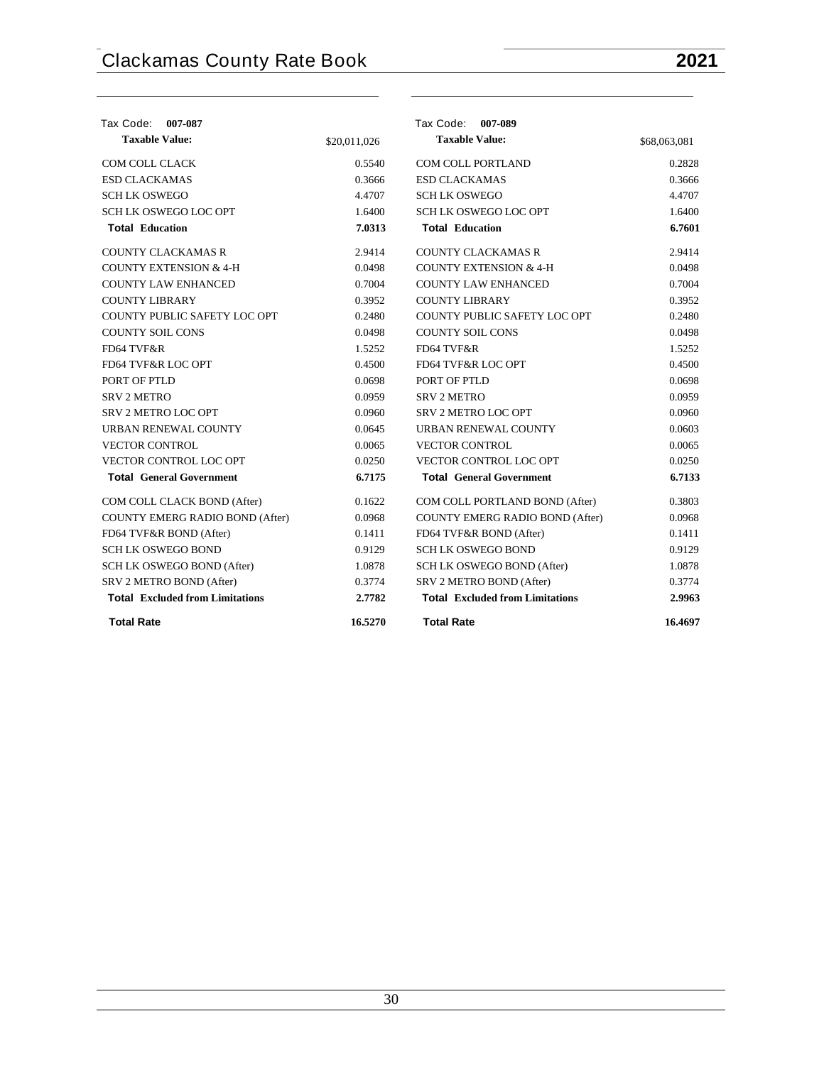| Tax Code: **007-087** | |
|---|---|
| **Taxable Value:** | $20,011,026 |
| COM COLL CLACK | 0.5540 |
| ESD CLACKAMAS | 0.3666 |
| SCH LK OSWEGO | 4.4707 |
| SCH LK OSWEGO LOC OPT | 1.6400 |
| **Total Education** | **7.0313** |
| COUNTY CLACKAMAS R | 2.9414 |
| COUNTY EXTENSION & 4-H | 0.0498 |
| COUNTY LAW ENHANCED | 0.7004 |
| COUNTY LIBRARY | 0.3952 |
| COUNTY PUBLIC SAFETY LOC OPT | 0.2480 |
| COUNTY SOIL CONS | 0.0498 |
| FD64 TVF&R | 1.5252 |
| FD64 TVF&R LOC OPT | 0.4500 |
| PORT OF PTLD | 0.0698 |
| SRV 2 METRO | 0.0959 |
| SRV 2 METRO LOC OPT | 0.0960 |
| URBAN RENEWAL COUNTY | 0.0645 |
| VECTOR CONTROL | 0.0065 |
| VECTOR CONTROL LOC OPT | 0.0250 |
| **Total General Government** | **6.7175** |
| COM COLL CLACK BOND (After) | 0.1622 |
| COUNTY EMERG RADIO BOND (After) | 0.0968 |
| FD64 TVF&R BOND (After) | 0.1411 |
| SCH LK OSWEGO BOND | 0.9129 |
| SCH LK OSWEGO BOND (After) | 1.0878 |
| SRV 2 METRO BOND (After) | 0.3774 |
| **Total Excluded from Limitations** | **2.7782** |
| **Total Rate** | **16.5270** |

| Tax Code: **007-089** | |
|---|---|
| **Taxable Value:** | $68,063,081 |
| COM COLL PORTLAND | 0.2828 |
| ESD CLACKAMAS | 0.3666 |
| SCH LK OSWEGO | 4.4707 |
| SCH LK OSWEGO LOC OPT | 1.6400 |
| **Total Education** | **6.7601** |
| COUNTY CLACKAMAS R | 2.9414 |
| COUNTY EXTENSION & 4-H | 0.0498 |
| COUNTY LAW ENHANCED | 0.7004 |
| COUNTY LIBRARY | 0.3952 |
| COUNTY PUBLIC SAFETY LOC OPT | 0.2480 |
| COUNTY SOIL CONS | 0.0498 |
| FD64 TVF&R | 1.5252 |
| FD64 TVF&R LOC OPT | 0.4500 |
| PORT OF PTLD | 0.0698 |
| SRV 2 METRO | 0.0959 |
| SRV 2 METRO LOC OPT | 0.0960 |
| URBAN RENEWAL COUNTY | 0.0603 |
| VECTOR CONTROL | 0.0065 |
| VECTOR CONTROL LOC OPT | 0.0250 |
| **Total General Government** | **6.7133** |
| COM COLL PORTLAND BOND (After) | 0.3803 |
| COUNTY EMERG RADIO BOND (After) | 0.0968 |
| FD64 TVF&R BOND (After) | 0.1411 |
| SCH LK OSWEGO BOND | 0.9129 |
| SCH LK OSWEGO BOND (After) | 1.0878 |
| SRV 2 METRO BOND (After) | 0.3774 |
| **Total Excluded from Limitations** | **2.9963** |
| **Total Rate** | **16.4697** |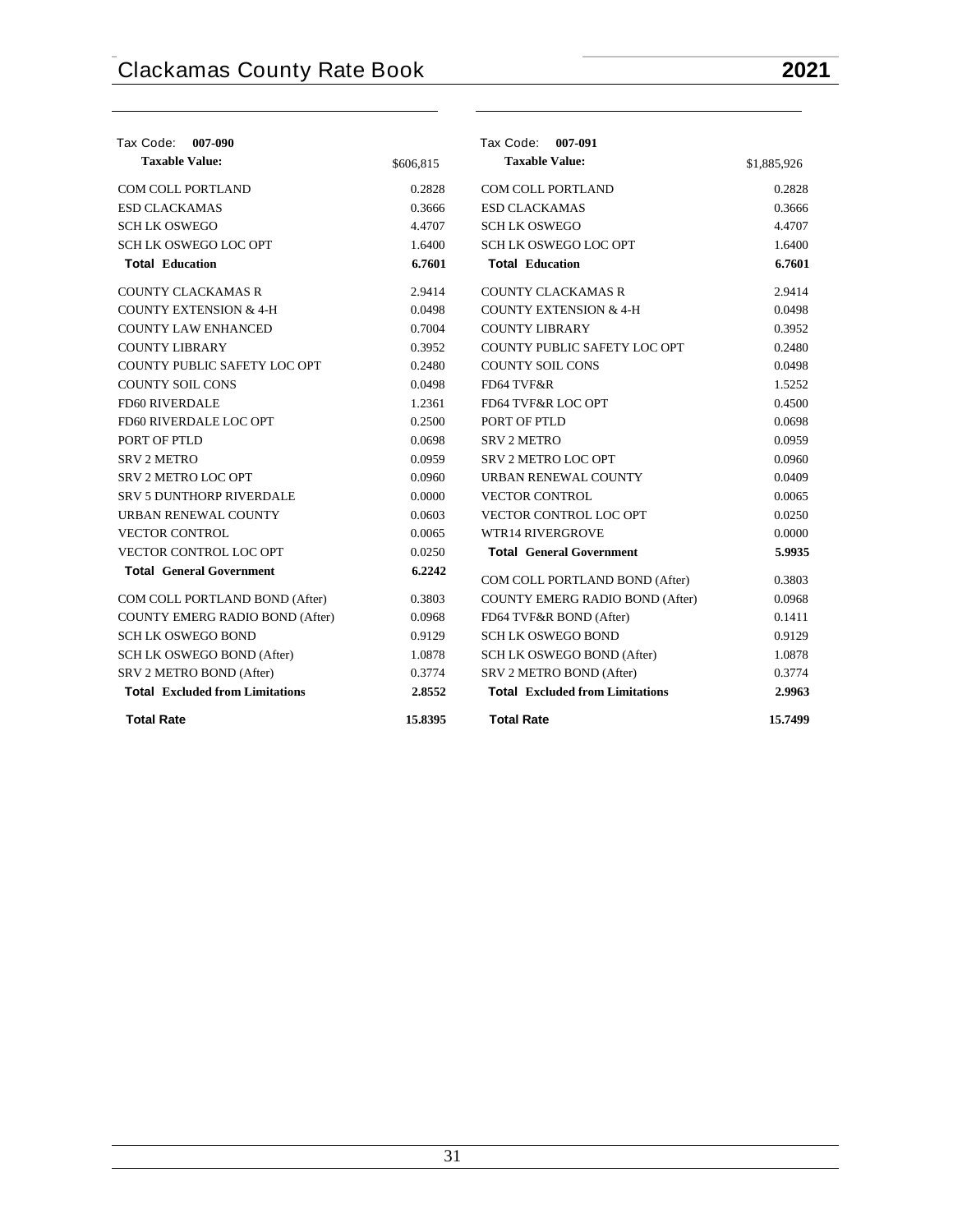Tax Code: **007-090**

| **Taxable Value:** | $606,815 |
|---|---|
| COM COLL PORTLAND | 0.2828 |
| ESD CLACKAMAS | 0.3666 |
| SCH LK OSWEGO | 4.4707 |
| SCH LK OSWEGO LOC OPT | 1.6400 |
| **Total Education** | **6.7601** |
| COUNTY CLACKAMAS R | 2.9414 |
| COUNTY EXTENSION & 4-H | 0.0498 |
| COUNTY LAW ENHANCED | 0.7004 |
| COUNTY LIBRARY | 0.3952 |
| COUNTY PUBLIC SAFETY LOC OPT | 0.2480 |
| COUNTY SOIL CONS | 0.0498 |
| FD60 RIVERDALE | 1.2361 |
| FD60 RIVERDALE LOC OPT | 0.2500 |
| PORT OF PTLD | 0.0698 |
| SRV 2 METRO | 0.0959 |
| SRV 2 METRO LOC OPT | 0.0960 |
| SRV 5 DUNTHORP RIVERDALE | 0.0000 |
| URBAN RENEWAL COUNTY | 0.0603 |
| VECTOR CONTROL | 0.0065 |
| VECTOR CONTROL LOC OPT | 0.0250 |
| **Total General Government** | **6.2242** |
| COM COLL PORTLAND BOND (After) | 0.3803 |
| COUNTY EMERG RADIO BOND (After) | 0.0968 |
| SCH LK OSWEGO BOND | 0.9129 |
| SCH LK OSWEGO BOND (After) | 1.0878 |
| SRV 2 METRO BOND (After) | 0.3774 |
| **Total Excluded from Limitations** | **2.8552** |
| **Total Rate** | **15.8395** |

Tax Code: **007-091**

| **Taxable Value:** | $1,885,926 |
|---|---|
| COM COLL PORTLAND | 0.2828 |
| ESD CLACKAMAS | 0.3666 |
| SCH LK OSWEGO | 4.4707 |
| SCH LK OSWEGO LOC OPT | 1.6400 |
| **Total Education** | **6.7601** |
| COUNTY CLACKAMAS R | 2.9414 |
| COUNTY EXTENSION & 4-H | 0.0498 |
| COUNTY LIBRARY | 0.3952 |
| COUNTY PUBLIC SAFETY LOC OPT | 0.2480 |
| COUNTY SOIL CONS | 0.0498 |
| FD64 TVF&R | 1.5252 |
| FD64 TVF&R LOC OPT | 0.4500 |
| PORT OF PTLD | 0.0698 |
| SRV 2 METRO | 0.0959 |
| SRV 2 METRO LOC OPT | 0.0960 |
| URBAN RENEWAL COUNTY | 0.0409 |
| VECTOR CONTROL | 0.0065 |
| VECTOR CONTROL LOC OPT | 0.0250 |
| WTR14 RIVERGROVE | 0.0000 |
| **Total General Government** | **5.9935** |
| COM COLL PORTLAND BOND (After) | 0.3803 |
| COUNTY EMERG RADIO BOND (After) | 0.0968 |
| FD64 TVF&R BOND (After) | 0.1411 |
| SCH LK OSWEGO BOND | 0.9129 |
| SCH LK OSWEGO BOND (After) | 1.0878 |
| SRV 2 METRO BOND (After) | 0.3774 |
| **Total Excluded from Limitations** | **2.9963** |
| **Total Rate** | **15.7499** |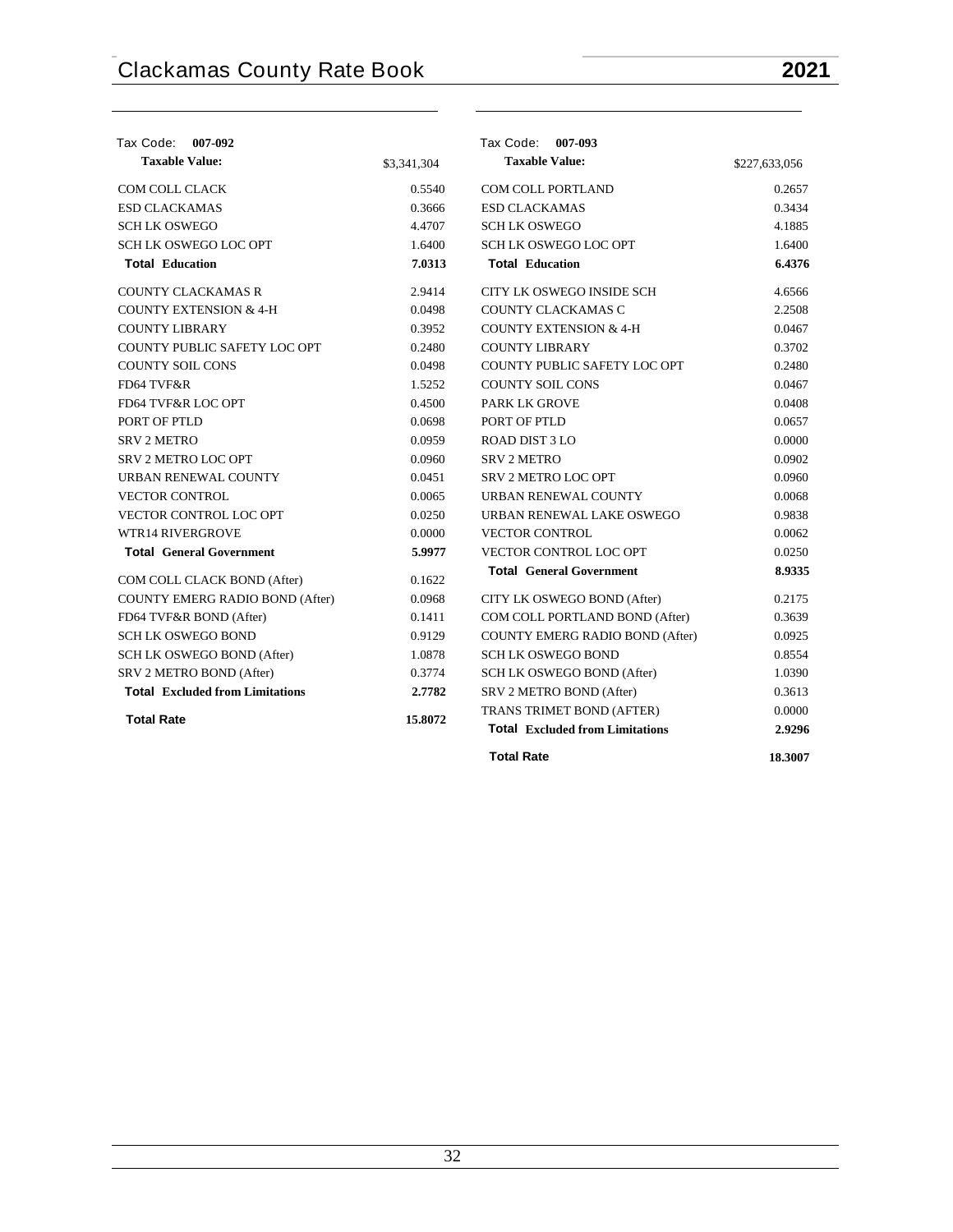| Tax Code: **007-092** | |
|---|---|
| **Taxable Value:** | $3,341,304 |
| COM COLL CLACK | 0.5540 |
| ESD CLACKAMAS | 0.3666 |
| SCH LK OSWEGO | 4.4707 |
| SCH LK OSWEGO LOC OPT | 1.6400 |
| **Total Education** | **7.0313** |
| COUNTY CLACKAMAS R | 2.9414 |
| COUNTY EXTENSION & 4-H | 0.0498 |
| COUNTY LIBRARY | 0.3952 |
| COUNTY PUBLIC SAFETY LOC OPT | 0.2480 |
| COUNTY SOIL CONS | 0.0498 |
| FD64 TVF&R | 1.5252 |
| FD64 TVF&R LOC OPT | 0.4500 |
| PORT OF PTLD | 0.0698 |
| SRV 2 METRO | 0.0959 |
| SRV 2 METRO LOC OPT | 0.0960 |
| URBAN RENEWAL COUNTY | 0.0451 |
| VECTOR CONTROL | 0.0065 |
| VECTOR CONTROL LOC OPT | 0.0250 |
| WTR14 RIVERGROVE | 0.0000 |
| **Total General Government** | **5.9977** |
| COM COLL CLACK BOND (After) | 0.1622 |
| COUNTY EMERG RADIO BOND (After) | 0.0968 |
| FD64 TVF&R BOND (After) | 0.1411 |
| SCH LK OSWEGO BOND | 0.9129 |
| SCH LK OSWEGO BOND (After) | 1.0878 |
| SRV 2 METRO BOND (After) | 0.3774 |
| **Total Excluded from Limitations** | **2.7782** |
| **Total Rate** | **15.8072** |

| Tax Code: **007-093** | |
|---|---|
| **Taxable Value:** | $227,633,056 |
| COM COLL PORTLAND | 0.2657 |
| ESD CLACKAMAS | 0.3434 |
| SCH LK OSWEGO | 4.1885 |
| SCH LK OSWEGO LOC OPT | 1.6400 |
| **Total Education** | **6.4376** |
| CITY LK OSWEGO INSIDE SCH | 4.6566 |
| COUNTY CLACKAMAS C | 2.2508 |
| COUNTY EXTENSION & 4-H | 0.0467 |
| COUNTY LIBRARY | 0.3702 |
| COUNTY PUBLIC SAFETY LOC OPT | 0.2480 |
| COUNTY SOIL CONS | 0.0467 |
| PARK LK GROVE | 0.0408 |
| PORT OF PTLD | 0.0657 |
| ROAD DIST 3 LO | 0.0000 |
| SRV 2 METRO | 0.0902 |
| SRV 2 METRO LOC OPT | 0.0960 |
| URBAN RENEWAL COUNTY | 0.0068 |
| URBAN RENEWAL LAKE OSWEGO | 0.9838 |
| VECTOR CONTROL | 0.0062 |
| VECTOR CONTROL LOC OPT | 0.0250 |
| **Total General Government** | **8.9335** |
| CITY LK OSWEGO BOND (After) | 0.2175 |
| COM COLL PORTLAND BOND (After) | 0.3639 |
| COUNTY EMERG RADIO BOND (After) | 0.0925 |
| SCH LK OSWEGO BOND | 0.8554 |
| SCH LK OSWEGO BOND (After) | 1.0390 |
| SRV 2 METRO BOND (After) | 0.3613 |
| TRANS TRIMET BOND (AFTER) | 0.0000 |
| **Total Excluded from Limitations** | **2.9296** |
| **Total Rate** | **18.3007** |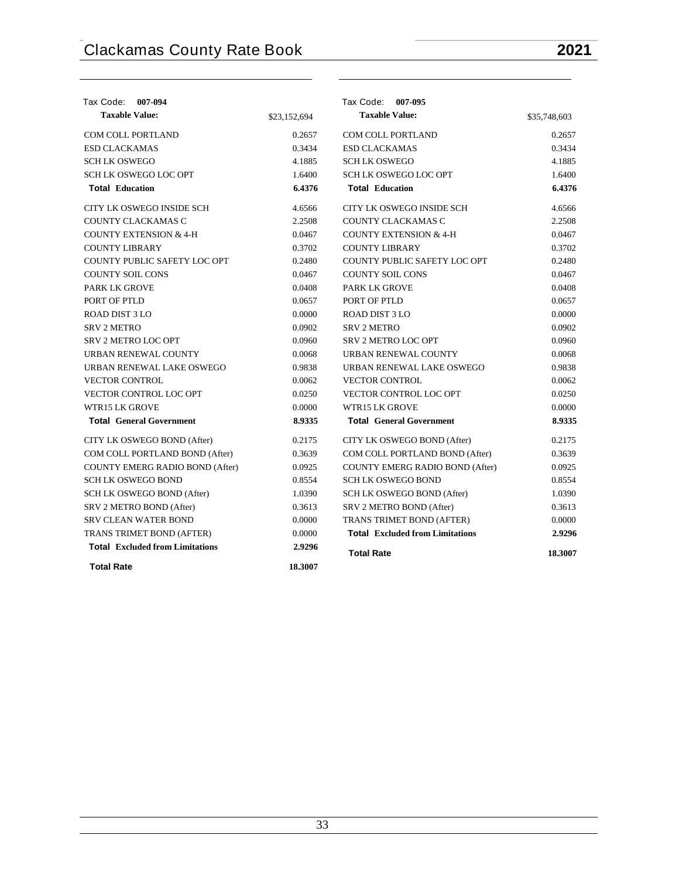Tax Code: **007-094**

| **Taxable Value:** | $23,152,694 |
|---|---|
| COM COLL PORTLAND | 0.2657 |
| ESD CLACKAMAS | 0.3434 |
| SCH LK OSWEGO | 4.1885 |
| SCH LK OSWEGO LOC OPT | 1.6400 |
| **Total Education** | **6.4376** |
| CITY LK OSWEGO INSIDE SCH | 4.6566 |
| COUNTY CLACKAMAS C | 2.2508 |
| COUNTY EXTENSION & 4-H | 0.0467 |
| COUNTY LIBRARY | 0.3702 |
| COUNTY PUBLIC SAFETY LOC OPT | 0.2480 |
| COUNTY SOIL CONS | 0.0467 |
| PARK LK GROVE | 0.0408 |
| PORT OF PTLD | 0.0657 |
| ROAD DIST 3 LO | 0.0000 |
| SRV 2 METRO | 0.0902 |
| SRV 2 METRO LOC OPT | 0.0960 |
| URBAN RENEWAL COUNTY | 0.0068 |
| URBAN RENEWAL LAKE OSWEGO | 0.9838 |
| VECTOR CONTROL | 0.0062 |
| VECTOR CONTROL LOC OPT | 0.0250 |
| WTR15 LK GROVE | 0.0000 |
| **Total General Government** | **8.9335** |
| CITY LK OSWEGO BOND (After) | 0.2175 |
| COM COLL PORTLAND BOND (After) | 0.3639 |
| COUNTY EMERG RADIO BOND (After) | 0.0925 |
| SCH LK OSWEGO BOND | 0.8554 |
| SCH LK OSWEGO BOND (After) | 1.0390 |
| SRV 2 METRO BOND (After) | 0.3613 |
| SRV CLEAN WATER BOND | 0.0000 |
| TRANS TRIMET BOND (AFTER) | 0.0000 |
| **Total Excluded from Limitations** | **2.9296** |
| **Total Rate** | **18.3007** |

Tax Code: **007-095**

| **Taxable Value:** | $35,748,603 |
|---|---|
| COM COLL PORTLAND | 0.2657 |
| ESD CLACKAMAS | 0.3434 |
| SCH LK OSWEGO | 4.1885 |
| SCH LK OSWEGO LOC OPT | 1.6400 |
| **Total Education** | **6.4376** |
| CITY LK OSWEGO INSIDE SCH | 4.6566 |
| COUNTY CLACKAMAS C | 2.2508 |
| COUNTY EXTENSION & 4-H | 0.0467 |
| COUNTY LIBRARY | 0.3702 |
| COUNTY PUBLIC SAFETY LOC OPT | 0.2480 |
| COUNTY SOIL CONS | 0.0467 |
| PARK LK GROVE | 0.0408 |
| PORT OF PTLD | 0.0657 |
| ROAD DIST 3 LO | 0.0000 |
| SRV 2 METRO | 0.0902 |
| SRV 2 METRO LOC OPT | 0.0960 |
| URBAN RENEWAL COUNTY | 0.0068 |
| URBAN RENEWAL LAKE OSWEGO | 0.9838 |
| VECTOR CONTROL | 0.0062 |
| VECTOR CONTROL LOC OPT | 0.0250 |
| WTR15 LK GROVE | 0.0000 |
| **Total General Government** | **8.9335** |
| CITY LK OSWEGO BOND (After) | 0.2175 |
| COM COLL PORTLAND BOND (After) | 0.3639 |
| COUNTY EMERG RADIO BOND (After) | 0.0925 |
| SCH LK OSWEGO BOND | 0.8554 |
| SCH LK OSWEGO BOND (After) | 1.0390 |
| SRV 2 METRO BOND (After) | 0.3613 |
| TRANS TRIMET BOND (AFTER) | 0.0000 |
| **Total Excluded from Limitations** | **2.9296** |
| **Total Rate** | **18.3007** |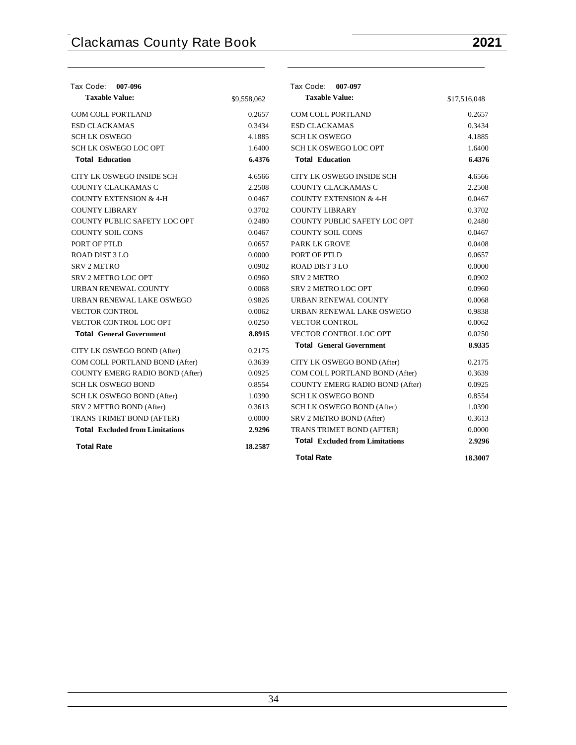Tax Code: **007-096**

| **Taxable Value:** | $9,558,062 |
|---|---|
| COM COLL PORTLAND | 0.2657 |
| ESD CLACKAMAS | 0.3434 |
| SCH LK OSWEGO | 4.1885 |
| SCH LK OSWEGO LOC OPT | 1.6400 |
| **Total Education** | **6.4376** |
| CITY LK OSWEGO INSIDE SCH | 4.6566 |
| COUNTY CLACKAMAS C | 2.2508 |
| COUNTY EXTENSION & 4-H | 0.0467 |
| COUNTY LIBRARY | 0.3702 |
| COUNTY PUBLIC SAFETY LOC OPT | 0.2480 |
| COUNTY SOIL CONS | 0.0467 |
| PORT OF PTLD | 0.0657 |
| ROAD DIST 3 LO | 0.0000 |
| SRV 2 METRO | 0.0902 |
| SRV 2 METRO LOC OPT | 0.0960 |
| URBAN RENEWAL COUNTY | 0.0068 |
| URBAN RENEWAL LAKE OSWEGO | 0.9826 |
| VECTOR CONTROL | 0.0062 |
| VECTOR CONTROL LOC OPT | 0.0250 |
| **Total General Government** | **8.8915** |
| CITY LK OSWEGO BOND (After) | 0.2175 |
| COM COLL PORTLAND BOND (After) | 0.3639 |
| COUNTY EMERG RADIO BOND (After) | 0.0925 |
| SCH LK OSWEGO BOND | 0.8554 |
| SCH LK OSWEGO BOND (After) | 1.0390 |
| SRV 2 METRO BOND (After) | 0.3613 |
| TRANS TRIMET BOND (AFTER) | 0.0000 |
| **Total Excluded from Limitations** | **2.9296** |
| **Total Rate** | **18.2587** |

Tax Code: **007-097**

| **Taxable Value:** | $17,516,048 |
|---|---|
| COM COLL PORTLAND | 0.2657 |
| ESD CLACKAMAS | 0.3434 |
| SCH LK OSWEGO | 4.1885 |
| SCH LK OSWEGO LOC OPT | 1.6400 |
| **Total Education** | **6.4376** |
| CITY LK OSWEGO INSIDE SCH | 4.6566 |
| COUNTY CLACKAMAS C | 2.2508 |
| COUNTY EXTENSION & 4-H | 0.0467 |
| COUNTY LIBRARY | 0.3702 |
| COUNTY PUBLIC SAFETY LOC OPT | 0.2480 |
| COUNTY SOIL CONS | 0.0467 |
| PARK LK GROVE | 0.0408 |
| PORT OF PTLD | 0.0657 |
| ROAD DIST 3 LO | 0.0000 |
| SRV 2 METRO | 0.0902 |
| SRV 2 METRO LOC OPT | 0.0960 |
| URBAN RENEWAL COUNTY | 0.0068 |
| URBAN RENEWAL LAKE OSWEGO | 0.9838 |
| VECTOR CONTROL | 0.0062 |
| VECTOR CONTROL LOC OPT | 0.0250 |
| **Total General Government** | **8.9335** |
| CITY LK OSWEGO BOND (After) | 0.2175 |
| COM COLL PORTLAND BOND (After) | 0.3639 |
| COUNTY EMERG RADIO BOND (After) | 0.0925 |
| SCH LK OSWEGO BOND | 0.8554 |
| SCH LK OSWEGO BOND (After) | 1.0390 |
| SRV 2 METRO BOND (After) | 0.3613 |
| TRANS TRIMET BOND (AFTER) | 0.0000 |
| **Total Excluded from Limitations** | **2.9296** |
| **Total Rate** | **18.3007** |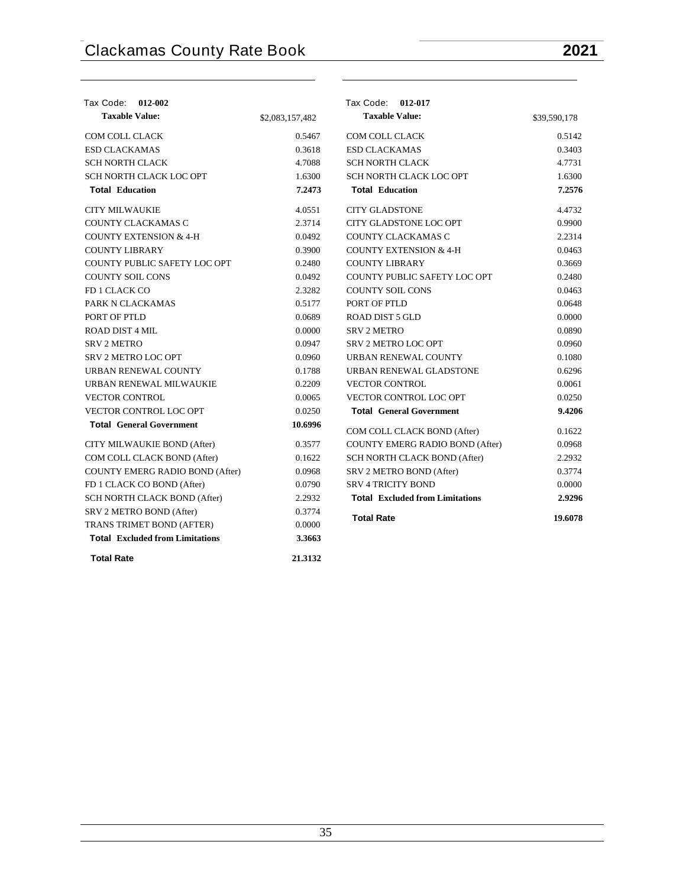Tax Code: **012-002**

| **Taxable Value:** | $2,083,157,482 |
|---|---|
| COM COLL CLACK | 0.5467 |
| ESD CLACKAMAS | 0.3618 |
| SCH NORTH CLACK | 4.7088 |
| SCH NORTH CLACK LOC OPT | 1.6300 |
| **Total Education** | **7.2473** |
| CITY MILWAUKIE | 4.0551 |
| COUNTY CLACKAMAS C | 2.3714 |
| COUNTY EXTENSION & 4-H | 0.0492 |
| COUNTY LIBRARY | 0.3900 |
| COUNTY PUBLIC SAFETY LOC OPT | 0.2480 |
| COUNTY SOIL CONS | 0.0492 |
| FD 1 CLACK CO | 2.3282 |
| PARK N CLACKAMAS | 0.5177 |
| PORT OF PTLD | 0.0689 |
| ROAD DIST 4 MIL | 0.0000 |
| SRV 2 METRO | 0.0947 |
| SRV 2 METRO LOC OPT | 0.0960 |
| URBAN RENEWAL COUNTY | 0.1788 |
| URBAN RENEWAL MILWAUKIE | 0.2209 |
| VECTOR CONTROL | 0.0065 |
| VECTOR CONTROL LOC OPT | 0.0250 |
| **Total General Government** | **10.6996** |
| CITY MILWAUKIE BOND (After) | 0.3577 |
| COM COLL CLACK BOND (After) | 0.1622 |
| COUNTY EMERG RADIO BOND (After) | 0.0968 |
| FD 1 CLACK CO BOND (After) | 0.0790 |
| SCH NORTH CLACK BOND (After) | 2.2932 |
| SRV 2 METRO BOND (After) | 0.3774 |
| TRANS TRIMET BOND (AFTER) | 0.0000 |
| **Total Excluded from Limitations** | **3.3663** |
| **Total Rate** | **21.3132** |

Tax Code: **012-017**

| **Taxable Value:** | $39,590,178 |
|---|---|
| COM COLL CLACK | 0.5142 |
| ESD CLACKAMAS | 0.3403 |
| SCH NORTH CLACK | 4.7731 |
| SCH NORTH CLACK LOC OPT | 1.6300 |
| **Total Education** | **7.2576** |
| CITY GLADSTONE | 4.4732 |
| CITY GLADSTONE LOC OPT | 0.9900 |
| COUNTY CLACKAMAS C | 2.2314 |
| COUNTY EXTENSION & 4-H | 0.0463 |
| COUNTY LIBRARY | 0.3669 |
| COUNTY PUBLIC SAFETY LOC OPT | 0.2480 |
| COUNTY SOIL CONS | 0.0463 |
| PORT OF PTLD | 0.0648 |
| ROAD DIST 5 GLD | 0.0000 |
| SRV 2 METRO | 0.0890 |
| SRV 2 METRO LOC OPT | 0.0960 |
| URBAN RENEWAL COUNTY | 0.1080 |
| URBAN RENEWAL GLADSTONE | 0.6296 |
| VECTOR CONTROL | 0.0061 |
| VECTOR CONTROL LOC OPT | 0.0250 |
| **Total General Government** | **9.4206** |
| COM COLL CLACK BOND (After) | 0.1622 |
| COUNTY EMERG RADIO BOND (After) | 0.0968 |
| SCH NORTH CLACK BOND (After) | 2.2932 |
| SRV 2 METRO BOND (After) | 0.3774 |
| SRV 4 TRICITY BOND | 0.0000 |
| **Total Excluded from Limitations** | **2.9296** |
| **Total Rate** | **19.6078** |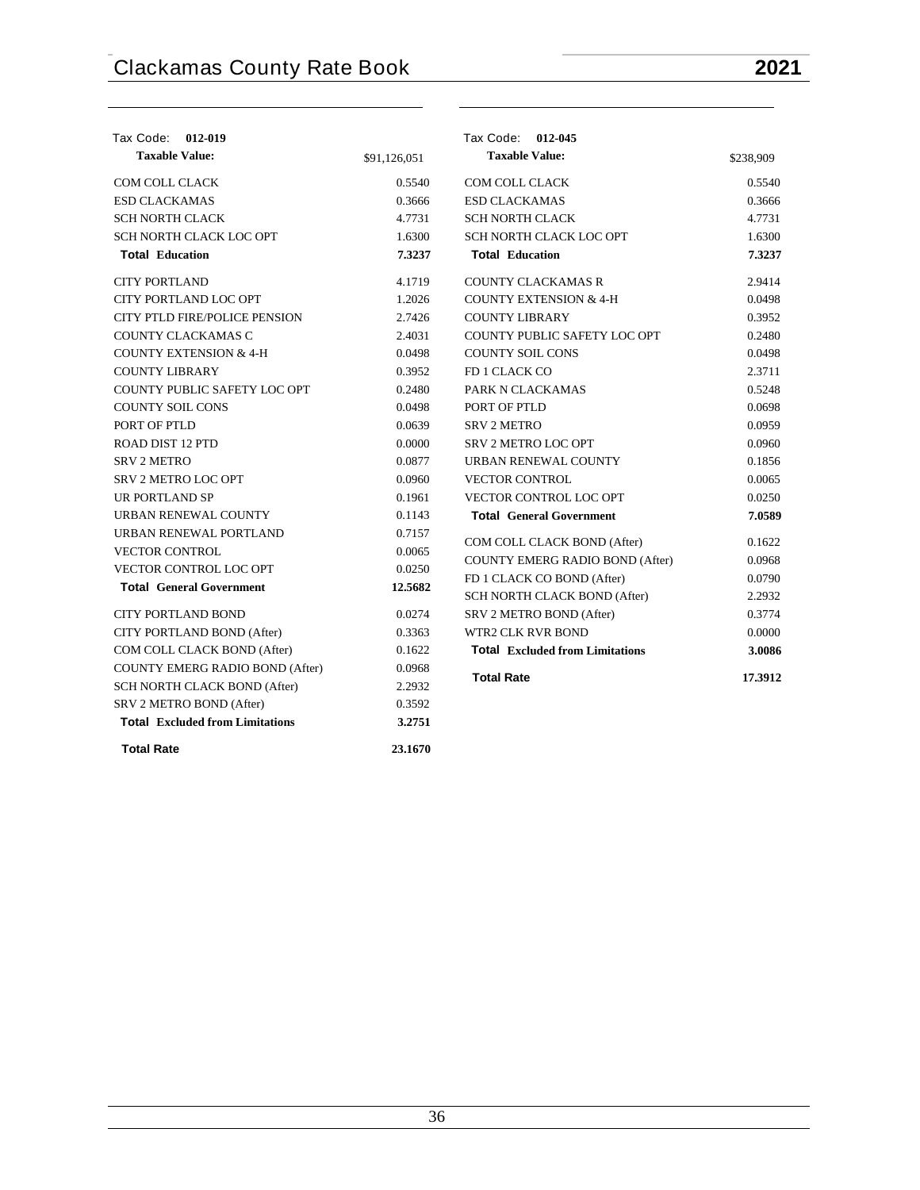| Tax Code: **012-019** | |
|---|---|
| **Taxable Value:** | $91,126,051 |
| COM COLL CLACK | 0.5540 |
| ESD CLACKAMAS | 0.3666 |
| SCH NORTH CLACK | 4.7731 |
| SCH NORTH CLACK LOC OPT | 1.6300 |
| **Total Education** | **7.3237** |
| CITY PORTLAND | 4.1719 |
| CITY PORTLAND LOC OPT | 1.2026 |
| CITY PTLD FIRE/POLICE PENSION | 2.7426 |
| COUNTY CLACKAMAS C | 2.4031 |
| COUNTY EXTENSION & 4-H | 0.0498 |
| COUNTY LIBRARY | 0.3952 |
| COUNTY PUBLIC SAFETY LOC OPT | 0.2480 |
| COUNTY SOIL CONS | 0.0498 |
| PORT OF PTLD | 0.0639 |
| ROAD DIST 12 PTD | 0.0000 |
| SRV 2 METRO | 0.0877 |
| SRV 2 METRO LOC OPT | 0.0960 |
| UR PORTLAND SP | 0.1961 |
| URBAN RENEWAL COUNTY | 0.1143 |
| URBAN RENEWAL PORTLAND | 0.7157 |
| VECTOR CONTROL | 0.0065 |
| VECTOR CONTROL LOC OPT | 0.0250 |
| **Total General Government** | **12.5682** |
| CITY PORTLAND BOND | 0.0274 |
| CITY PORTLAND BOND (After) | 0.3363 |
| COM COLL CLACK BOND (After) | 0.1622 |
| COUNTY EMERG RADIO BOND (After) | 0.0968 |
| SCH NORTH CLACK BOND (After) | 2.2932 |
| SRV 2 METRO BOND (After) | 0.3592 |
| **Total Excluded from Limitations** | **3.2751** |
| **Total Rate** | **23.1670** |

| Tax Code: **012-045** | |
|---|---|
| **Taxable Value:** | $238,909 |
| COM COLL CLACK | 0.5540 |
| ESD CLACKAMAS | 0.3666 |
| SCH NORTH CLACK | 4.7731 |
| SCH NORTH CLACK LOC OPT | 1.6300 |
| **Total Education** | **7.3237** |
| COUNTY CLACKAMAS R | 2.9414 |
| COUNTY EXTENSION & 4-H | 0.0498 |
| COUNTY LIBRARY | 0.3952 |
| COUNTY PUBLIC SAFETY LOC OPT | 0.2480 |
| COUNTY SOIL CONS | 0.0498 |
| FD 1 CLACK CO | 2.3711 |
| PARK N CLACKAMAS | 0.5248 |
| PORT OF PTLD | 0.0698 |
| SRV 2 METRO | 0.0959 |
| SRV 2 METRO LOC OPT | 0.0960 |
| URBAN RENEWAL COUNTY | 0.1856 |
| VECTOR CONTROL | 0.0065 |
| VECTOR CONTROL LOC OPT | 0.0250 |
| **Total General Government** | **7.0589** |
| COM COLL CLACK BOND (After) | 0.1622 |
| COUNTY EMERG RADIO BOND (After) | 0.0968 |
| FD 1 CLACK CO BOND (After) | 0.0790 |
| SCH NORTH CLACK BOND (After) | 2.2932 |
| SRV 2 METRO BOND (After) | 0.3774 |
| WTR2 CLK RVR BOND | 0.0000 |
| **Total Excluded from Limitations** | **3.0086** |
| **Total Rate** | **17.3912** |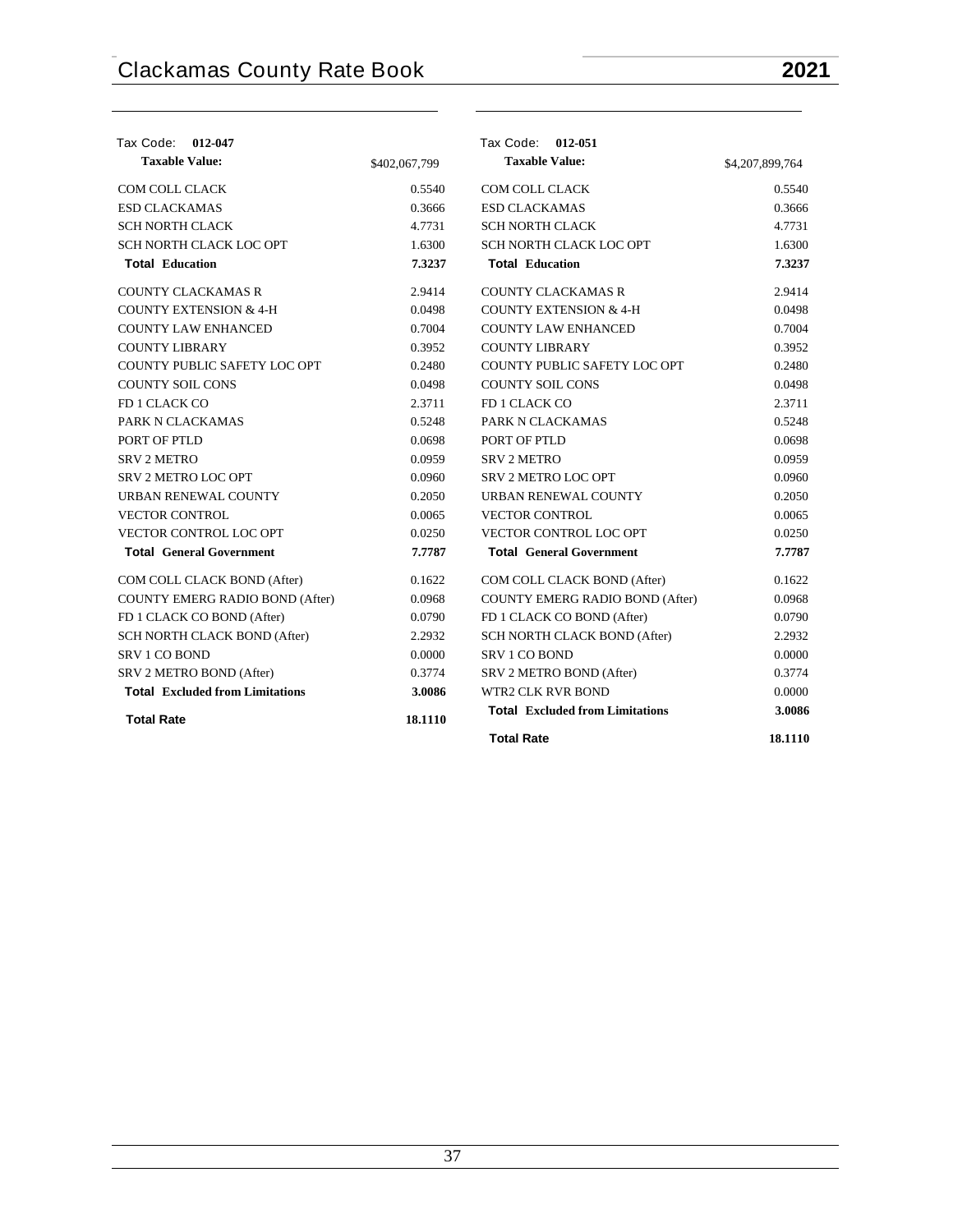Tax Code: **012-047**

| **Taxable Value:** | $402,067,799 |
|---|---|
| COM COLL CLACK | 0.5540 |
| ESD CLACKAMAS | 0.3666 |
| SCH NORTH CLACK | 4.7731 |
| SCH NORTH CLACK LOC OPT | 1.6300 |
| **Total Education** | **7.3237** |
| COUNTY CLACKAMAS R | 2.9414 |
| COUNTY EXTENSION & 4-H | 0.0498 |
| COUNTY LAW ENHANCED | 0.7004 |
| COUNTY LIBRARY | 0.3952 |
| COUNTY PUBLIC SAFETY LOC OPT | 0.2480 |
| COUNTY SOIL CONS | 0.0498 |
| FD 1 CLACK CO | 2.3711 |
| PARK N CLACKAMAS | 0.5248 |
| PORT OF PTLD | 0.0698 |
| SRV 2 METRO | 0.0959 |
| SRV 2 METRO LOC OPT | 0.0960 |
| URBAN RENEWAL COUNTY | 0.2050 |
| VECTOR CONTROL | 0.0065 |
| VECTOR CONTROL LOC OPT | 0.0250 |
| **Total General Government** | **7.7787** |
| COM COLL CLACK BOND (After) | 0.1622 |
| COUNTY EMERG RADIO BOND (After) | 0.0968 |
| FD 1 CLACK CO BOND (After) | 0.0790 |
| SCH NORTH CLACK BOND (After) | 2.2932 |
| SRV 1 CO BOND | 0.0000 |
| SRV 2 METRO BOND (After) | 0.3774 |
| **Total Excluded from Limitations** | **3.0086** |
| **Total Rate** | **18.1110** |

Tax Code: **012-051**

| **Taxable Value:** | $4,207,899,764 |
|---|---|
| COM COLL CLACK | 0.5540 |
| ESD CLACKAMAS | 0.3666 |
| SCH NORTH CLACK | 4.7731 |
| SCH NORTH CLACK LOC OPT | 1.6300 |
| **Total Education** | **7.3237** |
| COUNTY CLACKAMAS R | 2.9414 |
| COUNTY EXTENSION & 4-H | 0.0498 |
| COUNTY LAW ENHANCED | 0.7004 |
| COUNTY LIBRARY | 0.3952 |
| COUNTY PUBLIC SAFETY LOC OPT | 0.2480 |
| COUNTY SOIL CONS | 0.0498 |
| FD 1 CLACK CO | 2.3711 |
| PARK N CLACKAMAS | 0.5248 |
| PORT OF PTLD | 0.0698 |
| SRV 2 METRO | 0.0959 |
| SRV 2 METRO LOC OPT | 0.0960 |
| URBAN RENEWAL COUNTY | 0.2050 |
| VECTOR CONTROL | 0.0065 |
| VECTOR CONTROL LOC OPT | 0.0250 |
| **Total General Government** | **7.7787** |
| COM COLL CLACK BOND (After) | 0.1622 |
| COUNTY EMERG RADIO BOND (After) | 0.0968 |
| FD 1 CLACK CO BOND (After) | 0.0790 |
| SCH NORTH CLACK BOND (After) | 2.2932 |
| SRV 1 CO BOND | 0.0000 |
| SRV 2 METRO BOND (After) | 0.3774 |
| WTR2 CLK RVR BOND | 0.0000 |
| **Total Excluded from Limitations** | **3.0086** |
| **Total Rate** | **18.1110** |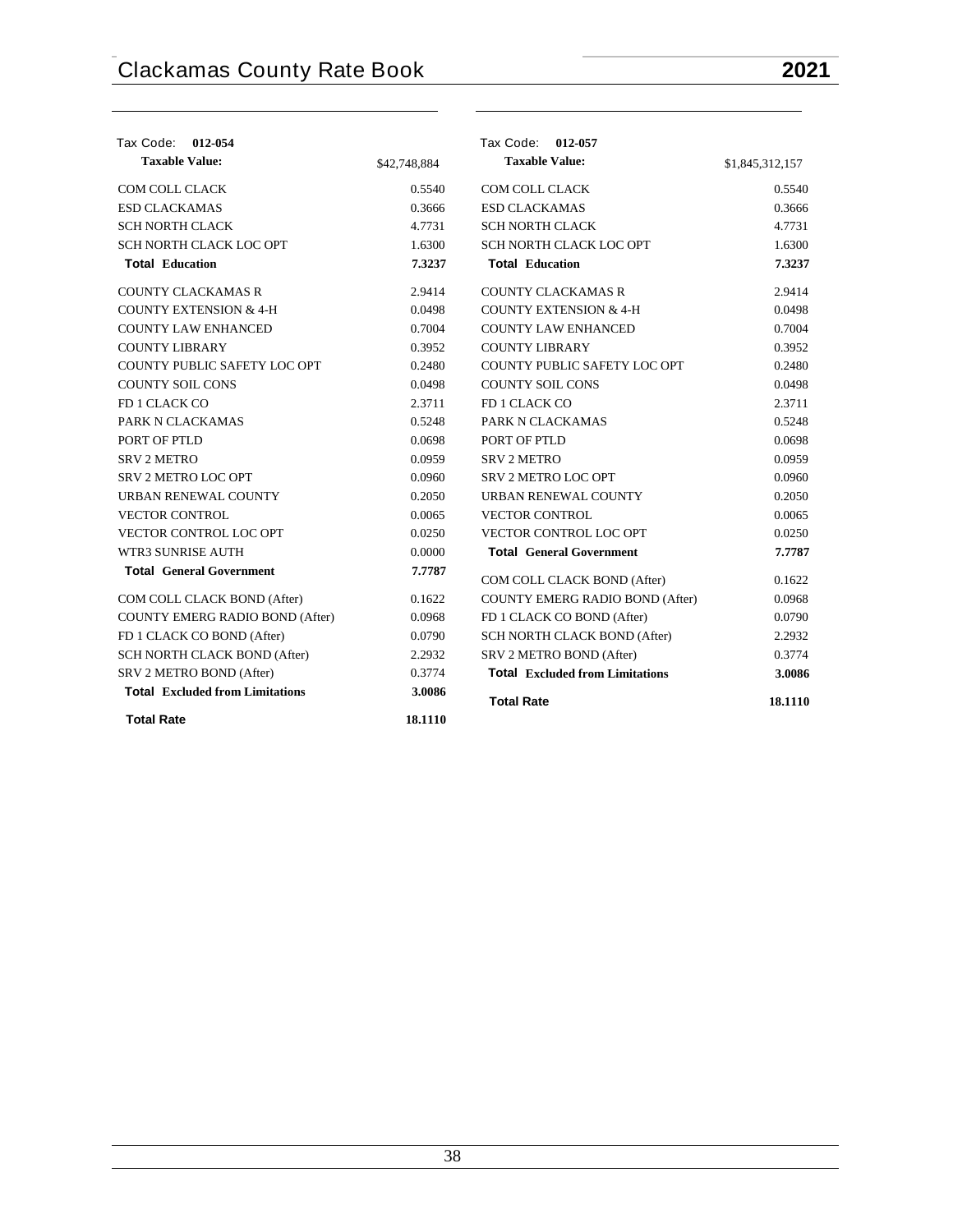Tax Code: **012-054**

| **Taxable Value:** | $42,748,884 |
|---|---|
| COM COLL CLACK | 0.5540 |
| ESD CLACKAMAS | 0.3666 |
| SCH NORTH CLACK | 4.7731 |
| SCH NORTH CLACK LOC OPT | 1.6300 |
| **Total Education** | **7.3237** |
| COUNTY CLACKAMAS R | 2.9414 |
| COUNTY EXTENSION & 4-H | 0.0498 |
| COUNTY LAW ENHANCED | 0.7004 |
| COUNTY LIBRARY | 0.3952 |
| COUNTY PUBLIC SAFETY LOC OPT | 0.2480 |
| COUNTY SOIL CONS | 0.0498 |
| FD 1 CLACK CO | 2.3711 |
| PARK N CLACKAMAS | 0.5248 |
| PORT OF PTLD | 0.0698 |
| SRV 2 METRO | 0.0959 |
| SRV 2 METRO LOC OPT | 0.0960 |
| URBAN RENEWAL COUNTY | 0.2050 |
| VECTOR CONTROL | 0.0065 |
| VECTOR CONTROL LOC OPT | 0.0250 |
| WTR3 SUNRISE AUTH | 0.0000 |
| **Total General Government** | **7.7787** |
| COM COLL CLACK BOND (After) | 0.1622 |
| COUNTY EMERG RADIO BOND (After) | 0.0968 |
| FD 1 CLACK CO BOND (After) | 0.0790 |
| SCH NORTH CLACK BOND (After) | 2.2932 |
| SRV 2 METRO BOND (After) | 0.3774 |
| **Total Excluded from Limitations** | **3.0086** |
| **Total Rate** | **18.1110** |

Tax Code: **012-057**

| **Taxable Value:** | $1,845,312,157 |
|---|---|
| COM COLL CLACK | 0.5540 |
| ESD CLACKAMAS | 0.3666 |
| SCH NORTH CLACK | 4.7731 |
| SCH NORTH CLACK LOC OPT | 1.6300 |
| **Total Education** | **7.3237** |
| COUNTY CLACKAMAS R | 2.9414 |
| COUNTY EXTENSION & 4-H | 0.0498 |
| COUNTY LAW ENHANCED | 0.7004 |
| COUNTY LIBRARY | 0.3952 |
| COUNTY PUBLIC SAFETY LOC OPT | 0.2480 |
| COUNTY SOIL CONS | 0.0498 |
| FD 1 CLACK CO | 2.3711 |
| PARK N CLACKAMAS | 0.5248 |
| PORT OF PTLD | 0.0698 |
| SRV 2 METRO | 0.0959 |
| SRV 2 METRO LOC OPT | 0.0960 |
| URBAN RENEWAL COUNTY | 0.2050 |
| VECTOR CONTROL | 0.0065 |
| VECTOR CONTROL LOC OPT | 0.0250 |
| **Total General Government** | **7.7787** |
| COM COLL CLACK BOND (After) | 0.1622 |
| COUNTY EMERG RADIO BOND (After) | 0.0968 |
| FD 1 CLACK CO BOND (After) | 0.0790 |
| SCH NORTH CLACK BOND (After) | 2.2932 |
| SRV 2 METRO BOND (After) | 0.3774 |
| **Total Excluded from Limitations** | **3.0086** |
| **Total Rate** | **18.1110** |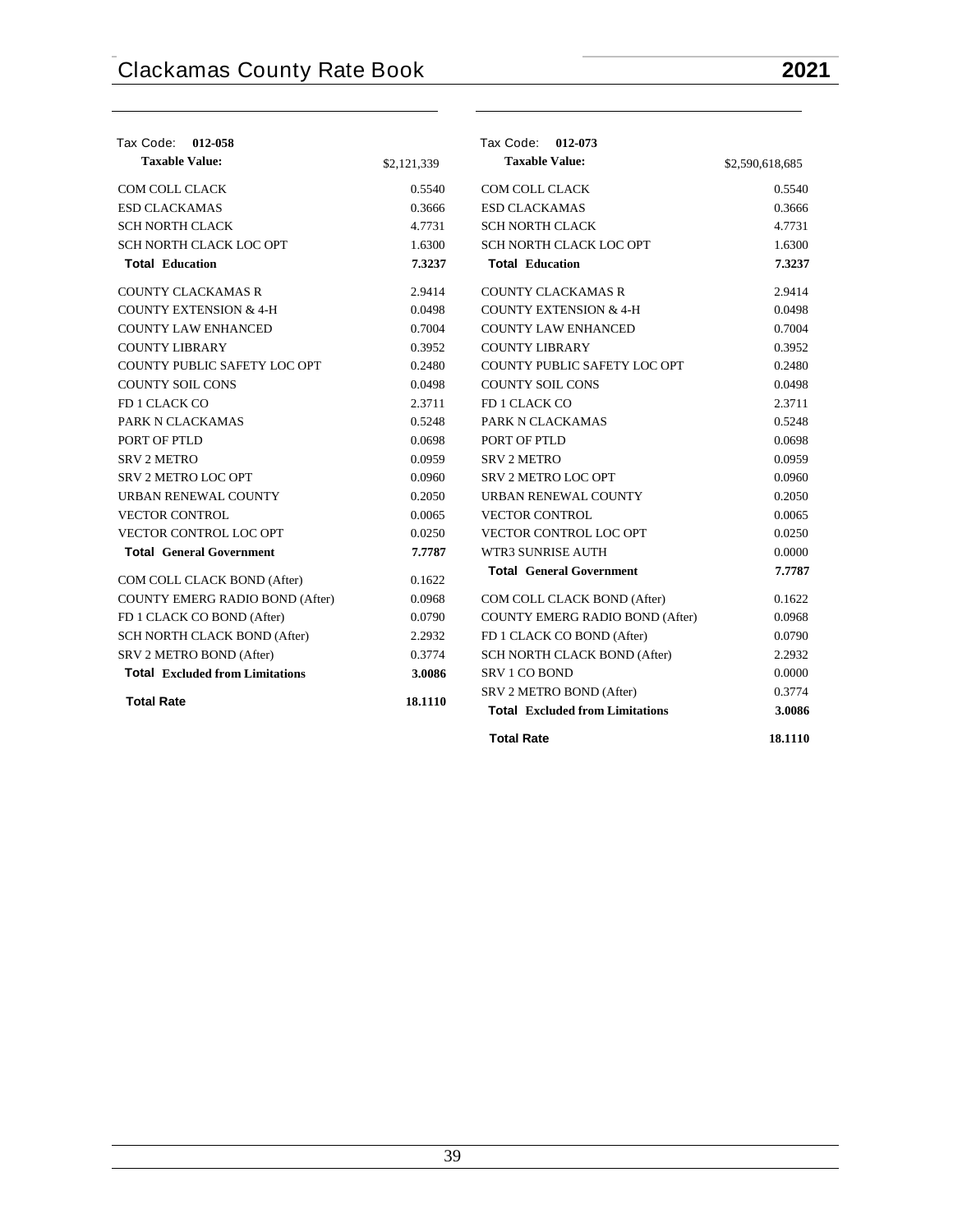| Tax Code: **012-058** | |
|---|---|
| **Taxable Value:** | $2,121,339 |
| COM COLL CLACK | 0.5540 |
| ESD CLACKAMAS | 0.3666 |
| SCH NORTH CLACK | 4.7731 |
| SCH NORTH CLACK LOC OPT | 1.6300 |
| **Total Education** | **7.3237** |
| COUNTY CLACKAMAS R | 2.9414 |
| COUNTY EXTENSION & 4-H | 0.0498 |
| COUNTY LAW ENHANCED | 0.7004 |
| COUNTY LIBRARY | 0.3952 |
| COUNTY PUBLIC SAFETY LOC OPT | 0.2480 |
| COUNTY SOIL CONS | 0.0498 |
| FD 1 CLACK CO | 2.3711 |
| PARK N CLACKAMAS | 0.5248 |
| PORT OF PTLD | 0.0698 |
| SRV 2 METRO | 0.0959 |
| SRV 2 METRO LOC OPT | 0.0960 |
| URBAN RENEWAL COUNTY | 0.2050 |
| VECTOR CONTROL | 0.0065 |
| VECTOR CONTROL LOC OPT | 0.0250 |
| **Total General Government** | **7.7787** |
| COM COLL CLACK BOND (After) | 0.1622 |
| COUNTY EMERG RADIO BOND (After) | 0.0968 |
| FD 1 CLACK CO BOND (After) | 0.0790 |
| SCH NORTH CLACK BOND (After) | 2.2932 |
| SRV 2 METRO BOND (After) | 0.3774 |
| **Total Excluded from Limitations** | **3.0086** |
| **Total Rate** | **18.1110** |

| Tax Code: **012-073** | |
|---|---|
| **Taxable Value:** | $2,590,618,685 |
| COM COLL CLACK | 0.5540 |
| ESD CLACKAMAS | 0.3666 |
| SCH NORTH CLACK | 4.7731 |
| SCH NORTH CLACK LOC OPT | 1.6300 |
| **Total Education** | **7.3237** |
| COUNTY CLACKAMAS R | 2.9414 |
| COUNTY EXTENSION & 4-H | 0.0498 |
| COUNTY LAW ENHANCED | 0.7004 |
| COUNTY LIBRARY | 0.3952 |
| COUNTY PUBLIC SAFETY LOC OPT | 0.2480 |
| COUNTY SOIL CONS | 0.0498 |
| FD 1 CLACK CO | 2.3711 |
| PARK N CLACKAMAS | 0.5248 |
| PORT OF PTLD | 0.0698 |
| SRV 2 METRO | 0.0959 |
| SRV 2 METRO LOC OPT | 0.0960 |
| URBAN RENEWAL COUNTY | 0.2050 |
| VECTOR CONTROL | 0.0065 |
| VECTOR CONTROL LOC OPT | 0.0250 |
| WTR3 SUNRISE AUTH | 0.0000 |
| **Total General Government** | **7.7787** |
| COM COLL CLACK BOND (After) | 0.1622 |
| COUNTY EMERG RADIO BOND (After) | 0.0968 |
| FD 1 CLACK CO BOND (After) | 0.0790 |
| SCH NORTH CLACK BOND (After) | 2.2932 |
| SRV 1 CO BOND | 0.0000 |
| SRV 2 METRO BOND (After) | 0.3774 |
| **Total Excluded from Limitations** | **3.0086** |
| **Total Rate** | **18.1110** |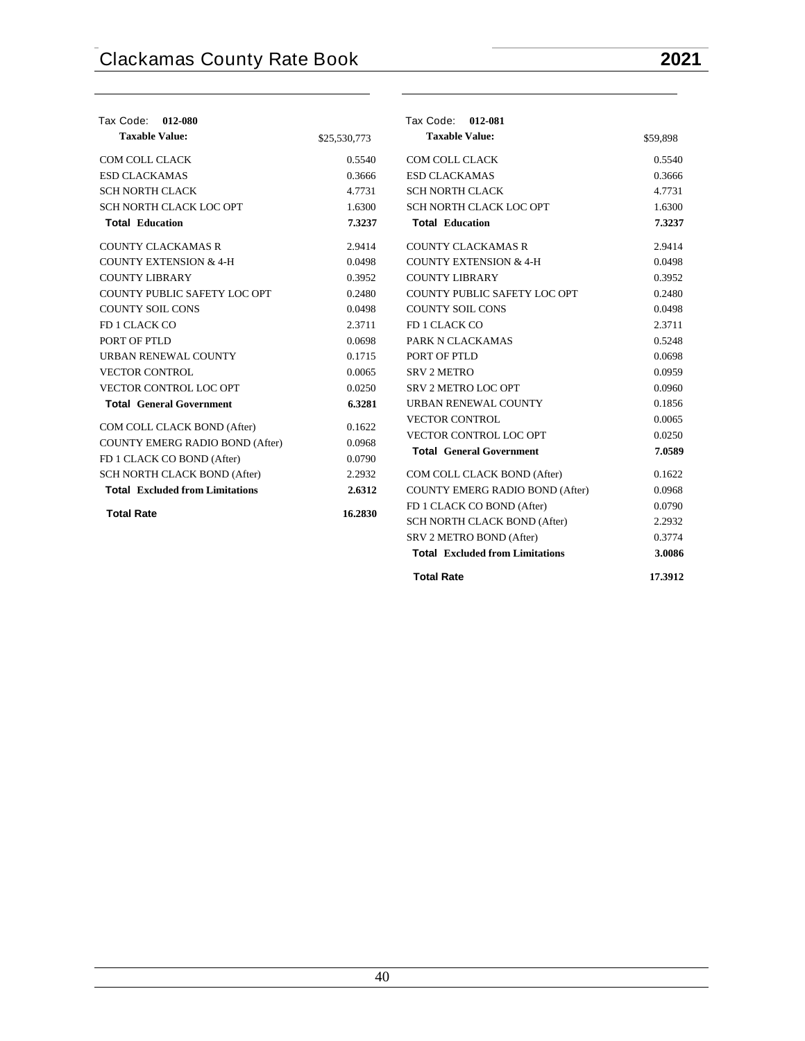Tax Code: **012-080**

| **Taxable Value:** | $25,530,773 |
|---|---|
| COM COLL CLACK | 0.5540 |
| ESD CLACKAMAS | 0.3666 |
| SCH NORTH CLACK | 4.7731 |
| SCH NORTH CLACK LOC OPT | 1.6300 |
| **Total Education** | **7.3237** |
| COUNTY CLACKAMAS R | 2.9414 |
| COUNTY EXTENSION & 4-H | 0.0498 |
| COUNTY LIBRARY | 0.3952 |
| COUNTY PUBLIC SAFETY LOC OPT | 0.2480 |
| COUNTY SOIL CONS | 0.0498 |
| FD 1 CLACK CO | 2.3711 |
| PORT OF PTLD | 0.0698 |
| URBAN RENEWAL COUNTY | 0.1715 |
| VECTOR CONTROL | 0.0065 |
| VECTOR CONTROL LOC OPT | 0.0250 |
| **Total General Government** | **6.3281** |
| COM COLL CLACK BOND (After) | 0.1622 |
| COUNTY EMERG RADIO BOND (After) | 0.0968 |
| FD 1 CLACK CO BOND (After) | 0.0790 |
| SCH NORTH CLACK BOND (After) | 2.2932 |
| **Total Excluded from Limitations** | **2.6312** |
| **Total Rate** | **16.2830** |

Tax Code: **012-081**

| **Taxable Value:** | $59,898 |
|---|---|
| COM COLL CLACK | 0.5540 |
| ESD CLACKAMAS | 0.3666 |
| SCH NORTH CLACK | 4.7731 |
| SCH NORTH CLACK LOC OPT | 1.6300 |
| **Total Education** | **7.3237** |
| COUNTY CLACKAMAS R | 2.9414 |
| COUNTY EXTENSION & 4-H | 0.0498 |
| COUNTY LIBRARY | 0.3952 |
| COUNTY PUBLIC SAFETY LOC OPT | 0.2480 |
| COUNTY SOIL CONS | 0.0498 |
| FD 1 CLACK CO | 2.3711 |
| PARK N CLACKAMAS | 0.5248 |
| PORT OF PTLD | 0.0698 |
| SRV 2 METRO | 0.0959 |
| SRV 2 METRO LOC OPT | 0.0960 |
| URBAN RENEWAL COUNTY | 0.1856 |
| VECTOR CONTROL | 0.0065 |
| VECTOR CONTROL LOC OPT | 0.0250 |
| **Total General Government** | **7.0589** |
| COM COLL CLACK BOND (After) | 0.1622 |
| COUNTY EMERG RADIO BOND (After) | 0.0968 |
| FD 1 CLACK CO BOND (After) | 0.0790 |
| SCH NORTH CLACK BOND (After) | 2.2932 |
| SRV 2 METRO BOND (After) | 0.3774 |
| **Total Excluded from Limitations** | **3.0086** |
| **Total Rate** | **17.3912** |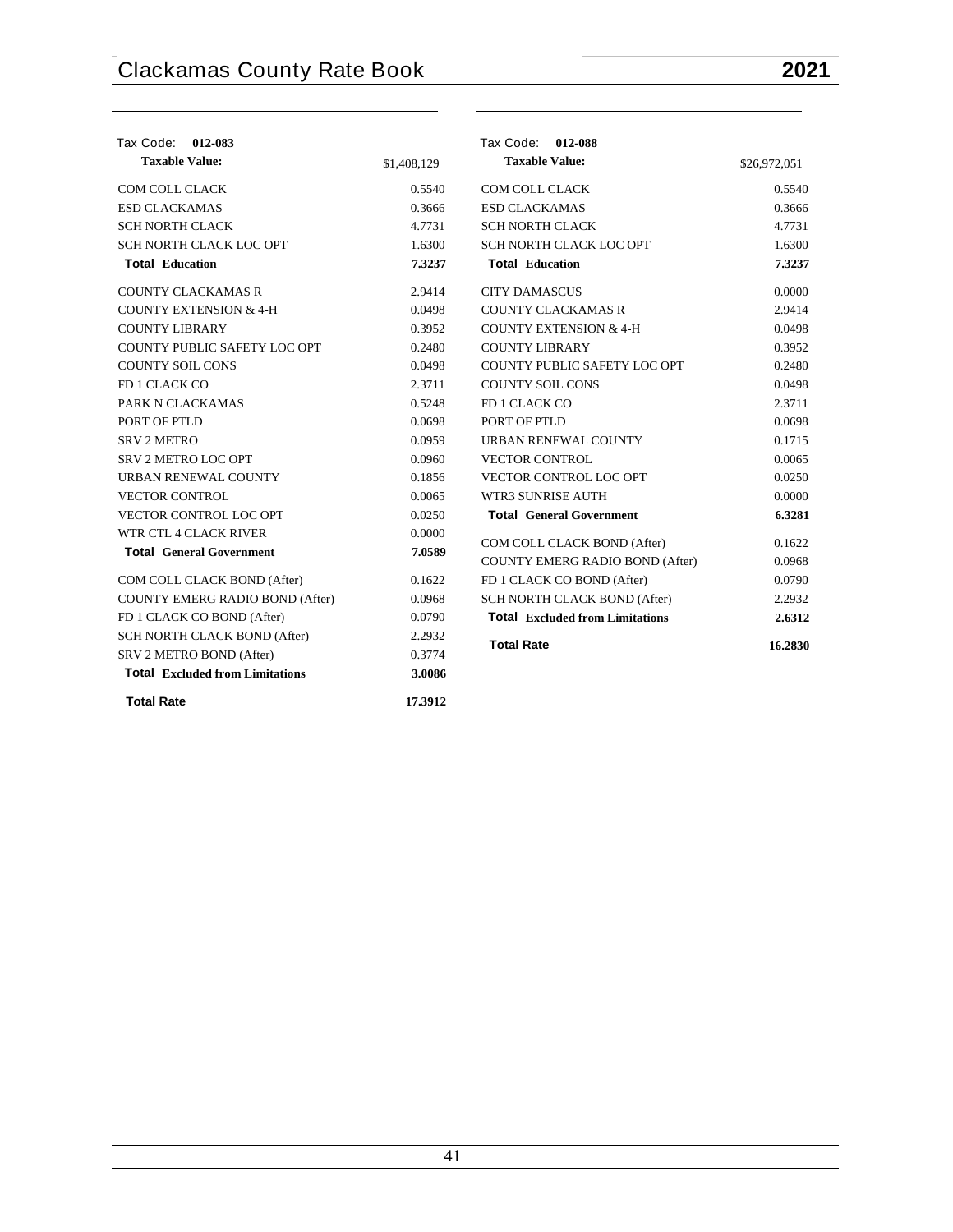## Tax Code: 012-083

| **Taxable Value:** | $1,408,129 |
|---|---|
| COM COLL CLACK | 0.5540 |
| ESD CLACKAMAS | 0.3666 |
| SCH NORTH CLACK | 4.7731 |
| SCH NORTH CLACK LOC OPT | 1.6300 |
| **Total Education** | **7.3237** |
| COUNTY CLACKAMAS R | 2.9414 |
| COUNTY EXTENSION & 4-H | 0.0498 |
| COUNTY LIBRARY | 0.3952 |
| COUNTY PUBLIC SAFETY LOC OPT | 0.2480 |
| COUNTY SOIL CONS | 0.0498 |
| FD 1 CLACK CO | 2.3711 |
| PARK N CLACKAMAS | 0.5248 |
| PORT OF PTLD | 0.0698 |
| SRV 2 METRO | 0.0959 |
| SRV 2 METRO LOC OPT | 0.0960 |
| URBAN RENEWAL COUNTY | 0.1856 |
| VECTOR CONTROL | 0.0065 |
| VECTOR CONTROL LOC OPT | 0.0250 |
| WTR CTL 4 CLACK RIVER | 0.0000 |
| **Total General Government** | **7.0589** |
| COM COLL CLACK BOND (After) | 0.1622 |
| COUNTY EMERG RADIO BOND (After) | 0.0968 |
| FD 1 CLACK CO BOND (After) | 0.0790 |
| SCH NORTH CLACK BOND (After) | 2.2932 |
| SRV 2 METRO BOND (After) | 0.3774 |
| **Total Excluded from Limitations** | **3.0086** |
| **Total Rate** | **17.3912** |

## Tax Code: 012-088

| **Taxable Value:** | $26,972,051 |
|---|---|
| COM COLL CLACK | 0.5540 |
| ESD CLACKAMAS | 0.3666 |
| SCH NORTH CLACK | 4.7731 |
| SCH NORTH CLACK LOC OPT | 1.6300 |
| **Total Education** | **7.3237** |
| CITY DAMASCUS | 0.0000 |
| COUNTY CLACKAMAS R | 2.9414 |
| COUNTY EXTENSION & 4-H | 0.0498 |
| COUNTY LIBRARY | 0.3952 |
| COUNTY PUBLIC SAFETY LOC OPT | 0.2480 |
| COUNTY SOIL CONS | 0.0498 |
| FD 1 CLACK CO | 2.3711 |
| PORT OF PTLD | 0.0698 |
| URBAN RENEWAL COUNTY | 0.1715 |
| VECTOR CONTROL | 0.0065 |
| VECTOR CONTROL LOC OPT | 0.0250 |
| WTR3 SUNRISE AUTH | 0.0000 |
| **Total General Government** | **6.3281** |
| COM COLL CLACK BOND (After) | 0.1622 |
| COUNTY EMERG RADIO BOND (After) | 0.0968 |
| FD 1 CLACK CO BOND (After) | 0.0790 |
| SCH NORTH CLACK BOND (After) | 2.2932 |
| **Total Excluded from Limitations** | **2.6312** |
| **Total Rate** | **16.2830** |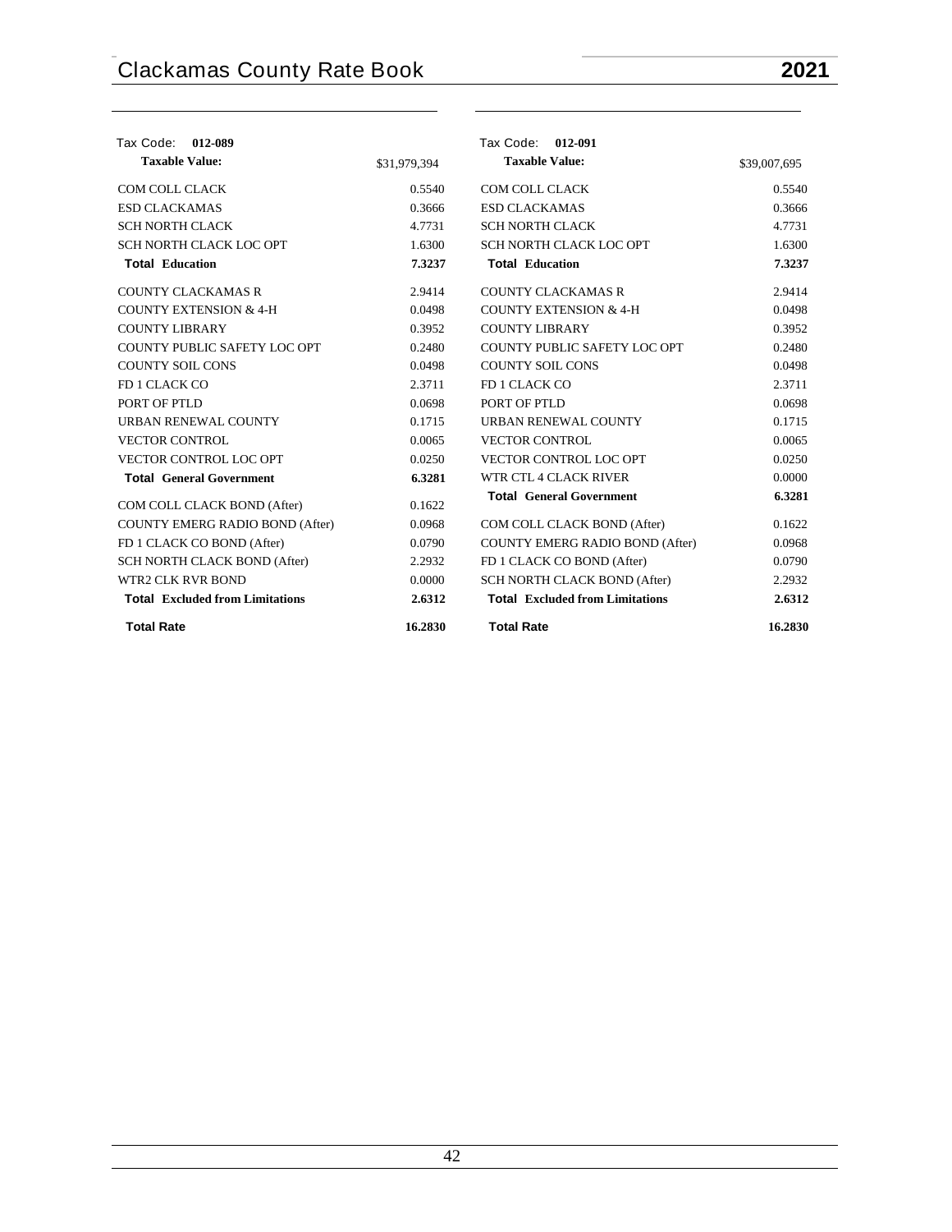| Tax Code: 012-089 | |
|---|---|
| **Taxable Value:** | $31,979,394 |
| COM COLL CLACK | 0.5540 |
| ESD CLACKAMAS | 0.3666 |
| SCH NORTH CLACK | 4.7731 |
| SCH NORTH CLACK LOC OPT | 1.6300 |
| **Total Education** | **7.3237** |
| COUNTY CLACKAMAS R | 2.9414 |
| COUNTY EXTENSION & 4-H | 0.0498 |
| COUNTY LIBRARY | 0.3952 |
| COUNTY PUBLIC SAFETY LOC OPT | 0.2480 |
| COUNTY SOIL CONS | 0.0498 |
| FD 1 CLACK CO | 2.3711 |
| PORT OF PTLD | 0.0698 |
| URBAN RENEWAL COUNTY | 0.1715 |
| VECTOR CONTROL | 0.0065 |
| VECTOR CONTROL LOC OPT | 0.0250 |
| **Total General Government** | **6.3281** |
| COM COLL CLACK BOND (After) | 0.1622 |
| COUNTY EMERG RADIO BOND (After) | 0.0968 |
| FD 1 CLACK CO BOND (After) | 0.0790 |
| SCH NORTH CLACK BOND (After) | 2.2932 |
| WTR2 CLK RVR BOND | 0.0000 |
| **Total Excluded from Limitations** | **2.6312** |
| **Total Rate** | **16.2830** |

| Tax Code: 012-091 | |
|---|---|
| **Taxable Value:** | $39,007,695 |
| COM COLL CLACK | 0.5540 |
| ESD CLACKAMAS | 0.3666 |
| SCH NORTH CLACK | 4.7731 |
| SCH NORTH CLACK LOC OPT | 1.6300 |
| **Total Education** | **7.3237** |
| COUNTY CLACKAMAS R | 2.9414 |
| COUNTY EXTENSION & 4-H | 0.0498 |
| COUNTY LIBRARY | 0.3952 |
| COUNTY PUBLIC SAFETY LOC OPT | 0.2480 |
| COUNTY SOIL CONS | 0.0498 |
| FD 1 CLACK CO | 2.3711 |
| PORT OF PTLD | 0.0698 |
| URBAN RENEWAL COUNTY | 0.1715 |
| VECTOR CONTROL | 0.0065 |
| VECTOR CONTROL LOC OPT | 0.0250 |
| WTR CTL 4 CLACK RIVER | 0.0000 |
| **Total General Government** | **6.3281** |
| COM COLL CLACK BOND (After) | 0.1622 |
| COUNTY EMERG RADIO BOND (After) | 0.0968 |
| FD 1 CLACK CO BOND (After) | 0.0790 |
| SCH NORTH CLACK BOND (After) | 2.2932 |
| **Total Excluded from Limitations** | **2.6312** |
| **Total Rate** | **16.2830** |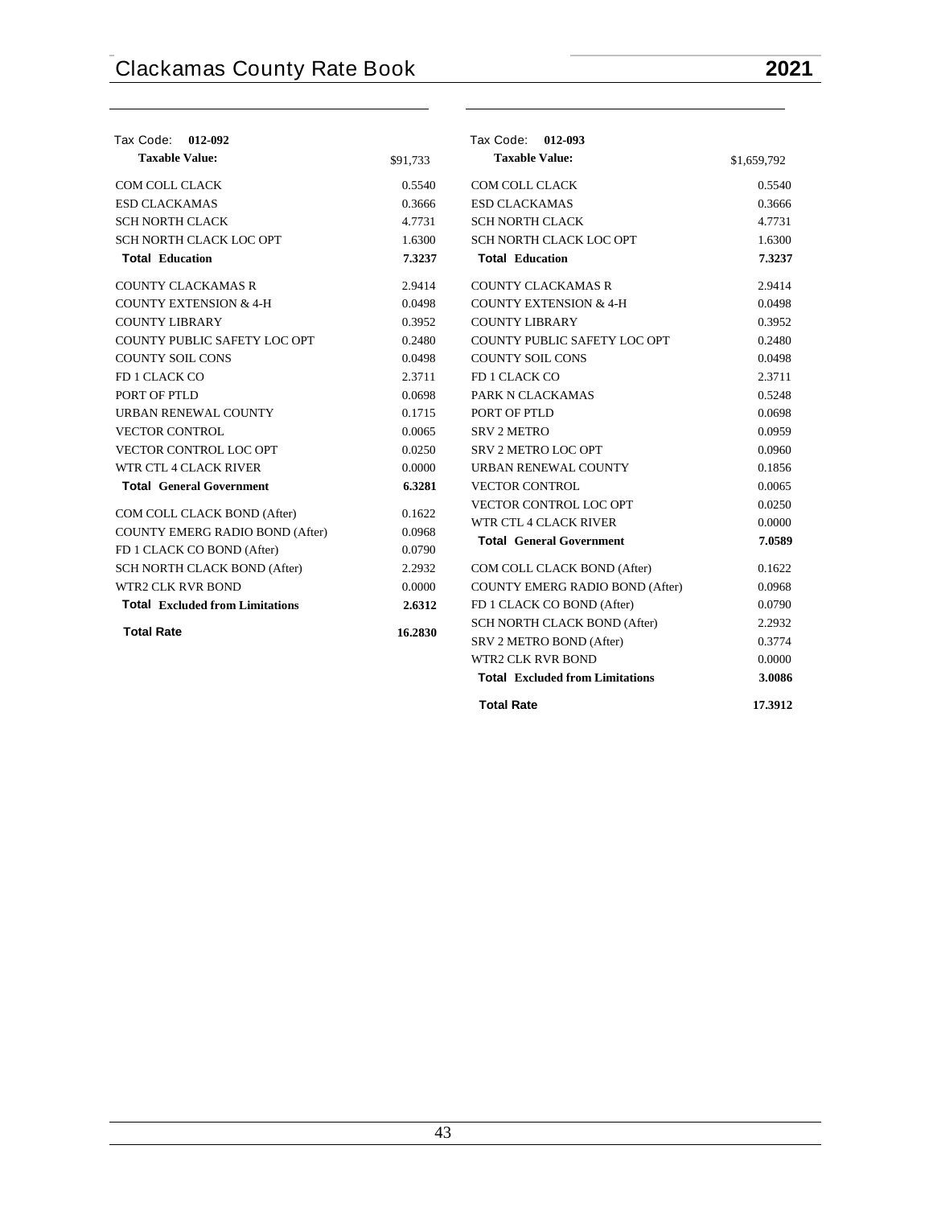Tax Code: **012-092**

| **Taxable Value:** | $91,733 |
|---|---|
| COM COLL CLACK | 0.5540 |
| ESD CLACKAMAS | 0.3666 |
| SCH NORTH CLACK | 4.7731 |
| SCH NORTH CLACK LOC OPT | 1.6300 |
| **Total Education** | **7.3237** |
| COUNTY CLACKAMAS R | 2.9414 |
| COUNTY EXTENSION & 4-H | 0.0498 |
| COUNTY LIBRARY | 0.3952 |
| COUNTY PUBLIC SAFETY LOC OPT | 0.2480 |
| COUNTY SOIL CONS | 0.0498 |
| FD 1 CLACK CO | 2.3711 |
| PORT OF PTLD | 0.0698 |
| URBAN RENEWAL COUNTY | 0.1715 |
| VECTOR CONTROL | 0.0065 |
| VECTOR CONTROL LOC OPT | 0.0250 |
| WTR CTL 4 CLACK RIVER | 0.0000 |
| **Total General Government** | **6.3281** |
| COM COLL CLACK BOND (After) | 0.1622 |
| COUNTY EMERG RADIO BOND (After) | 0.0968 |
| FD 1 CLACK CO BOND (After) | 0.0790 |
| SCH NORTH CLACK BOND (After) | 2.2932 |
| WTR2 CLK RVR BOND | 0.0000 |
| **Total Excluded from Limitations** | **2.6312** |
| **Total Rate** | **16.2830** |

Tax Code: **012-093**

| **Taxable Value:** | $1,659,792 |
|---|---|
| COM COLL CLACK | 0.5540 |
| ESD CLACKAMAS | 0.3666 |
| SCH NORTH CLACK | 4.7731 |
| SCH NORTH CLACK LOC OPT | 1.6300 |
| **Total Education** | **7.3237** |
| COUNTY CLACKAMAS R | 2.9414 |
| COUNTY EXTENSION & 4-H | 0.0498 |
| COUNTY LIBRARY | 0.3952 |
| COUNTY PUBLIC SAFETY LOC OPT | 0.2480 |
| COUNTY SOIL CONS | 0.0498 |
| FD 1 CLACK CO | 2.3711 |
| PARK N CLACKAMAS | 0.5248 |
| PORT OF PTLD | 0.0698 |
| SRV 2 METRO | 0.0959 |
| SRV 2 METRO LOC OPT | 0.0960 |
| URBAN RENEWAL COUNTY | 0.1856 |
| VECTOR CONTROL | 0.0065 |
| VECTOR CONTROL LOC OPT | 0.0250 |
| WTR CTL 4 CLACK RIVER | 0.0000 |
| **Total General Government** | **7.0589** |
| COM COLL CLACK BOND (After) | 0.1622 |
| COUNTY EMERG RADIO BOND (After) | 0.0968 |
| FD 1 CLACK CO BOND (After) | 0.0790 |
| SCH NORTH CLACK BOND (After) | 2.2932 |
| SRV 2 METRO BOND (After) | 0.3774 |
| WTR2 CLK RVR BOND | 0.0000 |
| **Total Excluded from Limitations** | **3.0086** |
| **Total Rate** | **17.3912** |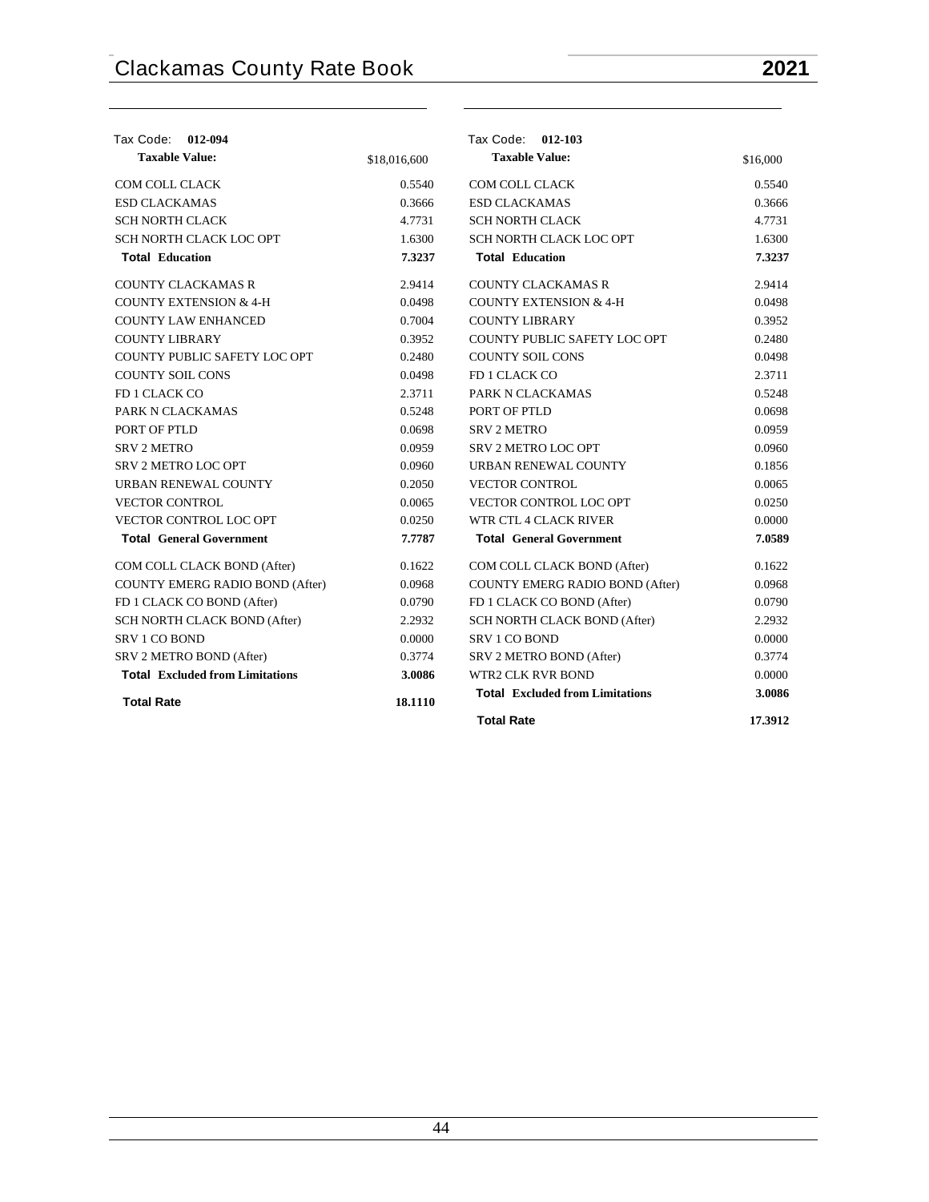| Tax Code: **012-094** | |
|---|---|
| **Taxable Value:** | $18,016,600 |
| COM COLL CLACK | 0.5540 |
| ESD CLACKAMAS | 0.3666 |
| SCH NORTH CLACK | 4.7731 |
| SCH NORTH CLACK LOC OPT | 1.6300 |
| **Total Education** | **7.3237** |
| COUNTY CLACKAMAS R | 2.9414 |
| COUNTY EXTENSION & 4-H | 0.0498 |
| COUNTY LAW ENHANCED | 0.7004 |
| COUNTY LIBRARY | 0.3952 |
| COUNTY PUBLIC SAFETY LOC OPT | 0.2480 |
| COUNTY SOIL CONS | 0.0498 |
| FD 1 CLACK CO | 2.3711 |
| PARK N CLACKAMAS | 0.5248 |
| PORT OF PTLD | 0.0698 |
| SRV 2 METRO | 0.0959 |
| SRV 2 METRO LOC OPT | 0.0960 |
| URBAN RENEWAL COUNTY | 0.2050 |
| VECTOR CONTROL | 0.0065 |
| VECTOR CONTROL LOC OPT | 0.0250 |
| **Total General Government** | **7.7787** |
| COM COLL CLACK BOND (After) | 0.1622 |
| COUNTY EMERG RADIO BOND (After) | 0.0968 |
| FD 1 CLACK CO BOND (After) | 0.0790 |
| SCH NORTH CLACK BOND (After) | 2.2932 |
| SRV 1 CO BOND | 0.0000 |
| SRV 2 METRO BOND (After) | 0.3774 |
| **Total Excluded from Limitations** | **3.0086** |
| **Total Rate** | **18.1110** |

| Tax Code: **012-103** | |
|---|---|
| **Taxable Value:** | $16,000 |
| COM COLL CLACK | 0.5540 |
| ESD CLACKAMAS | 0.3666 |
| SCH NORTH CLACK | 4.7731 |
| SCH NORTH CLACK LOC OPT | 1.6300 |
| **Total Education** | **7.3237** |
| COUNTY CLACKAMAS R | 2.9414 |
| COUNTY EXTENSION & 4-H | 0.0498 |
| COUNTY LIBRARY | 0.3952 |
| COUNTY PUBLIC SAFETY LOC OPT | 0.2480 |
| COUNTY SOIL CONS | 0.0498 |
| FD 1 CLACK CO | 2.3711 |
| PARK N CLACKAMAS | 0.5248 |
| PORT OF PTLD | 0.0698 |
| SRV 2 METRO | 0.0959 |
| SRV 2 METRO LOC OPT | 0.0960 |
| URBAN RENEWAL COUNTY | 0.1856 |
| VECTOR CONTROL | 0.0065 |
| VECTOR CONTROL LOC OPT | 0.0250 |
| WTR CTL 4 CLACK RIVER | 0.0000 |
| **Total General Government** | **7.0589** |
| COM COLL CLACK BOND (After) | 0.1622 |
| COUNTY EMERG RADIO BOND (After) | 0.0968 |
| FD 1 CLACK CO BOND (After) | 0.0790 |
| SCH NORTH CLACK BOND (After) | 2.2932 |
| SRV 1 CO BOND | 0.0000 |
| SRV 2 METRO BOND (After) | 0.3774 |
| WTR2 CLK RVR BOND | 0.0000 |
| **Total Excluded from Limitations** | **3.0086** |
| **Total Rate** | **17.3912** |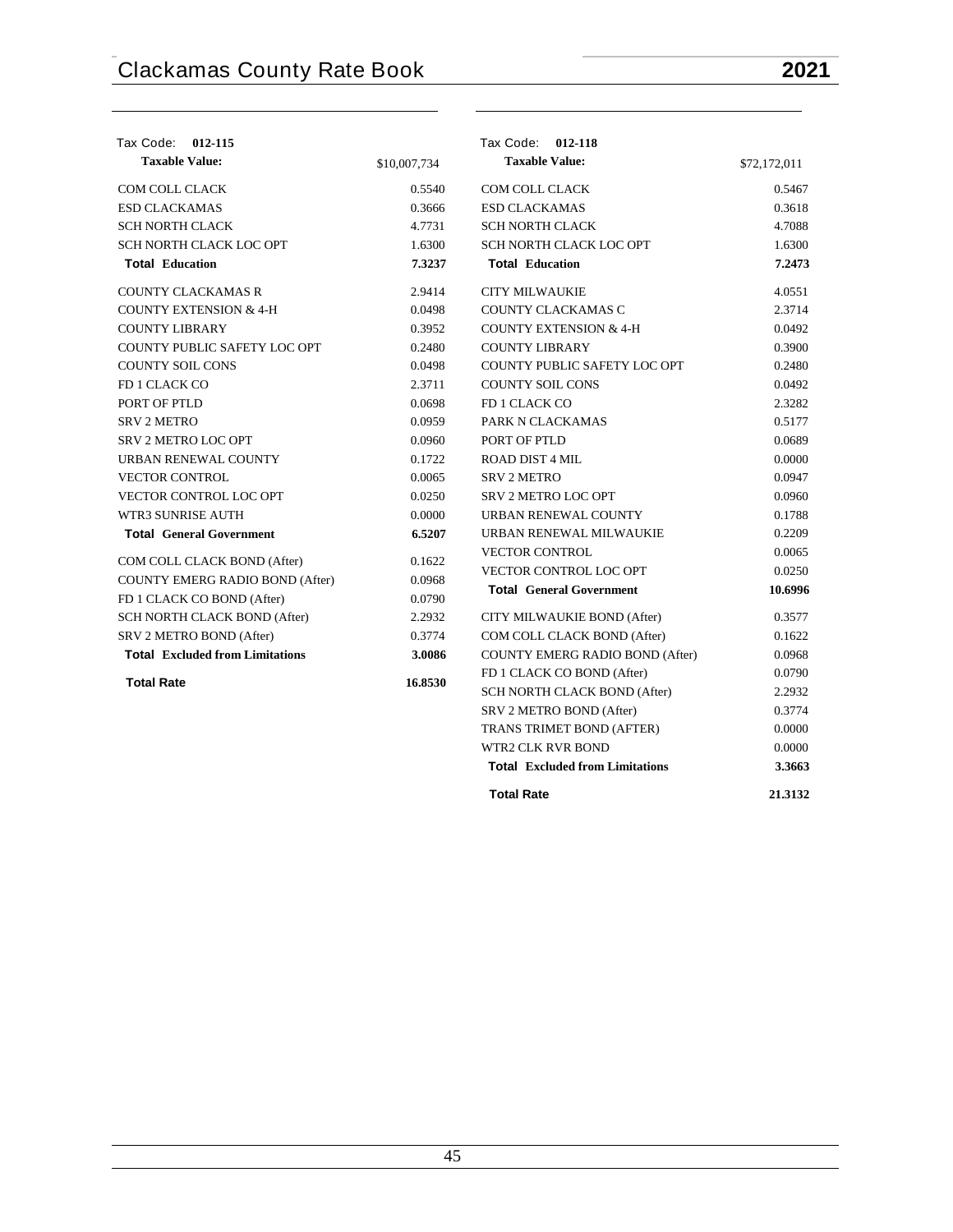Tax Code: **012-115**

| **Taxable Value:** | $10,007,734 |
|---|---|
| COM COLL CLACK | 0.5540 |
| ESD CLACKAMAS | 0.3666 |
| SCH NORTH CLACK | 4.7731 |
| SCH NORTH CLACK LOC OPT | 1.6300 |
| **Total Education** | **7.3237** |
| COUNTY CLACKAMAS R | 2.9414 |
| COUNTY EXTENSION & 4-H | 0.0498 |
| COUNTY LIBRARY | 0.3952 |
| COUNTY PUBLIC SAFETY LOC OPT | 0.2480 |
| COUNTY SOIL CONS | 0.0498 |
| FD 1 CLACK CO | 2.3711 |
| PORT OF PTLD | 0.0698 |
| SRV 2 METRO | 0.0959 |
| SRV 2 METRO LOC OPT | 0.0960 |
| URBAN RENEWAL COUNTY | 0.1722 |
| VECTOR CONTROL | 0.0065 |
| VECTOR CONTROL LOC OPT | 0.0250 |
| WTR3 SUNRISE AUTH | 0.0000 |
| **Total General Government** | **6.5207** |
| COM COLL CLACK BOND (After) | 0.1622 |
| COUNTY EMERG RADIO BOND (After) | 0.0968 |
| FD 1 CLACK CO BOND (After) | 0.0790 |
| SCH NORTH CLACK BOND (After) | 2.2932 |
| SRV 2 METRO BOND (After) | 0.3774 |
| **Total Excluded from Limitations** | **3.0086** |
| **Total Rate** | **16.8530** |

Tax Code: **012-118**

| **Taxable Value:** | $72,172,011 |
|---|---|
| COM COLL CLACK | 0.5467 |
| ESD CLACKAMAS | 0.3618 |
| SCH NORTH CLACK | 4.7088 |
| SCH NORTH CLACK LOC OPT | 1.6300 |
| **Total Education** | **7.2473** |
| CITY MILWAUKIE | 4.0551 |
| COUNTY CLACKAMAS C | 2.3714 |
| COUNTY EXTENSION & 4-H | 0.0492 |
| COUNTY LIBRARY | 0.3900 |
| COUNTY PUBLIC SAFETY LOC OPT | 0.2480 |
| COUNTY SOIL CONS | 0.0492 |
| FD 1 CLACK CO | 2.3282 |
| PARK N CLACKAMAS | 0.5177 |
| PORT OF PTLD | 0.0689 |
| ROAD DIST 4 MIL | 0.0000 |
| SRV 2 METRO | 0.0947 |
| SRV 2 METRO LOC OPT | 0.0960 |
| URBAN RENEWAL COUNTY | 0.1788 |
| URBAN RENEWAL MILWAUKIE | 0.2209 |
| VECTOR CONTROL | 0.0065 |
| VECTOR CONTROL LOC OPT | 0.0250 |
| **Total General Government** | **10.6996** |
| CITY MILWAUKIE BOND (After) | 0.3577 |
| COM COLL CLACK BOND (After) | 0.1622 |
| COUNTY EMERG RADIO BOND (After) | 0.0968 |
| FD 1 CLACK CO BOND (After) | 0.0790 |
| SCH NORTH CLACK BOND (After) | 2.2932 |
| SRV 2 METRO BOND (After) | 0.3774 |
| TRANS TRIMET BOND (AFTER) | 0.0000 |
| WTR2 CLK RVR BOND | 0.0000 |
| **Total Excluded from Limitations** | **3.3663** |
| **Total Rate** | **21.3132** |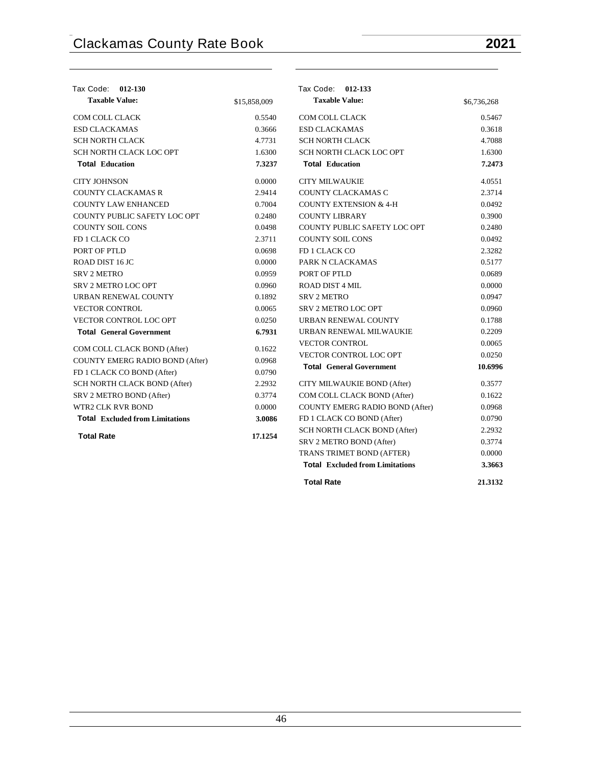| Tax Code: 012-130 | |
|---|---|
| **Taxable Value:** | $15,858,009 |
| COM COLL CLACK | 0.5540 |
| ESD CLACKAMAS | 0.3666 |
| SCH NORTH CLACK | 4.7731 |
| SCH NORTH CLACK LOC OPT | 1.6300 |
| **Total Education** | **7.3237** |
| CITY JOHNSON | 0.0000 |
| COUNTY CLACKAMAS R | 2.9414 |
| COUNTY LAW ENHANCED | 0.7004 |
| COUNTY PUBLIC SAFETY LOC OPT | 0.2480 |
| COUNTY SOIL CONS | 0.0498 |
| FD 1 CLACK CO | 2.3711 |
| PORT OF PTLD | 0.0698 |
| ROAD DIST 16 JC | 0.0000 |
| SRV 2 METRO | 0.0959 |
| SRV 2 METRO LOC OPT | 0.0960 |
| URBAN RENEWAL COUNTY | 0.1892 |
| VECTOR CONTROL | 0.0065 |
| VECTOR CONTROL LOC OPT | 0.0250 |
| **Total General Government** | **6.7931** |
| COM COLL CLACK BOND (After) | 0.1622 |
| COUNTY EMERG RADIO BOND (After) | 0.0968 |
| FD 1 CLACK CO BOND (After) | 0.0790 |
| SCH NORTH CLACK BOND (After) | 2.2932 |
| SRV 2 METRO BOND (After) | 0.3774 |
| WTR2 CLK RVR BOND | 0.0000 |
| **Total Excluded from Limitations** | **3.0086** |
| **Total Rate** | **17.1254** |

| Tax Code: 012-133 | |
|---|---|
| **Taxable Value:** | $6,736,268 |
| COM COLL CLACK | 0.5467 |
| ESD CLACKAMAS | 0.3618 |
| SCH NORTH CLACK | 4.7088 |
| SCH NORTH CLACK LOC OPT | 1.6300 |
| **Total Education** | **7.2473** |
| CITY MILWAUKIE | 4.0551 |
| COUNTY CLACKAMAS C | 2.3714 |
| COUNTY EXTENSION & 4-H | 0.0492 |
| COUNTY LIBRARY | 0.3900 |
| COUNTY PUBLIC SAFETY LOC OPT | 0.2480 |
| COUNTY SOIL CONS | 0.0492 |
| FD 1 CLACK CO | 2.3282 |
| PARK N CLACKAMAS | 0.5177 |
| PORT OF PTLD | 0.0689 |
| ROAD DIST 4 MIL | 0.0000 |
| SRV 2 METRO | 0.0947 |
| SRV 2 METRO LOC OPT | 0.0960 |
| URBAN RENEWAL COUNTY | 0.1788 |
| URBAN RENEWAL MILWAUKIE | 0.2209 |
| VECTOR CONTROL | 0.0065 |
| VECTOR CONTROL LOC OPT | 0.0250 |
| **Total General Government** | **10.6996** |
| CITY MILWAUKIE BOND (After) | 0.3577 |
| COM COLL CLACK BOND (After) | 0.1622 |
| COUNTY EMERG RADIO BOND (After) | 0.0968 |
| FD 1 CLACK CO BOND (After) | 0.0790 |
| SCH NORTH CLACK BOND (After) | 2.2932 |
| SRV 2 METRO BOND (After) | 0.3774 |
| TRANS TRIMET BOND (AFTER) | 0.0000 |
| **Total Excluded from Limitations** | **3.3663** |
| **Total Rate** | **21.3132** |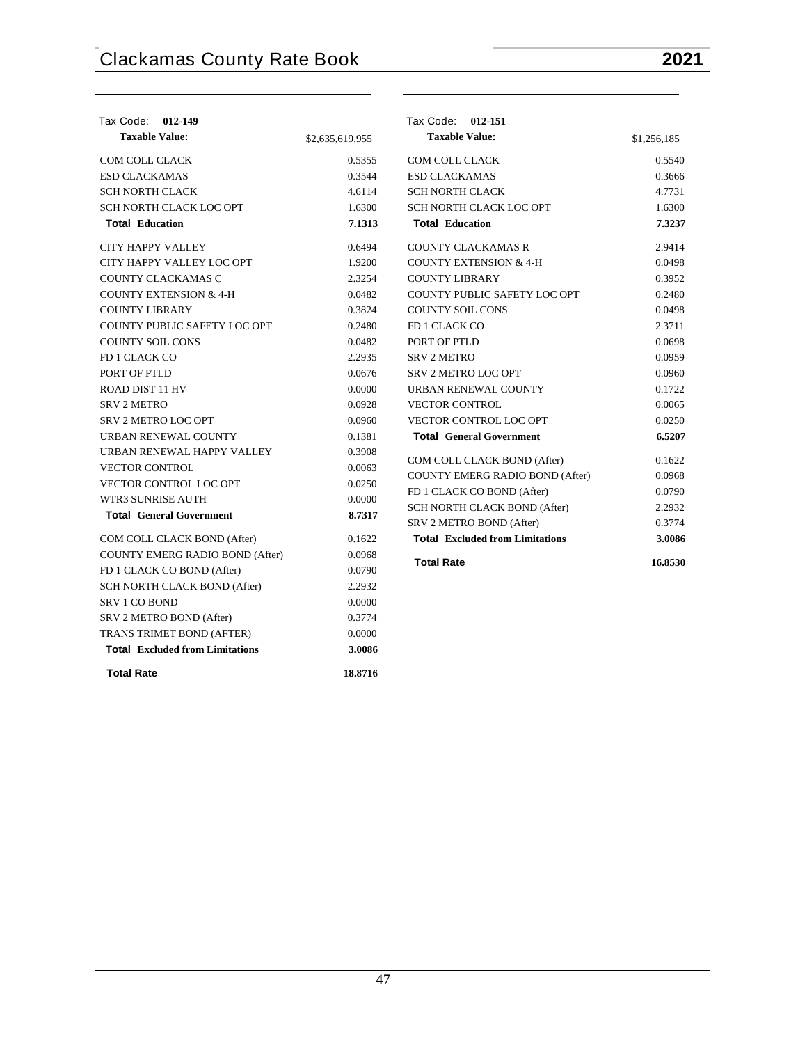Tax Code: **012-149**

| **Taxable Value:** | $2,635,619,955 |
|---|---|
| COM COLL CLACK | 0.5355 |
| ESD CLACKAMAS | 0.3544 |
| SCH NORTH CLACK | 4.6114 |
| SCH NORTH CLACK LOC OPT | 1.6300 |
| **Total Education** | **7.1313** |
| CITY HAPPY VALLEY | 0.6494 |
| CITY HAPPY VALLEY LOC OPT | 1.9200 |
| COUNTY CLACKAMAS C | 2.3254 |
| COUNTY EXTENSION & 4-H | 0.0482 |
| COUNTY LIBRARY | 0.3824 |
| COUNTY PUBLIC SAFETY LOC OPT | 0.2480 |
| COUNTY SOIL CONS | 0.0482 |
| FD 1 CLACK CO | 2.2935 |
| PORT OF PTLD | 0.0676 |
| ROAD DIST 11 HV | 0.0000 |
| SRV 2 METRO | 0.0928 |
| SRV 2 METRO LOC OPT | 0.0960 |
| URBAN RENEWAL COUNTY | 0.1381 |
| URBAN RENEWAL HAPPY VALLEY | 0.3908 |
| VECTOR CONTROL | 0.0063 |
| VECTOR CONTROL LOC OPT | 0.0250 |
| WTR3 SUNRISE AUTH | 0.0000 |
| **Total General Government** | **8.7317** |
| COM COLL CLACK BOND (After) | 0.1622 |
| COUNTY EMERG RADIO BOND (After) | 0.0968 |
| FD 1 CLACK CO BOND (After) | 0.0790 |
| SCH NORTH CLACK BOND (After) | 2.2932 |
| SRV 1 CO BOND | 0.0000 |
| SRV 2 METRO BOND (After) | 0.3774 |
| TRANS TRIMET BOND (AFTER) | 0.0000 |
| **Total Excluded from Limitations** | **3.0086** |
| **Total Rate** | **18.8716** |

Tax Code: **012-151**

| **Taxable Value:** | $1,256,185 |
|---|---|
| COM COLL CLACK | 0.5540 |
| ESD CLACKAMAS | 0.3666 |
| SCH NORTH CLACK | 4.7731 |
| SCH NORTH CLACK LOC OPT | 1.6300 |
| **Total Education** | **7.3237** |
| COUNTY CLACKAMAS R | 2.9414 |
| COUNTY EXTENSION & 4-H | 0.0498 |
| COUNTY LIBRARY | 0.3952 |
| COUNTY PUBLIC SAFETY LOC OPT | 0.2480 |
| COUNTY SOIL CONS | 0.0498 |
| FD 1 CLACK CO | 2.3711 |
| PORT OF PTLD | 0.0698 |
| SRV 2 METRO | 0.0959 |
| SRV 2 METRO LOC OPT | 0.0960 |
| URBAN RENEWAL COUNTY | 0.1722 |
| VECTOR CONTROL | 0.0065 |
| VECTOR CONTROL LOC OPT | 0.0250 |
| **Total General Government** | **6.5207** |
| COM COLL CLACK BOND (After) | 0.1622 |
| COUNTY EMERG RADIO BOND (After) | 0.0968 |
| FD 1 CLACK CO BOND (After) | 0.0790 |
| SCH NORTH CLACK BOND (After) | 2.2932 |
| SRV 2 METRO BOND (After) | 0.3774 |
| **Total Excluded from Limitations** | **3.0086** |
| **Total Rate** | **16.8530** |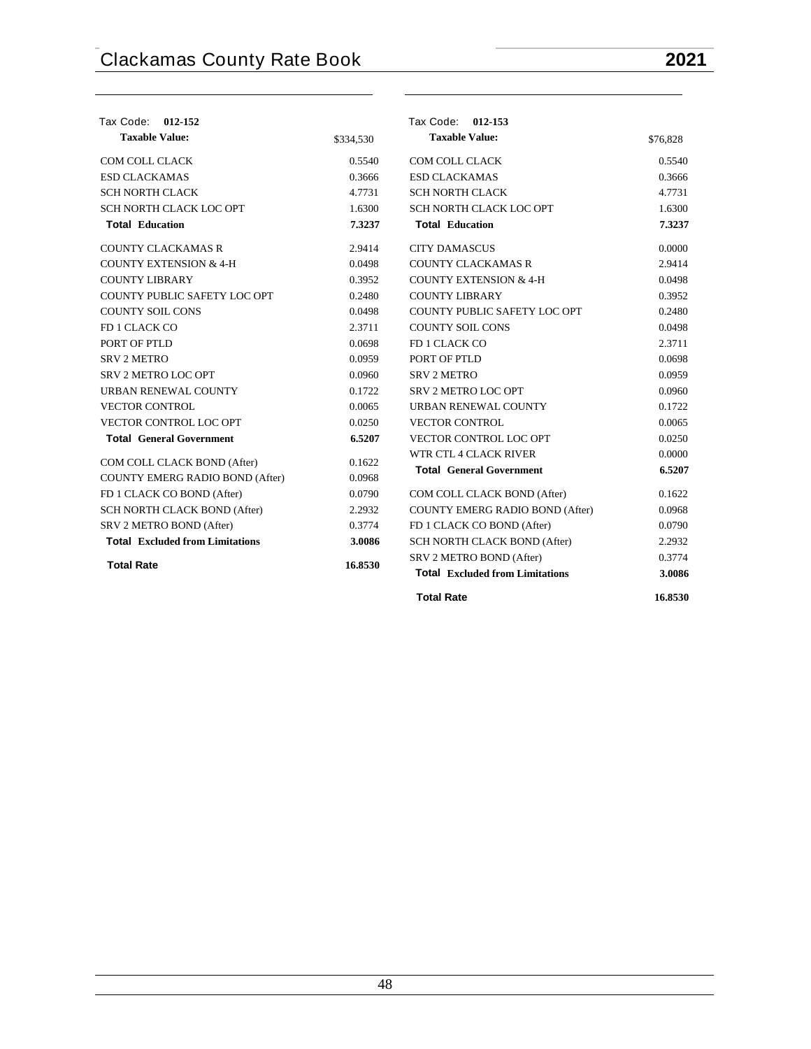| Tax Code: **012-152** | |
|---|---|
| **Taxable Value:** | $334,530 |
| COM COLL CLACK | 0.5540 |
| ESD CLACKAMAS | 0.3666 |
| SCH NORTH CLACK | 4.7731 |
| SCH NORTH CLACK LOC OPT | 1.6300 |
| **Total Education** | **7.3237** |
| COUNTY CLACKAMAS R | 2.9414 |
| COUNTY EXTENSION & 4-H | 0.0498 |
| COUNTY LIBRARY | 0.3952 |
| COUNTY PUBLIC SAFETY LOC OPT | 0.2480 |
| COUNTY SOIL CONS | 0.0498 |
| FD 1 CLACK CO | 2.3711 |
| PORT OF PTLD | 0.0698 |
| SRV 2 METRO | 0.0959 |
| SRV 2 METRO LOC OPT | 0.0960 |
| URBAN RENEWAL COUNTY | 0.1722 |
| VECTOR CONTROL | 0.0065 |
| VECTOR CONTROL LOC OPT | 0.0250 |
| **Total General Government** | **6.5207** |
| COM COLL CLACK BOND (After) | 0.1622 |
| COUNTY EMERG RADIO BOND (After) | 0.0968 |
| FD 1 CLACK CO BOND (After) | 0.0790 |
| SCH NORTH CLACK BOND (After) | 2.2932 |
| SRV 2 METRO BOND (After) | 0.3774 |
| **Total Excluded from Limitations** | **3.0086** |
| **Total Rate** | **16.8530** |

| Tax Code: **012-153** | |
|---|---|
| **Taxable Value:** | $76,828 |
| COM COLL CLACK | 0.5540 |
| ESD CLACKAMAS | 0.3666 |
| SCH NORTH CLACK | 4.7731 |
| SCH NORTH CLACK LOC OPT | 1.6300 |
| **Total Education** | **7.3237** |
| CITY DAMASCUS | 0.0000 |
| COUNTY CLACKAMAS R | 2.9414 |
| COUNTY EXTENSION & 4-H | 0.0498 |
| COUNTY LIBRARY | 0.3952 |
| COUNTY PUBLIC SAFETY LOC OPT | 0.2480 |
| COUNTY SOIL CONS | 0.0498 |
| FD 1 CLACK CO | 2.3711 |
| PORT OF PTLD | 0.0698 |
| SRV 2 METRO | 0.0959 |
| SRV 2 METRO LOC OPT | 0.0960 |
| URBAN RENEWAL COUNTY | 0.1722 |
| VECTOR CONTROL | 0.0065 |
| VECTOR CONTROL LOC OPT | 0.0250 |
| WTR CTL 4 CLACK RIVER | 0.0000 |
| **Total General Government** | **6.5207** |
| COM COLL CLACK BOND (After) | 0.1622 |
| COUNTY EMERG RADIO BOND (After) | 0.0968 |
| FD 1 CLACK CO BOND (After) | 0.0790 |
| SCH NORTH CLACK BOND (After) | 2.2932 |
| SRV 2 METRO BOND (After) | 0.3774 |
| **Total Excluded from Limitations** | **3.0086** |
| **Total Rate** | **16.8530** |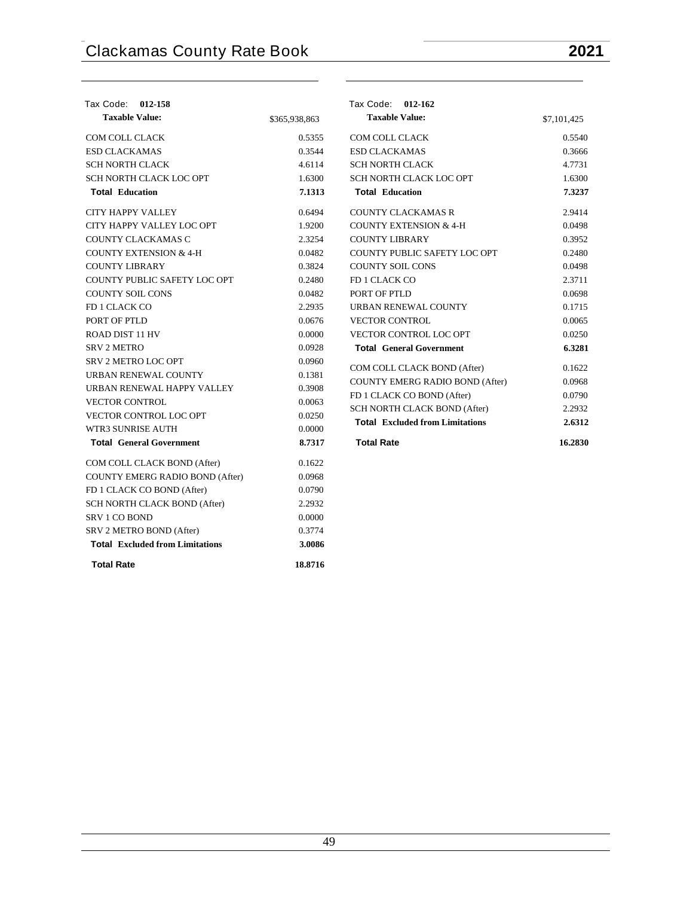## Tax Code: 012-158

| **Taxable Value:** | $365,938,863 |
|---|---|
| COM COLL CLACK | 0.5355 |
| ESD CLACKAMAS | 0.3544 |
| SCH NORTH CLACK | 4.6114 |
| SCH NORTH CLACK LOC OPT | 1.6300 |
| **Total Education** | **7.1313** |
| CITY HAPPY VALLEY | 0.6494 |
| CITY HAPPY VALLEY LOC OPT | 1.9200 |
| COUNTY CLACKAMAS C | 2.3254 |
| COUNTY EXTENSION & 4-H | 0.0482 |
| COUNTY LIBRARY | 0.3824 |
| COUNTY PUBLIC SAFETY LOC OPT | 0.2480 |
| COUNTY SOIL CONS | 0.0482 |
| FD 1 CLACK CO | 2.2935 |
| PORT OF PTLD | 0.0676 |
| ROAD DIST 11 HV | 0.0000 |
| SRV 2 METRO | 0.0928 |
| SRV 2 METRO LOC OPT | 0.0960 |
| URBAN RENEWAL COUNTY | 0.1381 |
| URBAN RENEWAL HAPPY VALLEY | 0.3908 |
| VECTOR CONTROL | 0.0063 |
| VECTOR CONTROL LOC OPT | 0.0250 |
| WTR3 SUNRISE AUTH | 0.0000 |
| **Total General Government** | **8.7317** |
| COM COLL CLACK BOND (After) | 0.1622 |
| COUNTY EMERG RADIO BOND (After) | 0.0968 |
| FD 1 CLACK CO BOND (After) | 0.0790 |
| SCH NORTH CLACK BOND (After) | 2.2932 |
| SRV 1 CO BOND | 0.0000 |
| SRV 2 METRO BOND (After) | 0.3774 |
| **Total Excluded from Limitations** | **3.0086** |
| **Total Rate** | **18.8716** |

## Tax Code: 012-162

| **Taxable Value:** | $7,101,425 |
|---|---|
| COM COLL CLACK | 0.5540 |
| ESD CLACKAMAS | 0.3666 |
| SCH NORTH CLACK | 4.7731 |
| SCH NORTH CLACK LOC OPT | 1.6300 |
| **Total Education** | **7.3237** |
| COUNTY CLACKAMAS R | 2.9414 |
| COUNTY EXTENSION & 4-H | 0.0498 |
| COUNTY LIBRARY | 0.3952 |
| COUNTY PUBLIC SAFETY LOC OPT | 0.2480 |
| COUNTY SOIL CONS | 0.0498 |
| FD 1 CLACK CO | 2.3711 |
| PORT OF PTLD | 0.0698 |
| URBAN RENEWAL COUNTY | 0.1715 |
| VECTOR CONTROL | 0.0065 |
| VECTOR CONTROL LOC OPT | 0.0250 |
| **Total General Government** | **6.3281** |
| COM COLL CLACK BOND (After) | 0.1622 |
| COUNTY EMERG RADIO BOND (After) | 0.0968 |
| FD 1 CLACK CO BOND (After) | 0.0790 |
| SCH NORTH CLACK BOND (After) | 2.2932 |
| **Total Excluded from Limitations** | **2.6312** |
| **Total Rate** | **16.2830** |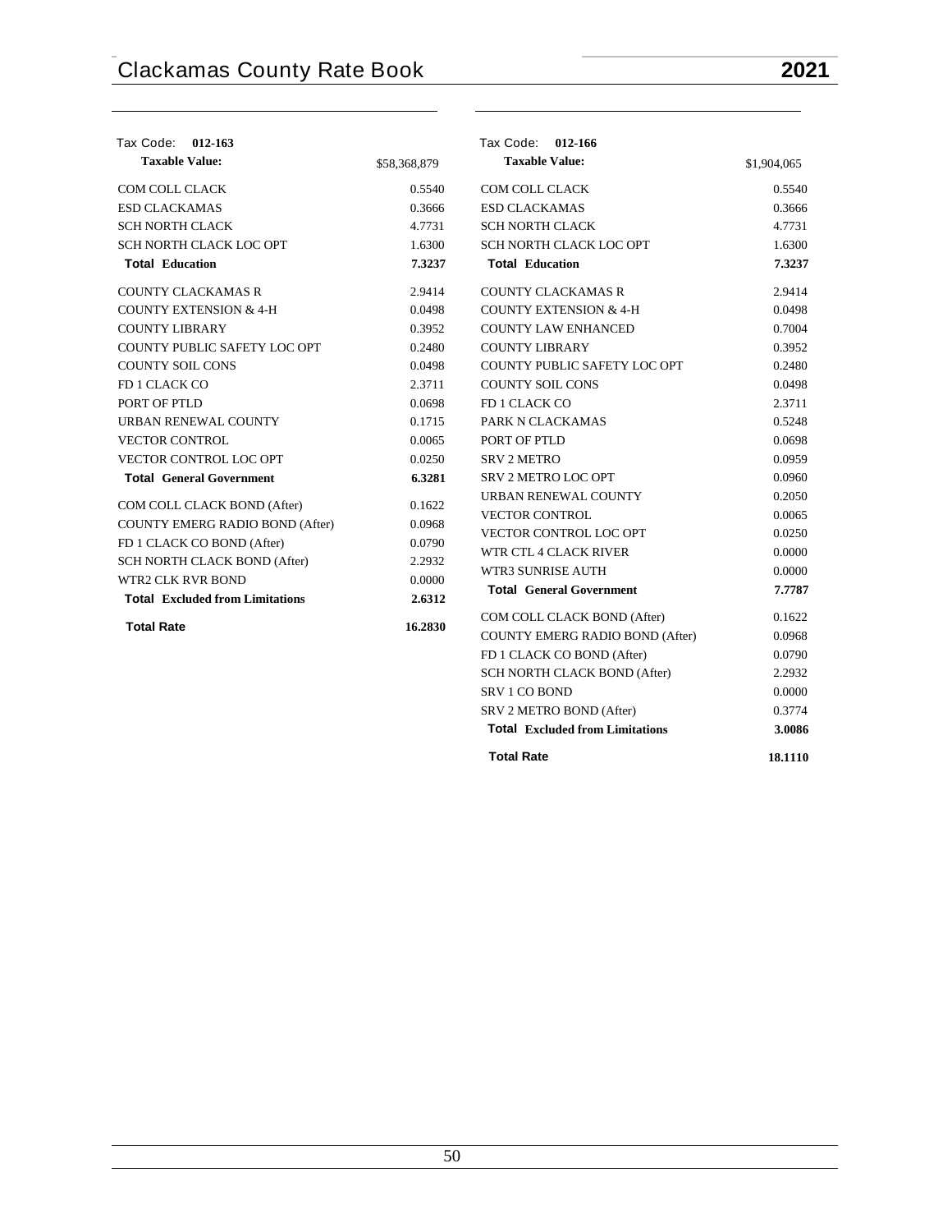## Tax Code: 012-163

| Taxable Value: | $58,368,879 |
|---|---|
| COM COLL CLACK | 0.5540 |
| ESD CLACKAMAS | 0.3666 |
| SCH NORTH CLACK | 4.7731 |
| SCH NORTH CLACK LOC OPT | 1.6300 |
| **Total Education** | **7.3237** |
| COUNTY CLACKAMAS R | 2.9414 |
| COUNTY EXTENSION & 4-H | 0.0498 |
| COUNTY LIBRARY | 0.3952 |
| COUNTY PUBLIC SAFETY LOC OPT | 0.2480 |
| COUNTY SOIL CONS | 0.0498 |
| FD 1 CLACK CO | 2.3711 |
| PORT OF PTLD | 0.0698 |
| URBAN RENEWAL COUNTY | 0.1715 |
| VECTOR CONTROL | 0.0065 |
| VECTOR CONTROL LOC OPT | 0.0250 |
| **Total General Government** | **6.3281** |
| COM COLL CLACK BOND (After) | 0.1622 |
| COUNTY EMERG RADIO BOND (After) | 0.0968 |
| FD 1 CLACK CO BOND (After) | 0.0790 |
| SCH NORTH CLACK BOND (After) | 2.2932 |
| WTR2 CLK RVR BOND | 0.0000 |
| **Total Excluded from Limitations** | **2.6312** |
| **Total Rate** | **16.2830** |

## Tax Code: 012-166

| Taxable Value: | $1,904,065 |
|---|---|
| COM COLL CLACK | 0.5540 |
| ESD CLACKAMAS | 0.3666 |
| SCH NORTH CLACK | 4.7731 |
| SCH NORTH CLACK LOC OPT | 1.6300 |
| **Total Education** | **7.3237** |
| COUNTY CLACKAMAS R | 2.9414 |
| COUNTY EXTENSION & 4-H | 0.0498 |
| COUNTY LAW ENHANCED | 0.7004 |
| COUNTY LIBRARY | 0.3952 |
| COUNTY PUBLIC SAFETY LOC OPT | 0.2480 |
| COUNTY SOIL CONS | 0.0498 |
| FD 1 CLACK CO | 2.3711 |
| PARK N CLACKAMAS | 0.5248 |
| PORT OF PTLD | 0.0698 |
| SRV 2 METRO | 0.0959 |
| SRV 2 METRO LOC OPT | 0.0960 |
| URBAN RENEWAL COUNTY | 0.2050 |
| VECTOR CONTROL | 0.0065 |
| VECTOR CONTROL LOC OPT | 0.0250 |
| WTR CTL 4 CLACK RIVER | 0.0000 |
| WTR3 SUNRISE AUTH | 0.0000 |
| **Total General Government** | **7.7787** |
| COM COLL CLACK BOND (After) | 0.1622 |
| COUNTY EMERG RADIO BOND (After) | 0.0968 |
| FD 1 CLACK CO BOND (After) | 0.0790 |
| SCH NORTH CLACK BOND (After) | 2.2932 |
| SRV 1 CO BOND | 0.0000 |
| SRV 2 METRO BOND (After) | 0.3774 |
| **Total Excluded from Limitations** | **3.0086** |
| **Total Rate** | **18.1110** |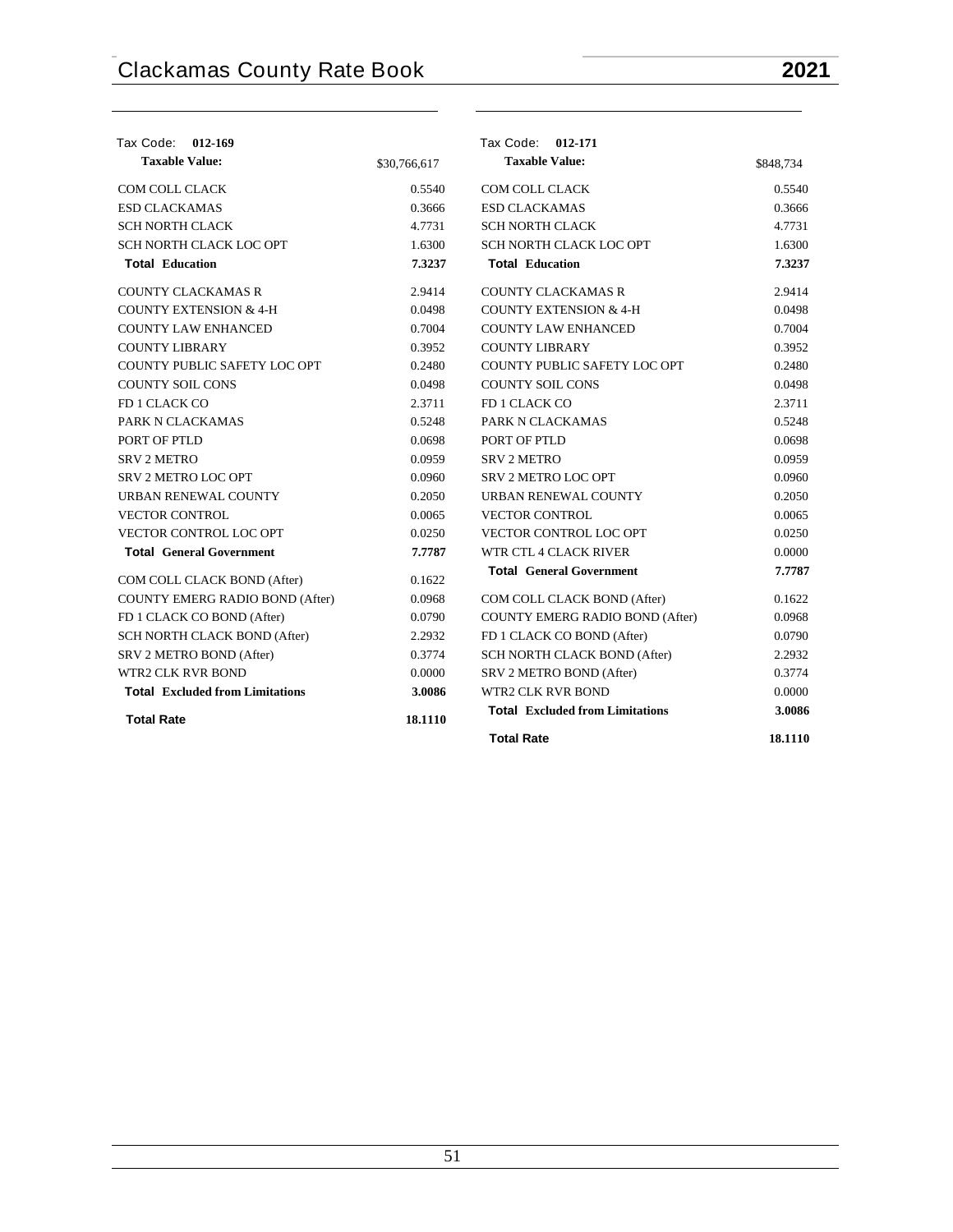Tax Code: **012-169**

| **Taxable Value:** | $30,766,617 |
| --- | --- |
| COM COLL CLACK | 0.5540 |
| ESD CLACKAMAS | 0.3666 |
| SCH NORTH CLACK | 4.7731 |
| SCH NORTH CLACK LOC OPT | 1.6300 |
| **Total Education** | **7.3237** |
| COUNTY CLACKAMAS R | 2.9414 |
| COUNTY EXTENSION & 4-H | 0.0498 |
| COUNTY LAW ENHANCED | 0.7004 |
| COUNTY LIBRARY | 0.3952 |
| COUNTY PUBLIC SAFETY LOC OPT | 0.2480 |
| COUNTY SOIL CONS | 0.0498 |
| FD 1 CLACK CO | 2.3711 |
| PARK N CLACKAMAS | 0.5248 |
| PORT OF PTLD | 0.0698 |
| SRV 2 METRO | 0.0959 |
| SRV 2 METRO LOC OPT | 0.0960 |
| URBAN RENEWAL COUNTY | 0.2050 |
| VECTOR CONTROL | 0.0065 |
| VECTOR CONTROL LOC OPT | 0.0250 |
| **Total General Government** | **7.7787** |
| COM COLL CLACK BOND (After) | 0.1622 |
| COUNTY EMERG RADIO BOND (After) | 0.0968 |
| FD 1 CLACK CO BOND (After) | 0.0790 |
| SCH NORTH CLACK BOND (After) | 2.2932 |
| SRV 2 METRO BOND (After) | 0.3774 |
| WTR2 CLK RVR BOND | 0.0000 |
| **Total Excluded from Limitations** | **3.0086** |
| **Total Rate** | **18.1110** |

Tax Code: **012-171**

| **Taxable Value:** | $848,734 |
| --- | --- |
| COM COLL CLACK | 0.5540 |
| ESD CLACKAMAS | 0.3666 |
| SCH NORTH CLACK | 4.7731 |
| SCH NORTH CLACK LOC OPT | 1.6300 |
| **Total Education** | **7.3237** |
| COUNTY CLACKAMAS R | 2.9414 |
| COUNTY EXTENSION & 4-H | 0.0498 |
| COUNTY LAW ENHANCED | 0.7004 |
| COUNTY LIBRARY | 0.3952 |
| COUNTY PUBLIC SAFETY LOC OPT | 0.2480 |
| COUNTY SOIL CONS | 0.0498 |
| FD 1 CLACK CO | 2.3711 |
| PARK N CLACKAMAS | 0.5248 |
| PORT OF PTLD | 0.0698 |
| SRV 2 METRO | 0.0959 |
| SRV 2 METRO LOC OPT | 0.0960 |
| URBAN RENEWAL COUNTY | 0.2050 |
| VECTOR CONTROL | 0.0065 |
| VECTOR CONTROL LOC OPT | 0.0250 |
| WTR CTL 4 CLACK RIVER | 0.0000 |
| **Total General Government** | **7.7787** |
| COM COLL CLACK BOND (After) | 0.1622 |
| COUNTY EMERG RADIO BOND (After) | 0.0968 |
| FD 1 CLACK CO BOND (After) | 0.0790 |
| SCH NORTH CLACK BOND (After) | 2.2932 |
| SRV 2 METRO BOND (After) | 0.3774 |
| WTR2 CLK RVR BOND | 0.0000 |
| **Total Excluded from Limitations** | **3.0086** |
| **Total Rate** | **18.1110** |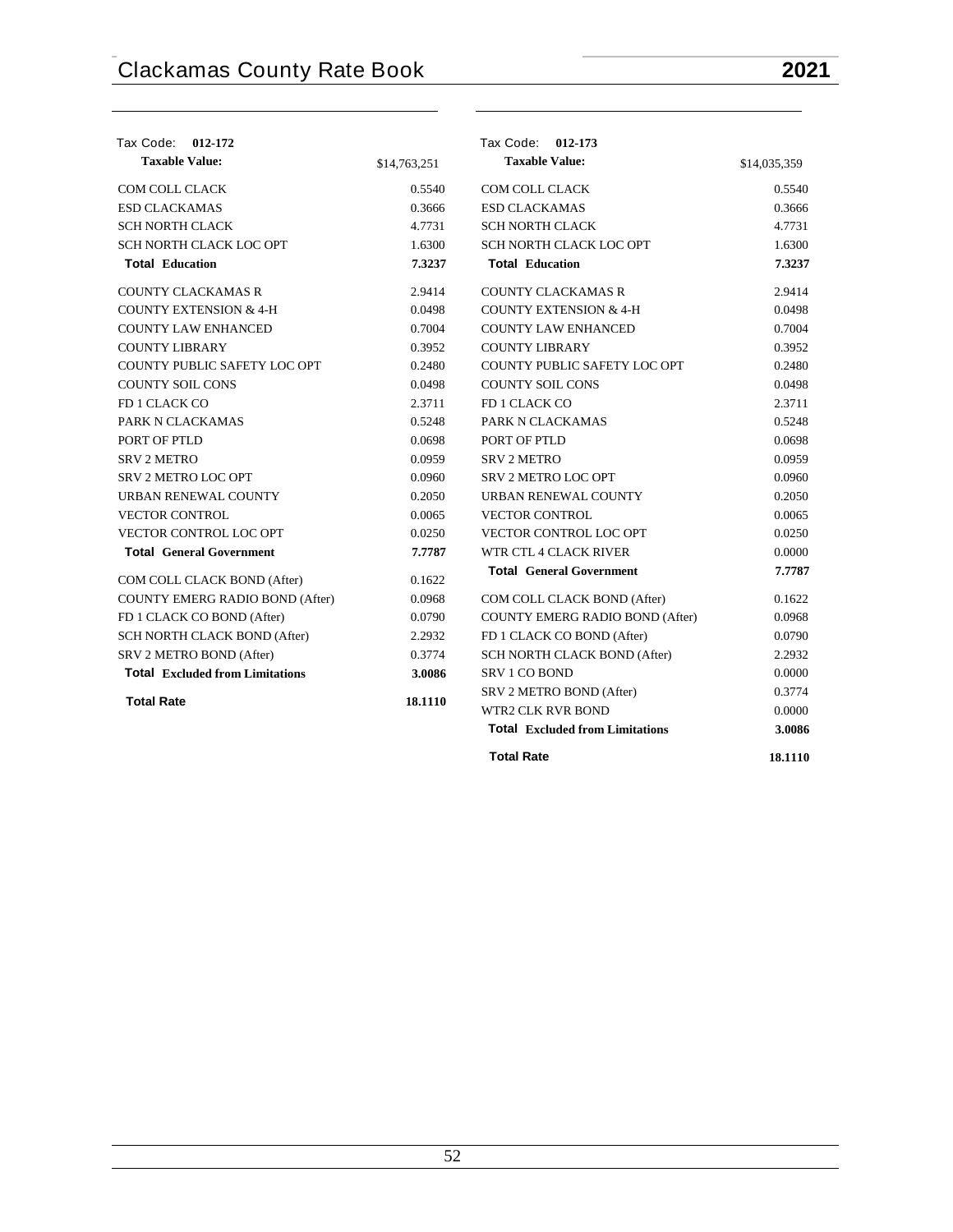Tax Code: **012-172**

| **Taxable Value:** | $14,763,251 |
|---|---|
| COM COLL CLACK | 0.5540 |
| ESD CLACKAMAS | 0.3666 |
| SCH NORTH CLACK | 4.7731 |
| SCH NORTH CLACK LOC OPT | 1.6300 |
| **Total Education** | **7.3237** |
| COUNTY CLACKAMAS R | 2.9414 |
| COUNTY EXTENSION & 4-H | 0.0498 |
| COUNTY LAW ENHANCED | 0.7004 |
| COUNTY LIBRARY | 0.3952 |
| COUNTY PUBLIC SAFETY LOC OPT | 0.2480 |
| COUNTY SOIL CONS | 0.0498 |
| FD 1 CLACK CO | 2.3711 |
| PARK N CLACKAMAS | 0.5248 |
| PORT OF PTLD | 0.0698 |
| SRV 2 METRO | 0.0959 |
| SRV 2 METRO LOC OPT | 0.0960 |
| URBAN RENEWAL COUNTY | 0.2050 |
| VECTOR CONTROL | 0.0065 |
| VECTOR CONTROL LOC OPT | 0.0250 |
| **Total General Government** | **7.7787** |
| COM COLL CLACK BOND (After) | 0.1622 |
| COUNTY EMERG RADIO BOND (After) | 0.0968 |
| FD 1 CLACK CO BOND (After) | 0.0790 |
| SCH NORTH CLACK BOND (After) | 2.2932 |
| SRV 2 METRO BOND (After) | 0.3774 |
| **Total Excluded from Limitations** | **3.0086** |
| **Total Rate** | **18.1110** |

Tax Code: **012-173**

| **Taxable Value:** | $14,035,359 |
|---|---|
| COM COLL CLACK | 0.5540 |
| ESD CLACKAMAS | 0.3666 |
| SCH NORTH CLACK | 4.7731 |
| SCH NORTH CLACK LOC OPT | 1.6300 |
| **Total Education** | **7.3237** |
| COUNTY CLACKAMAS R | 2.9414 |
| COUNTY EXTENSION & 4-H | 0.0498 |
| COUNTY LAW ENHANCED | 0.7004 |
| COUNTY LIBRARY | 0.3952 |
| COUNTY PUBLIC SAFETY LOC OPT | 0.2480 |
| COUNTY SOIL CONS | 0.0498 |
| FD 1 CLACK CO | 2.3711 |
| PARK N CLACKAMAS | 0.5248 |
| PORT OF PTLD | 0.0698 |
| SRV 2 METRO | 0.0959 |
| SRV 2 METRO LOC OPT | 0.0960 |
| URBAN RENEWAL COUNTY | 0.2050 |
| VECTOR CONTROL | 0.0065 |
| VECTOR CONTROL LOC OPT | 0.0250 |
| WTR CTL 4 CLACK RIVER | 0.0000 |
| **Total General Government** | **7.7787** |
| COM COLL CLACK BOND (After) | 0.1622 |
| COUNTY EMERG RADIO BOND (After) | 0.0968 |
| FD 1 CLACK CO BOND (After) | 0.0790 |
| SCH NORTH CLACK BOND (After) | 2.2932 |
| SRV 1 CO BOND | 0.0000 |
| SRV 2 METRO BOND (After) | 0.3774 |
| WTR2 CLK RVR BOND | 0.0000 |
| **Total Excluded from Limitations** | **3.0086** |
| **Total Rate** | **18.1110** |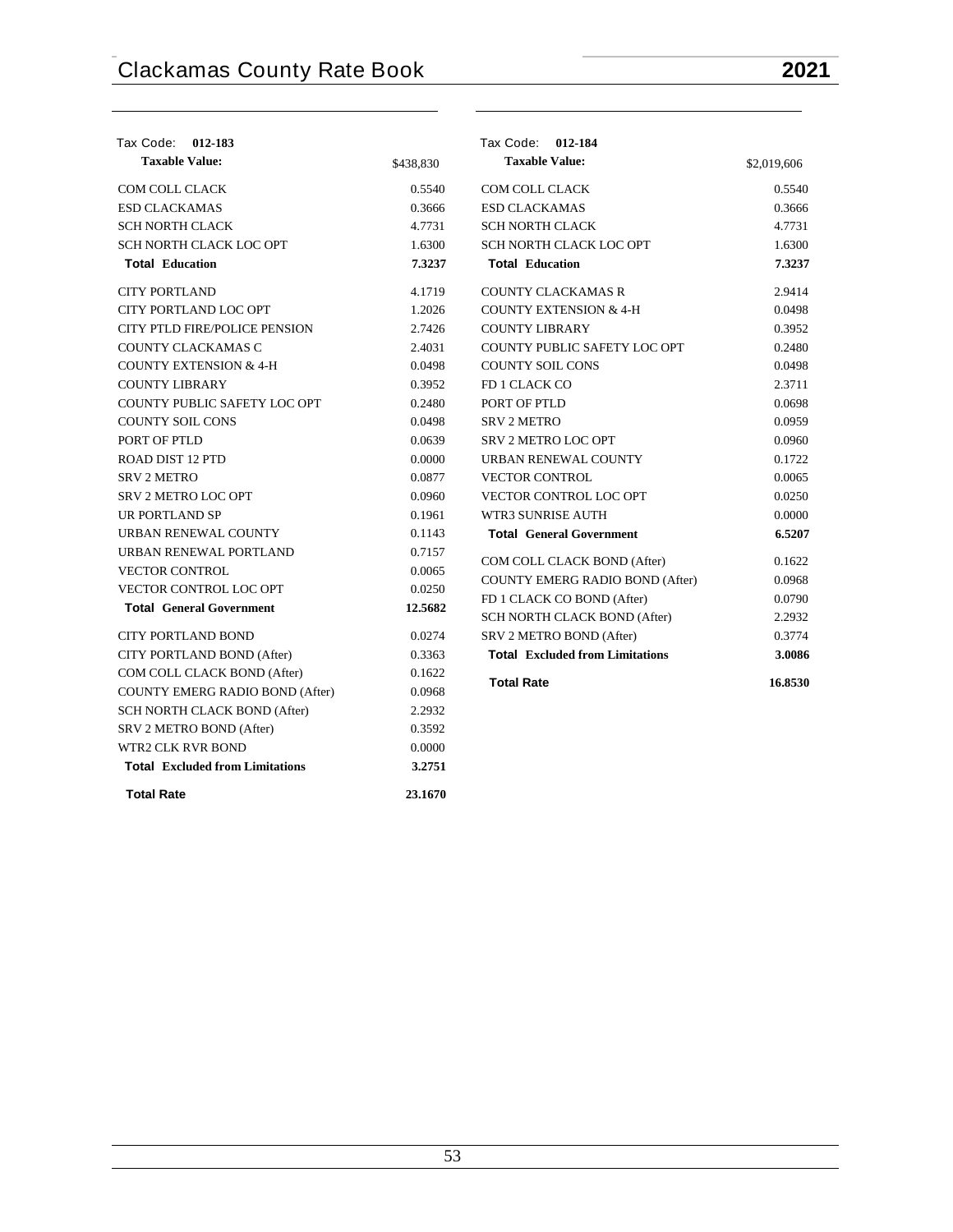### Tax Code: 012-183

| **Taxable Value:** | $438,830 |
|---|---|
| COM COLL CLACK | 0.5540 |
| ESD CLACKAMAS | 0.3666 |
| SCH NORTH CLACK | 4.7731 |
| SCH NORTH CLACK LOC OPT | 1.6300 |
| **Total Education** | **7.3237** |
| CITY PORTLAND | 4.1719 |
| CITY PORTLAND LOC OPT | 1.2026 |
| CITY PTLD FIRE/POLICE PENSION | 2.7426 |
| COUNTY CLACKAMAS C | 2.4031 |
| COUNTY EXTENSION & 4-H | 0.0498 |
| COUNTY LIBRARY | 0.3952 |
| COUNTY PUBLIC SAFETY LOC OPT | 0.2480 |
| COUNTY SOIL CONS | 0.0498 |
| PORT OF PTLD | 0.0639 |
| ROAD DIST 12 PTD | 0.0000 |
| SRV 2 METRO | 0.0877 |
| SRV 2 METRO LOC OPT | 0.0960 |
| UR PORTLAND SP | 0.1961 |
| URBAN RENEWAL COUNTY | 0.1143 |
| URBAN RENEWAL PORTLAND | 0.7157 |
| VECTOR CONTROL | 0.0065 |
| VECTOR CONTROL LOC OPT | 0.0250 |
| **Total General Government** | **12.5682** |
| CITY PORTLAND BOND | 0.0274 |
| CITY PORTLAND BOND (After) | 0.3363 |
| COM COLL CLACK BOND (After) | 0.1622 |
| COUNTY EMERG RADIO BOND (After) | 0.0968 |
| SCH NORTH CLACK BOND (After) | 2.2932 |
| SRV 2 METRO BOND (After) | 0.3592 |
| WTR2 CLK RVR BOND | 0.0000 |
| **Total Excluded from Limitations** | **3.2751** |
| **Total Rate** | **23.1670** |

### Tax Code: 012-184

| **Taxable Value:** | $2,019,606 |
|---|---|
| COM COLL CLACK | 0.5540 |
| ESD CLACKAMAS | 0.3666 |
| SCH NORTH CLACK | 4.7731 |
| SCH NORTH CLACK LOC OPT | 1.6300 |
| **Total Education** | **7.3237** |
| COUNTY CLACKAMAS R | 2.9414 |
| COUNTY EXTENSION & 4-H | 0.0498 |
| COUNTY LIBRARY | 0.3952 |
| COUNTY PUBLIC SAFETY LOC OPT | 0.2480 |
| COUNTY SOIL CONS | 0.0498 |
| FD 1 CLACK CO | 2.3711 |
| PORT OF PTLD | 0.0698 |
| SRV 2 METRO | 0.0959 |
| SRV 2 METRO LOC OPT | 0.0960 |
| URBAN RENEWAL COUNTY | 0.1722 |
| VECTOR CONTROL | 0.0065 |
| VECTOR CONTROL LOC OPT | 0.0250 |
| WTR3 SUNRISE AUTH | 0.0000 |
| **Total General Government** | **6.5207** |
| COM COLL CLACK BOND (After) | 0.1622 |
| COUNTY EMERG RADIO BOND (After) | 0.0968 |
| FD 1 CLACK CO BOND (After) | 0.0790 |
| SCH NORTH CLACK BOND (After) | 2.2932 |
| SRV 2 METRO BOND (After) | 0.3774 |
| **Total Excluded from Limitations** | **3.0086** |
| **Total Rate** | **16.8530** |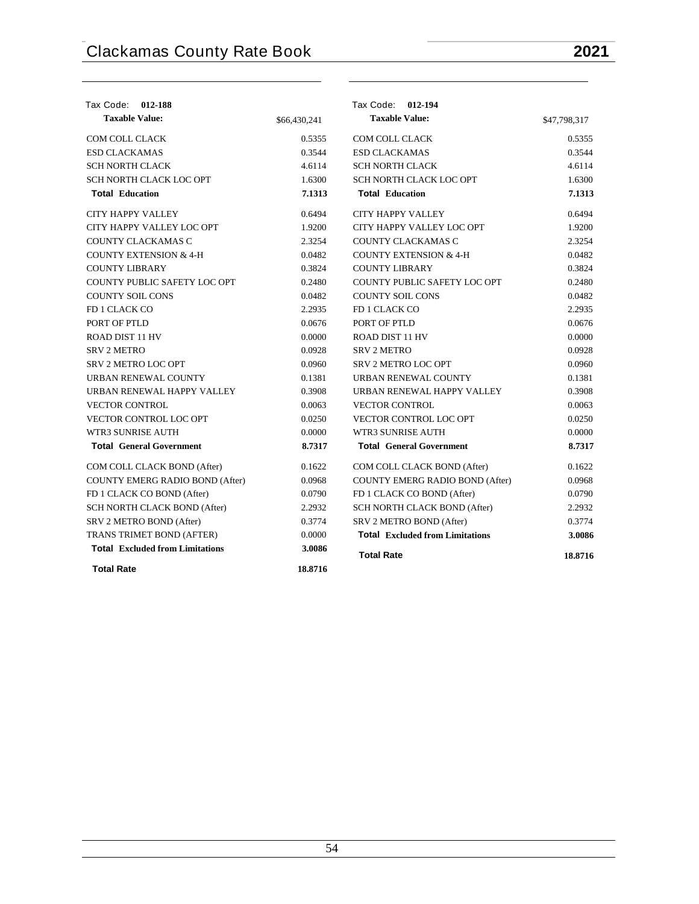| Tax Code: **012-188** | |
|---|---|
| **Taxable Value:** | $66,430,241 |
| COM COLL CLACK | 0.5355 |
| ESD CLACKAMAS | 0.3544 |
| SCH NORTH CLACK | 4.6114 |
| SCH NORTH CLACK LOC OPT | 1.6300 |
| **Total Education** | **7.1313** |
| CITY HAPPY VALLEY | 0.6494 |
| CITY HAPPY VALLEY LOC OPT | 1.9200 |
| COUNTY CLACKAMAS C | 2.3254 |
| COUNTY EXTENSION & 4-H | 0.0482 |
| COUNTY LIBRARY | 0.3824 |
| COUNTY PUBLIC SAFETY LOC OPT | 0.2480 |
| COUNTY SOIL CONS | 0.0482 |
| FD 1 CLACK CO | 2.2935 |
| PORT OF PTLD | 0.0676 |
| ROAD DIST 11 HV | 0.0000 |
| SRV 2 METRO | 0.0928 |
| SRV 2 METRO LOC OPT | 0.0960 |
| URBAN RENEWAL COUNTY | 0.1381 |
| URBAN RENEWAL HAPPY VALLEY | 0.3908 |
| VECTOR CONTROL | 0.0063 |
| VECTOR CONTROL LOC OPT | 0.0250 |
| WTR3 SUNRISE AUTH | 0.0000 |
| **Total General Government** | **8.7317** |
| COM COLL CLACK BOND (After) | 0.1622 |
| COUNTY EMERG RADIO BOND (After) | 0.0968 |
| FD 1 CLACK CO BOND (After) | 0.0790 |
| SCH NORTH CLACK BOND (After) | 2.2932 |
| SRV 2 METRO BOND (After) | 0.3774 |
| TRANS TRIMET BOND (AFTER) | 0.0000 |
| **Total Excluded from Limitations** | **3.0086** |
| **Total Rate** | **18.8716** |

| Tax Code: **012-194** | |
|---|---|
| **Taxable Value:** | $47,798,317 |
| COM COLL CLACK | 0.5355 |
| ESD CLACKAMAS | 0.3544 |
| SCH NORTH CLACK | 4.6114 |
| SCH NORTH CLACK LOC OPT | 1.6300 |
| **Total Education** | **7.1313** |
| CITY HAPPY VALLEY | 0.6494 |
| CITY HAPPY VALLEY LOC OPT | 1.9200 |
| COUNTY CLACKAMAS C | 2.3254 |
| COUNTY EXTENSION & 4-H | 0.0482 |
| COUNTY LIBRARY | 0.3824 |
| COUNTY PUBLIC SAFETY LOC OPT | 0.2480 |
| COUNTY SOIL CONS | 0.0482 |
| FD 1 CLACK CO | 2.2935 |
| PORT OF PTLD | 0.0676 |
| ROAD DIST 11 HV | 0.0000 |
| SRV 2 METRO | 0.0928 |
| SRV 2 METRO LOC OPT | 0.0960 |
| URBAN RENEWAL COUNTY | 0.1381 |
| URBAN RENEWAL HAPPY VALLEY | 0.3908 |
| VECTOR CONTROL | 0.0063 |
| VECTOR CONTROL LOC OPT | 0.0250 |
| WTR3 SUNRISE AUTH | 0.0000 |
| **Total General Government** | **8.7317** |
| COM COLL CLACK BOND (After) | 0.1622 |
| COUNTY EMERG RADIO BOND (After) | 0.0968 |
| FD 1 CLACK CO BOND (After) | 0.0790 |
| SCH NORTH CLACK BOND (After) | 2.2932 |
| SRV 2 METRO BOND (After) | 0.3774 |
| **Total Excluded from Limitations** | **3.0086** |
| **Total Rate** | **18.8716** |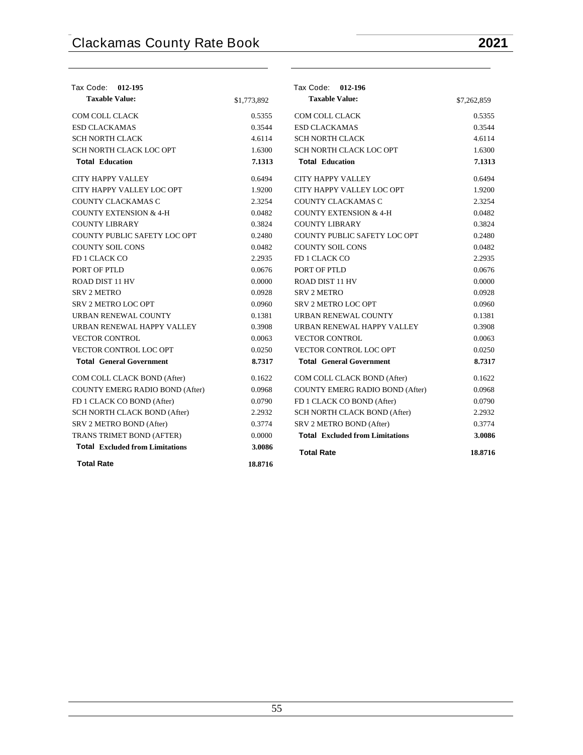Tax Code: **012-195**

| **Taxable Value:** | $1,773,892 |
|---|---|
| COM COLL CLACK | 0.5355 |
| ESD CLACKAMAS | 0.3544 |
| SCH NORTH CLACK | 4.6114 |
| SCH NORTH CLACK LOC OPT | 1.6300 |
| **Total Education** | **7.1313** |
| CITY HAPPY VALLEY | 0.6494 |
| CITY HAPPY VALLEY LOC OPT | 1.9200 |
| COUNTY CLACKAMAS C | 2.3254 |
| COUNTY EXTENSION & 4-H | 0.0482 |
| COUNTY LIBRARY | 0.3824 |
| COUNTY PUBLIC SAFETY LOC OPT | 0.2480 |
| COUNTY SOIL CONS | 0.0482 |
| FD 1 CLACK CO | 2.2935 |
| PORT OF PTLD | 0.0676 |
| ROAD DIST 11 HV | 0.0000 |
| SRV 2 METRO | 0.0928 |
| SRV 2 METRO LOC OPT | 0.0960 |
| URBAN RENEWAL COUNTY | 0.1381 |
| URBAN RENEWAL HAPPY VALLEY | 0.3908 |
| VECTOR CONTROL | 0.0063 |
| VECTOR CONTROL LOC OPT | 0.0250 |
| **Total General Government** | **8.7317** |
| COM COLL CLACK BOND (After) | 0.1622 |
| COUNTY EMERG RADIO BOND (After) | 0.0968 |
| FD 1 CLACK CO BOND (After) | 0.0790 |
| SCH NORTH CLACK BOND (After) | 2.2932 |
| SRV 2 METRO BOND (After) | 0.3774 |
| TRANS TRIMET BOND (AFTER) | 0.0000 |
| **Total Excluded from Limitations** | **3.0086** |
| **Total Rate** | **18.8716** |

Tax Code: **012-196**

| **Taxable Value:** | $7,262,859 |
|---|---|
| COM COLL CLACK | 0.5355 |
| ESD CLACKAMAS | 0.3544 |
| SCH NORTH CLACK | 4.6114 |
| SCH NORTH CLACK LOC OPT | 1.6300 |
| **Total Education** | **7.1313** |
| CITY HAPPY VALLEY | 0.6494 |
| CITY HAPPY VALLEY LOC OPT | 1.9200 |
| COUNTY CLACKAMAS C | 2.3254 |
| COUNTY EXTENSION & 4-H | 0.0482 |
| COUNTY LIBRARY | 0.3824 |
| COUNTY PUBLIC SAFETY LOC OPT | 0.2480 |
| COUNTY SOIL CONS | 0.0482 |
| FD 1 CLACK CO | 2.2935 |
| PORT OF PTLD | 0.0676 |
| ROAD DIST 11 HV | 0.0000 |
| SRV 2 METRO | 0.0928 |
| SRV 2 METRO LOC OPT | 0.0960 |
| URBAN RENEWAL COUNTY | 0.1381 |
| URBAN RENEWAL HAPPY VALLEY | 0.3908 |
| VECTOR CONTROL | 0.0063 |
| VECTOR CONTROL LOC OPT | 0.0250 |
| **Total General Government** | **8.7317** |
| COM COLL CLACK BOND (After) | 0.1622 |
| COUNTY EMERG RADIO BOND (After) | 0.0968 |
| FD 1 CLACK CO BOND (After) | 0.0790 |
| SCH NORTH CLACK BOND (After) | 2.2932 |
| SRV 2 METRO BOND (After) | 0.3774 |
| **Total Excluded from Limitations** | **3.0086** |
| **Total Rate** | **18.8716** |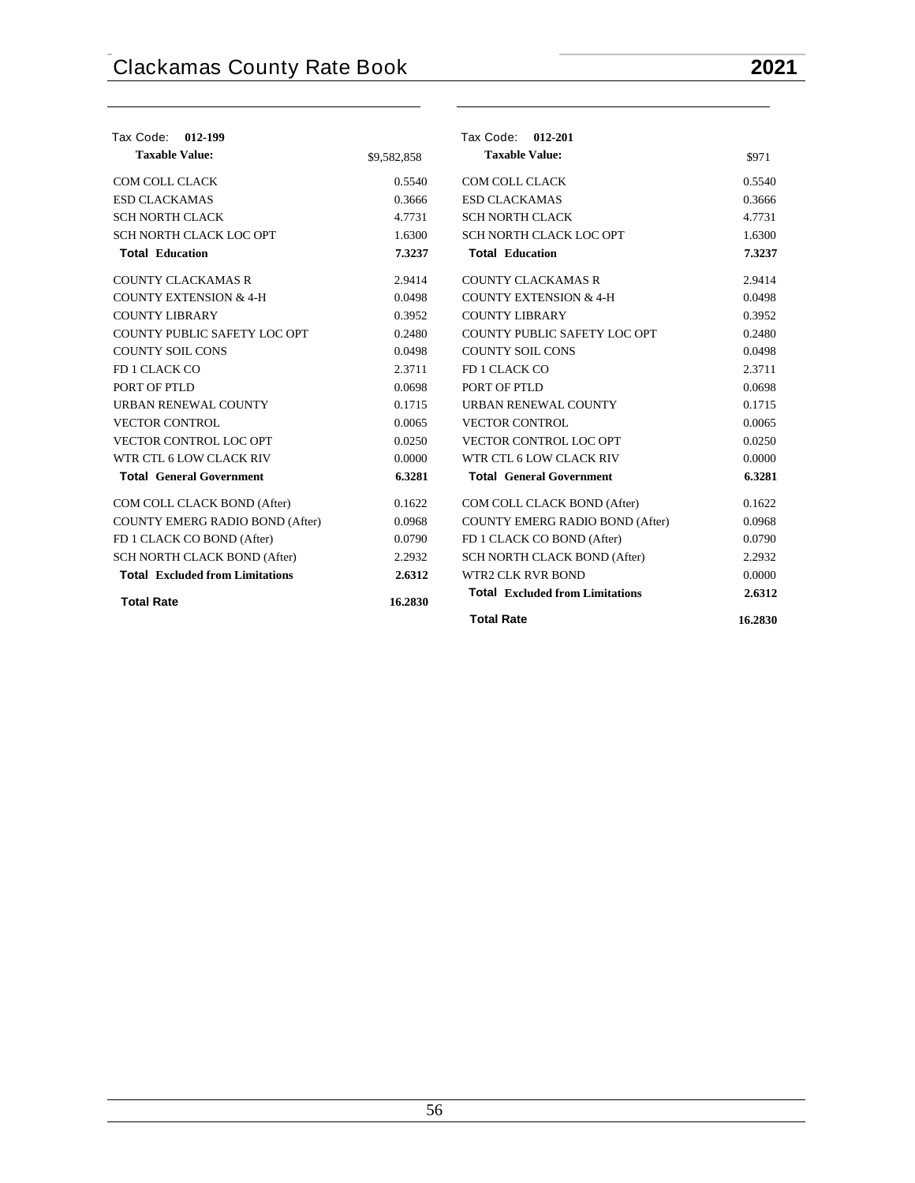Tax Code: **012-199**

| **Taxable Value:** | $9,582,858 |
|---|---|
| COM COLL CLACK | 0.5540 |
| ESD CLACKAMAS | 0.3666 |
| SCH NORTH CLACK | 4.7731 |
| SCH NORTH CLACK LOC OPT | 1.6300 |
| **Total Education** | **7.3237** |
| COUNTY CLACKAMAS R | 2.9414 |
| COUNTY EXTENSION & 4-H | 0.0498 |
| COUNTY LIBRARY | 0.3952 |
| COUNTY PUBLIC SAFETY LOC OPT | 0.2480 |
| COUNTY SOIL CONS | 0.0498 |
| FD 1 CLACK CO | 2.3711 |
| PORT OF PTLD | 0.0698 |
| URBAN RENEWAL COUNTY | 0.1715 |
| VECTOR CONTROL | 0.0065 |
| VECTOR CONTROL LOC OPT | 0.0250 |
| WTR CTL 6 LOW CLACK RIV | 0.0000 |
| **Total General Government** | **6.3281** |
| COM COLL CLACK BOND (After) | 0.1622 |
| COUNTY EMERG RADIO BOND (After) | 0.0968 |
| FD 1 CLACK CO BOND (After) | 0.0790 |
| SCH NORTH CLACK BOND (After) | 2.2932 |
| **Total Excluded from Limitations** | **2.6312** |
| **Total Rate** | **16.2830** |

Tax Code: **012-201**

| **Taxable Value:** | $971 |
|---|---|
| COM COLL CLACK | 0.5540 |
| ESD CLACKAMAS | 0.3666 |
| SCH NORTH CLACK | 4.7731 |
| SCH NORTH CLACK LOC OPT | 1.6300 |
| **Total Education** | **7.3237** |
| COUNTY CLACKAMAS R | 2.9414 |
| COUNTY EXTENSION & 4-H | 0.0498 |
| COUNTY LIBRARY | 0.3952 |
| COUNTY PUBLIC SAFETY LOC OPT | 0.2480 |
| COUNTY SOIL CONS | 0.0498 |
| FD 1 CLACK CO | 2.3711 |
| PORT OF PTLD | 0.0698 |
| URBAN RENEWAL COUNTY | 0.1715 |
| VECTOR CONTROL | 0.0065 |
| VECTOR CONTROL LOC OPT | 0.0250 |
| WTR CTL 6 LOW CLACK RIV | 0.0000 |
| **Total General Government** | **6.3281** |
| COM COLL CLACK BOND (After) | 0.1622 |
| COUNTY EMERG RADIO BOND (After) | 0.0968 |
| FD 1 CLACK CO BOND (After) | 0.0790 |
| SCH NORTH CLACK BOND (After) | 2.2932 |
| WTR2 CLK RVR BOND | 0.0000 |
| **Total Excluded from Limitations** | **2.6312** |
| **Total Rate** | **16.2830** |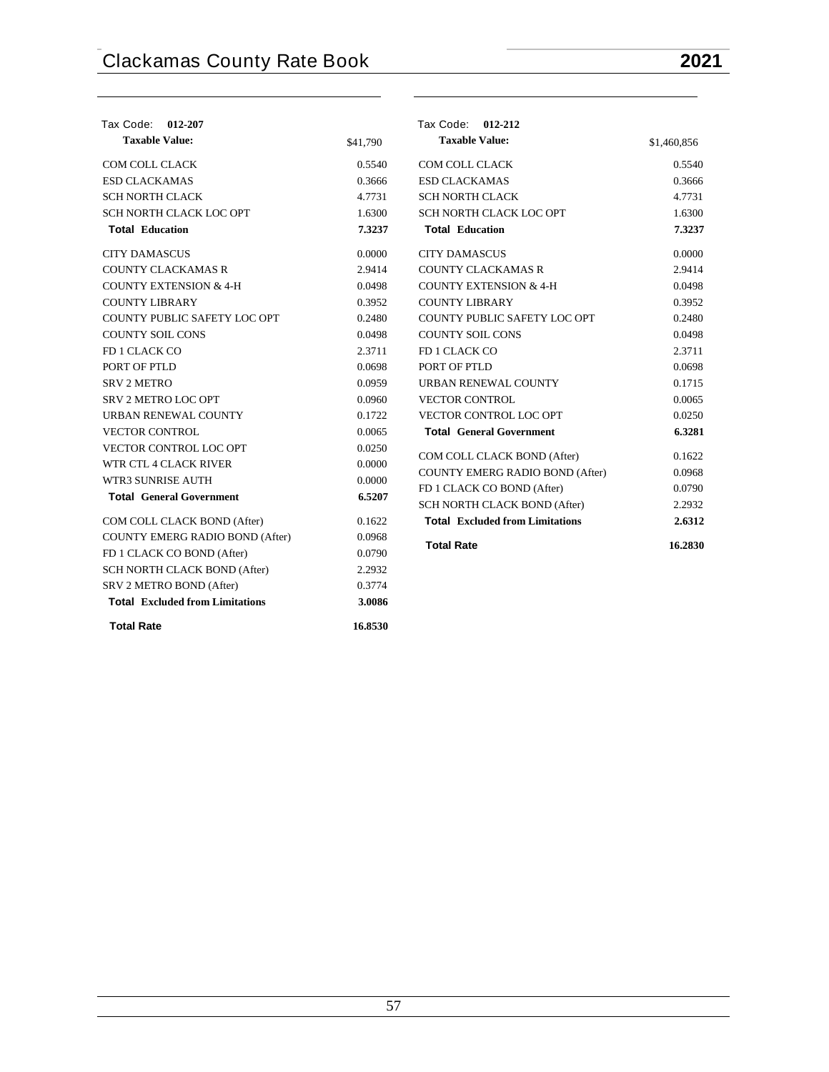## Tax Code: 012-207

| Taxable Value: | $41,790 |
|---|---|
| COM COLL CLACK | 0.5540 |
| ESD CLACKAMAS | 0.3666 |
| SCH NORTH CLACK | 4.7731 |
| SCH NORTH CLACK LOC OPT | 1.6300 |
| **Total Education** | **7.3237** |
| CITY DAMASCUS | 0.0000 |
| COUNTY CLACKAMAS R | 2.9414 |
| COUNTY EXTENSION & 4-H | 0.0498 |
| COUNTY LIBRARY | 0.3952 |
| COUNTY PUBLIC SAFETY LOC OPT | 0.2480 |
| COUNTY SOIL CONS | 0.0498 |
| FD 1 CLACK CO | 2.3711 |
| PORT OF PTLD | 0.0698 |
| SRV 2 METRO | 0.0959 |
| SRV 2 METRO LOC OPT | 0.0960 |
| URBAN RENEWAL COUNTY | 0.1722 |
| VECTOR CONTROL | 0.0065 |
| VECTOR CONTROL LOC OPT | 0.0250 |
| WTR CTL 4 CLACK RIVER | 0.0000 |
| WTR3 SUNRISE AUTH | 0.0000 |
| **Total General Government** | **6.5207** |
| COM COLL CLACK BOND (After) | 0.1622 |
| COUNTY EMERG RADIO BOND (After) | 0.0968 |
| FD 1 CLACK CO BOND (After) | 0.0790 |
| SCH NORTH CLACK BOND (After) | 2.2932 |
| SRV 2 METRO BOND (After) | 0.3774 |
| **Total Excluded from Limitations** | **3.0086** |
| **Total Rate** | **16.8530** |

## Tax Code: 012-212

| Taxable Value: | $1,460,856 |
|---|---|
| COM COLL CLACK | 0.5540 |
| ESD CLACKAMAS | 0.3666 |
| SCH NORTH CLACK | 4.7731 |
| SCH NORTH CLACK LOC OPT | 1.6300 |
| **Total Education** | **7.3237** |
| CITY DAMASCUS | 0.0000 |
| COUNTY CLACKAMAS R | 2.9414 |
| COUNTY EXTENSION & 4-H | 0.0498 |
| COUNTY LIBRARY | 0.3952 |
| COUNTY PUBLIC SAFETY LOC OPT | 0.2480 |
| COUNTY SOIL CONS | 0.0498 |
| FD 1 CLACK CO | 2.3711 |
| PORT OF PTLD | 0.0698 |
| URBAN RENEWAL COUNTY | 0.1715 |
| VECTOR CONTROL | 0.0065 |
| VECTOR CONTROL LOC OPT | 0.0250 |
| **Total General Government** | **6.3281** |
| COM COLL CLACK BOND (After) | 0.1622 |
| COUNTY EMERG RADIO BOND (After) | 0.0968 |
| FD 1 CLACK CO BOND (After) | 0.0790 |
| SCH NORTH CLACK BOND (After) | 2.2932 |
| **Total Excluded from Limitations** | **2.6312** |
| **Total Rate** | **16.2830** |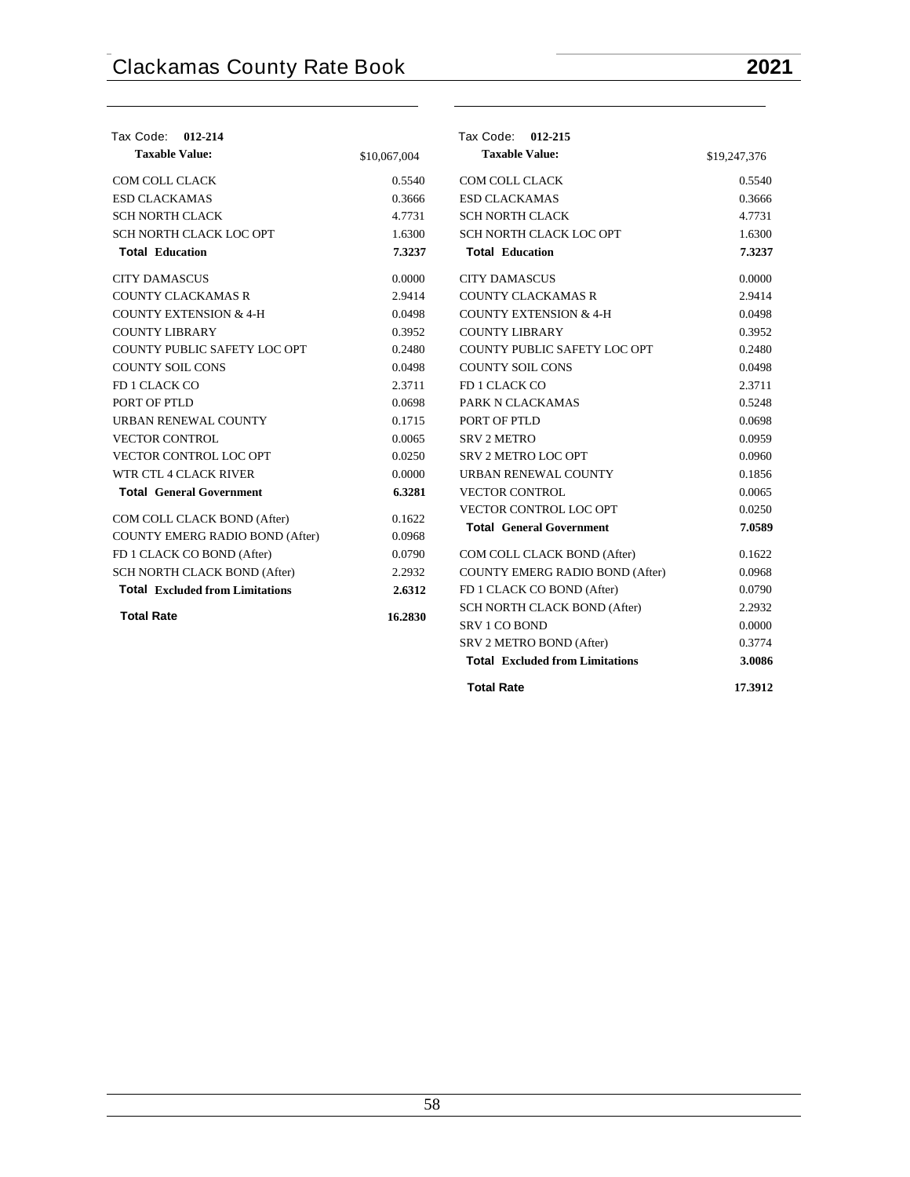## Tax Code: 012-214

| Taxable Value: | $10,067,004 |
|---|---|
| COM COLL CLACK | 0.5540 |
| ESD CLACKAMAS | 0.3666 |
| SCH NORTH CLACK | 4.7731 |
| SCH NORTH CLACK LOC OPT | 1.6300 |
| **Total Education** | **7.3237** |
| CITY DAMASCUS | 0.0000 |
| COUNTY CLACKAMAS R | 2.9414 |
| COUNTY EXTENSION & 4-H | 0.0498 |
| COUNTY LIBRARY | 0.3952 |
| COUNTY PUBLIC SAFETY LOC OPT | 0.2480 |
| COUNTY SOIL CONS | 0.0498 |
| FD 1 CLACK CO | 2.3711 |
| PORT OF PTLD | 0.0698 |
| URBAN RENEWAL COUNTY | 0.1715 |
| VECTOR CONTROL | 0.0065 |
| VECTOR CONTROL LOC OPT | 0.0250 |
| WTR CTL 4 CLACK RIVER | 0.0000 |
| **Total General Government** | **6.3281** |
| COM COLL CLACK BOND (After) | 0.1622 |
| COUNTY EMERG RADIO BOND (After) | 0.0968 |
| FD 1 CLACK CO BOND (After) | 0.0790 |
| SCH NORTH CLACK BOND (After) | 2.2932 |
| **Total Excluded from Limitations** | **2.6312** |
| **Total Rate** | **16.2830** |

## Tax Code: 012-215

| Taxable Value: | $19,247,376 |
|---|---|
| COM COLL CLACK | 0.5540 |
| ESD CLACKAMAS | 0.3666 |
| SCH NORTH CLACK | 4.7731 |
| SCH NORTH CLACK LOC OPT | 1.6300 |
| **Total Education** | **7.3237** |
| CITY DAMASCUS | 0.0000 |
| COUNTY CLACKAMAS R | 2.9414 |
| COUNTY EXTENSION & 4-H | 0.0498 |
| COUNTY LIBRARY | 0.3952 |
| COUNTY PUBLIC SAFETY LOC OPT | 0.2480 |
| COUNTY SOIL CONS | 0.0498 |
| FD 1 CLACK CO | 2.3711 |
| PARK N CLACKAMAS | 0.5248 |
| PORT OF PTLD | 0.0698 |
| SRV 2 METRO | 0.0959 |
| SRV 2 METRO LOC OPT | 0.0960 |
| URBAN RENEWAL COUNTY | 0.1856 |
| VECTOR CONTROL | 0.0065 |
| VECTOR CONTROL LOC OPT | 0.0250 |
| **Total General Government** | **7.0589** |
| COM COLL CLACK BOND (After) | 0.1622 |
| COUNTY EMERG RADIO BOND (After) | 0.0968 |
| FD 1 CLACK CO BOND (After) | 0.0790 |
| SCH NORTH CLACK BOND (After) | 2.2932 |
| SRV 1 CO BOND | 0.0000 |
| SRV 2 METRO BOND (After) | 0.3774 |
| **Total Excluded from Limitations** | **3.0086** |
| **Total Rate** | **17.3912** |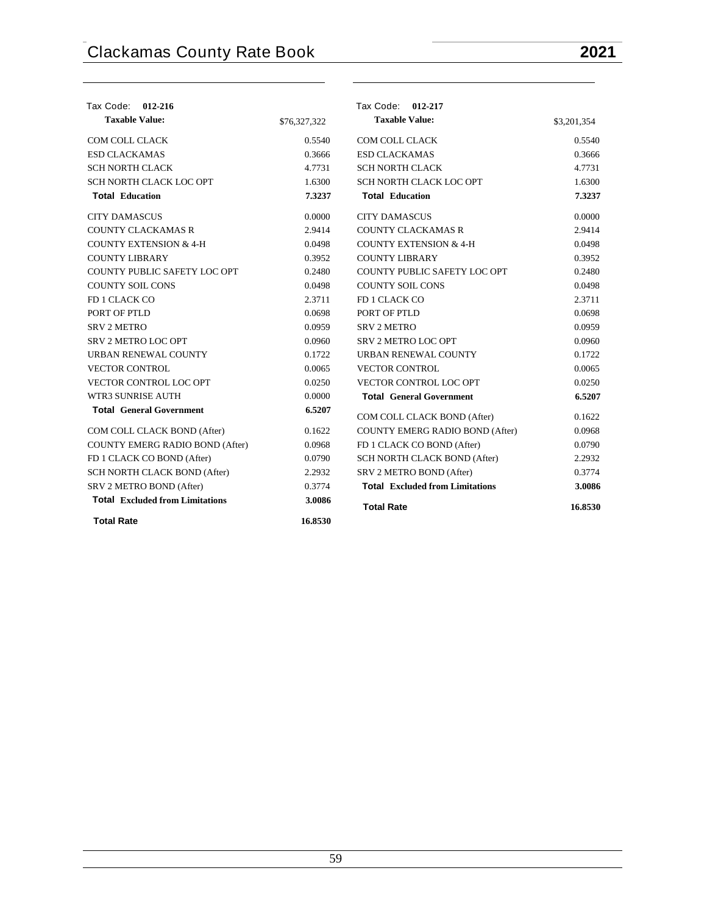## Tax Code: 012-216

| **Taxable Value:** | $76,327,322 |
|---|---|
| COM COLL CLACK | 0.5540 |
| ESD CLACKAMAS | 0.3666 |
| SCH NORTH CLACK | 4.7731 |
| SCH NORTH CLACK LOC OPT | 1.6300 |
| **Total Education** | **7.3237** |
| CITY DAMASCUS | 0.0000 |
| COUNTY CLACKAMAS R | 2.9414 |
| COUNTY EXTENSION & 4-H | 0.0498 |
| COUNTY LIBRARY | 0.3952 |
| COUNTY PUBLIC SAFETY LOC OPT | 0.2480 |
| COUNTY SOIL CONS | 0.0498 |
| FD 1 CLACK CO | 2.3711 |
| PORT OF PTLD | 0.0698 |
| SRV 2 METRO | 0.0959 |
| SRV 2 METRO LOC OPT | 0.0960 |
| URBAN RENEWAL COUNTY | 0.1722 |
| VECTOR CONTROL | 0.0065 |
| VECTOR CONTROL LOC OPT | 0.0250 |
| WTR3 SUNRISE AUTH | 0.0000 |
| **Total General Government** | **6.5207** |
| COM COLL CLACK BOND (After) | 0.1622 |
| COUNTY EMERG RADIO BOND (After) | 0.0968 |
| FD 1 CLACK CO BOND (After) | 0.0790 |
| SCH NORTH CLACK BOND (After) | 2.2932 |
| SRV 2 METRO BOND (After) | 0.3774 |
| **Total Excluded from Limitations** | **3.0086** |
| **Total Rate** | **16.8530** |

## Tax Code: 012-217

| **Taxable Value:** | $3,201,354 |
|---|---|
| COM COLL CLACK | 0.5540 |
| ESD CLACKAMAS | 0.3666 |
| SCH NORTH CLACK | 4.7731 |
| SCH NORTH CLACK LOC OPT | 1.6300 |
| **Total Education** | **7.3237** |
| CITY DAMASCUS | 0.0000 |
| COUNTY CLACKAMAS R | 2.9414 |
| COUNTY EXTENSION & 4-H | 0.0498 |
| COUNTY LIBRARY | 0.3952 |
| COUNTY PUBLIC SAFETY LOC OPT | 0.2480 |
| COUNTY SOIL CONS | 0.0498 |
| FD 1 CLACK CO | 2.3711 |
| PORT OF PTLD | 0.0698 |
| SRV 2 METRO | 0.0959 |
| SRV 2 METRO LOC OPT | 0.0960 |
| URBAN RENEWAL COUNTY | 0.1722 |
| VECTOR CONTROL | 0.0065 |
| VECTOR CONTROL LOC OPT | 0.0250 |
| **Total General Government** | **6.5207** |
| COM COLL CLACK BOND (After) | 0.1622 |
| COUNTY EMERG RADIO BOND (After) | 0.0968 |
| FD 1 CLACK CO BOND (After) | 0.0790 |
| SCH NORTH CLACK BOND (After) | 2.2932 |
| SRV 2 METRO BOND (After) | 0.3774 |
| **Total Excluded from Limitations** | **3.0086** |
| **Total Rate** | **16.8530** |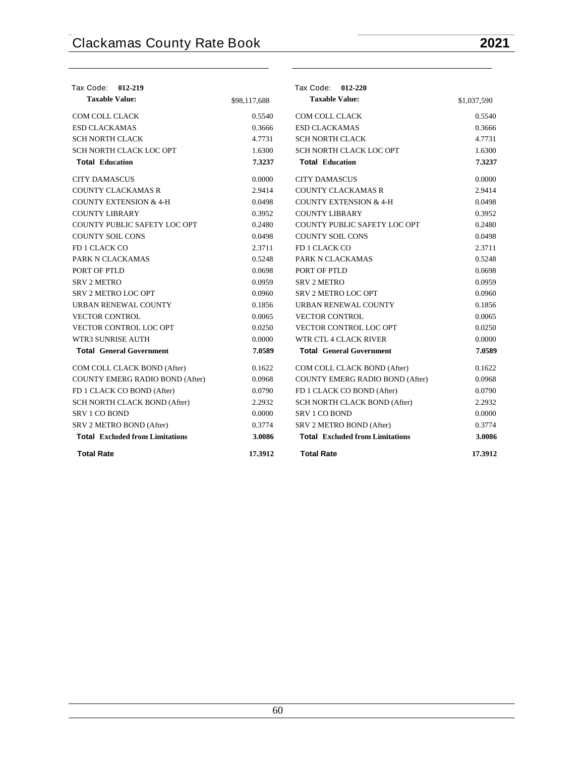Tax Code: **012-219**

| **Taxable Value:** | $98,117,688 |
|---|---|
| COM COLL CLACK | 0.5540 |
| ESD CLACKAMAS | 0.3666 |
| SCH NORTH CLACK | 4.7731 |
| SCH NORTH CLACK LOC OPT | 1.6300 |
| **Total Education** | **7.3237** |
| CITY DAMASCUS | 0.0000 |
| COUNTY CLACKAMAS R | 2.9414 |
| COUNTY EXTENSION & 4-H | 0.0498 |
| COUNTY LIBRARY | 0.3952 |
| COUNTY PUBLIC SAFETY LOC OPT | 0.2480 |
| COUNTY SOIL CONS | 0.0498 |
| FD 1 CLACK CO | 2.3711 |
| PARK N CLACKAMAS | 0.5248 |
| PORT OF PTLD | 0.0698 |
| SRV 2 METRO | 0.0959 |
| SRV 2 METRO LOC OPT | 0.0960 |
| URBAN RENEWAL COUNTY | 0.1856 |
| VECTOR CONTROL | 0.0065 |
| VECTOR CONTROL LOC OPT | 0.0250 |
| WTR3 SUNRISE AUTH | 0.0000 |
| **Total General Government** | **7.0589** |
| COM COLL CLACK BOND (After) | 0.1622 |
| COUNTY EMERG RADIO BOND (After) | 0.0968 |
| FD 1 CLACK CO BOND (After) | 0.0790 |
| SCH NORTH CLACK BOND (After) | 2.2932 |
| SRV 1 CO BOND | 0.0000 |
| SRV 2 METRO BOND (After) | 0.3774 |
| **Total Excluded from Limitations** | **3.0086** |
| **Total Rate** | **17.3912** |

Tax Code: **012-220**

| **Taxable Value:** | $1,037,590 |
|---|---|
| COM COLL CLACK | 0.5540 |
| ESD CLACKAMAS | 0.3666 |
| SCH NORTH CLACK | 4.7731 |
| SCH NORTH CLACK LOC OPT | 1.6300 |
| **Total Education** | **7.3237** |
| CITY DAMASCUS | 0.0000 |
| COUNTY CLACKAMAS R | 2.9414 |
| COUNTY EXTENSION & 4-H | 0.0498 |
| COUNTY LIBRARY | 0.3952 |
| COUNTY PUBLIC SAFETY LOC OPT | 0.2480 |
| COUNTY SOIL CONS | 0.0498 |
| FD 1 CLACK CO | 2.3711 |
| PARK N CLACKAMAS | 0.5248 |
| PORT OF PTLD | 0.0698 |
| SRV 2 METRO | 0.0959 |
| SRV 2 METRO LOC OPT | 0.0960 |
| URBAN RENEWAL COUNTY | 0.1856 |
| VECTOR CONTROL | 0.0065 |
| VECTOR CONTROL LOC OPT | 0.0250 |
| WTR CTL 4 CLACK RIVER | 0.0000 |
| **Total General Government** | **7.0589** |
| COM COLL CLACK BOND (After) | 0.1622 |
| COUNTY EMERG RADIO BOND (After) | 0.0968 |
| FD 1 CLACK CO BOND (After) | 0.0790 |
| SCH NORTH CLACK BOND (After) | 2.2932 |
| SRV 1 CO BOND | 0.0000 |
| SRV 2 METRO BOND (After) | 0.3774 |
| **Total Excluded from Limitations** | **3.0086** |
| **Total Rate** | **17.3912** |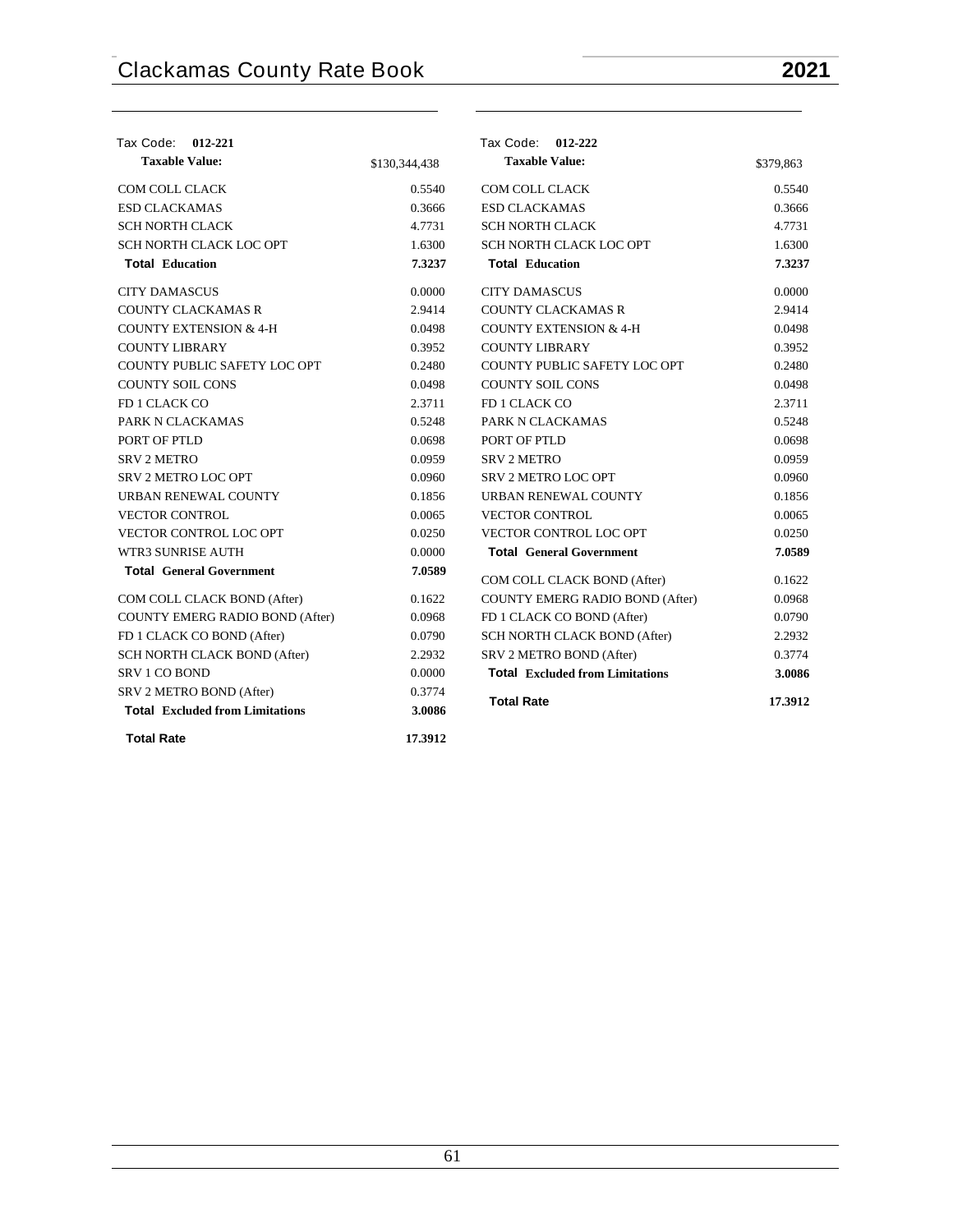| Tax Code: **012-221** | |
|---|---|
| **Taxable Value:** | $130,344,438 |
| COM COLL CLACK | 0.5540 |
| ESD CLACKAMAS | 0.3666 |
| SCH NORTH CLACK | 4.7731 |
| SCH NORTH CLACK LOC OPT | 1.6300 |
| **Total Education** | **7.3237** |
| CITY DAMASCUS | 0.0000 |
| COUNTY CLACKAMAS R | 2.9414 |
| COUNTY EXTENSION & 4-H | 0.0498 |
| COUNTY LIBRARY | 0.3952 |
| COUNTY PUBLIC SAFETY LOC OPT | 0.2480 |
| COUNTY SOIL CONS | 0.0498 |
| FD 1 CLACK CO | 2.3711 |
| PARK N CLACKAMAS | 0.5248 |
| PORT OF PTLD | 0.0698 |
| SRV 2 METRO | 0.0959 |
| SRV 2 METRO LOC OPT | 0.0960 |
| URBAN RENEWAL COUNTY | 0.1856 |
| VECTOR CONTROL | 0.0065 |
| VECTOR CONTROL LOC OPT | 0.0250 |
| WTR3 SUNRISE AUTH | 0.0000 |
| **Total General Government** | **7.0589** |
| COM COLL CLACK BOND (After) | 0.1622 |
| COUNTY EMERG RADIO BOND (After) | 0.0968 |
| FD 1 CLACK CO BOND (After) | 0.0790 |
| SCH NORTH CLACK BOND (After) | 2.2932 |
| SRV 1 CO BOND | 0.0000 |
| SRV 2 METRO BOND (After) | 0.3774 |
| **Total Excluded from Limitations** | **3.0086** |
| **Total Rate** | **17.3912** |

| Tax Code: **012-222** | |
|---|---|
| **Taxable Value:** | $379,863 |
| COM COLL CLACK | 0.5540 |
| ESD CLACKAMAS | 0.3666 |
| SCH NORTH CLACK | 4.7731 |
| SCH NORTH CLACK LOC OPT | 1.6300 |
| **Total Education** | **7.3237** |
| CITY DAMASCUS | 0.0000 |
| COUNTY CLACKAMAS R | 2.9414 |
| COUNTY EXTENSION & 4-H | 0.0498 |
| COUNTY LIBRARY | 0.3952 |
| COUNTY PUBLIC SAFETY LOC OPT | 0.2480 |
| COUNTY SOIL CONS | 0.0498 |
| FD 1 CLACK CO | 2.3711 |
| PARK N CLACKAMAS | 0.5248 |
| PORT OF PTLD | 0.0698 |
| SRV 2 METRO | 0.0959 |
| SRV 2 METRO LOC OPT | 0.0960 |
| URBAN RENEWAL COUNTY | 0.1856 |
| VECTOR CONTROL | 0.0065 |
| VECTOR CONTROL LOC OPT | 0.0250 |
| **Total General Government** | **7.0589** |
| COM COLL CLACK BOND (After) | 0.1622 |
| COUNTY EMERG RADIO BOND (After) | 0.0968 |
| FD 1 CLACK CO BOND (After) | 0.0790 |
| SCH NORTH CLACK BOND (After) | 2.2932 |
| SRV 2 METRO BOND (After) | 0.3774 |
| **Total Excluded from Limitations** | **3.0086** |
| **Total Rate** | **17.3912** |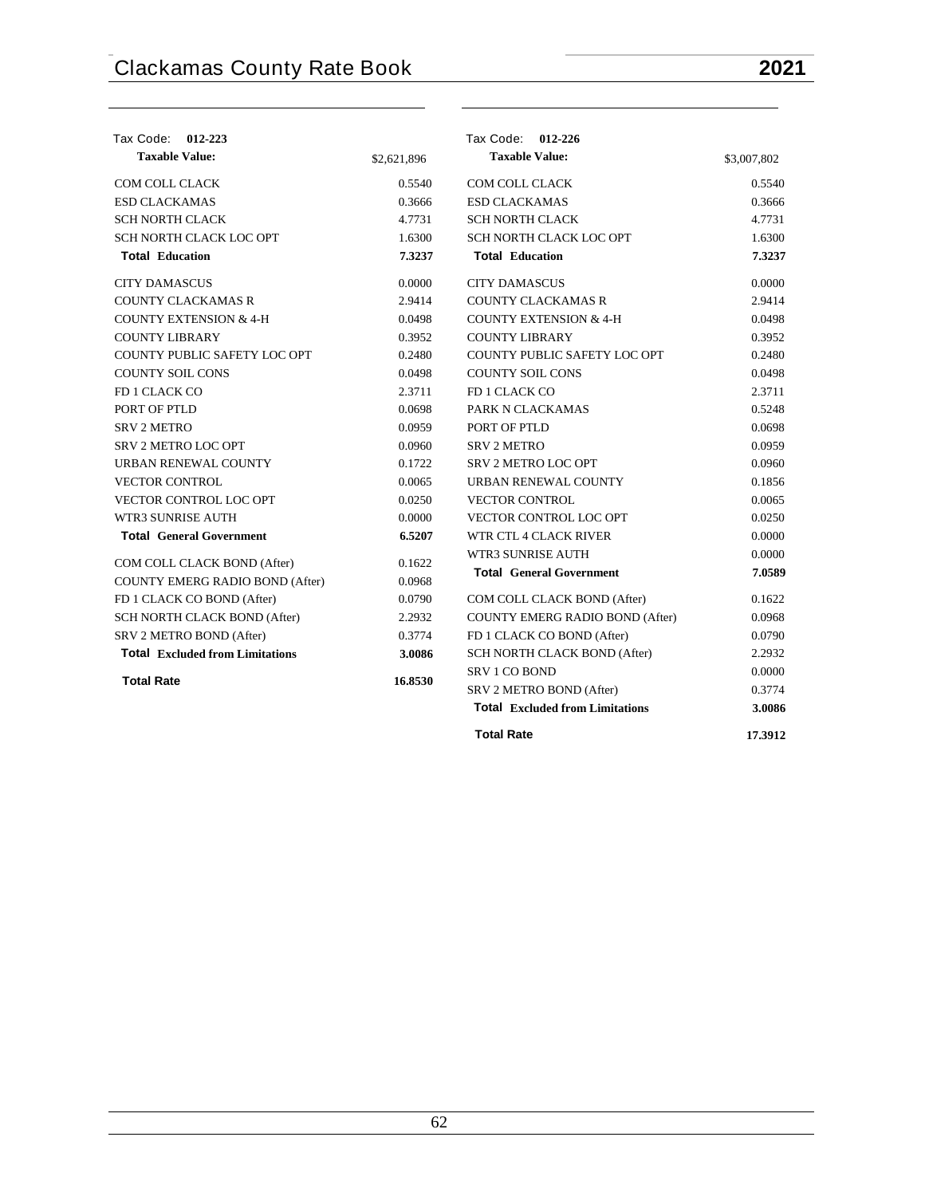## Tax Code: 012-223

| Taxable Value: | $2,621,896 |
|---|---|
| COM COLL CLACK | 0.5540 |
| ESD CLACKAMAS | 0.3666 |
| SCH NORTH CLACK | 4.7731 |
| SCH NORTH CLACK LOC OPT | 1.6300 |
| **Total Education** | **7.3237** |
| CITY DAMASCUS | 0.0000 |
| COUNTY CLACKAMAS R | 2.9414 |
| COUNTY EXTENSION & 4-H | 0.0498 |
| COUNTY LIBRARY | 0.3952 |
| COUNTY PUBLIC SAFETY LOC OPT | 0.2480 |
| COUNTY SOIL CONS | 0.0498 |
| FD 1 CLACK CO | 2.3711 |
| PORT OF PTLD | 0.0698 |
| SRV 2 METRO | 0.0959 |
| SRV 2 METRO LOC OPT | 0.0960 |
| URBAN RENEWAL COUNTY | 0.1722 |
| VECTOR CONTROL | 0.0065 |
| VECTOR CONTROL LOC OPT | 0.0250 |
| WTR3 SUNRISE AUTH | 0.0000 |
| **Total General Government** | **6.5207** |
| COM COLL CLACK BOND (After) | 0.1622 |
| COUNTY EMERG RADIO BOND (After) | 0.0968 |
| FD 1 CLACK CO BOND (After) | 0.0790 |
| SCH NORTH CLACK BOND (After) | 2.2932 |
| SRV 2 METRO BOND (After) | 0.3774 |
| **Total Excluded from Limitations** | **3.0086** |
| **Total Rate** | **16.8530** |

## Tax Code: 012-226

| Taxable Value: | $3,007,802 |
|---|---|
| COM COLL CLACK | 0.5540 |
| ESD CLACKAMAS | 0.3666 |
| SCH NORTH CLACK | 4.7731 |
| SCH NORTH CLACK LOC OPT | 1.6300 |
| **Total Education** | **7.3237** |
| CITY DAMASCUS | 0.0000 |
| COUNTY CLACKAMAS R | 2.9414 |
| COUNTY EXTENSION & 4-H | 0.0498 |
| COUNTY LIBRARY | 0.3952 |
| COUNTY PUBLIC SAFETY LOC OPT | 0.2480 |
| COUNTY SOIL CONS | 0.0498 |
| FD 1 CLACK CO | 2.3711 |
| PARK N CLACKAMAS | 0.5248 |
| PORT OF PTLD | 0.0698 |
| SRV 2 METRO | 0.0959 |
| SRV 2 METRO LOC OPT | 0.0960 |
| URBAN RENEWAL COUNTY | 0.1856 |
| VECTOR CONTROL | 0.0065 |
| VECTOR CONTROL LOC OPT | 0.0250 |
| WTR CTL 4 CLACK RIVER | 0.0000 |
| WTR3 SUNRISE AUTH | 0.0000 |
| **Total General Government** | **7.0589** |
| COM COLL CLACK BOND (After) | 0.1622 |
| COUNTY EMERG RADIO BOND (After) | 0.0968 |
| FD 1 CLACK CO BOND (After) | 0.0790 |
| SCH NORTH CLACK BOND (After) | 2.2932 |
| SRV 1 CO BOND | 0.0000 |
| SRV 2 METRO BOND (After) | 0.3774 |
| **Total Excluded from Limitations** | **3.0086** |
| **Total Rate** | **17.3912** |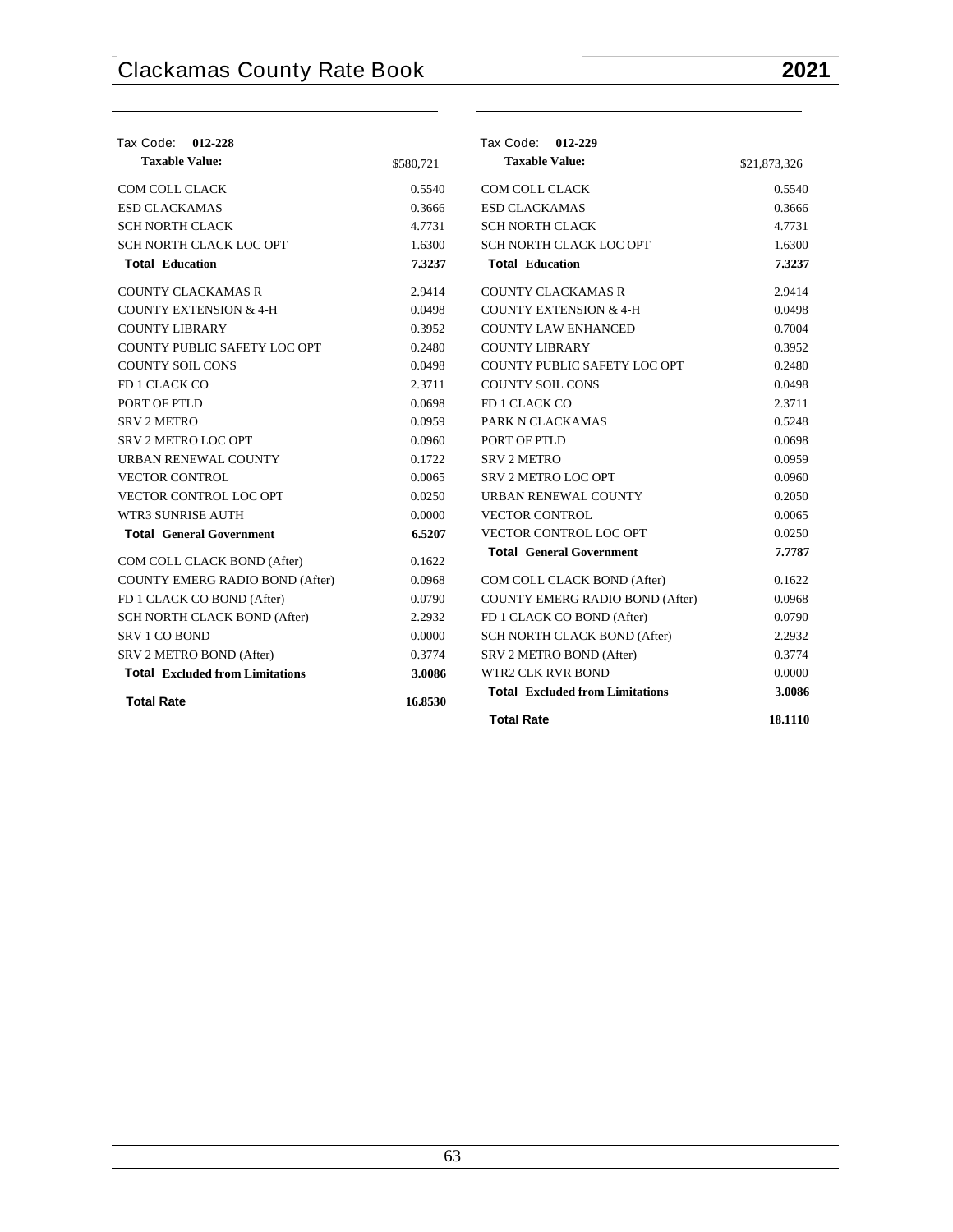Tax Code: **012-228**

| **Taxable Value:** | $580,721 |
|---|---|
| COM COLL CLACK | 0.5540 |
| ESD CLACKAMAS | 0.3666 |
| SCH NORTH CLACK | 4.7731 |
| SCH NORTH CLACK LOC OPT | 1.6300 |
| **Total Education** | **7.3237** |
| COUNTY CLACKAMAS R | 2.9414 |
| COUNTY EXTENSION & 4-H | 0.0498 |
| COUNTY LIBRARY | 0.3952 |
| COUNTY PUBLIC SAFETY LOC OPT | 0.2480 |
| COUNTY SOIL CONS | 0.0498 |
| FD 1 CLACK CO | 2.3711 |
| PORT OF PTLD | 0.0698 |
| SRV 2 METRO | 0.0959 |
| SRV 2 METRO LOC OPT | 0.0960 |
| URBAN RENEWAL COUNTY | 0.1722 |
| VECTOR CONTROL | 0.0065 |
| VECTOR CONTROL LOC OPT | 0.0250 |
| WTR3 SUNRISE AUTH | 0.0000 |
| **Total General Government** | **6.5207** |
| COM COLL CLACK BOND (After) | 0.1622 |
| COUNTY EMERG RADIO BOND (After) | 0.0968 |
| FD 1 CLACK CO BOND (After) | 0.0790 |
| SCH NORTH CLACK BOND (After) | 2.2932 |
| SRV 1 CO BOND | 0.0000 |
| SRV 2 METRO BOND (After) | 0.3774 |
| **Total Excluded from Limitations** | **3.0086** |
| **Total Rate** | **16.8530** |

Tax Code: **012-229**

| **Taxable Value:** | $21,873,326 |
|---|---|
| COM COLL CLACK | 0.5540 |
| ESD CLACKAMAS | 0.3666 |
| SCH NORTH CLACK | 4.7731 |
| SCH NORTH CLACK LOC OPT | 1.6300 |
| **Total Education** | **7.3237** |
| COUNTY CLACKAMAS R | 2.9414 |
| COUNTY EXTENSION & 4-H | 0.0498 |
| COUNTY LAW ENHANCED | 0.7004 |
| COUNTY LIBRARY | 0.3952 |
| COUNTY PUBLIC SAFETY LOC OPT | 0.2480 |
| COUNTY SOIL CONS | 0.0498 |
| FD 1 CLACK CO | 2.3711 |
| PARK N CLACKAMAS | 0.5248 |
| PORT OF PTLD | 0.0698 |
| SRV 2 METRO | 0.0959 |
| SRV 2 METRO LOC OPT | 0.0960 |
| URBAN RENEWAL COUNTY | 0.2050 |
| VECTOR CONTROL | 0.0065 |
| VECTOR CONTROL LOC OPT | 0.0250 |
| **Total General Government** | **7.7787** |
| COM COLL CLACK BOND (After) | 0.1622 |
| COUNTY EMERG RADIO BOND (After) | 0.0968 |
| FD 1 CLACK CO BOND (After) | 0.0790 |
| SCH NORTH CLACK BOND (After) | 2.2932 |
| SRV 2 METRO BOND (After) | 0.3774 |
| WTR2 CLK RVR BOND | 0.0000 |
| **Total Excluded from Limitations** | **3.0086** |
| **Total Rate** | **18.1110** |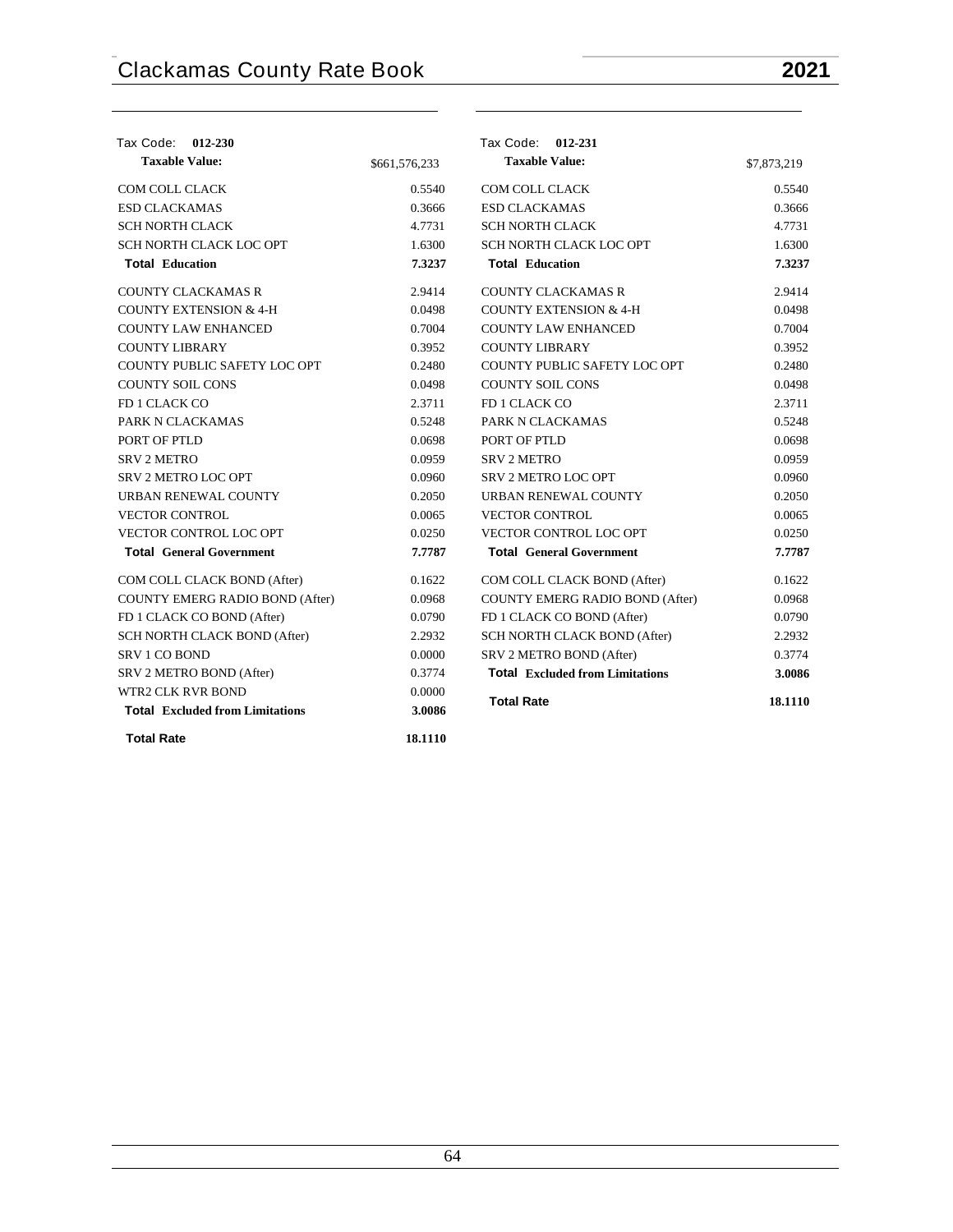Tax Code: **012-230**

| **Taxable Value:** | $661,576,233 |
|---|---|
| COM COLL CLACK | 0.5540 |
| ESD CLACKAMAS | 0.3666 |
| SCH NORTH CLACK | 4.7731 |
| SCH NORTH CLACK LOC OPT | 1.6300 |
| **Total Education** | **7.3237** |
| COUNTY CLACKAMAS R | 2.9414 |
| COUNTY EXTENSION & 4-H | 0.0498 |
| COUNTY LAW ENHANCED | 0.7004 |
| COUNTY LIBRARY | 0.3952 |
| COUNTY PUBLIC SAFETY LOC OPT | 0.2480 |
| COUNTY SOIL CONS | 0.0498 |
| FD 1 CLACK CO | 2.3711 |
| PARK N CLACKAMAS | 0.5248 |
| PORT OF PTLD | 0.0698 |
| SRV 2 METRO | 0.0959 |
| SRV 2 METRO LOC OPT | 0.0960 |
| URBAN RENEWAL COUNTY | 0.2050 |
| VECTOR CONTROL | 0.0065 |
| VECTOR CONTROL LOC OPT | 0.0250 |
| **Total General Government** | **7.7787** |
| COM COLL CLACK BOND (After) | 0.1622 |
| COUNTY EMERG RADIO BOND (After) | 0.0968 |
| FD 1 CLACK CO BOND (After) | 0.0790 |
| SCH NORTH CLACK BOND (After) | 2.2932 |
| SRV 1 CO BOND | 0.0000 |
| SRV 2 METRO BOND (After) | 0.3774 |
| WTR2 CLK RVR BOND | 0.0000 |
| **Total Excluded from Limitations** | **3.0086** |
| **Total Rate** | **18.1110** |

Tax Code: **012-231**

| **Taxable Value:** | $7,873,219 |
|---|---|
| COM COLL CLACK | 0.5540 |
| ESD CLACKAMAS | 0.3666 |
| SCH NORTH CLACK | 4.7731 |
| SCH NORTH CLACK LOC OPT | 1.6300 |
| **Total Education** | **7.3237** |
| COUNTY CLACKAMAS R | 2.9414 |
| COUNTY EXTENSION & 4-H | 0.0498 |
| COUNTY LAW ENHANCED | 0.7004 |
| COUNTY LIBRARY | 0.3952 |
| COUNTY PUBLIC SAFETY LOC OPT | 0.2480 |
| COUNTY SOIL CONS | 0.0498 |
| FD 1 CLACK CO | 2.3711 |
| PARK N CLACKAMAS | 0.5248 |
| PORT OF PTLD | 0.0698 |
| SRV 2 METRO | 0.0959 |
| SRV 2 METRO LOC OPT | 0.0960 |
| URBAN RENEWAL COUNTY | 0.2050 |
| VECTOR CONTROL | 0.0065 |
| VECTOR CONTROL LOC OPT | 0.0250 |
| **Total General Government** | **7.7787** |
| COM COLL CLACK BOND (After) | 0.1622 |
| COUNTY EMERG RADIO BOND (After) | 0.0968 |
| FD 1 CLACK CO BOND (After) | 0.0790 |
| SCH NORTH CLACK BOND (After) | 2.2932 |
| SRV 2 METRO BOND (After) | 0.3774 |
| **Total Excluded from Limitations** | **3.0086** |
| **Total Rate** | **18.1110** |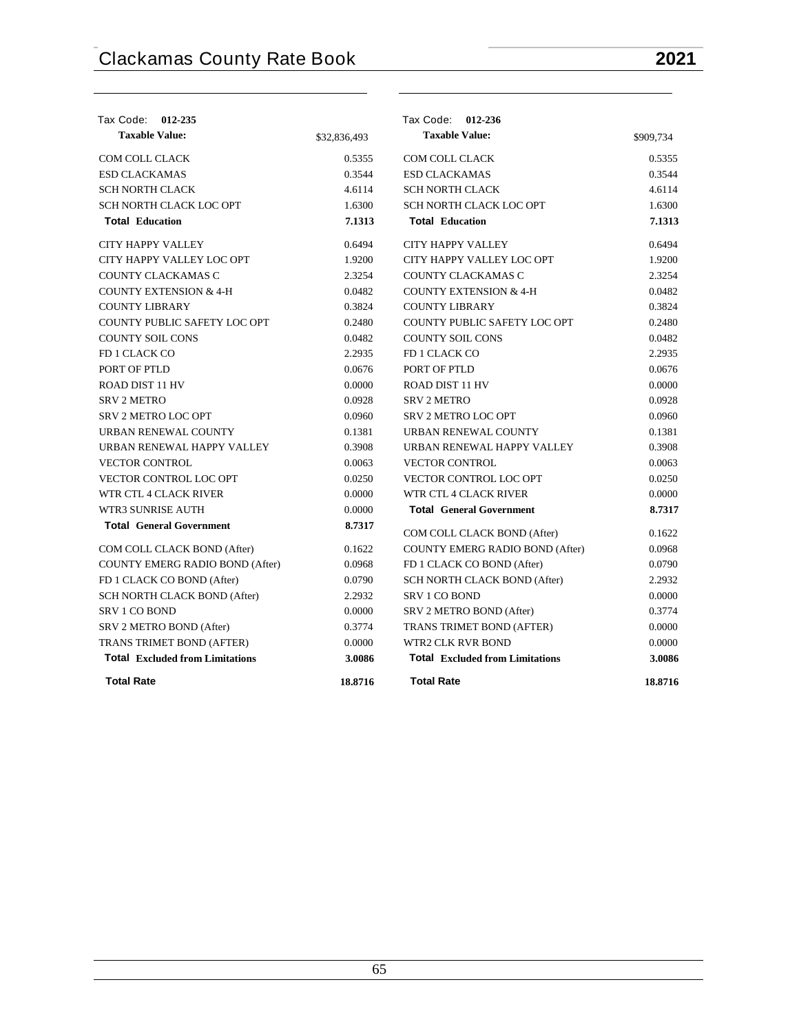| Tax Code: **012-235** | |
|---|---|
| **Taxable Value:** | $32,836,493 |
| COM COLL CLACK | 0.5355 |
| ESD CLACKAMAS | 0.3544 |
| SCH NORTH CLACK | 4.6114 |
| SCH NORTH CLACK LOC OPT | 1.6300 |
| **Total Education** | **7.1313** |
| CITY HAPPY VALLEY | 0.6494 |
| CITY HAPPY VALLEY LOC OPT | 1.9200 |
| COUNTY CLACKAMAS C | 2.3254 |
| COUNTY EXTENSION & 4-H | 0.0482 |
| COUNTY LIBRARY | 0.3824 |
| COUNTY PUBLIC SAFETY LOC OPT | 0.2480 |
| COUNTY SOIL CONS | 0.0482 |
| FD 1 CLACK CO | 2.2935 |
| PORT OF PTLD | 0.0676 |
| ROAD DIST 11 HV | 0.0000 |
| SRV 2 METRO | 0.0928 |
| SRV 2 METRO LOC OPT | 0.0960 |
| URBAN RENEWAL COUNTY | 0.1381 |
| URBAN RENEWAL HAPPY VALLEY | 0.3908 |
| VECTOR CONTROL | 0.0063 |
| VECTOR CONTROL LOC OPT | 0.0250 |
| WTR CTL 4 CLACK RIVER | 0.0000 |
| WTR3 SUNRISE AUTH | 0.0000 |
| **Total General Government** | **8.7317** |
| COM COLL CLACK BOND (After) | 0.1622 |
| COUNTY EMERG RADIO BOND (After) | 0.0968 |
| FD 1 CLACK CO BOND (After) | 0.0790 |
| SCH NORTH CLACK BOND (After) | 2.2932 |
| SRV 1 CO BOND | 0.0000 |
| SRV 2 METRO BOND (After) | 0.3774 |
| TRANS TRIMET BOND (AFTER) | 0.0000 |
| **Total Excluded from Limitations** | **3.0086** |
| **Total Rate** | **18.8716** |

| Tax Code: **012-236** | |
|---|---|
| **Taxable Value:** | $909,734 |
| COM COLL CLACK | 0.5355 |
| ESD CLACKAMAS | 0.3544 |
| SCH NORTH CLACK | 4.6114 |
| SCH NORTH CLACK LOC OPT | 1.6300 |
| **Total Education** | **7.1313** |
| CITY HAPPY VALLEY | 0.6494 |
| CITY HAPPY VALLEY LOC OPT | 1.9200 |
| COUNTY CLACKAMAS C | 2.3254 |
| COUNTY EXTENSION & 4-H | 0.0482 |
| COUNTY LIBRARY | 0.3824 |
| COUNTY PUBLIC SAFETY LOC OPT | 0.2480 |
| COUNTY SOIL CONS | 0.0482 |
| FD 1 CLACK CO | 2.2935 |
| PORT OF PTLD | 0.0676 |
| ROAD DIST 11 HV | 0.0000 |
| SRV 2 METRO | 0.0928 |
| SRV 2 METRO LOC OPT | 0.0960 |
| URBAN RENEWAL COUNTY | 0.1381 |
| URBAN RENEWAL HAPPY VALLEY | 0.3908 |
| VECTOR CONTROL | 0.0063 |
| VECTOR CONTROL LOC OPT | 0.0250 |
| WTR CTL 4 CLACK RIVER | 0.0000 |
| **Total General Government** | **8.7317** |
| COM COLL CLACK BOND (After) | 0.1622 |
| COUNTY EMERG RADIO BOND (After) | 0.0968 |
| FD 1 CLACK CO BOND (After) | 0.0790 |
| SCH NORTH CLACK BOND (After) | 2.2932 |
| SRV 1 CO BOND | 0.0000 |
| SRV 2 METRO BOND (After) | 0.3774 |
| TRANS TRIMET BOND (AFTER) | 0.0000 |
| WTR2 CLK RVR BOND | 0.0000 |
| **Total Excluded from Limitations** | **3.0086** |
| **Total Rate** | **18.8716** |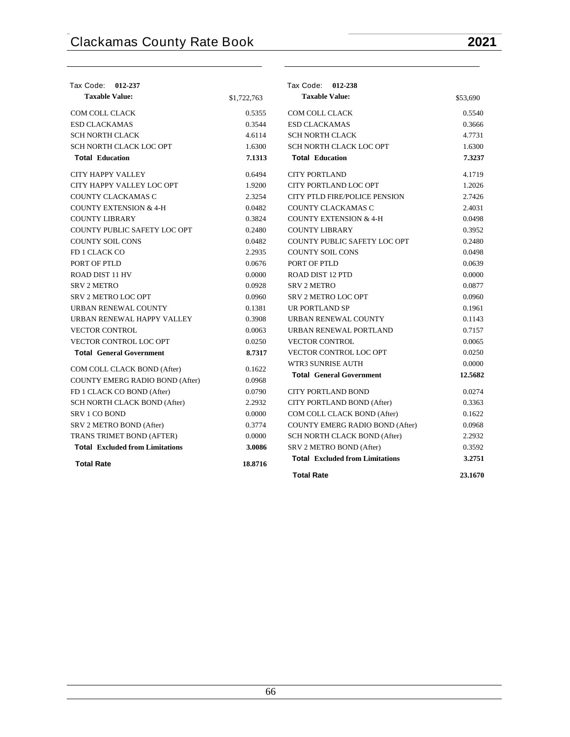| Tax Code: 012-237 | |
|---|---|
| **Taxable Value:** | $1,722,763 |
| COM COLL CLACK | 0.5355 |
| ESD CLACKAMAS | 0.3544 |
| SCH NORTH CLACK | 4.6114 |
| SCH NORTH CLACK LOC OPT | 1.6300 |
| **Total Education** | **7.1313** |
| CITY HAPPY VALLEY | 0.6494 |
| CITY HAPPY VALLEY LOC OPT | 1.9200 |
| COUNTY CLACKAMAS C | 2.3254 |
| COUNTY EXTENSION & 4-H | 0.0482 |
| COUNTY LIBRARY | 0.3824 |
| COUNTY PUBLIC SAFETY LOC OPT | 0.2480 |
| COUNTY SOIL CONS | 0.0482 |
| FD 1 CLACK CO | 2.2935 |
| PORT OF PTLD | 0.0676 |
| ROAD DIST 11 HV | 0.0000 |
| SRV 2 METRO | 0.0928 |
| SRV 2 METRO LOC OPT | 0.0960 |
| URBAN RENEWAL COUNTY | 0.1381 |
| URBAN RENEWAL HAPPY VALLEY | 0.3908 |
| VECTOR CONTROL | 0.0063 |
| VECTOR CONTROL LOC OPT | 0.0250 |
| **Total General Government** | **8.7317** |
| COM COLL CLACK BOND (After) | 0.1622 |
| COUNTY EMERG RADIO BOND (After) | 0.0968 |
| FD 1 CLACK CO BOND (After) | 0.0790 |
| SCH NORTH CLACK BOND (After) | 2.2932 |
| SRV 1 CO BOND | 0.0000 |
| SRV 2 METRO BOND (After) | 0.3774 |
| TRANS TRIMET BOND (AFTER) | 0.0000 |
| **Total Excluded from Limitations** | **3.0086** |
| **Total Rate** | **18.8716** |

| Tax Code: 012-238 | |
|---|---|
| **Taxable Value:** | $53,690 |
| COM COLL CLACK | 0.5540 |
| ESD CLACKAMAS | 0.3666 |
| SCH NORTH CLACK | 4.7731 |
| SCH NORTH CLACK LOC OPT | 1.6300 |
| **Total Education** | **7.3237** |
| CITY PORTLAND | 4.1719 |
| CITY PORTLAND LOC OPT | 1.2026 |
| CITY PTLD FIRE/POLICE PENSION | 2.7426 |
| COUNTY CLACKAMAS C | 2.4031 |
| COUNTY EXTENSION & 4-H | 0.0498 |
| COUNTY LIBRARY | 0.3952 |
| COUNTY PUBLIC SAFETY LOC OPT | 0.2480 |
| COUNTY SOIL CONS | 0.0498 |
| PORT OF PTLD | 0.0639 |
| ROAD DIST 12 PTD | 0.0000 |
| SRV 2 METRO | 0.0877 |
| SRV 2 METRO LOC OPT | 0.0960 |
| UR PORTLAND SP | 0.1961 |
| URBAN RENEWAL COUNTY | 0.1143 |
| URBAN RENEWAL PORTLAND | 0.7157 |
| VECTOR CONTROL | 0.0065 |
| VECTOR CONTROL LOC OPT | 0.0250 |
| WTR3 SUNRISE AUTH | 0.0000 |
| **Total General Government** | **12.5682** |
| CITY PORTLAND BOND | 0.0274 |
| CITY PORTLAND BOND (After) | 0.3363 |
| COM COLL CLACK BOND (After) | 0.1622 |
| COUNTY EMERG RADIO BOND (After) | 0.0968 |
| SCH NORTH CLACK BOND (After) | 2.2932 |
| SRV 2 METRO BOND (After) | 0.3592 |
| **Total Excluded from Limitations** | **3.2751** |
| **Total Rate** | **23.1670** |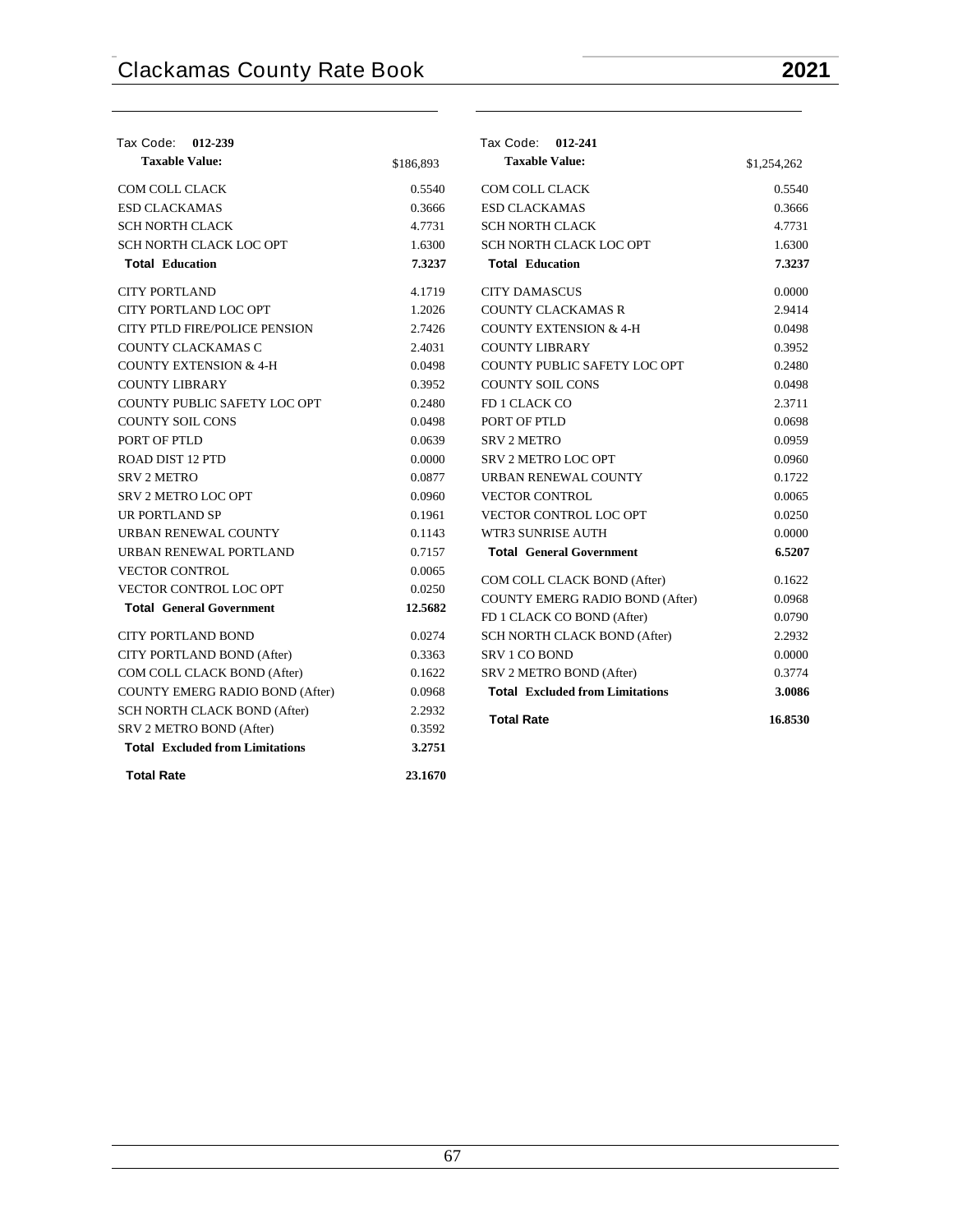## Tax Code: 012-239

| **Taxable Value:** | $186,893 |
|---|---|
| COM COLL CLACK | 0.5540 |
| ESD CLACKAMAS | 0.3666 |
| SCH NORTH CLACK | 4.7731 |
| SCH NORTH CLACK LOC OPT | 1.6300 |
| **Total Education** | **7.3237** |
| CITY PORTLAND | 4.1719 |
| CITY PORTLAND LOC OPT | 1.2026 |
| CITY PTLD FIRE/POLICE PENSION | 2.7426 |
| COUNTY CLACKAMAS C | 2.4031 |
| COUNTY EXTENSION & 4-H | 0.0498 |
| COUNTY LIBRARY | 0.3952 |
| COUNTY PUBLIC SAFETY LOC OPT | 0.2480 |
| COUNTY SOIL CONS | 0.0498 |
| PORT OF PTLD | 0.0639 |
| ROAD DIST 12 PTD | 0.0000 |
| SRV 2 METRO | 0.0877 |
| SRV 2 METRO LOC OPT | 0.0960 |
| UR PORTLAND SP | 0.1961 |
| URBAN RENEWAL COUNTY | 0.1143 |
| URBAN RENEWAL PORTLAND | 0.7157 |
| VECTOR CONTROL | 0.0065 |
| VECTOR CONTROL LOC OPT | 0.0250 |
| **Total General Government** | **12.5682** |
| CITY PORTLAND BOND | 0.0274 |
| CITY PORTLAND BOND (After) | 0.3363 |
| COM COLL CLACK BOND (After) | 0.1622 |
| COUNTY EMERG RADIO BOND (After) | 0.0968 |
| SCH NORTH CLACK BOND (After) | 2.2932 |
| SRV 2 METRO BOND (After) | 0.3592 |
| **Total Excluded from Limitations** | **3.2751** |
| **Total Rate** | **23.1670** |

## Tax Code: 012-241

| **Taxable Value:** | $1,254,262 |
|---|---|
| COM COLL CLACK | 0.5540 |
| ESD CLACKAMAS | 0.3666 |
| SCH NORTH CLACK | 4.7731 |
| SCH NORTH CLACK LOC OPT | 1.6300 |
| **Total Education** | **7.3237** |
| CITY DAMASCUS | 0.0000 |
| COUNTY CLACKAMAS R | 2.9414 |
| COUNTY EXTENSION & 4-H | 0.0498 |
| COUNTY LIBRARY | 0.3952 |
| COUNTY PUBLIC SAFETY LOC OPT | 0.2480 |
| COUNTY SOIL CONS | 0.0498 |
| FD 1 CLACK CO | 2.3711 |
| PORT OF PTLD | 0.0698 |
| SRV 2 METRO | 0.0959 |
| SRV 2 METRO LOC OPT | 0.0960 |
| URBAN RENEWAL COUNTY | 0.1722 |
| VECTOR CONTROL | 0.0065 |
| VECTOR CONTROL LOC OPT | 0.0250 |
| WTR3 SUNRISE AUTH | 0.0000 |
| **Total General Government** | **6.5207** |
| COM COLL CLACK BOND (After) | 0.1622 |
| COUNTY EMERG RADIO BOND (After) | 0.0968 |
| FD 1 CLACK CO BOND (After) | 0.0790 |
| SCH NORTH CLACK BOND (After) | 2.2932 |
| SRV 1 CO BOND | 0.0000 |
| SRV 2 METRO BOND (After) | 0.3774 |
| **Total Excluded from Limitations** | **3.0086** |
| **Total Rate** | **16.8530** |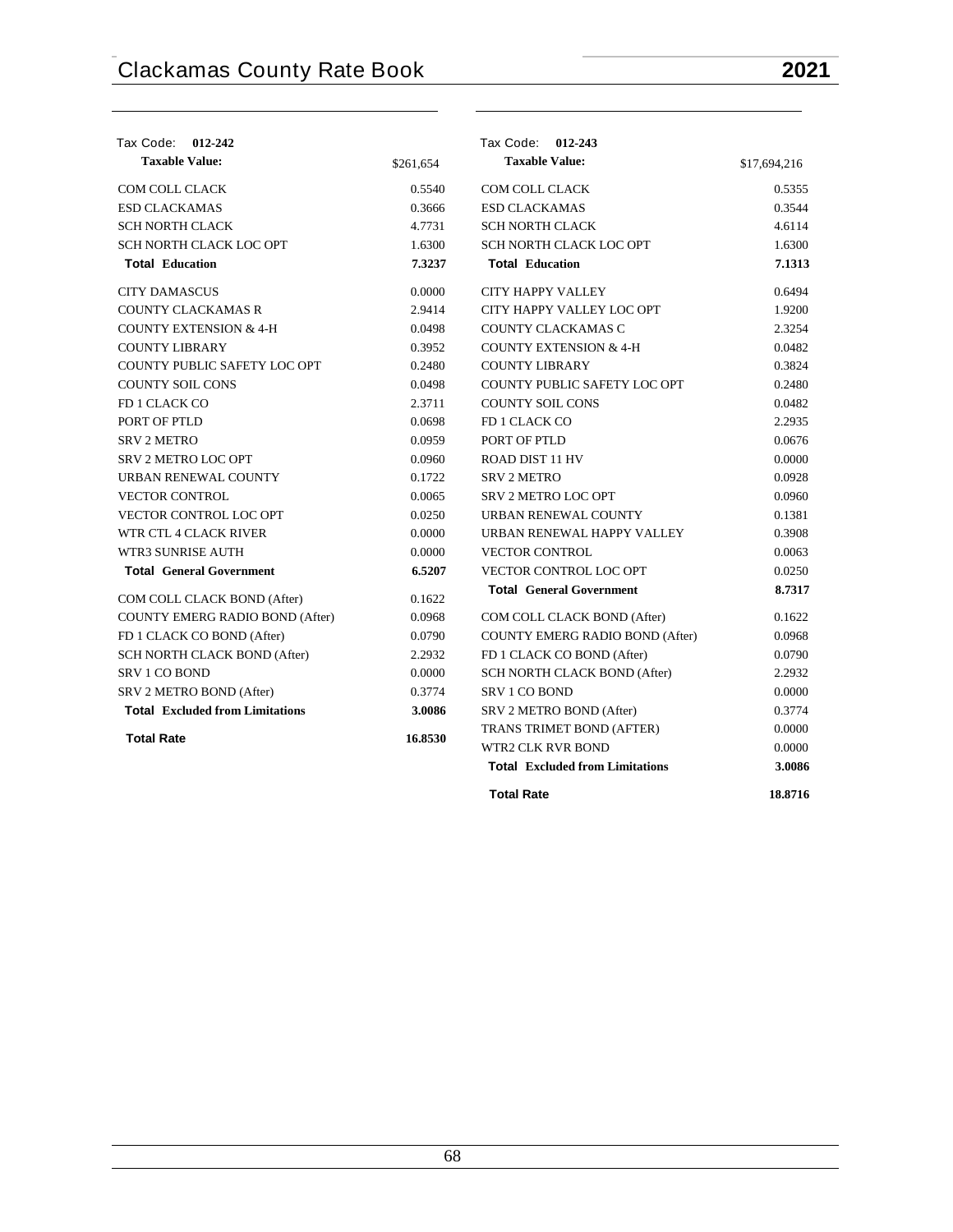| Tax Code: **012-242** | |
|---|---|
| **Taxable Value:** | $261,654 |
| COM COLL CLACK | 0.5540 |
| ESD CLACKAMAS | 0.3666 |
| SCH NORTH CLACK | 4.7731 |
| SCH NORTH CLACK LOC OPT | 1.6300 |
| **Total Education** | **7.3237** |
| CITY DAMASCUS | 0.0000 |
| COUNTY CLACKAMAS R | 2.9414 |
| COUNTY EXTENSION & 4-H | 0.0498 |
| COUNTY LIBRARY | 0.3952 |
| COUNTY PUBLIC SAFETY LOC OPT | 0.2480 |
| COUNTY SOIL CONS | 0.0498 |
| FD 1 CLACK CO | 2.3711 |
| PORT OF PTLD | 0.0698 |
| SRV 2 METRO | 0.0959 |
| SRV 2 METRO LOC OPT | 0.0960 |
| URBAN RENEWAL COUNTY | 0.1722 |
| VECTOR CONTROL | 0.0065 |
| VECTOR CONTROL LOC OPT | 0.0250 |
| WTR CTL 4 CLACK RIVER | 0.0000 |
| WTR3 SUNRISE AUTH | 0.0000 |
| **Total General Government** | **6.5207** |
| COM COLL CLACK BOND (After) | 0.1622 |
| COUNTY EMERG RADIO BOND (After) | 0.0968 |
| FD 1 CLACK CO BOND (After) | 0.0790 |
| SCH NORTH CLACK BOND (After) | 2.2932 |
| SRV 1 CO BOND | 0.0000 |
| SRV 2 METRO BOND (After) | 0.3774 |
| **Total Excluded from Limitations** | **3.0086** |
| **Total Rate** | **16.8530** |

| Tax Code: **012-243** | |
|---|---|
| **Taxable Value:** | $17,694,216 |
| COM COLL CLACK | 0.5355 |
| ESD CLACKAMAS | 0.3544 |
| SCH NORTH CLACK | 4.6114 |
| SCH NORTH CLACK LOC OPT | 1.6300 |
| **Total Education** | **7.1313** |
| CITY HAPPY VALLEY | 0.6494 |
| CITY HAPPY VALLEY LOC OPT | 1.9200 |
| COUNTY CLACKAMAS C | 2.3254 |
| COUNTY EXTENSION & 4-H | 0.0482 |
| COUNTY LIBRARY | 0.3824 |
| COUNTY PUBLIC SAFETY LOC OPT | 0.2480 |
| COUNTY SOIL CONS | 0.0482 |
| FD 1 CLACK CO | 2.2935 |
| PORT OF PTLD | 0.0676 |
| ROAD DIST 11 HV | 0.0000 |
| SRV 2 METRO | 0.0928 |
| SRV 2 METRO LOC OPT | 0.0960 |
| URBAN RENEWAL COUNTY | 0.1381 |
| URBAN RENEWAL HAPPY VALLEY | 0.3908 |
| VECTOR CONTROL | 0.0063 |
| VECTOR CONTROL LOC OPT | 0.0250 |
| **Total General Government** | **8.7317** |
| COM COLL CLACK BOND (After) | 0.1622 |
| COUNTY EMERG RADIO BOND (After) | 0.0968 |
| FD 1 CLACK CO BOND (After) | 0.0790 |
| SCH NORTH CLACK BOND (After) | 2.2932 |
| SRV 1 CO BOND | 0.0000 |
| SRV 2 METRO BOND (After) | 0.3774 |
| TRANS TRIMET BOND (AFTER) | 0.0000 |
| WTR2 CLK RVR BOND | 0.0000 |
| **Total Excluded from Limitations** | **3.0086** |
| **Total Rate** | **18.8716** |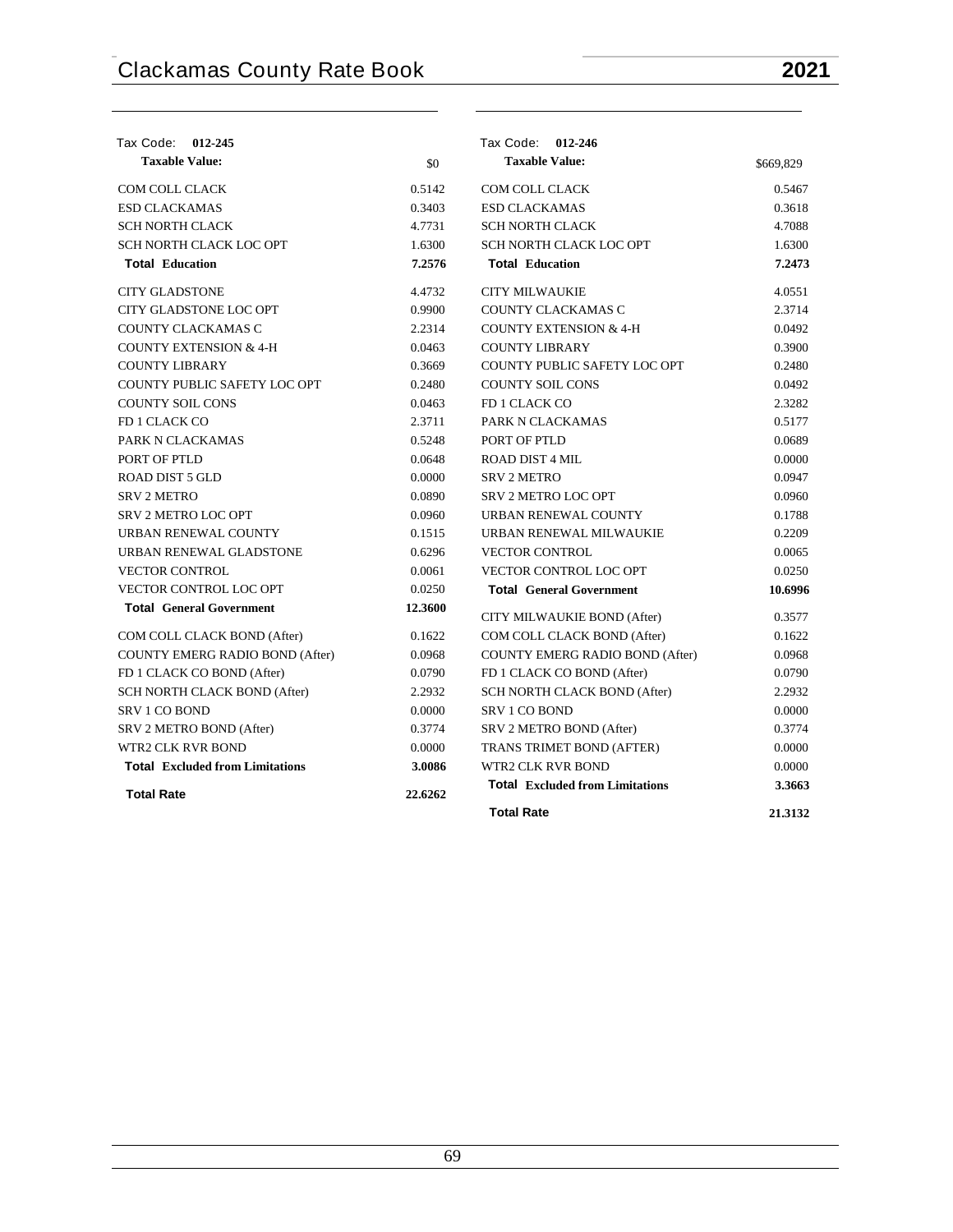Tax Code: **012-245**

| **Taxable Value:** | $0 |
|---|---|
| COM COLL CLACK | 0.5142 |
| ESD CLACKAMAS | 0.3403 |
| SCH NORTH CLACK | 4.7731 |
| SCH NORTH CLACK LOC OPT | 1.6300 |
| **Total Education** | **7.2576** |
| CITY GLADSTONE | 4.4732 |
| CITY GLADSTONE LOC OPT | 0.9900 |
| COUNTY CLACKAMAS C | 2.2314 |
| COUNTY EXTENSION & 4-H | 0.0463 |
| COUNTY LIBRARY | 0.3669 |
| COUNTY PUBLIC SAFETY LOC OPT | 0.2480 |
| COUNTY SOIL CONS | 0.0463 |
| FD 1 CLACK CO | 2.3711 |
| PARK N CLACKAMAS | 0.5248 |
| PORT OF PTLD | 0.0648 |
| ROAD DIST 5 GLD | 0.0000 |
| SRV 2 METRO | 0.0890 |
| SRV 2 METRO LOC OPT | 0.0960 |
| URBAN RENEWAL COUNTY | 0.1515 |
| URBAN RENEWAL GLADSTONE | 0.6296 |
| VECTOR CONTROL | 0.0061 |
| VECTOR CONTROL LOC OPT | 0.0250 |
| **Total General Government** | **12.3600** |
| COM COLL CLACK BOND (After) | 0.1622 |
| COUNTY EMERG RADIO BOND (After) | 0.0968 |
| FD 1 CLACK CO BOND (After) | 0.0790 |
| SCH NORTH CLACK BOND (After) | 2.2932 |
| SRV 1 CO BOND | 0.0000 |
| SRV 2 METRO BOND (After) | 0.3774 |
| WTR2 CLK RVR BOND | 0.0000 |
| **Total Excluded from Limitations** | **3.0086** |
| **Total Rate** | **22.6262** |

Tax Code: **012-246**

| **Taxable Value:** | $669,829 |
|---|---|
| COM COLL CLACK | 0.5467 |
| ESD CLACKAMAS | 0.3618 |
| SCH NORTH CLACK | 4.7088 |
| SCH NORTH CLACK LOC OPT | 1.6300 |
| **Total Education** | **7.2473** |
| CITY MILWAUKIE | 4.0551 |
| COUNTY CLACKAMAS C | 2.3714 |
| COUNTY EXTENSION & 4-H | 0.0492 |
| COUNTY LIBRARY | 0.3900 |
| COUNTY PUBLIC SAFETY LOC OPT | 0.2480 |
| COUNTY SOIL CONS | 0.0492 |
| FD 1 CLACK CO | 2.3282 |
| PARK N CLACKAMAS | 0.5177 |
| PORT OF PTLD | 0.0689 |
| ROAD DIST 4 MIL | 0.0000 |
| SRV 2 METRO | 0.0947 |
| SRV 2 METRO LOC OPT | 0.0960 |
| URBAN RENEWAL COUNTY | 0.1788 |
| URBAN RENEWAL MILWAUKIE | 0.2209 |
| VECTOR CONTROL | 0.0065 |
| VECTOR CONTROL LOC OPT | 0.0250 |
| **Total General Government** | **10.6996** |
| CITY MILWAUKIE BOND (After) | 0.3577 |
| COM COLL CLACK BOND (After) | 0.1622 |
| COUNTY EMERG RADIO BOND (After) | 0.0968 |
| FD 1 CLACK CO BOND (After) | 0.0790 |
| SCH NORTH CLACK BOND (After) | 2.2932 |
| SRV 1 CO BOND | 0.0000 |
| SRV 2 METRO BOND (After) | 0.3774 |
| TRANS TRIMET BOND (AFTER) | 0.0000 |
| WTR2 CLK RVR BOND | 0.0000 |
| **Total Excluded from Limitations** | **3.3663** |
| **Total Rate** | **21.3132** |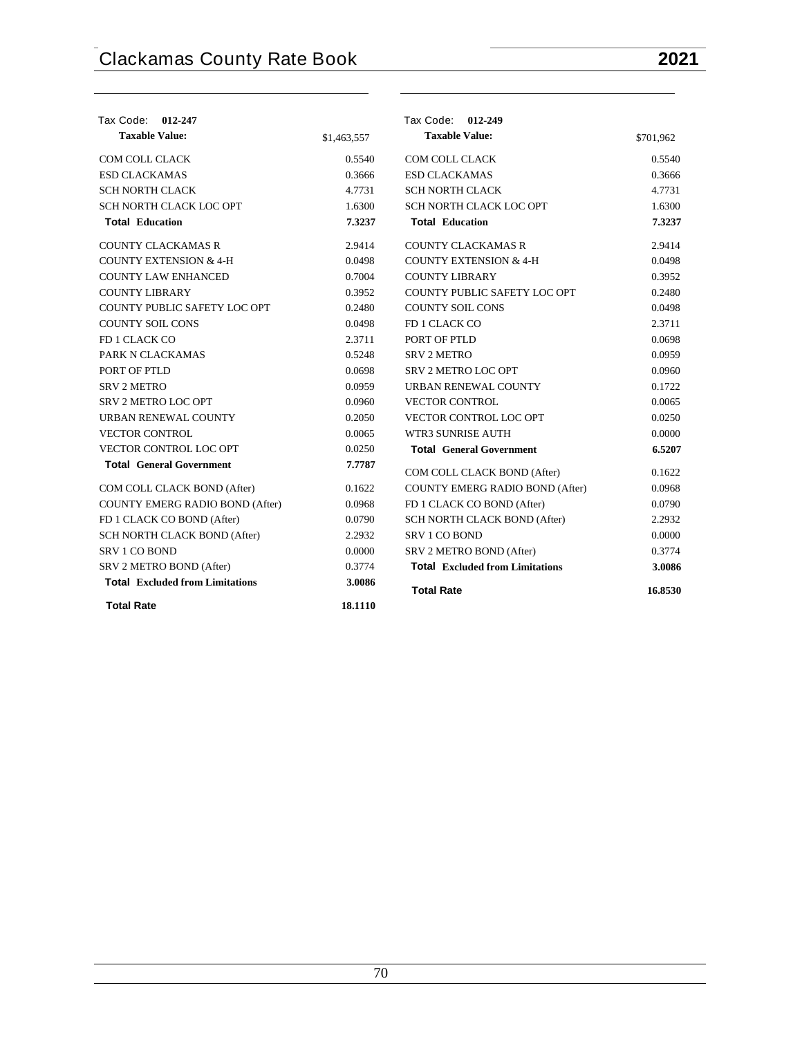Tax Code: **012-247**

| **Taxable Value:** | $1,463,557 |
|---|---|
| COM COLL CLACK | 0.5540 |
| ESD CLACKAMAS | 0.3666 |
| SCH NORTH CLACK | 4.7731 |
| SCH NORTH CLACK LOC OPT | 1.6300 |
| **Total Education** | **7.3237** |
| COUNTY CLACKAMAS R | 2.9414 |
| COUNTY EXTENSION & 4-H | 0.0498 |
| COUNTY LAW ENHANCED | 0.7004 |
| COUNTY LIBRARY | 0.3952 |
| COUNTY PUBLIC SAFETY LOC OPT | 0.2480 |
| COUNTY SOIL CONS | 0.0498 |
| FD 1 CLACK CO | 2.3711 |
| PARK N CLACKAMAS | 0.5248 |
| PORT OF PTLD | 0.0698 |
| SRV 2 METRO | 0.0959 |
| SRV 2 METRO LOC OPT | 0.0960 |
| URBAN RENEWAL COUNTY | 0.2050 |
| VECTOR CONTROL | 0.0065 |
| VECTOR CONTROL LOC OPT | 0.0250 |
| **Total General Government** | **7.7787** |
| COM COLL CLACK BOND (After) | 0.1622 |
| COUNTY EMERG RADIO BOND (After) | 0.0968 |
| FD 1 CLACK CO BOND (After) | 0.0790 |
| SCH NORTH CLACK BOND (After) | 2.2932 |
| SRV 1 CO BOND | 0.0000 |
| SRV 2 METRO BOND (After) | 0.3774 |
| **Total Excluded from Limitations** | **3.0086** |
| **Total Rate** | **18.1110** |

Tax Code: **012-249**

| **Taxable Value:** | $701,962 |
|---|---|
| COM COLL CLACK | 0.5540 |
| ESD CLACKAMAS | 0.3666 |
| SCH NORTH CLACK | 4.7731 |
| SCH NORTH CLACK LOC OPT | 1.6300 |
| **Total Education** | **7.3237** |
| COUNTY CLACKAMAS R | 2.9414 |
| COUNTY EXTENSION & 4-H | 0.0498 |
| COUNTY LIBRARY | 0.3952 |
| COUNTY PUBLIC SAFETY LOC OPT | 0.2480 |
| COUNTY SOIL CONS | 0.0498 |
| FD 1 CLACK CO | 2.3711 |
| PORT OF PTLD | 0.0698 |
| SRV 2 METRO | 0.0959 |
| SRV 2 METRO LOC OPT | 0.0960 |
| URBAN RENEWAL COUNTY | 0.1722 |
| VECTOR CONTROL | 0.0065 |
| VECTOR CONTROL LOC OPT | 0.0250 |
| WTR3 SUNRISE AUTH | 0.0000 |
| **Total General Government** | **6.5207** |
| COM COLL CLACK BOND (After) | 0.1622 |
| COUNTY EMERG RADIO BOND (After) | 0.0968 |
| FD 1 CLACK CO BOND (After) | 0.0790 |
| SCH NORTH CLACK BOND (After) | 2.2932 |
| SRV 1 CO BOND | 0.0000 |
| SRV 2 METRO BOND (After) | 0.3774 |
| **Total Excluded from Limitations** | **3.0086** |
| **Total Rate** | **16.8530** |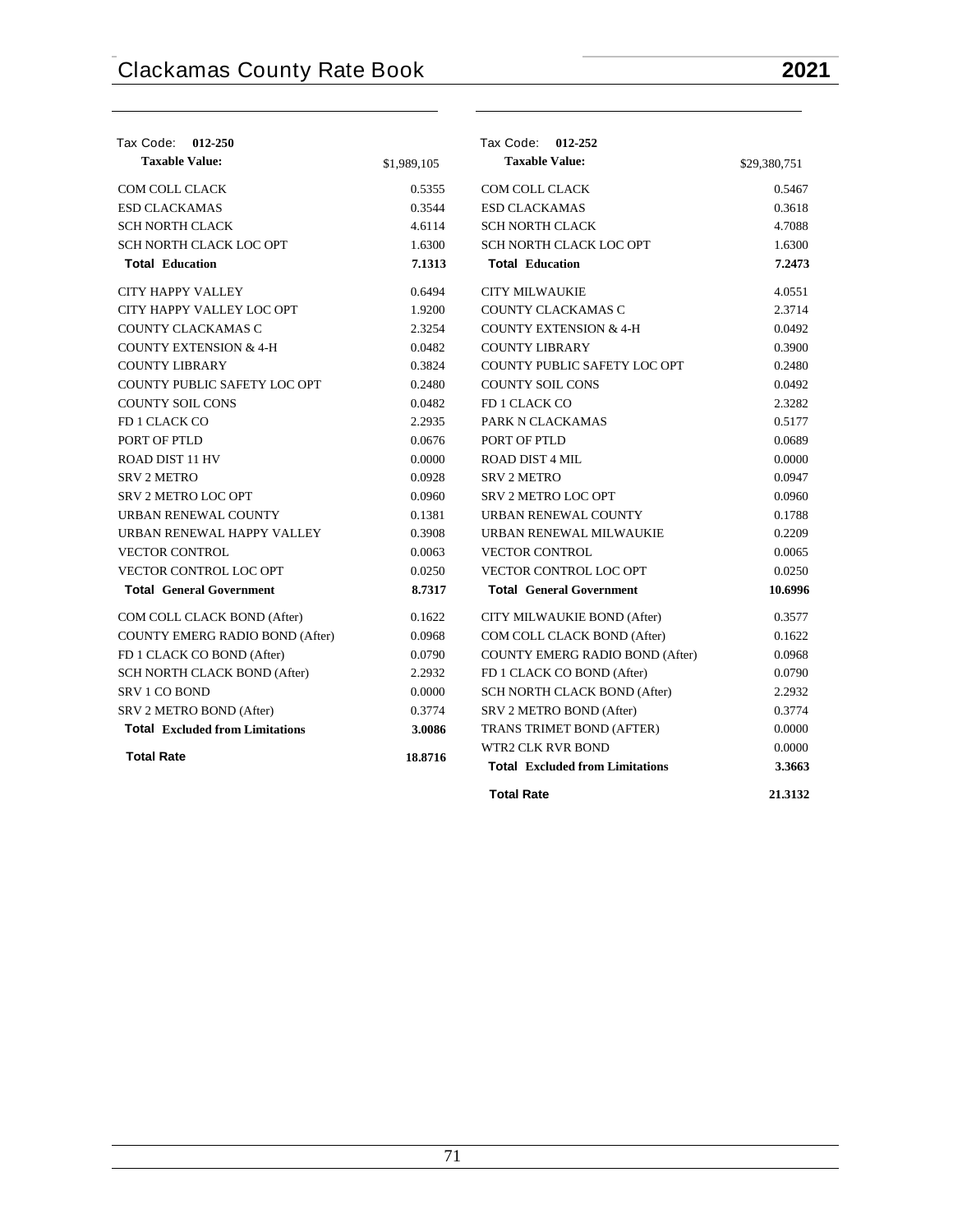| Tax Code: 012-250 | |
|---|---|
| **Taxable Value:** | $1,989,105 |
| COM COLL CLACK | 0.5355 |
| ESD CLACKAMAS | 0.3544 |
| SCH NORTH CLACK | 4.6114 |
| SCH NORTH CLACK LOC OPT | 1.6300 |
| **Total Education** | **7.1313** |
| CITY HAPPY VALLEY | 0.6494 |
| CITY HAPPY VALLEY LOC OPT | 1.9200 |
| COUNTY CLACKAMAS C | 2.3254 |
| COUNTY EXTENSION & 4-H | 0.0482 |
| COUNTY LIBRARY | 0.3824 |
| COUNTY PUBLIC SAFETY LOC OPT | 0.2480 |
| COUNTY SOIL CONS | 0.0482 |
| FD 1 CLACK CO | 2.2935 |
| PORT OF PTLD | 0.0676 |
| ROAD DIST 11 HV | 0.0000 |
| SRV 2 METRO | 0.0928 |
| SRV 2 METRO LOC OPT | 0.0960 |
| URBAN RENEWAL COUNTY | 0.1381 |
| URBAN RENEWAL HAPPY VALLEY | 0.3908 |
| VECTOR CONTROL | 0.0063 |
| VECTOR CONTROL LOC OPT | 0.0250 |
| **Total General Government** | **8.7317** |
| COM COLL CLACK BOND (After) | 0.1622 |
| COUNTY EMERG RADIO BOND (After) | 0.0968 |
| FD 1 CLACK CO BOND (After) | 0.0790 |
| SCH NORTH CLACK BOND (After) | 2.2932 |
| SRV 1 CO BOND | 0.0000 |
| SRV 2 METRO BOND (After) | 0.3774 |
| **Total Excluded from Limitations** | **3.0086** |
| **Total Rate** | **18.8716** |

| Tax Code: 012-252 | |
|---|---|
| **Taxable Value:** | $29,380,751 |
| COM COLL CLACK | 0.5467 |
| ESD CLACKAMAS | 0.3618 |
| SCH NORTH CLACK | 4.7088 |
| SCH NORTH CLACK LOC OPT | 1.6300 |
| **Total Education** | **7.2473** |
| CITY MILWAUKIE | 4.0551 |
| COUNTY CLACKAMAS C | 2.3714 |
| COUNTY EXTENSION & 4-H | 0.0492 |
| COUNTY LIBRARY | 0.3900 |
| COUNTY PUBLIC SAFETY LOC OPT | 0.2480 |
| COUNTY SOIL CONS | 0.0492 |
| FD 1 CLACK CO | 2.3282 |
| PARK N CLACKAMAS | 0.5177 |
| PORT OF PTLD | 0.0689 |
| ROAD DIST 4 MIL | 0.0000 |
| SRV 2 METRO | 0.0947 |
| SRV 2 METRO LOC OPT | 0.0960 |
| URBAN RENEWAL COUNTY | 0.1788 |
| URBAN RENEWAL MILWAUKIE | 0.2209 |
| VECTOR CONTROL | 0.0065 |
| VECTOR CONTROL LOC OPT | 0.0250 |
| **Total General Government** | **10.6996** |
| CITY MILWAUKIE BOND (After) | 0.3577 |
| COM COLL CLACK BOND (After) | 0.1622 |
| COUNTY EMERG RADIO BOND (After) | 0.0968 |
| FD 1 CLACK CO BOND (After) | 0.0790 |
| SCH NORTH CLACK BOND (After) | 2.2932 |
| SRV 2 METRO BOND (After) | 0.3774 |
| TRANS TRIMET BOND (AFTER) | 0.0000 |
| WTR2 CLK RVR BOND | 0.0000 |
| **Total Excluded from Limitations** | **3.3663** |
| **Total Rate** | **21.3132** |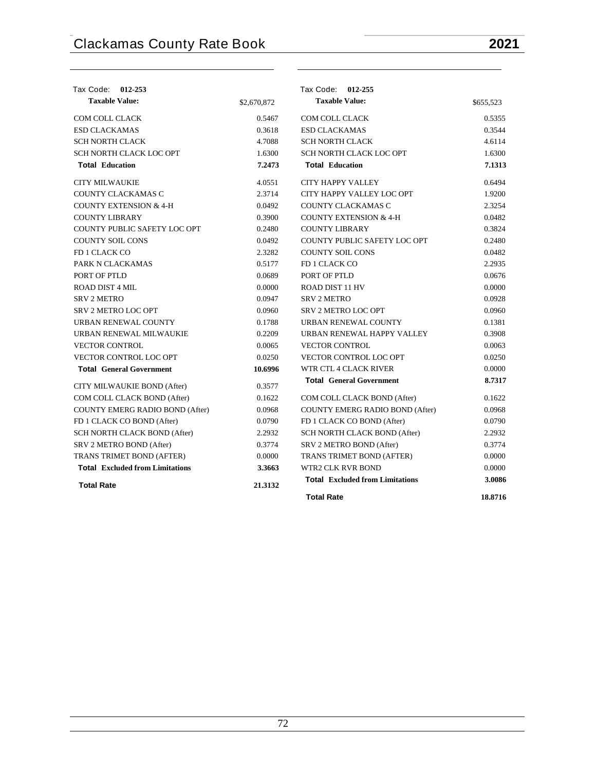| Tax Code: 012-253 | |
|---|---|
| **Taxable Value:** | $2,670,872 |
| COM COLL CLACK | 0.5467 |
| ESD CLACKAMAS | 0.3618 |
| SCH NORTH CLACK | 4.7088 |
| SCH NORTH CLACK LOC OPT | 1.6300 |
| **Total Education** | **7.2473** |
| CITY MILWAUKIE | 4.0551 |
| COUNTY CLACKAMAS C | 2.3714 |
| COUNTY EXTENSION & 4-H | 0.0492 |
| COUNTY LIBRARY | 0.3900 |
| COUNTY PUBLIC SAFETY LOC OPT | 0.2480 |
| COUNTY SOIL CONS | 0.0492 |
| FD 1 CLACK CO | 2.3282 |
| PARK N CLACKAMAS | 0.5177 |
| PORT OF PTLD | 0.0689 |
| ROAD DIST 4 MIL | 0.0000 |
| SRV 2 METRO | 0.0947 |
| SRV 2 METRO LOC OPT | 0.0960 |
| URBAN RENEWAL COUNTY | 0.1788 |
| URBAN RENEWAL MILWAUKIE | 0.2209 |
| VECTOR CONTROL | 0.0065 |
| VECTOR CONTROL LOC OPT | 0.0250 |
| **Total General Government** | **10.6996** |
| CITY MILWAUKIE BOND (After) | 0.3577 |
| COM COLL CLACK BOND (After) | 0.1622 |
| COUNTY EMERG RADIO BOND (After) | 0.0968 |
| FD 1 CLACK CO BOND (After) | 0.0790 |
| SCH NORTH CLACK BOND (After) | 2.2932 |
| SRV 2 METRO BOND (After) | 0.3774 |
| TRANS TRIMET BOND (AFTER) | 0.0000 |
| **Total Excluded from Limitations** | **3.3663** |
| **Total Rate** | **21.3132** |

| Tax Code: 012-255 | |
|---|---|
| **Taxable Value:** | $655,523 |
| COM COLL CLACK | 0.5355 |
| ESD CLACKAMAS | 0.3544 |
| SCH NORTH CLACK | 4.6114 |
| SCH NORTH CLACK LOC OPT | 1.6300 |
| **Total Education** | **7.1313** |
| CITY HAPPY VALLEY | 0.6494 |
| CITY HAPPY VALLEY LOC OPT | 1.9200 |
| COUNTY CLACKAMAS C | 2.3254 |
| COUNTY EXTENSION & 4-H | 0.0482 |
| COUNTY LIBRARY | 0.3824 |
| COUNTY PUBLIC SAFETY LOC OPT | 0.2480 |
| COUNTY SOIL CONS | 0.0482 |
| FD 1 CLACK CO | 2.2935 |
| PORT OF PTLD | 0.0676 |
| ROAD DIST 11 HV | 0.0000 |
| SRV 2 METRO | 0.0928 |
| SRV 2 METRO LOC OPT | 0.0960 |
| URBAN RENEWAL COUNTY | 0.1381 |
| URBAN RENEWAL HAPPY VALLEY | 0.3908 |
| VECTOR CONTROL | 0.0063 |
| VECTOR CONTROL LOC OPT | 0.0250 |
| WTR CTL 4 CLACK RIVER | 0.0000 |
| **Total General Government** | **8.7317** |
| COM COLL CLACK BOND (After) | 0.1622 |
| COUNTY EMERG RADIO BOND (After) | 0.0968 |
| FD 1 CLACK CO BOND (After) | 0.0790 |
| SCH NORTH CLACK BOND (After) | 2.2932 |
| SRV 2 METRO BOND (After) | 0.3774 |
| TRANS TRIMET BOND (AFTER) | 0.0000 |
| WTR2 CLK RVR BOND | 0.0000 |
| **Total Excluded from Limitations** | **3.0086** |
| **Total Rate** | **18.8716** |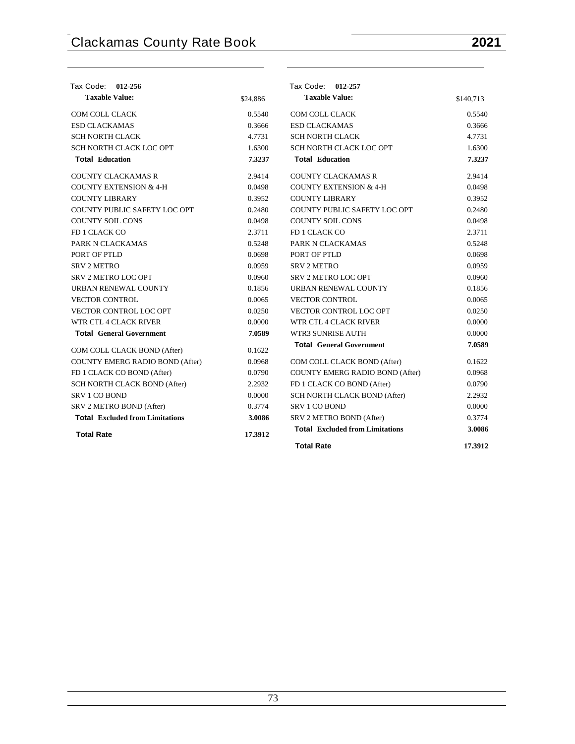Tax Code: **012-256**

| **Taxable Value:** | $24,886 |
|---|---|
| COM COLL CLACK | 0.5540 |
| ESD CLACKAMAS | 0.3666 |
| SCH NORTH CLACK | 4.7731 |
| SCH NORTH CLACK LOC OPT | 1.6300 |
| **Total Education** | **7.3237** |
| COUNTY CLACKAMAS R | 2.9414 |
| COUNTY EXTENSION & 4-H | 0.0498 |
| COUNTY LIBRARY | 0.3952 |
| COUNTY PUBLIC SAFETY LOC OPT | 0.2480 |
| COUNTY SOIL CONS | 0.0498 |
| FD 1 CLACK CO | 2.3711 |
| PARK N CLACKAMAS | 0.5248 |
| PORT OF PTLD | 0.0698 |
| SRV 2 METRO | 0.0959 |
| SRV 2 METRO LOC OPT | 0.0960 |
| URBAN RENEWAL COUNTY | 0.1856 |
| VECTOR CONTROL | 0.0065 |
| VECTOR CONTROL LOC OPT | 0.0250 |
| WTR CTL 4 CLACK RIVER | 0.0000 |
| **Total General Government** | **7.0589** |
| COM COLL CLACK BOND (After) | 0.1622 |
| COUNTY EMERG RADIO BOND (After) | 0.0968 |
| FD 1 CLACK CO BOND (After) | 0.0790 |
| SCH NORTH CLACK BOND (After) | 2.2932 |
| SRV 1 CO BOND | 0.0000 |
| SRV 2 METRO BOND (After) | 0.3774 |
| **Total Excluded from Limitations** | **3.0086** |
| **Total Rate** | **17.3912** |

Tax Code: **012-257**

| **Taxable Value:** | $140,713 |
|---|---|
| COM COLL CLACK | 0.5540 |
| ESD CLACKAMAS | 0.3666 |
| SCH NORTH CLACK | 4.7731 |
| SCH NORTH CLACK LOC OPT | 1.6300 |
| **Total Education** | **7.3237** |
| COUNTY CLACKAMAS R | 2.9414 |
| COUNTY EXTENSION & 4-H | 0.0498 |
| COUNTY LIBRARY | 0.3952 |
| COUNTY PUBLIC SAFETY LOC OPT | 0.2480 |
| COUNTY SOIL CONS | 0.0498 |
| FD 1 CLACK CO | 2.3711 |
| PARK N CLACKAMAS | 0.5248 |
| PORT OF PTLD | 0.0698 |
| SRV 2 METRO | 0.0959 |
| SRV 2 METRO LOC OPT | 0.0960 |
| URBAN RENEWAL COUNTY | 0.1856 |
| VECTOR CONTROL | 0.0065 |
| VECTOR CONTROL LOC OPT | 0.0250 |
| WTR CTL 4 CLACK RIVER | 0.0000 |
| WTR3 SUNRISE AUTH | 0.0000 |
| **Total General Government** | **7.0589** |
| COM COLL CLACK BOND (After) | 0.1622 |
| COUNTY EMERG RADIO BOND (After) | 0.0968 |
| FD 1 CLACK CO BOND (After) | 0.0790 |
| SCH NORTH CLACK BOND (After) | 2.2932 |
| SRV 1 CO BOND | 0.0000 |
| SRV 2 METRO BOND (After) | 0.3774 |
| **Total Excluded from Limitations** | **3.0086** |
| **Total Rate** | **17.3912** |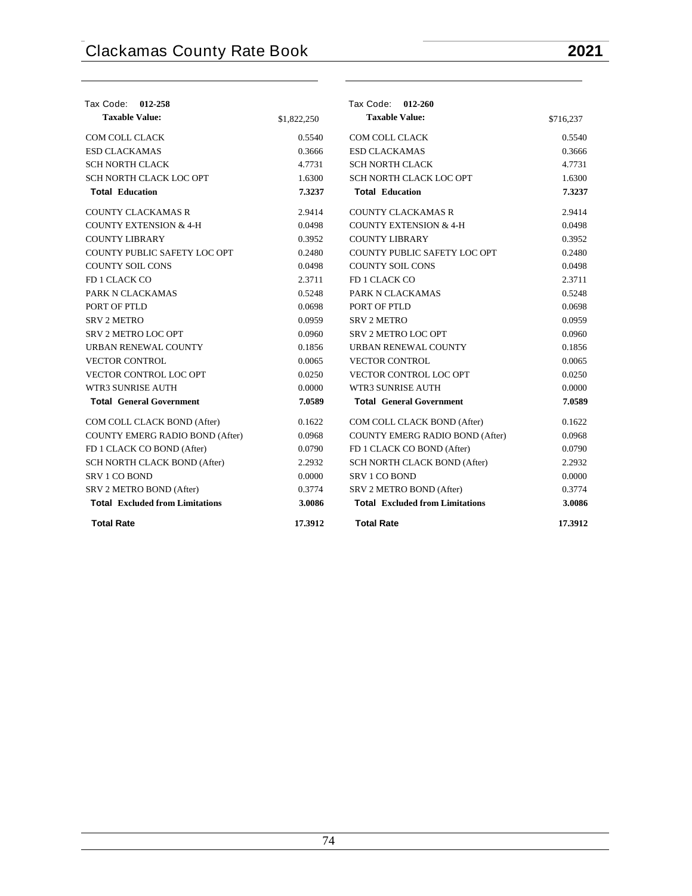| Tax Code: 012-258 | |
|---|---|
| **Taxable Value:** | $1,822,250 |
| COM COLL CLACK | 0.5540 |
| ESD CLACKAMAS | 0.3666 |
| SCH NORTH CLACK | 4.7731 |
| SCH NORTH CLACK LOC OPT | 1.6300 |
| **Total Education** | **7.3237** |
| COUNTY CLACKAMAS R | 2.9414 |
| COUNTY EXTENSION & 4-H | 0.0498 |
| COUNTY LIBRARY | 0.3952 |
| COUNTY PUBLIC SAFETY LOC OPT | 0.2480 |
| COUNTY SOIL CONS | 0.0498 |
| FD 1 CLACK CO | 2.3711 |
| PARK N CLACKAMAS | 0.5248 |
| PORT OF PTLD | 0.0698 |
| SRV 2 METRO | 0.0959 |
| SRV 2 METRO LOC OPT | 0.0960 |
| URBAN RENEWAL COUNTY | 0.1856 |
| VECTOR CONTROL | 0.0065 |
| VECTOR CONTROL LOC OPT | 0.0250 |
| WTR3 SUNRISE AUTH | 0.0000 |
| **Total General Government** | **7.0589** |
| COM COLL CLACK BOND (After) | 0.1622 |
| COUNTY EMERG RADIO BOND (After) | 0.0968 |
| FD 1 CLACK CO BOND (After) | 0.0790 |
| SCH NORTH CLACK BOND (After) | 2.2932 |
| SRV 1 CO BOND | 0.0000 |
| SRV 2 METRO BOND (After) | 0.3774 |
| **Total Excluded from Limitations** | **3.0086** |
| **Total Rate** | **17.3912** |

| Tax Code: 012-260 | |
|---|---|
| **Taxable Value:** | $716,237 |
| COM COLL CLACK | 0.5540 |
| ESD CLACKAMAS | 0.3666 |
| SCH NORTH CLACK | 4.7731 |
| SCH NORTH CLACK LOC OPT | 1.6300 |
| **Total Education** | **7.3237** |
| COUNTY CLACKAMAS R | 2.9414 |
| COUNTY EXTENSION & 4-H | 0.0498 |
| COUNTY LIBRARY | 0.3952 |
| COUNTY PUBLIC SAFETY LOC OPT | 0.2480 |
| COUNTY SOIL CONS | 0.0498 |
| FD 1 CLACK CO | 2.3711 |
| PARK N CLACKAMAS | 0.5248 |
| PORT OF PTLD | 0.0698 |
| SRV 2 METRO | 0.0959 |
| SRV 2 METRO LOC OPT | 0.0960 |
| URBAN RENEWAL COUNTY | 0.1856 |
| VECTOR CONTROL | 0.0065 |
| VECTOR CONTROL LOC OPT | 0.0250 |
| WTR3 SUNRISE AUTH | 0.0000 |
| **Total General Government** | **7.0589** |
| COM COLL CLACK BOND (After) | 0.1622 |
| COUNTY EMERG RADIO BOND (After) | 0.0968 |
| FD 1 CLACK CO BOND (After) | 0.0790 |
| SCH NORTH CLACK BOND (After) | 2.2932 |
| SRV 1 CO BOND | 0.0000 |
| SRV 2 METRO BOND (After) | 0.3774 |
| **Total Excluded from Limitations** | **3.0086** |
| **Total Rate** | **17.3912** |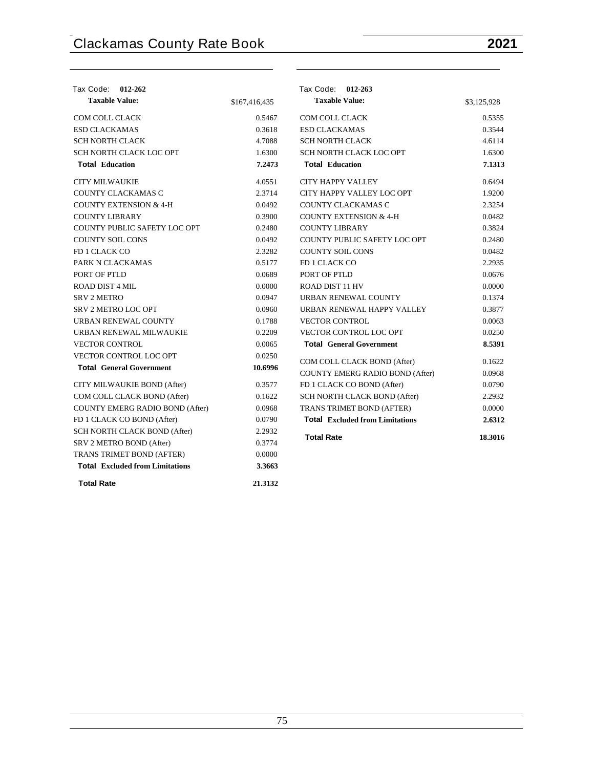| Tax Code: **012-262** | |
|---|---|
| **Taxable Value:** | $167,416,435 |
| COM COLL CLACK | 0.5467 |
| ESD CLACKAMAS | 0.3618 |
| SCH NORTH CLACK | 4.7088 |
| SCH NORTH CLACK LOC OPT | 1.6300 |
| **Total Education** | **7.2473** |
| CITY MILWAUKIE | 4.0551 |
| COUNTY CLACKAMAS C | 2.3714 |
| COUNTY EXTENSION & 4-H | 0.0492 |
| COUNTY LIBRARY | 0.3900 |
| COUNTY PUBLIC SAFETY LOC OPT | 0.2480 |
| COUNTY SOIL CONS | 0.0492 |
| FD 1 CLACK CO | 2.3282 |
| PARK N CLACKAMAS | 0.5177 |
| PORT OF PTLD | 0.0689 |
| ROAD DIST 4 MIL | 0.0000 |
| SRV 2 METRO | 0.0947 |
| SRV 2 METRO LOC OPT | 0.0960 |
| URBAN RENEWAL COUNTY | 0.1788 |
| URBAN RENEWAL MILWAUKIE | 0.2209 |
| VECTOR CONTROL | 0.0065 |
| VECTOR CONTROL LOC OPT | 0.0250 |
| **Total General Government** | **10.6996** |
| CITY MILWAUKIE BOND (After) | 0.3577 |
| COM COLL CLACK BOND (After) | 0.1622 |
| COUNTY EMERG RADIO BOND (After) | 0.0968 |
| FD 1 CLACK CO BOND (After) | 0.0790 |
| SCH NORTH CLACK BOND (After) | 2.2932 |
| SRV 2 METRO BOND (After) | 0.3774 |
| TRANS TRIMET BOND (AFTER) | 0.0000 |
| **Total Excluded from Limitations** | **3.3663** |
| **Total Rate** | **21.3132** |

| Tax Code: **012-263** | |
|---|---|
| **Taxable Value:** | $3,125,928 |
| COM COLL CLACK | 0.5355 |
| ESD CLACKAMAS | 0.3544 |
| SCH NORTH CLACK | 4.6114 |
| SCH NORTH CLACK LOC OPT | 1.6300 |
| **Total Education** | **7.1313** |
| CITY HAPPY VALLEY | 0.6494 |
| CITY HAPPY VALLEY LOC OPT | 1.9200 |
| COUNTY CLACKAMAS C | 2.3254 |
| COUNTY EXTENSION & 4-H | 0.0482 |
| COUNTY LIBRARY | 0.3824 |
| COUNTY PUBLIC SAFETY LOC OPT | 0.2480 |
| COUNTY SOIL CONS | 0.0482 |
| FD 1 CLACK CO | 2.2935 |
| PORT OF PTLD | 0.0676 |
| ROAD DIST 11 HV | 0.0000 |
| URBAN RENEWAL COUNTY | 0.1374 |
| URBAN RENEWAL HAPPY VALLEY | 0.3877 |
| VECTOR CONTROL | 0.0063 |
| VECTOR CONTROL LOC OPT | 0.0250 |
| **Total General Government** | **8.5391** |
| COM COLL CLACK BOND (After) | 0.1622 |
| COUNTY EMERG RADIO BOND (After) | 0.0968 |
| FD 1 CLACK CO BOND (After) | 0.0790 |
| SCH NORTH CLACK BOND (After) | 2.2932 |
| TRANS TRIMET BOND (AFTER) | 0.0000 |
| **Total Excluded from Limitations** | **2.6312** |
| **Total Rate** | **18.3016** |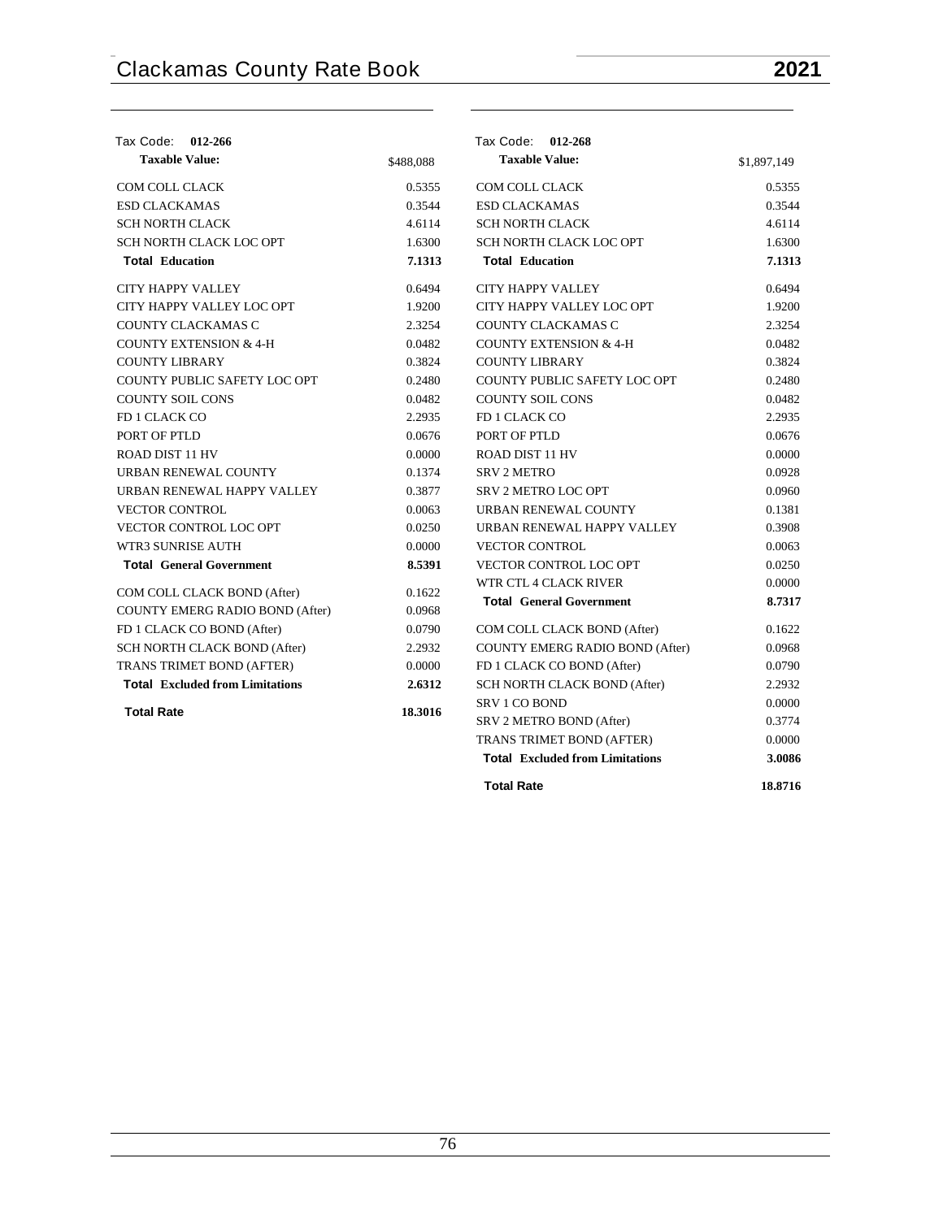Tax Code: **012-266**

| **Taxable Value:** | $488,088 |
|---|---|
| COM COLL CLACK | 0.5355 |
| ESD CLACKAMAS | 0.3544 |
| SCH NORTH CLACK | 4.6114 |
| SCH NORTH CLACK LOC OPT | 1.6300 |
| **Total Education** | **7.1313** |
| CITY HAPPY VALLEY | 0.6494 |
| CITY HAPPY VALLEY LOC OPT | 1.9200 |
| COUNTY CLACKAMAS C | 2.3254 |
| COUNTY EXTENSION & 4-H | 0.0482 |
| COUNTY LIBRARY | 0.3824 |
| COUNTY PUBLIC SAFETY LOC OPT | 0.2480 |
| COUNTY SOIL CONS | 0.0482 |
| FD 1 CLACK CO | 2.2935 |
| PORT OF PTLD | 0.0676 |
| ROAD DIST 11 HV | 0.0000 |
| URBAN RENEWAL COUNTY | 0.1374 |
| URBAN RENEWAL HAPPY VALLEY | 0.3877 |
| VECTOR CONTROL | 0.0063 |
| VECTOR CONTROL LOC OPT | 0.0250 |
| WTR3 SUNRISE AUTH | 0.0000 |
| **Total General Government** | **8.5391** |
| COM COLL CLACK BOND (After) | 0.1622 |
| COUNTY EMERG RADIO BOND (After) | 0.0968 |
| FD 1 CLACK CO BOND (After) | 0.0790 |
| SCH NORTH CLACK BOND (After) | 2.2932 |
| TRANS TRIMET BOND (AFTER) | 0.0000 |
| **Total Excluded from Limitations** | **2.6312** |
| **Total Rate** | **18.3016** |

Tax Code: **012-268**

| **Taxable Value:** | $1,897,149 |
|---|---|
| COM COLL CLACK | 0.5355 |
| ESD CLACKAMAS | 0.3544 |
| SCH NORTH CLACK | 4.6114 |
| SCH NORTH CLACK LOC OPT | 1.6300 |
| **Total Education** | **7.1313** |
| CITY HAPPY VALLEY | 0.6494 |
| CITY HAPPY VALLEY LOC OPT | 1.9200 |
| COUNTY CLACKAMAS C | 2.3254 |
| COUNTY EXTENSION & 4-H | 0.0482 |
| COUNTY LIBRARY | 0.3824 |
| COUNTY PUBLIC SAFETY LOC OPT | 0.2480 |
| COUNTY SOIL CONS | 0.0482 |
| FD 1 CLACK CO | 2.2935 |
| PORT OF PTLD | 0.0676 |
| ROAD DIST 11 HV | 0.0000 |
| SRV 2 METRO | 0.0928 |
| SRV 2 METRO LOC OPT | 0.0960 |
| URBAN RENEWAL COUNTY | 0.1381 |
| URBAN RENEWAL HAPPY VALLEY | 0.3908 |
| VECTOR CONTROL | 0.0063 |
| VECTOR CONTROL LOC OPT | 0.0250 |
| WTR CTL 4 CLACK RIVER | 0.0000 |
| **Total General Government** | **8.7317** |
| COM COLL CLACK BOND (After) | 0.1622 |
| COUNTY EMERG RADIO BOND (After) | 0.0968 |
| FD 1 CLACK CO BOND (After) | 0.0790 |
| SCH NORTH CLACK BOND (After) | 2.2932 |
| SRV 1 CO BOND | 0.0000 |
| SRV 2 METRO BOND (After) | 0.3774 |
| TRANS TRIMET BOND (AFTER) | 0.0000 |
| **Total Excluded from Limitations** | **3.0086** |
| **Total Rate** | **18.8716** |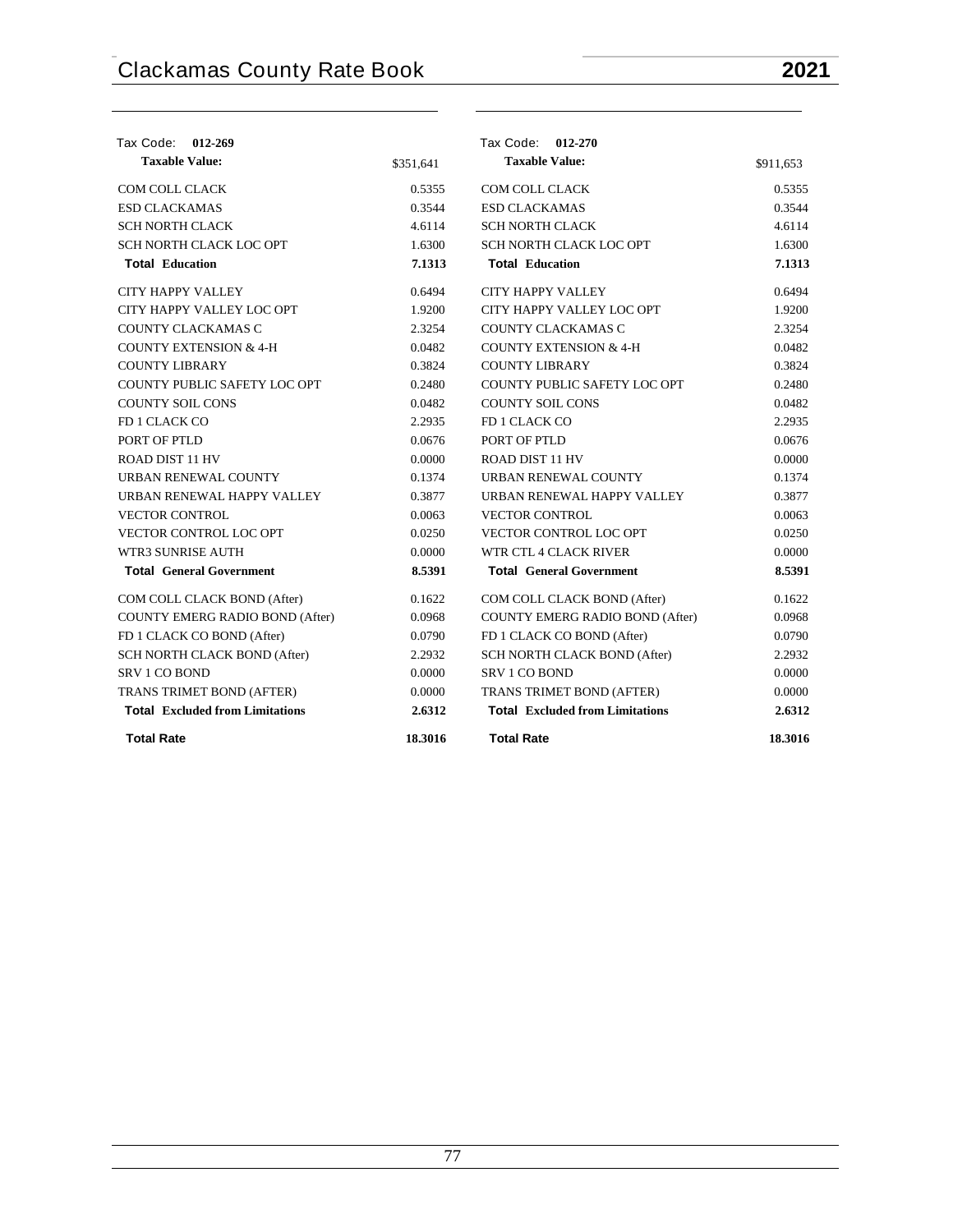| Tax Code: 012-269 | |
|---|---|
| **Taxable Value:** | $351,641 |
| COM COLL CLACK | 0.5355 |
| ESD CLACKAMAS | 0.3544 |
| SCH NORTH CLACK | 4.6114 |
| SCH NORTH CLACK LOC OPT | 1.6300 |
| **Total Education** | **7.1313** |
| CITY HAPPY VALLEY | 0.6494 |
| CITY HAPPY VALLEY LOC OPT | 1.9200 |
| COUNTY CLACKAMAS C | 2.3254 |
| COUNTY EXTENSION & 4-H | 0.0482 |
| COUNTY LIBRARY | 0.3824 |
| COUNTY PUBLIC SAFETY LOC OPT | 0.2480 |
| COUNTY SOIL CONS | 0.0482 |
| FD 1 CLACK CO | 2.2935 |
| PORT OF PTLD | 0.0676 |
| ROAD DIST 11 HV | 0.0000 |
| URBAN RENEWAL COUNTY | 0.1374 |
| URBAN RENEWAL HAPPY VALLEY | 0.3877 |
| VECTOR CONTROL | 0.0063 |
| VECTOR CONTROL LOC OPT | 0.0250 |
| WTR3 SUNRISE AUTH | 0.0000 |
| **Total General Government** | **8.5391** |
| COM COLL CLACK BOND (After) | 0.1622 |
| COUNTY EMERG RADIO BOND (After) | 0.0968 |
| FD 1 CLACK CO BOND (After) | 0.0790 |
| SCH NORTH CLACK BOND (After) | 2.2932 |
| SRV 1 CO BOND | 0.0000 |
| TRANS TRIMET BOND (AFTER) | 0.0000 |
| **Total Excluded from Limitations** | **2.6312** |
| **Total Rate** | **18.3016** |

| Tax Code: 012-270 | |
|---|---|
| **Taxable Value:** | $911,653 |
| COM COLL CLACK | 0.5355 |
| ESD CLACKAMAS | 0.3544 |
| SCH NORTH CLACK | 4.6114 |
| SCH NORTH CLACK LOC OPT | 1.6300 |
| **Total Education** | **7.1313** |
| CITY HAPPY VALLEY | 0.6494 |
| CITY HAPPY VALLEY LOC OPT | 1.9200 |
| COUNTY CLACKAMAS C | 2.3254 |
| COUNTY EXTENSION & 4-H | 0.0482 |
| COUNTY LIBRARY | 0.3824 |
| COUNTY PUBLIC SAFETY LOC OPT | 0.2480 |
| COUNTY SOIL CONS | 0.0482 |
| FD 1 CLACK CO | 2.2935 |
| PORT OF PTLD | 0.0676 |
| ROAD DIST 11 HV | 0.0000 |
| URBAN RENEWAL COUNTY | 0.1374 |
| URBAN RENEWAL HAPPY VALLEY | 0.3877 |
| VECTOR CONTROL | 0.0063 |
| VECTOR CONTROL LOC OPT | 0.0250 |
| WTR CTL 4 CLACK RIVER | 0.0000 |
| **Total General Government** | **8.5391** |
| COM COLL CLACK BOND (After) | 0.1622 |
| COUNTY EMERG RADIO BOND (After) | 0.0968 |
| FD 1 CLACK CO BOND (After) | 0.0790 |
| SCH NORTH CLACK BOND (After) | 2.2932 |
| SRV 1 CO BOND | 0.0000 |
| TRANS TRIMET BOND (AFTER) | 0.0000 |
| **Total Excluded from Limitations** | **2.6312** |
| **Total Rate** | **18.3016** |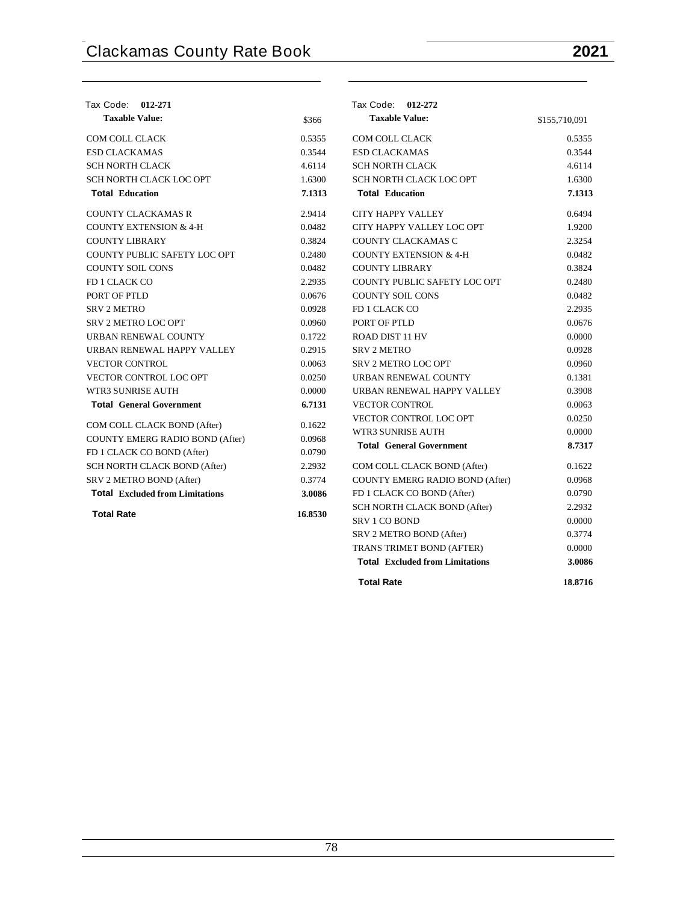## Tax Code: 012-271

| Taxable Value: | $366 |
|---|---|
| COM COLL CLACK | 0.5355 |
| ESD CLACKAMAS | 0.3544 |
| SCH NORTH CLACK | 4.6114 |
| SCH NORTH CLACK LOC OPT | 1.6300 |
| **Total Education** | **7.1313** |
| COUNTY CLACKAMAS R | 2.9414 |
| COUNTY EXTENSION & 4-H | 0.0482 |
| COUNTY LIBRARY | 0.3824 |
| COUNTY PUBLIC SAFETY LOC OPT | 0.2480 |
| COUNTY SOIL CONS | 0.0482 |
| FD 1 CLACK CO | 2.2935 |
| PORT OF PTLD | 0.0676 |
| SRV 2 METRO | 0.0928 |
| SRV 2 METRO LOC OPT | 0.0960 |
| URBAN RENEWAL COUNTY | 0.1722 |
| URBAN RENEWAL HAPPY VALLEY | 0.2915 |
| VECTOR CONTROL | 0.0063 |
| VECTOR CONTROL LOC OPT | 0.0250 |
| WTR3 SUNRISE AUTH | 0.0000 |
| **Total General Government** | **6.7131** |
| COM COLL CLACK BOND (After) | 0.1622 |
| COUNTY EMERG RADIO BOND (After) | 0.0968 |
| FD 1 CLACK CO BOND (After) | 0.0790 |
| SCH NORTH CLACK BOND (After) | 2.2932 |
| SRV 2 METRO BOND (After) | 0.3774 |
| **Total Excluded from Limitations** | **3.0086** |
| **Total Rate** | **16.8530** |

## Tax Code: 012-272

| Taxable Value: | $155,710,091 |
|---|---|
| COM COLL CLACK | 0.5355 |
| ESD CLACKAMAS | 0.3544 |
| SCH NORTH CLACK | 4.6114 |
| SCH NORTH CLACK LOC OPT | 1.6300 |
| **Total Education** | **7.1313** |
| CITY HAPPY VALLEY | 0.6494 |
| CITY HAPPY VALLEY LOC OPT | 1.9200 |
| COUNTY CLACKAMAS C | 2.3254 |
| COUNTY EXTENSION & 4-H | 0.0482 |
| COUNTY LIBRARY | 0.3824 |
| COUNTY PUBLIC SAFETY LOC OPT | 0.2480 |
| COUNTY SOIL CONS | 0.0482 |
| FD 1 CLACK CO | 2.2935 |
| PORT OF PTLD | 0.0676 |
| ROAD DIST 11 HV | 0.0000 |
| SRV 2 METRO | 0.0928 |
| SRV 2 METRO LOC OPT | 0.0960 |
| URBAN RENEWAL COUNTY | 0.1381 |
| URBAN RENEWAL HAPPY VALLEY | 0.3908 |
| VECTOR CONTROL | 0.0063 |
| VECTOR CONTROL LOC OPT | 0.0250 |
| WTR3 SUNRISE AUTH | 0.0000 |
| **Total General Government** | **8.7317** |
| COM COLL CLACK BOND (After) | 0.1622 |
| COUNTY EMERG RADIO BOND (After) | 0.0968 |
| FD 1 CLACK CO BOND (After) | 0.0790 |
| SCH NORTH CLACK BOND (After) | 2.2932 |
| SRV 1 CO BOND | 0.0000 |
| SRV 2 METRO BOND (After) | 0.3774 |
| TRANS TRIMET BOND (AFTER) | 0.0000 |
| **Total Excluded from Limitations** | **3.0086** |
| **Total Rate** | **18.8716** |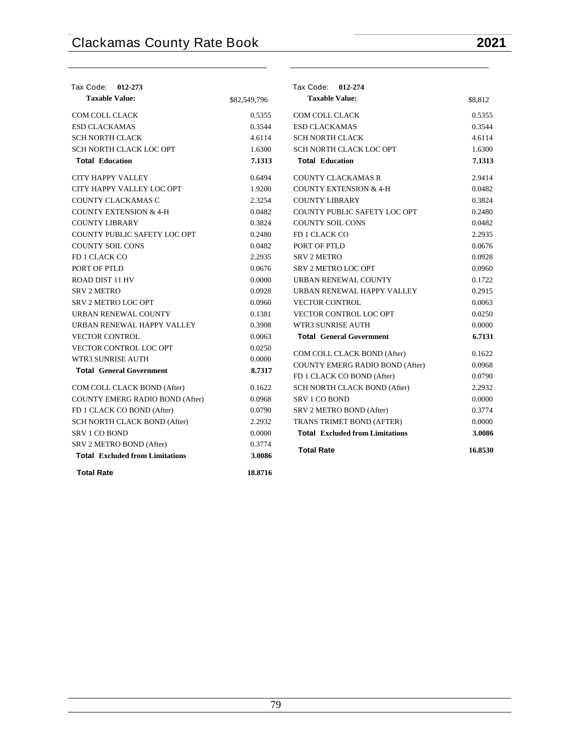Tax Code: **012-273**

| **Taxable Value:** | $82,549,796 |
|---|---|
| COM COLL CLACK | 0.5355 |
| ESD CLACKAMAS | 0.3544 |
| SCH NORTH CLACK | 4.6114 |
| SCH NORTH CLACK LOC OPT | 1.6300 |
| **Total Education** | **7.1313** |
| CITY HAPPY VALLEY | 0.6494 |
| CITY HAPPY VALLEY LOC OPT | 1.9200 |
| COUNTY CLACKAMAS C | 2.3254 |
| COUNTY EXTENSION & 4-H | 0.0482 |
| COUNTY LIBRARY | 0.3824 |
| COUNTY PUBLIC SAFETY LOC OPT | 0.2480 |
| COUNTY SOIL CONS | 0.0482 |
| FD 1 CLACK CO | 2.2935 |
| PORT OF PTLD | 0.0676 |
| ROAD DIST 11 HV | 0.0000 |
| SRV 2 METRO | 0.0928 |
| SRV 2 METRO LOC OPT | 0.0960 |
| URBAN RENEWAL COUNTY | 0.1381 |
| URBAN RENEWAL HAPPY VALLEY | 0.3908 |
| VECTOR CONTROL | 0.0063 |
| VECTOR CONTROL LOC OPT | 0.0250 |
| WTR3 SUNRISE AUTH | 0.0000 |
| **Total General Government** | **8.7317** |
| COM COLL CLACK BOND (After) | 0.1622 |
| COUNTY EMERG RADIO BOND (After) | 0.0968 |
| FD 1 CLACK CO BOND (After) | 0.0790 |
| SCH NORTH CLACK BOND (After) | 2.2932 |
| SRV 1 CO BOND | 0.0000 |
| SRV 2 METRO BOND (After) | 0.3774 |
| **Total Excluded from Limitations** | **3.0086** |
| **Total Rate** | **18.8716** |

Tax Code: **012-274**

| **Taxable Value:** | $8,812 |
|---|---|
| COM COLL CLACK | 0.5355 |
| ESD CLACKAMAS | 0.3544 |
| SCH NORTH CLACK | 4.6114 |
| SCH NORTH CLACK LOC OPT | 1.6300 |
| **Total Education** | **7.1313** |
| COUNTY CLACKAMAS R | 2.9414 |
| COUNTY EXTENSION & 4-H | 0.0482 |
| COUNTY LIBRARY | 0.3824 |
| COUNTY PUBLIC SAFETY LOC OPT | 0.2480 |
| COUNTY SOIL CONS | 0.0482 |
| FD 1 CLACK CO | 2.2935 |
| PORT OF PTLD | 0.0676 |
| SRV 2 METRO | 0.0928 |
| SRV 2 METRO LOC OPT | 0.0960 |
| URBAN RENEWAL COUNTY | 0.1722 |
| URBAN RENEWAL HAPPY VALLEY | 0.2915 |
| VECTOR CONTROL | 0.0063 |
| VECTOR CONTROL LOC OPT | 0.0250 |
| WTR3 SUNRISE AUTH | 0.0000 |
| **Total General Government** | **6.7131** |
| COM COLL CLACK BOND (After) | 0.1622 |
| COUNTY EMERG RADIO BOND (After) | 0.0968 |
| FD 1 CLACK CO BOND (After) | 0.0790 |
| SCH NORTH CLACK BOND (After) | 2.2932 |
| SRV 1 CO BOND | 0.0000 |
| SRV 2 METRO BOND (After) | 0.3774 |
| TRANS TRIMET BOND (AFTER) | 0.0000 |
| **Total Excluded from Limitations** | **3.0086** |
| **Total Rate** | **16.8530** |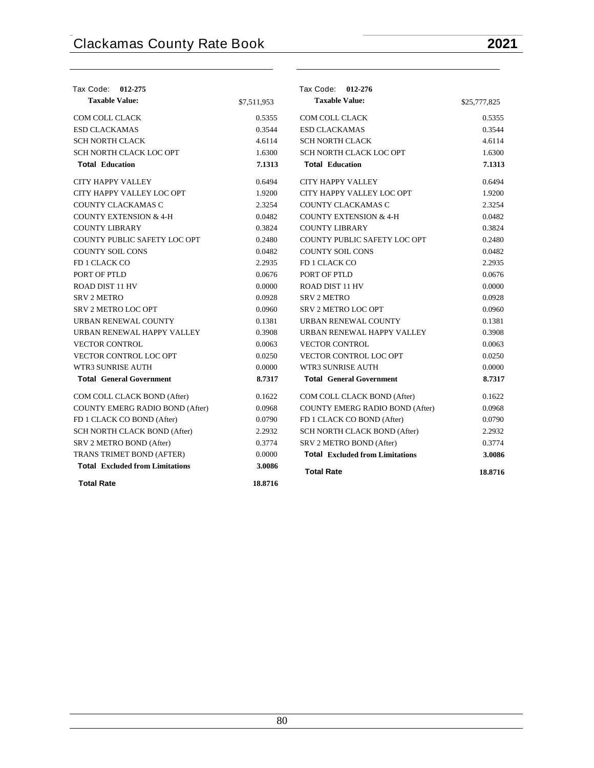| Tax Code: 012-275 | |
|---|---|
| **Taxable Value:** | $7,511,953 |
| COM COLL CLACK | 0.5355 |
| ESD CLACKAMAS | 0.3544 |
| SCH NORTH CLACK | 4.6114 |
| SCH NORTH CLACK LOC OPT | 1.6300 |
| **Total Education** | **7.1313** |
| CITY HAPPY VALLEY | 0.6494 |
| CITY HAPPY VALLEY LOC OPT | 1.9200 |
| COUNTY CLACKAMAS C | 2.3254 |
| COUNTY EXTENSION & 4-H | 0.0482 |
| COUNTY LIBRARY | 0.3824 |
| COUNTY PUBLIC SAFETY LOC OPT | 0.2480 |
| COUNTY SOIL CONS | 0.0482 |
| FD 1 CLACK CO | 2.2935 |
| PORT OF PTLD | 0.0676 |
| ROAD DIST 11 HV | 0.0000 |
| SRV 2 METRO | 0.0928 |
| SRV 2 METRO LOC OPT | 0.0960 |
| URBAN RENEWAL COUNTY | 0.1381 |
| URBAN RENEWAL HAPPY VALLEY | 0.3908 |
| VECTOR CONTROL | 0.0063 |
| VECTOR CONTROL LOC OPT | 0.0250 |
| WTR3 SUNRISE AUTH | 0.0000 |
| **Total General Government** | **8.7317** |
| COM COLL CLACK BOND (After) | 0.1622 |
| COUNTY EMERG RADIO BOND (After) | 0.0968 |
| FD 1 CLACK CO BOND (After) | 0.0790 |
| SCH NORTH CLACK BOND (After) | 2.2932 |
| SRV 2 METRO BOND (After) | 0.3774 |
| TRANS TRIMET BOND (AFTER) | 0.0000 |
| **Total Excluded from Limitations** | **3.0086** |
| **Total Rate** | **18.8716** |

| Tax Code: 012-276 | |
|---|---|
| **Taxable Value:** | $25,777,825 |
| COM COLL CLACK | 0.5355 |
| ESD CLACKAMAS | 0.3544 |
| SCH NORTH CLACK | 4.6114 |
| SCH NORTH CLACK LOC OPT | 1.6300 |
| **Total Education** | **7.1313** |
| CITY HAPPY VALLEY | 0.6494 |
| CITY HAPPY VALLEY LOC OPT | 1.9200 |
| COUNTY CLACKAMAS C | 2.3254 |
| COUNTY EXTENSION & 4-H | 0.0482 |
| COUNTY LIBRARY | 0.3824 |
| COUNTY PUBLIC SAFETY LOC OPT | 0.2480 |
| COUNTY SOIL CONS | 0.0482 |
| FD 1 CLACK CO | 2.2935 |
| PORT OF PTLD | 0.0676 |
| ROAD DIST 11 HV | 0.0000 |
| SRV 2 METRO | 0.0928 |
| SRV 2 METRO LOC OPT | 0.0960 |
| URBAN RENEWAL COUNTY | 0.1381 |
| URBAN RENEWAL HAPPY VALLEY | 0.3908 |
| VECTOR CONTROL | 0.0063 |
| VECTOR CONTROL LOC OPT | 0.0250 |
| WTR3 SUNRISE AUTH | 0.0000 |
| **Total General Government** | **8.7317** |
| COM COLL CLACK BOND (After) | 0.1622 |
| COUNTY EMERG RADIO BOND (After) | 0.0968 |
| FD 1 CLACK CO BOND (After) | 0.0790 |
| SCH NORTH CLACK BOND (After) | 2.2932 |
| SRV 2 METRO BOND (After) | 0.3774 |
| **Total Excluded from Limitations** | **3.0086** |
| **Total Rate** | **18.8716** |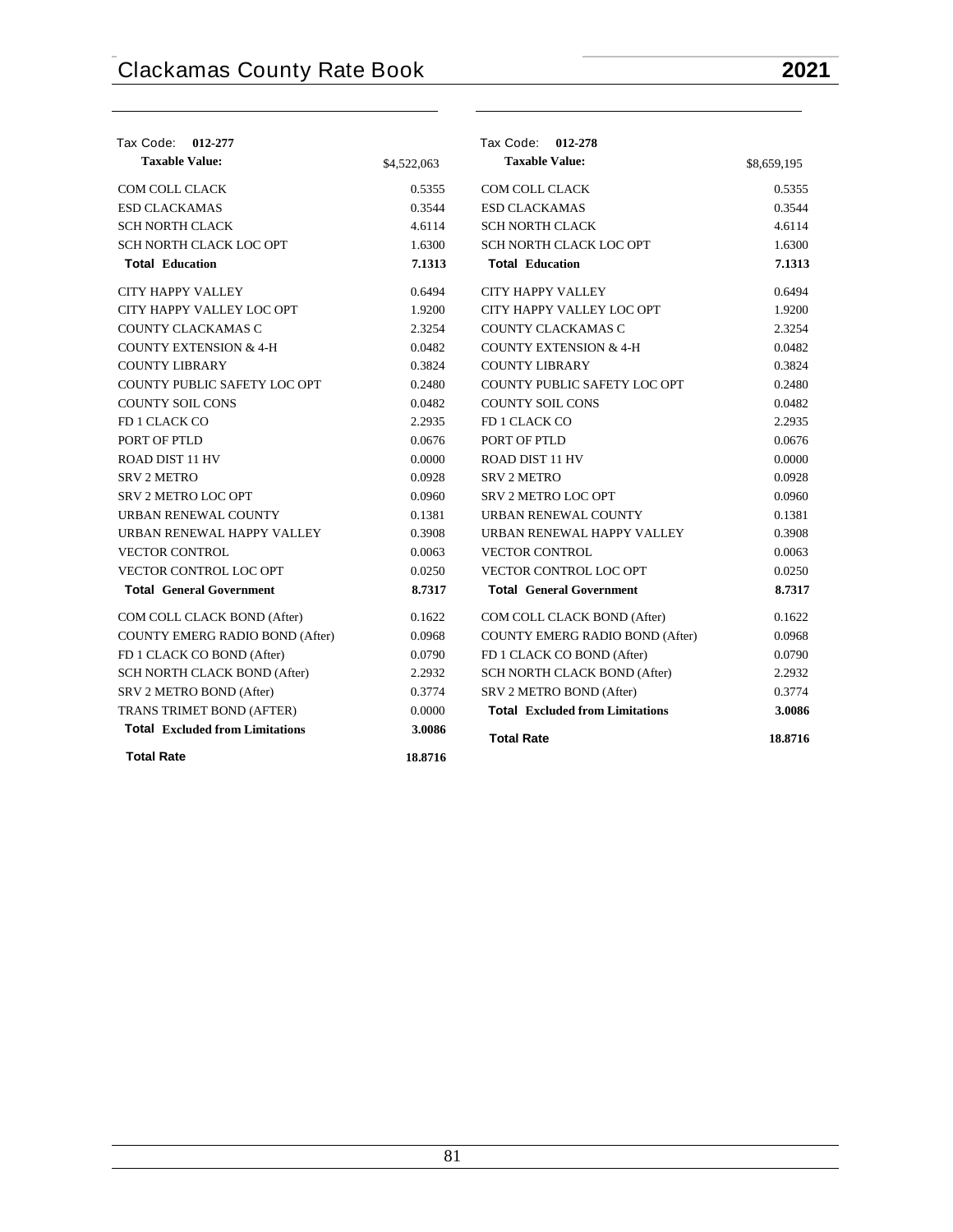Tax Code: **012-277**

| **Taxable Value:** | $4,522,063 |
|---|---|
| COM COLL CLACK | 0.5355 |
| ESD CLACKAMAS | 0.3544 |
| SCH NORTH CLACK | 4.6114 |
| SCH NORTH CLACK LOC OPT | 1.6300 |
| **Total Education** | **7.1313** |
| CITY HAPPY VALLEY | 0.6494 |
| CITY HAPPY VALLEY LOC OPT | 1.9200 |
| COUNTY CLACKAMAS C | 2.3254 |
| COUNTY EXTENSION & 4-H | 0.0482 |
| COUNTY LIBRARY | 0.3824 |
| COUNTY PUBLIC SAFETY LOC OPT | 0.2480 |
| COUNTY SOIL CONS | 0.0482 |
| FD 1 CLACK CO | 2.2935 |
| PORT OF PTLD | 0.0676 |
| ROAD DIST 11 HV | 0.0000 |
| SRV 2 METRO | 0.0928 |
| SRV 2 METRO LOC OPT | 0.0960 |
| URBAN RENEWAL COUNTY | 0.1381 |
| URBAN RENEWAL HAPPY VALLEY | 0.3908 |
| VECTOR CONTROL | 0.0063 |
| VECTOR CONTROL LOC OPT | 0.0250 |
| **Total General Government** | **8.7317** |
| COM COLL CLACK BOND (After) | 0.1622 |
| COUNTY EMERG RADIO BOND (After) | 0.0968 |
| FD 1 CLACK CO BOND (After) | 0.0790 |
| SCH NORTH CLACK BOND (After) | 2.2932 |
| SRV 2 METRO BOND (After) | 0.3774 |
| TRANS TRIMET BOND (AFTER) | 0.0000 |
| **Total Excluded from Limitations** | **3.0086** |
| **Total Rate** | **18.8716** |

Tax Code: **012-278**

| **Taxable Value:** | $8,659,195 |
|---|---|
| COM COLL CLACK | 0.5355 |
| ESD CLACKAMAS | 0.3544 |
| SCH NORTH CLACK | 4.6114 |
| SCH NORTH CLACK LOC OPT | 1.6300 |
| **Total Education** | **7.1313** |
| CITY HAPPY VALLEY | 0.6494 |
| CITY HAPPY VALLEY LOC OPT | 1.9200 |
| COUNTY CLACKAMAS C | 2.3254 |
| COUNTY EXTENSION & 4-H | 0.0482 |
| COUNTY LIBRARY | 0.3824 |
| COUNTY PUBLIC SAFETY LOC OPT | 0.2480 |
| COUNTY SOIL CONS | 0.0482 |
| FD 1 CLACK CO | 2.2935 |
| PORT OF PTLD | 0.0676 |
| ROAD DIST 11 HV | 0.0000 |
| SRV 2 METRO | 0.0928 |
| SRV 2 METRO LOC OPT | 0.0960 |
| URBAN RENEWAL COUNTY | 0.1381 |
| URBAN RENEWAL HAPPY VALLEY | 0.3908 |
| VECTOR CONTROL | 0.0063 |
| VECTOR CONTROL LOC OPT | 0.0250 |
| **Total General Government** | **8.7317** |
| COM COLL CLACK BOND (After) | 0.1622 |
| COUNTY EMERG RADIO BOND (After) | 0.0968 |
| FD 1 CLACK CO BOND (After) | 0.0790 |
| SCH NORTH CLACK BOND (After) | 2.2932 |
| SRV 2 METRO BOND (After) | 0.3774 |
| **Total Excluded from Limitations** | **3.0086** |
| **Total Rate** | **18.8716** |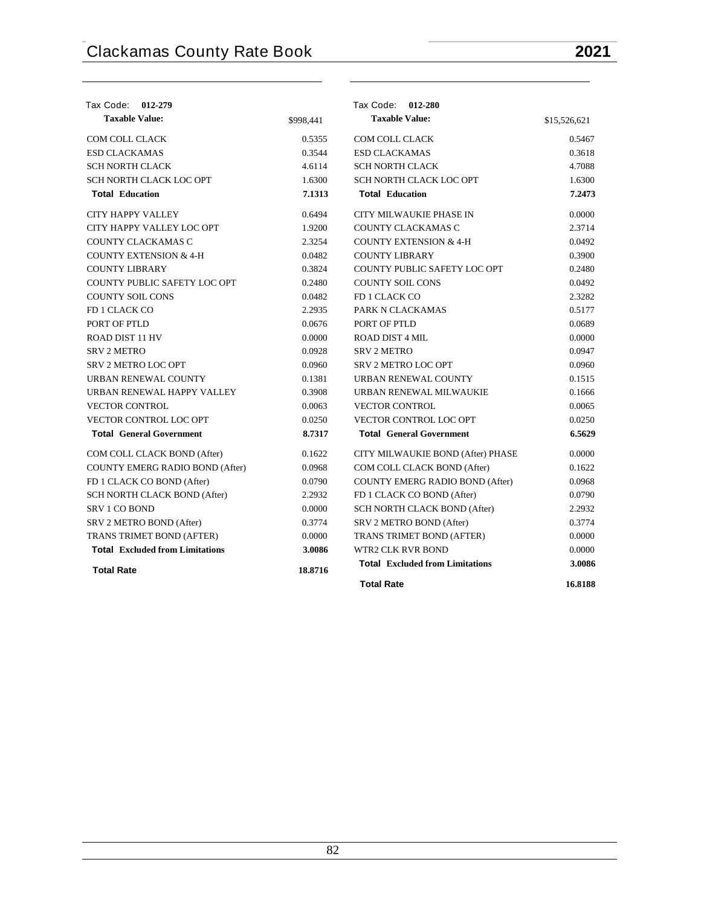Tax Code: **012-279**

| **Taxable Value:** | $998,441 |
|---|---|
| COM COLL CLACK | 0.5355 |
| ESD CLACKAMAS | 0.3544 |
| SCH NORTH CLACK | 4.6114 |
| SCH NORTH CLACK LOC OPT | 1.6300 |
| **Total Education** | **7.1313** |
| CITY HAPPY VALLEY | 0.6494 |
| CITY HAPPY VALLEY LOC OPT | 1.9200 |
| COUNTY CLACKAMAS C | 2.3254 |
| COUNTY EXTENSION & 4-H | 0.0482 |
| COUNTY LIBRARY | 0.3824 |
| COUNTY PUBLIC SAFETY LOC OPT | 0.2480 |
| COUNTY SOIL CONS | 0.0482 |
| FD 1 CLACK CO | 2.2935 |
| PORT OF PTLD | 0.0676 |
| ROAD DIST 11 HV | 0.0000 |
| SRV 2 METRO | 0.0928 |
| SRV 2 METRO LOC OPT | 0.0960 |
| URBAN RENEWAL COUNTY | 0.1381 |
| URBAN RENEWAL HAPPY VALLEY | 0.3908 |
| VECTOR CONTROL | 0.0063 |
| VECTOR CONTROL LOC OPT | 0.0250 |
| **Total General Government** | **8.7317** |
| COM COLL CLACK BOND (After) | 0.1622 |
| COUNTY EMERG RADIO BOND (After) | 0.0968 |
| FD 1 CLACK CO BOND (After) | 0.0790 |
| SCH NORTH CLACK BOND (After) | 2.2932 |
| SRV 1 CO BOND | 0.0000 |
| SRV 2 METRO BOND (After) | 0.3774 |
| TRANS TRIMET BOND (AFTER) | 0.0000 |
| **Total Excluded from Limitations** | **3.0086** |
| **Total Rate** | **18.8716** |

Tax Code: **012-280**

| **Taxable Value:** | $15,526,621 |
|---|---|
| COM COLL CLACK | 0.5467 |
| ESD CLACKAMAS | 0.3618 |
| SCH NORTH CLACK | 4.7088 |
| SCH NORTH CLACK LOC OPT | 1.6300 |
| **Total Education** | **7.2473** |
| CITY MILWAUKIE PHASE IN | 0.0000 |
| COUNTY CLACKAMAS C | 2.3714 |
| COUNTY EXTENSION & 4-H | 0.0492 |
| COUNTY LIBRARY | 0.3900 |
| COUNTY PUBLIC SAFETY LOC OPT | 0.2480 |
| COUNTY SOIL CONS | 0.0492 |
| FD 1 CLACK CO | 2.3282 |
| PARK N CLACKAMAS | 0.5177 |
| PORT OF PTLD | 0.0689 |
| ROAD DIST 4 MIL | 0.0000 |
| SRV 2 METRO | 0.0947 |
| SRV 2 METRO LOC OPT | 0.0960 |
| URBAN RENEWAL COUNTY | 0.1515 |
| URBAN RENEWAL MILWAUKIE | 0.1666 |
| VECTOR CONTROL | 0.0065 |
| VECTOR CONTROL LOC OPT | 0.0250 |
| **Total General Government** | **6.5629** |
| CITY MILWAUKIE BOND (After) PHASE | 0.0000 |
| COM COLL CLACK BOND (After) | 0.1622 |
| COUNTY EMERG RADIO BOND (After) | 0.0968 |
| FD 1 CLACK CO BOND (After) | 0.0790 |
| SCH NORTH CLACK BOND (After) | 2.2932 |
| SRV 2 METRO BOND (After) | 0.3774 |
| TRANS TRIMET BOND (AFTER) | 0.0000 |
| WTR2 CLK RVR BOND | 0.0000 |
| **Total Excluded from Limitations** | **3.0086** |
| **Total Rate** | **16.8188** |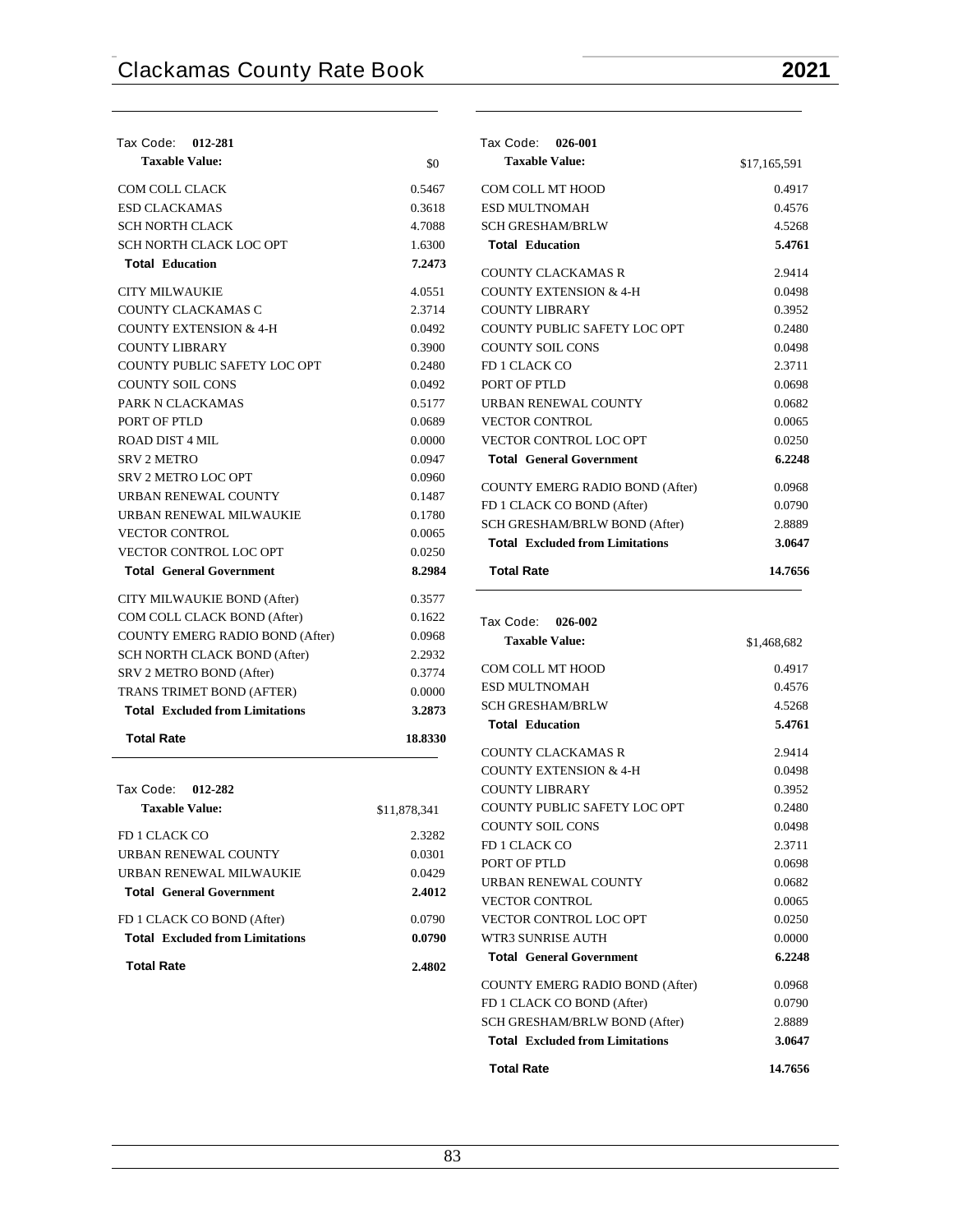## Tax Code: 012-281

| Taxable Value: | $0 |
|---|---|
| COM COLL CLACK | 0.5467 |
| ESD CLACKAMAS | 0.3618 |
| SCH NORTH CLACK | 4.7088 |
| SCH NORTH CLACK LOC OPT | 1.6300 |
| **Total Education** | **7.2473** |
| CITY MILWAUKIE | 4.0551 |
| COUNTY CLACKAMAS C | 2.3714 |
| COUNTY EXTENSION & 4-H | 0.0492 |
| COUNTY LIBRARY | 0.3900 |
| COUNTY PUBLIC SAFETY LOC OPT | 0.2480 |
| COUNTY SOIL CONS | 0.0492 |
| PARK N CLACKAMAS | 0.5177 |
| PORT OF PTLD | 0.0689 |
| ROAD DIST 4 MIL | 0.0000 |
| SRV 2 METRO | 0.0947 |
| SRV 2 METRO LOC OPT | 0.0960 |
| URBAN RENEWAL COUNTY | 0.1487 |
| URBAN RENEWAL MILWAUKIE | 0.1780 |
| VECTOR CONTROL | 0.0065 |
| VECTOR CONTROL LOC OPT | 0.0250 |
| **Total General Government** | **8.2984** |
| CITY MILWAUKIE BOND (After) | 0.3577 |
| COM COLL CLACK BOND (After) | 0.1622 |
| COUNTY EMERG RADIO BOND (After) | 0.0968 |
| SCH NORTH CLACK BOND (After) | 2.2932 |
| SRV 2 METRO BOND (After) | 0.3774 |
| TRANS TRIMET BOND (AFTER) | 0.0000 |
| **Total Excluded from Limitations** | **3.2873** |
| **Total Rate** | **18.8330** |

## Tax Code: 012-282

| Taxable Value: | $11,878,341 |
|---|---|
| FD 1 CLACK CO | 2.3282 |
| URBAN RENEWAL COUNTY | 0.0301 |
| URBAN RENEWAL MILWAUKIE | 0.0429 |
| **Total General Government** | **2.4012** |
| FD 1 CLACK CO BOND (After) | 0.0790 |
| **Total Excluded from Limitations** | **0.0790** |
| **Total Rate** | **2.4802** |

## Tax Code: 026-001

| Taxable Value: | $17,165,591 |
|---|---|
| COM COLL MT HOOD | 0.4917 |
| ESD MULTNOMAH | 0.4576 |
| SCH GRESHAM/BRLW | 4.5268 |
| **Total Education** | **5.4761** |
| COUNTY CLACKAMAS R | 2.9414 |
| COUNTY EXTENSION & 4-H | 0.0498 |
| COUNTY LIBRARY | 0.3952 |
| COUNTY PUBLIC SAFETY LOC OPT | 0.2480 |
| COUNTY SOIL CONS | 0.0498 |
| FD 1 CLACK CO | 2.3711 |
| PORT OF PTLD | 0.0698 |
| URBAN RENEWAL COUNTY | 0.0682 |
| VECTOR CONTROL | 0.0065 |
| VECTOR CONTROL LOC OPT | 0.0250 |
| **Total General Government** | **6.2248** |
| COUNTY EMERG RADIO BOND (After) | 0.0968 |
| FD 1 CLACK CO BOND (After) | 0.0790 |
| SCH GRESHAM/BRLW BOND (After) | 2.8889 |
| **Total Excluded from Limitations** | **3.0647** |
| **Total Rate** | **14.7656** |

## Tax Code: 026-002

| Taxable Value: | $1,468,682 |
|---|---|
| COM COLL MT HOOD | 0.4917 |
| ESD MULTNOMAH | 0.4576 |
| SCH GRESHAM/BRLW | 4.5268 |
| **Total Education** | **5.4761** |
| COUNTY CLACKAMAS R | 2.9414 |
| COUNTY EXTENSION & 4-H | 0.0498 |
| COUNTY LIBRARY | 0.3952 |
| COUNTY PUBLIC SAFETY LOC OPT | 0.2480 |
| COUNTY SOIL CONS | 0.0498 |
| FD 1 CLACK CO | 2.3711 |
| PORT OF PTLD | 0.0698 |
| URBAN RENEWAL COUNTY | 0.0682 |
| VECTOR CONTROL | 0.0065 |
| VECTOR CONTROL LOC OPT | 0.0250 |
| WTR3 SUNRISE AUTH | 0.0000 |
| **Total General Government** | **6.2248** |
| COUNTY EMERG RADIO BOND (After) | 0.0968 |
| FD 1 CLACK CO BOND (After) | 0.0790 |
| SCH GRESHAM/BRLW BOND (After) | 2.8889 |
| **Total Excluded from Limitations** | **3.0647** |
| **Total Rate** | **14.7656** |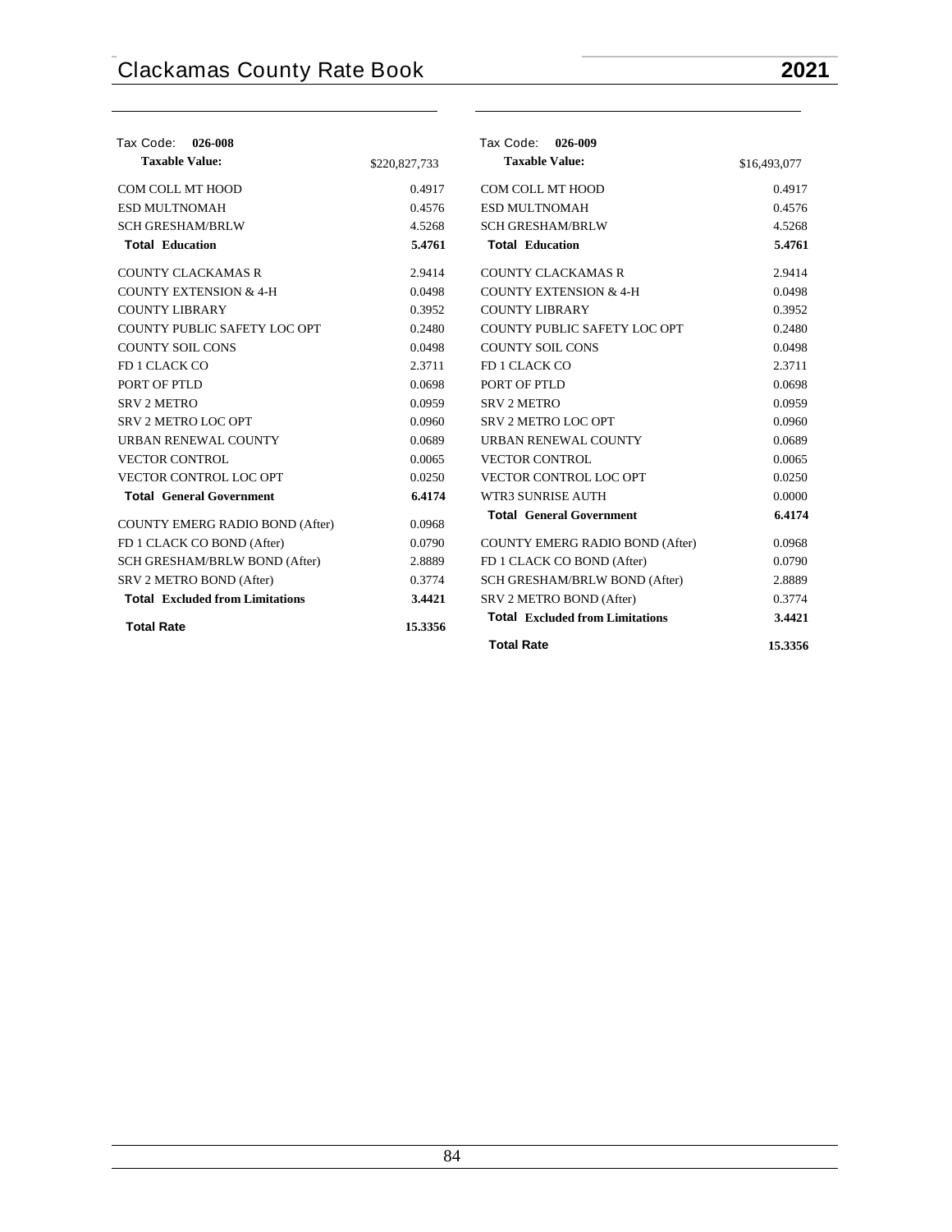Tax Code: **026-008**

| **Taxable Value:** | $220,827,733 |
|---|---|
| COM COLL MT HOOD | 0.4917 |
| ESD MULTNOMAH | 0.4576 |
| SCH GRESHAM/BRLW | 4.5268 |
| **Total Education** | **5.4761** |
| COUNTY CLACKAMAS R | 2.9414 |
| COUNTY EXTENSION & 4-H | 0.0498 |
| COUNTY LIBRARY | 0.3952 |
| COUNTY PUBLIC SAFETY LOC OPT | 0.2480 |
| COUNTY SOIL CONS | 0.0498 |
| FD 1 CLACK CO | 2.3711 |
| PORT OF PTLD | 0.0698 |
| SRV 2 METRO | 0.0959 |
| SRV 2 METRO LOC OPT | 0.0960 |
| URBAN RENEWAL COUNTY | 0.0689 |
| VECTOR CONTROL | 0.0065 |
| VECTOR CONTROL LOC OPT | 0.0250 |
| **Total General Government** | **6.4174** |
| COUNTY EMERG RADIO BOND (After) | 0.0968 |
| FD 1 CLACK CO BOND (After) | 0.0790 |
| SCH GRESHAM/BRLW BOND (After) | 2.8889 |
| SRV 2 METRO BOND (After) | 0.3774 |
| **Total Excluded from Limitations** | **3.4421** |
| **Total Rate** | **15.3356** |

Tax Code: **026-009**

| **Taxable Value:** | $16,493,077 |
|---|---|
| COM COLL MT HOOD | 0.4917 |
| ESD MULTNOMAH | 0.4576 |
| SCH GRESHAM/BRLW | 4.5268 |
| **Total Education** | **5.4761** |
| COUNTY CLACKAMAS R | 2.9414 |
| COUNTY EXTENSION & 4-H | 0.0498 |
| COUNTY LIBRARY | 0.3952 |
| COUNTY PUBLIC SAFETY LOC OPT | 0.2480 |
| COUNTY SOIL CONS | 0.0498 |
| FD 1 CLACK CO | 2.3711 |
| PORT OF PTLD | 0.0698 |
| SRV 2 METRO | 0.0959 |
| SRV 2 METRO LOC OPT | 0.0960 |
| URBAN RENEWAL COUNTY | 0.0689 |
| VECTOR CONTROL | 0.0065 |
| VECTOR CONTROL LOC OPT | 0.0250 |
| WTR3 SUNRISE AUTH | 0.0000 |
| **Total General Government** | **6.4174** |
| COUNTY EMERG RADIO BOND (After) | 0.0968 |
| FD 1 CLACK CO BOND (After) | 0.0790 |
| SCH GRESHAM/BRLW BOND (After) | 2.8889 |
| SRV 2 METRO BOND (After) | 0.3774 |
| **Total Excluded from Limitations** | **3.4421** |
| **Total Rate** | **15.3356** |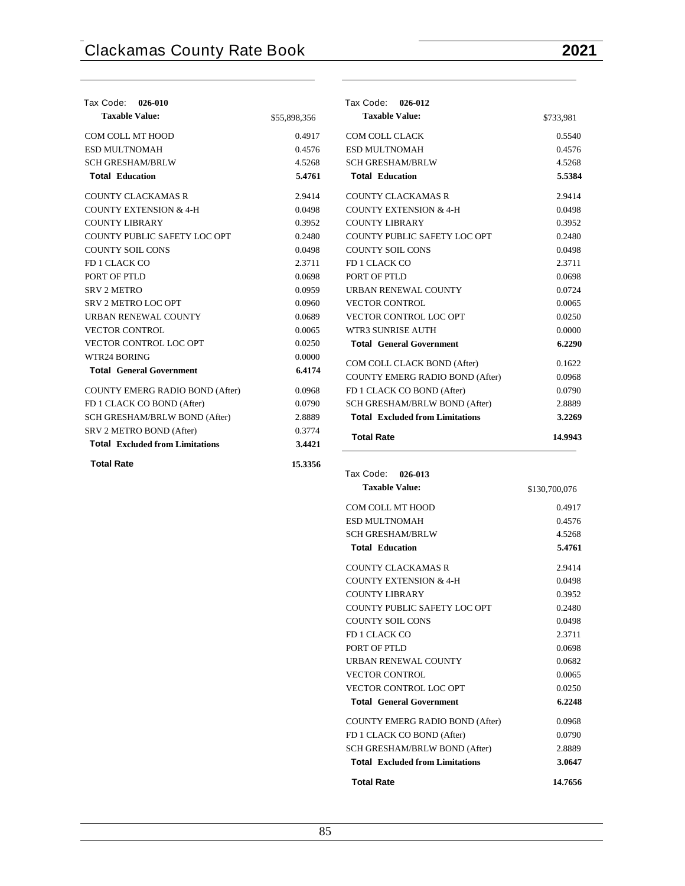**Tax Code: 026-010**

| Taxable Value: | $55,898,356 |
|---|---|
| COM COLL MT HOOD | 0.4917 |
| ESD MULTNOMAH | 0.4576 |
| SCH GRESHAM/BRLW | 4.5268 |
| **Total Education** | **5.4761** |
| COUNTY CLACKAMAS R | 2.9414 |
| COUNTY EXTENSION & 4-H | 0.0498 |
| COUNTY LIBRARY | 0.3952 |
| COUNTY PUBLIC SAFETY LOC OPT | 0.2480 |
| COUNTY SOIL CONS | 0.0498 |
| FD 1 CLACK CO | 2.3711 |
| PORT OF PTLD | 0.0698 |
| SRV 2 METRO | 0.0959 |
| SRV 2 METRO LOC OPT | 0.0960 |
| URBAN RENEWAL COUNTY | 0.0689 |
| VECTOR CONTROL | 0.0065 |
| VECTOR CONTROL LOC OPT | 0.0250 |
| WTR24 BORING | 0.0000 |
| **Total General Government** | **6.4174** |
| COUNTY EMERG RADIO BOND (After) | 0.0968 |
| FD 1 CLACK CO BOND (After) | 0.0790 |
| SCH GRESHAM/BRLW BOND (After) | 2.8889 |
| SRV 2 METRO BOND (After) | 0.3774 |
| **Total Excluded from Limitations** | **3.4421** |
| **Total Rate** | **15.3356** |

**Tax Code: 026-012**

| Taxable Value: | $733,981 |
|---|---|
| COM COLL CLACK | 0.5540 |
| ESD MULTNOMAH | 0.4576 |
| SCH GRESHAM/BRLW | 4.5268 |
| **Total Education** | **5.5384** |
| COUNTY CLACKAMAS R | 2.9414 |
| COUNTY EXTENSION & 4-H | 0.0498 |
| COUNTY LIBRARY | 0.3952 |
| COUNTY PUBLIC SAFETY LOC OPT | 0.2480 |
| COUNTY SOIL CONS | 0.0498 |
| FD 1 CLACK CO | 2.3711 |
| PORT OF PTLD | 0.0698 |
| URBAN RENEWAL COUNTY | 0.0724 |
| VECTOR CONTROL | 0.0065 |
| VECTOR CONTROL LOC OPT | 0.0250 |
| WTR3 SUNRISE AUTH | 0.0000 |
| **Total General Government** | **6.2290** |
| COM COLL CLACK BOND (After) | 0.1622 |
| COUNTY EMERG RADIO BOND (After) | 0.0968 |
| FD 1 CLACK CO BOND (After) | 0.0790 |
| SCH GRESHAM/BRLW BOND (After) | 2.8889 |
| **Total Excluded from Limitations** | **3.2269** |
| **Total Rate** | **14.9943** |

**Tax Code: 026-013**

| Taxable Value: | $130,700,076 |
|---|---|
| COM COLL MT HOOD | 0.4917 |
| ESD MULTNOMAH | 0.4576 |
| SCH GRESHAM/BRLW | 4.5268 |
| **Total Education** | **5.4761** |
| COUNTY CLACKAMAS R | 2.9414 |
| COUNTY EXTENSION & 4-H | 0.0498 |
| COUNTY LIBRARY | 0.3952 |
| COUNTY PUBLIC SAFETY LOC OPT | 0.2480 |
| COUNTY SOIL CONS | 0.0498 |
| FD 1 CLACK CO | 2.3711 |
| PORT OF PTLD | 0.0698 |
| URBAN RENEWAL COUNTY | 0.0682 |
| VECTOR CONTROL | 0.0065 |
| VECTOR CONTROL LOC OPT | 0.0250 |
| **Total General Government** | **6.2248** |
| COUNTY EMERG RADIO BOND (After) | 0.0968 |
| FD 1 CLACK CO BOND (After) | 0.0790 |
| SCH GRESHAM/BRLW BOND (After) | 2.8889 |
| **Total Excluded from Limitations** | **3.0647** |
| **Total Rate** | **14.7656** |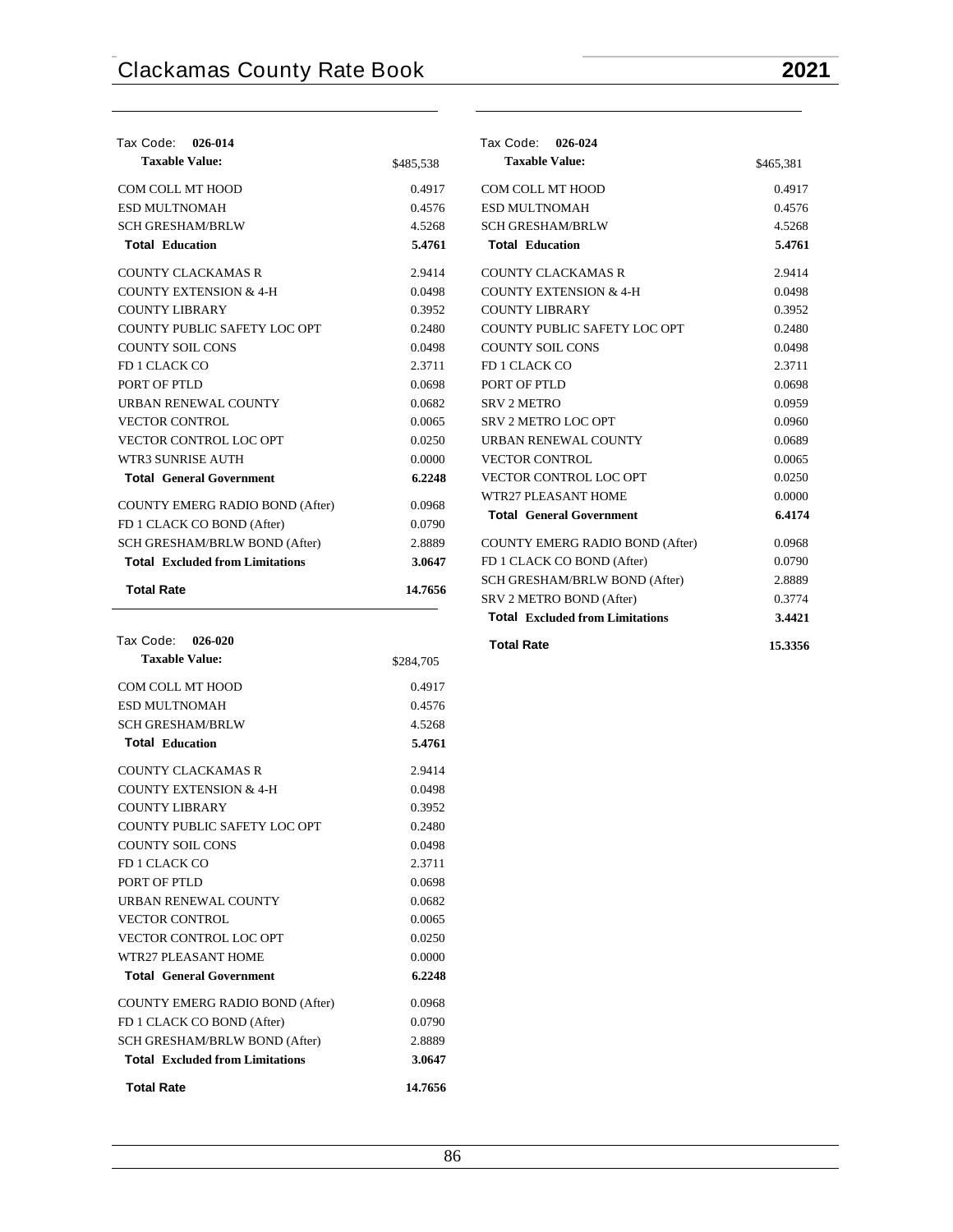# Clackamas County Rate Book 2021

**Tax Code: 026-014**

| Taxable Value: | $485,538 |
|---|---|
| COM COLL MT HOOD | 0.4917 |
| ESD MULTNOMAH | 0.4576 |
| SCH GRESHAM/BRLW | 4.5268 |
| **Total Education** | **5.4761** |
| COUNTY CLACKAMAS R | 2.9414 |
| COUNTY EXTENSION & 4-H | 0.0498 |
| COUNTY LIBRARY | 0.3952 |
| COUNTY PUBLIC SAFETY LOC OPT | 0.2480 |
| COUNTY SOIL CONS | 0.0498 |
| FD 1 CLACK CO | 2.3711 |
| PORT OF PTLD | 0.0698 |
| URBAN RENEWAL COUNTY | 0.0682 |
| VECTOR CONTROL | 0.0065 |
| VECTOR CONTROL LOC OPT | 0.0250 |
| WTR3 SUNRISE AUTH | 0.0000 |
| **Total General Government** | **6.2248** |
| COUNTY EMERG RADIO BOND (After) | 0.0968 |
| FD 1 CLACK CO BOND (After) | 0.0790 |
| SCH GRESHAM/BRLW BOND (After) | 2.8889 |
| **Total Excluded from Limitations** | **3.0647** |
| **Total Rate** | **14.7656** |

**Tax Code: 026-020**

| Taxable Value: | $284,705 |
|---|---|
| COM COLL MT HOOD | 0.4917 |
| ESD MULTNOMAH | 0.4576 |
| SCH GRESHAM/BRLW | 4.5268 |
| **Total Education** | **5.4761** |
| COUNTY CLACKAMAS R | 2.9414 |
| COUNTY EXTENSION & 4-H | 0.0498 |
| COUNTY LIBRARY | 0.3952 |
| COUNTY PUBLIC SAFETY LOC OPT | 0.2480 |
| COUNTY SOIL CONS | 0.0498 |
| FD 1 CLACK CO | 2.3711 |
| PORT OF PTLD | 0.0698 |
| URBAN RENEWAL COUNTY | 0.0682 |
| VECTOR CONTROL | 0.0065 |
| VECTOR CONTROL LOC OPT | 0.0250 |
| WTR27 PLEASANT HOME | 0.0000 |
| **Total General Government** | **6.2248** |
| COUNTY EMERG RADIO BOND (After) | 0.0968 |
| FD 1 CLACK CO BOND (After) | 0.0790 |
| SCH GRESHAM/BRLW BOND (After) | 2.8889 |
| **Total Excluded from Limitations** | **3.0647** |
| **Total Rate** | **14.7656** |

**Tax Code: 026-024**

| Taxable Value: | $465,381 |
|---|---|
| COM COLL MT HOOD | 0.4917 |
| ESD MULTNOMAH | 0.4576 |
| SCH GRESHAM/BRLW | 4.5268 |
| **Total Education** | **5.4761** |
| COUNTY CLACKAMAS R | 2.9414 |
| COUNTY EXTENSION & 4-H | 0.0498 |
| COUNTY LIBRARY | 0.3952 |
| COUNTY PUBLIC SAFETY LOC OPT | 0.2480 |
| COUNTY SOIL CONS | 0.0498 |
| FD 1 CLACK CO | 2.3711 |
| PORT OF PTLD | 0.0698 |
| SRV 2 METRO | 0.0959 |
| SRV 2 METRO LOC OPT | 0.0960 |
| URBAN RENEWAL COUNTY | 0.0689 |
| VECTOR CONTROL | 0.0065 |
| VECTOR CONTROL LOC OPT | 0.0250 |
| WTR27 PLEASANT HOME | 0.0000 |
| **Total General Government** | **6.4174** |
| COUNTY EMERG RADIO BOND (After) | 0.0968 |
| FD 1 CLACK CO BOND (After) | 0.0790 |
| SCH GRESHAM/BRLW BOND (After) | 2.8889 |
| SRV 2 METRO BOND (After) | 0.3774 |
| **Total Excluded from Limitations** | **3.4421** |
| **Total Rate** | **15.3356** |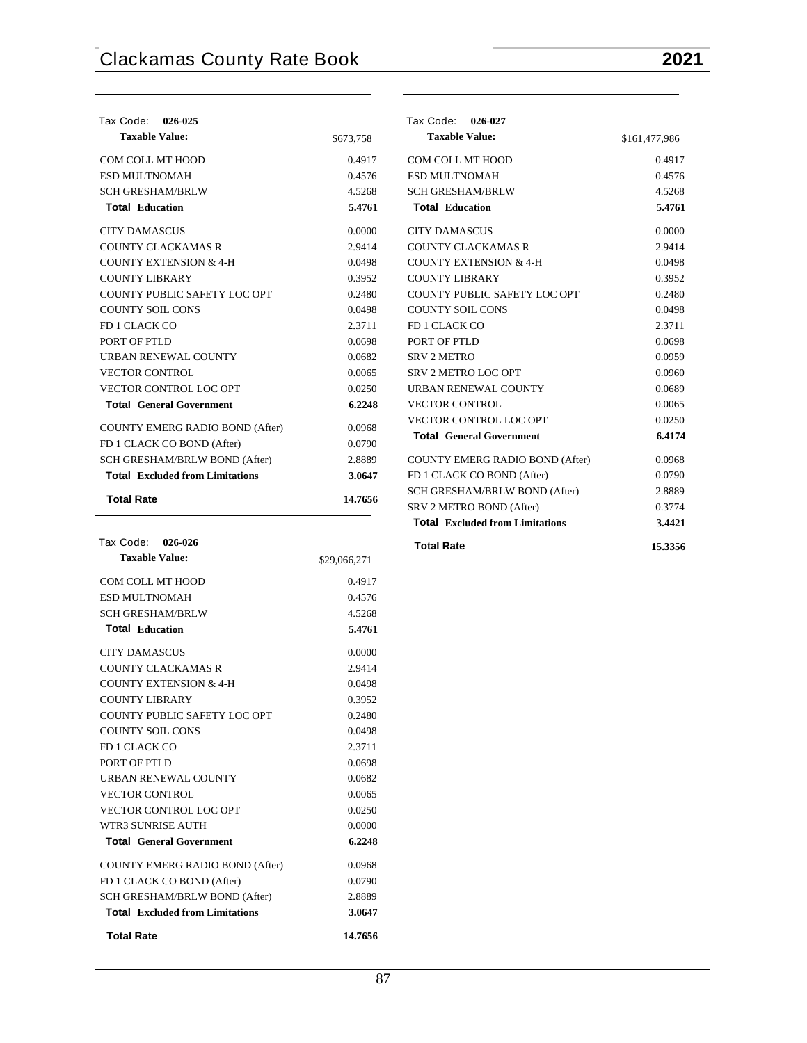## Tax Code: 026-025

| Taxable Value: | $673,758 |
|---|---|
| COM COLL MT HOOD | 0.4917 |
| ESD MULTNOMAH | 0.4576 |
| SCH GRESHAM/BRLW | 4.5268 |
| **Total Education** | **5.4761** |
| CITY DAMASCUS | 0.0000 |
| COUNTY CLACKAMAS R | 2.9414 |
| COUNTY EXTENSION & 4-H | 0.0498 |
| COUNTY LIBRARY | 0.3952 |
| COUNTY PUBLIC SAFETY LOC OPT | 0.2480 |
| COUNTY SOIL CONS | 0.0498 |
| FD 1 CLACK CO | 2.3711 |
| PORT OF PTLD | 0.0698 |
| URBAN RENEWAL COUNTY | 0.0682 |
| VECTOR CONTROL | 0.0065 |
| VECTOR CONTROL LOC OPT | 0.0250 |
| **Total General Government** | **6.2248** |
| COUNTY EMERG RADIO BOND (After) | 0.0968 |
| FD 1 CLACK CO BOND (After) | 0.0790 |
| SCH GRESHAM/BRLW BOND (After) | 2.8889 |
| **Total Excluded from Limitations** | **3.0647** |
| **Total Rate** | **14.7656** |

## Tax Code: 026-026

| Taxable Value: | $29,066,271 |
|---|---|
| COM COLL MT HOOD | 0.4917 |
| ESD MULTNOMAH | 0.4576 |
| SCH GRESHAM/BRLW | 4.5268 |
| **Total Education** | **5.4761** |
| CITY DAMASCUS | 0.0000 |
| COUNTY CLACKAMAS R | 2.9414 |
| COUNTY EXTENSION & 4-H | 0.0498 |
| COUNTY LIBRARY | 0.3952 |
| COUNTY PUBLIC SAFETY LOC OPT | 0.2480 |
| COUNTY SOIL CONS | 0.0498 |
| FD 1 CLACK CO | 2.3711 |
| PORT OF PTLD | 0.0698 |
| URBAN RENEWAL COUNTY | 0.0682 |
| VECTOR CONTROL | 0.0065 |
| VECTOR CONTROL LOC OPT | 0.0250 |
| WTR3 SUNRISE AUTH | 0.0000 |
| **Total General Government** | **6.2248** |
| COUNTY EMERG RADIO BOND (After) | 0.0968 |
| FD 1 CLACK CO BOND (After) | 0.0790 |
| SCH GRESHAM/BRLW BOND (After) | 2.8889 |
| **Total Excluded from Limitations** | **3.0647** |
| **Total Rate** | **14.7656** |

## Tax Code: 026-027

| Taxable Value: | $161,477,986 |
|---|---|
| COM COLL MT HOOD | 0.4917 |
| ESD MULTNOMAH | 0.4576 |
| SCH GRESHAM/BRLW | 4.5268 |
| **Total Education** | **5.4761** |
| CITY DAMASCUS | 0.0000 |
| COUNTY CLACKAMAS R | 2.9414 |
| COUNTY EXTENSION & 4-H | 0.0498 |
| COUNTY LIBRARY | 0.3952 |
| COUNTY PUBLIC SAFETY LOC OPT | 0.2480 |
| COUNTY SOIL CONS | 0.0498 |
| FD 1 CLACK CO | 2.3711 |
| PORT OF PTLD | 0.0698 |
| SRV 2 METRO | 0.0959 |
| SRV 2 METRO LOC OPT | 0.0960 |
| URBAN RENEWAL COUNTY | 0.0689 |
| VECTOR CONTROL | 0.0065 |
| VECTOR CONTROL LOC OPT | 0.0250 |
| **Total General Government** | **6.4174** |
| COUNTY EMERG RADIO BOND (After) | 0.0968 |
| FD 1 CLACK CO BOND (After) | 0.0790 |
| SCH GRESHAM/BRLW BOND (After) | 2.8889 |
| SRV 2 METRO BOND (After) | 0.3774 |
| **Total Excluded from Limitations** | **3.4421** |
| **Total Rate** | **15.3356** |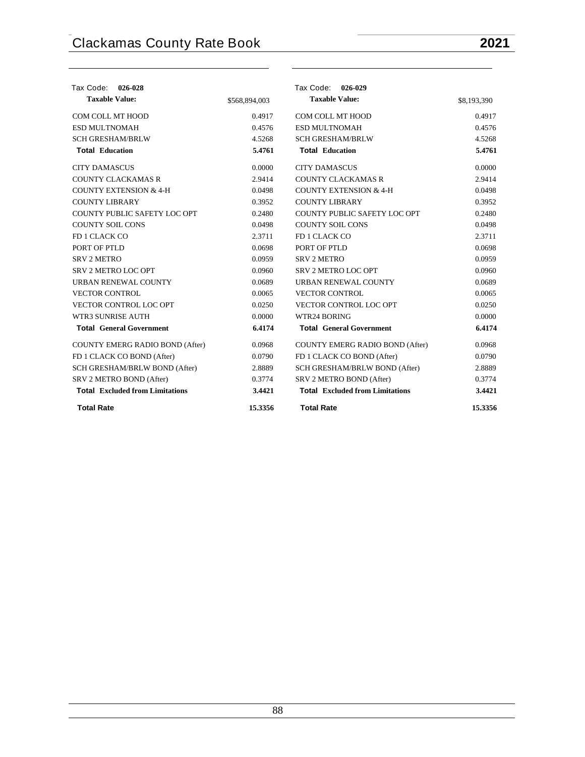| Tax Code: **026-028** | |
|---|---|
| **Taxable Value:** | $568,894,003 |
| COM COLL MT HOOD | 0.4917 |
| ESD MULTNOMAH | 0.4576 |
| SCH GRESHAM/BRLW | 4.5268 |
| **Total Education** | **5.4761** |
| CITY DAMASCUS | 0.0000 |
| COUNTY CLACKAMAS R | 2.9414 |
| COUNTY EXTENSION & 4-H | 0.0498 |
| COUNTY LIBRARY | 0.3952 |
| COUNTY PUBLIC SAFETY LOC OPT | 0.2480 |
| COUNTY SOIL CONS | 0.0498 |
| FD 1 CLACK CO | 2.3711 |
| PORT OF PTLD | 0.0698 |
| SRV 2 METRO | 0.0959 |
| SRV 2 METRO LOC OPT | 0.0960 |
| URBAN RENEWAL COUNTY | 0.0689 |
| VECTOR CONTROL | 0.0065 |
| VECTOR CONTROL LOC OPT | 0.0250 |
| WTR3 SUNRISE AUTH | 0.0000 |
| **Total General Government** | **6.4174** |
| COUNTY EMERG RADIO BOND (After) | 0.0968 |
| FD 1 CLACK CO BOND (After) | 0.0790 |
| SCH GRESHAM/BRLW BOND (After) | 2.8889 |
| SRV 2 METRO BOND (After) | 0.3774 |
| **Total Excluded from Limitations** | **3.4421** |
| **Total Rate** | **15.3356** |

| Tax Code: **026-029** | |
|---|---|
| **Taxable Value:** | $8,193,390 |
| COM COLL MT HOOD | 0.4917 |
| ESD MULTNOMAH | 0.4576 |
| SCH GRESHAM/BRLW | 4.5268 |
| **Total Education** | **5.4761** |
| CITY DAMASCUS | 0.0000 |
| COUNTY CLACKAMAS R | 2.9414 |
| COUNTY EXTENSION & 4-H | 0.0498 |
| COUNTY LIBRARY | 0.3952 |
| COUNTY PUBLIC SAFETY LOC OPT | 0.2480 |
| COUNTY SOIL CONS | 0.0498 |
| FD 1 CLACK CO | 2.3711 |
| PORT OF PTLD | 0.0698 |
| SRV 2 METRO | 0.0959 |
| SRV 2 METRO LOC OPT | 0.0960 |
| URBAN RENEWAL COUNTY | 0.0689 |
| VECTOR CONTROL | 0.0065 |
| VECTOR CONTROL LOC OPT | 0.0250 |
| WTR24 BORING | 0.0000 |
| **Total General Government** | **6.4174** |
| COUNTY EMERG RADIO BOND (After) | 0.0968 |
| FD 1 CLACK CO BOND (After) | 0.0790 |
| SCH GRESHAM/BRLW BOND (After) | 2.8889 |
| SRV 2 METRO BOND (After) | 0.3774 |
| **Total Excluded from Limitations** | **3.4421** |
| **Total Rate** | **15.3356** |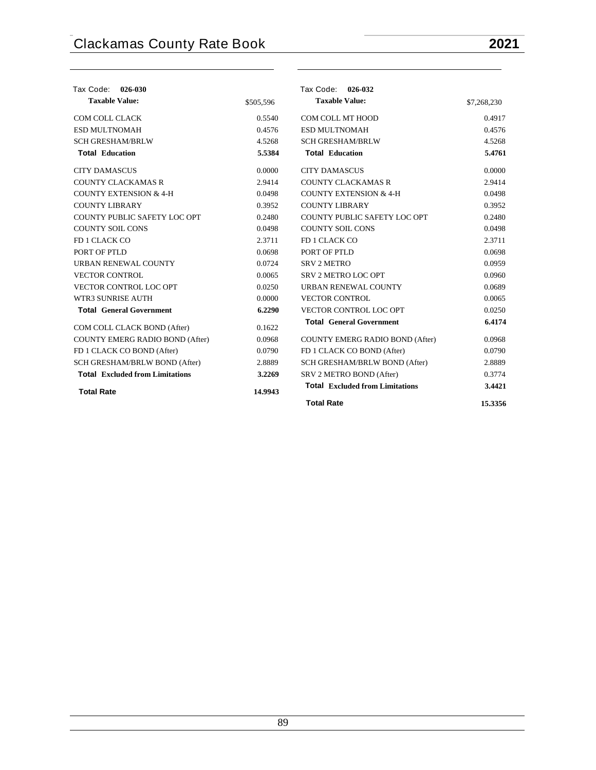Tax Code: **026-030**

| **Taxable Value:** | $505,596 |
|---|---|
| COM COLL CLACK | 0.5540 |
| ESD MULTNOMAH | 0.4576 |
| SCH GRESHAM/BRLW | 4.5268 |
| **Total Education** | **5.5384** |
| CITY DAMASCUS | 0.0000 |
| COUNTY CLACKAMAS R | 2.9414 |
| COUNTY EXTENSION & 4-H | 0.0498 |
| COUNTY LIBRARY | 0.3952 |
| COUNTY PUBLIC SAFETY LOC OPT | 0.2480 |
| COUNTY SOIL CONS | 0.0498 |
| FD 1 CLACK CO | 2.3711 |
| PORT OF PTLD | 0.0698 |
| URBAN RENEWAL COUNTY | 0.0724 |
| VECTOR CONTROL | 0.0065 |
| VECTOR CONTROL LOC OPT | 0.0250 |
| WTR3 SUNRISE AUTH | 0.0000 |
| **Total General Government** | **6.2290** |
| COM COLL CLACK BOND (After) | 0.1622 |
| COUNTY EMERG RADIO BOND (After) | 0.0968 |
| FD 1 CLACK CO BOND (After) | 0.0790 |
| SCH GRESHAM/BRLW BOND (After) | 2.8889 |
| **Total Excluded from Limitations** | **3.2269** |
| **Total Rate** | **14.9943** |

Tax Code: **026-032**

| **Taxable Value:** | $7,268,230 |
|---|---|
| COM COLL MT HOOD | 0.4917 |
| ESD MULTNOMAH | 0.4576 |
| SCH GRESHAM/BRLW | 4.5268 |
| **Total Education** | **5.4761** |
| CITY DAMASCUS | 0.0000 |
| COUNTY CLACKAMAS R | 2.9414 |
| COUNTY EXTENSION & 4-H | 0.0498 |
| COUNTY LIBRARY | 0.3952 |
| COUNTY PUBLIC SAFETY LOC OPT | 0.2480 |
| COUNTY SOIL CONS | 0.0498 |
| FD 1 CLACK CO | 2.3711 |
| PORT OF PTLD | 0.0698 |
| SRV 2 METRO | 0.0959 |
| SRV 2 METRO LOC OPT | 0.0960 |
| URBAN RENEWAL COUNTY | 0.0689 |
| VECTOR CONTROL | 0.0065 |
| VECTOR CONTROL LOC OPT | 0.0250 |
| **Total General Government** | **6.4174** |
| COUNTY EMERG RADIO BOND (After) | 0.0968 |
| FD 1 CLACK CO BOND (After) | 0.0790 |
| SCH GRESHAM/BRLW BOND (After) | 2.8889 |
| SRV 2 METRO BOND (After) | 0.3774 |
| **Total Excluded from Limitations** | **3.4421** |
| **Total Rate** | **15.3356** |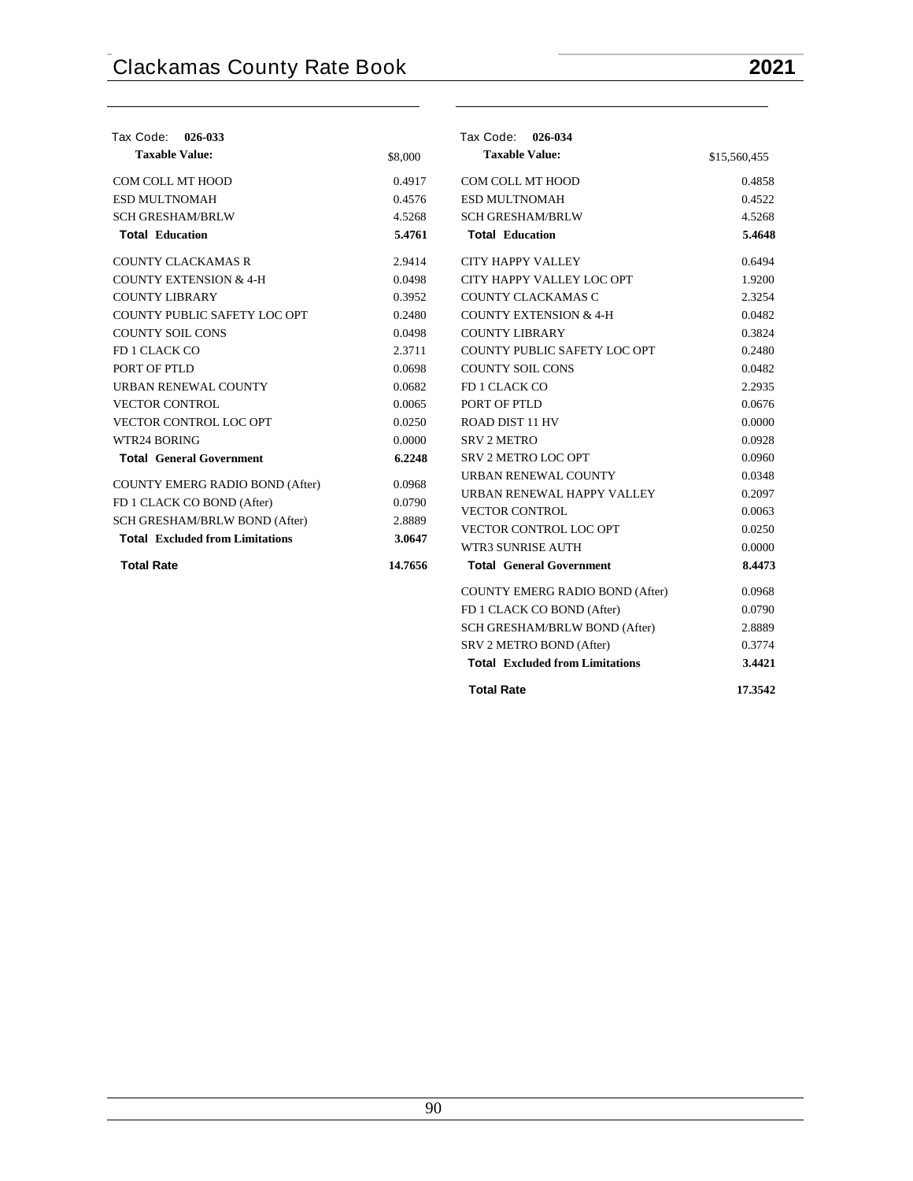Tax Code: **026-033**

| **Taxable Value:** | $8,000 |
|---|---|
| COM COLL MT HOOD | 0.4917 |
| ESD MULTNOMAH | 0.4576 |
| SCH GRESHAM/BRLW | 4.5268 |
| **Total Education** | **5.4761** |
| COUNTY CLACKAMAS R | 2.9414 |
| COUNTY EXTENSION & 4-H | 0.0498 |
| COUNTY LIBRARY | 0.3952 |
| COUNTY PUBLIC SAFETY LOC OPT | 0.2480 |
| COUNTY SOIL CONS | 0.0498 |
| FD 1 CLACK CO | 2.3711 |
| PORT OF PTLD | 0.0698 |
| URBAN RENEWAL COUNTY | 0.0682 |
| VECTOR CONTROL | 0.0065 |
| VECTOR CONTROL LOC OPT | 0.0250 |
| WTR24 BORING | 0.0000 |
| **Total General Government** | **6.2248** |
| COUNTY EMERG RADIO BOND (After) | 0.0968 |
| FD 1 CLACK CO BOND (After) | 0.0790 |
| SCH GRESHAM/BRLW BOND (After) | 2.8889 |
| **Total Excluded from Limitations** | **3.0647** |
| **Total Rate** | **14.7656** |

Tax Code: **026-034**

| **Taxable Value:** | $15,560,455 |
|---|---|
| COM COLL MT HOOD | 0.4858 |
| ESD MULTNOMAH | 0.4522 |
| SCH GRESHAM/BRLW | 4.5268 |
| **Total Education** | **5.4648** |
| CITY HAPPY VALLEY | 0.6494 |
| CITY HAPPY VALLEY LOC OPT | 1.9200 |
| COUNTY CLACKAMAS C | 2.3254 |
| COUNTY EXTENSION & 4-H | 0.0482 |
| COUNTY LIBRARY | 0.3824 |
| COUNTY PUBLIC SAFETY LOC OPT | 0.2480 |
| COUNTY SOIL CONS | 0.0482 |
| FD 1 CLACK CO | 2.2935 |
| PORT OF PTLD | 0.0676 |
| ROAD DIST 11 HV | 0.0000 |
| SRV 2 METRO | 0.0928 |
| SRV 2 METRO LOC OPT | 0.0960 |
| URBAN RENEWAL COUNTY | 0.0348 |
| URBAN RENEWAL HAPPY VALLEY | 0.2097 |
| VECTOR CONTROL | 0.0063 |
| VECTOR CONTROL LOC OPT | 0.0250 |
| WTR3 SUNRISE AUTH | 0.0000 |
| **Total General Government** | **8.4473** |
| COUNTY EMERG RADIO BOND (After) | 0.0968 |
| FD 1 CLACK CO BOND (After) | 0.0790 |
| SCH GRESHAM/BRLW BOND (After) | 2.8889 |
| SRV 2 METRO BOND (After) | 0.3774 |
| **Total Excluded from Limitations** | **3.4421** |
| **Total Rate** | **17.3542** |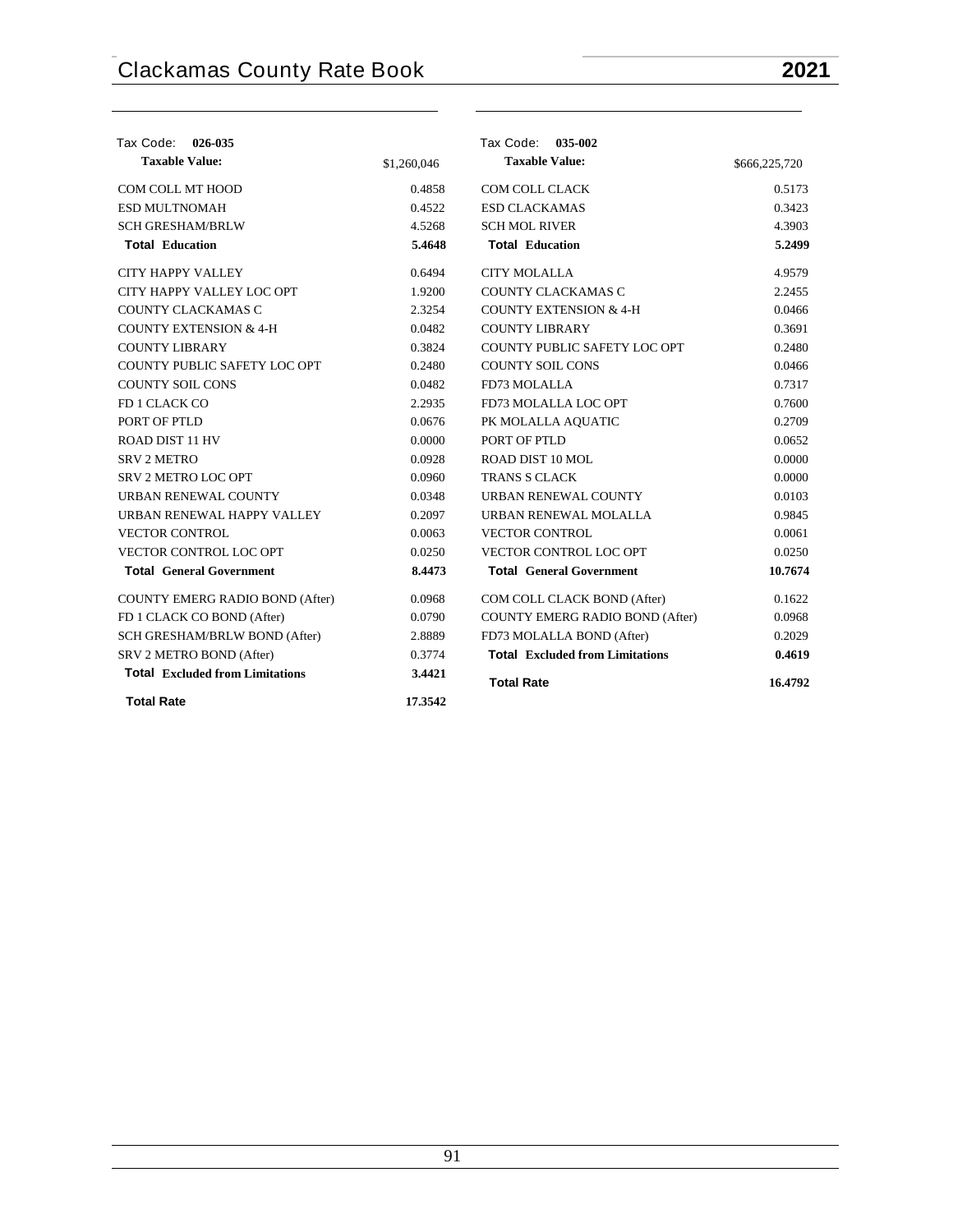**Tax Code: 026-035**

| Taxable Value: | $1,260,046 |
| --- | --- |
| COM COLL MT HOOD | 0.4858 |
| ESD MULTNOMAH | 0.4522 |
| SCH GRESHAM/BRLW | 4.5268 |
| **Total Education** | **5.4648** |
| CITY HAPPY VALLEY | 0.6494 |
| CITY HAPPY VALLEY LOC OPT | 1.9200 |
| COUNTY CLACKAMAS C | 2.3254 |
| COUNTY EXTENSION & 4-H | 0.0482 |
| COUNTY LIBRARY | 0.3824 |
| COUNTY PUBLIC SAFETY LOC OPT | 0.2480 |
| COUNTY SOIL CONS | 0.0482 |
| FD 1 CLACK CO | 2.2935 |
| PORT OF PTLD | 0.0676 |
| ROAD DIST 11 HV | 0.0000 |
| SRV 2 METRO | 0.0928 |
| SRV 2 METRO LOC OPT | 0.0960 |
| URBAN RENEWAL COUNTY | 0.0348 |
| URBAN RENEWAL HAPPY VALLEY | 0.2097 |
| VECTOR CONTROL | 0.0063 |
| VECTOR CONTROL LOC OPT | 0.0250 |
| **Total General Government** | **8.4473** |
| COUNTY EMERG RADIO BOND (After) | 0.0968 |
| FD 1 CLACK CO BOND (After) | 0.0790 |
| SCH GRESHAM/BRLW BOND (After) | 2.8889 |
| SRV 2 METRO BOND (After) | 0.3774 |
| **Total Excluded from Limitations** | **3.4421** |
| **Total Rate** | **17.3542** |

**Tax Code: 035-002**

| Taxable Value: | $666,225,720 |
| --- | --- |
| COM COLL CLACK | 0.5173 |
| ESD CLACKAMAS | 0.3423 |
| SCH MOL RIVER | 4.3903 |
| **Total Education** | **5.2499** |
| CITY MOLALLA | 4.9579 |
| COUNTY CLACKAMAS C | 2.2455 |
| COUNTY EXTENSION & 4-H | 0.0466 |
| COUNTY LIBRARY | 0.3691 |
| COUNTY PUBLIC SAFETY LOC OPT | 0.2480 |
| COUNTY SOIL CONS | 0.0466 |
| FD73 MOLALLA | 0.7317 |
| FD73 MOLALLA LOC OPT | 0.7600 |
| PK MOLALLA AQUATIC | 0.2709 |
| PORT OF PTLD | 0.0652 |
| ROAD DIST 10 MOL | 0.0000 |
| TRANS S CLACK | 0.0000 |
| URBAN RENEWAL COUNTY | 0.0103 |
| URBAN RENEWAL MOLALLA | 0.9845 |
| VECTOR CONTROL | 0.0061 |
| VECTOR CONTROL LOC OPT | 0.0250 |
| **Total General Government** | **10.7674** |
| COM COLL CLACK BOND (After) | 0.1622 |
| COUNTY EMERG RADIO BOND (After) | 0.0968 |
| FD73 MOLALLA BOND (After) | 0.2029 |
| **Total Excluded from Limitations** | **0.4619** |
| **Total Rate** | **16.4792** |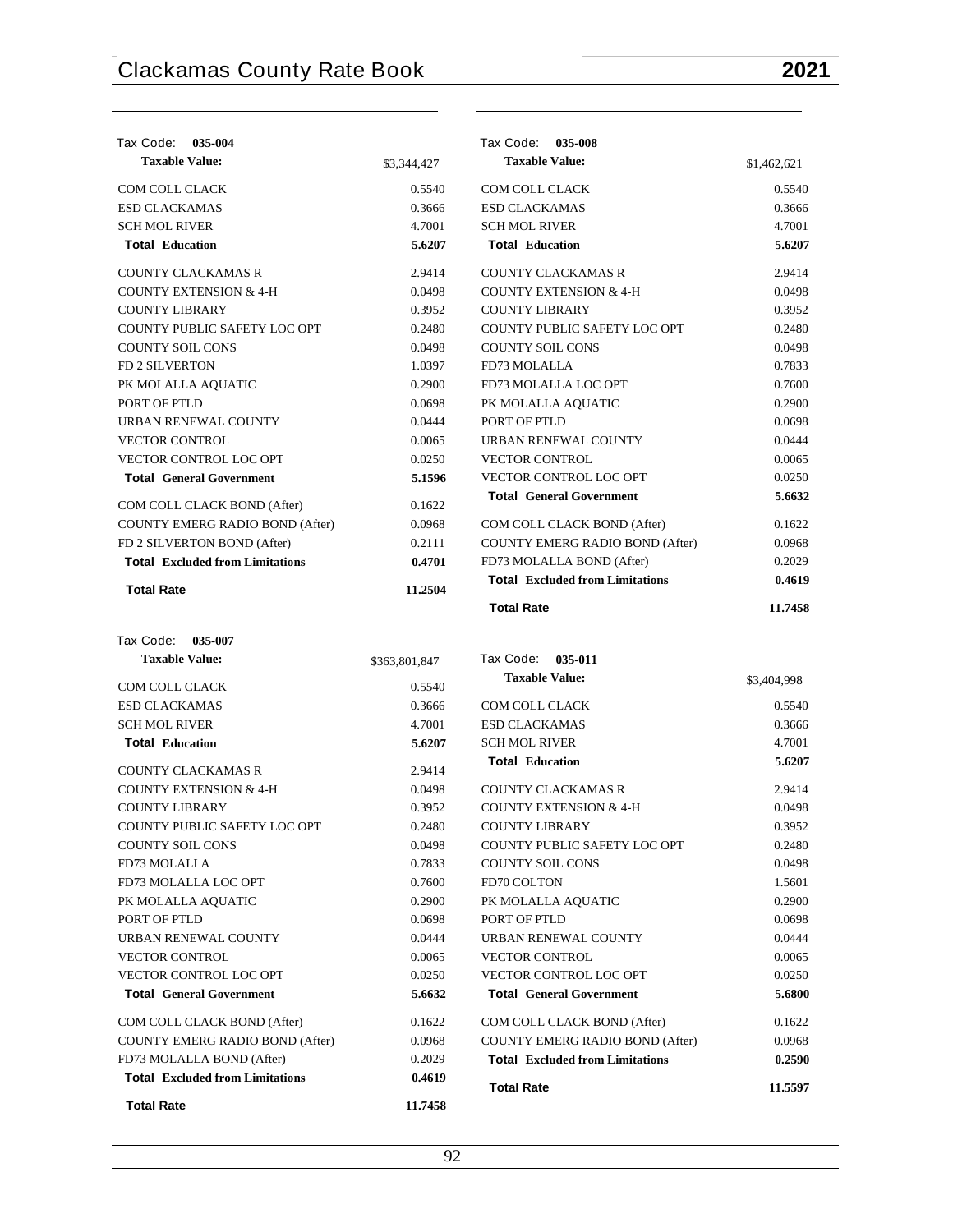Tax Code: **035-004**

| **Taxable Value:** | $3,344,427 |
|---|---|
| COM COLL CLACK | 0.5540 |
| ESD CLACKAMAS | 0.3666 |
| SCH MOL RIVER | 4.7001 |
| **Total Education** | **5.6207** |
| COUNTY CLACKAMAS R | 2.9414 |
| COUNTY EXTENSION & 4-H | 0.0498 |
| COUNTY LIBRARY | 0.3952 |
| COUNTY PUBLIC SAFETY LOC OPT | 0.2480 |
| COUNTY SOIL CONS | 0.0498 |
| FD 2 SILVERTON | 1.0397 |
| PK MOLALLA AQUATIC | 0.2900 |
| PORT OF PTLD | 0.0698 |
| URBAN RENEWAL COUNTY | 0.0444 |
| VECTOR CONTROL | 0.0065 |
| VECTOR CONTROL LOC OPT | 0.0250 |
| **Total General Government** | **5.1596** |
| COM COLL CLACK BOND (After) | 0.1622 |
| COUNTY EMERG RADIO BOND (After) | 0.0968 |
| FD 2 SILVERTON BOND (After) | 0.2111 |
| **Total Excluded from Limitations** | **0.4701** |
| **Total Rate** | **11.2504** |

Tax Code: **035-007**

| **Taxable Value:** | $363,801,847 |
|---|---|
| COM COLL CLACK | 0.5540 |
| ESD CLACKAMAS | 0.3666 |
| SCH MOL RIVER | 4.7001 |
| **Total Education** | **5.6207** |
| COUNTY CLACKAMAS R | 2.9414 |
| COUNTY EXTENSION & 4-H | 0.0498 |
| COUNTY LIBRARY | 0.3952 |
| COUNTY PUBLIC SAFETY LOC OPT | 0.2480 |
| COUNTY SOIL CONS | 0.0498 |
| FD73 MOLALLA | 0.7833 |
| FD73 MOLALLA LOC OPT | 0.7600 |
| PK MOLALLA AQUATIC | 0.2900 |
| PORT OF PTLD | 0.0698 |
| URBAN RENEWAL COUNTY | 0.0444 |
| VECTOR CONTROL | 0.0065 |
| VECTOR CONTROL LOC OPT | 0.0250 |
| **Total General Government** | **5.6632** |
| COM COLL CLACK BOND (After) | 0.1622 |
| COUNTY EMERG RADIO BOND (After) | 0.0968 |
| FD73 MOLALLA BOND (After) | 0.2029 |
| **Total Excluded from Limitations** | **0.4619** |
| **Total Rate** | **11.7458** |

Tax Code: **035-008**

| **Taxable Value:** | $1,462,621 |
|---|---|
| COM COLL CLACK | 0.5540 |
| ESD CLACKAMAS | 0.3666 |
| SCH MOL RIVER | 4.7001 |
| **Total Education** | **5.6207** |
| COUNTY CLACKAMAS R | 2.9414 |
| COUNTY EXTENSION & 4-H | 0.0498 |
| COUNTY LIBRARY | 0.3952 |
| COUNTY PUBLIC SAFETY LOC OPT | 0.2480 |
| COUNTY SOIL CONS | 0.0498 |
| FD73 MOLALLA | 0.7833 |
| FD73 MOLALLA LOC OPT | 0.7600 |
| PK MOLALLA AQUATIC | 0.2900 |
| PORT OF PTLD | 0.0698 |
| URBAN RENEWAL COUNTY | 0.0444 |
| VECTOR CONTROL | 0.0065 |
| VECTOR CONTROL LOC OPT | 0.0250 |
| **Total General Government** | **5.6632** |
| COM COLL CLACK BOND (After) | 0.1622 |
| COUNTY EMERG RADIO BOND (After) | 0.0968 |
| FD73 MOLALLA BOND (After) | 0.2029 |
| **Total Excluded from Limitations** | **0.4619** |
| **Total Rate** | **11.7458** |

Tax Code: **035-011**

| **Taxable Value:** | $3,404,998 |
|---|---|
| COM COLL CLACK | 0.5540 |
| ESD CLACKAMAS | 0.3666 |
| SCH MOL RIVER | 4.7001 |
| **Total Education** | **5.6207** |
| COUNTY CLACKAMAS R | 2.9414 |
| COUNTY EXTENSION & 4-H | 0.0498 |
| COUNTY LIBRARY | 0.3952 |
| COUNTY PUBLIC SAFETY LOC OPT | 0.2480 |
| COUNTY SOIL CONS | 0.0498 |
| FD70 COLTON | 1.5601 |
| PK MOLALLA AQUATIC | 0.2900 |
| PORT OF PTLD | 0.0698 |
| URBAN RENEWAL COUNTY | 0.0444 |
| VECTOR CONTROL | 0.0065 |
| VECTOR CONTROL LOC OPT | 0.0250 |
| **Total General Government** | **5.6800** |
| COM COLL CLACK BOND (After) | 0.1622 |
| COUNTY EMERG RADIO BOND (After) | 0.0968 |
| **Total Excluded from Limitations** | **0.2590** |
| **Total Rate** | **11.5597** |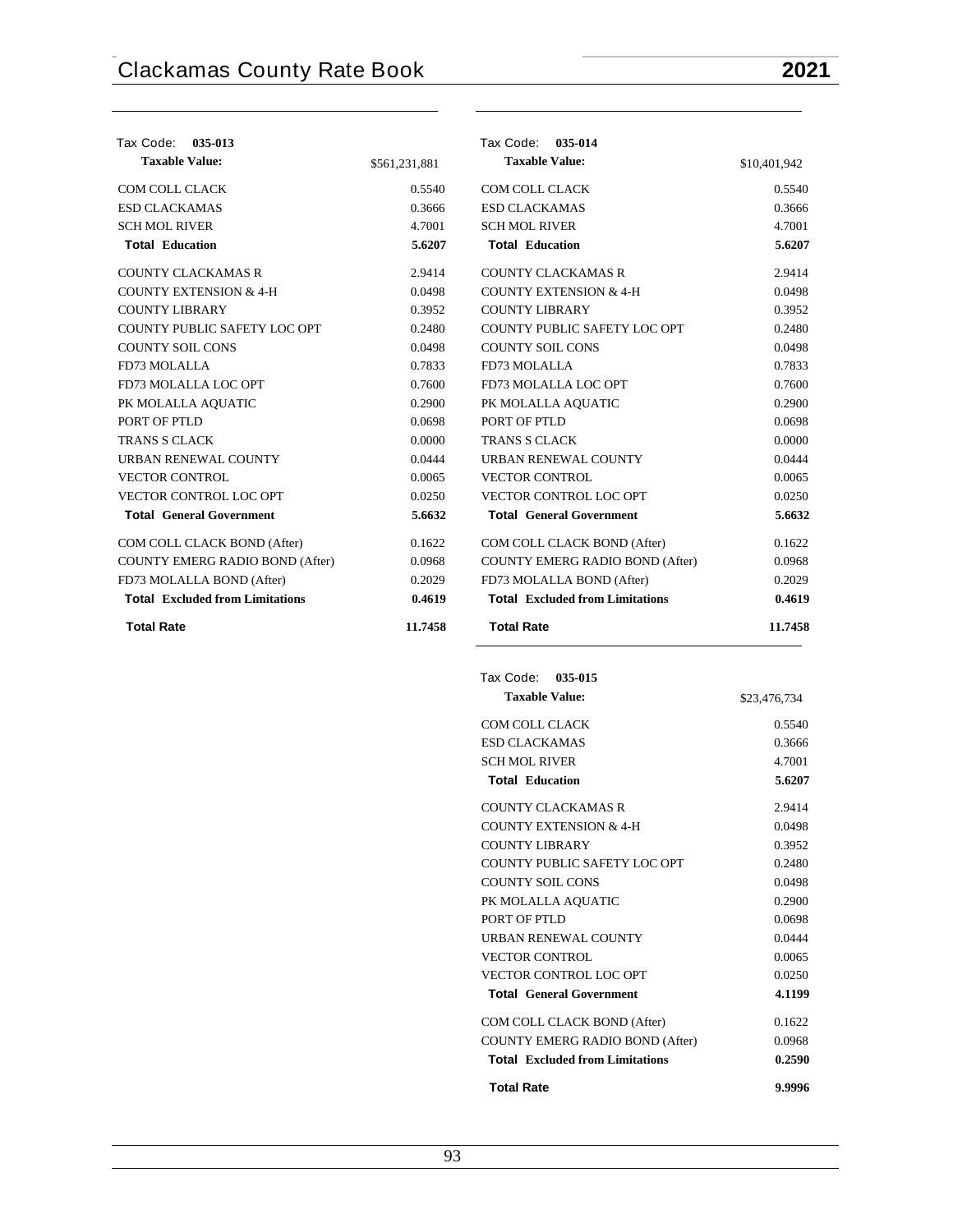### Tax Code: 035-013

| Taxable Value: | $561,231,881 |
|---|---|
| COM COLL CLACK | 0.5540 |
| ESD CLACKAMAS | 0.3666 |
| SCH MOL RIVER | 4.7001 |
| **Total Education** | **5.6207** |
| COUNTY CLACKAMAS R | 2.9414 |
| COUNTY EXTENSION & 4-H | 0.0498 |
| COUNTY LIBRARY | 0.3952 |
| COUNTY PUBLIC SAFETY LOC OPT | 0.2480 |
| COUNTY SOIL CONS | 0.0498 |
| FD73 MOLALLA | 0.7833 |
| FD73 MOLALLA LOC OPT | 0.7600 |
| PK MOLALLA AQUATIC | 0.2900 |
| PORT OF PTLD | 0.0698 |
| TRANS S CLACK | 0.0000 |
| URBAN RENEWAL COUNTY | 0.0444 |
| VECTOR CONTROL | 0.0065 |
| VECTOR CONTROL LOC OPT | 0.0250 |
| **Total General Government** | **5.6632** |
| COM COLL CLACK BOND (After) | 0.1622 |
| COUNTY EMERG RADIO BOND (After) | 0.0968 |
| FD73 MOLALLA BOND (After) | 0.2029 |
| **Total Excluded from Limitations** | **0.4619** |
| **Total Rate** | **11.7458** |

### Tax Code: 035-014

| Taxable Value: | $10,401,942 |
|---|---|
| COM COLL CLACK | 0.5540 |
| ESD CLACKAMAS | 0.3666 |
| SCH MOL RIVER | 4.7001 |
| **Total Education** | **5.6207** |
| COUNTY CLACKAMAS R | 2.9414 |
| COUNTY EXTENSION & 4-H | 0.0498 |
| COUNTY LIBRARY | 0.3952 |
| COUNTY PUBLIC SAFETY LOC OPT | 0.2480 |
| COUNTY SOIL CONS | 0.0498 |
| FD73 MOLALLA | 0.7833 |
| FD73 MOLALLA LOC OPT | 0.7600 |
| PK MOLALLA AQUATIC | 0.2900 |
| PORT OF PTLD | 0.0698 |
| TRANS S CLACK | 0.0000 |
| URBAN RENEWAL COUNTY | 0.0444 |
| VECTOR CONTROL | 0.0065 |
| VECTOR CONTROL LOC OPT | 0.0250 |
| **Total General Government** | **5.6632** |
| COM COLL CLACK BOND (After) | 0.1622 |
| COUNTY EMERG RADIO BOND (After) | 0.0968 |
| FD73 MOLALLA BOND (After) | 0.2029 |
| **Total Excluded from Limitations** | **0.4619** |
| **Total Rate** | **11.7458** |

### Tax Code: 035-015

| Taxable Value: | $23,476,734 |
|---|---|
| COM COLL CLACK | 0.5540 |
| ESD CLACKAMAS | 0.3666 |
| SCH MOL RIVER | 4.7001 |
| **Total Education** | **5.6207** |
| COUNTY CLACKAMAS R | 2.9414 |
| COUNTY EXTENSION & 4-H | 0.0498 |
| COUNTY LIBRARY | 0.3952 |
| COUNTY PUBLIC SAFETY LOC OPT | 0.2480 |
| COUNTY SOIL CONS | 0.0498 |
| PK MOLALLA AQUATIC | 0.2900 |
| PORT OF PTLD | 0.0698 |
| URBAN RENEWAL COUNTY | 0.0444 |
| VECTOR CONTROL | 0.0065 |
| VECTOR CONTROL LOC OPT | 0.0250 |
| **Total General Government** | **4.1199** |
| COM COLL CLACK BOND (After) | 0.1622 |
| COUNTY EMERG RADIO BOND (After) | 0.0968 |
| **Total Excluded from Limitations** | **0.2590** |
| **Total Rate** | **9.9996** |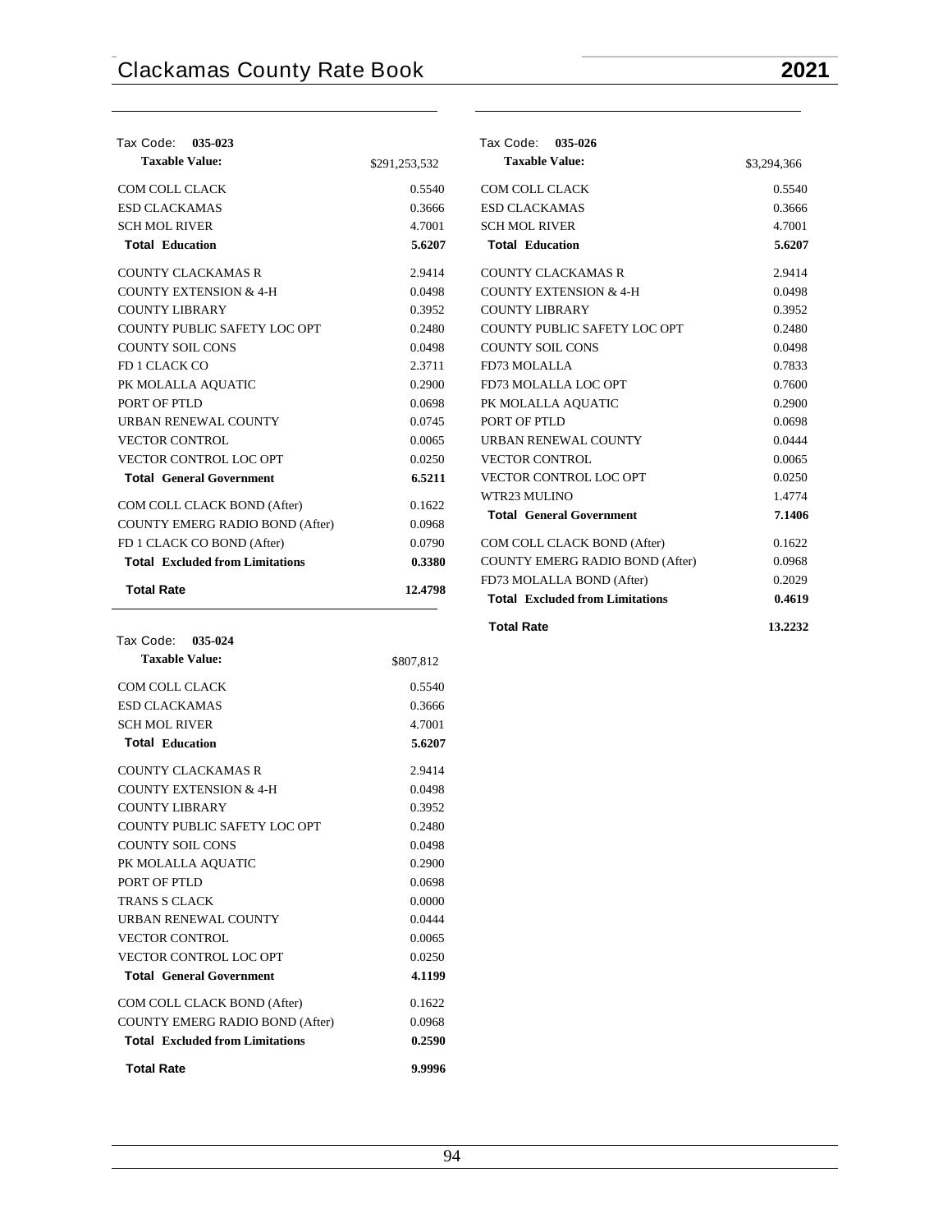| Tax Code: **035-023** | |
|---|---|
| **Taxable Value:** | $291,253,532 |
| COM COLL CLACK | 0.5540 |
| ESD CLACKAMAS | 0.3666 |
| SCH MOL RIVER | 4.7001 |
| **Total Education** | **5.6207** |
| COUNTY CLACKAMAS R | 2.9414 |
| COUNTY EXTENSION & 4-H | 0.0498 |
| COUNTY LIBRARY | 0.3952 |
| COUNTY PUBLIC SAFETY LOC OPT | 0.2480 |
| COUNTY SOIL CONS | 0.0498 |
| FD 1 CLACK CO | 2.3711 |
| PK MOLALLA AQUATIC | 0.2900 |
| PORT OF PTLD | 0.0698 |
| URBAN RENEWAL COUNTY | 0.0745 |
| VECTOR CONTROL | 0.0065 |
| VECTOR CONTROL LOC OPT | 0.0250 |
| **Total General Government** | **6.5211** |
| COM COLL CLACK BOND (After) | 0.1622 |
| COUNTY EMERG RADIO BOND (After) | 0.0968 |
| FD 1 CLACK CO BOND (After) | 0.0790 |
| **Total Excluded from Limitations** | **0.3380** |
| **Total Rate** | **12.4798** |

| Tax Code: **035-024** | |
|---|---|
| **Taxable Value:** | $807,812 |
| COM COLL CLACK | 0.5540 |
| ESD CLACKAMAS | 0.3666 |
| SCH MOL RIVER | 4.7001 |
| **Total Education** | **5.6207** |
| COUNTY CLACKAMAS R | 2.9414 |
| COUNTY EXTENSION & 4-H | 0.0498 |
| COUNTY LIBRARY | 0.3952 |
| COUNTY PUBLIC SAFETY LOC OPT | 0.2480 |
| COUNTY SOIL CONS | 0.0498 |
| PK MOLALLA AQUATIC | 0.2900 |
| PORT OF PTLD | 0.0698 |
| TRANS S CLACK | 0.0000 |
| URBAN RENEWAL COUNTY | 0.0444 |
| VECTOR CONTROL | 0.0065 |
| VECTOR CONTROL LOC OPT | 0.0250 |
| **Total General Government** | **4.1199** |
| COM COLL CLACK BOND (After) | 0.1622 |
| COUNTY EMERG RADIO BOND (After) | 0.0968 |
| **Total Excluded from Limitations** | **0.2590** |
| **Total Rate** | **9.9996** |

| Tax Code: **035-026** | |
|---|---|
| **Taxable Value:** | $3,294,366 |
| COM COLL CLACK | 0.5540 |
| ESD CLACKAMAS | 0.3666 |
| SCH MOL RIVER | 4.7001 |
| **Total Education** | **5.6207** |
| COUNTY CLACKAMAS R | 2.9414 |
| COUNTY EXTENSION & 4-H | 0.0498 |
| COUNTY LIBRARY | 0.3952 |
| COUNTY PUBLIC SAFETY LOC OPT | 0.2480 |
| COUNTY SOIL CONS | 0.0498 |
| FD73 MOLALLA | 0.7833 |
| FD73 MOLALLA LOC OPT | 0.7600 |
| PK MOLALLA AQUATIC | 0.2900 |
| PORT OF PTLD | 0.0698 |
| URBAN RENEWAL COUNTY | 0.0444 |
| VECTOR CONTROL | 0.0065 |
| VECTOR CONTROL LOC OPT | 0.0250 |
| WTR23 MULINO | 1.4774 |
| **Total General Government** | **7.1406** |
| COM COLL CLACK BOND (After) | 0.1622 |
| COUNTY EMERG RADIO BOND (After) | 0.0968 |
| FD73 MOLALLA BOND (After) | 0.2029 |
| **Total Excluded from Limitations** | **0.4619** |
| **Total Rate** | **13.2232** |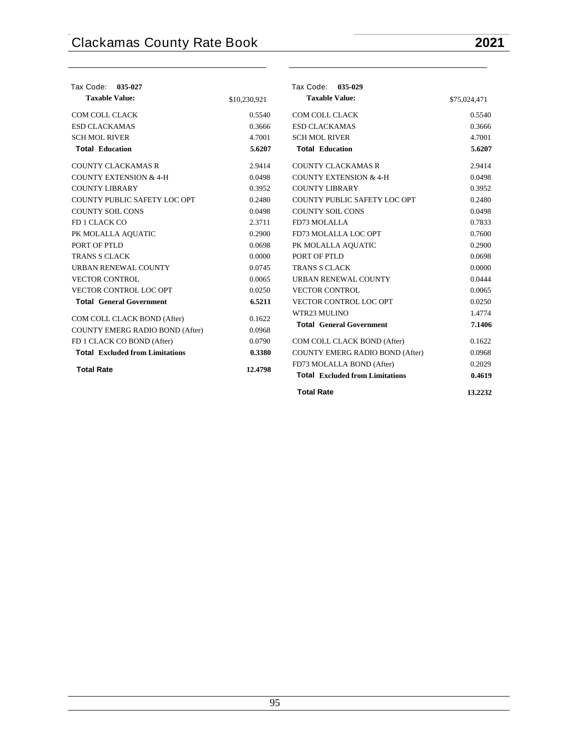Tax Code: **035-027**

| **Taxable Value:** | $10,230,921 |
|---|---|
| COM COLL CLACK | 0.5540 |
| ESD CLACKAMAS | 0.3666 |
| SCH MOL RIVER | 4.7001 |
| **Total Education** | **5.6207** |
| COUNTY CLACKAMAS R | 2.9414 |
| COUNTY EXTENSION & 4-H | 0.0498 |
| COUNTY LIBRARY | 0.3952 |
| COUNTY PUBLIC SAFETY LOC OPT | 0.2480 |
| COUNTY SOIL CONS | 0.0498 |
| FD 1 CLACK CO | 2.3711 |
| PK MOLALLA AQUATIC | 0.2900 |
| PORT OF PTLD | 0.0698 |
| TRANS S CLACK | 0.0000 |
| URBAN RENEWAL COUNTY | 0.0745 |
| VECTOR CONTROL | 0.0065 |
| VECTOR CONTROL LOC OPT | 0.0250 |
| **Total General Government** | **6.5211** |
| COM COLL CLACK BOND (After) | 0.1622 |
| COUNTY EMERG RADIO BOND (After) | 0.0968 |
| FD 1 CLACK CO BOND (After) | 0.0790 |
| **Total Excluded from Limitations** | **0.3380** |
| **Total Rate** | **12.4798** |

Tax Code: **035-029**

| **Taxable Value:** | $75,024,471 |
|---|---|
| COM COLL CLACK | 0.5540 |
| ESD CLACKAMAS | 0.3666 |
| SCH MOL RIVER | 4.7001 |
| **Total Education** | **5.6207** |
| COUNTY CLACKAMAS R | 2.9414 |
| COUNTY EXTENSION & 4-H | 0.0498 |
| COUNTY LIBRARY | 0.3952 |
| COUNTY PUBLIC SAFETY LOC OPT | 0.2480 |
| COUNTY SOIL CONS | 0.0498 |
| FD73 MOLALLA | 0.7833 |
| FD73 MOLALLA LOC OPT | 0.7600 |
| PK MOLALLA AQUATIC | 0.2900 |
| PORT OF PTLD | 0.0698 |
| TRANS S CLACK | 0.0000 |
| URBAN RENEWAL COUNTY | 0.0444 |
| VECTOR CONTROL | 0.0065 |
| VECTOR CONTROL LOC OPT | 0.0250 |
| WTR23 MULINO | 1.4774 |
| **Total General Government** | **7.1406** |
| COM COLL CLACK BOND (After) | 0.1622 |
| COUNTY EMERG RADIO BOND (After) | 0.0968 |
| FD73 MOLALLA BOND (After) | 0.2029 |
| **Total Excluded from Limitations** | **0.4619** |
| **Total Rate** | **13.2232** |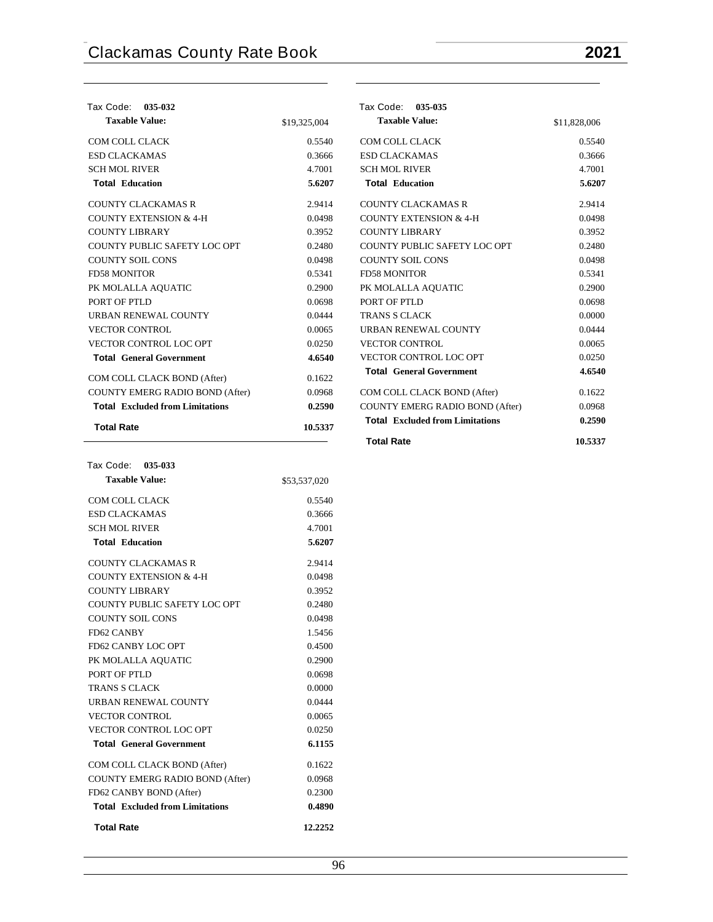### Tax Code: 035-032

| **Taxable Value:** | $19,325,004 |
|---|---|
| COM COLL CLACK | 0.5540 |
| ESD CLACKAMAS | 0.3666 |
| SCH MOL RIVER | 4.7001 |
| **Total Education** | **5.6207** |
| COUNTY CLACKAMAS R | 2.9414 |
| COUNTY EXTENSION & 4-H | 0.0498 |
| COUNTY LIBRARY | 0.3952 |
| COUNTY PUBLIC SAFETY LOC OPT | 0.2480 |
| COUNTY SOIL CONS | 0.0498 |
| FD58 MONITOR | 0.5341 |
| PK MOLALLA AQUATIC | 0.2900 |
| PORT OF PTLD | 0.0698 |
| URBAN RENEWAL COUNTY | 0.0444 |
| VECTOR CONTROL | 0.0065 |
| VECTOR CONTROL LOC OPT | 0.0250 |
| **Total General Government** | **4.6540** |
| COM COLL CLACK BOND (After) | 0.1622 |
| COUNTY EMERG RADIO BOND (After) | 0.0968 |
| **Total Excluded from Limitations** | **0.2590** |
| **Total Rate** | **10.5337** |

### Tax Code: 035-033

| **Taxable Value:** | $53,537,020 |
|---|---|
| COM COLL CLACK | 0.5540 |
| ESD CLACKAMAS | 0.3666 |
| SCH MOL RIVER | 4.7001 |
| **Total Education** | **5.6207** |
| COUNTY CLACKAMAS R | 2.9414 |
| COUNTY EXTENSION & 4-H | 0.0498 |
| COUNTY LIBRARY | 0.3952 |
| COUNTY PUBLIC SAFETY LOC OPT | 0.2480 |
| COUNTY SOIL CONS | 0.0498 |
| FD62 CANBY | 1.5456 |
| FD62 CANBY LOC OPT | 0.4500 |
| PK MOLALLA AQUATIC | 0.2900 |
| PORT OF PTLD | 0.0698 |
| TRANS S CLACK | 0.0000 |
| URBAN RENEWAL COUNTY | 0.0444 |
| VECTOR CONTROL | 0.0065 |
| VECTOR CONTROL LOC OPT | 0.0250 |
| **Total General Government** | **6.1155** |
| COM COLL CLACK BOND (After) | 0.1622 |
| COUNTY EMERG RADIO BOND (After) | 0.0968 |
| FD62 CANBY BOND (After) | 0.2300 |
| **Total Excluded from Limitations** | **0.4890** |
| **Total Rate** | **12.2252** |

### Tax Code: 035-035

| **Taxable Value:** | $11,828,006 |
|---|---|
| COM COLL CLACK | 0.5540 |
| ESD CLACKAMAS | 0.3666 |
| SCH MOL RIVER | 4.7001 |
| **Total Education** | **5.6207** |
| COUNTY CLACKAMAS R | 2.9414 |
| COUNTY EXTENSION & 4-H | 0.0498 |
| COUNTY LIBRARY | 0.3952 |
| COUNTY PUBLIC SAFETY LOC OPT | 0.2480 |
| COUNTY SOIL CONS | 0.0498 |
| FD58 MONITOR | 0.5341 |
| PK MOLALLA AQUATIC | 0.2900 |
| PORT OF PTLD | 0.0698 |
| TRANS S CLACK | 0.0000 |
| URBAN RENEWAL COUNTY | 0.0444 |
| VECTOR CONTROL | 0.0065 |
| VECTOR CONTROL LOC OPT | 0.0250 |
| **Total General Government** | **4.6540** |
| COM COLL CLACK BOND (After) | 0.1622 |
| COUNTY EMERG RADIO BOND (After) | 0.0968 |
| **Total Excluded from Limitations** | **0.2590** |
| **Total Rate** | **10.5337** |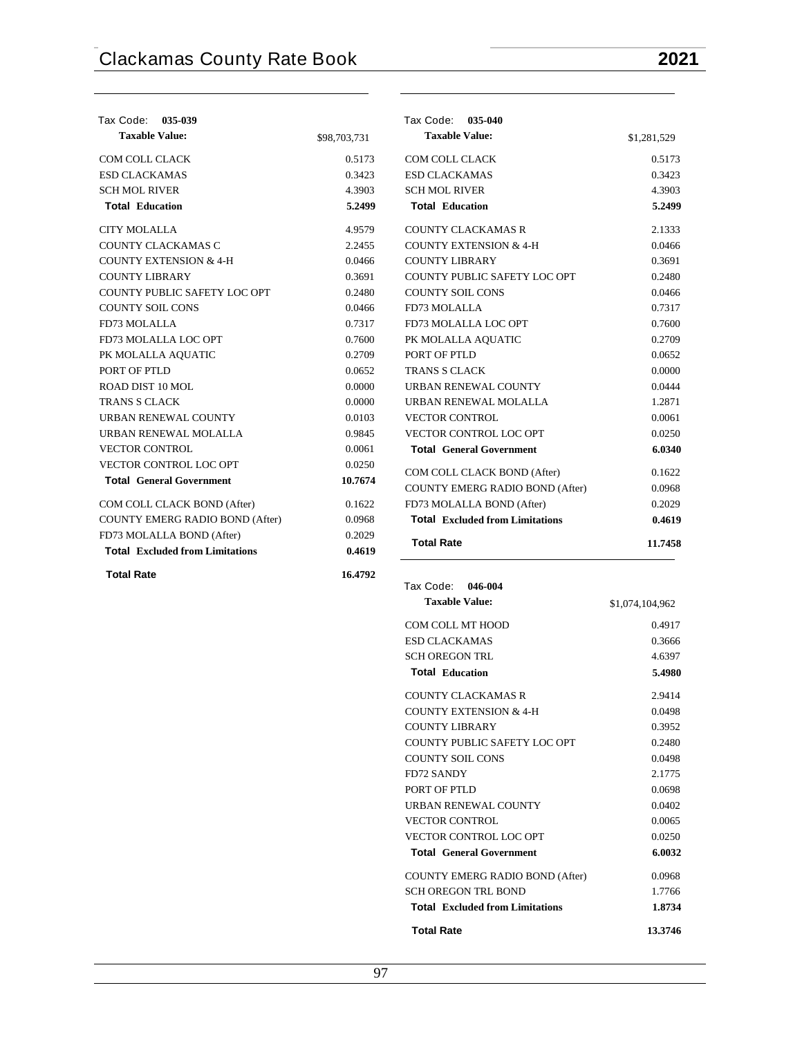Tax Code: **035-039**

| **Taxable Value:** | $98,703,731 |
|---|---|
| COM COLL CLACK | 0.5173 |
| ESD CLACKAMAS | 0.3423 |
| SCH MOL RIVER | 4.3903 |
| **Total Education** | **5.2499** |
| CITY MOLALLA | 4.9579 |
| COUNTY CLACKAMAS C | 2.2455 |
| COUNTY EXTENSION & 4-H | 0.0466 |
| COUNTY LIBRARY | 0.3691 |
| COUNTY PUBLIC SAFETY LOC OPT | 0.2480 |
| COUNTY SOIL CONS | 0.0466 |
| FD73 MOLALLA | 0.7317 |
| FD73 MOLALLA LOC OPT | 0.7600 |
| PK MOLALLA AQUATIC | 0.2709 |
| PORT OF PTLD | 0.0652 |
| ROAD DIST 10 MOL | 0.0000 |
| TRANS S CLACK | 0.0000 |
| URBAN RENEWAL COUNTY | 0.0103 |
| URBAN RENEWAL MOLALLA | 0.9845 |
| VECTOR CONTROL | 0.0061 |
| VECTOR CONTROL LOC OPT | 0.0250 |
| **Total General Government** | **10.7674** |
| COM COLL CLACK BOND (After) | 0.1622 |
| COUNTY EMERG RADIO BOND (After) | 0.0968 |
| FD73 MOLALLA BOND (After) | 0.2029 |
| **Total Excluded from Limitations** | **0.4619** |
| **Total Rate** | **16.4792** |

Tax Code: **035-040**

| **Taxable Value:** | $1,281,529 |
|---|---|
| COM COLL CLACK | 0.5173 |
| ESD CLACKAMAS | 0.3423 |
| SCH MOL RIVER | 4.3903 |
| **Total Education** | **5.2499** |
| COUNTY CLACKAMAS R | 2.1333 |
| COUNTY EXTENSION & 4-H | 0.0466 |
| COUNTY LIBRARY | 0.3691 |
| COUNTY PUBLIC SAFETY LOC OPT | 0.2480 |
| COUNTY SOIL CONS | 0.0466 |
| FD73 MOLALLA | 0.7317 |
| FD73 MOLALLA LOC OPT | 0.7600 |
| PK MOLALLA AQUATIC | 0.2709 |
| PORT OF PTLD | 0.0652 |
| TRANS S CLACK | 0.0000 |
| URBAN RENEWAL COUNTY | 0.0444 |
| URBAN RENEWAL MOLALLA | 1.2871 |
| VECTOR CONTROL | 0.0061 |
| VECTOR CONTROL LOC OPT | 0.0250 |
| **Total General Government** | **6.0340** |
| COM COLL CLACK BOND (After) | 0.1622 |
| COUNTY EMERG RADIO BOND (After) | 0.0968 |
| FD73 MOLALLA BOND (After) | 0.2029 |
| **Total Excluded from Limitations** | **0.4619** |
| **Total Rate** | **11.7458** |

Tax Code: **046-004**

| **Taxable Value:** | $1,074,104,962 |
|---|---|
| COM COLL MT HOOD | 0.4917 |
| ESD CLACKAMAS | 0.3666 |
| SCH OREGON TRL | 4.6397 |
| **Total Education** | **5.4980** |
| COUNTY CLACKAMAS R | 2.9414 |
| COUNTY EXTENSION & 4-H | 0.0498 |
| COUNTY LIBRARY | 0.3952 |
| COUNTY PUBLIC SAFETY LOC OPT | 0.2480 |
| COUNTY SOIL CONS | 0.0498 |
| FD72 SANDY | 2.1775 |
| PORT OF PTLD | 0.0698 |
| URBAN RENEWAL COUNTY | 0.0402 |
| VECTOR CONTROL | 0.0065 |
| VECTOR CONTROL LOC OPT | 0.0250 |
| **Total General Government** | **6.0032** |
| COUNTY EMERG RADIO BOND (After) | 0.0968 |
| SCH OREGON TRL BOND | 1.7766 |
| **Total Excluded from Limitations** | **1.8734** |
| **Total Rate** | **13.3746** |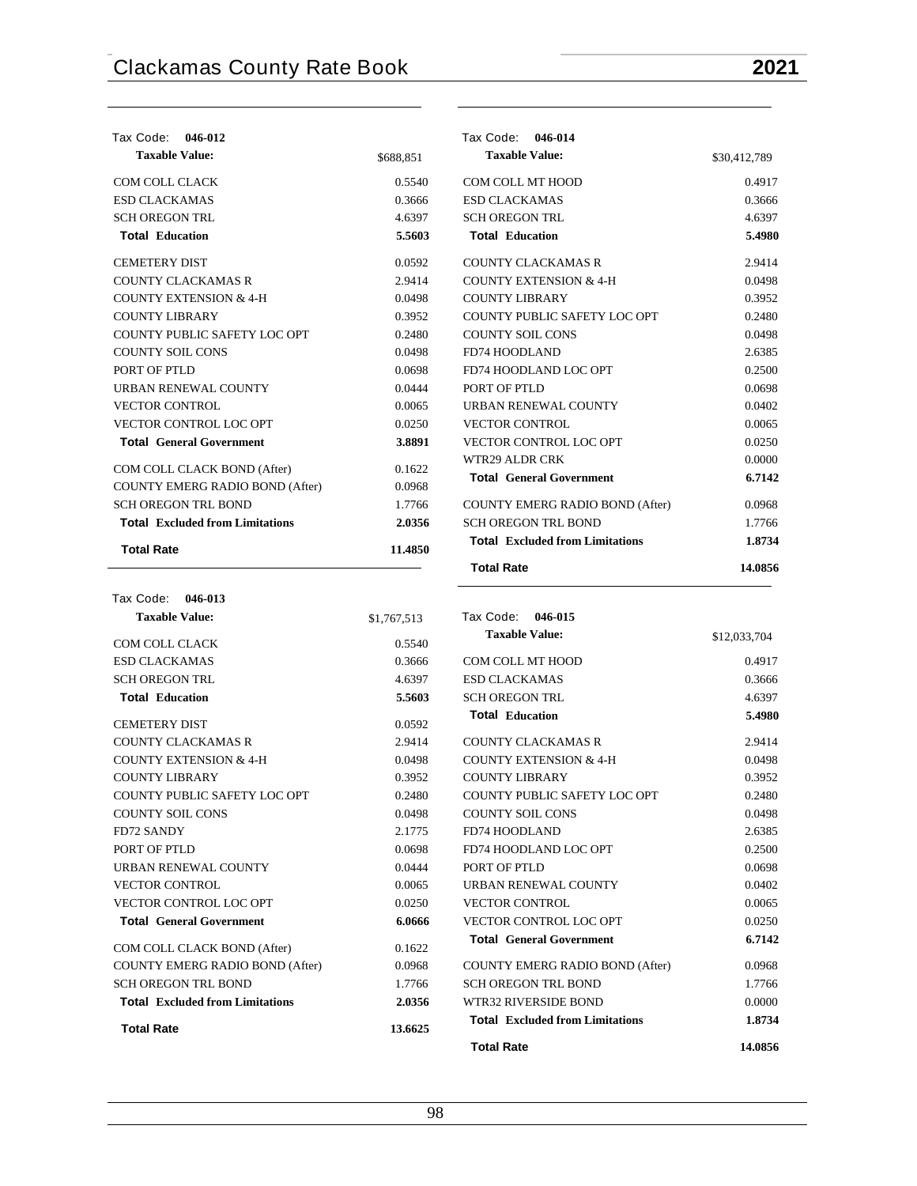Tax Code: **046-012**

| **Taxable Value:** | $688,851 |
|---|---|
| COM COLL CLACK | 0.5540 |
| ESD CLACKAMAS | 0.3666 |
| SCH OREGON TRL | 4.6397 |
| **Total Education** | **5.5603** |
| CEMETERY DIST | 0.0592 |
| COUNTY CLACKAMAS R | 2.9414 |
| COUNTY EXTENSION & 4-H | 0.0498 |
| COUNTY LIBRARY | 0.3952 |
| COUNTY PUBLIC SAFETY LOC OPT | 0.2480 |
| COUNTY SOIL CONS | 0.0498 |
| PORT OF PTLD | 0.0698 |
| URBAN RENEWAL COUNTY | 0.0444 |
| VECTOR CONTROL | 0.0065 |
| VECTOR CONTROL LOC OPT | 0.0250 |
| **Total General Government** | **3.8891** |
| COM COLL CLACK BOND (After) | 0.1622 |
| COUNTY EMERG RADIO BOND (After) | 0.0968 |
| SCH OREGON TRL BOND | 1.7766 |
| **Total Excluded from Limitations** | **2.0356** |
| **Total Rate** | **11.4850** |

Tax Code: **046-013**

| **Taxable Value:** | $1,767,513 |
|---|---|
| COM COLL CLACK | 0.5540 |
| ESD CLACKAMAS | 0.3666 |
| SCH OREGON TRL | 4.6397 |
| **Total Education** | **5.5603** |
| CEMETERY DIST | 0.0592 |
| COUNTY CLACKAMAS R | 2.9414 |
| COUNTY EXTENSION & 4-H | 0.0498 |
| COUNTY LIBRARY | 0.3952 |
| COUNTY PUBLIC SAFETY LOC OPT | 0.2480 |
| COUNTY SOIL CONS | 0.0498 |
| FD72 SANDY | 2.1775 |
| PORT OF PTLD | 0.0698 |
| URBAN RENEWAL COUNTY | 0.0444 |
| VECTOR CONTROL | 0.0065 |
| VECTOR CONTROL LOC OPT | 0.0250 |
| **Total General Government** | **6.0666** |
| COM COLL CLACK BOND (After) | 0.1622 |
| COUNTY EMERG RADIO BOND (After) | 0.0968 |
| SCH OREGON TRL BOND | 1.7766 |
| **Total Excluded from Limitations** | **2.0356** |
| **Total Rate** | **13.6625** |

Tax Code: **046-014**

| **Taxable Value:** | $30,412,789 |
|---|---|
| COM COLL MT HOOD | 0.4917 |
| ESD CLACKAMAS | 0.3666 |
| SCH OREGON TRL | 4.6397 |
| **Total Education** | **5.4980** |
| COUNTY CLACKAMAS R | 2.9414 |
| COUNTY EXTENSION & 4-H | 0.0498 |
| COUNTY LIBRARY | 0.3952 |
| COUNTY PUBLIC SAFETY LOC OPT | 0.2480 |
| COUNTY SOIL CONS | 0.0498 |
| FD74 HOODLAND | 2.6385 |
| FD74 HOODLAND LOC OPT | 0.2500 |
| PORT OF PTLD | 0.0698 |
| URBAN RENEWAL COUNTY | 0.0402 |
| VECTOR CONTROL | 0.0065 |
| VECTOR CONTROL LOC OPT | 0.0250 |
| WTR29 ALDR CRK | 0.0000 |
| **Total General Government** | **6.7142** |
| COUNTY EMERG RADIO BOND (After) | 0.0968 |
| SCH OREGON TRL BOND | 1.7766 |
| **Total Excluded from Limitations** | **1.8734** |
| **Total Rate** | **14.0856** |

Tax Code: **046-015**

| **Taxable Value:** | $12,033,704 |
|---|---|
| COM COLL MT HOOD | 0.4917 |
| ESD CLACKAMAS | 0.3666 |
| SCH OREGON TRL | 4.6397 |
| **Total Education** | **5.4980** |
| COUNTY CLACKAMAS R | 2.9414 |
| COUNTY EXTENSION & 4-H | 0.0498 |
| COUNTY LIBRARY | 0.3952 |
| COUNTY PUBLIC SAFETY LOC OPT | 0.2480 |
| COUNTY SOIL CONS | 0.0498 |
| FD74 HOODLAND | 2.6385 |
| FD74 HOODLAND LOC OPT | 0.2500 |
| PORT OF PTLD | 0.0698 |
| URBAN RENEWAL COUNTY | 0.0402 |
| VECTOR CONTROL | 0.0065 |
| VECTOR CONTROL LOC OPT | 0.0250 |
| **Total General Government** | **6.7142** |
| COUNTY EMERG RADIO BOND (After) | 0.0968 |
| SCH OREGON TRL BOND | 1.7766 |
| WTR32 RIVERSIDE BOND | 0.0000 |
| **Total Excluded from Limitations** | **1.8734** |
| **Total Rate** | **14.0856** |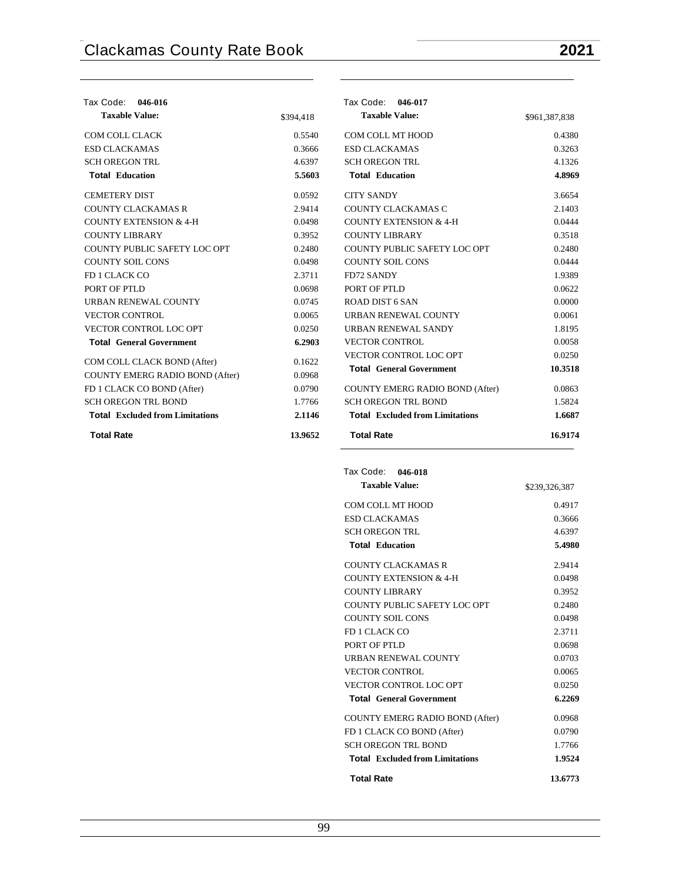## Tax Code: 046-016

| Taxable Value: | $394,418 |
|---|---|
| COM COLL CLACK | 0.5540 |
| ESD CLACKAMAS | 0.3666 |
| SCH OREGON TRL | 4.6397 |
| **Total Education** | **5.5603** |
| CEMETERY DIST | 0.0592 |
| COUNTY CLACKAMAS R | 2.9414 |
| COUNTY EXTENSION & 4-H | 0.0498 |
| COUNTY LIBRARY | 0.3952 |
| COUNTY PUBLIC SAFETY LOC OPT | 0.2480 |
| COUNTY SOIL CONS | 0.0498 |
| FD 1 CLACK CO | 2.3711 |
| PORT OF PTLD | 0.0698 |
| URBAN RENEWAL COUNTY | 0.0745 |
| VECTOR CONTROL | 0.0065 |
| VECTOR CONTROL LOC OPT | 0.0250 |
| **Total General Government** | **6.2903** |
| COM COLL CLACK BOND (After) | 0.1622 |
| COUNTY EMERG RADIO BOND (After) | 0.0968 |
| FD 1 CLACK CO BOND (After) | 0.0790 |
| SCH OREGON TRL BOND | 1.7766 |
| **Total Excluded from Limitations** | **2.1146** |
| **Total Rate** | **13.9652** |

## Tax Code: 046-017

| Taxable Value: | $961,387,838 |
|---|---|
| COM COLL MT HOOD | 0.4380 |
| ESD CLACKAMAS | 0.3263 |
| SCH OREGON TRL | 4.1326 |
| **Total Education** | **4.8969** |
| CITY SANDY | 3.6654 |
| COUNTY CLACKAMAS C | 2.1403 |
| COUNTY EXTENSION & 4-H | 0.0444 |
| COUNTY LIBRARY | 0.3518 |
| COUNTY PUBLIC SAFETY LOC OPT | 0.2480 |
| COUNTY SOIL CONS | 0.0444 |
| FD72 SANDY | 1.9389 |
| PORT OF PTLD | 0.0622 |
| ROAD DIST 6 SAN | 0.0000 |
| URBAN RENEWAL COUNTY | 0.0061 |
| URBAN RENEWAL SANDY | 1.8195 |
| VECTOR CONTROL | 0.0058 |
| VECTOR CONTROL LOC OPT | 0.0250 |
| **Total General Government** | **10.3518** |
| COUNTY EMERG RADIO BOND (After) | 0.0863 |
| SCH OREGON TRL BOND | 1.5824 |
| **Total Excluded from Limitations** | **1.6687** |
| **Total Rate** | **16.9174** |

## Tax Code: 046-018

| Taxable Value: | $239,326,387 |
|---|---|
| COM COLL MT HOOD | 0.4917 |
| ESD CLACKAMAS | 0.3666 |
| SCH OREGON TRL | 4.6397 |
| **Total Education** | **5.4980** |
| COUNTY CLACKAMAS R | 2.9414 |
| COUNTY EXTENSION & 4-H | 0.0498 |
| COUNTY LIBRARY | 0.3952 |
| COUNTY PUBLIC SAFETY LOC OPT | 0.2480 |
| COUNTY SOIL CONS | 0.0498 |
| FD 1 CLACK CO | 2.3711 |
| PORT OF PTLD | 0.0698 |
| URBAN RENEWAL COUNTY | 0.0703 |
| VECTOR CONTROL | 0.0065 |
| VECTOR CONTROL LOC OPT | 0.0250 |
| **Total General Government** | **6.2269** |
| COUNTY EMERG RADIO BOND (After) | 0.0968 |
| FD 1 CLACK CO BOND (After) | 0.0790 |
| SCH OREGON TRL BOND | 1.7766 |
| **Total Excluded from Limitations** | **1.9524** |
| **Total Rate** | **13.6773** |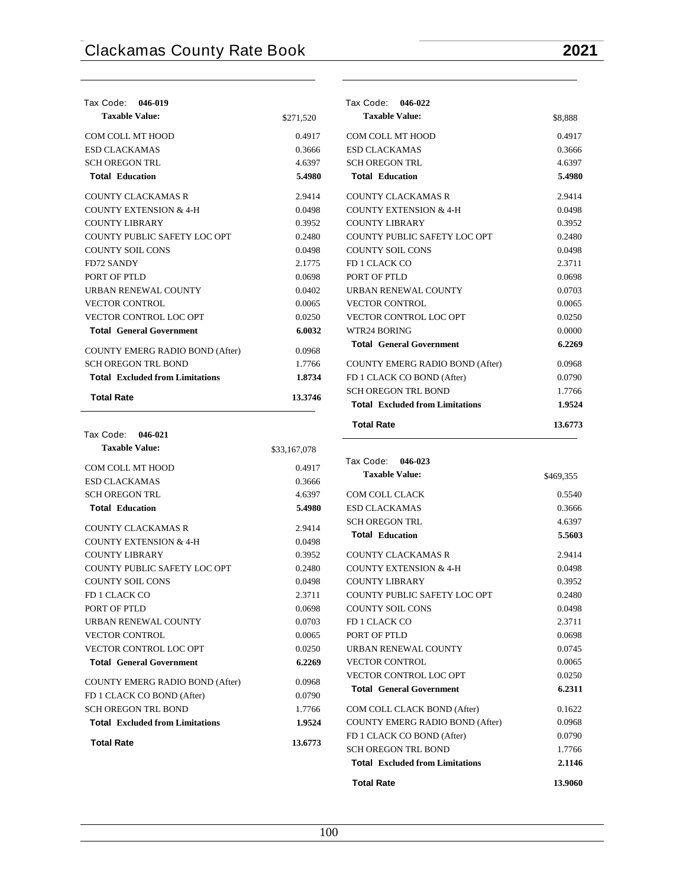Tax Code: **046-019**

| **Taxable Value:** | $271,520 |
|---|---|
| COM COLL MT HOOD | 0.4917 |
| ESD CLACKAMAS | 0.3666 |
| SCH OREGON TRL | 4.6397 |
| **Total Education** | **5.4980** |
| COUNTY CLACKAMAS R | 2.9414 |
| COUNTY EXTENSION & 4-H | 0.0498 |
| COUNTY LIBRARY | 0.3952 |
| COUNTY PUBLIC SAFETY LOC OPT | 0.2480 |
| COUNTY SOIL CONS | 0.0498 |
| FD72 SANDY | 2.1775 |
| PORT OF PTLD | 0.0698 |
| URBAN RENEWAL COUNTY | 0.0402 |
| VECTOR CONTROL | 0.0065 |
| VECTOR CONTROL LOC OPT | 0.0250 |
| **Total General Government** | **6.0032** |
| COUNTY EMERG RADIO BOND (After) | 0.0968 |
| SCH OREGON TRL BOND | 1.7766 |
| **Total Excluded from Limitations** | **1.8734** |
| **Total Rate** | **13.3746** |

Tax Code: **046-021**

| **Taxable Value:** | $33,167,078 |
|---|---|
| COM COLL MT HOOD | 0.4917 |
| ESD CLACKAMAS | 0.3666 |
| SCH OREGON TRL | 4.6397 |
| **Total Education** | **5.4980** |
| COUNTY CLACKAMAS R | 2.9414 |
| COUNTY EXTENSION & 4-H | 0.0498 |
| COUNTY LIBRARY | 0.3952 |
| COUNTY PUBLIC SAFETY LOC OPT | 0.2480 |
| COUNTY SOIL CONS | 0.0498 |
| FD 1 CLACK CO | 2.3711 |
| PORT OF PTLD | 0.0698 |
| URBAN RENEWAL COUNTY | 0.0703 |
| VECTOR CONTROL | 0.0065 |
| VECTOR CONTROL LOC OPT | 0.0250 |
| **Total General Government** | **6.2269** |
| COUNTY EMERG RADIO BOND (After) | 0.0968 |
| FD 1 CLACK CO BOND (After) | 0.0790 |
| SCH OREGON TRL BOND | 1.7766 |
| **Total Excluded from Limitations** | **1.9524** |
| **Total Rate** | **13.6773** |

Tax Code: **046-022**

| **Taxable Value:** | $8,888 |
|---|---|
| COM COLL MT HOOD | 0.4917 |
| ESD CLACKAMAS | 0.3666 |
| SCH OREGON TRL | 4.6397 |
| **Total Education** | **5.4980** |
| COUNTY CLACKAMAS R | 2.9414 |
| COUNTY EXTENSION & 4-H | 0.0498 |
| COUNTY LIBRARY | 0.3952 |
| COUNTY PUBLIC SAFETY LOC OPT | 0.2480 |
| COUNTY SOIL CONS | 0.0498 |
| FD 1 CLACK CO | 2.3711 |
| PORT OF PTLD | 0.0698 |
| URBAN RENEWAL COUNTY | 0.0703 |
| VECTOR CONTROL | 0.0065 |
| VECTOR CONTROL LOC OPT | 0.0250 |
| WTR24 BORING | 0.0000 |
| **Total General Government** | **6.2269** |
| COUNTY EMERG RADIO BOND (After) | 0.0968 |
| FD 1 CLACK CO BOND (After) | 0.0790 |
| SCH OREGON TRL BOND | 1.7766 |
| **Total Excluded from Limitations** | **1.9524** |
| **Total Rate** | **13.6773** |

Tax Code: **046-023**

| **Taxable Value:** | $469,355 |
|---|---|
| COM COLL CLACK | 0.5540 |
| ESD CLACKAMAS | 0.3666 |
| SCH OREGON TRL | 4.6397 |
| **Total Education** | **5.5603** |
| COUNTY CLACKAMAS R | 2.9414 |
| COUNTY EXTENSION & 4-H | 0.0498 |
| COUNTY LIBRARY | 0.3952 |
| COUNTY PUBLIC SAFETY LOC OPT | 0.2480 |
| COUNTY SOIL CONS | 0.0498 |
| FD 1 CLACK CO | 2.3711 |
| PORT OF PTLD | 0.0698 |
| URBAN RENEWAL COUNTY | 0.0745 |
| VECTOR CONTROL | 0.0065 |
| VECTOR CONTROL LOC OPT | 0.0250 |
| **Total General Government** | **6.2311** |
| COM COLL CLACK BOND (After) | 0.1622 |
| COUNTY EMERG RADIO BOND (After) | 0.0968 |
| FD 1 CLACK CO BOND (After) | 0.0790 |
| SCH OREGON TRL BOND | 1.7766 |
| **Total Excluded from Limitations** | **2.1146** |
| **Total Rate** | **13.9060** |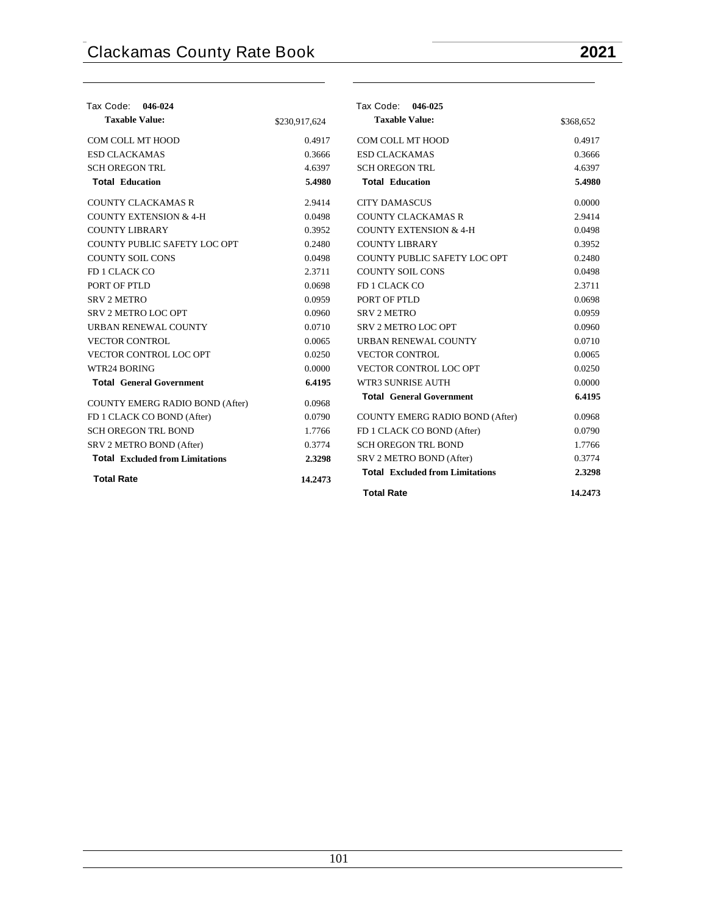| Tax Code: **046-024** | |
|---|---|
| **Taxable Value:** | $230,917,624 |
| COM COLL MT HOOD | 0.4917 |
| ESD CLACKAMAS | 0.3666 |
| SCH OREGON TRL | 4.6397 |
| **Total Education** | **5.4980** |
| COUNTY CLACKAMAS R | 2.9414 |
| COUNTY EXTENSION & 4-H | 0.0498 |
| COUNTY LIBRARY | 0.3952 |
| COUNTY PUBLIC SAFETY LOC OPT | 0.2480 |
| COUNTY SOIL CONS | 0.0498 |
| FD 1 CLACK CO | 2.3711 |
| PORT OF PTLD | 0.0698 |
| SRV 2 METRO | 0.0959 |
| SRV 2 METRO LOC OPT | 0.0960 |
| URBAN RENEWAL COUNTY | 0.0710 |
| VECTOR CONTROL | 0.0065 |
| VECTOR CONTROL LOC OPT | 0.0250 |
| WTR24 BORING | 0.0000 |
| **Total General Government** | **6.4195** |
| COUNTY EMERG RADIO BOND (After) | 0.0968 |
| FD 1 CLACK CO BOND (After) | 0.0790 |
| SCH OREGON TRL BOND | 1.7766 |
| SRV 2 METRO BOND (After) | 0.3774 |
| **Total Excluded from Limitations** | **2.3298** |
| **Total Rate** | **14.2473** |

| Tax Code: **046-025** | |
|---|---|
| **Taxable Value:** | $368,652 |
| COM COLL MT HOOD | 0.4917 |
| ESD CLACKAMAS | 0.3666 |
| SCH OREGON TRL | 4.6397 |
| **Total Education** | **5.4980** |
| CITY DAMASCUS | 0.0000 |
| COUNTY CLACKAMAS R | 2.9414 |
| COUNTY EXTENSION & 4-H | 0.0498 |
| COUNTY LIBRARY | 0.3952 |
| COUNTY PUBLIC SAFETY LOC OPT | 0.2480 |
| COUNTY SOIL CONS | 0.0498 |
| FD 1 CLACK CO | 2.3711 |
| PORT OF PTLD | 0.0698 |
| SRV 2 METRO | 0.0959 |
| SRV 2 METRO LOC OPT | 0.0960 |
| URBAN RENEWAL COUNTY | 0.0710 |
| VECTOR CONTROL | 0.0065 |
| VECTOR CONTROL LOC OPT | 0.0250 |
| WTR3 SUNRISE AUTH | 0.0000 |
| **Total General Government** | **6.4195** |
| COUNTY EMERG RADIO BOND (After) | 0.0968 |
| FD 1 CLACK CO BOND (After) | 0.0790 |
| SCH OREGON TRL BOND | 1.7766 |
| SRV 2 METRO BOND (After) | 0.3774 |
| **Total Excluded from Limitations** | **2.3298** |
| **Total Rate** | **14.2473** |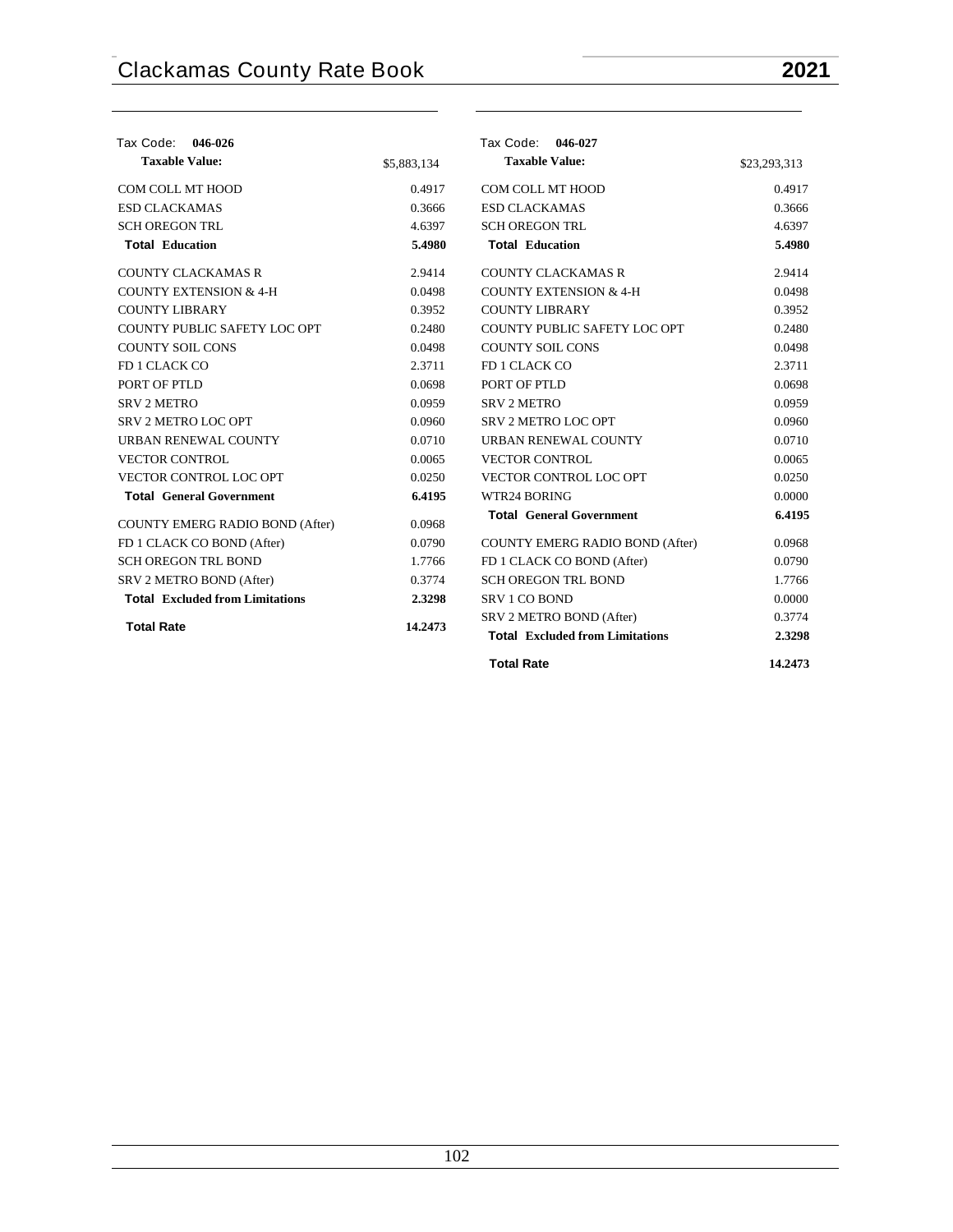Tax Code: **046-026**

| **Taxable Value:** | $5,883,134 |
|---|---|
| COM COLL MT HOOD | 0.4917 |
| ESD CLACKAMAS | 0.3666 |
| SCH OREGON TRL | 4.6397 |
| **Total Education** | **5.4980** |
| COUNTY CLACKAMAS R | 2.9414 |
| COUNTY EXTENSION & 4-H | 0.0498 |
| COUNTY LIBRARY | 0.3952 |
| COUNTY PUBLIC SAFETY LOC OPT | 0.2480 |
| COUNTY SOIL CONS | 0.0498 |
| FD 1 CLACK CO | 2.3711 |
| PORT OF PTLD | 0.0698 |
| SRV 2 METRO | 0.0959 |
| SRV 2 METRO LOC OPT | 0.0960 |
| URBAN RENEWAL COUNTY | 0.0710 |
| VECTOR CONTROL | 0.0065 |
| VECTOR CONTROL LOC OPT | 0.0250 |
| **Total General Government** | **6.4195** |
| COUNTY EMERG RADIO BOND (After) | 0.0968 |
| FD 1 CLACK CO BOND (After) | 0.0790 |
| SCH OREGON TRL BOND | 1.7766 |
| SRV 2 METRO BOND (After) | 0.3774 |
| **Total Excluded from Limitations** | **2.3298** |
| **Total Rate** | **14.2473** |

Tax Code: **046-027**

| **Taxable Value:** | $23,293,313 |
|---|---|
| COM COLL MT HOOD | 0.4917 |
| ESD CLACKAMAS | 0.3666 |
| SCH OREGON TRL | 4.6397 |
| **Total Education** | **5.4980** |
| COUNTY CLACKAMAS R | 2.9414 |
| COUNTY EXTENSION & 4-H | 0.0498 |
| COUNTY LIBRARY | 0.3952 |
| COUNTY PUBLIC SAFETY LOC OPT | 0.2480 |
| COUNTY SOIL CONS | 0.0498 |
| FD 1 CLACK CO | 2.3711 |
| PORT OF PTLD | 0.0698 |
| SRV 2 METRO | 0.0959 |
| SRV 2 METRO LOC OPT | 0.0960 |
| URBAN RENEWAL COUNTY | 0.0710 |
| VECTOR CONTROL | 0.0065 |
| VECTOR CONTROL LOC OPT | 0.0250 |
| WTR24 BORING | 0.0000 |
| **Total General Government** | **6.4195** |
| COUNTY EMERG RADIO BOND (After) | 0.0968 |
| FD 1 CLACK CO BOND (After) | 0.0790 |
| SCH OREGON TRL BOND | 1.7766 |
| SRV 1 CO BOND | 0.0000 |
| SRV 2 METRO BOND (After) | 0.3774 |
| **Total Excluded from Limitations** | **2.3298** |
| **Total Rate** | **14.2473** |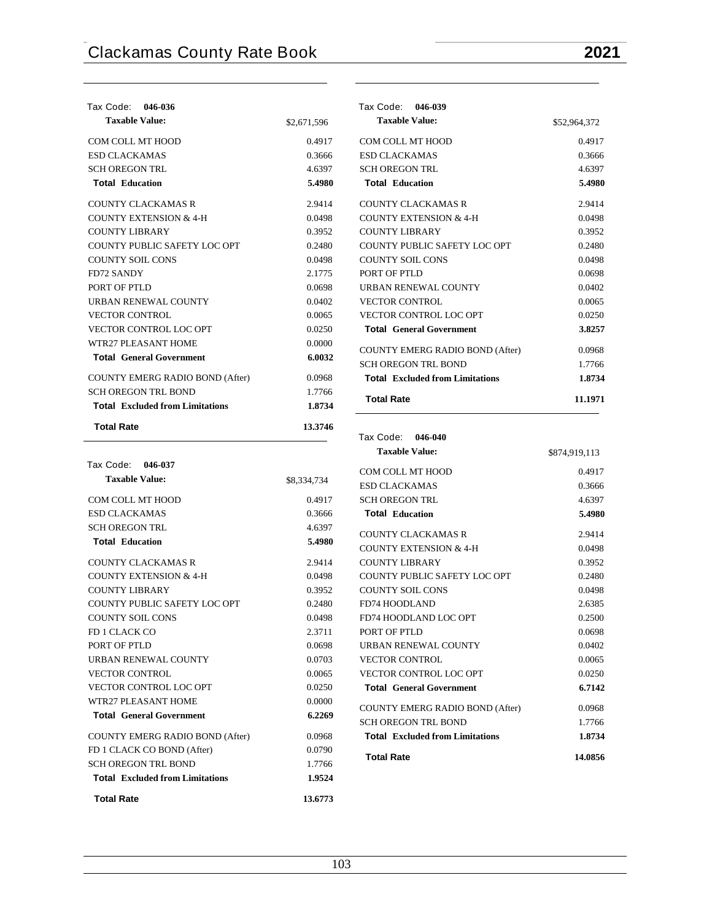Tax Code: **046-036**

| **Taxable Value:** | $2,671,596 |
|---|---|
| COM COLL MT HOOD | 0.4917 |
| ESD CLACKAMAS | 0.3666 |
| SCH OREGON TRL | 4.6397 |
| **Total Education** | **5.4980** |
| COUNTY CLACKAMAS R | 2.9414 |
| COUNTY EXTENSION & 4-H | 0.0498 |
| COUNTY LIBRARY | 0.3952 |
| COUNTY PUBLIC SAFETY LOC OPT | 0.2480 |
| COUNTY SOIL CONS | 0.0498 |
| FD72 SANDY | 2.1775 |
| PORT OF PTLD | 0.0698 |
| URBAN RENEWAL COUNTY | 0.0402 |
| VECTOR CONTROL | 0.0065 |
| VECTOR CONTROL LOC OPT | 0.0250 |
| WTR27 PLEASANT HOME | 0.0000 |
| **Total General Government** | **6.0032** |
| COUNTY EMERG RADIO BOND (After) | 0.0968 |
| SCH OREGON TRL BOND | 1.7766 |
| **Total Excluded from Limitations** | **1.8734** |
| **Total Rate** | **13.3746** |

Tax Code: **046-037**

| **Taxable Value:** | $8,334,734 |
|---|---|
| COM COLL MT HOOD | 0.4917 |
| ESD CLACKAMAS | 0.3666 |
| SCH OREGON TRL | 4.6397 |
| **Total Education** | **5.4980** |
| COUNTY CLACKAMAS R | 2.9414 |
| COUNTY EXTENSION & 4-H | 0.0498 |
| COUNTY LIBRARY | 0.3952 |
| COUNTY PUBLIC SAFETY LOC OPT | 0.2480 |
| COUNTY SOIL CONS | 0.0498 |
| FD 1 CLACK CO | 2.3711 |
| PORT OF PTLD | 0.0698 |
| URBAN RENEWAL COUNTY | 0.0703 |
| VECTOR CONTROL | 0.0065 |
| VECTOR CONTROL LOC OPT | 0.0250 |
| WTR27 PLEASANT HOME | 0.0000 |
| **Total General Government** | **6.2269** |
| COUNTY EMERG RADIO BOND (After) | 0.0968 |
| FD 1 CLACK CO BOND (After) | 0.0790 |
| SCH OREGON TRL BOND | 1.7766 |
| **Total Excluded from Limitations** | **1.9524** |
| **Total Rate** | **13.6773** |

Tax Code: **046-039**

| **Taxable Value:** | $52,964,372 |
|---|---|
| COM COLL MT HOOD | 0.4917 |
| ESD CLACKAMAS | 0.3666 |
| SCH OREGON TRL | 4.6397 |
| **Total Education** | **5.4980** |
| COUNTY CLACKAMAS R | 2.9414 |
| COUNTY EXTENSION & 4-H | 0.0498 |
| COUNTY LIBRARY | 0.3952 |
| COUNTY PUBLIC SAFETY LOC OPT | 0.2480 |
| COUNTY SOIL CONS | 0.0498 |
| PORT OF PTLD | 0.0698 |
| URBAN RENEWAL COUNTY | 0.0402 |
| VECTOR CONTROL | 0.0065 |
| VECTOR CONTROL LOC OPT | 0.0250 |
| **Total General Government** | **3.8257** |
| COUNTY EMERG RADIO BOND (After) | 0.0968 |
| SCH OREGON TRL BOND | 1.7766 |
| **Total Excluded from Limitations** | **1.8734** |
| **Total Rate** | **11.1971** |

Tax Code: **046-040**

| **Taxable Value:** | $874,919,113 |
|---|---|
| COM COLL MT HOOD | 0.4917 |
| ESD CLACKAMAS | 0.3666 |
| SCH OREGON TRL | 4.6397 |
| **Total Education** | **5.4980** |
| COUNTY CLACKAMAS R | 2.9414 |
| COUNTY EXTENSION & 4-H | 0.0498 |
| COUNTY LIBRARY | 0.3952 |
| COUNTY PUBLIC SAFETY LOC OPT | 0.2480 |
| COUNTY SOIL CONS | 0.0498 |
| FD74 HOODLAND | 2.6385 |
| FD74 HOODLAND LOC OPT | 0.2500 |
| PORT OF PTLD | 0.0698 |
| URBAN RENEWAL COUNTY | 0.0402 |
| VECTOR CONTROL | 0.0065 |
| VECTOR CONTROL LOC OPT | 0.0250 |
| **Total General Government** | **6.7142** |
| COUNTY EMERG RADIO BOND (After) | 0.0968 |
| SCH OREGON TRL BOND | 1.7766 |
| **Total Excluded from Limitations** | **1.8734** |
| **Total Rate** | **14.0856** |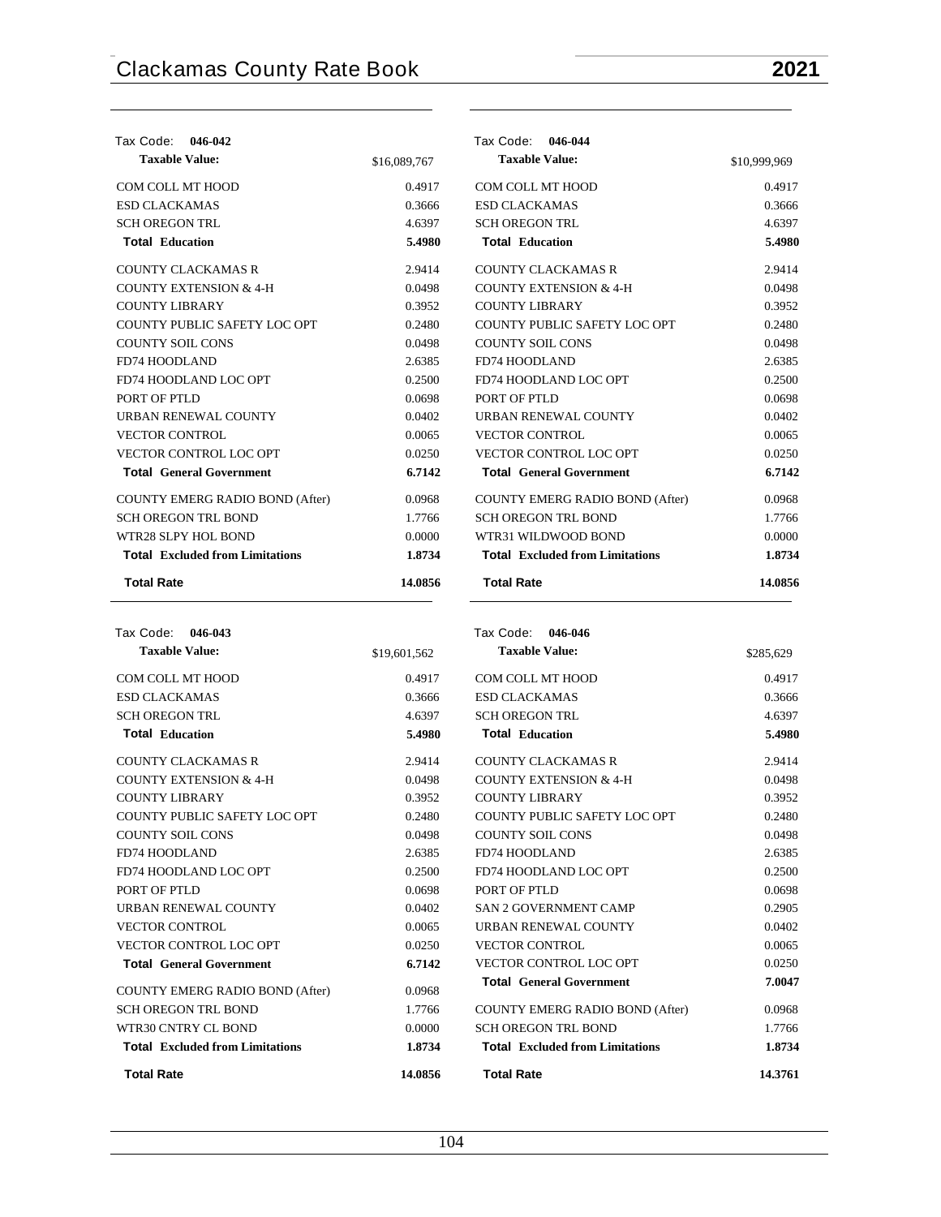### Tax Code: 046-042

| Taxable Value: | $16,089,767 |
|---|---|
| COM COLL MT HOOD | 0.4917 |
| ESD CLACKAMAS | 0.3666 |
| SCH OREGON TRL | 4.6397 |
| **Total Education** | **5.4980** |
| COUNTY CLACKAMAS R | 2.9414 |
| COUNTY EXTENSION & 4-H | 0.0498 |
| COUNTY LIBRARY | 0.3952 |
| COUNTY PUBLIC SAFETY LOC OPT | 0.2480 |
| COUNTY SOIL CONS | 0.0498 |
| FD74 HOODLAND | 2.6385 |
| FD74 HOODLAND LOC OPT | 0.2500 |
| PORT OF PTLD | 0.0698 |
| URBAN RENEWAL COUNTY | 0.0402 |
| VECTOR CONTROL | 0.0065 |
| VECTOR CONTROL LOC OPT | 0.0250 |
| **Total General Government** | **6.7142** |
| COUNTY EMERG RADIO BOND (After) | 0.0968 |
| SCH OREGON TRL BOND | 1.7766 |
| WTR28 SLPY HOL BOND | 0.0000 |
| **Total Excluded from Limitations** | **1.8734** |
| **Total Rate** | **14.0856** |

### Tax Code: 046-043

| Taxable Value: | $19,601,562 |
|---|---|
| COM COLL MT HOOD | 0.4917 |
| ESD CLACKAMAS | 0.3666 |
| SCH OREGON TRL | 4.6397 |
| **Total Education** | **5.4980** |
| COUNTY CLACKAMAS R | 2.9414 |
| COUNTY EXTENSION & 4-H | 0.0498 |
| COUNTY LIBRARY | 0.3952 |
| COUNTY PUBLIC SAFETY LOC OPT | 0.2480 |
| COUNTY SOIL CONS | 0.0498 |
| FD74 HOODLAND | 2.6385 |
| FD74 HOODLAND LOC OPT | 0.2500 |
| PORT OF PTLD | 0.0698 |
| URBAN RENEWAL COUNTY | 0.0402 |
| VECTOR CONTROL | 0.0065 |
| VECTOR CONTROL LOC OPT | 0.0250 |
| **Total General Government** | **6.7142** |
| COUNTY EMERG RADIO BOND (After) | 0.0968 |
| SCH OREGON TRL BOND | 1.7766 |
| WTR30 CNTRY CL BOND | 0.0000 |
| **Total Excluded from Limitations** | **1.8734** |
| **Total Rate** | **14.0856** |

### Tax Code: 046-044

| Taxable Value: | $10,999,969 |
|---|---|
| COM COLL MT HOOD | 0.4917 |
| ESD CLACKAMAS | 0.3666 |
| SCH OREGON TRL | 4.6397 |
| **Total Education** | **5.4980** |
| COUNTY CLACKAMAS R | 2.9414 |
| COUNTY EXTENSION & 4-H | 0.0498 |
| COUNTY LIBRARY | 0.3952 |
| COUNTY PUBLIC SAFETY LOC OPT | 0.2480 |
| COUNTY SOIL CONS | 0.0498 |
| FD74 HOODLAND | 2.6385 |
| FD74 HOODLAND LOC OPT | 0.2500 |
| PORT OF PTLD | 0.0698 |
| URBAN RENEWAL COUNTY | 0.0402 |
| VECTOR CONTROL | 0.0065 |
| VECTOR CONTROL LOC OPT | 0.0250 |
| **Total General Government** | **6.7142** |
| COUNTY EMERG RADIO BOND (After) | 0.0968 |
| SCH OREGON TRL BOND | 1.7766 |
| WTR31 WILDWOOD BOND | 0.0000 |
| **Total Excluded from Limitations** | **1.8734** |
| **Total Rate** | **14.0856** |

### Tax Code: 046-046

| Taxable Value: | $285,629 |
|---|---|
| COM COLL MT HOOD | 0.4917 |
| ESD CLACKAMAS | 0.3666 |
| SCH OREGON TRL | 4.6397 |
| **Total Education** | **5.4980** |
| COUNTY CLACKAMAS R | 2.9414 |
| COUNTY EXTENSION & 4-H | 0.0498 |
| COUNTY LIBRARY | 0.3952 |
| COUNTY PUBLIC SAFETY LOC OPT | 0.2480 |
| COUNTY SOIL CONS | 0.0498 |
| FD74 HOODLAND | 2.6385 |
| FD74 HOODLAND LOC OPT | 0.2500 |
| PORT OF PTLD | 0.0698 |
| SAN 2 GOVERNMENT CAMP | 0.2905 |
| URBAN RENEWAL COUNTY | 0.0402 |
| VECTOR CONTROL | 0.0065 |
| VECTOR CONTROL LOC OPT | 0.0250 |
| **Total General Government** | **7.0047** |
| COUNTY EMERG RADIO BOND (After) | 0.0968 |
| SCH OREGON TRL BOND | 1.7766 |
| **Total Excluded from Limitations** | **1.8734** |
| **Total Rate** | **14.3761** |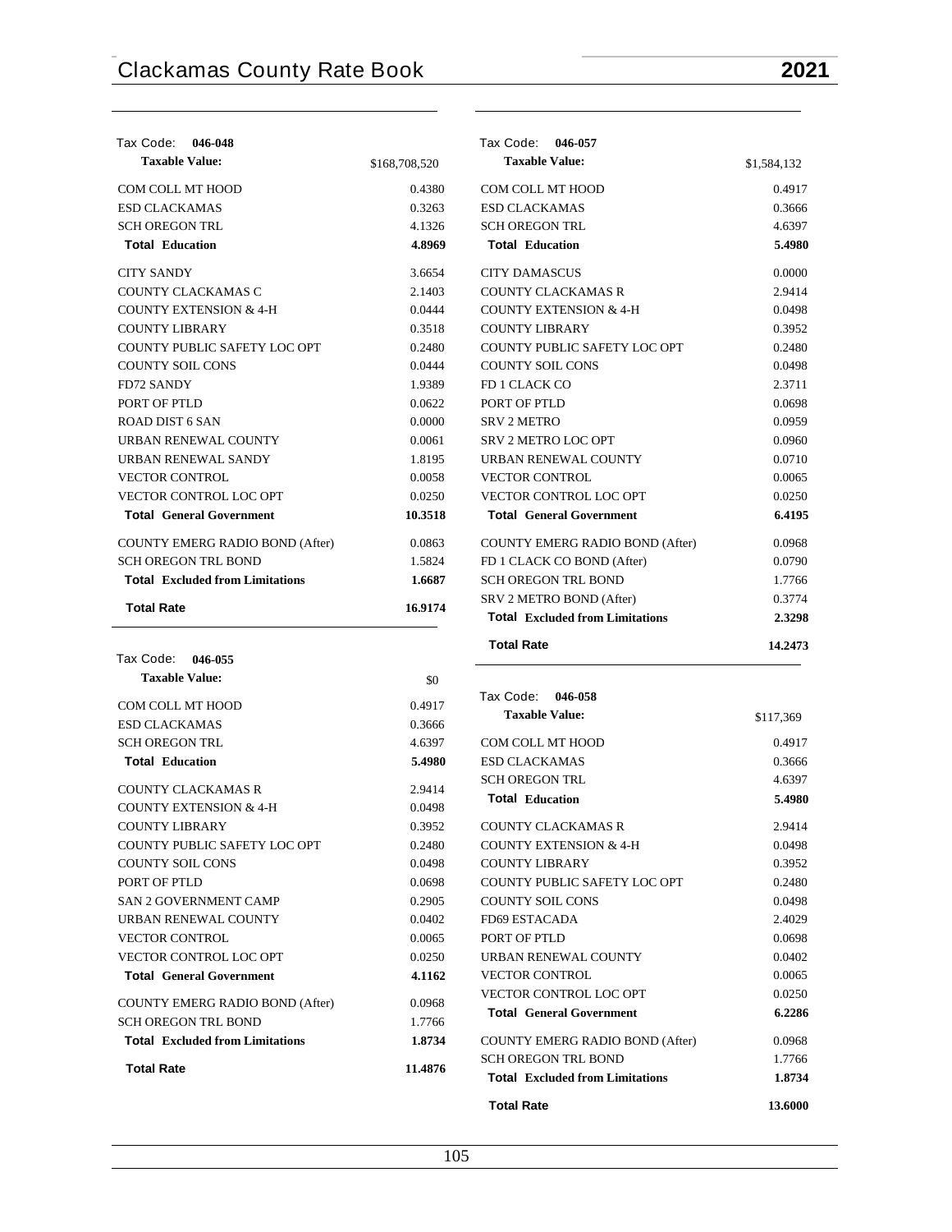## Tax Code: 046-048

| Taxable Value: | $168,708,520 |
|---|---|
| COM COLL MT HOOD | 0.4380 |
| ESD CLACKAMAS | 0.3263 |
| SCH OREGON TRL | 4.1326 |
| **Total Education** | **4.8969** |
| CITY SANDY | 3.6654 |
| COUNTY CLACKAMAS C | 2.1403 |
| COUNTY EXTENSION & 4-H | 0.0444 |
| COUNTY LIBRARY | 0.3518 |
| COUNTY PUBLIC SAFETY LOC OPT | 0.2480 |
| COUNTY SOIL CONS | 0.0444 |
| FD72 SANDY | 1.9389 |
| PORT OF PTLD | 0.0622 |
| ROAD DIST 6 SAN | 0.0000 |
| URBAN RENEWAL COUNTY | 0.0061 |
| URBAN RENEWAL SANDY | 1.8195 |
| VECTOR CONTROL | 0.0058 |
| VECTOR CONTROL LOC OPT | 0.0250 |
| **Total General Government** | **10.3518** |
| COUNTY EMERG RADIO BOND (After) | 0.0863 |
| SCH OREGON TRL BOND | 1.5824 |
| **Total Excluded from Limitations** | **1.6687** |
| **Total Rate** | **16.9174** |

## Tax Code: 046-055

| Taxable Value: | $0 |
|---|---|
| COM COLL MT HOOD | 0.4917 |
| ESD CLACKAMAS | 0.3666 |
| SCH OREGON TRL | 4.6397 |
| **Total Education** | **5.4980** |
| COUNTY CLACKAMAS R | 2.9414 |
| COUNTY EXTENSION & 4-H | 0.0498 |
| COUNTY LIBRARY | 0.3952 |
| COUNTY PUBLIC SAFETY LOC OPT | 0.2480 |
| COUNTY SOIL CONS | 0.0498 |
| PORT OF PTLD | 0.0698 |
| SAN 2 GOVERNMENT CAMP | 0.2905 |
| URBAN RENEWAL COUNTY | 0.0402 |
| VECTOR CONTROL | 0.0065 |
| VECTOR CONTROL LOC OPT | 0.0250 |
| **Total General Government** | **4.1162** |
| COUNTY EMERG RADIO BOND (After) | 0.0968 |
| SCH OREGON TRL BOND | 1.7766 |
| **Total Excluded from Limitations** | **1.8734** |
| **Total Rate** | **11.4876** |

## Tax Code: 046-057

| Taxable Value: | $1,584,132 |
|---|---|
| COM COLL MT HOOD | 0.4917 |
| ESD CLACKAMAS | 0.3666 |
| SCH OREGON TRL | 4.6397 |
| **Total Education** | **5.4980** |
| CITY DAMASCUS | 0.0000 |
| COUNTY CLACKAMAS R | 2.9414 |
| COUNTY EXTENSION & 4-H | 0.0498 |
| COUNTY LIBRARY | 0.3952 |
| COUNTY PUBLIC SAFETY LOC OPT | 0.2480 |
| COUNTY SOIL CONS | 0.0498 |
| FD 1 CLACK CO | 2.3711 |
| PORT OF PTLD | 0.0698 |
| SRV 2 METRO | 0.0959 |
| SRV 2 METRO LOC OPT | 0.0960 |
| URBAN RENEWAL COUNTY | 0.0710 |
| VECTOR CONTROL | 0.0065 |
| VECTOR CONTROL LOC OPT | 0.0250 |
| **Total General Government** | **6.4195** |
| COUNTY EMERG RADIO BOND (After) | 0.0968 |
| FD 1 CLACK CO BOND (After) | 0.0790 |
| SCH OREGON TRL BOND | 1.7766 |
| SRV 2 METRO BOND (After) | 0.3774 |
| **Total Excluded from Limitations** | **2.3298** |
| **Total Rate** | **14.2473** |

## Tax Code: 046-058

| Taxable Value: | $117,369 |
|---|---|
| COM COLL MT HOOD | 0.4917 |
| ESD CLACKAMAS | 0.3666 |
| SCH OREGON TRL | 4.6397 |
| **Total Education** | **5.4980** |
| COUNTY CLACKAMAS R | 2.9414 |
| COUNTY EXTENSION & 4-H | 0.0498 |
| COUNTY LIBRARY | 0.3952 |
| COUNTY PUBLIC SAFETY LOC OPT | 0.2480 |
| COUNTY SOIL CONS | 0.0498 |
| FD69 ESTACADA | 2.4029 |
| PORT OF PTLD | 0.0698 |
| URBAN RENEWAL COUNTY | 0.0402 |
| VECTOR CONTROL | 0.0065 |
| VECTOR CONTROL LOC OPT | 0.0250 |
| **Total General Government** | **6.2286** |
| COUNTY EMERG RADIO BOND (After) | 0.0968 |
| SCH OREGON TRL BOND | 1.7766 |
| **Total Excluded from Limitations** | **1.8734** |
| **Total Rate** | **13.6000** |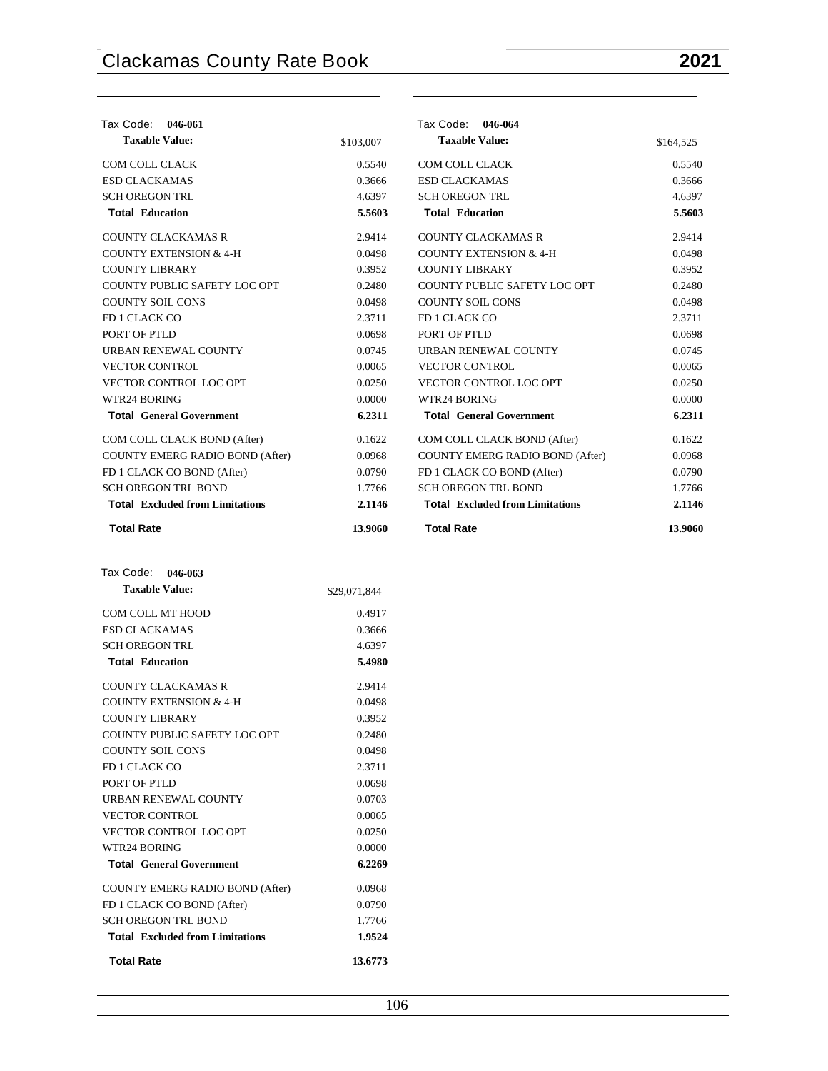| Tax Code: 046-061 | |
|---|---|
| **Taxable Value:** | $103,007 |
| COM COLL CLACK | 0.5540 |
| ESD CLACKAMAS | 0.3666 |
| SCH OREGON TRL | 4.6397 |
| **Total Education** | **5.5603** |
| COUNTY CLACKAMAS R | 2.9414 |
| COUNTY EXTENSION & 4-H | 0.0498 |
| COUNTY LIBRARY | 0.3952 |
| COUNTY PUBLIC SAFETY LOC OPT | 0.2480 |
| COUNTY SOIL CONS | 0.0498 |
| FD 1 CLACK CO | 2.3711 |
| PORT OF PTLD | 0.0698 |
| URBAN RENEWAL COUNTY | 0.0745 |
| VECTOR CONTROL | 0.0065 |
| VECTOR CONTROL LOC OPT | 0.0250 |
| WTR24 BORING | 0.0000 |
| **Total General Government** | **6.2311** |
| COM COLL CLACK BOND (After) | 0.1622 |
| COUNTY EMERG RADIO BOND (After) | 0.0968 |
| FD 1 CLACK CO BOND (After) | 0.0790 |
| SCH OREGON TRL BOND | 1.7766 |
| **Total Excluded from Limitations** | **2.1146** |
| **Total Rate** | **13.9060** |

| Tax Code: 046-063 | |
|---|---|
| **Taxable Value:** | $29,071,844 |
| COM COLL MT HOOD | 0.4917 |
| ESD CLACKAMAS | 0.3666 |
| SCH OREGON TRL | 4.6397 |
| **Total Education** | **5.4980** |
| COUNTY CLACKAMAS R | 2.9414 |
| COUNTY EXTENSION & 4-H | 0.0498 |
| COUNTY LIBRARY | 0.3952 |
| COUNTY PUBLIC SAFETY LOC OPT | 0.2480 |
| COUNTY SOIL CONS | 0.0498 |
| FD 1 CLACK CO | 2.3711 |
| PORT OF PTLD | 0.0698 |
| URBAN RENEWAL COUNTY | 0.0703 |
| VECTOR CONTROL | 0.0065 |
| VECTOR CONTROL LOC OPT | 0.0250 |
| WTR24 BORING | 0.0000 |
| **Total General Government** | **6.2269** |
| COUNTY EMERG RADIO BOND (After) | 0.0968 |
| FD 1 CLACK CO BOND (After) | 0.0790 |
| SCH OREGON TRL BOND | 1.7766 |
| **Total Excluded from Limitations** | **1.9524** |
| **Total Rate** | **13.6773** |

| Tax Code: 046-064 | |
|---|---|
| **Taxable Value:** | $164,525 |
| COM COLL CLACK | 0.5540 |
| ESD CLACKAMAS | 0.3666 |
| SCH OREGON TRL | 4.6397 |
| **Total Education** | **5.5603** |
| COUNTY CLACKAMAS R | 2.9414 |
| COUNTY EXTENSION & 4-H | 0.0498 |
| COUNTY LIBRARY | 0.3952 |
| COUNTY PUBLIC SAFETY LOC OPT | 0.2480 |
| COUNTY SOIL CONS | 0.0498 |
| FD 1 CLACK CO | 2.3711 |
| PORT OF PTLD | 0.0698 |
| URBAN RENEWAL COUNTY | 0.0745 |
| VECTOR CONTROL | 0.0065 |
| VECTOR CONTROL LOC OPT | 0.0250 |
| WTR24 BORING | 0.0000 |
| **Total General Government** | **6.2311** |
| COM COLL CLACK BOND (After) | 0.1622 |
| COUNTY EMERG RADIO BOND (After) | 0.0968 |
| FD 1 CLACK CO BOND (After) | 0.0790 |
| SCH OREGON TRL BOND | 1.7766 |
| **Total Excluded from Limitations** | **2.1146** |
| **Total Rate** | **13.9060** |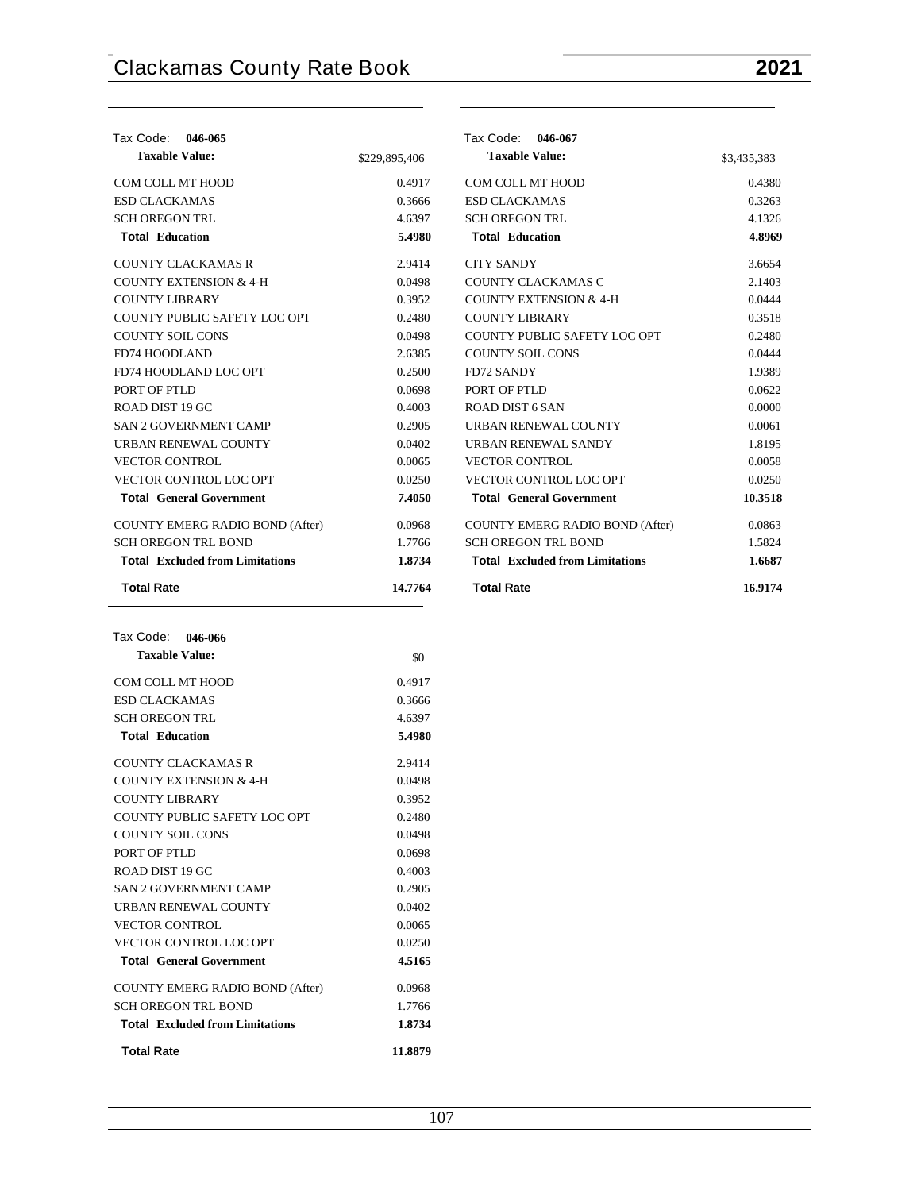## Tax Code: 046-065

| Taxable Value: | $229,895,406 |
|---|---|
| COM COLL MT HOOD | 0.4917 |
| ESD CLACKAMAS | 0.3666 |
| SCH OREGON TRL | 4.6397 |
| **Total Education** | **5.4980** |
| COUNTY CLACKAMAS R | 2.9414 |
| COUNTY EXTENSION & 4-H | 0.0498 |
| COUNTY LIBRARY | 0.3952 |
| COUNTY PUBLIC SAFETY LOC OPT | 0.2480 |
| COUNTY SOIL CONS | 0.0498 |
| FD74 HOODLAND | 2.6385 |
| FD74 HOODLAND LOC OPT | 0.2500 |
| PORT OF PTLD | 0.0698 |
| ROAD DIST 19 GC | 0.4003 |
| SAN 2 GOVERNMENT CAMP | 0.2905 |
| URBAN RENEWAL COUNTY | 0.0402 |
| VECTOR CONTROL | 0.0065 |
| VECTOR CONTROL LOC OPT | 0.0250 |
| **Total General Government** | **7.4050** |
| COUNTY EMERG RADIO BOND (After) | 0.0968 |
| SCH OREGON TRL BOND | 1.7766 |
| **Total Excluded from Limitations** | **1.8734** |
| **Total Rate** | **14.7764** |

## Tax Code: 046-066

| Taxable Value: | $0 |
|---|---|
| COM COLL MT HOOD | 0.4917 |
| ESD CLACKAMAS | 0.3666 |
| SCH OREGON TRL | 4.6397 |
| **Total Education** | **5.4980** |
| COUNTY CLACKAMAS R | 2.9414 |
| COUNTY EXTENSION & 4-H | 0.0498 |
| COUNTY LIBRARY | 0.3952 |
| COUNTY PUBLIC SAFETY LOC OPT | 0.2480 |
| COUNTY SOIL CONS | 0.0498 |
| PORT OF PTLD | 0.0698 |
| ROAD DIST 19 GC | 0.4003 |
| SAN 2 GOVERNMENT CAMP | 0.2905 |
| URBAN RENEWAL COUNTY | 0.0402 |
| VECTOR CONTROL | 0.0065 |
| VECTOR CONTROL LOC OPT | 0.0250 |
| **Total General Government** | **4.5165** |
| COUNTY EMERG RADIO BOND (After) | 0.0968 |
| SCH OREGON TRL BOND | 1.7766 |
| **Total Excluded from Limitations** | **1.8734** |
| **Total Rate** | **11.8879** |

## Tax Code: 046-067

| Taxable Value: | $3,435,383 |
|---|---|
| COM COLL MT HOOD | 0.4380 |
| ESD CLACKAMAS | 0.3263 |
| SCH OREGON TRL | 4.1326 |
| **Total Education** | **4.8969** |
| CITY SANDY | 3.6654 |
| COUNTY CLACKAMAS C | 2.1403 |
| COUNTY EXTENSION & 4-H | 0.0444 |
| COUNTY LIBRARY | 0.3518 |
| COUNTY PUBLIC SAFETY LOC OPT | 0.2480 |
| COUNTY SOIL CONS | 0.0444 |
| FD72 SANDY | 1.9389 |
| PORT OF PTLD | 0.0622 |
| ROAD DIST 6 SAN | 0.0000 |
| URBAN RENEWAL COUNTY | 0.0061 |
| URBAN RENEWAL SANDY | 1.8195 |
| VECTOR CONTROL | 0.0058 |
| VECTOR CONTROL LOC OPT | 0.0250 |
| **Total General Government** | **10.3518** |
| COUNTY EMERG RADIO BOND (After) | 0.0863 |
| SCH OREGON TRL BOND | 1.5824 |
| **Total Excluded from Limitations** | **1.6687** |
| **Total Rate** | **16.9174** |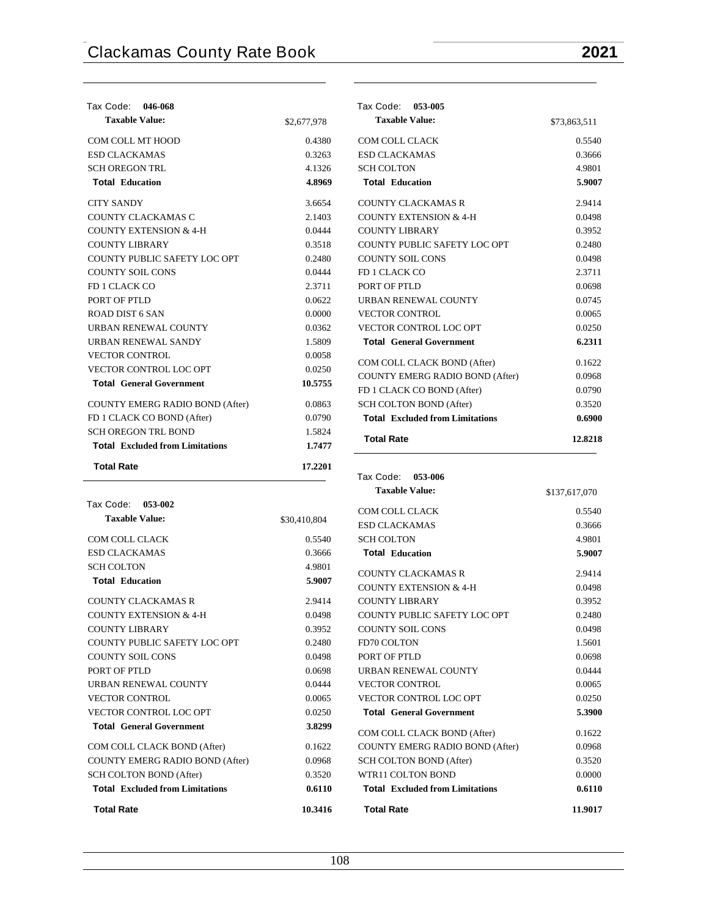Tax Code: **046-068**

| **Taxable Value:** | $2,677,978 |
|---|---|
| COM COLL MT HOOD | 0.4380 |
| ESD CLACKAMAS | 0.3263 |
| SCH OREGON TRL | 4.1326 |
| **Total Education** | **4.8969** |
| CITY SANDY | 3.6654 |
| COUNTY CLACKAMAS C | 2.1403 |
| COUNTY EXTENSION & 4-H | 0.0444 |
| COUNTY LIBRARY | 0.3518 |
| COUNTY PUBLIC SAFETY LOC OPT | 0.2480 |
| COUNTY SOIL CONS | 0.0444 |
| FD 1 CLACK CO | 2.3711 |
| PORT OF PTLD | 0.0622 |
| ROAD DIST 6 SAN | 0.0000 |
| URBAN RENEWAL COUNTY | 0.0362 |
| URBAN RENEWAL SANDY | 1.5809 |
| VECTOR CONTROL | 0.0058 |
| VECTOR CONTROL LOC OPT | 0.0250 |
| **Total General Government** | **10.5755** |
| COUNTY EMERG RADIO BOND (After) | 0.0863 |
| FD 1 CLACK CO BOND (After) | 0.0790 |
| SCH OREGON TRL BOND | 1.5824 |
| **Total Excluded from Limitations** | **1.7477** |
| **Total Rate** | **17.2201** |

Tax Code: **053-002**

| **Taxable Value:** | $30,410,804 |
|---|---|
| COM COLL CLACK | 0.5540 |
| ESD CLACKAMAS | 0.3666 |
| SCH COLTON | 4.9801 |
| **Total Education** | **5.9007** |
| COUNTY CLACKAMAS R | 2.9414 |
| COUNTY EXTENSION & 4-H | 0.0498 |
| COUNTY LIBRARY | 0.3952 |
| COUNTY PUBLIC SAFETY LOC OPT | 0.2480 |
| COUNTY SOIL CONS | 0.0498 |
| PORT OF PTLD | 0.0698 |
| URBAN RENEWAL COUNTY | 0.0444 |
| VECTOR CONTROL | 0.0065 |
| VECTOR CONTROL LOC OPT | 0.0250 |
| **Total General Government** | **3.8299** |
| COM COLL CLACK BOND (After) | 0.1622 |
| COUNTY EMERG RADIO BOND (After) | 0.0968 |
| SCH COLTON BOND (After) | 0.3520 |
| **Total Excluded from Limitations** | **0.6110** |
| **Total Rate** | **10.3416** |

Tax Code: **053-005**

| **Taxable Value:** | $73,863,511 |
|---|---|
| COM COLL CLACK | 0.5540 |
| ESD CLACKAMAS | 0.3666 |
| SCH COLTON | 4.9801 |
| **Total Education** | **5.9007** |
| COUNTY CLACKAMAS R | 2.9414 |
| COUNTY EXTENSION & 4-H | 0.0498 |
| COUNTY LIBRARY | 0.3952 |
| COUNTY PUBLIC SAFETY LOC OPT | 0.2480 |
| COUNTY SOIL CONS | 0.0498 |
| FD 1 CLACK CO | 2.3711 |
| PORT OF PTLD | 0.0698 |
| URBAN RENEWAL COUNTY | 0.0745 |
| VECTOR CONTROL | 0.0065 |
| VECTOR CONTROL LOC OPT | 0.0250 |
| **Total General Government** | **6.2311** |
| COM COLL CLACK BOND (After) | 0.1622 |
| COUNTY EMERG RADIO BOND (After) | 0.0968 |
| FD 1 CLACK CO BOND (After) | 0.0790 |
| SCH COLTON BOND (After) | 0.3520 |
| **Total Excluded from Limitations** | **0.6900** |
| **Total Rate** | **12.8218** |

Tax Code: **053-006**

| **Taxable Value:** | $137,617,070 |
|---|---|
| COM COLL CLACK | 0.5540 |
| ESD CLACKAMAS | 0.3666 |
| SCH COLTON | 4.9801 |
| **Total Education** | **5.9007** |
| COUNTY CLACKAMAS R | 2.9414 |
| COUNTY EXTENSION & 4-H | 0.0498 |
| COUNTY LIBRARY | 0.3952 |
| COUNTY PUBLIC SAFETY LOC OPT | 0.2480 |
| COUNTY SOIL CONS | 0.0498 |
| FD70 COLTON | 1.5601 |
| PORT OF PTLD | 0.0698 |
| URBAN RENEWAL COUNTY | 0.0444 |
| VECTOR CONTROL | 0.0065 |
| VECTOR CONTROL LOC OPT | 0.0250 |
| **Total General Government** | **5.3900** |
| COM COLL CLACK BOND (After) | 0.1622 |
| COUNTY EMERG RADIO BOND (After) | 0.0968 |
| SCH COLTON BOND (After) | 0.3520 |
| WTR11 COLTON BOND | 0.0000 |
| **Total Excluded from Limitations** | **0.6110** |
| **Total Rate** | **11.9017** |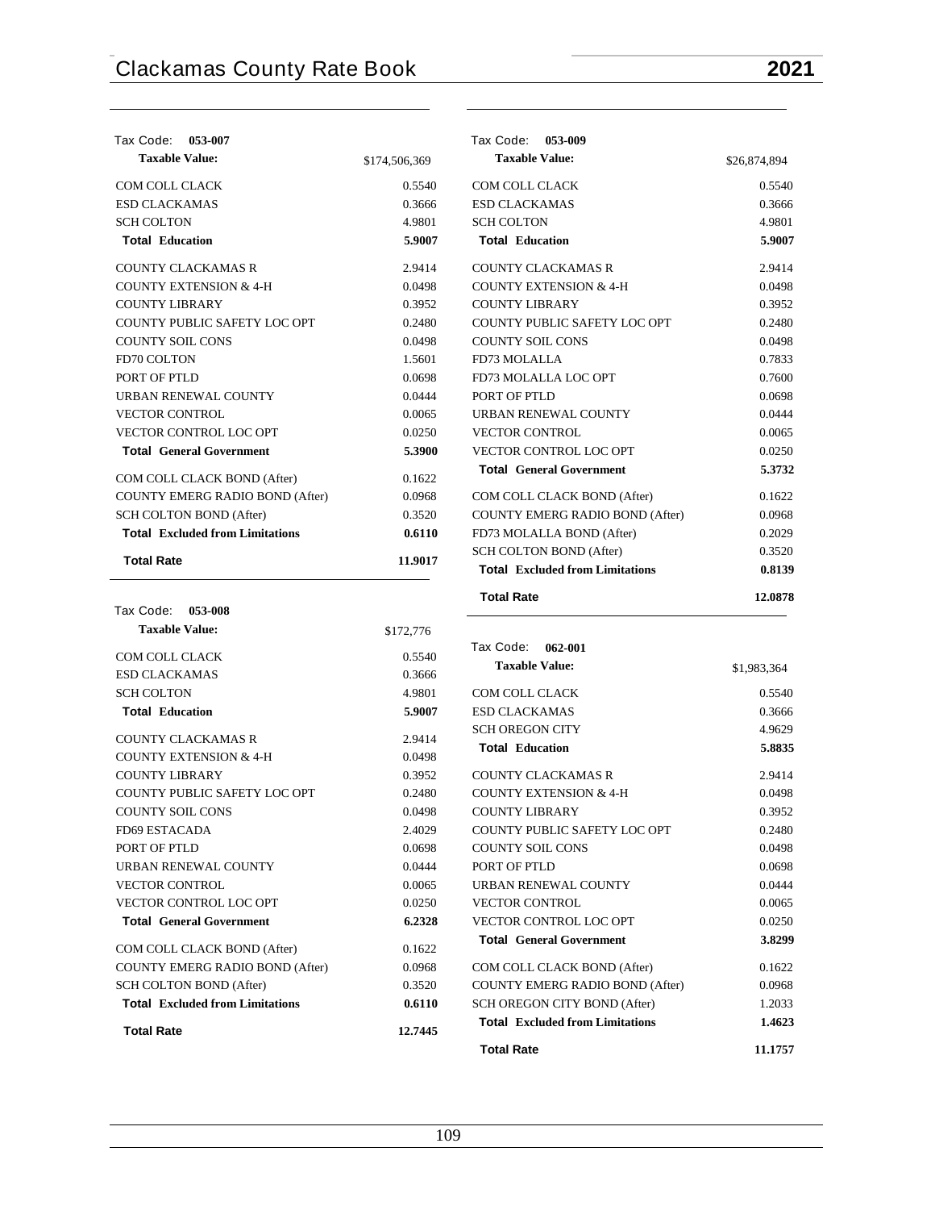Tax Code: **053-007**

| **Taxable Value:** | $174,506,369 |
|---|---|
| COM COLL CLACK | 0.5540 |
| ESD CLACKAMAS | 0.3666 |
| SCH COLTON | 4.9801 |
| **Total Education** | **5.9007** |
| COUNTY CLACKAMAS R | 2.9414 |
| COUNTY EXTENSION & 4-H | 0.0498 |
| COUNTY LIBRARY | 0.3952 |
| COUNTY PUBLIC SAFETY LOC OPT | 0.2480 |
| COUNTY SOIL CONS | 0.0498 |
| FD70 COLTON | 1.5601 |
| PORT OF PTLD | 0.0698 |
| URBAN RENEWAL COUNTY | 0.0444 |
| VECTOR CONTROL | 0.0065 |
| VECTOR CONTROL LOC OPT | 0.0250 |
| **Total General Government** | **5.3900** |
| COM COLL CLACK BOND (After) | 0.1622 |
| COUNTY EMERG RADIO BOND (After) | 0.0968 |
| SCH COLTON BOND (After) | 0.3520 |
| **Total Excluded from Limitations** | **0.6110** |
| **Total Rate** | **11.9017** |

Tax Code: **053-008**

| **Taxable Value:** | $172,776 |
|---|---|
| COM COLL CLACK | 0.5540 |
| ESD CLACKAMAS | 0.3666 |
| SCH COLTON | 4.9801 |
| **Total Education** | **5.9007** |
| COUNTY CLACKAMAS R | 2.9414 |
| COUNTY EXTENSION & 4-H | 0.0498 |
| COUNTY LIBRARY | 0.3952 |
| COUNTY PUBLIC SAFETY LOC OPT | 0.2480 |
| COUNTY SOIL CONS | 0.0498 |
| FD69 ESTACADA | 2.4029 |
| PORT OF PTLD | 0.0698 |
| URBAN RENEWAL COUNTY | 0.0444 |
| VECTOR CONTROL | 0.0065 |
| VECTOR CONTROL LOC OPT | 0.0250 |
| **Total General Government** | **6.2328** |
| COM COLL CLACK BOND (After) | 0.1622 |
| COUNTY EMERG RADIO BOND (After) | 0.0968 |
| SCH COLTON BOND (After) | 0.3520 |
| **Total Excluded from Limitations** | **0.6110** |
| **Total Rate** | **12.7445** |

Tax Code: **053-009**

| **Taxable Value:** | $26,874,894 |
|---|---|
| COM COLL CLACK | 0.5540 |
| ESD CLACKAMAS | 0.3666 |
| SCH COLTON | 4.9801 |
| **Total Education** | **5.9007** |
| COUNTY CLACKAMAS R | 2.9414 |
| COUNTY EXTENSION & 4-H | 0.0498 |
| COUNTY LIBRARY | 0.3952 |
| COUNTY PUBLIC SAFETY LOC OPT | 0.2480 |
| COUNTY SOIL CONS | 0.0498 |
| FD73 MOLALLA | 0.7833 |
| FD73 MOLALLA LOC OPT | 0.7600 |
| PORT OF PTLD | 0.0698 |
| URBAN RENEWAL COUNTY | 0.0444 |
| VECTOR CONTROL | 0.0065 |
| VECTOR CONTROL LOC OPT | 0.0250 |
| **Total General Government** | **5.3732** |
| COM COLL CLACK BOND (After) | 0.1622 |
| COUNTY EMERG RADIO BOND (After) | 0.0968 |
| FD73 MOLALLA BOND (After) | 0.2029 |
| SCH COLTON BOND (After) | 0.3520 |
| **Total Excluded from Limitations** | **0.8139** |
| **Total Rate** | **12.0878** |

Tax Code: **062-001**

| **Taxable Value:** | $1,983,364 |
|---|---|
| COM COLL CLACK | 0.5540 |
| ESD CLACKAMAS | 0.3666 |
| SCH OREGON CITY | 4.9629 |
| **Total Education** | **5.8835** |
| COUNTY CLACKAMAS R | 2.9414 |
| COUNTY EXTENSION & 4-H | 0.0498 |
| COUNTY LIBRARY | 0.3952 |
| COUNTY PUBLIC SAFETY LOC OPT | 0.2480 |
| COUNTY SOIL CONS | 0.0498 |
| PORT OF PTLD | 0.0698 |
| URBAN RENEWAL COUNTY | 0.0444 |
| VECTOR CONTROL | 0.0065 |
| VECTOR CONTROL LOC OPT | 0.0250 |
| **Total General Government** | **3.8299** |
| COM COLL CLACK BOND (After) | 0.1622 |
| COUNTY EMERG RADIO BOND (After) | 0.0968 |
| SCH OREGON CITY BOND (After) | 1.2033 |
| **Total Excluded from Limitations** | **1.4623** |
| **Total Rate** | **11.1757** |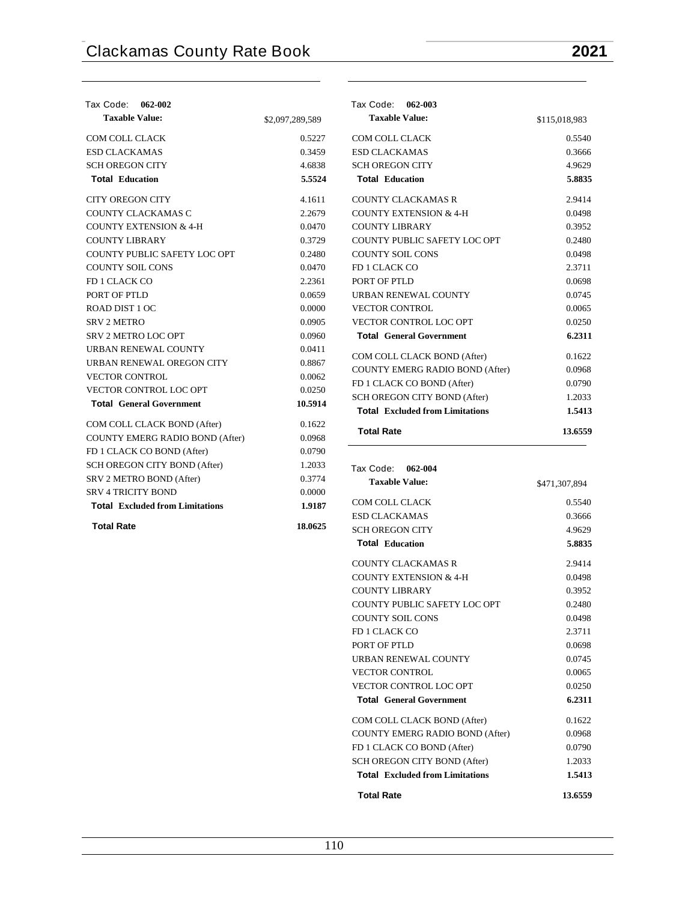Tax Code: **062-002**

| **Taxable Value:** | $2,097,289,589 |
|---|---|
| COM COLL CLACK | 0.5227 |
| ESD CLACKAMAS | 0.3459 |
| SCH OREGON CITY | 4.6838 |
| **Total Education** | **5.5524** |
| CITY OREGON CITY | 4.1611 |
| COUNTY CLACKAMAS C | 2.2679 |
| COUNTY EXTENSION & 4-H | 0.0470 |
| COUNTY LIBRARY | 0.3729 |
| COUNTY PUBLIC SAFETY LOC OPT | 0.2480 |
| COUNTY SOIL CONS | 0.0470 |
| FD 1 CLACK CO | 2.2361 |
| PORT OF PTLD | 0.0659 |
| ROAD DIST 1 OC | 0.0000 |
| SRV 2 METRO | 0.0905 |
| SRV 2 METRO LOC OPT | 0.0960 |
| URBAN RENEWAL COUNTY | 0.0411 |
| URBAN RENEWAL OREGON CITY | 0.8867 |
| VECTOR CONTROL | 0.0062 |
| VECTOR CONTROL LOC OPT | 0.0250 |
| **Total General Government** | **10.5914** |
| COM COLL CLACK BOND (After) | 0.1622 |
| COUNTY EMERG RADIO BOND (After) | 0.0968 |
| FD 1 CLACK CO BOND (After) | 0.0790 |
| SCH OREGON CITY BOND (After) | 1.2033 |
| SRV 2 METRO BOND (After) | 0.3774 |
| SRV 4 TRICITY BOND | 0.0000 |
| **Total Excluded from Limitations** | **1.9187** |
| **Total Rate** | **18.0625** |

Tax Code: **062-003**

| **Taxable Value:** | $115,018,983 |
|---|---|
| COM COLL CLACK | 0.5540 |
| ESD CLACKAMAS | 0.3666 |
| SCH OREGON CITY | 4.9629 |
| **Total Education** | **5.8835** |
| COUNTY CLACKAMAS R | 2.9414 |
| COUNTY EXTENSION & 4-H | 0.0498 |
| COUNTY LIBRARY | 0.3952 |
| COUNTY PUBLIC SAFETY LOC OPT | 0.2480 |
| COUNTY SOIL CONS | 0.0498 |
| FD 1 CLACK CO | 2.3711 |
| PORT OF PTLD | 0.0698 |
| URBAN RENEWAL COUNTY | 0.0745 |
| VECTOR CONTROL | 0.0065 |
| VECTOR CONTROL LOC OPT | 0.0250 |
| **Total General Government** | **6.2311** |
| COM COLL CLACK BOND (After) | 0.1622 |
| COUNTY EMERG RADIO BOND (After) | 0.0968 |
| FD 1 CLACK CO BOND (After) | 0.0790 |
| SCH OREGON CITY BOND (After) | 1.2033 |
| **Total Excluded from Limitations** | **1.5413** |
| **Total Rate** | **13.6559** |

Tax Code: **062-004**

| **Taxable Value:** | $471,307,894 |
|---|---|
| COM COLL CLACK | 0.5540 |
| ESD CLACKAMAS | 0.3666 |
| SCH OREGON CITY | 4.9629 |
| **Total Education** | **5.8835** |
| COUNTY CLACKAMAS R | 2.9414 |
| COUNTY EXTENSION & 4-H | 0.0498 |
| COUNTY LIBRARY | 0.3952 |
| COUNTY PUBLIC SAFETY LOC OPT | 0.2480 |
| COUNTY SOIL CONS | 0.0498 |
| FD 1 CLACK CO | 2.3711 |
| PORT OF PTLD | 0.0698 |
| URBAN RENEWAL COUNTY | 0.0745 |
| VECTOR CONTROL | 0.0065 |
| VECTOR CONTROL LOC OPT | 0.0250 |
| **Total General Government** | **6.2311** |
| COM COLL CLACK BOND (After) | 0.1622 |
| COUNTY EMERG RADIO BOND (After) | 0.0968 |
| FD 1 CLACK CO BOND (After) | 0.0790 |
| SCH OREGON CITY BOND (After) | 1.2033 |
| **Total Excluded from Limitations** | **1.5413** |
| **Total Rate** | **13.6559** |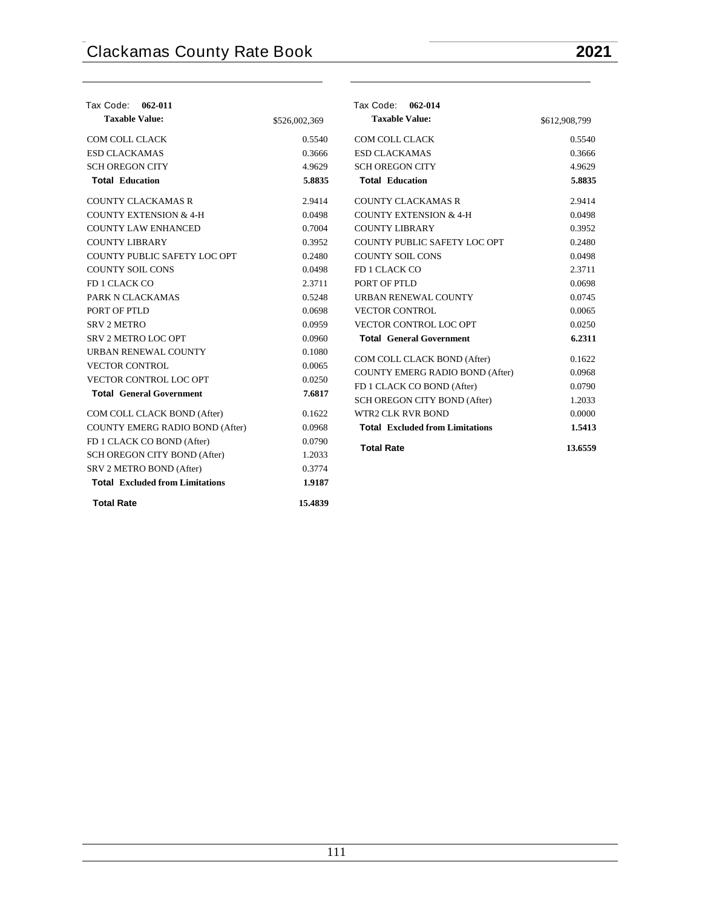Tax Code: **062-011**

| **Taxable Value:** | $526,002,369 |
|---|---|
| COM COLL CLACK | 0.5540 |
| ESD CLACKAMAS | 0.3666 |
| SCH OREGON CITY | 4.9629 |
| **Total Education** | **5.8835** |
| COUNTY CLACKAMAS R | 2.9414 |
| COUNTY EXTENSION & 4-H | 0.0498 |
| COUNTY LAW ENHANCED | 0.7004 |
| COUNTY LIBRARY | 0.3952 |
| COUNTY PUBLIC SAFETY LOC OPT | 0.2480 |
| COUNTY SOIL CONS | 0.0498 |
| FD 1 CLACK CO | 2.3711 |
| PARK N CLACKAMAS | 0.5248 |
| PORT OF PTLD | 0.0698 |
| SRV 2 METRO | 0.0959 |
| SRV 2 METRO LOC OPT | 0.0960 |
| URBAN RENEWAL COUNTY | 0.1080 |
| VECTOR CONTROL | 0.0065 |
| VECTOR CONTROL LOC OPT | 0.0250 |
| **Total General Government** | **7.6817** |
| COM COLL CLACK BOND (After) | 0.1622 |
| COUNTY EMERG RADIO BOND (After) | 0.0968 |
| FD 1 CLACK CO BOND (After) | 0.0790 |
| SCH OREGON CITY BOND (After) | 1.2033 |
| SRV 2 METRO BOND (After) | 0.3774 |
| **Total Excluded from Limitations** | **1.9187** |
| **Total Rate** | **15.4839** |

Tax Code: **062-014**

| **Taxable Value:** | $612,908,799 |
|---|---|
| COM COLL CLACK | 0.5540 |
| ESD CLACKAMAS | 0.3666 |
| SCH OREGON CITY | 4.9629 |
| **Total Education** | **5.8835** |
| COUNTY CLACKAMAS R | 2.9414 |
| COUNTY EXTENSION & 4-H | 0.0498 |
| COUNTY LIBRARY | 0.3952 |
| COUNTY PUBLIC SAFETY LOC OPT | 0.2480 |
| COUNTY SOIL CONS | 0.0498 |
| FD 1 CLACK CO | 2.3711 |
| PORT OF PTLD | 0.0698 |
| URBAN RENEWAL COUNTY | 0.0745 |
| VECTOR CONTROL | 0.0065 |
| VECTOR CONTROL LOC OPT | 0.0250 |
| **Total General Government** | **6.2311** |
| COM COLL CLACK BOND (After) | 0.1622 |
| COUNTY EMERG RADIO BOND (After) | 0.0968 |
| FD 1 CLACK CO BOND (After) | 0.0790 |
| SCH OREGON CITY BOND (After) | 1.2033 |
| WTR2 CLK RVR BOND | 0.0000 |
| **Total Excluded from Limitations** | **1.5413** |
| **Total Rate** | **13.6559** |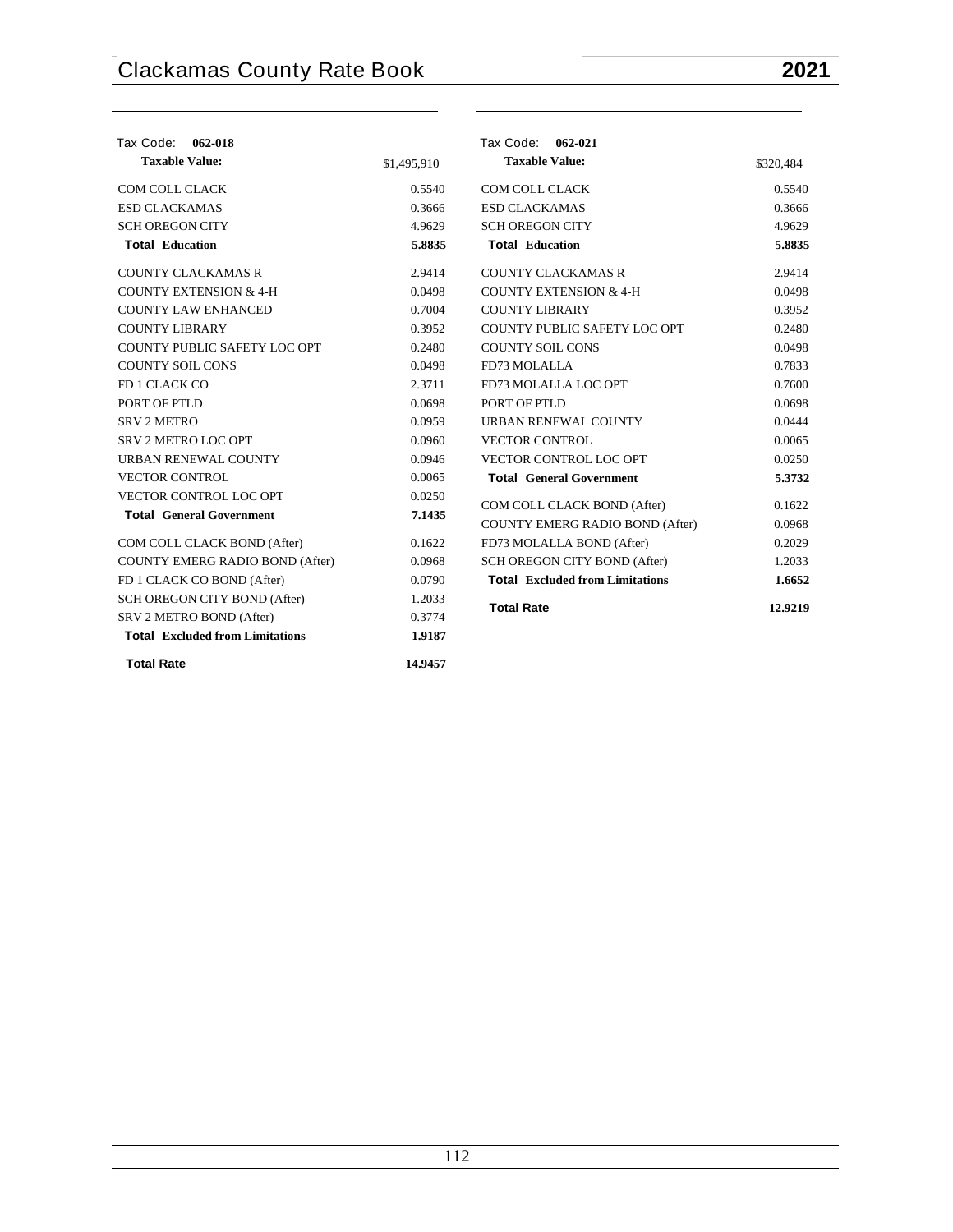| Tax Code: **062-018** | |
|---|---|
| **Taxable Value:** | $1,495,910 |
| COM COLL CLACK | 0.5540 |
| ESD CLACKAMAS | 0.3666 |
| SCH OREGON CITY | 4.9629 |
| **Total Education** | **5.8835** |
| COUNTY CLACKAMAS R | 2.9414 |
| COUNTY EXTENSION & 4-H | 0.0498 |
| COUNTY LAW ENHANCED | 0.7004 |
| COUNTY LIBRARY | 0.3952 |
| COUNTY PUBLIC SAFETY LOC OPT | 0.2480 |
| COUNTY SOIL CONS | 0.0498 |
| FD 1 CLACK CO | 2.3711 |
| PORT OF PTLD | 0.0698 |
| SRV 2 METRO | 0.0959 |
| SRV 2 METRO LOC OPT | 0.0960 |
| URBAN RENEWAL COUNTY | 0.0946 |
| VECTOR CONTROL | 0.0065 |
| VECTOR CONTROL LOC OPT | 0.0250 |
| **Total General Government** | **7.1435** |
| COM COLL CLACK BOND (After) | 0.1622 |
| COUNTY EMERG RADIO BOND (After) | 0.0968 |
| FD 1 CLACK CO BOND (After) | 0.0790 |
| SCH OREGON CITY BOND (After) | 1.2033 |
| SRV 2 METRO BOND (After) | 0.3774 |
| **Total Excluded from Limitations** | **1.9187** |
| **Total Rate** | **14.9457** |

| Tax Code: **062-021** | |
|---|---|
| **Taxable Value:** | $320,484 |
| COM COLL CLACK | 0.5540 |
| ESD CLACKAMAS | 0.3666 |
| SCH OREGON CITY | 4.9629 |
| **Total Education** | **5.8835** |
| COUNTY CLACKAMAS R | 2.9414 |
| COUNTY EXTENSION & 4-H | 0.0498 |
| COUNTY LIBRARY | 0.3952 |
| COUNTY PUBLIC SAFETY LOC OPT | 0.2480 |
| COUNTY SOIL CONS | 0.0498 |
| FD73 MOLALLA | 0.7833 |
| FD73 MOLALLA LOC OPT | 0.7600 |
| PORT OF PTLD | 0.0698 |
| URBAN RENEWAL COUNTY | 0.0444 |
| VECTOR CONTROL | 0.0065 |
| VECTOR CONTROL LOC OPT | 0.0250 |
| **Total General Government** | **5.3732** |
| COM COLL CLACK BOND (After) | 0.1622 |
| COUNTY EMERG RADIO BOND (After) | 0.0968 |
| FD73 MOLALLA BOND (After) | 0.2029 |
| SCH OREGON CITY BOND (After) | 1.2033 |
| **Total Excluded from Limitations** | **1.6652** |
| **Total Rate** | **12.9219** |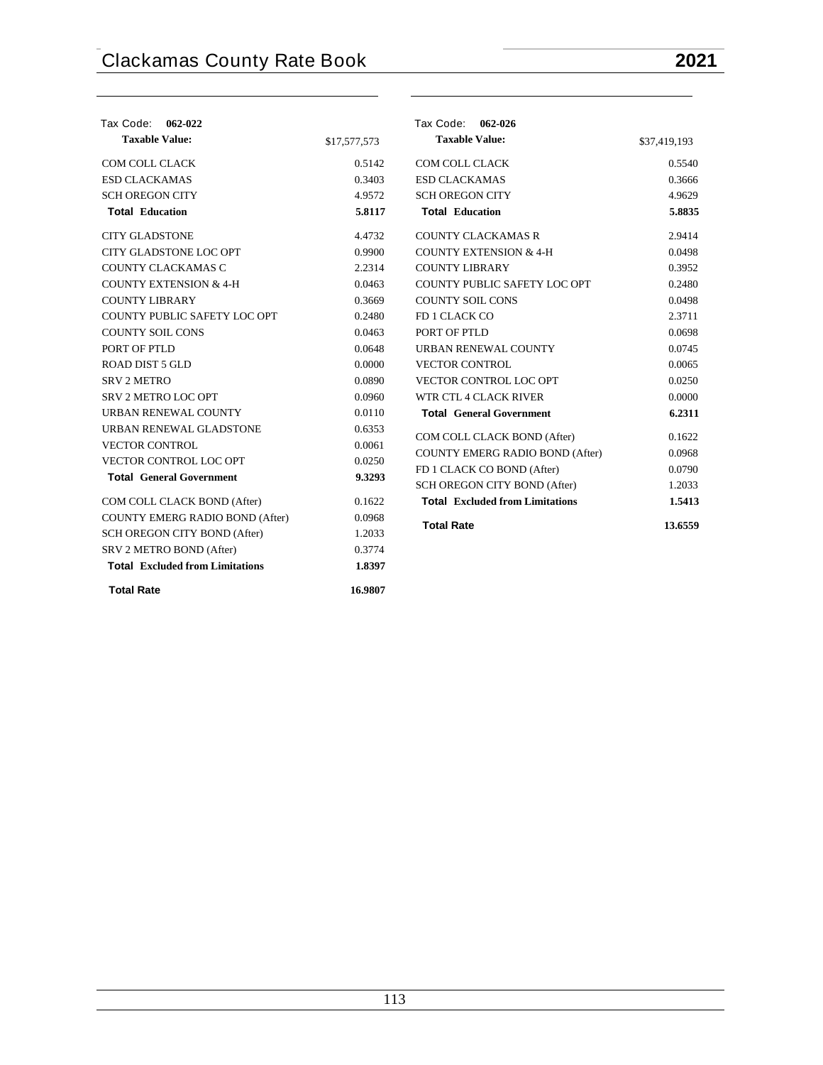Tax Code: **062-022**

| **Taxable Value:** | $17,577,573 |
|---|---|
| COM COLL CLACK | 0.5142 |
| ESD CLACKAMAS | 0.3403 |
| SCH OREGON CITY | 4.9572 |
| **Total Education** | **5.8117** |
| CITY GLADSTONE | 4.4732 |
| CITY GLADSTONE LOC OPT | 0.9900 |
| COUNTY CLACKAMAS C | 2.2314 |
| COUNTY EXTENSION & 4-H | 0.0463 |
| COUNTY LIBRARY | 0.3669 |
| COUNTY PUBLIC SAFETY LOC OPT | 0.2480 |
| COUNTY SOIL CONS | 0.0463 |
| PORT OF PTLD | 0.0648 |
| ROAD DIST 5 GLD | 0.0000 |
| SRV 2 METRO | 0.0890 |
| SRV 2 METRO LOC OPT | 0.0960 |
| URBAN RENEWAL COUNTY | 0.0110 |
| URBAN RENEWAL GLADSTONE | 0.6353 |
| VECTOR CONTROL | 0.0061 |
| VECTOR CONTROL LOC OPT | 0.0250 |
| **Total General Government** | **9.3293** |
| COM COLL CLACK BOND (After) | 0.1622 |
| COUNTY EMERG RADIO BOND (After) | 0.0968 |
| SCH OREGON CITY BOND (After) | 1.2033 |
| SRV 2 METRO BOND (After) | 0.3774 |
| **Total Excluded from Limitations** | **1.8397** |
| **Total Rate** | **16.9807** |

Tax Code: **062-026**

| **Taxable Value:** | $37,419,193 |
|---|---|
| COM COLL CLACK | 0.5540 |
| ESD CLACKAMAS | 0.3666 |
| SCH OREGON CITY | 4.9629 |
| **Total Education** | **5.8835** |
| COUNTY CLACKAMAS R | 2.9414 |
| COUNTY EXTENSION & 4-H | 0.0498 |
| COUNTY LIBRARY | 0.3952 |
| COUNTY PUBLIC SAFETY LOC OPT | 0.2480 |
| COUNTY SOIL CONS | 0.0498 |
| FD 1 CLACK CO | 2.3711 |
| PORT OF PTLD | 0.0698 |
| URBAN RENEWAL COUNTY | 0.0745 |
| VECTOR CONTROL | 0.0065 |
| VECTOR CONTROL LOC OPT | 0.0250 |
| WTR CTL 4 CLACK RIVER | 0.0000 |
| **Total General Government** | **6.2311** |
| COM COLL CLACK BOND (After) | 0.1622 |
| COUNTY EMERG RADIO BOND (After) | 0.0968 |
| FD 1 CLACK CO BOND (After) | 0.0790 |
| SCH OREGON CITY BOND (After) | 1.2033 |
| **Total Excluded from Limitations** | **1.5413** |
| **Total Rate** | **13.6559** |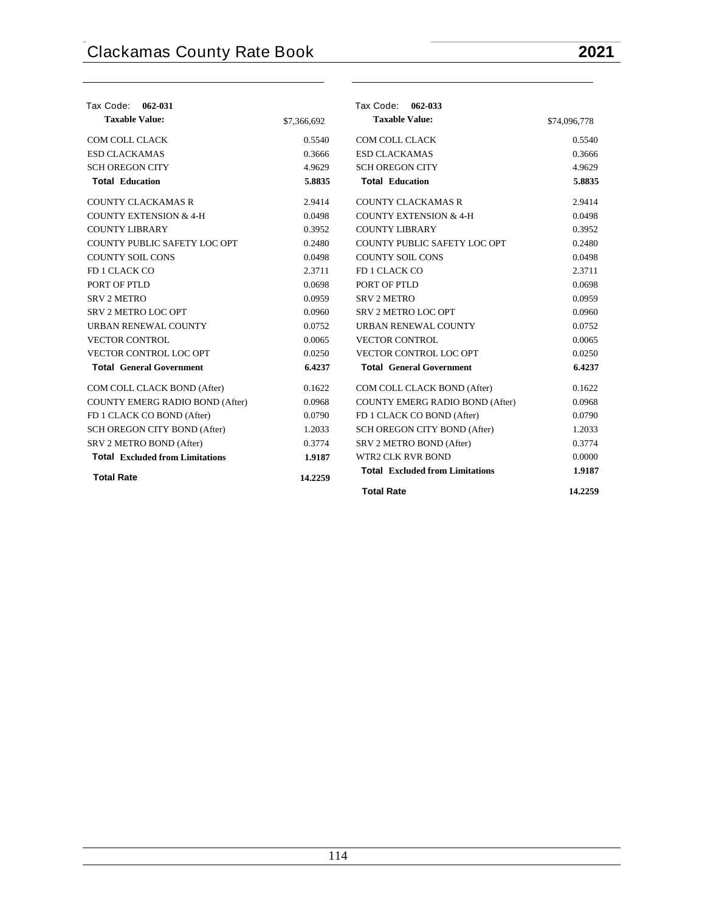## Tax Code: 062-031

| **Taxable Value:** | $7,366,692 |
|---|---|
| COM COLL CLACK | 0.5540 |
| ESD CLACKAMAS | 0.3666 |
| SCH OREGON CITY | 4.9629 |
| **Total Education** | **5.8835** |
| COUNTY CLACKAMAS R | 2.9414 |
| COUNTY EXTENSION & 4-H | 0.0498 |
| COUNTY LIBRARY | 0.3952 |
| COUNTY PUBLIC SAFETY LOC OPT | 0.2480 |
| COUNTY SOIL CONS | 0.0498 |
| FD 1 CLACK CO | 2.3711 |
| PORT OF PTLD | 0.0698 |
| SRV 2 METRO | 0.0959 |
| SRV 2 METRO LOC OPT | 0.0960 |
| URBAN RENEWAL COUNTY | 0.0752 |
| VECTOR CONTROL | 0.0065 |
| VECTOR CONTROL LOC OPT | 0.0250 |
| **Total General Government** | **6.4237** |
| COM COLL CLACK BOND (After) | 0.1622 |
| COUNTY EMERG RADIO BOND (After) | 0.0968 |
| FD 1 CLACK CO BOND (After) | 0.0790 |
| SCH OREGON CITY BOND (After) | 1.2033 |
| SRV 2 METRO BOND (After) | 0.3774 |
| **Total Excluded from Limitations** | **1.9187** |
| **Total Rate** | **14.2259** |

## Tax Code: 062-033

| **Taxable Value:** | $74,096,778 |
|---|---|
| COM COLL CLACK | 0.5540 |
| ESD CLACKAMAS | 0.3666 |
| SCH OREGON CITY | 4.9629 |
| **Total Education** | **5.8835** |
| COUNTY CLACKAMAS R | 2.9414 |
| COUNTY EXTENSION & 4-H | 0.0498 |
| COUNTY LIBRARY | 0.3952 |
| COUNTY PUBLIC SAFETY LOC OPT | 0.2480 |
| COUNTY SOIL CONS | 0.0498 |
| FD 1 CLACK CO | 2.3711 |
| PORT OF PTLD | 0.0698 |
| SRV 2 METRO | 0.0959 |
| SRV 2 METRO LOC OPT | 0.0960 |
| URBAN RENEWAL COUNTY | 0.0752 |
| VECTOR CONTROL | 0.0065 |
| VECTOR CONTROL LOC OPT | 0.0250 |
| **Total General Government** | **6.4237** |
| COM COLL CLACK BOND (After) | 0.1622 |
| COUNTY EMERG RADIO BOND (After) | 0.0968 |
| FD 1 CLACK CO BOND (After) | 0.0790 |
| SCH OREGON CITY BOND (After) | 1.2033 |
| SRV 2 METRO BOND (After) | 0.3774 |
| WTR2 CLK RVR BOND | 0.0000 |
| **Total Excluded from Limitations** | **1.9187** |
| **Total Rate** | **14.2259** |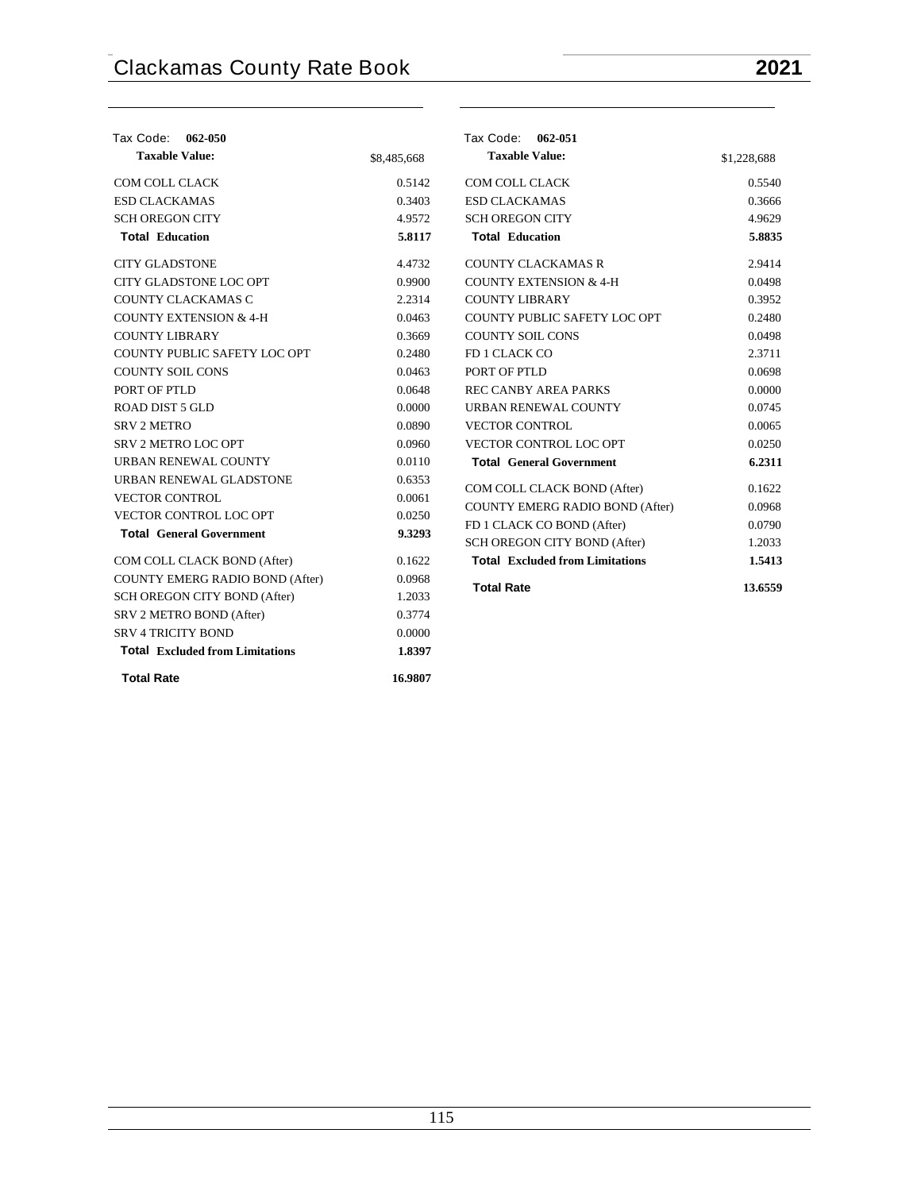## Tax Code: 062-050

| **Taxable Value:** | $8,485,668 |
|---|---|
| COM COLL CLACK | 0.5142 |
| ESD CLACKAMAS | 0.3403 |
| SCH OREGON CITY | 4.9572 |
| **Total Education** | **5.8117** |
| CITY GLADSTONE | 4.4732 |
| CITY GLADSTONE LOC OPT | 0.9900 |
| COUNTY CLACKAMAS C | 2.2314 |
| COUNTY EXTENSION & 4-H | 0.0463 |
| COUNTY LIBRARY | 0.3669 |
| COUNTY PUBLIC SAFETY LOC OPT | 0.2480 |
| COUNTY SOIL CONS | 0.0463 |
| PORT OF PTLD | 0.0648 |
| ROAD DIST 5 GLD | 0.0000 |
| SRV 2 METRO | 0.0890 |
| SRV 2 METRO LOC OPT | 0.0960 |
| URBAN RENEWAL COUNTY | 0.0110 |
| URBAN RENEWAL GLADSTONE | 0.6353 |
| VECTOR CONTROL | 0.0061 |
| VECTOR CONTROL LOC OPT | 0.0250 |
| **Total General Government** | **9.3293** |
| COM COLL CLACK BOND (After) | 0.1622 |
| COUNTY EMERG RADIO BOND (After) | 0.0968 |
| SCH OREGON CITY BOND (After) | 1.2033 |
| SRV 2 METRO BOND (After) | 0.3774 |
| SRV 4 TRICITY BOND | 0.0000 |
| **Total Excluded from Limitations** | **1.8397** |
| **Total Rate** | **16.9807** |

## Tax Code: 062-051

| **Taxable Value:** | $1,228,688 |
|---|---|
| COM COLL CLACK | 0.5540 |
| ESD CLACKAMAS | 0.3666 |
| SCH OREGON CITY | 4.9629 |
| **Total Education** | **5.8835** |
| COUNTY CLACKAMAS R | 2.9414 |
| COUNTY EXTENSION & 4-H | 0.0498 |
| COUNTY LIBRARY | 0.3952 |
| COUNTY PUBLIC SAFETY LOC OPT | 0.2480 |
| COUNTY SOIL CONS | 0.0498 |
| FD 1 CLACK CO | 2.3711 |
| PORT OF PTLD | 0.0698 |
| REC CANBY AREA PARKS | 0.0000 |
| URBAN RENEWAL COUNTY | 0.0745 |
| VECTOR CONTROL | 0.0065 |
| VECTOR CONTROL LOC OPT | 0.0250 |
| **Total General Government** | **6.2311** |
| COM COLL CLACK BOND (After) | 0.1622 |
| COUNTY EMERG RADIO BOND (After) | 0.0968 |
| FD 1 CLACK CO BOND (After) | 0.0790 |
| SCH OREGON CITY BOND (After) | 1.2033 |
| **Total Excluded from Limitations** | **1.5413** |
| **Total Rate** | **13.6559** |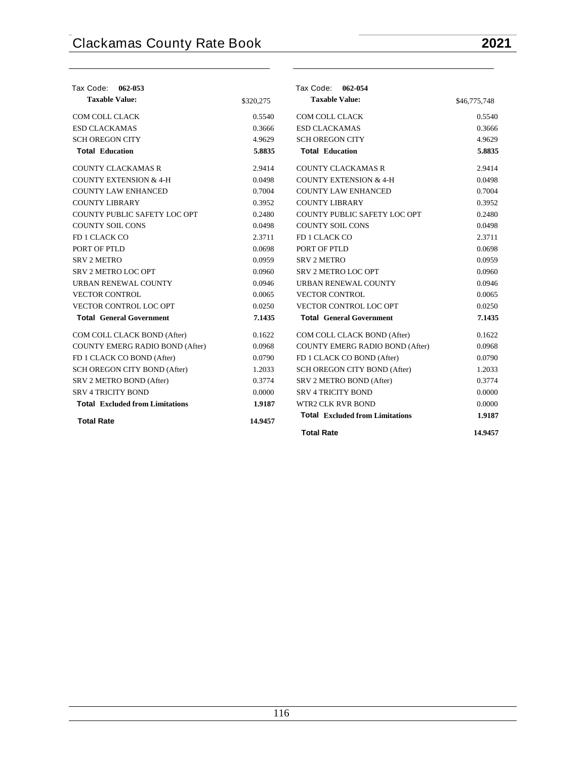| Tax Code: **062-053** | |
|---|---|
| **Taxable Value:** | $320,275 |
| COM COLL CLACK | 0.5540 |
| ESD CLACKAMAS | 0.3666 |
| SCH OREGON CITY | 4.9629 |
| **Total Education** | **5.8835** |
| COUNTY CLACKAMAS R | 2.9414 |
| COUNTY EXTENSION & 4-H | 0.0498 |
| COUNTY LAW ENHANCED | 0.7004 |
| COUNTY LIBRARY | 0.3952 |
| COUNTY PUBLIC SAFETY LOC OPT | 0.2480 |
| COUNTY SOIL CONS | 0.0498 |
| FD 1 CLACK CO | 2.3711 |
| PORT OF PTLD | 0.0698 |
| SRV 2 METRO | 0.0959 |
| SRV 2 METRO LOC OPT | 0.0960 |
| URBAN RENEWAL COUNTY | 0.0946 |
| VECTOR CONTROL | 0.0065 |
| VECTOR CONTROL LOC OPT | 0.0250 |
| **Total General Government** | **7.1435** |
| COM COLL CLACK BOND (After) | 0.1622 |
| COUNTY EMERG RADIO BOND (After) | 0.0968 |
| FD 1 CLACK CO BOND (After) | 0.0790 |
| SCH OREGON CITY BOND (After) | 1.2033 |
| SRV 2 METRO BOND (After) | 0.3774 |
| SRV 4 TRICITY BOND | 0.0000 |
| **Total Excluded from Limitations** | **1.9187** |
| **Total Rate** | **14.9457** |

| Tax Code: **062-054** | |
|---|---|
| **Taxable Value:** | $46,775,748 |
| COM COLL CLACK | 0.5540 |
| ESD CLACKAMAS | 0.3666 |
| SCH OREGON CITY | 4.9629 |
| **Total Education** | **5.8835** |
| COUNTY CLACKAMAS R | 2.9414 |
| COUNTY EXTENSION & 4-H | 0.0498 |
| COUNTY LAW ENHANCED | 0.7004 |
| COUNTY LIBRARY | 0.3952 |
| COUNTY PUBLIC SAFETY LOC OPT | 0.2480 |
| COUNTY SOIL CONS | 0.0498 |
| FD 1 CLACK CO | 2.3711 |
| PORT OF PTLD | 0.0698 |
| SRV 2 METRO | 0.0959 |
| SRV 2 METRO LOC OPT | 0.0960 |
| URBAN RENEWAL COUNTY | 0.0946 |
| VECTOR CONTROL | 0.0065 |
| VECTOR CONTROL LOC OPT | 0.0250 |
| **Total General Government** | **7.1435** |
| COM COLL CLACK BOND (After) | 0.1622 |
| COUNTY EMERG RADIO BOND (After) | 0.0968 |
| FD 1 CLACK CO BOND (After) | 0.0790 |
| SCH OREGON CITY BOND (After) | 1.2033 |
| SRV 2 METRO BOND (After) | 0.3774 |
| SRV 4 TRICITY BOND | 0.0000 |
| WTR2 CLK RVR BOND | 0.0000 |
| **Total Excluded from Limitations** | **1.9187** |
| **Total Rate** | **14.9457** |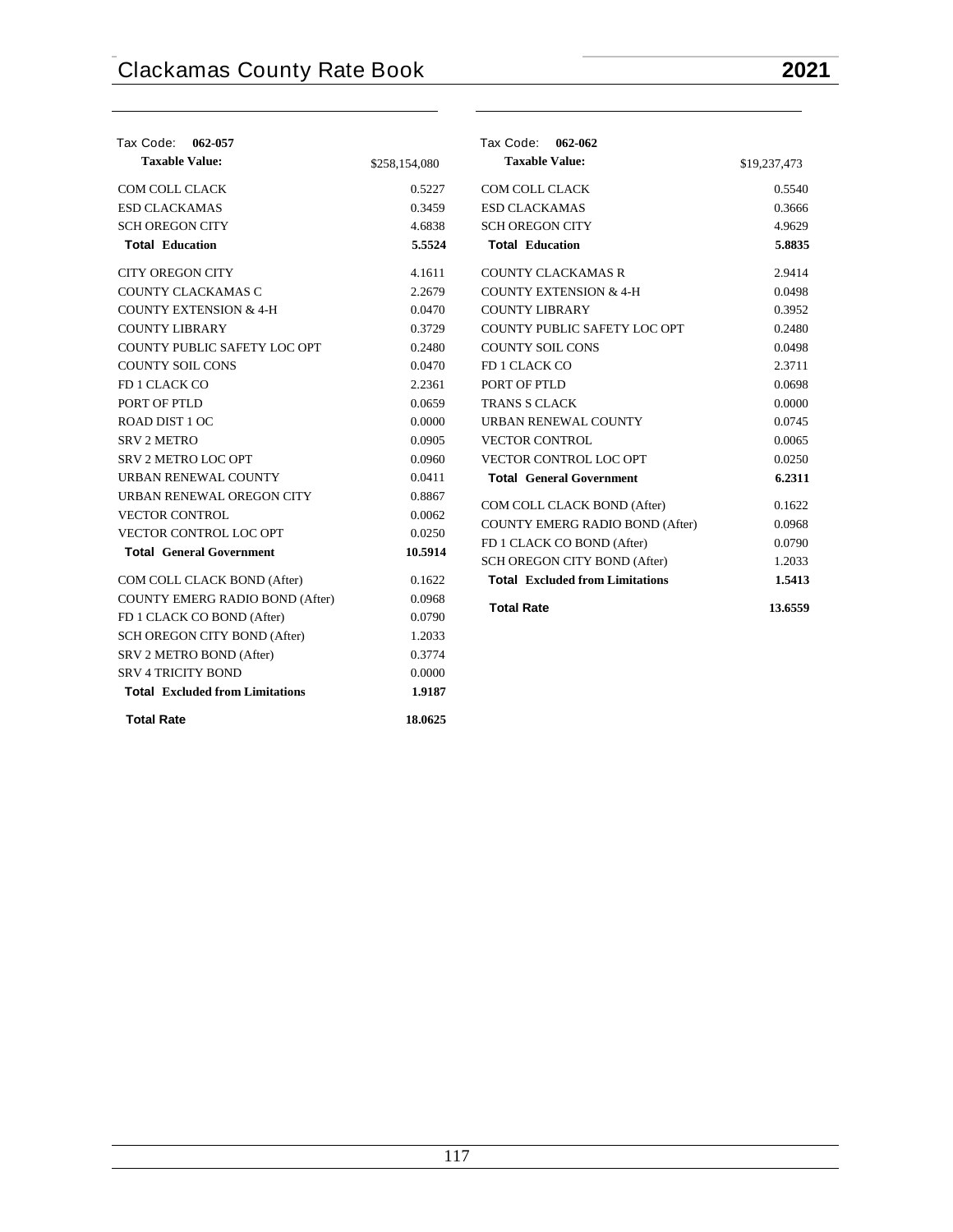Tax Code: **062-057**

| **Taxable Value:** | $258,154,080 |
|---|---|
| COM COLL CLACK | 0.5227 |
| ESD CLACKAMAS | 0.3459 |
| SCH OREGON CITY | 4.6838 |
| **Total Education** | **5.5524** |
| CITY OREGON CITY | 4.1611 |
| COUNTY CLACKAMAS C | 2.2679 |
| COUNTY EXTENSION & 4-H | 0.0470 |
| COUNTY LIBRARY | 0.3729 |
| COUNTY PUBLIC SAFETY LOC OPT | 0.2480 |
| COUNTY SOIL CONS | 0.0470 |
| FD 1 CLACK CO | 2.2361 |
| PORT OF PTLD | 0.0659 |
| ROAD DIST 1 OC | 0.0000 |
| SRV 2 METRO | 0.0905 |
| SRV 2 METRO LOC OPT | 0.0960 |
| URBAN RENEWAL COUNTY | 0.0411 |
| URBAN RENEWAL OREGON CITY | 0.8867 |
| VECTOR CONTROL | 0.0062 |
| VECTOR CONTROL LOC OPT | 0.0250 |
| **Total General Government** | **10.5914** |
| COM COLL CLACK BOND (After) | 0.1622 |
| COUNTY EMERG RADIO BOND (After) | 0.0968 |
| FD 1 CLACK CO BOND (After) | 0.0790 |
| SCH OREGON CITY BOND (After) | 1.2033 |
| SRV 2 METRO BOND (After) | 0.3774 |
| SRV 4 TRICITY BOND | 0.0000 |
| **Total Excluded from Limitations** | **1.9187** |
| **Total Rate** | **18.0625** |

Tax Code: **062-062**

| **Taxable Value:** | $19,237,473 |
|---|---|
| COM COLL CLACK | 0.5540 |
| ESD CLACKAMAS | 0.3666 |
| SCH OREGON CITY | 4.9629 |
| **Total Education** | **5.8835** |
| COUNTY CLACKAMAS R | 2.9414 |
| COUNTY EXTENSION & 4-H | 0.0498 |
| COUNTY LIBRARY | 0.3952 |
| COUNTY PUBLIC SAFETY LOC OPT | 0.2480 |
| COUNTY SOIL CONS | 0.0498 |
| FD 1 CLACK CO | 2.3711 |
| PORT OF PTLD | 0.0698 |
| TRANS S CLACK | 0.0000 |
| URBAN RENEWAL COUNTY | 0.0745 |
| VECTOR CONTROL | 0.0065 |
| VECTOR CONTROL LOC OPT | 0.0250 |
| **Total General Government** | **6.2311** |
| COM COLL CLACK BOND (After) | 0.1622 |
| COUNTY EMERG RADIO BOND (After) | 0.0968 |
| FD 1 CLACK CO BOND (After) | 0.0790 |
| SCH OREGON CITY BOND (After) | 1.2033 |
| **Total Excluded from Limitations** | **1.5413** |
| **Total Rate** | **13.6559** |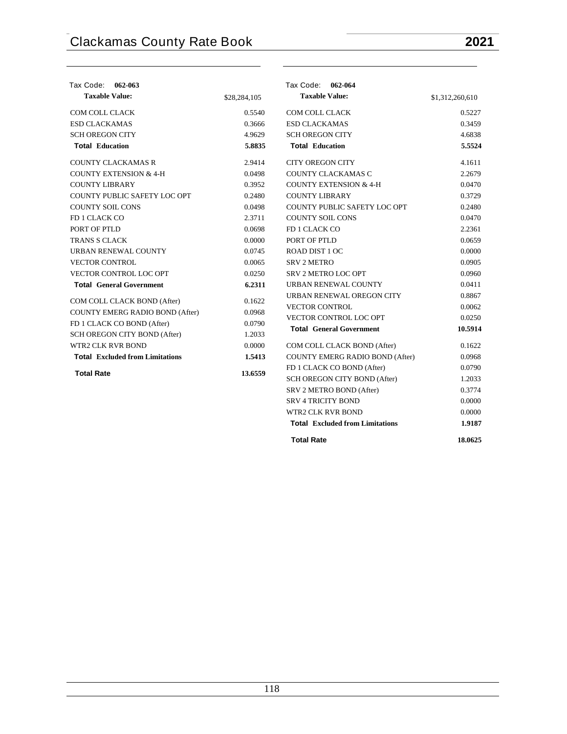## Tax Code: 062-063

| Taxable Value: | $28,284,105 |
|---|---|
| COM COLL CLACK | 0.5540 |
| ESD CLACKAMAS | 0.3666 |
| SCH OREGON CITY | 4.9629 |
| **Total Education** | **5.8835** |
| COUNTY CLACKAMAS R | 2.9414 |
| COUNTY EXTENSION & 4-H | 0.0498 |
| COUNTY LIBRARY | 0.3952 |
| COUNTY PUBLIC SAFETY LOC OPT | 0.2480 |
| COUNTY SOIL CONS | 0.0498 |
| FD 1 CLACK CO | 2.3711 |
| PORT OF PTLD | 0.0698 |
| TRANS S CLACK | 0.0000 |
| URBAN RENEWAL COUNTY | 0.0745 |
| VECTOR CONTROL | 0.0065 |
| VECTOR CONTROL LOC OPT | 0.0250 |
| **Total General Government** | **6.2311** |
| COM COLL CLACK BOND (After) | 0.1622 |
| COUNTY EMERG RADIO BOND (After) | 0.0968 |
| FD 1 CLACK CO BOND (After) | 0.0790 |
| SCH OREGON CITY BOND (After) | 1.2033 |
| WTR2 CLK RVR BOND | 0.0000 |
| **Total Excluded from Limitations** | **1.5413** |
| **Total Rate** | **13.6559** |

## Tax Code: 062-064

| Taxable Value: | $1,312,260,610 |
|---|---|
| COM COLL CLACK | 0.5227 |
| ESD CLACKAMAS | 0.3459 |
| SCH OREGON CITY | 4.6838 |
| **Total Education** | **5.5524** |
| CITY OREGON CITY | 4.1611 |
| COUNTY CLACKAMAS C | 2.2679 |
| COUNTY EXTENSION & 4-H | 0.0470 |
| COUNTY LIBRARY | 0.3729 |
| COUNTY PUBLIC SAFETY LOC OPT | 0.2480 |
| COUNTY SOIL CONS | 0.0470 |
| FD 1 CLACK CO | 2.2361 |
| PORT OF PTLD | 0.0659 |
| ROAD DIST 1 OC | 0.0000 |
| SRV 2 METRO | 0.0905 |
| SRV 2 METRO LOC OPT | 0.0960 |
| URBAN RENEWAL COUNTY | 0.0411 |
| URBAN RENEWAL OREGON CITY | 0.8867 |
| VECTOR CONTROL | 0.0062 |
| VECTOR CONTROL LOC OPT | 0.0250 |
| **Total General Government** | **10.5914** |
| COM COLL CLACK BOND (After) | 0.1622 |
| COUNTY EMERG RADIO BOND (After) | 0.0968 |
| FD 1 CLACK CO BOND (After) | 0.0790 |
| SCH OREGON CITY BOND (After) | 1.2033 |
| SRV 2 METRO BOND (After) | 0.3774 |
| SRV 4 TRICITY BOND | 0.0000 |
| WTR2 CLK RVR BOND | 0.0000 |
| **Total Excluded from Limitations** | **1.9187** |
| **Total Rate** | **18.0625** |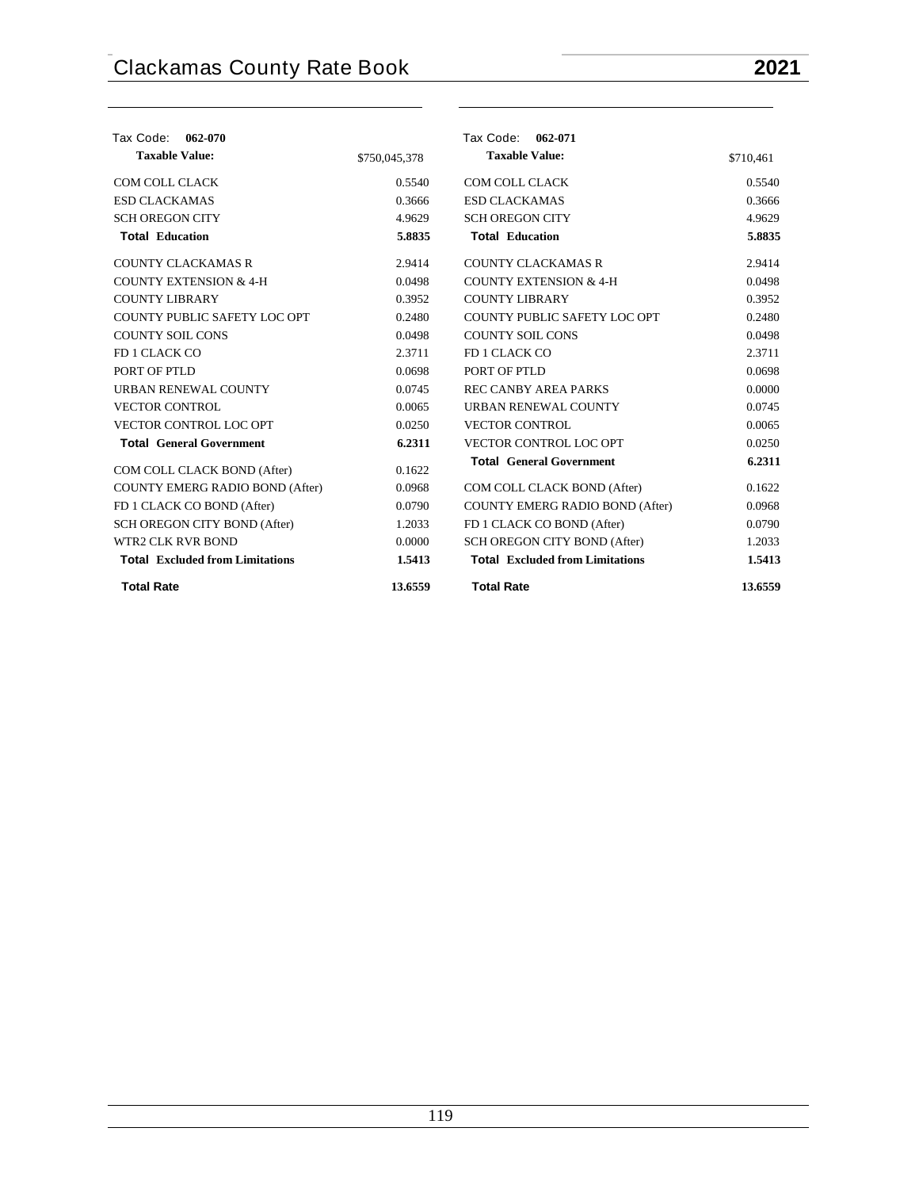| Tax Code: **062-070** | |
|---|---|
| **Taxable Value:** | $750,045,378 |
| COM COLL CLACK | 0.5540 |
| ESD CLACKAMAS | 0.3666 |
| SCH OREGON CITY | 4.9629 |
| **Total Education** | **5.8835** |
| COUNTY CLACKAMAS R | 2.9414 |
| COUNTY EXTENSION & 4-H | 0.0498 |
| COUNTY LIBRARY | 0.3952 |
| COUNTY PUBLIC SAFETY LOC OPT | 0.2480 |
| COUNTY SOIL CONS | 0.0498 |
| FD 1 CLACK CO | 2.3711 |
| PORT OF PTLD | 0.0698 |
| URBAN RENEWAL COUNTY | 0.0745 |
| VECTOR CONTROL | 0.0065 |
| VECTOR CONTROL LOC OPT | 0.0250 |
| **Total General Government** | **6.2311** |
| COM COLL CLACK BOND (After) | 0.1622 |
| COUNTY EMERG RADIO BOND (After) | 0.0968 |
| FD 1 CLACK CO BOND (After) | 0.0790 |
| SCH OREGON CITY BOND (After) | 1.2033 |
| WTR2 CLK RVR BOND | 0.0000 |
| **Total Excluded from Limitations** | **1.5413** |
| **Total Rate** | **13.6559** |

| Tax Code: **062-071** | |
|---|---|
| **Taxable Value:** | $710,461 |
| COM COLL CLACK | 0.5540 |
| ESD CLACKAMAS | 0.3666 |
| SCH OREGON CITY | 4.9629 |
| **Total Education** | **5.8835** |
| COUNTY CLACKAMAS R | 2.9414 |
| COUNTY EXTENSION & 4-H | 0.0498 |
| COUNTY LIBRARY | 0.3952 |
| COUNTY PUBLIC SAFETY LOC OPT | 0.2480 |
| COUNTY SOIL CONS | 0.0498 |
| FD 1 CLACK CO | 2.3711 |
| PORT OF PTLD | 0.0698 |
| REC CANBY AREA PARKS | 0.0000 |
| URBAN RENEWAL COUNTY | 0.0745 |
| VECTOR CONTROL | 0.0065 |
| VECTOR CONTROL LOC OPT | 0.0250 |
| **Total General Government** | **6.2311** |
| COM COLL CLACK BOND (After) | 0.1622 |
| COUNTY EMERG RADIO BOND (After) | 0.0968 |
| FD 1 CLACK CO BOND (After) | 0.0790 |
| SCH OREGON CITY BOND (After) | 1.2033 |
| **Total Excluded from Limitations** | **1.5413** |
| **Total Rate** | **13.6559** |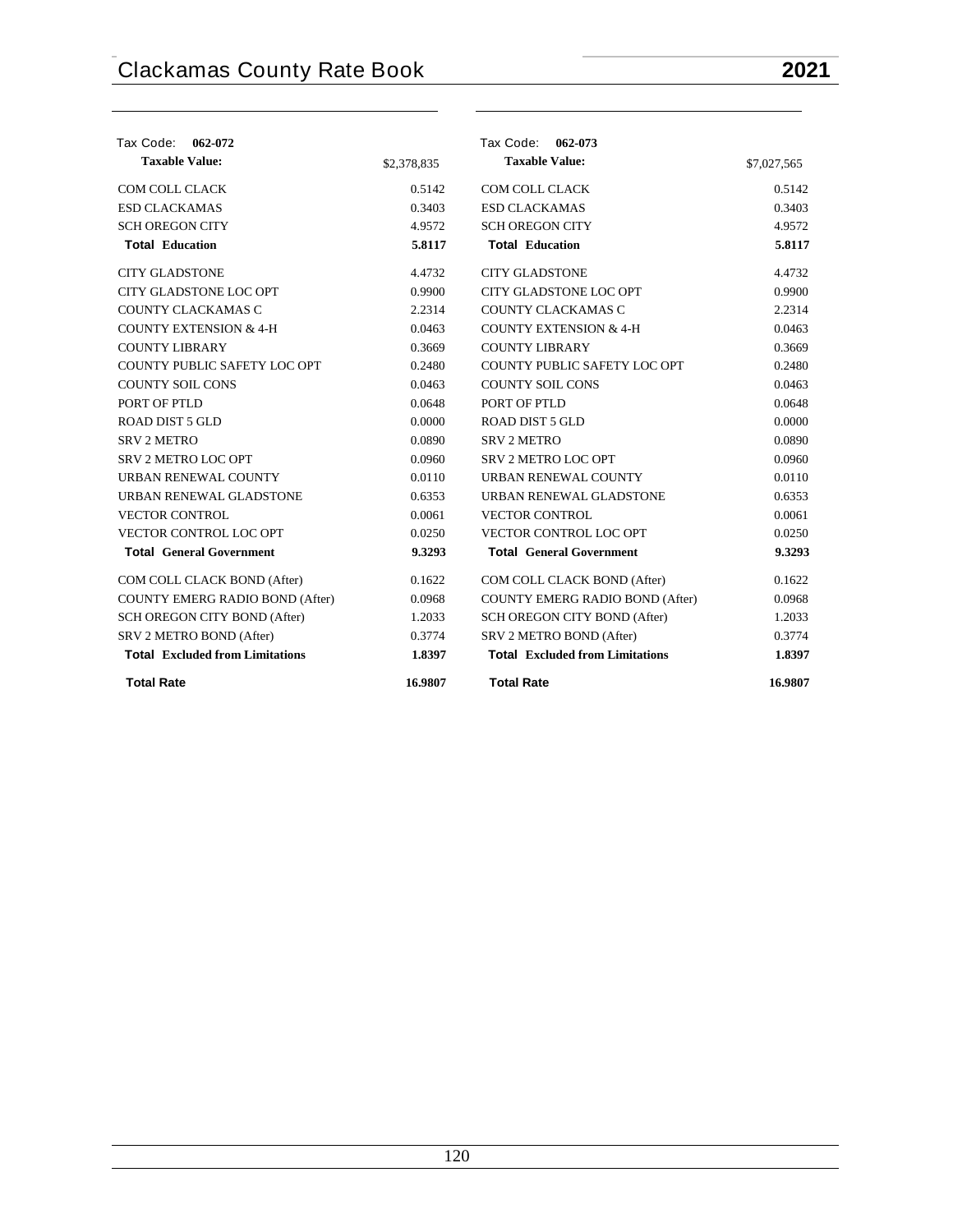Tax Code: **062-072**

| **Taxable Value:** | $2,378,835 |
|---|---|
| COM COLL CLACK | 0.5142 |
| ESD CLACKAMAS | 0.3403 |
| SCH OREGON CITY | 4.9572 |
| **Total Education** | **5.8117** |
| CITY GLADSTONE | 4.4732 |
| CITY GLADSTONE LOC OPT | 0.9900 |
| COUNTY CLACKAMAS C | 2.2314 |
| COUNTY EXTENSION & 4-H | 0.0463 |
| COUNTY LIBRARY | 0.3669 |
| COUNTY PUBLIC SAFETY LOC OPT | 0.2480 |
| COUNTY SOIL CONS | 0.0463 |
| PORT OF PTLD | 0.0648 |
| ROAD DIST 5 GLD | 0.0000 |
| SRV 2 METRO | 0.0890 |
| SRV 2 METRO LOC OPT | 0.0960 |
| URBAN RENEWAL COUNTY | 0.0110 |
| URBAN RENEWAL GLADSTONE | 0.6353 |
| VECTOR CONTROL | 0.0061 |
| VECTOR CONTROL LOC OPT | 0.0250 |
| **Total General Government** | **9.3293** |
| COM COLL CLACK BOND (After) | 0.1622 |
| COUNTY EMERG RADIO BOND (After) | 0.0968 |
| SCH OREGON CITY BOND (After) | 1.2033 |
| SRV 2 METRO BOND (After) | 0.3774 |
| **Total Excluded from Limitations** | **1.8397** |
| **Total Rate** | **16.9807** |

Tax Code: **062-073**

| **Taxable Value:** | $7,027,565 |
|---|---|
| COM COLL CLACK | 0.5142 |
| ESD CLACKAMAS | 0.3403 |
| SCH OREGON CITY | 4.9572 |
| **Total Education** | **5.8117** |
| CITY GLADSTONE | 4.4732 |
| CITY GLADSTONE LOC OPT | 0.9900 |
| COUNTY CLACKAMAS C | 2.2314 |
| COUNTY EXTENSION & 4-H | 0.0463 |
| COUNTY LIBRARY | 0.3669 |
| COUNTY PUBLIC SAFETY LOC OPT | 0.2480 |
| COUNTY SOIL CONS | 0.0463 |
| PORT OF PTLD | 0.0648 |
| ROAD DIST 5 GLD | 0.0000 |
| SRV 2 METRO | 0.0890 |
| SRV 2 METRO LOC OPT | 0.0960 |
| URBAN RENEWAL COUNTY | 0.0110 |
| URBAN RENEWAL GLADSTONE | 0.6353 |
| VECTOR CONTROL | 0.0061 |
| VECTOR CONTROL LOC OPT | 0.0250 |
| **Total General Government** | **9.3293** |
| COM COLL CLACK BOND (After) | 0.1622 |
| COUNTY EMERG RADIO BOND (After) | 0.0968 |
| SCH OREGON CITY BOND (After) | 1.2033 |
| SRV 2 METRO BOND (After) | 0.3774 |
| **Total Excluded from Limitations** | **1.8397** |
| **Total Rate** | **16.9807** |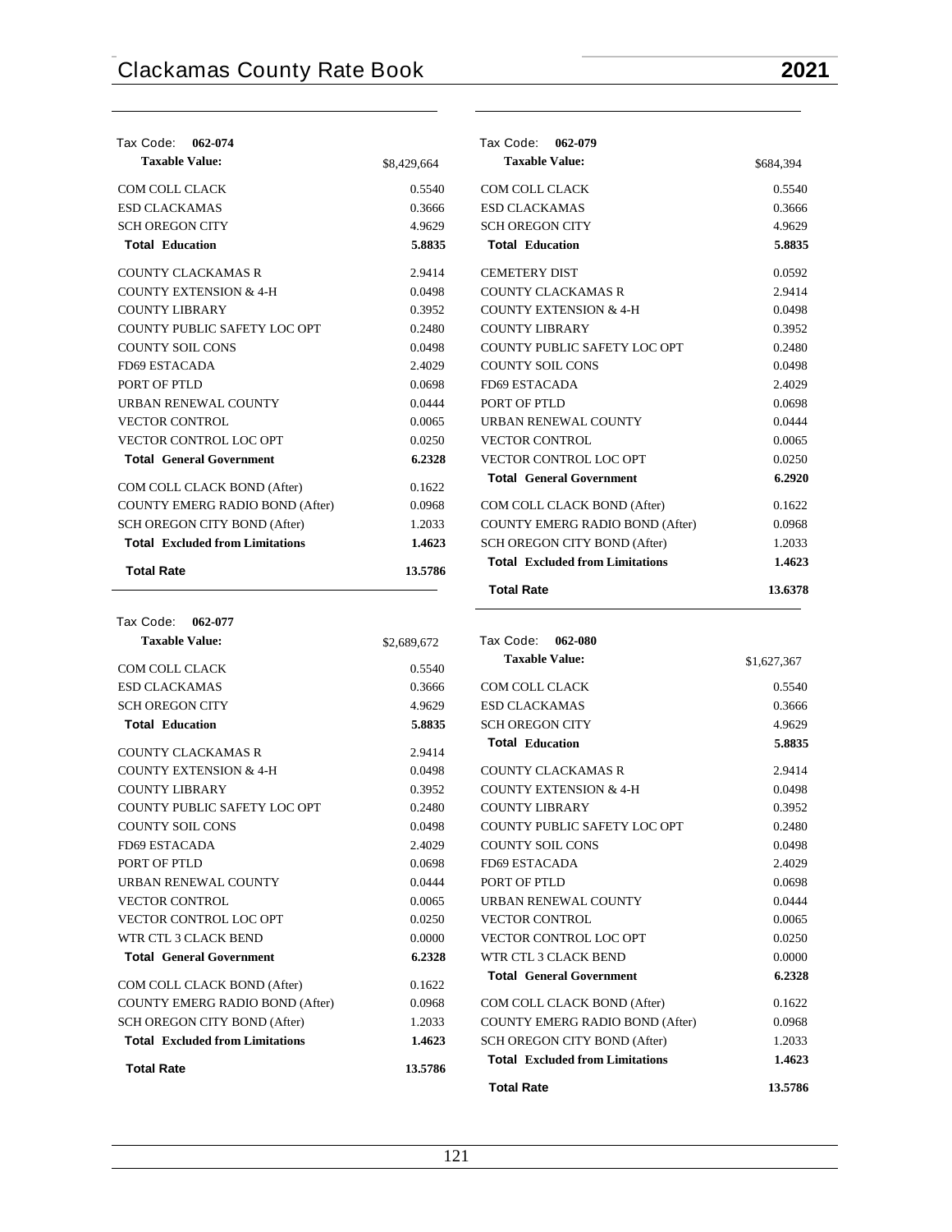Tax Code: **062-074**

| Taxable Value: | $8,429,664 |
| --- | --- |
| COM COLL CLACK | 0.5540 |
| ESD CLACKAMAS | 0.3666 |
| SCH OREGON CITY | 4.9629 |
| **Total Education** | **5.8835** |
| COUNTY CLACKAMAS R | 2.9414 |
| COUNTY EXTENSION & 4-H | 0.0498 |
| COUNTY LIBRARY | 0.3952 |
| COUNTY PUBLIC SAFETY LOC OPT | 0.2480 |
| COUNTY SOIL CONS | 0.0498 |
| FD69 ESTACADA | 2.4029 |
| PORT OF PTLD | 0.0698 |
| URBAN RENEWAL COUNTY | 0.0444 |
| VECTOR CONTROL | 0.0065 |
| VECTOR CONTROL LOC OPT | 0.0250 |
| **Total General Government** | **6.2328** |
| COM COLL CLACK BOND (After) | 0.1622 |
| COUNTY EMERG RADIO BOND (After) | 0.0968 |
| SCH OREGON CITY BOND (After) | 1.2033 |
| **Total Excluded from Limitations** | **1.4623** |
| **Total Rate** | **13.5786** |

Tax Code: **062-077**

| Taxable Value: | $2,689,672 |
| --- | --- |
| COM COLL CLACK | 0.5540 |
| ESD CLACKAMAS | 0.3666 |
| SCH OREGON CITY | 4.9629 |
| **Total Education** | **5.8835** |
| COUNTY CLACKAMAS R | 2.9414 |
| COUNTY EXTENSION & 4-H | 0.0498 |
| COUNTY LIBRARY | 0.3952 |
| COUNTY PUBLIC SAFETY LOC OPT | 0.2480 |
| COUNTY SOIL CONS | 0.0498 |
| FD69 ESTACADA | 2.4029 |
| PORT OF PTLD | 0.0698 |
| URBAN RENEWAL COUNTY | 0.0444 |
| VECTOR CONTROL | 0.0065 |
| VECTOR CONTROL LOC OPT | 0.0250 |
| WTR CTL 3 CLACK BEND | 0.0000 |
| **Total General Government** | **6.2328** |
| COM COLL CLACK BOND (After) | 0.1622 |
| COUNTY EMERG RADIO BOND (After) | 0.0968 |
| SCH OREGON CITY BOND (After) | 1.2033 |
| **Total Excluded from Limitations** | **1.4623** |
| **Total Rate** | **13.5786** |

Tax Code: **062-079**

| Taxable Value: | $684,394 |
| --- | --- |
| COM COLL CLACK | 0.5540 |
| ESD CLACKAMAS | 0.3666 |
| SCH OREGON CITY | 4.9629 |
| **Total Education** | **5.8835** |
| CEMETERY DIST | 0.0592 |
| COUNTY CLACKAMAS R | 2.9414 |
| COUNTY EXTENSION & 4-H | 0.0498 |
| COUNTY LIBRARY | 0.3952 |
| COUNTY PUBLIC SAFETY LOC OPT | 0.2480 |
| COUNTY SOIL CONS | 0.0498 |
| FD69 ESTACADA | 2.4029 |
| PORT OF PTLD | 0.0698 |
| URBAN RENEWAL COUNTY | 0.0444 |
| VECTOR CONTROL | 0.0065 |
| VECTOR CONTROL LOC OPT | 0.0250 |
| **Total General Government** | **6.2920** |
| COM COLL CLACK BOND (After) | 0.1622 |
| COUNTY EMERG RADIO BOND (After) | 0.0968 |
| SCH OREGON CITY BOND (After) | 1.2033 |
| **Total Excluded from Limitations** | **1.4623** |
| **Total Rate** | **13.6378** |

Tax Code: **062-080**

| Taxable Value: | $1,627,367 |
| --- | --- |
| COM COLL CLACK | 0.5540 |
| ESD CLACKAMAS | 0.3666 |
| SCH OREGON CITY | 4.9629 |
| **Total Education** | **5.8835** |
| COUNTY CLACKAMAS R | 2.9414 |
| COUNTY EXTENSION & 4-H | 0.0498 |
| COUNTY LIBRARY | 0.3952 |
| COUNTY PUBLIC SAFETY LOC OPT | 0.2480 |
| COUNTY SOIL CONS | 0.0498 |
| FD69 ESTACADA | 2.4029 |
| PORT OF PTLD | 0.0698 |
| URBAN RENEWAL COUNTY | 0.0444 |
| VECTOR CONTROL | 0.0065 |
| VECTOR CONTROL LOC OPT | 0.0250 |
| WTR CTL 3 CLACK BEND | 0.0000 |
| **Total General Government** | **6.2328** |
| COM COLL CLACK BOND (After) | 0.1622 |
| COUNTY EMERG RADIO BOND (After) | 0.0968 |
| SCH OREGON CITY BOND (After) | 1.2033 |
| **Total Excluded from Limitations** | **1.4623** |
| **Total Rate** | **13.5786** |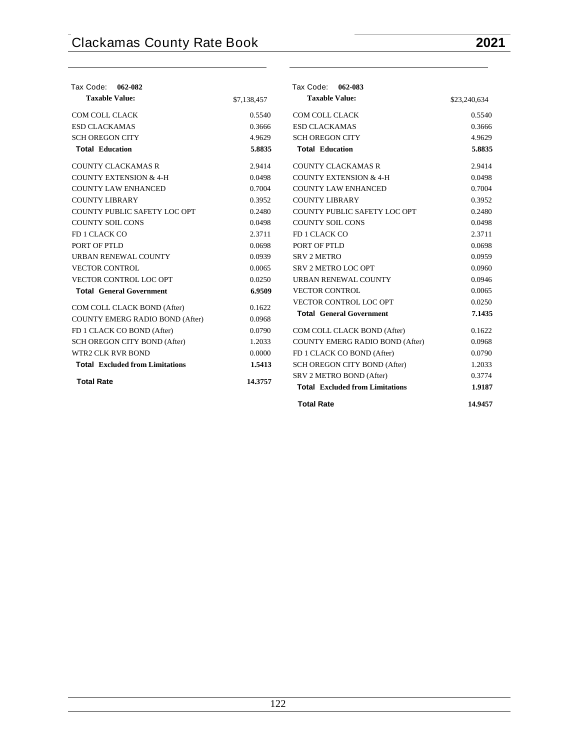## Tax Code: 062-082

| Taxable Value: | $7,138,457 |
|---|---|
| COM COLL CLACK | 0.5540 |
| ESD CLACKAMAS | 0.3666 |
| SCH OREGON CITY | 4.9629 |
| **Total Education** | **5.8835** |
| COUNTY CLACKAMAS R | 2.9414 |
| COUNTY EXTENSION & 4-H | 0.0498 |
| COUNTY LAW ENHANCED | 0.7004 |
| COUNTY LIBRARY | 0.3952 |
| COUNTY PUBLIC SAFETY LOC OPT | 0.2480 |
| COUNTY SOIL CONS | 0.0498 |
| FD 1 CLACK CO | 2.3711 |
| PORT OF PTLD | 0.0698 |
| URBAN RENEWAL COUNTY | 0.0939 |
| VECTOR CONTROL | 0.0065 |
| VECTOR CONTROL LOC OPT | 0.0250 |
| **Total General Government** | **6.9509** |
| COM COLL CLACK BOND (After) | 0.1622 |
| COUNTY EMERG RADIO BOND (After) | 0.0968 |
| FD 1 CLACK CO BOND (After) | 0.0790 |
| SCH OREGON CITY BOND (After) | 1.2033 |
| WTR2 CLK RVR BOND | 0.0000 |
| **Total Excluded from Limitations** | **1.5413** |
| **Total Rate** | **14.3757** |

## Tax Code: 062-083

| Taxable Value: | $23,240,634 |
|---|---|
| COM COLL CLACK | 0.5540 |
| ESD CLACKAMAS | 0.3666 |
| SCH OREGON CITY | 4.9629 |
| **Total Education** | **5.8835** |
| COUNTY CLACKAMAS R | 2.9414 |
| COUNTY EXTENSION & 4-H | 0.0498 |
| COUNTY LAW ENHANCED | 0.7004 |
| COUNTY LIBRARY | 0.3952 |
| COUNTY PUBLIC SAFETY LOC OPT | 0.2480 |
| COUNTY SOIL CONS | 0.0498 |
| FD 1 CLACK CO | 2.3711 |
| PORT OF PTLD | 0.0698 |
| SRV 2 METRO | 0.0959 |
| SRV 2 METRO LOC OPT | 0.0960 |
| URBAN RENEWAL COUNTY | 0.0946 |
| VECTOR CONTROL | 0.0065 |
| VECTOR CONTROL LOC OPT | 0.0250 |
| **Total General Government** | **7.1435** |
| COM COLL CLACK BOND (After) | 0.1622 |
| COUNTY EMERG RADIO BOND (After) | 0.0968 |
| FD 1 CLACK CO BOND (After) | 0.0790 |
| SCH OREGON CITY BOND (After) | 1.2033 |
| SRV 2 METRO BOND (After) | 0.3774 |
| **Total Excluded from Limitations** | **1.9187** |
| **Total Rate** | **14.9457** |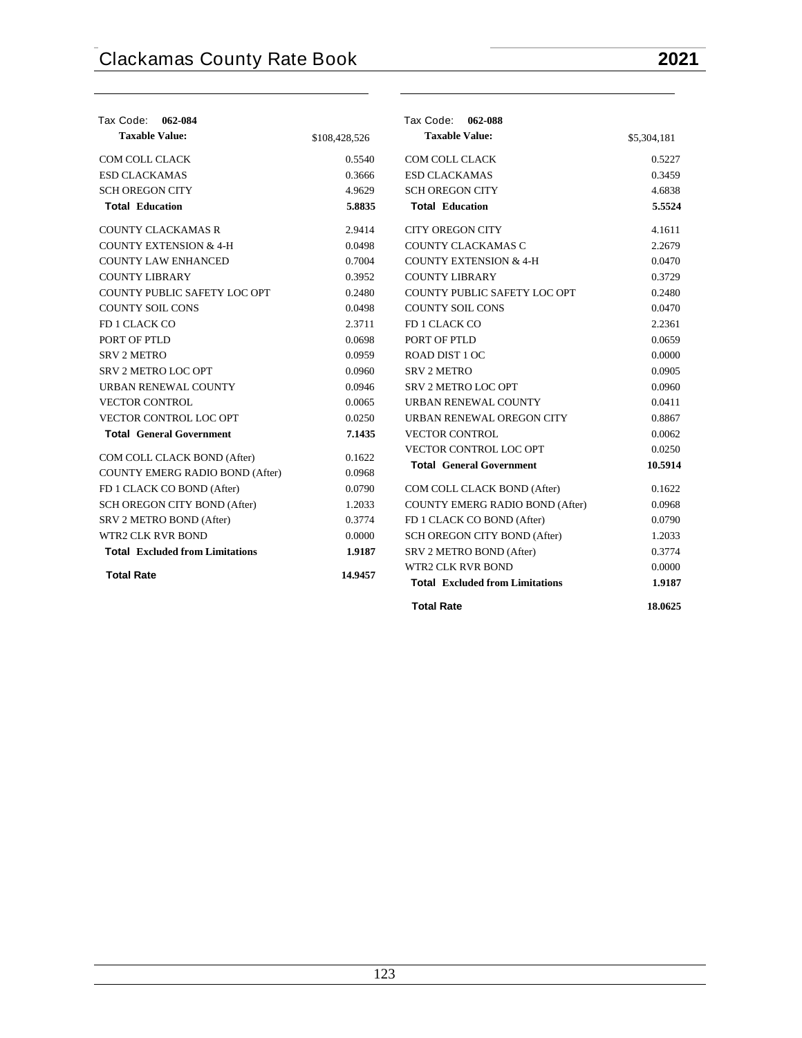| Tax Code: **062-084** | |
|---|---|
| **Taxable Value:** | $108,428,526 |
| COM COLL CLACK | 0.5540 |
| ESD CLACKAMAS | 0.3666 |
| SCH OREGON CITY | 4.9629 |
| **Total Education** | **5.8835** |
| COUNTY CLACKAMAS R | 2.9414 |
| COUNTY EXTENSION & 4-H | 0.0498 |
| COUNTY LAW ENHANCED | 0.7004 |
| COUNTY LIBRARY | 0.3952 |
| COUNTY PUBLIC SAFETY LOC OPT | 0.2480 |
| COUNTY SOIL CONS | 0.0498 |
| FD 1 CLACK CO | 2.3711 |
| PORT OF PTLD | 0.0698 |
| SRV 2 METRO | 0.0959 |
| SRV 2 METRO LOC OPT | 0.0960 |
| URBAN RENEWAL COUNTY | 0.0946 |
| VECTOR CONTROL | 0.0065 |
| VECTOR CONTROL LOC OPT | 0.0250 |
| **Total General Government** | **7.1435** |
| COM COLL CLACK BOND (After) | 0.1622 |
| COUNTY EMERG RADIO BOND (After) | 0.0968 |
| FD 1 CLACK CO BOND (After) | 0.0790 |
| SCH OREGON CITY BOND (After) | 1.2033 |
| SRV 2 METRO BOND (After) | 0.3774 |
| WTR2 CLK RVR BOND | 0.0000 |
| **Total Excluded from Limitations** | **1.9187** |
| **Total Rate** | **14.9457** |

| Tax Code: **062-088** | |
|---|---|
| **Taxable Value:** | $5,304,181 |
| COM COLL CLACK | 0.5227 |
| ESD CLACKAMAS | 0.3459 |
| SCH OREGON CITY | 4.6838 |
| **Total Education** | **5.5524** |
| CITY OREGON CITY | 4.1611 |
| COUNTY CLACKAMAS C | 2.2679 |
| COUNTY EXTENSION & 4-H | 0.0470 |
| COUNTY LIBRARY | 0.3729 |
| COUNTY PUBLIC SAFETY LOC OPT | 0.2480 |
| COUNTY SOIL CONS | 0.0470 |
| FD 1 CLACK CO | 2.2361 |
| PORT OF PTLD | 0.0659 |
| ROAD DIST 1 OC | 0.0000 |
| SRV 2 METRO | 0.0905 |
| SRV 2 METRO LOC OPT | 0.0960 |
| URBAN RENEWAL COUNTY | 0.0411 |
| URBAN RENEWAL OREGON CITY | 0.8867 |
| VECTOR CONTROL | 0.0062 |
| VECTOR CONTROL LOC OPT | 0.0250 |
| **Total General Government** | **10.5914** |
| COM COLL CLACK BOND (After) | 0.1622 |
| COUNTY EMERG RADIO BOND (After) | 0.0968 |
| FD 1 CLACK CO BOND (After) | 0.0790 |
| SCH OREGON CITY BOND (After) | 1.2033 |
| SRV 2 METRO BOND (After) | 0.3774 |
| WTR2 CLK RVR BOND | 0.0000 |
| **Total Excluded from Limitations** | **1.9187** |
| **Total Rate** | **18.0625** |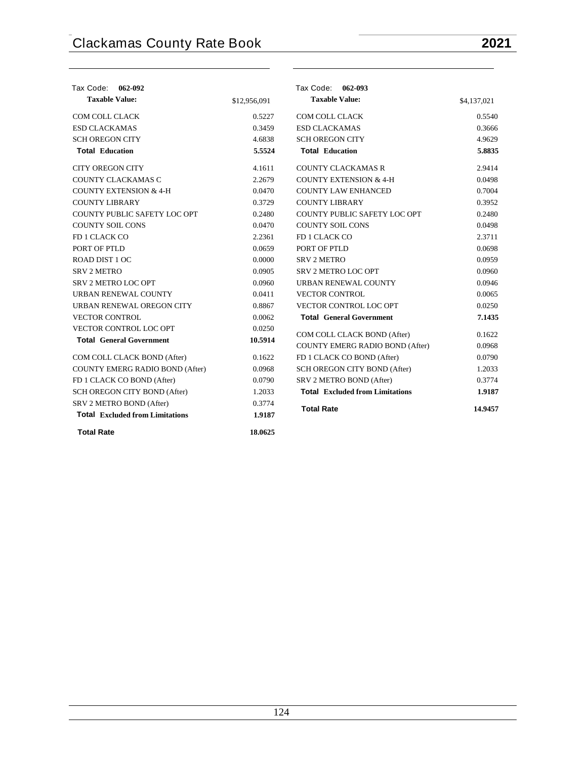Tax Code: **062-092**

| **Taxable Value:** | $12,956,091 |
|---|---|
| COM COLL CLACK | 0.5227 |
| ESD CLACKAMAS | 0.3459 |
| SCH OREGON CITY | 4.6838 |
| **Total Education** | **5.5524** |
| CITY OREGON CITY | 4.1611 |
| COUNTY CLACKAMAS C | 2.2679 |
| COUNTY EXTENSION & 4-H | 0.0470 |
| COUNTY LIBRARY | 0.3729 |
| COUNTY PUBLIC SAFETY LOC OPT | 0.2480 |
| COUNTY SOIL CONS | 0.0470 |
| FD 1 CLACK CO | 2.2361 |
| PORT OF PTLD | 0.0659 |
| ROAD DIST 1 OC | 0.0000 |
| SRV 2 METRO | 0.0905 |
| SRV 2 METRO LOC OPT | 0.0960 |
| URBAN RENEWAL COUNTY | 0.0411 |
| URBAN RENEWAL OREGON CITY | 0.8867 |
| VECTOR CONTROL | 0.0062 |
| VECTOR CONTROL LOC OPT | 0.0250 |
| **Total General Government** | **10.5914** |
| COM COLL CLACK BOND (After) | 0.1622 |
| COUNTY EMERG RADIO BOND (After) | 0.0968 |
| FD 1 CLACK CO BOND (After) | 0.0790 |
| SCH OREGON CITY BOND (After) | 1.2033 |
| SRV 2 METRO BOND (After) | 0.3774 |
| **Total Excluded from Limitations** | **1.9187** |
| **Total Rate** | **18.0625** |

Tax Code: **062-093**

| **Taxable Value:** | $4,137,021 |
|---|---|
| COM COLL CLACK | 0.5540 |
| ESD CLACKAMAS | 0.3666 |
| SCH OREGON CITY | 4.9629 |
| **Total Education** | **5.8835** |
| COUNTY CLACKAMAS R | 2.9414 |
| COUNTY EXTENSION & 4-H | 0.0498 |
| COUNTY LAW ENHANCED | 0.7004 |
| COUNTY LIBRARY | 0.3952 |
| COUNTY PUBLIC SAFETY LOC OPT | 0.2480 |
| COUNTY SOIL CONS | 0.0498 |
| FD 1 CLACK CO | 2.3711 |
| PORT OF PTLD | 0.0698 |
| SRV 2 METRO | 0.0959 |
| SRV 2 METRO LOC OPT | 0.0960 |
| URBAN RENEWAL COUNTY | 0.0946 |
| VECTOR CONTROL | 0.0065 |
| VECTOR CONTROL LOC OPT | 0.0250 |
| **Total General Government** | **7.1435** |
| COM COLL CLACK BOND (After) | 0.1622 |
| COUNTY EMERG RADIO BOND (After) | 0.0968 |
| FD 1 CLACK CO BOND (After) | 0.0790 |
| SCH OREGON CITY BOND (After) | 1.2033 |
| SRV 2 METRO BOND (After) | 0.3774 |
| **Total Excluded from Limitations** | **1.9187** |
| **Total Rate** | **14.9457** |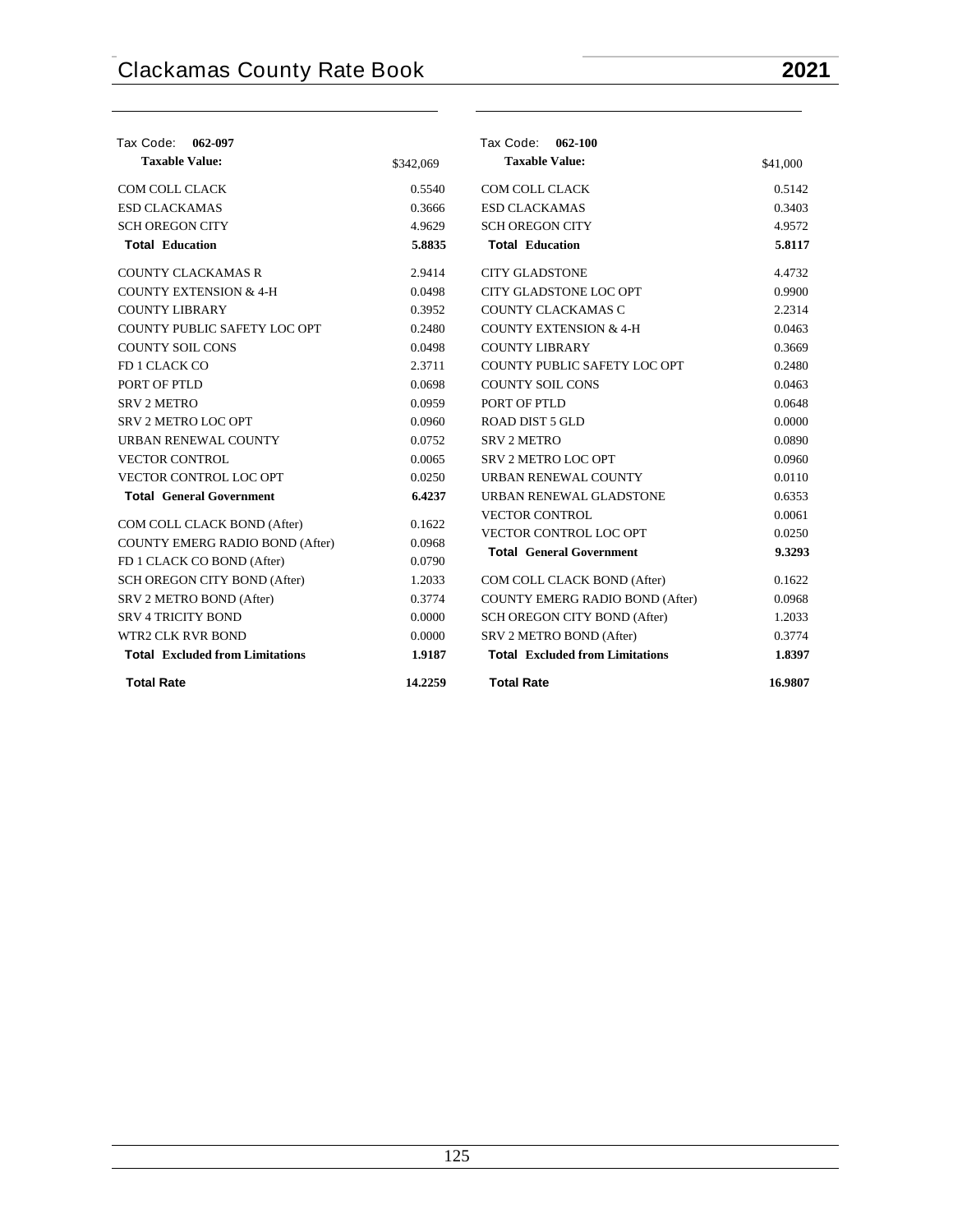Tax Code: **062-097**

| **Taxable Value:** | $342,069 |
|---|---|
| COM COLL CLACK | 0.5540 |
| ESD CLACKAMAS | 0.3666 |
| SCH OREGON CITY | 4.9629 |
| **Total Education** | **5.8835** |
| COUNTY CLACKAMAS R | 2.9414 |
| COUNTY EXTENSION & 4-H | 0.0498 |
| COUNTY LIBRARY | 0.3952 |
| COUNTY PUBLIC SAFETY LOC OPT | 0.2480 |
| COUNTY SOIL CONS | 0.0498 |
| FD 1 CLACK CO | 2.3711 |
| PORT OF PTLD | 0.0698 |
| SRV 2 METRO | 0.0959 |
| SRV 2 METRO LOC OPT | 0.0960 |
| URBAN RENEWAL COUNTY | 0.0752 |
| VECTOR CONTROL | 0.0065 |
| VECTOR CONTROL LOC OPT | 0.0250 |
| **Total General Government** | **6.4237** |
| COM COLL CLACK BOND (After) | 0.1622 |
| COUNTY EMERG RADIO BOND (After) | 0.0968 |
| FD 1 CLACK CO BOND (After) | 0.0790 |
| SCH OREGON CITY BOND (After) | 1.2033 |
| SRV 2 METRO BOND (After) | 0.3774 |
| SRV 4 TRICITY BOND | 0.0000 |
| WTR2 CLK RVR BOND | 0.0000 |
| **Total Excluded from Limitations** | **1.9187** |
| **Total Rate** | **14.2259** |

Tax Code: **062-100**

| **Taxable Value:** | $41,000 |
|---|---|
| COM COLL CLACK | 0.5142 |
| ESD CLACKAMAS | 0.3403 |
| SCH OREGON CITY | 4.9572 |
| **Total Education** | **5.8117** |
| CITY GLADSTONE | 4.4732 |
| CITY GLADSTONE LOC OPT | 0.9900 |
| COUNTY CLACKAMAS C | 2.2314 |
| COUNTY EXTENSION & 4-H | 0.0463 |
| COUNTY LIBRARY | 0.3669 |
| COUNTY PUBLIC SAFETY LOC OPT | 0.2480 |
| COUNTY SOIL CONS | 0.0463 |
| PORT OF PTLD | 0.0648 |
| ROAD DIST 5 GLD | 0.0000 |
| SRV 2 METRO | 0.0890 |
| SRV 2 METRO LOC OPT | 0.0960 |
| URBAN RENEWAL COUNTY | 0.0110 |
| URBAN RENEWAL GLADSTONE | 0.6353 |
| VECTOR CONTROL | 0.0061 |
| VECTOR CONTROL LOC OPT | 0.0250 |
| **Total General Government** | **9.3293** |
| COM COLL CLACK BOND (After) | 0.1622 |
| COUNTY EMERG RADIO BOND (After) | 0.0968 |
| SCH OREGON CITY BOND (After) | 1.2033 |
| SRV 2 METRO BOND (After) | 0.3774 |
| **Total Excluded from Limitations** | **1.8397** |
| **Total Rate** | **16.9807** |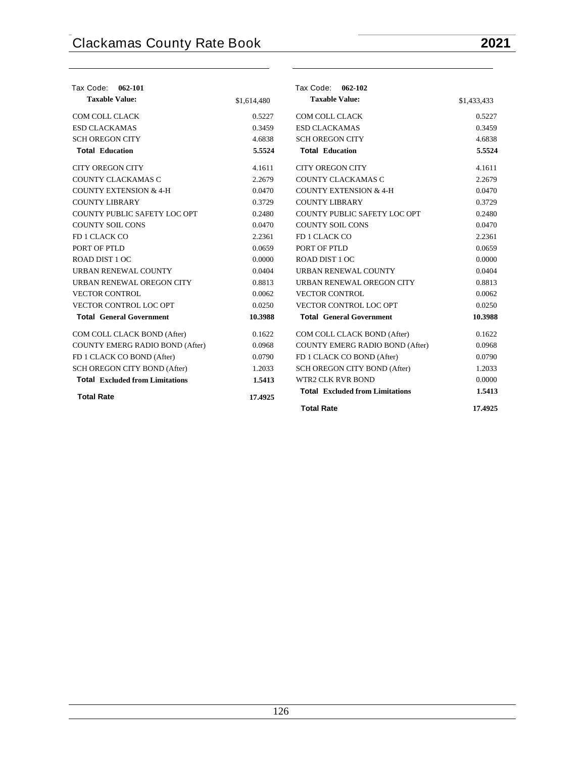| Tax Code: **062-101** | |
|---|---|
| **Taxable Value:** | $1,614,480 |
| COM COLL CLACK | 0.5227 |
| ESD CLACKAMAS | 0.3459 |
| SCH OREGON CITY | 4.6838 |
| **Total Education** | **5.5524** |
| CITY OREGON CITY | 4.1611 |
| COUNTY CLACKAMAS C | 2.2679 |
| COUNTY EXTENSION & 4-H | 0.0470 |
| COUNTY LIBRARY | 0.3729 |
| COUNTY PUBLIC SAFETY LOC OPT | 0.2480 |
| COUNTY SOIL CONS | 0.0470 |
| FD 1 CLACK CO | 2.2361 |
| PORT OF PTLD | 0.0659 |
| ROAD DIST 1 OC | 0.0000 |
| URBAN RENEWAL COUNTY | 0.0404 |
| URBAN RENEWAL OREGON CITY | 0.8813 |
| VECTOR CONTROL | 0.0062 |
| VECTOR CONTROL LOC OPT | 0.0250 |
| **Total General Government** | **10.3988** |
| COM COLL CLACK BOND (After) | 0.1622 |
| COUNTY EMERG RADIO BOND (After) | 0.0968 |
| FD 1 CLACK CO BOND (After) | 0.0790 |
| SCH OREGON CITY BOND (After) | 1.2033 |
| **Total Excluded from Limitations** | **1.5413** |
| **Total Rate** | **17.4925** |

| Tax Code: **062-102** | |
|---|---|
| **Taxable Value:** | $1,433,433 |
| COM COLL CLACK | 0.5227 |
| ESD CLACKAMAS | 0.3459 |
| SCH OREGON CITY | 4.6838 |
| **Total Education** | **5.5524** |
| CITY OREGON CITY | 4.1611 |
| COUNTY CLACKAMAS C | 2.2679 |
| COUNTY EXTENSION & 4-H | 0.0470 |
| COUNTY LIBRARY | 0.3729 |
| COUNTY PUBLIC SAFETY LOC OPT | 0.2480 |
| COUNTY SOIL CONS | 0.0470 |
| FD 1 CLACK CO | 2.2361 |
| PORT OF PTLD | 0.0659 |
| ROAD DIST 1 OC | 0.0000 |
| URBAN RENEWAL COUNTY | 0.0404 |
| URBAN RENEWAL OREGON CITY | 0.8813 |
| VECTOR CONTROL | 0.0062 |
| VECTOR CONTROL LOC OPT | 0.0250 |
| **Total General Government** | **10.3988** |
| COM COLL CLACK BOND (After) | 0.1622 |
| COUNTY EMERG RADIO BOND (After) | 0.0968 |
| FD 1 CLACK CO BOND (After) | 0.0790 |
| SCH OREGON CITY BOND (After) | 1.2033 |
| WTR2 CLK RVR BOND | 0.0000 |
| **Total Excluded from Limitations** | **1.5413** |
| **Total Rate** | **17.4925** |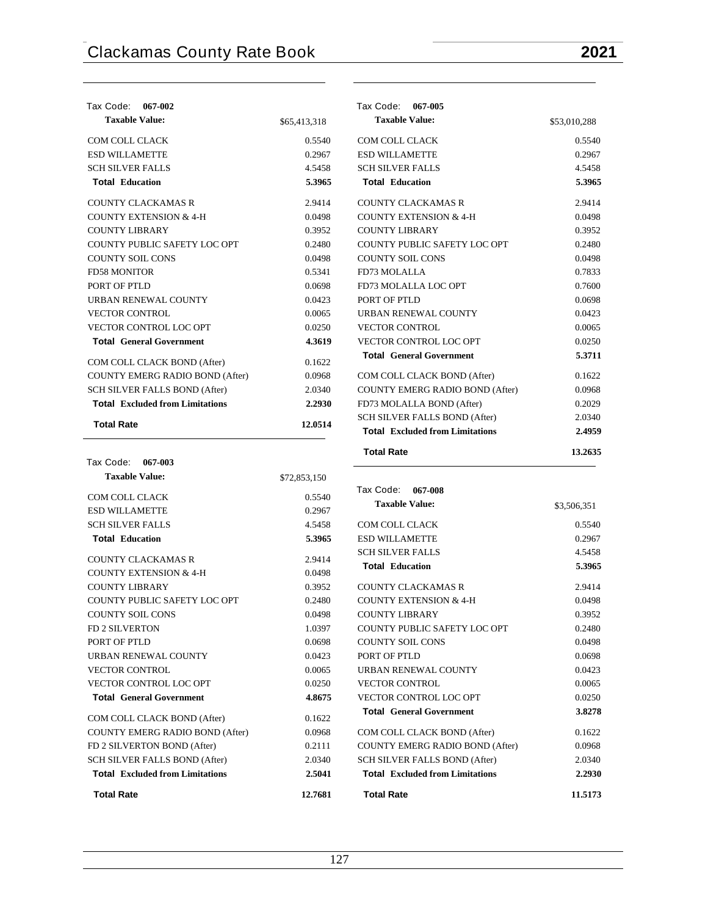| Tax Code: 067-002 | |
|---|---|
| **Taxable Value:** | $65,413,318 |
| COM COLL CLACK | 0.5540 |
| ESD WILLAMETTE | 0.2967 |
| SCH SILVER FALLS | 4.5458 |
| **Total Education** | **5.3965** |
| COUNTY CLACKAMAS R | 2.9414 |
| COUNTY EXTENSION & 4-H | 0.0498 |
| COUNTY LIBRARY | 0.3952 |
| COUNTY PUBLIC SAFETY LOC OPT | 0.2480 |
| COUNTY SOIL CONS | 0.0498 |
| FD58 MONITOR | 0.5341 |
| PORT OF PTLD | 0.0698 |
| URBAN RENEWAL COUNTY | 0.0423 |
| VECTOR CONTROL | 0.0065 |
| VECTOR CONTROL LOC OPT | 0.0250 |
| **Total General Government** | **4.3619** |
| COM COLL CLACK BOND (After) | 0.1622 |
| COUNTY EMERG RADIO BOND (After) | 0.0968 |
| SCH SILVER FALLS BOND (After) | 2.0340 |
| **Total Excluded from Limitations** | **2.2930** |
| **Total Rate** | **12.0514** |

| Tax Code: 067-003 | |
|---|---|
| **Taxable Value:** | $72,853,150 |
| COM COLL CLACK | 0.5540 |
| ESD WILLAMETTE | 0.2967 |
| SCH SILVER FALLS | 4.5458 |
| **Total Education** | **5.3965** |
| COUNTY CLACKAMAS R | 2.9414 |
| COUNTY EXTENSION & 4-H | 0.0498 |
| COUNTY LIBRARY | 0.3952 |
| COUNTY PUBLIC SAFETY LOC OPT | 0.2480 |
| COUNTY SOIL CONS | 0.0498 |
| FD 2 SILVERTON | 1.0397 |
| PORT OF PTLD | 0.0698 |
| URBAN RENEWAL COUNTY | 0.0423 |
| VECTOR CONTROL | 0.0065 |
| VECTOR CONTROL LOC OPT | 0.0250 |
| **Total General Government** | **4.8675** |
| COM COLL CLACK BOND (After) | 0.1622 |
| COUNTY EMERG RADIO BOND (After) | 0.0968 |
| FD 2 SILVERTON BOND (After) | 0.2111 |
| SCH SILVER FALLS BOND (After) | 2.0340 |
| **Total Excluded from Limitations** | **2.5041** |
| **Total Rate** | **12.7681** |

| Tax Code: 067-005 | |
|---|---|
| **Taxable Value:** | $53,010,288 |
| COM COLL CLACK | 0.5540 |
| ESD WILLAMETTE | 0.2967 |
| SCH SILVER FALLS | 4.5458 |
| **Total Education** | **5.3965** |
| COUNTY CLACKAMAS R | 2.9414 |
| COUNTY EXTENSION & 4-H | 0.0498 |
| COUNTY LIBRARY | 0.3952 |
| COUNTY PUBLIC SAFETY LOC OPT | 0.2480 |
| COUNTY SOIL CONS | 0.0498 |
| FD73 MOLALLA | 0.7833 |
| FD73 MOLALLA LOC OPT | 0.7600 |
| PORT OF PTLD | 0.0698 |
| URBAN RENEWAL COUNTY | 0.0423 |
| VECTOR CONTROL | 0.0065 |
| VECTOR CONTROL LOC OPT | 0.0250 |
| **Total General Government** | **5.3711** |
| COM COLL CLACK BOND (After) | 0.1622 |
| COUNTY EMERG RADIO BOND (After) | 0.0968 |
| FD73 MOLALLA BOND (After) | 0.2029 |
| SCH SILVER FALLS BOND (After) | 2.0340 |
| **Total Excluded from Limitations** | **2.4959** |
| **Total Rate** | **13.2635** |

| Tax Code: 067-008 | |
|---|---|
| **Taxable Value:** | $3,506,351 |
| COM COLL CLACK | 0.5540 |
| ESD WILLAMETTE | 0.2967 |
| SCH SILVER FALLS | 4.5458 |
| **Total Education** | **5.3965** |
| COUNTY CLACKAMAS R | 2.9414 |
| COUNTY EXTENSION & 4-H | 0.0498 |
| COUNTY LIBRARY | 0.3952 |
| COUNTY PUBLIC SAFETY LOC OPT | 0.2480 |
| COUNTY SOIL CONS | 0.0498 |
| PORT OF PTLD | 0.0698 |
| URBAN RENEWAL COUNTY | 0.0423 |
| VECTOR CONTROL | 0.0065 |
| VECTOR CONTROL LOC OPT | 0.0250 |
| **Total General Government** | **3.8278** |
| COM COLL CLACK BOND (After) | 0.1622 |
| COUNTY EMERG RADIO BOND (After) | 0.0968 |
| SCH SILVER FALLS BOND (After) | 2.0340 |
| **Total Excluded from Limitations** | **2.2930** |
| **Total Rate** | **11.5173** |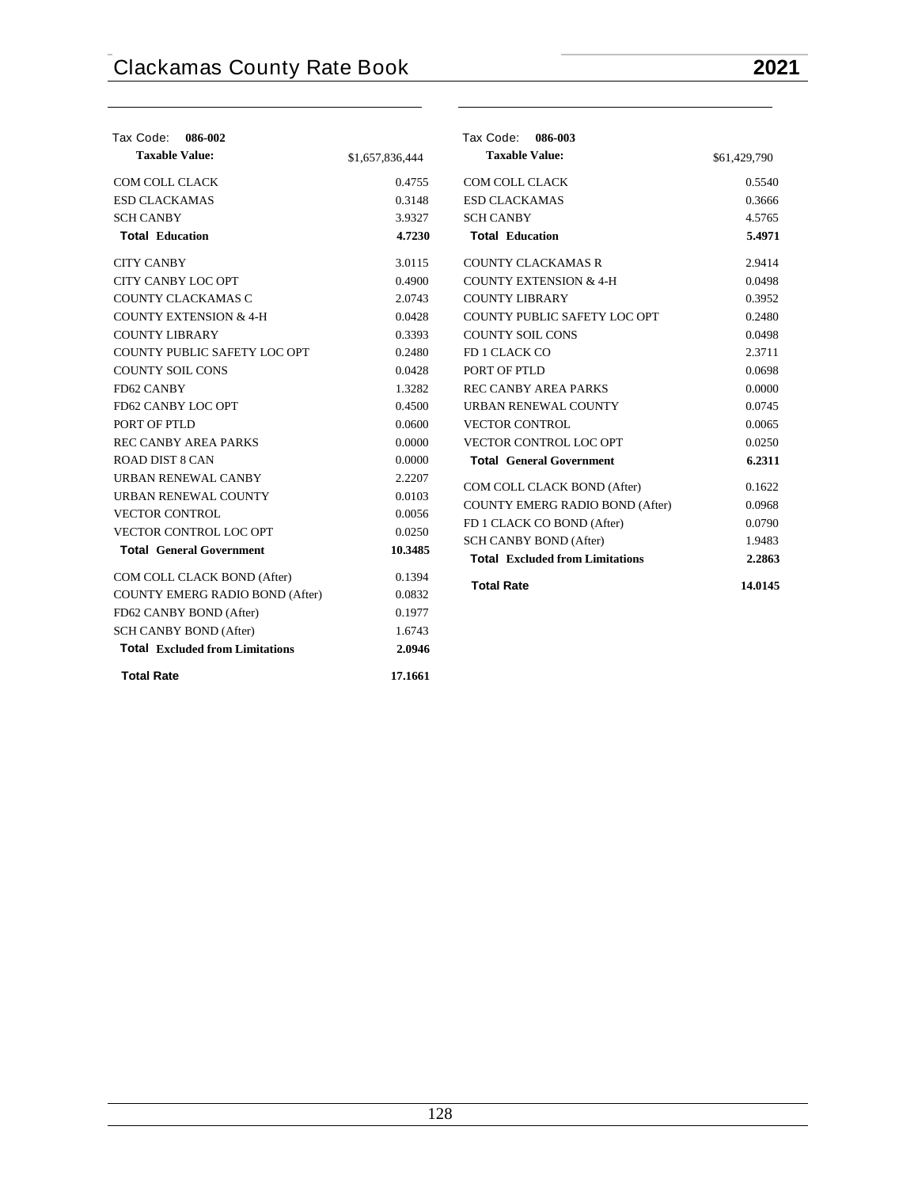Tax Code: **086-002**

| **Taxable Value:** | $1,657,836,444 |
|---|---|
| COM COLL CLACK | 0.4755 |
| ESD CLACKAMAS | 0.3148 |
| SCH CANBY | 3.9327 |
| **Total Education** | **4.7230** |
| CITY CANBY | 3.0115 |
| CITY CANBY LOC OPT | 0.4900 |
| COUNTY CLACKAMAS C | 2.0743 |
| COUNTY EXTENSION & 4-H | 0.0428 |
| COUNTY LIBRARY | 0.3393 |
| COUNTY PUBLIC SAFETY LOC OPT | 0.2480 |
| COUNTY SOIL CONS | 0.0428 |
| FD62 CANBY | 1.3282 |
| FD62 CANBY LOC OPT | 0.4500 |
| PORT OF PTLD | 0.0600 |
| REC CANBY AREA PARKS | 0.0000 |
| ROAD DIST 8 CAN | 0.0000 |
| URBAN RENEWAL CANBY | 2.2207 |
| URBAN RENEWAL COUNTY | 0.0103 |
| VECTOR CONTROL | 0.0056 |
| VECTOR CONTROL LOC OPT | 0.0250 |
| **Total General Government** | **10.3485** |
| COM COLL CLACK BOND (After) | 0.1394 |
| COUNTY EMERG RADIO BOND (After) | 0.0832 |
| FD62 CANBY BOND (After) | 0.1977 |
| SCH CANBY BOND (After) | 1.6743 |
| **Total Excluded from Limitations** | **2.0946** |
| **Total Rate** | **17.1661** |

Tax Code: **086-003**

| **Taxable Value:** | $61,429,790 |
|---|---|
| COM COLL CLACK | 0.5540 |
| ESD CLACKAMAS | 0.3666 |
| SCH CANBY | 4.5765 |
| **Total Education** | **5.4971** |
| COUNTY CLACKAMAS R | 2.9414 |
| COUNTY EXTENSION & 4-H | 0.0498 |
| COUNTY LIBRARY | 0.3952 |
| COUNTY PUBLIC SAFETY LOC OPT | 0.2480 |
| COUNTY SOIL CONS | 0.0498 |
| FD 1 CLACK CO | 2.3711 |
| PORT OF PTLD | 0.0698 |
| REC CANBY AREA PARKS | 0.0000 |
| URBAN RENEWAL COUNTY | 0.0745 |
| VECTOR CONTROL | 0.0065 |
| VECTOR CONTROL LOC OPT | 0.0250 |
| **Total General Government** | **6.2311** |
| COM COLL CLACK BOND (After) | 0.1622 |
| COUNTY EMERG RADIO BOND (After) | 0.0968 |
| FD 1 CLACK CO BOND (After) | 0.0790 |
| SCH CANBY BOND (After) | 1.9483 |
| **Total Excluded from Limitations** | **2.2863** |
| **Total Rate** | **14.0145** |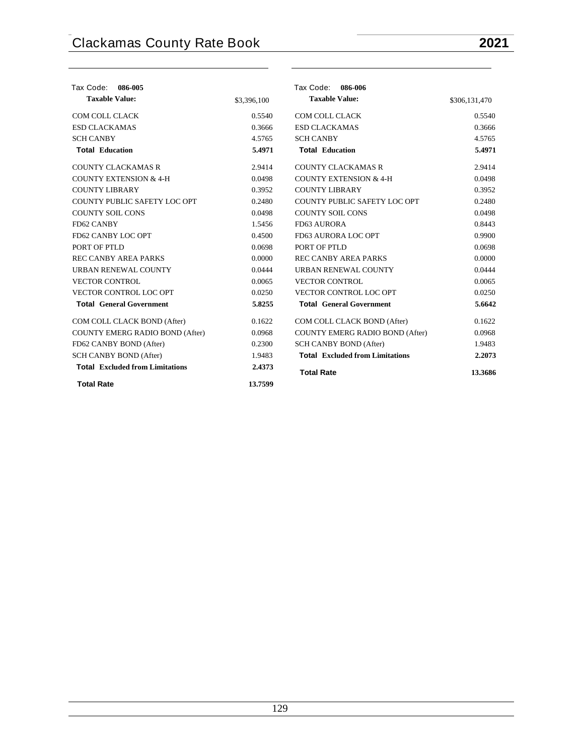Tax Code: **086-005**

| **Taxable Value:** | $3,396,100 |
|---|---|
| COM COLL CLACK | 0.5540 |
| ESD CLACKAMAS | 0.3666 |
| SCH CANBY | 4.5765 |
| **Total Education** | **5.4971** |
| COUNTY CLACKAMAS R | 2.9414 |
| COUNTY EXTENSION & 4-H | 0.0498 |
| COUNTY LIBRARY | 0.3952 |
| COUNTY PUBLIC SAFETY LOC OPT | 0.2480 |
| COUNTY SOIL CONS | 0.0498 |
| FD62 CANBY | 1.5456 |
| FD62 CANBY LOC OPT | 0.4500 |
| PORT OF PTLD | 0.0698 |
| REC CANBY AREA PARKS | 0.0000 |
| URBAN RENEWAL COUNTY | 0.0444 |
| VECTOR CONTROL | 0.0065 |
| VECTOR CONTROL LOC OPT | 0.0250 |
| **Total General Government** | **5.8255** |
| COM COLL CLACK BOND (After) | 0.1622 |
| COUNTY EMERG RADIO BOND (After) | 0.0968 |
| FD62 CANBY BOND (After) | 0.2300 |
| SCH CANBY BOND (After) | 1.9483 |
| **Total Excluded from Limitations** | **2.4373** |
| **Total Rate** | **13.7599** |

Tax Code: **086-006**

| **Taxable Value:** | $306,131,470 |
|---|---|
| COM COLL CLACK | 0.5540 |
| ESD CLACKAMAS | 0.3666 |
| SCH CANBY | 4.5765 |
| **Total Education** | **5.4971** |
| COUNTY CLACKAMAS R | 2.9414 |
| COUNTY EXTENSION & 4-H | 0.0498 |
| COUNTY LIBRARY | 0.3952 |
| COUNTY PUBLIC SAFETY LOC OPT | 0.2480 |
| COUNTY SOIL CONS | 0.0498 |
| FD63 AURORA | 0.8443 |
| FD63 AURORA LOC OPT | 0.9900 |
| PORT OF PTLD | 0.0698 |
| REC CANBY AREA PARKS | 0.0000 |
| URBAN RENEWAL COUNTY | 0.0444 |
| VECTOR CONTROL | 0.0065 |
| VECTOR CONTROL LOC OPT | 0.0250 |
| **Total General Government** | **5.6642** |
| COM COLL CLACK BOND (After) | 0.1622 |
| COUNTY EMERG RADIO BOND (After) | 0.0968 |
| SCH CANBY BOND (After) | 1.9483 |
| **Total Excluded from Limitations** | **2.2073** |
| **Total Rate** | **13.3686** |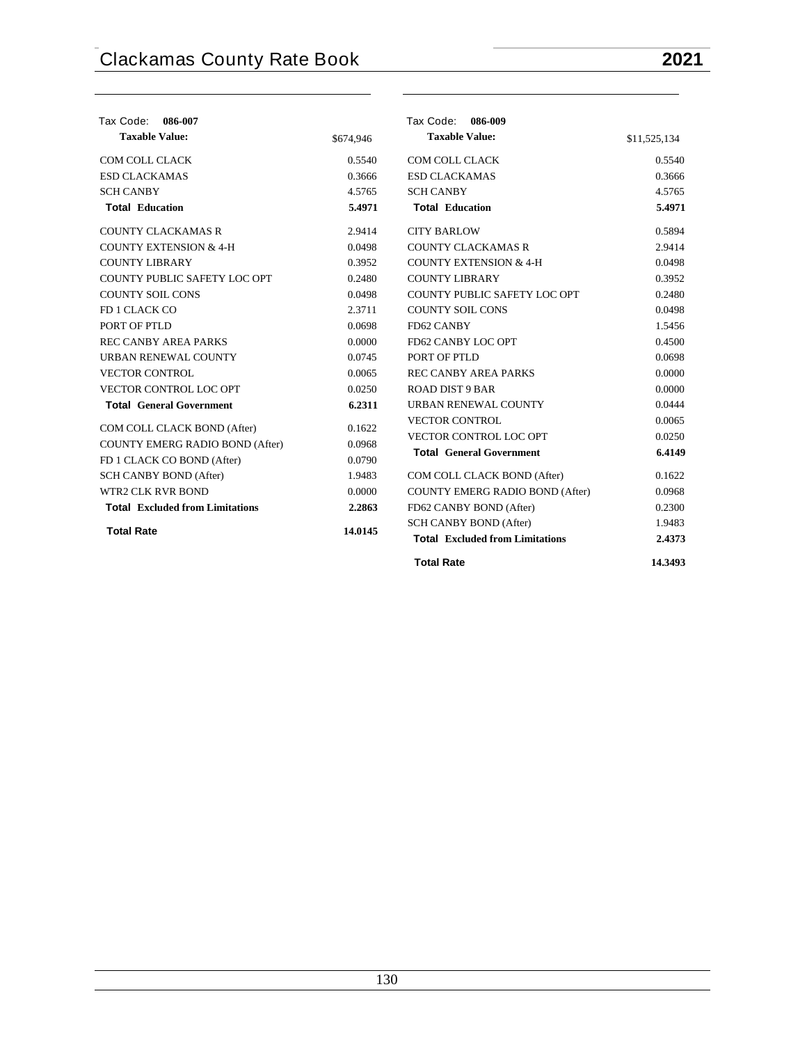Tax Code: **086-007**

| **Taxable Value:** | $674,946 |
|---|---|
| COM COLL CLACK | 0.5540 |
| ESD CLACKAMAS | 0.3666 |
| SCH CANBY | 4.5765 |
| **Total Education** | **5.4971** |
| COUNTY CLACKAMAS R | 2.9414 |
| COUNTY EXTENSION & 4-H | 0.0498 |
| COUNTY LIBRARY | 0.3952 |
| COUNTY PUBLIC SAFETY LOC OPT | 0.2480 |
| COUNTY SOIL CONS | 0.0498 |
| FD 1 CLACK CO | 2.3711 |
| PORT OF PTLD | 0.0698 |
| REC CANBY AREA PARKS | 0.0000 |
| URBAN RENEWAL COUNTY | 0.0745 |
| VECTOR CONTROL | 0.0065 |
| VECTOR CONTROL LOC OPT | 0.0250 |
| **Total General Government** | **6.2311** |
| COM COLL CLACK BOND (After) | 0.1622 |
| COUNTY EMERG RADIO BOND (After) | 0.0968 |
| FD 1 CLACK CO BOND (After) | 0.0790 |
| SCH CANBY BOND (After) | 1.9483 |
| WTR2 CLK RVR BOND | 0.0000 |
| **Total Excluded from Limitations** | **2.2863** |
| **Total Rate** | **14.0145** |

Tax Code: **086-009**

| **Taxable Value:** | $11,525,134 |
|---|---|
| COM COLL CLACK | 0.5540 |
| ESD CLACKAMAS | 0.3666 |
| SCH CANBY | 4.5765 |
| **Total Education** | **5.4971** |
| CITY BARLOW | 0.5894 |
| COUNTY CLACKAMAS R | 2.9414 |
| COUNTY EXTENSION & 4-H | 0.0498 |
| COUNTY LIBRARY | 0.3952 |
| COUNTY PUBLIC SAFETY LOC OPT | 0.2480 |
| COUNTY SOIL CONS | 0.0498 |
| FD62 CANBY | 1.5456 |
| FD62 CANBY LOC OPT | 0.4500 |
| PORT OF PTLD | 0.0698 |
| REC CANBY AREA PARKS | 0.0000 |
| ROAD DIST 9 BAR | 0.0000 |
| URBAN RENEWAL COUNTY | 0.0444 |
| VECTOR CONTROL | 0.0065 |
| VECTOR CONTROL LOC OPT | 0.0250 |
| **Total General Government** | **6.4149** |
| COM COLL CLACK BOND (After) | 0.1622 |
| COUNTY EMERG RADIO BOND (After) | 0.0968 |
| FD62 CANBY BOND (After) | 0.2300 |
| SCH CANBY BOND (After) | 1.9483 |
| **Total Excluded from Limitations** | **2.4373** |
| **Total Rate** | **14.3493** |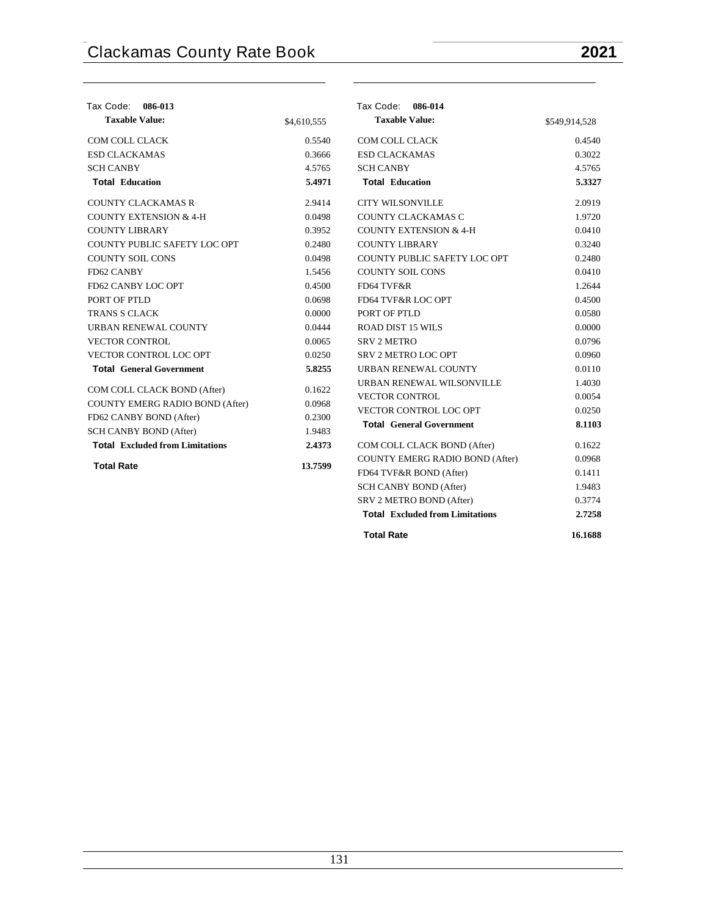Tax Code: **086-013**

| **Taxable Value:** | $4,610,555 |
|---|---|
| COM COLL CLACK | 0.5540 |
| ESD CLACKAMAS | 0.3666 |
| SCH CANBY | 4.5765 |
| **Total Education** | **5.4971** |
| COUNTY CLACKAMAS R | 2.9414 |
| COUNTY EXTENSION & 4-H | 0.0498 |
| COUNTY LIBRARY | 0.3952 |
| COUNTY PUBLIC SAFETY LOC OPT | 0.2480 |
| COUNTY SOIL CONS | 0.0498 |
| FD62 CANBY | 1.5456 |
| FD62 CANBY LOC OPT | 0.4500 |
| PORT OF PTLD | 0.0698 |
| TRANS S CLACK | 0.0000 |
| URBAN RENEWAL COUNTY | 0.0444 |
| VECTOR CONTROL | 0.0065 |
| VECTOR CONTROL LOC OPT | 0.0250 |
| **Total General Government** | **5.8255** |
| COM COLL CLACK BOND (After) | 0.1622 |
| COUNTY EMERG RADIO BOND (After) | 0.0968 |
| FD62 CANBY BOND (After) | 0.2300 |
| SCH CANBY BOND (After) | 1.9483 |
| **Total Excluded from Limitations** | **2.4373** |
| **Total Rate** | **13.7599** |

Tax Code: **086-014**

| **Taxable Value:** | $549,914,528 |
|---|---|
| COM COLL CLACK | 0.4540 |
| ESD CLACKAMAS | 0.3022 |
| SCH CANBY | 4.5765 |
| **Total Education** | **5.3327** |
| CITY WILSONVILLE | 2.0919 |
| COUNTY CLACKAMAS C | 1.9720 |
| COUNTY EXTENSION & 4-H | 0.0410 |
| COUNTY LIBRARY | 0.3240 |
| COUNTY PUBLIC SAFETY LOC OPT | 0.2480 |
| COUNTY SOIL CONS | 0.0410 |
| FD64 TVF&R | 1.2644 |
| FD64 TVF&R LOC OPT | 0.4500 |
| PORT OF PTLD | 0.0580 |
| ROAD DIST 15 WILS | 0.0000 |
| SRV 2 METRO | 0.0796 |
| SRV 2 METRO LOC OPT | 0.0960 |
| URBAN RENEWAL COUNTY | 0.0110 |
| URBAN RENEWAL WILSONVILLE | 1.4030 |
| VECTOR CONTROL | 0.0054 |
| VECTOR CONTROL LOC OPT | 0.0250 |
| **Total General Government** | **8.1103** |
| COM COLL CLACK BOND (After) | 0.1622 |
| COUNTY EMERG RADIO BOND (After) | 0.0968 |
| FD64 TVF&R BOND (After) | 0.1411 |
| SCH CANBY BOND (After) | 1.9483 |
| SRV 2 METRO BOND (After) | 0.3774 |
| **Total Excluded from Limitations** | **2.7258** |
| **Total Rate** | **16.1688** |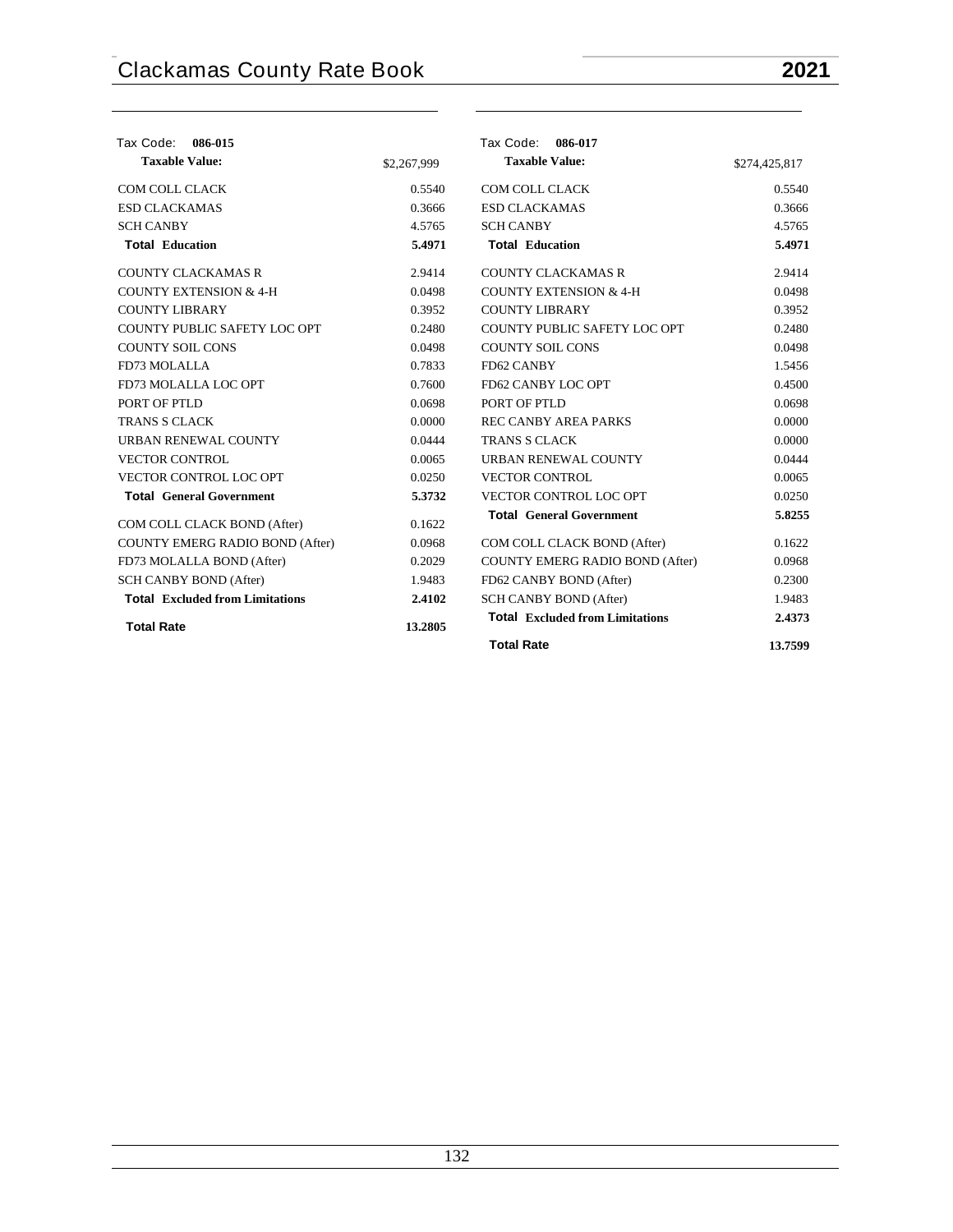Tax Code: **086-015**

| **Taxable Value:** | $2,267,999 |
|---|---|
| COM COLL CLACK | 0.5540 |
| ESD CLACKAMAS | 0.3666 |
| SCH CANBY | 4.5765 |
| **Total Education** | **5.4971** |
| COUNTY CLACKAMAS R | 2.9414 |
| COUNTY EXTENSION & 4-H | 0.0498 |
| COUNTY LIBRARY | 0.3952 |
| COUNTY PUBLIC SAFETY LOC OPT | 0.2480 |
| COUNTY SOIL CONS | 0.0498 |
| FD73 MOLALLA | 0.7833 |
| FD73 MOLALLA LOC OPT | 0.7600 |
| PORT OF PTLD | 0.0698 |
| TRANS S CLACK | 0.0000 |
| URBAN RENEWAL COUNTY | 0.0444 |
| VECTOR CONTROL | 0.0065 |
| VECTOR CONTROL LOC OPT | 0.0250 |
| **Total General Government** | **5.3732** |
| COM COLL CLACK BOND (After) | 0.1622 |
| COUNTY EMERG RADIO BOND (After) | 0.0968 |
| FD73 MOLALLA BOND (After) | 0.2029 |
| SCH CANBY BOND (After) | 1.9483 |
| **Total Excluded from Limitations** | **2.4102** |
| **Total Rate** | **13.2805** |

Tax Code: **086-017**

| **Taxable Value:** | $274,425,817 |
|---|---|
| COM COLL CLACK | 0.5540 |
| ESD CLACKAMAS | 0.3666 |
| SCH CANBY | 4.5765 |
| **Total Education** | **5.4971** |
| COUNTY CLACKAMAS R | 2.9414 |
| COUNTY EXTENSION & 4-H | 0.0498 |
| COUNTY LIBRARY | 0.3952 |
| COUNTY PUBLIC SAFETY LOC OPT | 0.2480 |
| COUNTY SOIL CONS | 0.0498 |
| FD62 CANBY | 1.5456 |
| FD62 CANBY LOC OPT | 0.4500 |
| PORT OF PTLD | 0.0698 |
| REC CANBY AREA PARKS | 0.0000 |
| TRANS S CLACK | 0.0000 |
| URBAN RENEWAL COUNTY | 0.0444 |
| VECTOR CONTROL | 0.0065 |
| VECTOR CONTROL LOC OPT | 0.0250 |
| **Total General Government** | **5.8255** |
| COM COLL CLACK BOND (After) | 0.1622 |
| COUNTY EMERG RADIO BOND (After) | 0.0968 |
| FD62 CANBY BOND (After) | 0.2300 |
| SCH CANBY BOND (After) | 1.9483 |
| **Total Excluded from Limitations** | **2.4373** |
| **Total Rate** | **13.7599** |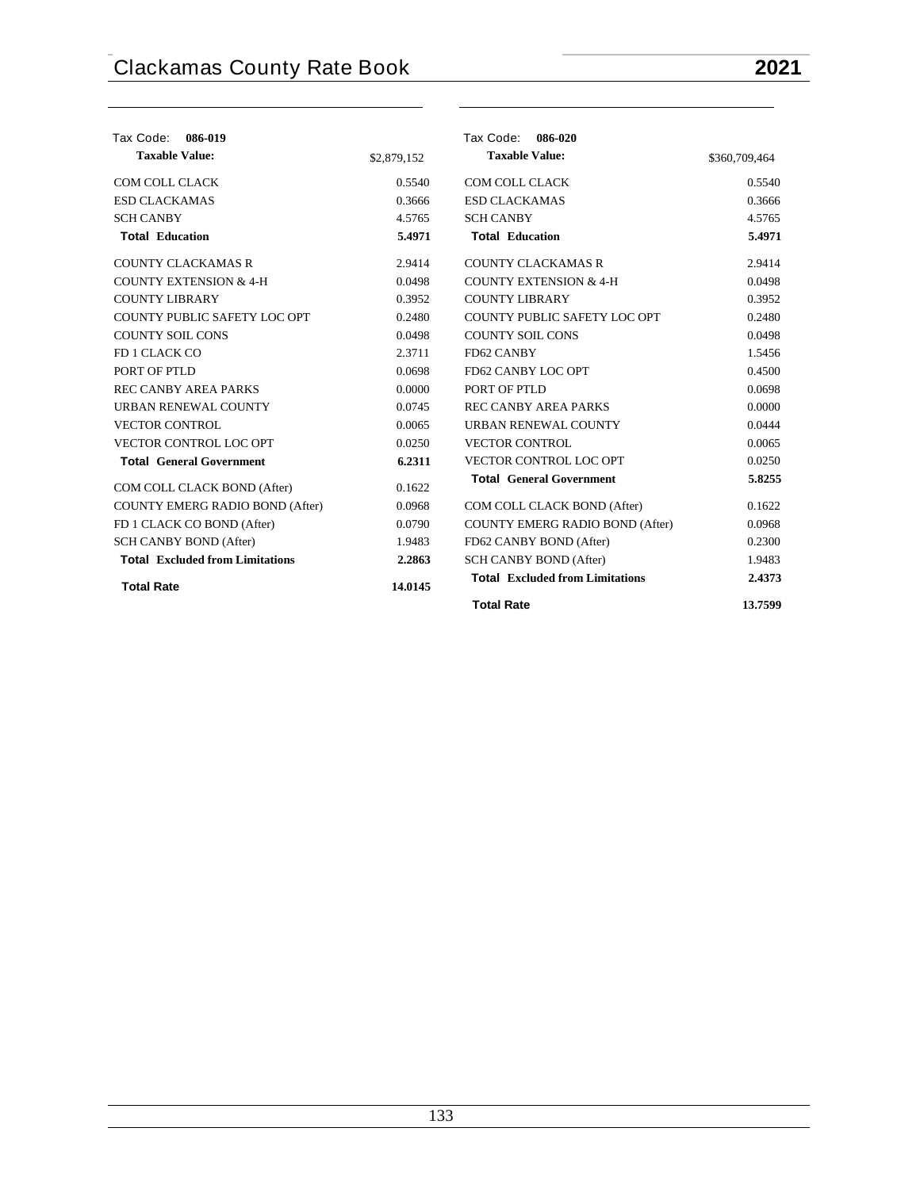Tax Code: **086-019**

| **Taxable Value:** | $2,879,152 |
|---|---|
| COM COLL CLACK | 0.5540 |
| ESD CLACKAMAS | 0.3666 |
| SCH CANBY | 4.5765 |
| **Total Education** | **5.4971** |
| COUNTY CLACKAMAS R | 2.9414 |
| COUNTY EXTENSION & 4-H | 0.0498 |
| COUNTY LIBRARY | 0.3952 |
| COUNTY PUBLIC SAFETY LOC OPT | 0.2480 |
| COUNTY SOIL CONS | 0.0498 |
| FD 1 CLACK CO | 2.3711 |
| PORT OF PTLD | 0.0698 |
| REC CANBY AREA PARKS | 0.0000 |
| URBAN RENEWAL COUNTY | 0.0745 |
| VECTOR CONTROL | 0.0065 |
| VECTOR CONTROL LOC OPT | 0.0250 |
| **Total General Government** | **6.2311** |
| COM COLL CLACK BOND (After) | 0.1622 |
| COUNTY EMERG RADIO BOND (After) | 0.0968 |
| FD 1 CLACK CO BOND (After) | 0.0790 |
| SCH CANBY BOND (After) | 1.9483 |
| **Total Excluded from Limitations** | **2.2863** |
| **Total Rate** | **14.0145** |

Tax Code: **086-020**

| **Taxable Value:** | $360,709,464 |
|---|---|
| COM COLL CLACK | 0.5540 |
| ESD CLACKAMAS | 0.3666 |
| SCH CANBY | 4.5765 |
| **Total Education** | **5.4971** |
| COUNTY CLACKAMAS R | 2.9414 |
| COUNTY EXTENSION & 4-H | 0.0498 |
| COUNTY LIBRARY | 0.3952 |
| COUNTY PUBLIC SAFETY LOC OPT | 0.2480 |
| COUNTY SOIL CONS | 0.0498 |
| FD62 CANBY | 1.5456 |
| FD62 CANBY LOC OPT | 0.4500 |
| PORT OF PTLD | 0.0698 |
| REC CANBY AREA PARKS | 0.0000 |
| URBAN RENEWAL COUNTY | 0.0444 |
| VECTOR CONTROL | 0.0065 |
| VECTOR CONTROL LOC OPT | 0.0250 |
| **Total General Government** | **5.8255** |
| COM COLL CLACK BOND (After) | 0.1622 |
| COUNTY EMERG RADIO BOND (After) | 0.0968 |
| FD62 CANBY BOND (After) | 0.2300 |
| SCH CANBY BOND (After) | 1.9483 |
| **Total Excluded from Limitations** | **2.4373** |
| **Total Rate** | **13.7599** |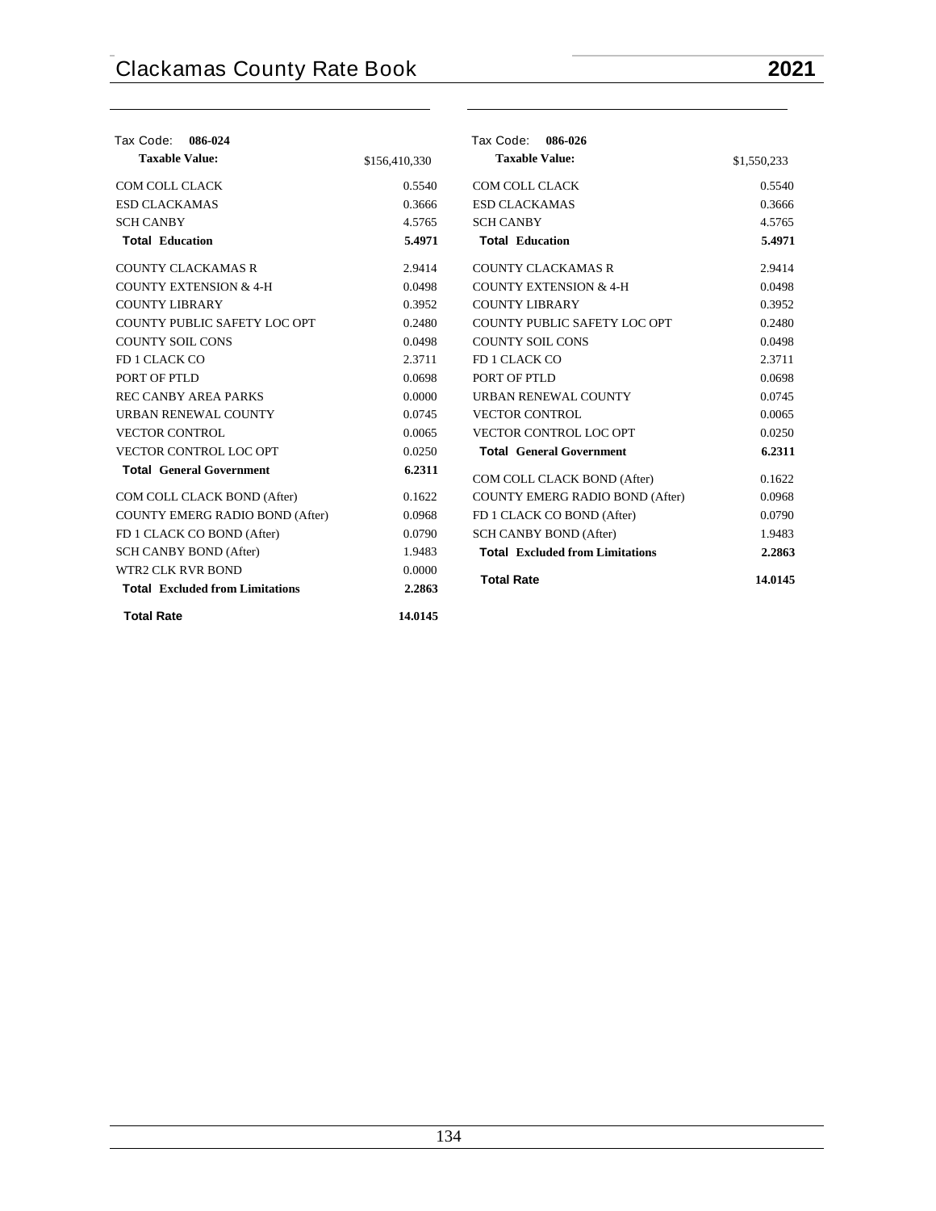Tax Code: **086-024**

| **Taxable Value:** | $156,410,330 |
|---|---|
| COM COLL CLACK | 0.5540 |
| ESD CLACKAMAS | 0.3666 |
| SCH CANBY | 4.5765 |
| **Total Education** | **5.4971** |
| COUNTY CLACKAMAS R | 2.9414 |
| COUNTY EXTENSION & 4-H | 0.0498 |
| COUNTY LIBRARY | 0.3952 |
| COUNTY PUBLIC SAFETY LOC OPT | 0.2480 |
| COUNTY SOIL CONS | 0.0498 |
| FD 1 CLACK CO | 2.3711 |
| PORT OF PTLD | 0.0698 |
| REC CANBY AREA PARKS | 0.0000 |
| URBAN RENEWAL COUNTY | 0.0745 |
| VECTOR CONTROL | 0.0065 |
| VECTOR CONTROL LOC OPT | 0.0250 |
| **Total General Government** | **6.2311** |
| COM COLL CLACK BOND (After) | 0.1622 |
| COUNTY EMERG RADIO BOND (After) | 0.0968 |
| FD 1 CLACK CO BOND (After) | 0.0790 |
| SCH CANBY BOND (After) | 1.9483 |
| WTR2 CLK RVR BOND | 0.0000 |
| **Total Excluded from Limitations** | **2.2863** |
| **Total Rate** | **14.0145** |

Tax Code: **086-026**

| **Taxable Value:** | $1,550,233 |
|---|---|
| COM COLL CLACK | 0.5540 |
| ESD CLACKAMAS | 0.3666 |
| SCH CANBY | 4.5765 |
| **Total Education** | **5.4971** |
| COUNTY CLACKAMAS R | 2.9414 |
| COUNTY EXTENSION & 4-H | 0.0498 |
| COUNTY LIBRARY | 0.3952 |
| COUNTY PUBLIC SAFETY LOC OPT | 0.2480 |
| COUNTY SOIL CONS | 0.0498 |
| FD 1 CLACK CO | 2.3711 |
| PORT OF PTLD | 0.0698 |
| URBAN RENEWAL COUNTY | 0.0745 |
| VECTOR CONTROL | 0.0065 |
| VECTOR CONTROL LOC OPT | 0.0250 |
| **Total General Government** | **6.2311** |
| COM COLL CLACK BOND (After) | 0.1622 |
| COUNTY EMERG RADIO BOND (After) | 0.0968 |
| FD 1 CLACK CO BOND (After) | 0.0790 |
| SCH CANBY BOND (After) | 1.9483 |
| **Total Excluded from Limitations** | **2.2863** |
| **Total Rate** | **14.0145** |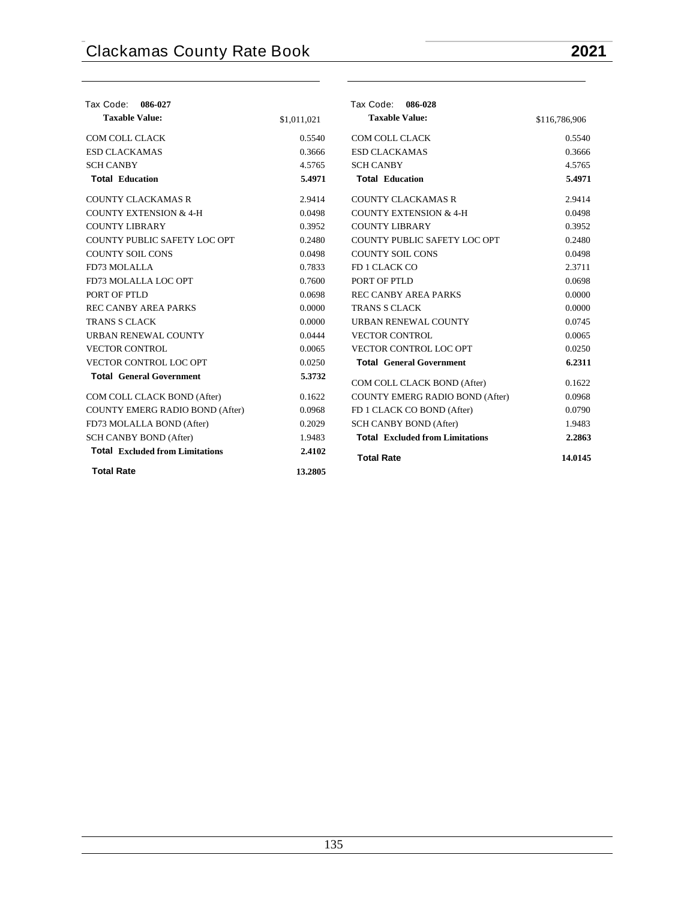## Tax Code: 086-027

| **Taxable Value:** | $1,011,021 |
|---|---|
| COM COLL CLACK | 0.5540 |
| ESD CLACKAMAS | 0.3666 |
| SCH CANBY | 4.5765 |
| **Total Education** | **5.4971** |
| COUNTY CLACKAMAS R | 2.9414 |
| COUNTY EXTENSION & 4-H | 0.0498 |
| COUNTY LIBRARY | 0.3952 |
| COUNTY PUBLIC SAFETY LOC OPT | 0.2480 |
| COUNTY SOIL CONS | 0.0498 |
| FD73 MOLALLA | 0.7833 |
| FD73 MOLALLA LOC OPT | 0.7600 |
| PORT OF PTLD | 0.0698 |
| REC CANBY AREA PARKS | 0.0000 |
| TRANS S CLACK | 0.0000 |
| URBAN RENEWAL COUNTY | 0.0444 |
| VECTOR CONTROL | 0.0065 |
| VECTOR CONTROL LOC OPT | 0.0250 |
| **Total General Government** | **5.3732** |
| COM COLL CLACK BOND (After) | 0.1622 |
| COUNTY EMERG RADIO BOND (After) | 0.0968 |
| FD73 MOLALLA BOND (After) | 0.2029 |
| SCH CANBY BOND (After) | 1.9483 |
| **Total Excluded from Limitations** | **2.4102** |
| **Total Rate** | **13.2805** |

## Tax Code: 086-028

| **Taxable Value:** | $116,786,906 |
|---|---|
| COM COLL CLACK | 0.5540 |
| ESD CLACKAMAS | 0.3666 |
| SCH CANBY | 4.5765 |
| **Total Education** | **5.4971** |
| COUNTY CLACKAMAS R | 2.9414 |
| COUNTY EXTENSION & 4-H | 0.0498 |
| COUNTY LIBRARY | 0.3952 |
| COUNTY PUBLIC SAFETY LOC OPT | 0.2480 |
| COUNTY SOIL CONS | 0.0498 |
| FD 1 CLACK CO | 2.3711 |
| PORT OF PTLD | 0.0698 |
| REC CANBY AREA PARKS | 0.0000 |
| TRANS S CLACK | 0.0000 |
| URBAN RENEWAL COUNTY | 0.0745 |
| VECTOR CONTROL | 0.0065 |
| VECTOR CONTROL LOC OPT | 0.0250 |
| **Total General Government** | **6.2311** |
| COM COLL CLACK BOND (After) | 0.1622 |
| COUNTY EMERG RADIO BOND (After) | 0.0968 |
| FD 1 CLACK CO BOND (After) | 0.0790 |
| SCH CANBY BOND (After) | 1.9483 |
| **Total Excluded from Limitations** | **2.2863** |
| **Total Rate** | **14.0145** |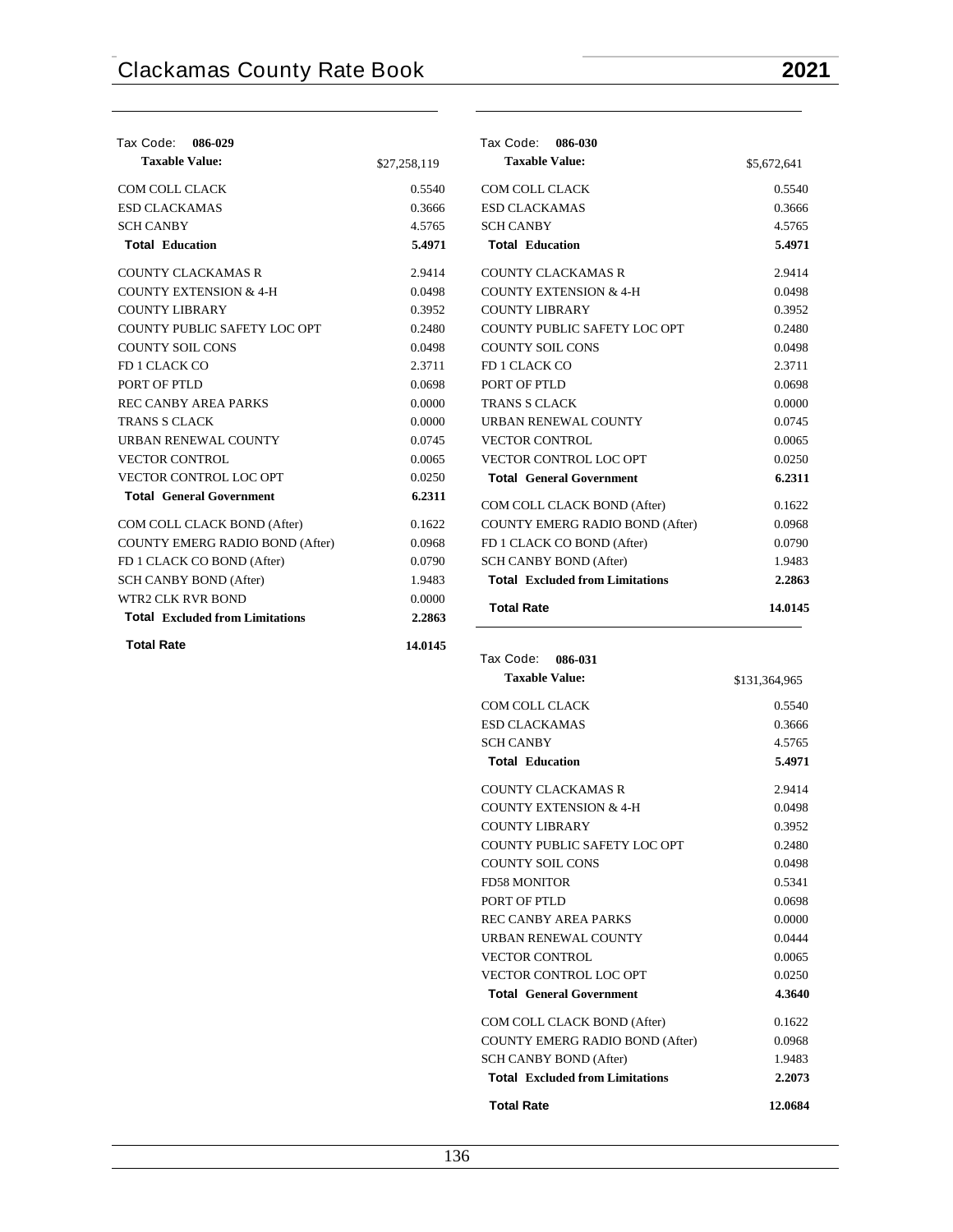Tax Code: **086-029**

| **Taxable Value:** | $27,258,119 |
|---|---|
| COM COLL CLACK | 0.5540 |
| ESD CLACKAMAS | 0.3666 |
| SCH CANBY | 4.5765 |
| **Total Education** | **5.4971** |
| COUNTY CLACKAMAS R | 2.9414 |
| COUNTY EXTENSION & 4-H | 0.0498 |
| COUNTY LIBRARY | 0.3952 |
| COUNTY PUBLIC SAFETY LOC OPT | 0.2480 |
| COUNTY SOIL CONS | 0.0498 |
| FD 1 CLACK CO | 2.3711 |
| PORT OF PTLD | 0.0698 |
| REC CANBY AREA PARKS | 0.0000 |
| TRANS S CLACK | 0.0000 |
| URBAN RENEWAL COUNTY | 0.0745 |
| VECTOR CONTROL | 0.0065 |
| VECTOR CONTROL LOC OPT | 0.0250 |
| **Total General Government** | **6.2311** |
| COM COLL CLACK BOND (After) | 0.1622 |
| COUNTY EMERG RADIO BOND (After) | 0.0968 |
| FD 1 CLACK CO BOND (After) | 0.0790 |
| SCH CANBY BOND (After) | 1.9483 |
| WTR2 CLK RVR BOND | 0.0000 |
| **Total Excluded from Limitations** | **2.2863** |
| **Total Rate** | **14.0145** |

Tax Code: **086-030**

| **Taxable Value:** | $5,672,641 |
|---|---|
| COM COLL CLACK | 0.5540 |
| ESD CLACKAMAS | 0.3666 |
| SCH CANBY | 4.5765 |
| **Total Education** | **5.4971** |
| COUNTY CLACKAMAS R | 2.9414 |
| COUNTY EXTENSION & 4-H | 0.0498 |
| COUNTY LIBRARY | 0.3952 |
| COUNTY PUBLIC SAFETY LOC OPT | 0.2480 |
| COUNTY SOIL CONS | 0.0498 |
| FD 1 CLACK CO | 2.3711 |
| PORT OF PTLD | 0.0698 |
| TRANS S CLACK | 0.0000 |
| URBAN RENEWAL COUNTY | 0.0745 |
| VECTOR CONTROL | 0.0065 |
| VECTOR CONTROL LOC OPT | 0.0250 |
| **Total General Government** | **6.2311** |
| COM COLL CLACK BOND (After) | 0.1622 |
| COUNTY EMERG RADIO BOND (After) | 0.0968 |
| FD 1 CLACK CO BOND (After) | 0.0790 |
| SCH CANBY BOND (After) | 1.9483 |
| **Total Excluded from Limitations** | **2.2863** |
| **Total Rate** | **14.0145** |

Tax Code: **086-031**

| **Taxable Value:** | $131,364,965 |
|---|---|
| COM COLL CLACK | 0.5540 |
| ESD CLACKAMAS | 0.3666 |
| SCH CANBY | 4.5765 |
| **Total Education** | **5.4971** |
| COUNTY CLACKAMAS R | 2.9414 |
| COUNTY EXTENSION & 4-H | 0.0498 |
| COUNTY LIBRARY | 0.3952 |
| COUNTY PUBLIC SAFETY LOC OPT | 0.2480 |
| COUNTY SOIL CONS | 0.0498 |
| FD58 MONITOR | 0.5341 |
| PORT OF PTLD | 0.0698 |
| REC CANBY AREA PARKS | 0.0000 |
| URBAN RENEWAL COUNTY | 0.0444 |
| VECTOR CONTROL | 0.0065 |
| VECTOR CONTROL LOC OPT | 0.0250 |
| **Total General Government** | **4.3640** |
| COM COLL CLACK BOND (After) | 0.1622 |
| COUNTY EMERG RADIO BOND (After) | 0.0968 |
| SCH CANBY BOND (After) | 1.9483 |
| **Total Excluded from Limitations** | **2.2073** |
| **Total Rate** | **12.0684** |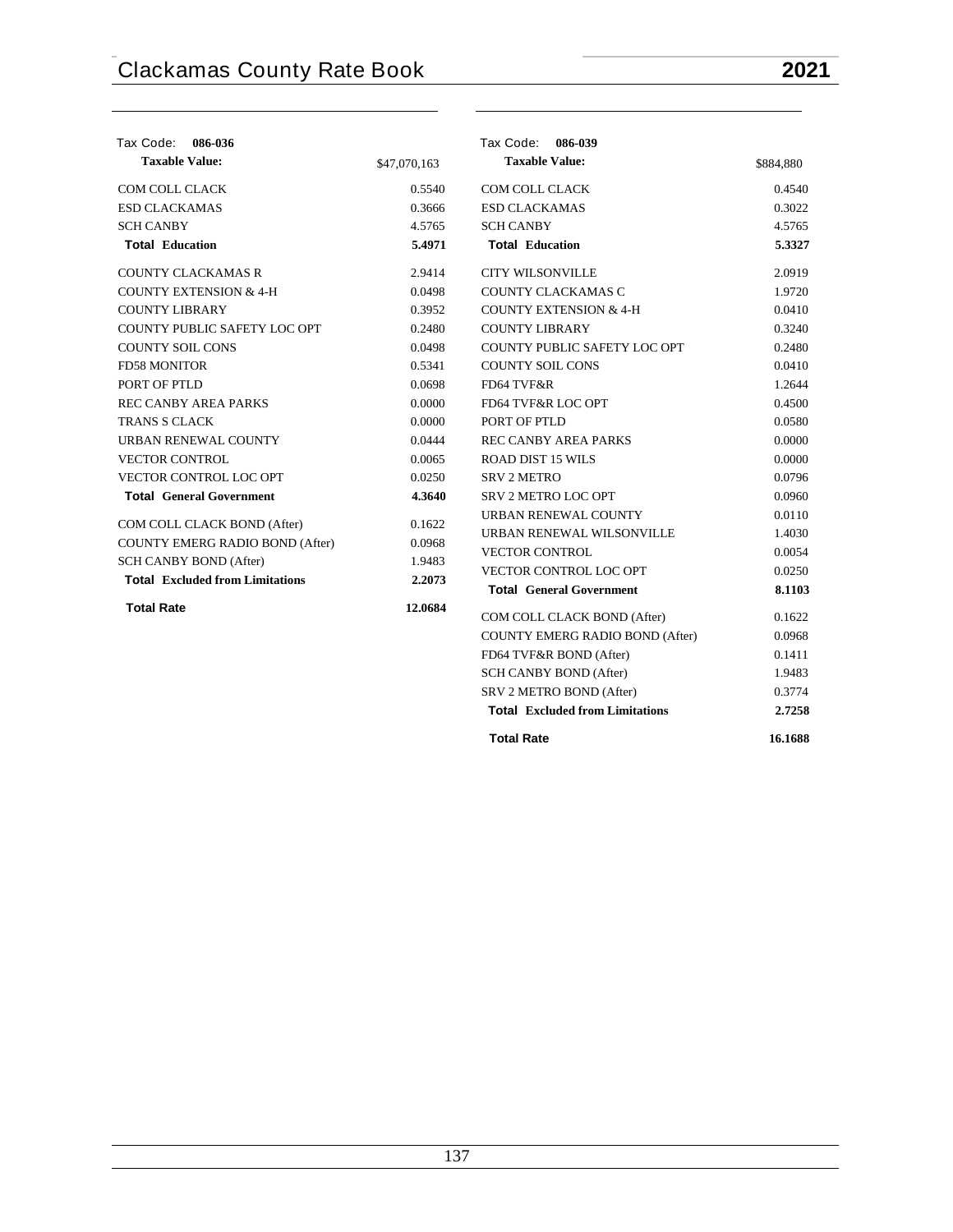Tax Code: **086-036**

| **Taxable Value:** | $47,070,163 |
|---|---|
| COM COLL CLACK | 0.5540 |
| ESD CLACKAMAS | 0.3666 |
| SCH CANBY | 4.5765 |
| **Total Education** | **5.4971** |
| COUNTY CLACKAMAS R | 2.9414 |
| COUNTY EXTENSION & 4-H | 0.0498 |
| COUNTY LIBRARY | 0.3952 |
| COUNTY PUBLIC SAFETY LOC OPT | 0.2480 |
| COUNTY SOIL CONS | 0.0498 |
| FD58 MONITOR | 0.5341 |
| PORT OF PTLD | 0.0698 |
| REC CANBY AREA PARKS | 0.0000 |
| TRANS S CLACK | 0.0000 |
| URBAN RENEWAL COUNTY | 0.0444 |
| VECTOR CONTROL | 0.0065 |
| VECTOR CONTROL LOC OPT | 0.0250 |
| **Total General Government** | **4.3640** |
| COM COLL CLACK BOND (After) | 0.1622 |
| COUNTY EMERG RADIO BOND (After) | 0.0968 |
| SCH CANBY BOND (After) | 1.9483 |
| **Total Excluded from Limitations** | **2.2073** |
| **Total Rate** | **12.0684** |

Tax Code: **086-039**

| **Taxable Value:** | $884,880 |
|---|---|
| COM COLL CLACK | 0.4540 |
| ESD CLACKAMAS | 0.3022 |
| SCH CANBY | 4.5765 |
| **Total Education** | **5.3327** |
| CITY WILSONVILLE | 2.0919 |
| COUNTY CLACKAMAS C | 1.9720 |
| COUNTY EXTENSION & 4-H | 0.0410 |
| COUNTY LIBRARY | 0.3240 |
| COUNTY PUBLIC SAFETY LOC OPT | 0.2480 |
| COUNTY SOIL CONS | 0.0410 |
| FD64 TVF&R | 1.2644 |
| FD64 TVF&R LOC OPT | 0.4500 |
| PORT OF PTLD | 0.0580 |
| REC CANBY AREA PARKS | 0.0000 |
| ROAD DIST 15 WILS | 0.0000 |
| SRV 2 METRO | 0.0796 |
| SRV 2 METRO LOC OPT | 0.0960 |
| URBAN RENEWAL COUNTY | 0.0110 |
| URBAN RENEWAL WILSONVILLE | 1.4030 |
| VECTOR CONTROL | 0.0054 |
| VECTOR CONTROL LOC OPT | 0.0250 |
| **Total General Government** | **8.1103** |
| COM COLL CLACK BOND (After) | 0.1622 |
| COUNTY EMERG RADIO BOND (After) | 0.0968 |
| FD64 TVF&R BOND (After) | 0.1411 |
| SCH CANBY BOND (After) | 1.9483 |
| SRV 2 METRO BOND (After) | 0.3774 |
| **Total Excluded from Limitations** | **2.7258** |
| **Total Rate** | **16.1688** |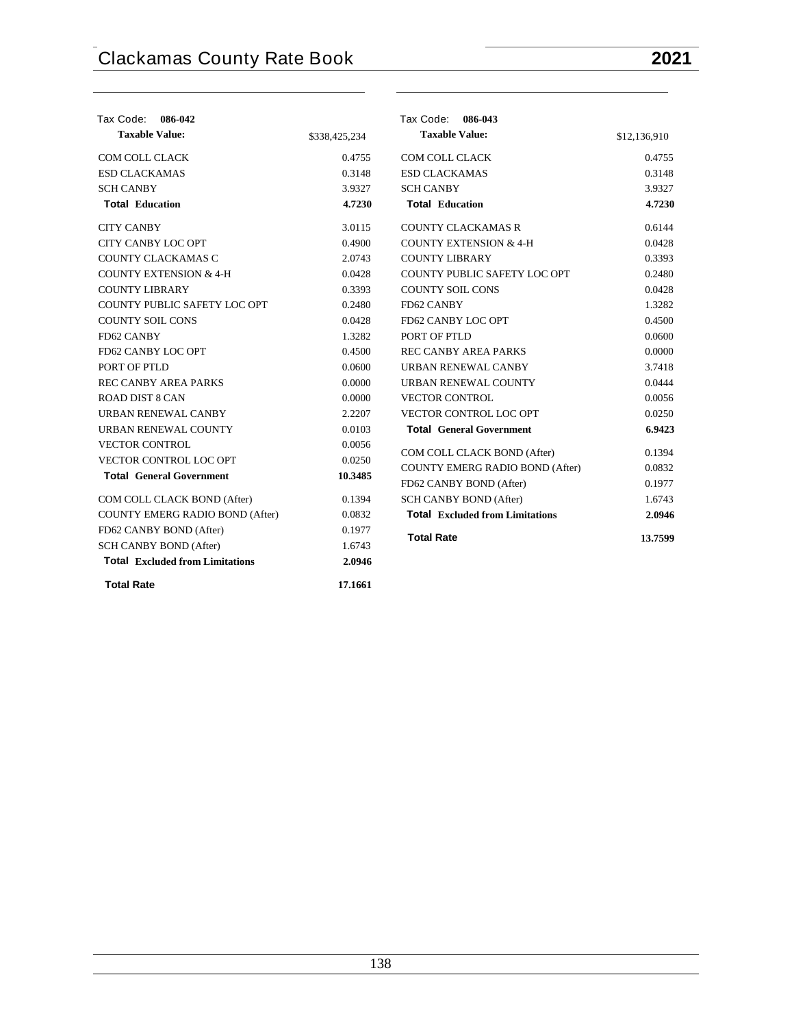Tax Code: **086-042**

| **Taxable Value:** | $338,425,234 |
|---|---|
| COM COLL CLACK | 0.4755 |
| ESD CLACKAMAS | 0.3148 |
| SCH CANBY | 3.9327 |
| **Total Education** | **4.7230** |
| CITY CANBY | 3.0115 |
| CITY CANBY LOC OPT | 0.4900 |
| COUNTY CLACKAMAS C | 2.0743 |
| COUNTY EXTENSION & 4-H | 0.0428 |
| COUNTY LIBRARY | 0.3393 |
| COUNTY PUBLIC SAFETY LOC OPT | 0.2480 |
| COUNTY SOIL CONS | 0.0428 |
| FD62 CANBY | 1.3282 |
| FD62 CANBY LOC OPT | 0.4500 |
| PORT OF PTLD | 0.0600 |
| REC CANBY AREA PARKS | 0.0000 |
| ROAD DIST 8 CAN | 0.0000 |
| URBAN RENEWAL CANBY | 2.2207 |
| URBAN RENEWAL COUNTY | 0.0103 |
| VECTOR CONTROL | 0.0056 |
| VECTOR CONTROL LOC OPT | 0.0250 |
| **Total General Government** | **10.3485** |
| COM COLL CLACK BOND (After) | 0.1394 |
| COUNTY EMERG RADIO BOND (After) | 0.0832 |
| FD62 CANBY BOND (After) | 0.1977 |
| SCH CANBY BOND (After) | 1.6743 |
| **Total Excluded from Limitations** | **2.0946** |
| **Total Rate** | **17.1661** |

Tax Code: **086-043**

| **Taxable Value:** | $12,136,910 |
|---|---|
| COM COLL CLACK | 0.4755 |
| ESD CLACKAMAS | 0.3148 |
| SCH CANBY | 3.9327 |
| **Total Education** | **4.7230** |
| COUNTY CLACKAMAS R | 0.6144 |
| COUNTY EXTENSION & 4-H | 0.0428 |
| COUNTY LIBRARY | 0.3393 |
| COUNTY PUBLIC SAFETY LOC OPT | 0.2480 |
| COUNTY SOIL CONS | 0.0428 |
| FD62 CANBY | 1.3282 |
| FD62 CANBY LOC OPT | 0.4500 |
| PORT OF PTLD | 0.0600 |
| REC CANBY AREA PARKS | 0.0000 |
| URBAN RENEWAL CANBY | 3.7418 |
| URBAN RENEWAL COUNTY | 0.0444 |
| VECTOR CONTROL | 0.0056 |
| VECTOR CONTROL LOC OPT | 0.0250 |
| **Total General Government** | **6.9423** |
| COM COLL CLACK BOND (After) | 0.1394 |
| COUNTY EMERG RADIO BOND (After) | 0.0832 |
| FD62 CANBY BOND (After) | 0.1977 |
| SCH CANBY BOND (After) | 1.6743 |
| **Total Excluded from Limitations** | **2.0946** |
| **Total Rate** | **13.7599** |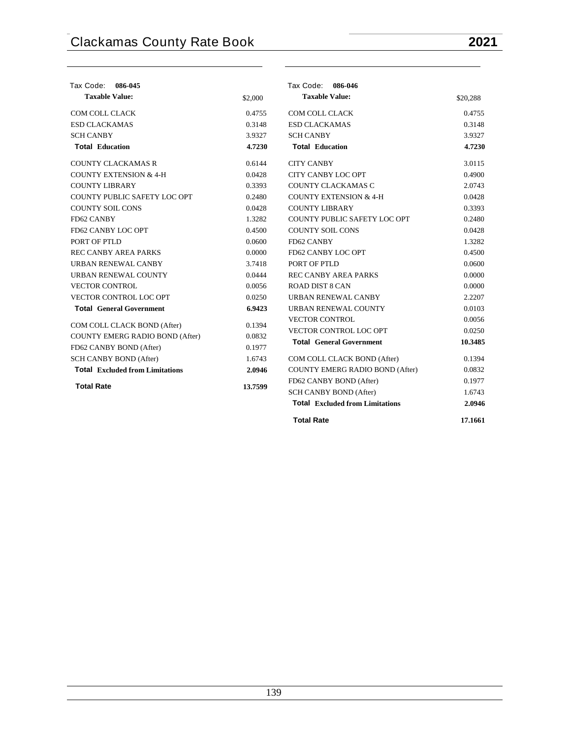| Tax Code: **086-045** | |
|---|---|
| **Taxable Value:** | $2,000 |
| COM COLL CLACK | 0.4755 |
| ESD CLACKAMAS | 0.3148 |
| SCH CANBY | 3.9327 |
| **Total Education** | **4.7230** |
| COUNTY CLACKAMAS R | 0.6144 |
| COUNTY EXTENSION & 4-H | 0.0428 |
| COUNTY LIBRARY | 0.3393 |
| COUNTY PUBLIC SAFETY LOC OPT | 0.2480 |
| COUNTY SOIL CONS | 0.0428 |
| FD62 CANBY | 1.3282 |
| FD62 CANBY LOC OPT | 0.4500 |
| PORT OF PTLD | 0.0600 |
| REC CANBY AREA PARKS | 0.0000 |
| URBAN RENEWAL CANBY | 3.7418 |
| URBAN RENEWAL COUNTY | 0.0444 |
| VECTOR CONTROL | 0.0056 |
| VECTOR CONTROL LOC OPT | 0.0250 |
| **Total General Government** | **6.9423** |
| COM COLL CLACK BOND (After) | 0.1394 |
| COUNTY EMERG RADIO BOND (After) | 0.0832 |
| FD62 CANBY BOND (After) | 0.1977 |
| SCH CANBY BOND (After) | 1.6743 |
| **Total Excluded from Limitations** | **2.0946** |
| **Total Rate** | **13.7599** |

| Tax Code: **086-046** | |
|---|---|
| **Taxable Value:** | $20,288 |
| COM COLL CLACK | 0.4755 |
| ESD CLACKAMAS | 0.3148 |
| SCH CANBY | 3.9327 |
| **Total Education** | **4.7230** |
| CITY CANBY | 3.0115 |
| CITY CANBY LOC OPT | 0.4900 |
| COUNTY CLACKAMAS C | 2.0743 |
| COUNTY EXTENSION & 4-H | 0.0428 |
| COUNTY LIBRARY | 0.3393 |
| COUNTY PUBLIC SAFETY LOC OPT | 0.2480 |
| COUNTY SOIL CONS | 0.0428 |
| FD62 CANBY | 1.3282 |
| FD62 CANBY LOC OPT | 0.4500 |
| PORT OF PTLD | 0.0600 |
| REC CANBY AREA PARKS | 0.0000 |
| ROAD DIST 8 CAN | 0.0000 |
| URBAN RENEWAL CANBY | 2.2207 |
| URBAN RENEWAL COUNTY | 0.0103 |
| VECTOR CONTROL | 0.0056 |
| VECTOR CONTROL LOC OPT | 0.0250 |
| **Total General Government** | **10.3485** |
| COM COLL CLACK BOND (After) | 0.1394 |
| COUNTY EMERG RADIO BOND (After) | 0.0832 |
| FD62 CANBY BOND (After) | 0.1977 |
| SCH CANBY BOND (After) | 1.6743 |
| **Total Excluded from Limitations** | **2.0946** |
| **Total Rate** | **17.1661** |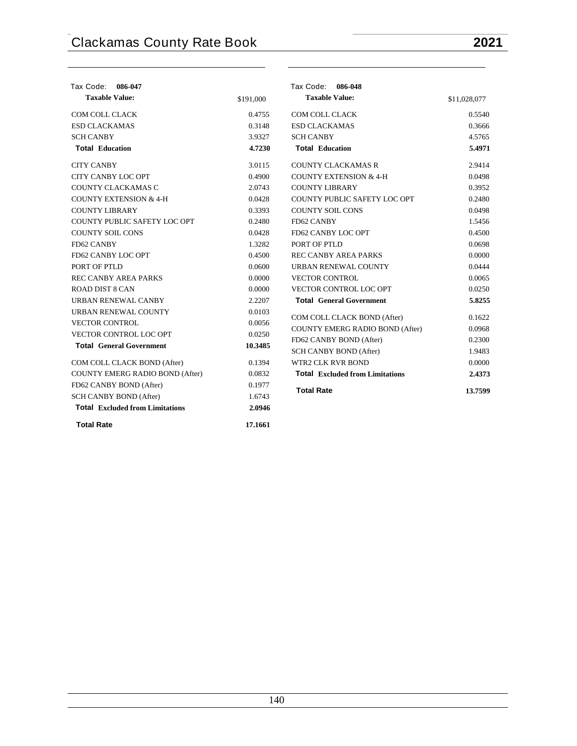Tax Code: **086-047**

| **Taxable Value:** | $191,000 |
|---|---|
| COM COLL CLACK | 0.4755 |
| ESD CLACKAMAS | 0.3148 |
| SCH CANBY | 3.9327 |
| **Total Education** | **4.7230** |
| CITY CANBY | 3.0115 |
| CITY CANBY LOC OPT | 0.4900 |
| COUNTY CLACKAMAS C | 2.0743 |
| COUNTY EXTENSION & 4-H | 0.0428 |
| COUNTY LIBRARY | 0.3393 |
| COUNTY PUBLIC SAFETY LOC OPT | 0.2480 |
| COUNTY SOIL CONS | 0.0428 |
| FD62 CANBY | 1.3282 |
| FD62 CANBY LOC OPT | 0.4500 |
| PORT OF PTLD | 0.0600 |
| REC CANBY AREA PARKS | 0.0000 |
| ROAD DIST 8 CAN | 0.0000 |
| URBAN RENEWAL CANBY | 2.2207 |
| URBAN RENEWAL COUNTY | 0.0103 |
| VECTOR CONTROL | 0.0056 |
| VECTOR CONTROL LOC OPT | 0.0250 |
| **Total General Government** | **10.3485** |
| COM COLL CLACK BOND (After) | 0.1394 |
| COUNTY EMERG RADIO BOND (After) | 0.0832 |
| FD62 CANBY BOND (After) | 0.1977 |
| SCH CANBY BOND (After) | 1.6743 |
| **Total Excluded from Limitations** | **2.0946** |
| **Total Rate** | **17.1661** |

Tax Code: **086-048**

| **Taxable Value:** | $11,028,077 |
|---|---|
| COM COLL CLACK | 0.5540 |
| ESD CLACKAMAS | 0.3666 |
| SCH CANBY | 4.5765 |
| **Total Education** | **5.4971** |
| COUNTY CLACKAMAS R | 2.9414 |
| COUNTY EXTENSION & 4-H | 0.0498 |
| COUNTY LIBRARY | 0.3952 |
| COUNTY PUBLIC SAFETY LOC OPT | 0.2480 |
| COUNTY SOIL CONS | 0.0498 |
| FD62 CANBY | 1.5456 |
| FD62 CANBY LOC OPT | 0.4500 |
| PORT OF PTLD | 0.0698 |
| REC CANBY AREA PARKS | 0.0000 |
| URBAN RENEWAL COUNTY | 0.0444 |
| VECTOR CONTROL | 0.0065 |
| VECTOR CONTROL LOC OPT | 0.0250 |
| **Total General Government** | **5.8255** |
| COM COLL CLACK BOND (After) | 0.1622 |
| COUNTY EMERG RADIO BOND (After) | 0.0968 |
| FD62 CANBY BOND (After) | 0.2300 |
| SCH CANBY BOND (After) | 1.9483 |
| WTR2 CLK RVR BOND | 0.0000 |
| **Total Excluded from Limitations** | **2.4373** |
| **Total Rate** | **13.7599** |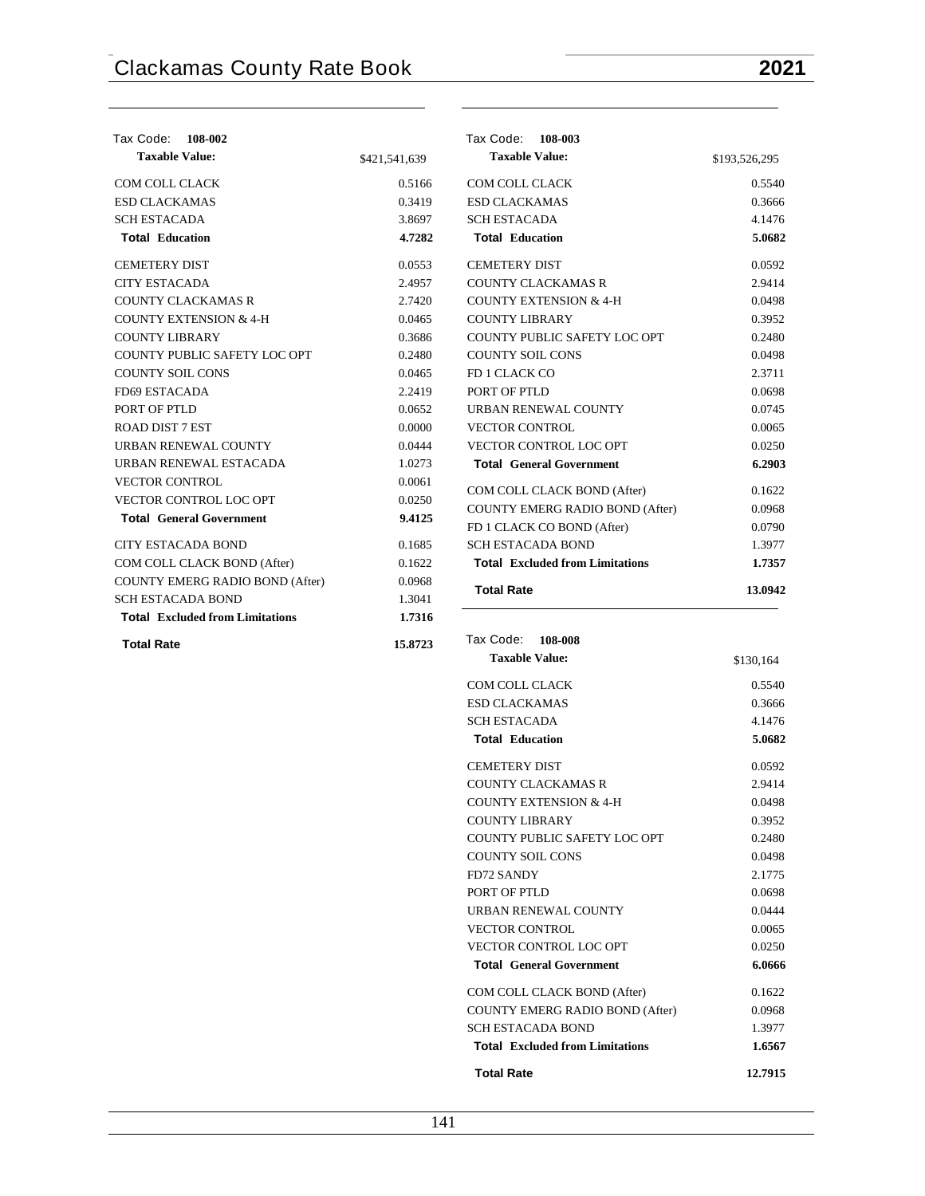Tax Code: **108-002**

| **Taxable Value:** | $421,541,639 |
|---|---|
| COM COLL CLACK | 0.5166 |
| ESD CLACKAMAS | 0.3419 |
| SCH ESTACADA | 3.8697 |
| **Total Education** | **4.7282** |
| CEMETERY DIST | 0.0553 |
| CITY ESTACADA | 2.4957 |
| COUNTY CLACKAMAS R | 2.7420 |
| COUNTY EXTENSION & 4-H | 0.0465 |
| COUNTY LIBRARY | 0.3686 |
| COUNTY PUBLIC SAFETY LOC OPT | 0.2480 |
| COUNTY SOIL CONS | 0.0465 |
| FD69 ESTACADA | 2.2419 |
| PORT OF PTLD | 0.0652 |
| ROAD DIST 7 EST | 0.0000 |
| URBAN RENEWAL COUNTY | 0.0444 |
| URBAN RENEWAL ESTACADA | 1.0273 |
| VECTOR CONTROL | 0.0061 |
| VECTOR CONTROL LOC OPT | 0.0250 |
| **Total General Government** | **9.4125** |
| CITY ESTACADA BOND | 0.1685 |
| COM COLL CLACK BOND (After) | 0.1622 |
| COUNTY EMERG RADIO BOND (After) | 0.0968 |
| SCH ESTACADA BOND | 1.3041 |
| **Total Excluded from Limitations** | **1.7316** |
| **Total Rate** | **15.8723** |

Tax Code: **108-003**

| **Taxable Value:** | $193,526,295 |
|---|---|
| COM COLL CLACK | 0.5540 |
| ESD CLACKAMAS | 0.3666 |
| SCH ESTACADA | 4.1476 |
| **Total Education** | **5.0682** |
| CEMETERY DIST | 0.0592 |
| COUNTY CLACKAMAS R | 2.9414 |
| COUNTY EXTENSION & 4-H | 0.0498 |
| COUNTY LIBRARY | 0.3952 |
| COUNTY PUBLIC SAFETY LOC OPT | 0.2480 |
| COUNTY SOIL CONS | 0.0498 |
| FD 1 CLACK CO | 2.3711 |
| PORT OF PTLD | 0.0698 |
| URBAN RENEWAL COUNTY | 0.0745 |
| VECTOR CONTROL | 0.0065 |
| VECTOR CONTROL LOC OPT | 0.0250 |
| **Total General Government** | **6.2903** |
| COM COLL CLACK BOND (After) | 0.1622 |
| COUNTY EMERG RADIO BOND (After) | 0.0968 |
| FD 1 CLACK CO BOND (After) | 0.0790 |
| SCH ESTACADA BOND | 1.3977 |
| **Total Excluded from Limitations** | **1.7357** |
| **Total Rate** | **13.0942** |

Tax Code: **108-008**

| **Taxable Value:** | $130,164 |
|---|---|
| COM COLL CLACK | 0.5540 |
| ESD CLACKAMAS | 0.3666 |
| SCH ESTACADA | 4.1476 |
| **Total Education** | **5.0682** |
| CEMETERY DIST | 0.0592 |
| COUNTY CLACKAMAS R | 2.9414 |
| COUNTY EXTENSION & 4-H | 0.0498 |
| COUNTY LIBRARY | 0.3952 |
| COUNTY PUBLIC SAFETY LOC OPT | 0.2480 |
| COUNTY SOIL CONS | 0.0498 |
| FD72 SANDY | 2.1775 |
| PORT OF PTLD | 0.0698 |
| URBAN RENEWAL COUNTY | 0.0444 |
| VECTOR CONTROL | 0.0065 |
| VECTOR CONTROL LOC OPT | 0.0250 |
| **Total General Government** | **6.0666** |
| COM COLL CLACK BOND (After) | 0.1622 |
| COUNTY EMERG RADIO BOND (After) | 0.0968 |
| SCH ESTACADA BOND | 1.3977 |
| **Total Excluded from Limitations** | **1.6567** |
| **Total Rate** | **12.7915** |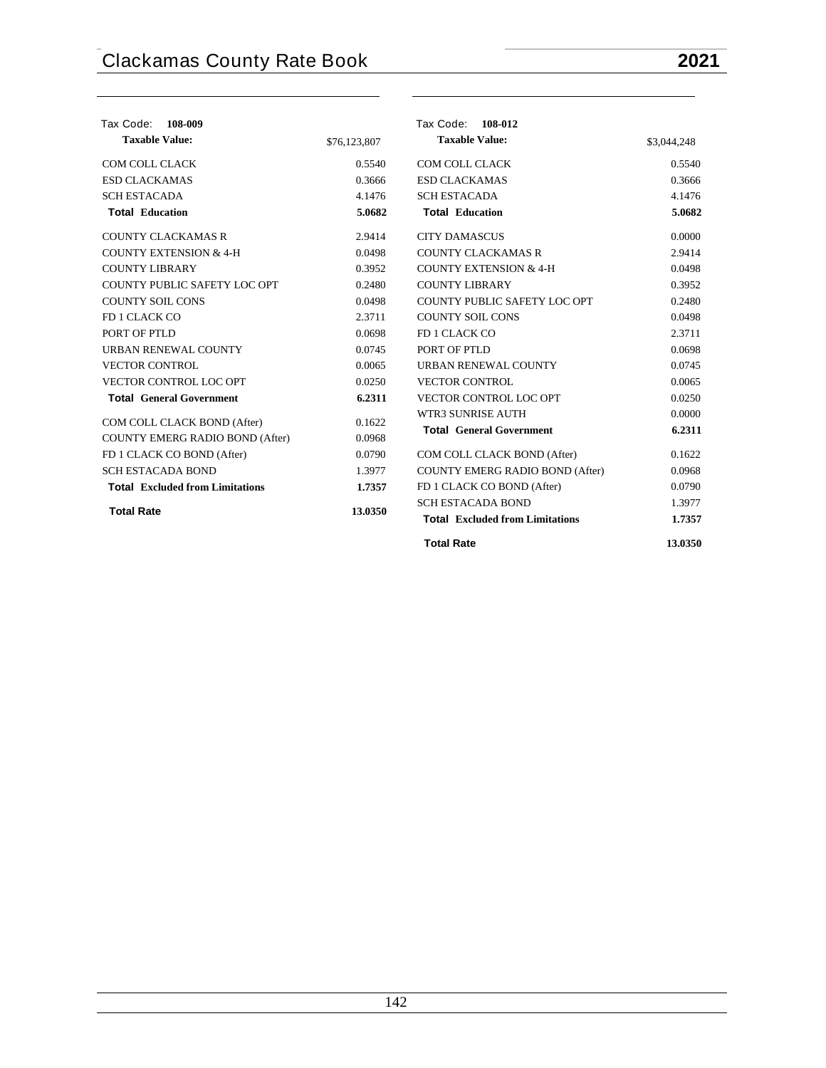Tax Code: **108-009**

| **Taxable Value:** | $76,123,807 |
|---|---|
| COM COLL CLACK | 0.5540 |
| ESD CLACKAMAS | 0.3666 |
| SCH ESTACADA | 4.1476 |
| **Total Education** | **5.0682** |
| COUNTY CLACKAMAS R | 2.9414 |
| COUNTY EXTENSION & 4-H | 0.0498 |
| COUNTY LIBRARY | 0.3952 |
| COUNTY PUBLIC SAFETY LOC OPT | 0.2480 |
| COUNTY SOIL CONS | 0.0498 |
| FD 1 CLACK CO | 2.3711 |
| PORT OF PTLD | 0.0698 |
| URBAN RENEWAL COUNTY | 0.0745 |
| VECTOR CONTROL | 0.0065 |
| VECTOR CONTROL LOC OPT | 0.0250 |
| **Total General Government** | **6.2311** |
| COM COLL CLACK BOND (After) | 0.1622 |
| COUNTY EMERG RADIO BOND (After) | 0.0968 |
| FD 1 CLACK CO BOND (After) | 0.0790 |
| SCH ESTACADA BOND | 1.3977 |
| **Total Excluded from Limitations** | **1.7357** |
| **Total Rate** | **13.0350** |

Tax Code: **108-012**

| **Taxable Value:** | $3,044,248 |
|---|---|
| COM COLL CLACK | 0.5540 |
| ESD CLACKAMAS | 0.3666 |
| SCH ESTACADA | 4.1476 |
| **Total Education** | **5.0682** |
| CITY DAMASCUS | 0.0000 |
| COUNTY CLACKAMAS R | 2.9414 |
| COUNTY EXTENSION & 4-H | 0.0498 |
| COUNTY LIBRARY | 0.3952 |
| COUNTY PUBLIC SAFETY LOC OPT | 0.2480 |
| COUNTY SOIL CONS | 0.0498 |
| FD 1 CLACK CO | 2.3711 |
| PORT OF PTLD | 0.0698 |
| URBAN RENEWAL COUNTY | 0.0745 |
| VECTOR CONTROL | 0.0065 |
| VECTOR CONTROL LOC OPT | 0.0250 |
| WTR3 SUNRISE AUTH | 0.0000 |
| **Total General Government** | **6.2311** |
| COM COLL CLACK BOND (After) | 0.1622 |
| COUNTY EMERG RADIO BOND (After) | 0.0968 |
| FD 1 CLACK CO BOND (After) | 0.0790 |
| SCH ESTACADA BOND | 1.3977 |
| **Total Excluded from Limitations** | **1.7357** |
| **Total Rate** | **13.0350** |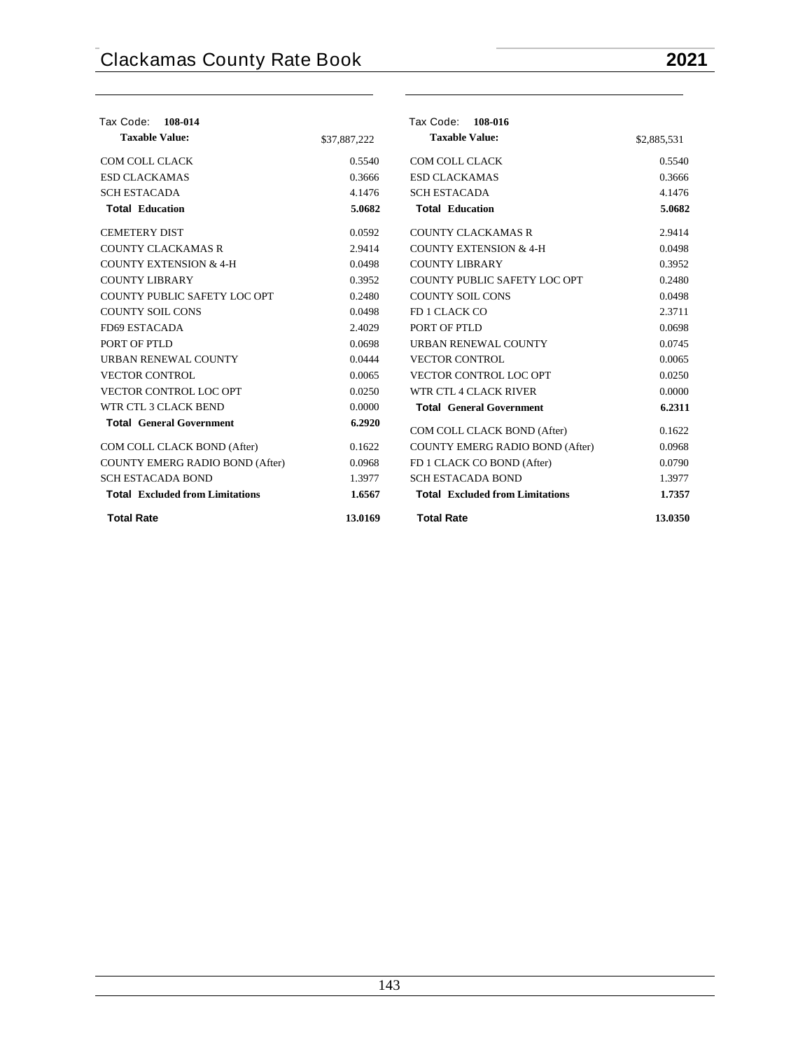| Tax Code: **108-014** | |
|---|---|
| **Taxable Value:** | $37,887,222 |
| COM COLL CLACK | 0.5540 |
| ESD CLACKAMAS | 0.3666 |
| SCH ESTACADA | 4.1476 |
| **Total Education** | **5.0682** |
| CEMETERY DIST | 0.0592 |
| COUNTY CLACKAMAS R | 2.9414 |
| COUNTY EXTENSION & 4-H | 0.0498 |
| COUNTY LIBRARY | 0.3952 |
| COUNTY PUBLIC SAFETY LOC OPT | 0.2480 |
| COUNTY SOIL CONS | 0.0498 |
| FD69 ESTACADA | 2.4029 |
| PORT OF PTLD | 0.0698 |
| URBAN RENEWAL COUNTY | 0.0444 |
| VECTOR CONTROL | 0.0065 |
| VECTOR CONTROL LOC OPT | 0.0250 |
| WTR CTL 3 CLACK BEND | 0.0000 |
| **Total General Government** | **6.2920** |
| COM COLL CLACK BOND (After) | 0.1622 |
| COUNTY EMERG RADIO BOND (After) | 0.0968 |
| SCH ESTACADA BOND | 1.3977 |
| **Total Excluded from Limitations** | **1.6567** |
| **Total Rate** | **13.0169** |

| Tax Code: **108-016** | |
|---|---|
| **Taxable Value:** | $2,885,531 |
| COM COLL CLACK | 0.5540 |
| ESD CLACKAMAS | 0.3666 |
| SCH ESTACADA | 4.1476 |
| **Total Education** | **5.0682** |
| COUNTY CLACKAMAS R | 2.9414 |
| COUNTY EXTENSION & 4-H | 0.0498 |
| COUNTY LIBRARY | 0.3952 |
| COUNTY PUBLIC SAFETY LOC OPT | 0.2480 |
| COUNTY SOIL CONS | 0.0498 |
| FD 1 CLACK CO | 2.3711 |
| PORT OF PTLD | 0.0698 |
| URBAN RENEWAL COUNTY | 0.0745 |
| VECTOR CONTROL | 0.0065 |
| VECTOR CONTROL LOC OPT | 0.0250 |
| WTR CTL 4 CLACK RIVER | 0.0000 |
| **Total General Government** | **6.2311** |
| COM COLL CLACK BOND (After) | 0.1622 |
| COUNTY EMERG RADIO BOND (After) | 0.0968 |
| FD 1 CLACK CO BOND (After) | 0.0790 |
| SCH ESTACADA BOND | 1.3977 |
| **Total Excluded from Limitations** | **1.7357** |
| **Total Rate** | **13.0350** |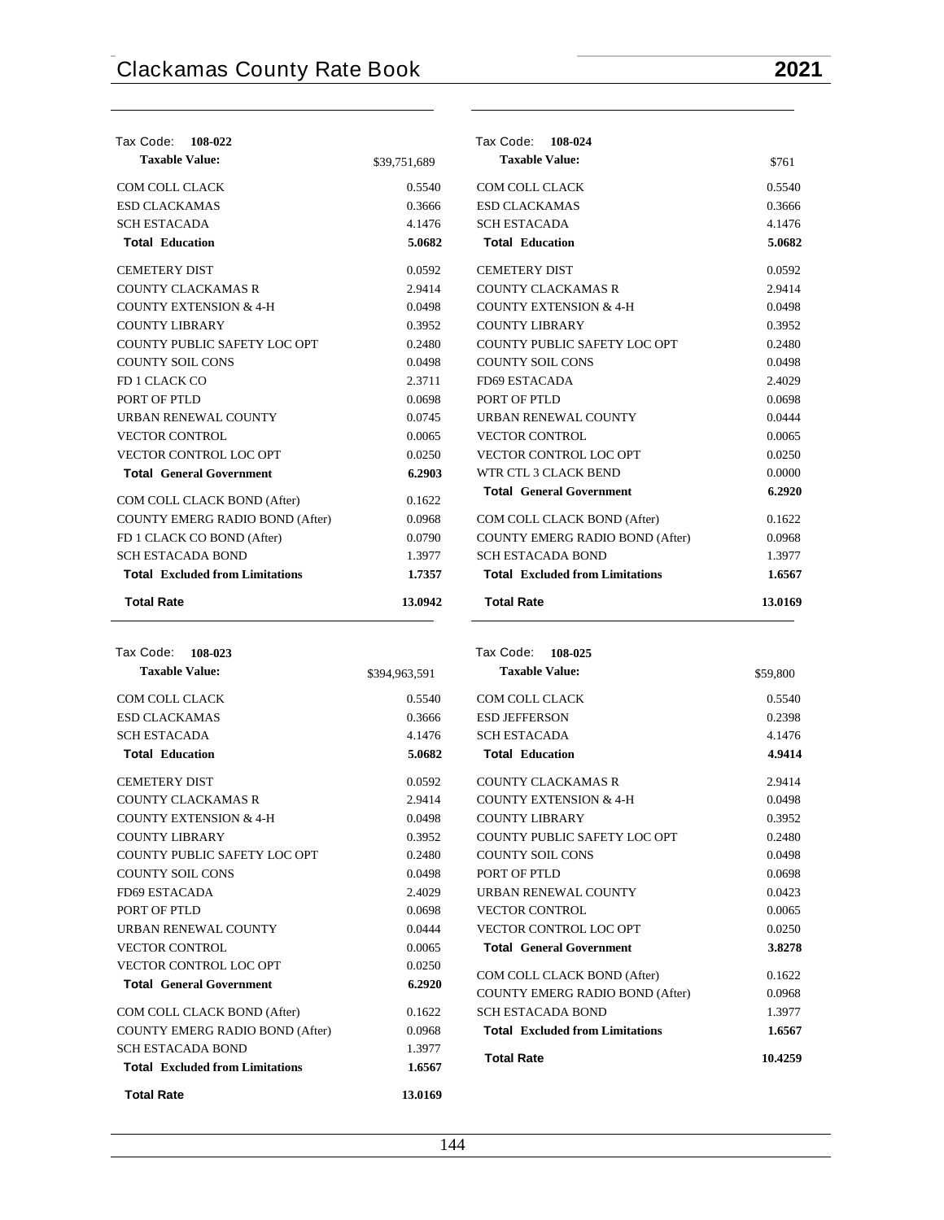Tax Code: **108-022**

| **Taxable Value:** | $39,751,689 |
|---|---|
| COM COLL CLACK | 0.5540 |
| ESD CLACKAMAS | 0.3666 |
| SCH ESTACADA | 4.1476 |
| **Total Education** | **5.0682** |
| CEMETERY DIST | 0.0592 |
| COUNTY CLACKAMAS R | 2.9414 |
| COUNTY EXTENSION & 4-H | 0.0498 |
| COUNTY LIBRARY | 0.3952 |
| COUNTY PUBLIC SAFETY LOC OPT | 0.2480 |
| COUNTY SOIL CONS | 0.0498 |
| FD 1 CLACK CO | 2.3711 |
| PORT OF PTLD | 0.0698 |
| URBAN RENEWAL COUNTY | 0.0745 |
| VECTOR CONTROL | 0.0065 |
| VECTOR CONTROL LOC OPT | 0.0250 |
| **Total General Government** | **6.2903** |
| COM COLL CLACK BOND (After) | 0.1622 |
| COUNTY EMERG RADIO BOND (After) | 0.0968 |
| FD 1 CLACK CO BOND (After) | 0.0790 |
| SCH ESTACADA BOND | 1.3977 |
| **Total Excluded from Limitations** | **1.7357** |
| **Total Rate** | **13.0942** |

Tax Code: **108-023**

| **Taxable Value:** | $394,963,591 |
|---|---|
| COM COLL CLACK | 0.5540 |
| ESD CLACKAMAS | 0.3666 |
| SCH ESTACADA | 4.1476 |
| **Total Education** | **5.0682** |
| CEMETERY DIST | 0.0592 |
| COUNTY CLACKAMAS R | 2.9414 |
| COUNTY EXTENSION & 4-H | 0.0498 |
| COUNTY LIBRARY | 0.3952 |
| COUNTY PUBLIC SAFETY LOC OPT | 0.2480 |
| COUNTY SOIL CONS | 0.0498 |
| FD69 ESTACADA | 2.4029 |
| PORT OF PTLD | 0.0698 |
| URBAN RENEWAL COUNTY | 0.0444 |
| VECTOR CONTROL | 0.0065 |
| VECTOR CONTROL LOC OPT | 0.0250 |
| **Total General Government** | **6.2920** |
| COM COLL CLACK BOND (After) | 0.1622 |
| COUNTY EMERG RADIO BOND (After) | 0.0968 |
| SCH ESTACADA BOND | 1.3977 |
| **Total Excluded from Limitations** | **1.6567** |
| **Total Rate** | **13.0169** |

Tax Code: **108-024**

| **Taxable Value:** | $761 |
|---|---|
| COM COLL CLACK | 0.5540 |
| ESD CLACKAMAS | 0.3666 |
| SCH ESTACADA | 4.1476 |
| **Total Education** | **5.0682** |
| CEMETERY DIST | 0.0592 |
| COUNTY CLACKAMAS R | 2.9414 |
| COUNTY EXTENSION & 4-H | 0.0498 |
| COUNTY LIBRARY | 0.3952 |
| COUNTY PUBLIC SAFETY LOC OPT | 0.2480 |
| COUNTY SOIL CONS | 0.0498 |
| FD69 ESTACADA | 2.4029 |
| PORT OF PTLD | 0.0698 |
| URBAN RENEWAL COUNTY | 0.0444 |
| VECTOR CONTROL | 0.0065 |
| VECTOR CONTROL LOC OPT | 0.0250 |
| WTR CTL 3 CLACK BEND | 0.0000 |
| **Total General Government** | **6.2920** |
| COM COLL CLACK BOND (After) | 0.1622 |
| COUNTY EMERG RADIO BOND (After) | 0.0968 |
| SCH ESTACADA BOND | 1.3977 |
| **Total Excluded from Limitations** | **1.6567** |
| **Total Rate** | **13.0169** |

Tax Code: **108-025**

| **Taxable Value:** | $59,800 |
|---|---|
| COM COLL CLACK | 0.5540 |
| ESD JEFFERSON | 0.2398 |
| SCH ESTACADA | 4.1476 |
| **Total Education** | **4.9414** |
| COUNTY CLACKAMAS R | 2.9414 |
| COUNTY EXTENSION & 4-H | 0.0498 |
| COUNTY LIBRARY | 0.3952 |
| COUNTY PUBLIC SAFETY LOC OPT | 0.2480 |
| COUNTY SOIL CONS | 0.0498 |
| PORT OF PTLD | 0.0698 |
| URBAN RENEWAL COUNTY | 0.0423 |
| VECTOR CONTROL | 0.0065 |
| VECTOR CONTROL LOC OPT | 0.0250 |
| **Total General Government** | **3.8278** |
| COM COLL CLACK BOND (After) | 0.1622 |
| COUNTY EMERG RADIO BOND (After) | 0.0968 |
| SCH ESTACADA BOND | 1.3977 |
| **Total Excluded from Limitations** | **1.6567** |
| **Total Rate** | **10.4259** |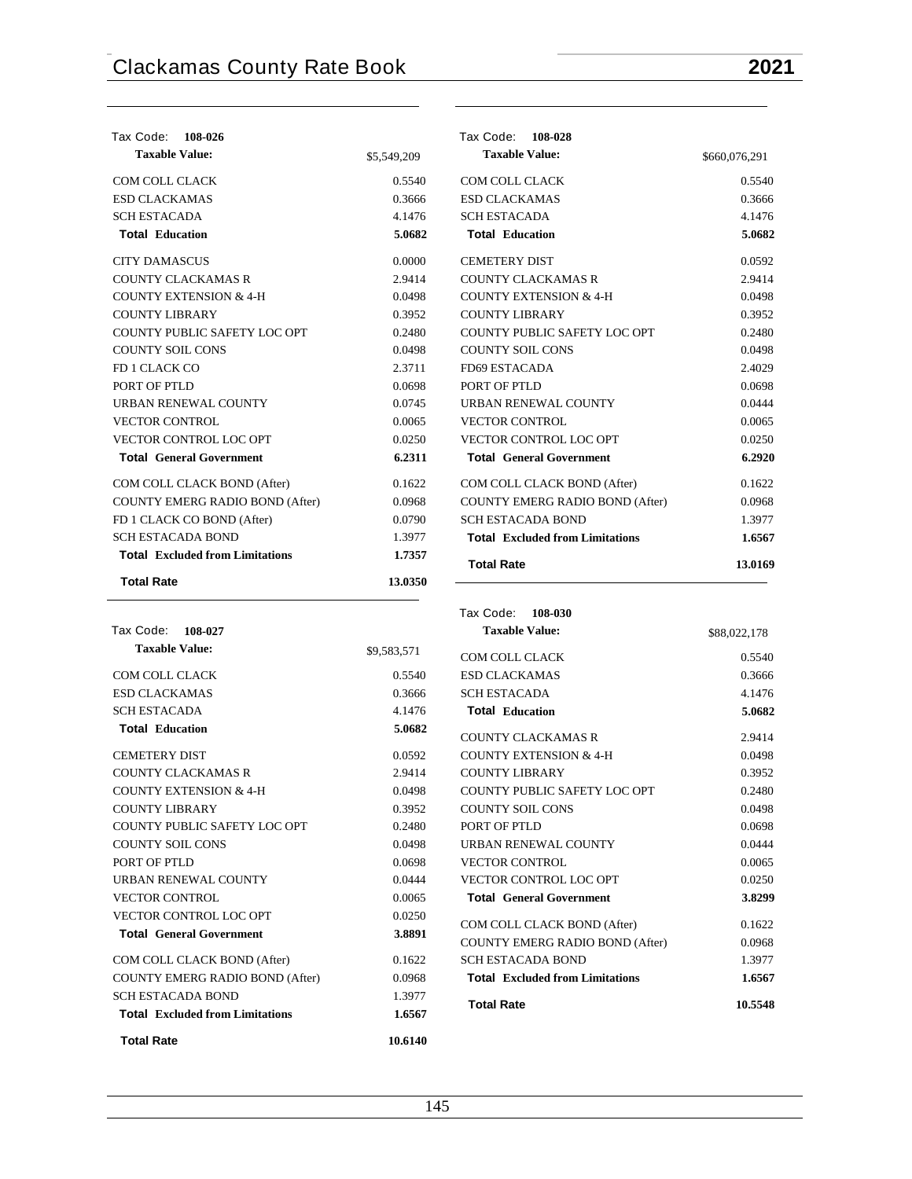Tax Code: **108-026**

| **Taxable Value:** | $5,549,209 |
|---|---|
| COM COLL CLACK | 0.5540 |
| ESD CLACKAMAS | 0.3666 |
| SCH ESTACADA | 4.1476 |
| **Total Education** | **5.0682** |
| CITY DAMASCUS | 0.0000 |
| COUNTY CLACKAMAS R | 2.9414 |
| COUNTY EXTENSION & 4-H | 0.0498 |
| COUNTY LIBRARY | 0.3952 |
| COUNTY PUBLIC SAFETY LOC OPT | 0.2480 |
| COUNTY SOIL CONS | 0.0498 |
| FD 1 CLACK CO | 2.3711 |
| PORT OF PTLD | 0.0698 |
| URBAN RENEWAL COUNTY | 0.0745 |
| VECTOR CONTROL | 0.0065 |
| VECTOR CONTROL LOC OPT | 0.0250 |
| **Total General Government** | **6.2311** |
| COM COLL CLACK BOND (After) | 0.1622 |
| COUNTY EMERG RADIO BOND (After) | 0.0968 |
| FD 1 CLACK CO BOND (After) | 0.0790 |
| SCH ESTACADA BOND | 1.3977 |
| **Total Excluded from Limitations** | **1.7357** |
| **Total Rate** | **13.0350** |

Tax Code: **108-027**

| **Taxable Value:** | $9,583,571 |
|---|---|
| COM COLL CLACK | 0.5540 |
| ESD CLACKAMAS | 0.3666 |
| SCH ESTACADA | 4.1476 |
| **Total Education** | **5.0682** |
| CEMETERY DIST | 0.0592 |
| COUNTY CLACKAMAS R | 2.9414 |
| COUNTY EXTENSION & 4-H | 0.0498 |
| COUNTY LIBRARY | 0.3952 |
| COUNTY PUBLIC SAFETY LOC OPT | 0.2480 |
| COUNTY SOIL CONS | 0.0498 |
| PORT OF PTLD | 0.0698 |
| URBAN RENEWAL COUNTY | 0.0444 |
| VECTOR CONTROL | 0.0065 |
| VECTOR CONTROL LOC OPT | 0.0250 |
| **Total General Government** | **3.8891** |
| COM COLL CLACK BOND (After) | 0.1622 |
| COUNTY EMERG RADIO BOND (After) | 0.0968 |
| SCH ESTACADA BOND | 1.3977 |
| **Total Excluded from Limitations** | **1.6567** |
| **Total Rate** | **10.6140** |

Tax Code: **108-028**

| **Taxable Value:** | $660,076,291 |
|---|---|
| COM COLL CLACK | 0.5540 |
| ESD CLACKAMAS | 0.3666 |
| SCH ESTACADA | 4.1476 |
| **Total Education** | **5.0682** |
| CEMETERY DIST | 0.0592 |
| COUNTY CLACKAMAS R | 2.9414 |
| COUNTY EXTENSION & 4-H | 0.0498 |
| COUNTY LIBRARY | 0.3952 |
| COUNTY PUBLIC SAFETY LOC OPT | 0.2480 |
| COUNTY SOIL CONS | 0.0498 |
| FD69 ESTACADA | 2.4029 |
| PORT OF PTLD | 0.0698 |
| URBAN RENEWAL COUNTY | 0.0444 |
| VECTOR CONTROL | 0.0065 |
| VECTOR CONTROL LOC OPT | 0.0250 |
| **Total General Government** | **6.2920** |
| COM COLL CLACK BOND (After) | 0.1622 |
| COUNTY EMERG RADIO BOND (After) | 0.0968 |
| SCH ESTACADA BOND | 1.3977 |
| **Total Excluded from Limitations** | **1.6567** |
| **Total Rate** | **13.0169** |

Tax Code: **108-030**

| **Taxable Value:** | $88,022,178 |
|---|---|
| COM COLL CLACK | 0.5540 |
| ESD CLACKAMAS | 0.3666 |
| SCH ESTACADA | 4.1476 |
| **Total Education** | **5.0682** |
| COUNTY CLACKAMAS R | 2.9414 |
| COUNTY EXTENSION & 4-H | 0.0498 |
| COUNTY LIBRARY | 0.3952 |
| COUNTY PUBLIC SAFETY LOC OPT | 0.2480 |
| COUNTY SOIL CONS | 0.0498 |
| PORT OF PTLD | 0.0698 |
| URBAN RENEWAL COUNTY | 0.0444 |
| VECTOR CONTROL | 0.0065 |
| VECTOR CONTROL LOC OPT | 0.0250 |
| **Total General Government** | **3.8299** |
| COM COLL CLACK BOND (After) | 0.1622 |
| COUNTY EMERG RADIO BOND (After) | 0.0968 |
| SCH ESTACADA BOND | 1.3977 |
| **Total Excluded from Limitations** | **1.6567** |
| **Total Rate** | **10.5548** |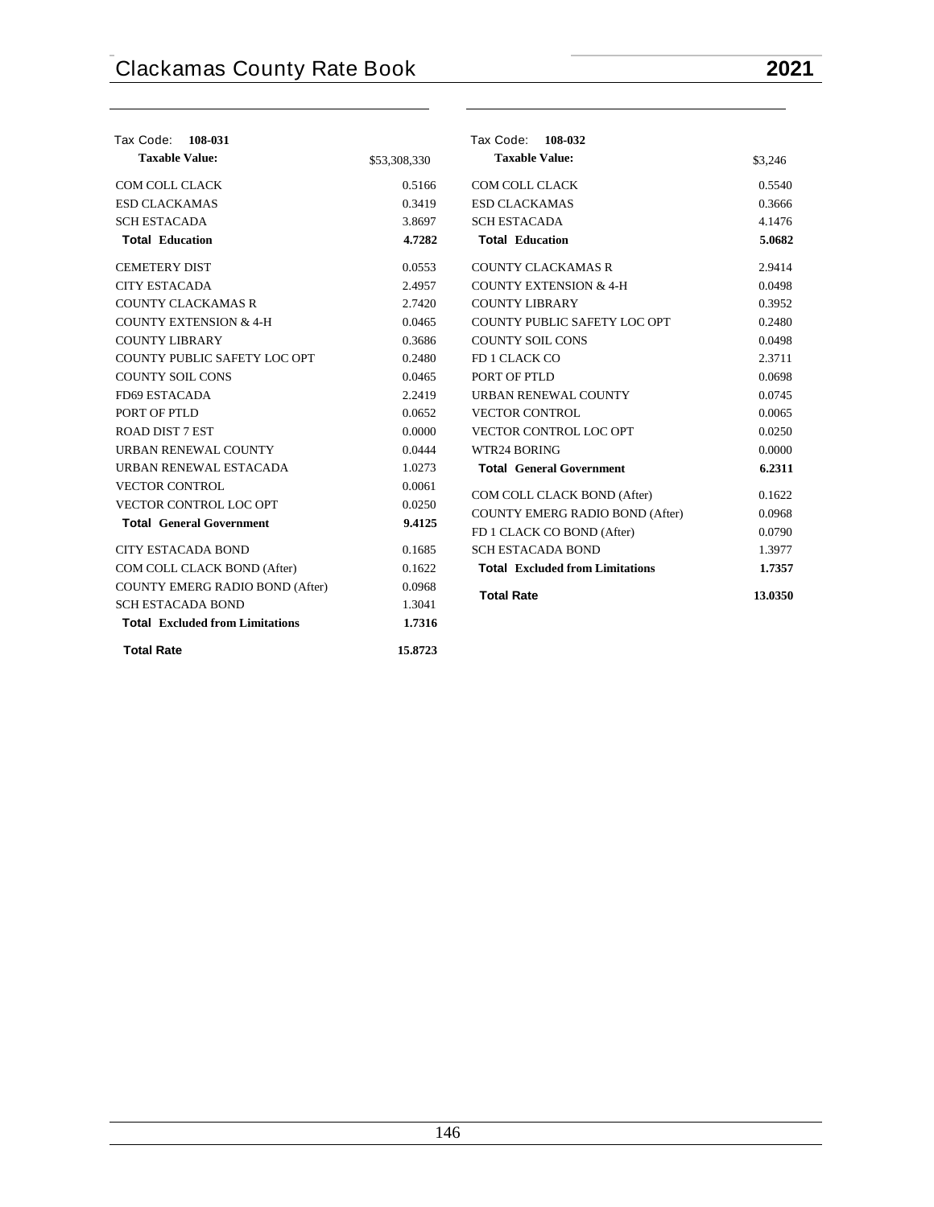| Tax Code: **108-031** | |
|---|---|
| **Taxable Value:** | $53,308,330 |
| COM COLL CLACK | 0.5166 |
| ESD CLACKAMAS | 0.3419 |
| SCH ESTACADA | 3.8697 |
| **Total Education** | **4.7282** |
| CEMETERY DIST | 0.0553 |
| CITY ESTACADA | 2.4957 |
| COUNTY CLACKAMAS R | 2.7420 |
| COUNTY EXTENSION & 4-H | 0.0465 |
| COUNTY LIBRARY | 0.3686 |
| COUNTY PUBLIC SAFETY LOC OPT | 0.2480 |
| COUNTY SOIL CONS | 0.0465 |
| FD69 ESTACADA | 2.2419 |
| PORT OF PTLD | 0.0652 |
| ROAD DIST 7 EST | 0.0000 |
| URBAN RENEWAL COUNTY | 0.0444 |
| URBAN RENEWAL ESTACADA | 1.0273 |
| VECTOR CONTROL | 0.0061 |
| VECTOR CONTROL LOC OPT | 0.0250 |
| **Total General Government** | **9.4125** |
| CITY ESTACADA BOND | 0.1685 |
| COM COLL CLACK BOND (After) | 0.1622 |
| COUNTY EMERG RADIO BOND (After) | 0.0968 |
| SCH ESTACADA BOND | 1.3041 |
| **Total Excluded from Limitations** | **1.7316** |
| **Total Rate** | **15.8723** |

| Tax Code: **108-032** | |
|---|---|
| **Taxable Value:** | $3,246 |
| COM COLL CLACK | 0.5540 |
| ESD CLACKAMAS | 0.3666 |
| SCH ESTACADA | 4.1476 |
| **Total Education** | **5.0682** |
| COUNTY CLACKAMAS R | 2.9414 |
| COUNTY EXTENSION & 4-H | 0.0498 |
| COUNTY LIBRARY | 0.3952 |
| COUNTY PUBLIC SAFETY LOC OPT | 0.2480 |
| COUNTY SOIL CONS | 0.0498 |
| FD 1 CLACK CO | 2.3711 |
| PORT OF PTLD | 0.0698 |
| URBAN RENEWAL COUNTY | 0.0745 |
| VECTOR CONTROL | 0.0065 |
| VECTOR CONTROL LOC OPT | 0.0250 |
| WTR24 BORING | 0.0000 |
| **Total General Government** | **6.2311** |
| COM COLL CLACK BOND (After) | 0.1622 |
| COUNTY EMERG RADIO BOND (After) | 0.0968 |
| FD 1 CLACK CO BOND (After) | 0.0790 |
| SCH ESTACADA BOND | 1.3977 |
| **Total Excluded from Limitations** | **1.7357** |
| **Total Rate** | **13.0350** |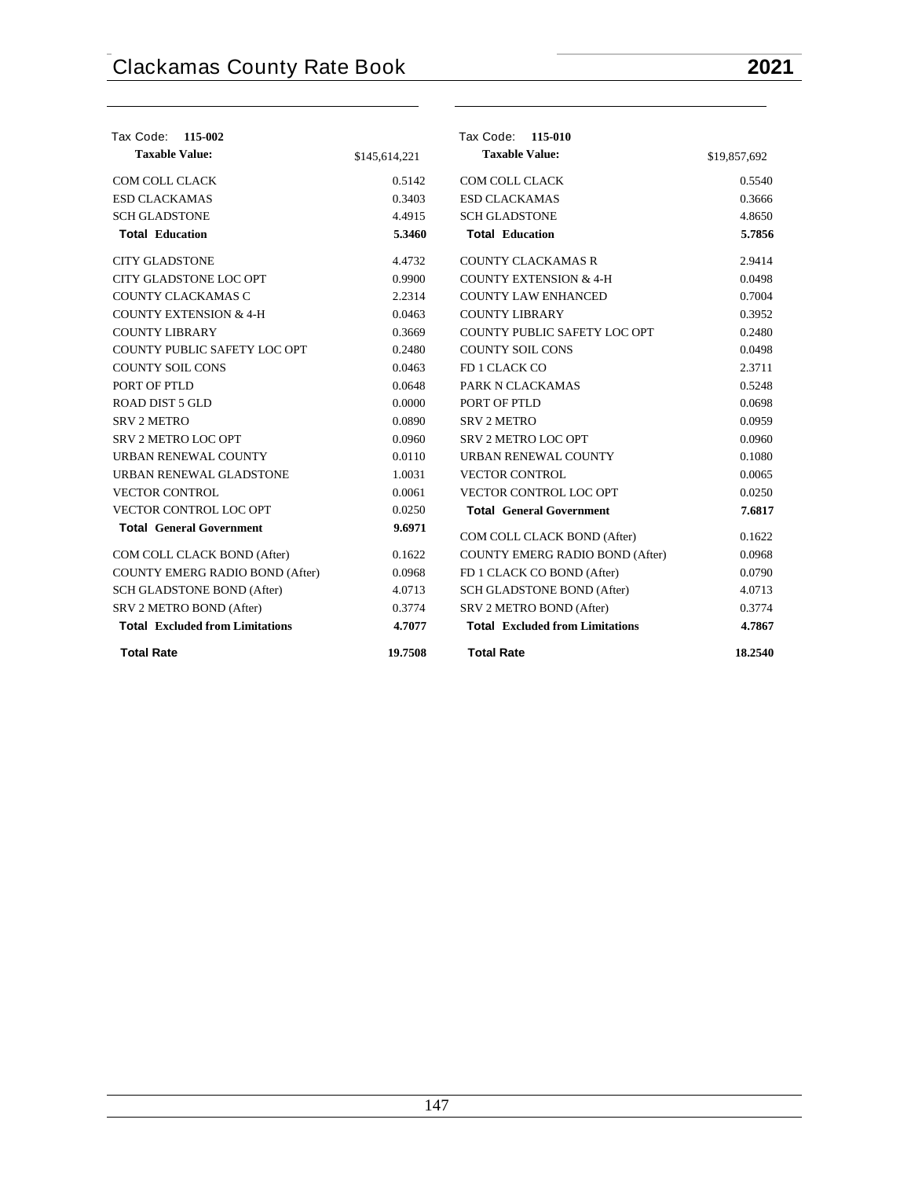Tax Code: **115-002**

| **Taxable Value:** | $145,614,221 |
|---|---|
| COM COLL CLACK | 0.5142 |
| ESD CLACKAMAS | 0.3403 |
| SCH GLADSTONE | 4.4915 |
| **Total Education** | **5.3460** |
| CITY GLADSTONE | 4.4732 |
| CITY GLADSTONE LOC OPT | 0.9900 |
| COUNTY CLACKAMAS C | 2.2314 |
| COUNTY EXTENSION & 4-H | 0.0463 |
| COUNTY LIBRARY | 0.3669 |
| COUNTY PUBLIC SAFETY LOC OPT | 0.2480 |
| COUNTY SOIL CONS | 0.0463 |
| PORT OF PTLD | 0.0648 |
| ROAD DIST 5 GLD | 0.0000 |
| SRV 2 METRO | 0.0890 |
| SRV 2 METRO LOC OPT | 0.0960 |
| URBAN RENEWAL COUNTY | 0.0110 |
| URBAN RENEWAL GLADSTONE | 1.0031 |
| VECTOR CONTROL | 0.0061 |
| VECTOR CONTROL LOC OPT | 0.0250 |
| **Total General Government** | **9.6971** |
| COM COLL CLACK BOND (After) | 0.1622 |
| COUNTY EMERG RADIO BOND (After) | 0.0968 |
| SCH GLADSTONE BOND (After) | 4.0713 |
| SRV 2 METRO BOND (After) | 0.3774 |
| **Total Excluded from Limitations** | **4.7077** |
| **Total Rate** | **19.7508** |

Tax Code: **115-010**

| **Taxable Value:** | $19,857,692 |
|---|---|
| COM COLL CLACK | 0.5540 |
| ESD CLACKAMAS | 0.3666 |
| SCH GLADSTONE | 4.8650 |
| **Total Education** | **5.7856** |
| COUNTY CLACKAMAS R | 2.9414 |
| COUNTY EXTENSION & 4-H | 0.0498 |
| COUNTY LAW ENHANCED | 0.7004 |
| COUNTY LIBRARY | 0.3952 |
| COUNTY PUBLIC SAFETY LOC OPT | 0.2480 |
| COUNTY SOIL CONS | 0.0498 |
| FD 1 CLACK CO | 2.3711 |
| PARK N CLACKAMAS | 0.5248 |
| PORT OF PTLD | 0.0698 |
| SRV 2 METRO | 0.0959 |
| SRV 2 METRO LOC OPT | 0.0960 |
| URBAN RENEWAL COUNTY | 0.1080 |
| VECTOR CONTROL | 0.0065 |
| VECTOR CONTROL LOC OPT | 0.0250 |
| **Total General Government** | **7.6817** |
| COM COLL CLACK BOND (After) | 0.1622 |
| COUNTY EMERG RADIO BOND (After) | 0.0968 |
| FD 1 CLACK CO BOND (After) | 0.0790 |
| SCH GLADSTONE BOND (After) | 4.0713 |
| SRV 2 METRO BOND (After) | 0.3774 |
| **Total Excluded from Limitations** | **4.7867** |
| **Total Rate** | **18.2540** |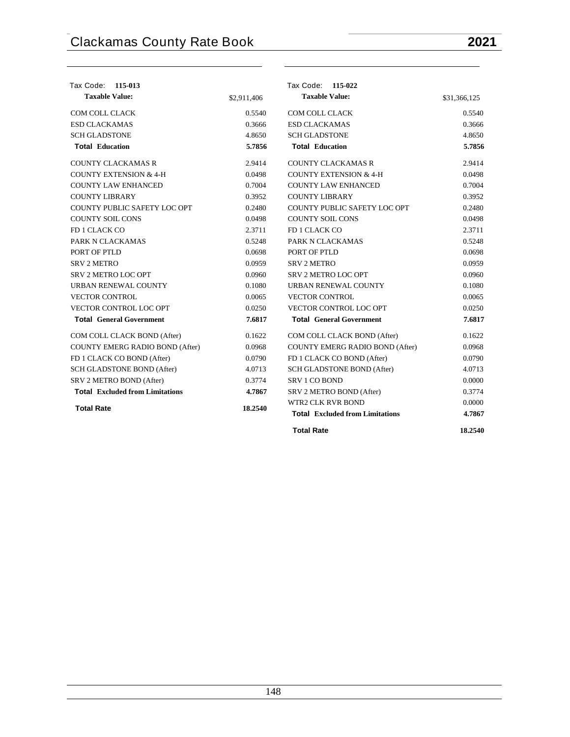Tax Code: **115-013**

| **Taxable Value:** | $2,911,406 |
|---|---|
| COM COLL CLACK | 0.5540 |
| ESD CLACKAMAS | 0.3666 |
| SCH GLADSTONE | 4.8650 |
| **Total Education** | **5.7856** |
| COUNTY CLACKAMAS R | 2.9414 |
| COUNTY EXTENSION & 4-H | 0.0498 |
| COUNTY LAW ENHANCED | 0.7004 |
| COUNTY LIBRARY | 0.3952 |
| COUNTY PUBLIC SAFETY LOC OPT | 0.2480 |
| COUNTY SOIL CONS | 0.0498 |
| FD 1 CLACK CO | 2.3711 |
| PARK N CLACKAMAS | 0.5248 |
| PORT OF PTLD | 0.0698 |
| SRV 2 METRO | 0.0959 |
| SRV 2 METRO LOC OPT | 0.0960 |
| URBAN RENEWAL COUNTY | 0.1080 |
| VECTOR CONTROL | 0.0065 |
| VECTOR CONTROL LOC OPT | 0.0250 |
| **Total General Government** | **7.6817** |
| COM COLL CLACK BOND (After) | 0.1622 |
| COUNTY EMERG RADIO BOND (After) | 0.0968 |
| FD 1 CLACK CO BOND (After) | 0.0790 |
| SCH GLADSTONE BOND (After) | 4.0713 |
| SRV 2 METRO BOND (After) | 0.3774 |
| **Total Excluded from Limitations** | **4.7867** |
| **Total Rate** | **18.2540** |

Tax Code: **115-022**

| **Taxable Value:** | $31,366,125 |
|---|---|
| COM COLL CLACK | 0.5540 |
| ESD CLACKAMAS | 0.3666 |
| SCH GLADSTONE | 4.8650 |
| **Total Education** | **5.7856** |
| COUNTY CLACKAMAS R | 2.9414 |
| COUNTY EXTENSION & 4-H | 0.0498 |
| COUNTY LAW ENHANCED | 0.7004 |
| COUNTY LIBRARY | 0.3952 |
| COUNTY PUBLIC SAFETY LOC OPT | 0.2480 |
| COUNTY SOIL CONS | 0.0498 |
| FD 1 CLACK CO | 2.3711 |
| PARK N CLACKAMAS | 0.5248 |
| PORT OF PTLD | 0.0698 |
| SRV 2 METRO | 0.0959 |
| SRV 2 METRO LOC OPT | 0.0960 |
| URBAN RENEWAL COUNTY | 0.1080 |
| VECTOR CONTROL | 0.0065 |
| VECTOR CONTROL LOC OPT | 0.0250 |
| **Total General Government** | **7.6817** |
| COM COLL CLACK BOND (After) | 0.1622 |
| COUNTY EMERG RADIO BOND (After) | 0.0968 |
| FD 1 CLACK CO BOND (After) | 0.0790 |
| SCH GLADSTONE BOND (After) | 4.0713 |
| SRV 1 CO BOND | 0.0000 |
| SRV 2 METRO BOND (After) | 0.3774 |
| WTR2 CLK RVR BOND | 0.0000 |
| **Total Excluded from Limitations** | **4.7867** |
| **Total Rate** | **18.2540** |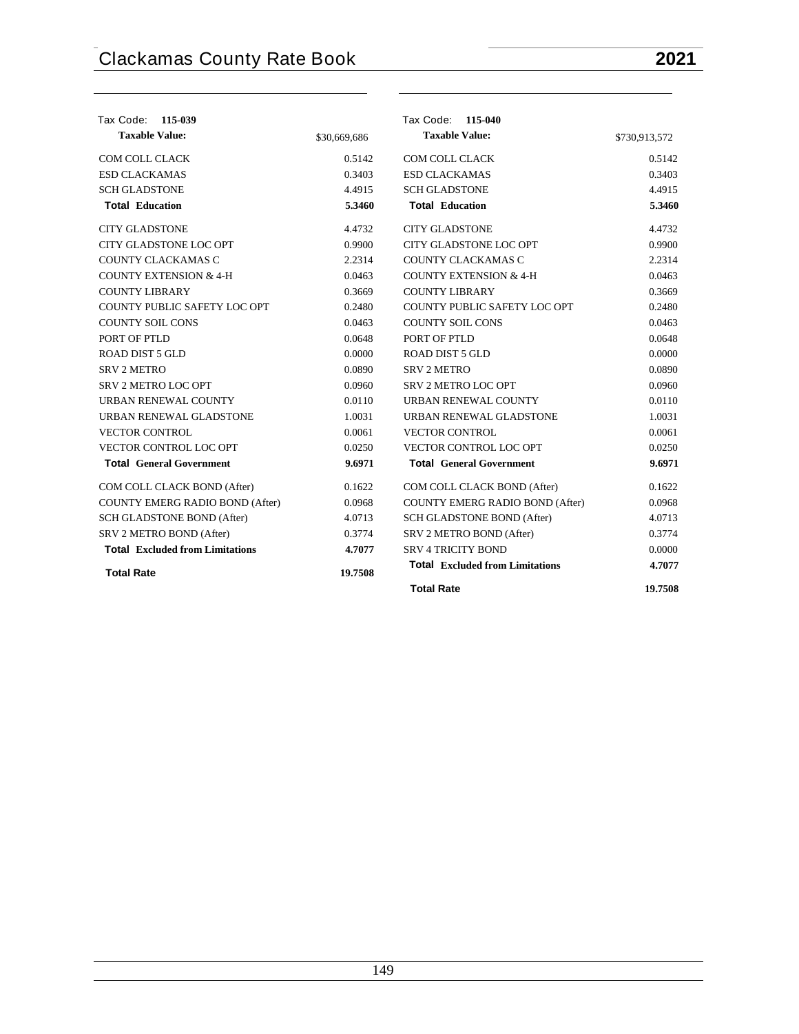| Tax Code: **115-039** | |
|---|---|
| **Taxable Value:** | $30,669,686 |
| COM COLL CLACK | 0.5142 |
| ESD CLACKAMAS | 0.3403 |
| SCH GLADSTONE | 4.4915 |
| **Total Education** | **5.3460** |
| CITY GLADSTONE | 4.4732 |
| CITY GLADSTONE LOC OPT | 0.9900 |
| COUNTY CLACKAMAS C | 2.2314 |
| COUNTY EXTENSION & 4-H | 0.0463 |
| COUNTY LIBRARY | 0.3669 |
| COUNTY PUBLIC SAFETY LOC OPT | 0.2480 |
| COUNTY SOIL CONS | 0.0463 |
| PORT OF PTLD | 0.0648 |
| ROAD DIST 5 GLD | 0.0000 |
| SRV 2 METRO | 0.0890 |
| SRV 2 METRO LOC OPT | 0.0960 |
| URBAN RENEWAL COUNTY | 0.0110 |
| URBAN RENEWAL GLADSTONE | 1.0031 |
| VECTOR CONTROL | 0.0061 |
| VECTOR CONTROL LOC OPT | 0.0250 |
| **Total General Government** | **9.6971** |
| COM COLL CLACK BOND (After) | 0.1622 |
| COUNTY EMERG RADIO BOND (After) | 0.0968 |
| SCH GLADSTONE BOND (After) | 4.0713 |
| SRV 2 METRO BOND (After) | 0.3774 |
| **Total Excluded from Limitations** | **4.7077** |
| **Total Rate** | **19.7508** |

| Tax Code: **115-040** | |
|---|---|
| **Taxable Value:** | $730,913,572 |
| COM COLL CLACK | 0.5142 |
| ESD CLACKAMAS | 0.3403 |
| SCH GLADSTONE | 4.4915 |
| **Total Education** | **5.3460** |
| CITY GLADSTONE | 4.4732 |
| CITY GLADSTONE LOC OPT | 0.9900 |
| COUNTY CLACKAMAS C | 2.2314 |
| COUNTY EXTENSION & 4-H | 0.0463 |
| COUNTY LIBRARY | 0.3669 |
| COUNTY PUBLIC SAFETY LOC OPT | 0.2480 |
| COUNTY SOIL CONS | 0.0463 |
| PORT OF PTLD | 0.0648 |
| ROAD DIST 5 GLD | 0.0000 |
| SRV 2 METRO | 0.0890 |
| SRV 2 METRO LOC OPT | 0.0960 |
| URBAN RENEWAL COUNTY | 0.0110 |
| URBAN RENEWAL GLADSTONE | 1.0031 |
| VECTOR CONTROL | 0.0061 |
| VECTOR CONTROL LOC OPT | 0.0250 |
| **Total General Government** | **9.6971** |
| COM COLL CLACK BOND (After) | 0.1622 |
| COUNTY EMERG RADIO BOND (After) | 0.0968 |
| SCH GLADSTONE BOND (After) | 4.0713 |
| SRV 2 METRO BOND (After) | 0.3774 |
| SRV 4 TRICITY BOND | 0.0000 |
| **Total Excluded from Limitations** | **4.7077** |
| **Total Rate** | **19.7508** |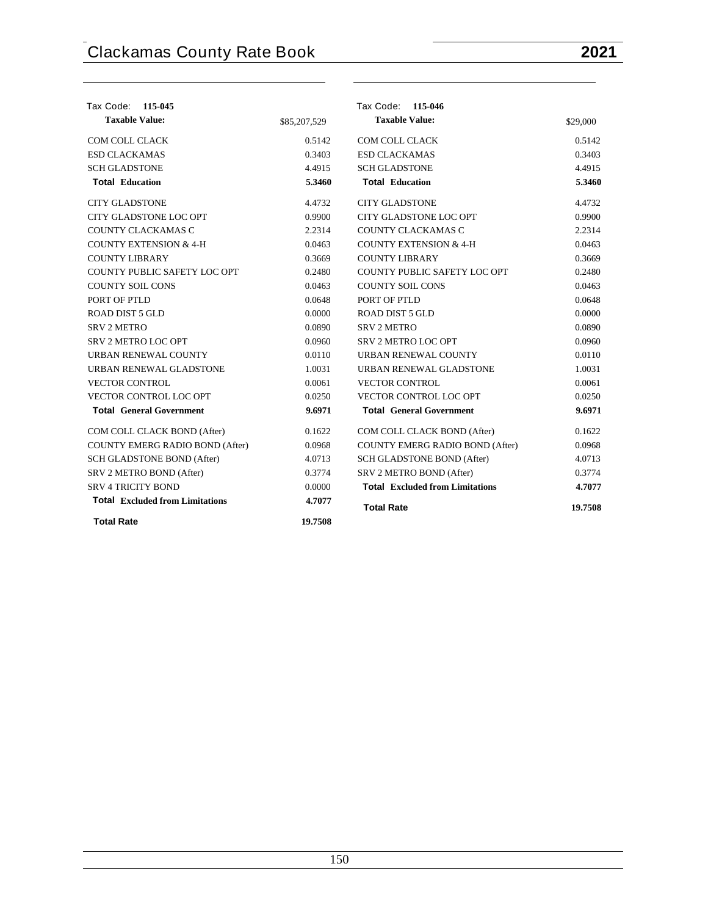## Tax Code: 115-045

| Taxable Value: | $85,207,529 |
|---|---|
| COM COLL CLACK | 0.5142 |
| ESD CLACKAMAS | 0.3403 |
| SCH GLADSTONE | 4.4915 |
| **Total Education** | **5.3460** |
| CITY GLADSTONE | 4.4732 |
| CITY GLADSTONE LOC OPT | 0.9900 |
| COUNTY CLACKAMAS C | 2.2314 |
| COUNTY EXTENSION & 4-H | 0.0463 |
| COUNTY LIBRARY | 0.3669 |
| COUNTY PUBLIC SAFETY LOC OPT | 0.2480 |
| COUNTY SOIL CONS | 0.0463 |
| PORT OF PTLD | 0.0648 |
| ROAD DIST 5 GLD | 0.0000 |
| SRV 2 METRO | 0.0890 |
| SRV 2 METRO LOC OPT | 0.0960 |
| URBAN RENEWAL COUNTY | 0.0110 |
| URBAN RENEWAL GLADSTONE | 1.0031 |
| VECTOR CONTROL | 0.0061 |
| VECTOR CONTROL LOC OPT | 0.0250 |
| **Total General Government** | **9.6971** |
| COM COLL CLACK BOND (After) | 0.1622 |
| COUNTY EMERG RADIO BOND (After) | 0.0968 |
| SCH GLADSTONE BOND (After) | 4.0713 |
| SRV 2 METRO BOND (After) | 0.3774 |
| SRV 4 TRICITY BOND | 0.0000 |
| **Total Excluded from Limitations** | **4.7077** |
| **Total Rate** | **19.7508** |

## Tax Code: 115-046

| Taxable Value: | $29,000 |
|---|---|
| COM COLL CLACK | 0.5142 |
| ESD CLACKAMAS | 0.3403 |
| SCH GLADSTONE | 4.4915 |
| **Total Education** | **5.3460** |
| CITY GLADSTONE | 4.4732 |
| CITY GLADSTONE LOC OPT | 0.9900 |
| COUNTY CLACKAMAS C | 2.2314 |
| COUNTY EXTENSION & 4-H | 0.0463 |
| COUNTY LIBRARY | 0.3669 |
| COUNTY PUBLIC SAFETY LOC OPT | 0.2480 |
| COUNTY SOIL CONS | 0.0463 |
| PORT OF PTLD | 0.0648 |
| ROAD DIST 5 GLD | 0.0000 |
| SRV 2 METRO | 0.0890 |
| SRV 2 METRO LOC OPT | 0.0960 |
| URBAN RENEWAL COUNTY | 0.0110 |
| URBAN RENEWAL GLADSTONE | 1.0031 |
| VECTOR CONTROL | 0.0061 |
| VECTOR CONTROL LOC OPT | 0.0250 |
| **Total General Government** | **9.6971** |
| COM COLL CLACK BOND (After) | 0.1622 |
| COUNTY EMERG RADIO BOND (After) | 0.0968 |
| SCH GLADSTONE BOND (After) | 4.0713 |
| SRV 2 METRO BOND (After) | 0.3774 |
| **Total Excluded from Limitations** | **4.7077** |
| **Total Rate** | **19.7508** |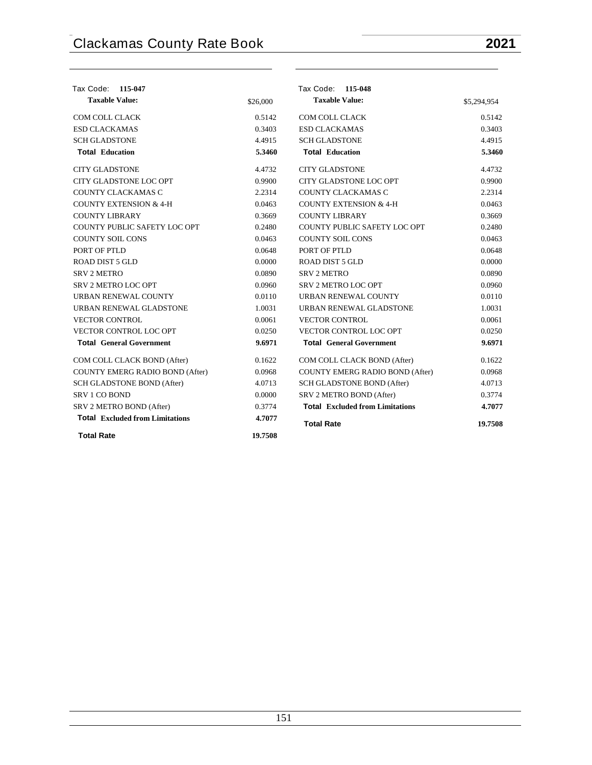Tax Code: **115-047**

| **Taxable Value:** | $26,000 |
|---|---|
| COM COLL CLACK | 0.5142 |
| ESD CLACKAMAS | 0.3403 |
| SCH GLADSTONE | 4.4915 |
| **Total Education** | **5.3460** |
| CITY GLADSTONE | 4.4732 |
| CITY GLADSTONE LOC OPT | 0.9900 |
| COUNTY CLACKAMAS C | 2.2314 |
| COUNTY EXTENSION & 4-H | 0.0463 |
| COUNTY LIBRARY | 0.3669 |
| COUNTY PUBLIC SAFETY LOC OPT | 0.2480 |
| COUNTY SOIL CONS | 0.0463 |
| PORT OF PTLD | 0.0648 |
| ROAD DIST 5 GLD | 0.0000 |
| SRV 2 METRO | 0.0890 |
| SRV 2 METRO LOC OPT | 0.0960 |
| URBAN RENEWAL COUNTY | 0.0110 |
| URBAN RENEWAL GLADSTONE | 1.0031 |
| VECTOR CONTROL | 0.0061 |
| VECTOR CONTROL LOC OPT | 0.0250 |
| **Total General Government** | **9.6971** |
| COM COLL CLACK BOND (After) | 0.1622 |
| COUNTY EMERG RADIO BOND (After) | 0.0968 |
| SCH GLADSTONE BOND (After) | 4.0713 |
| SRV 1 CO BOND | 0.0000 |
| SRV 2 METRO BOND (After) | 0.3774 |
| **Total Excluded from Limitations** | **4.7077** |
| **Total Rate** | **19.7508** |

Tax Code: **115-048**

| **Taxable Value:** | $5,294,954 |
|---|---|
| COM COLL CLACK | 0.5142 |
| ESD CLACKAMAS | 0.3403 |
| SCH GLADSTONE | 4.4915 |
| **Total Education** | **5.3460** |
| CITY GLADSTONE | 4.4732 |
| CITY GLADSTONE LOC OPT | 0.9900 |
| COUNTY CLACKAMAS C | 2.2314 |
| COUNTY EXTENSION & 4-H | 0.0463 |
| COUNTY LIBRARY | 0.3669 |
| COUNTY PUBLIC SAFETY LOC OPT | 0.2480 |
| COUNTY SOIL CONS | 0.0463 |
| PORT OF PTLD | 0.0648 |
| ROAD DIST 5 GLD | 0.0000 |
| SRV 2 METRO | 0.0890 |
| SRV 2 METRO LOC OPT | 0.0960 |
| URBAN RENEWAL COUNTY | 0.0110 |
| URBAN RENEWAL GLADSTONE | 1.0031 |
| VECTOR CONTROL | 0.0061 |
| VECTOR CONTROL LOC OPT | 0.0250 |
| **Total General Government** | **9.6971** |
| COM COLL CLACK BOND (After) | 0.1622 |
| COUNTY EMERG RADIO BOND (After) | 0.0968 |
| SCH GLADSTONE BOND (After) | 4.0713 |
| SRV 2 METRO BOND (After) | 0.3774 |
| **Total Excluded from Limitations** | **4.7077** |
| **Total Rate** | **19.7508** |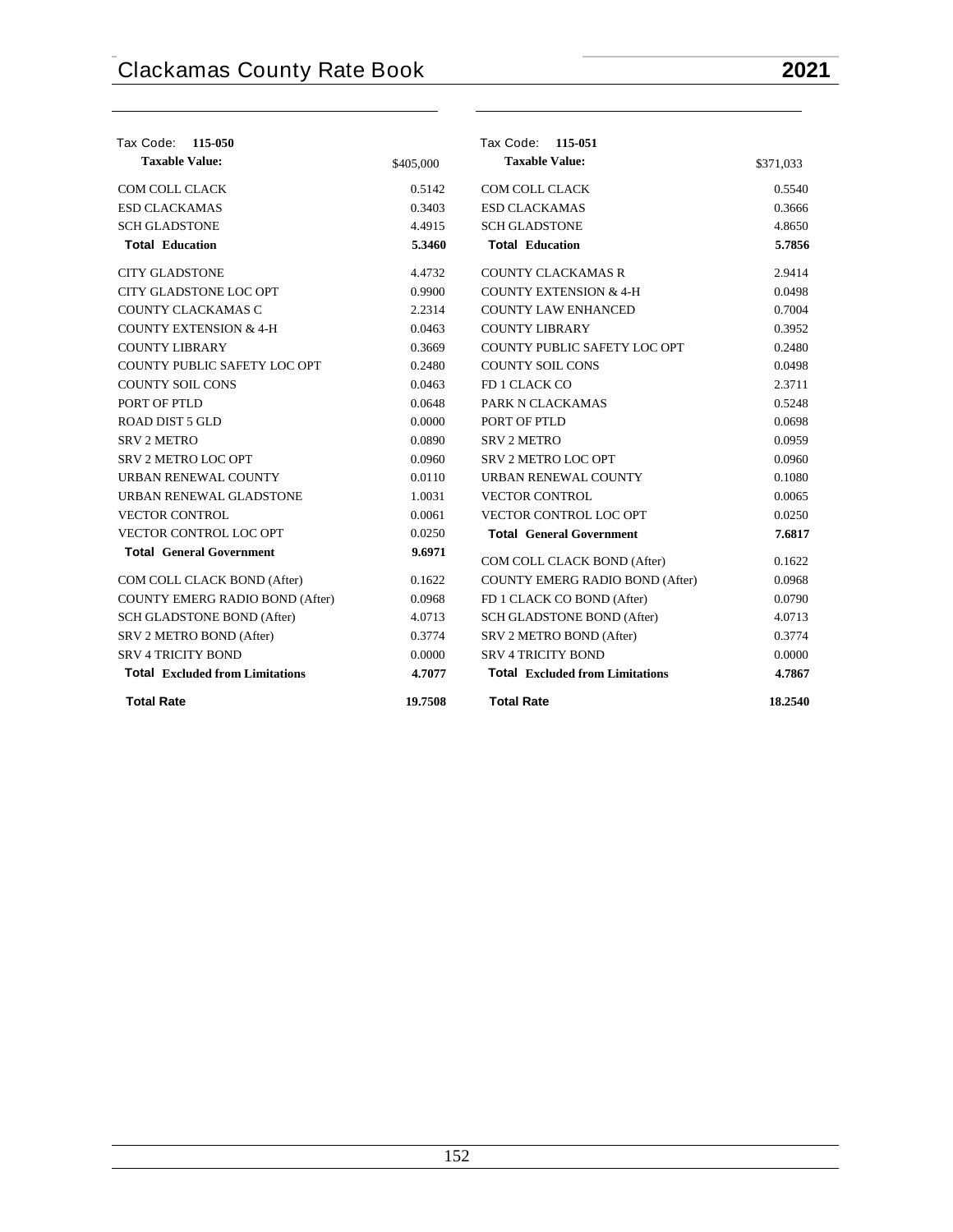## Tax Code: 115-050

| **Taxable Value:** | $405,000 |
|---|---|
| COM COLL CLACK | 0.5142 |
| ESD CLACKAMAS | 0.3403 |
| SCH GLADSTONE | 4.4915 |
| **Total Education** | **5.3460** |
| CITY GLADSTONE | 4.4732 |
| CITY GLADSTONE LOC OPT | 0.9900 |
| COUNTY CLACKAMAS C | 2.2314 |
| COUNTY EXTENSION & 4-H | 0.0463 |
| COUNTY LIBRARY | 0.3669 |
| COUNTY PUBLIC SAFETY LOC OPT | 0.2480 |
| COUNTY SOIL CONS | 0.0463 |
| PORT OF PTLD | 0.0648 |
| ROAD DIST 5 GLD | 0.0000 |
| SRV 2 METRO | 0.0890 |
| SRV 2 METRO LOC OPT | 0.0960 |
| URBAN RENEWAL COUNTY | 0.0110 |
| URBAN RENEWAL GLADSTONE | 1.0031 |
| VECTOR CONTROL | 0.0061 |
| VECTOR CONTROL LOC OPT | 0.0250 |
| **Total General Government** | **9.6971** |
| COM COLL CLACK BOND (After) | 0.1622 |
| COUNTY EMERG RADIO BOND (After) | 0.0968 |
| SCH GLADSTONE BOND (After) | 4.0713 |
| SRV 2 METRO BOND (After) | 0.3774 |
| SRV 4 TRICITY BOND | 0.0000 |
| **Total Excluded from Limitations** | **4.7077** |
| **Total Rate** | **19.7508** |

## Tax Code: 115-051

| **Taxable Value:** | $371,033 |
|---|---|
| COM COLL CLACK | 0.5540 |
| ESD CLACKAMAS | 0.3666 |
| SCH GLADSTONE | 4.8650 |
| **Total Education** | **5.7856** |
| COUNTY CLACKAMAS R | 2.9414 |
| COUNTY EXTENSION & 4-H | 0.0498 |
| COUNTY LAW ENHANCED | 0.7004 |
| COUNTY LIBRARY | 0.3952 |
| COUNTY PUBLIC SAFETY LOC OPT | 0.2480 |
| COUNTY SOIL CONS | 0.0498 |
| FD 1 CLACK CO | 2.3711 |
| PARK N CLACKAMAS | 0.5248 |
| PORT OF PTLD | 0.0698 |
| SRV 2 METRO | 0.0959 |
| SRV 2 METRO LOC OPT | 0.0960 |
| URBAN RENEWAL COUNTY | 0.1080 |
| VECTOR CONTROL | 0.0065 |
| VECTOR CONTROL LOC OPT | 0.0250 |
| **Total General Government** | **7.6817** |
| COM COLL CLACK BOND (After) | 0.1622 |
| COUNTY EMERG RADIO BOND (After) | 0.0968 |
| FD 1 CLACK CO BOND (After) | 0.0790 |
| SCH GLADSTONE BOND (After) | 4.0713 |
| SRV 2 METRO BOND (After) | 0.3774 |
| SRV 4 TRICITY BOND | 0.0000 |
| **Total Excluded from Limitations** | **4.7867** |
| **Total Rate** | **18.2540** |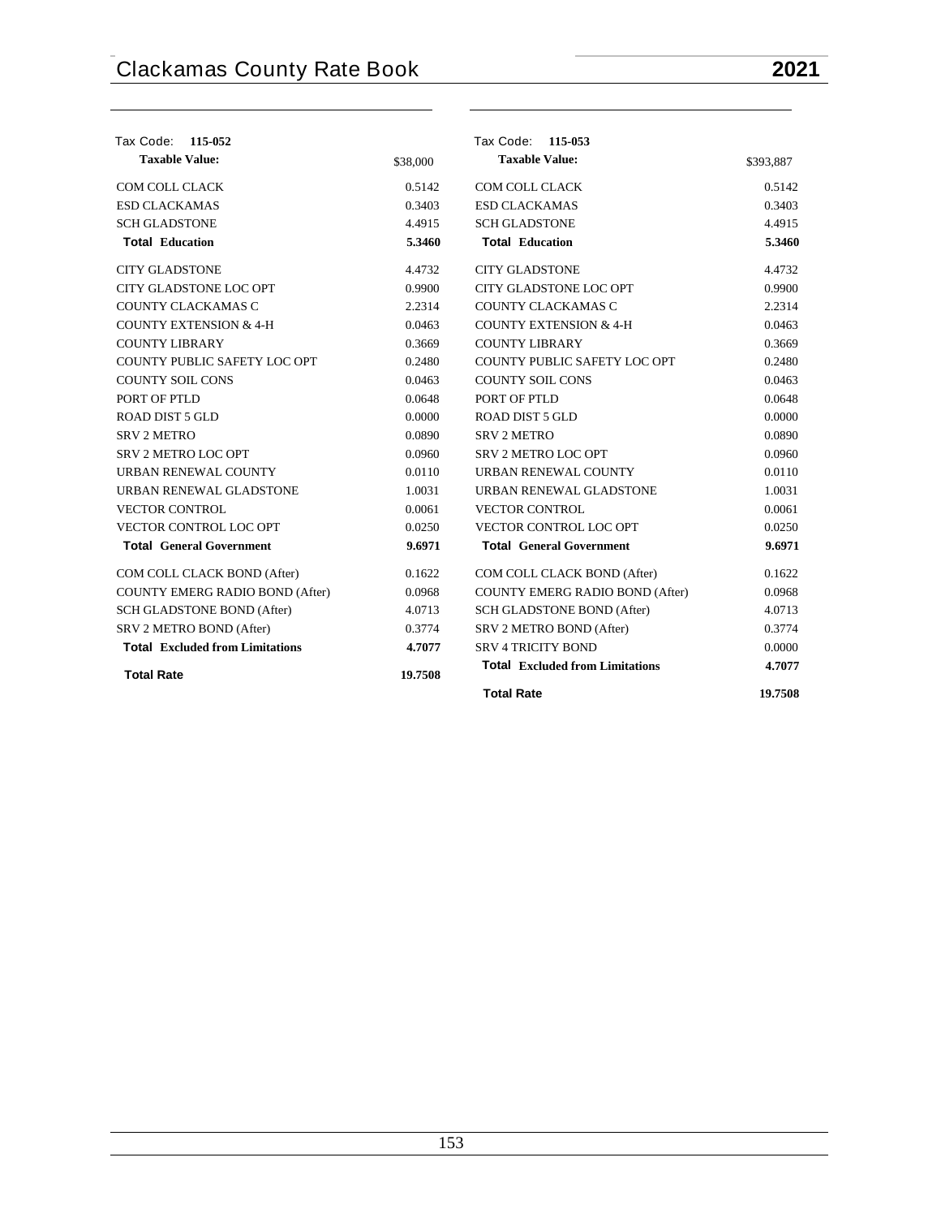Tax Code: **115-052**

| **Taxable Value:** | $38,000 |
|---|---|
| COM COLL CLACK | 0.5142 |
| ESD CLACKAMAS | 0.3403 |
| SCH GLADSTONE | 4.4915 |
| **Total Education** | **5.3460** |
| CITY GLADSTONE | 4.4732 |
| CITY GLADSTONE LOC OPT | 0.9900 |
| COUNTY CLACKAMAS C | 2.2314 |
| COUNTY EXTENSION & 4-H | 0.0463 |
| COUNTY LIBRARY | 0.3669 |
| COUNTY PUBLIC SAFETY LOC OPT | 0.2480 |
| COUNTY SOIL CONS | 0.0463 |
| PORT OF PTLD | 0.0648 |
| ROAD DIST 5 GLD | 0.0000 |
| SRV 2 METRO | 0.0890 |
| SRV 2 METRO LOC OPT | 0.0960 |
| URBAN RENEWAL COUNTY | 0.0110 |
| URBAN RENEWAL GLADSTONE | 1.0031 |
| VECTOR CONTROL | 0.0061 |
| VECTOR CONTROL LOC OPT | 0.0250 |
| **Total General Government** | **9.6971** |
| COM COLL CLACK BOND (After) | 0.1622 |
| COUNTY EMERG RADIO BOND (After) | 0.0968 |
| SCH GLADSTONE BOND (After) | 4.0713 |
| SRV 2 METRO BOND (After) | 0.3774 |
| **Total Excluded from Limitations** | **4.7077** |
| **Total Rate** | **19.7508** |

Tax Code: **115-053**

| **Taxable Value:** | $393,887 |
|---|---|
| COM COLL CLACK | 0.5142 |
| ESD CLACKAMAS | 0.3403 |
| SCH GLADSTONE | 4.4915 |
| **Total Education** | **5.3460** |
| CITY GLADSTONE | 4.4732 |
| CITY GLADSTONE LOC OPT | 0.9900 |
| COUNTY CLACKAMAS C | 2.2314 |
| COUNTY EXTENSION & 4-H | 0.0463 |
| COUNTY LIBRARY | 0.3669 |
| COUNTY PUBLIC SAFETY LOC OPT | 0.2480 |
| COUNTY SOIL CONS | 0.0463 |
| PORT OF PTLD | 0.0648 |
| ROAD DIST 5 GLD | 0.0000 |
| SRV 2 METRO | 0.0890 |
| SRV 2 METRO LOC OPT | 0.0960 |
| URBAN RENEWAL COUNTY | 0.0110 |
| URBAN RENEWAL GLADSTONE | 1.0031 |
| VECTOR CONTROL | 0.0061 |
| VECTOR CONTROL LOC OPT | 0.0250 |
| **Total General Government** | **9.6971** |
| COM COLL CLACK BOND (After) | 0.1622 |
| COUNTY EMERG RADIO BOND (After) | 0.0968 |
| SCH GLADSTONE BOND (After) | 4.0713 |
| SRV 2 METRO BOND (After) | 0.3774 |
| SRV 4 TRICITY BOND | 0.0000 |
| **Total Excluded from Limitations** | **4.7077** |
| **Total Rate** | **19.7508** |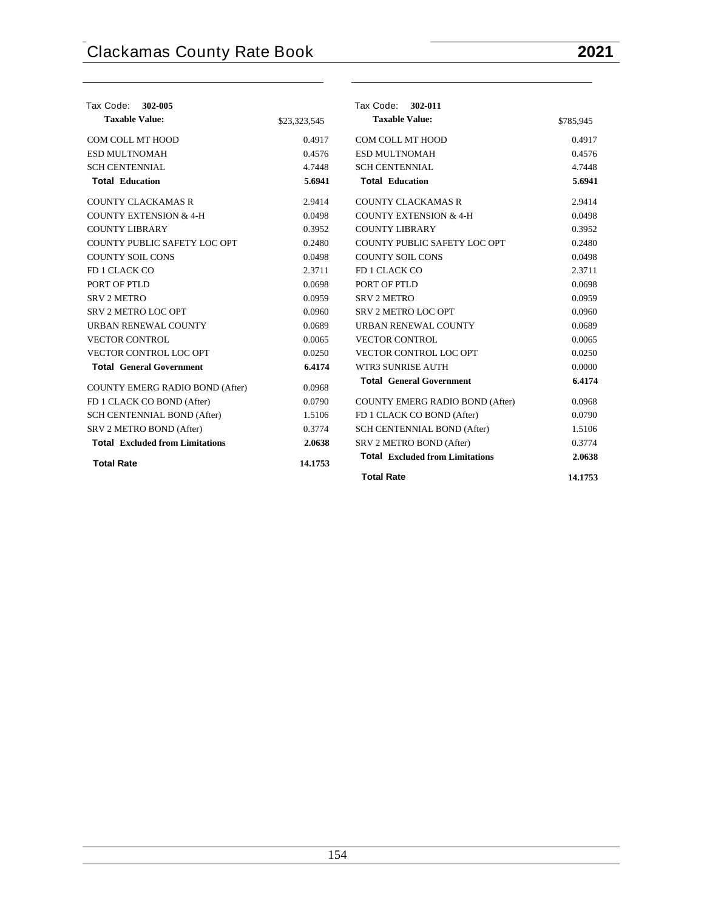Tax Code: **302-005**

| **Taxable Value:** | $23,323,545 |
|---|---|
| COM COLL MT HOOD | 0.4917 |
| ESD MULTNOMAH | 0.4576 |
| SCH CENTENNIAL | 4.7448 |
| **Total Education** | **5.6941** |
| COUNTY CLACKAMAS R | 2.9414 |
| COUNTY EXTENSION & 4-H | 0.0498 |
| COUNTY LIBRARY | 0.3952 |
| COUNTY PUBLIC SAFETY LOC OPT | 0.2480 |
| COUNTY SOIL CONS | 0.0498 |
| FD 1 CLACK CO | 2.3711 |
| PORT OF PTLD | 0.0698 |
| SRV 2 METRO | 0.0959 |
| SRV 2 METRO LOC OPT | 0.0960 |
| URBAN RENEWAL COUNTY | 0.0689 |
| VECTOR CONTROL | 0.0065 |
| VECTOR CONTROL LOC OPT | 0.0250 |
| **Total General Government** | **6.4174** |
| COUNTY EMERG RADIO BOND (After) | 0.0968 |
| FD 1 CLACK CO BOND (After) | 0.0790 |
| SCH CENTENNIAL BOND (After) | 1.5106 |
| SRV 2 METRO BOND (After) | 0.3774 |
| **Total Excluded from Limitations** | **2.0638** |
| **Total Rate** | **14.1753** |

Tax Code: **302-011**

| **Taxable Value:** | $785,945 |
|---|---|
| COM COLL MT HOOD | 0.4917 |
| ESD MULTNOMAH | 0.4576 |
| SCH CENTENNIAL | 4.7448 |
| **Total Education** | **5.6941** |
| COUNTY CLACKAMAS R | 2.9414 |
| COUNTY EXTENSION & 4-H | 0.0498 |
| COUNTY LIBRARY | 0.3952 |
| COUNTY PUBLIC SAFETY LOC OPT | 0.2480 |
| COUNTY SOIL CONS | 0.0498 |
| FD 1 CLACK CO | 2.3711 |
| PORT OF PTLD | 0.0698 |
| SRV 2 METRO | 0.0959 |
| SRV 2 METRO LOC OPT | 0.0960 |
| URBAN RENEWAL COUNTY | 0.0689 |
| VECTOR CONTROL | 0.0065 |
| VECTOR CONTROL LOC OPT | 0.0250 |
| WTR3 SUNRISE AUTH | 0.0000 |
| **Total General Government** | **6.4174** |
| COUNTY EMERG RADIO BOND (After) | 0.0968 |
| FD 1 CLACK CO BOND (After) | 0.0790 |
| SCH CENTENNIAL BOND (After) | 1.5106 |
| SRV 2 METRO BOND (After) | 0.3774 |
| **Total Excluded from Limitations** | **2.0638** |
| **Total Rate** | **14.1753** |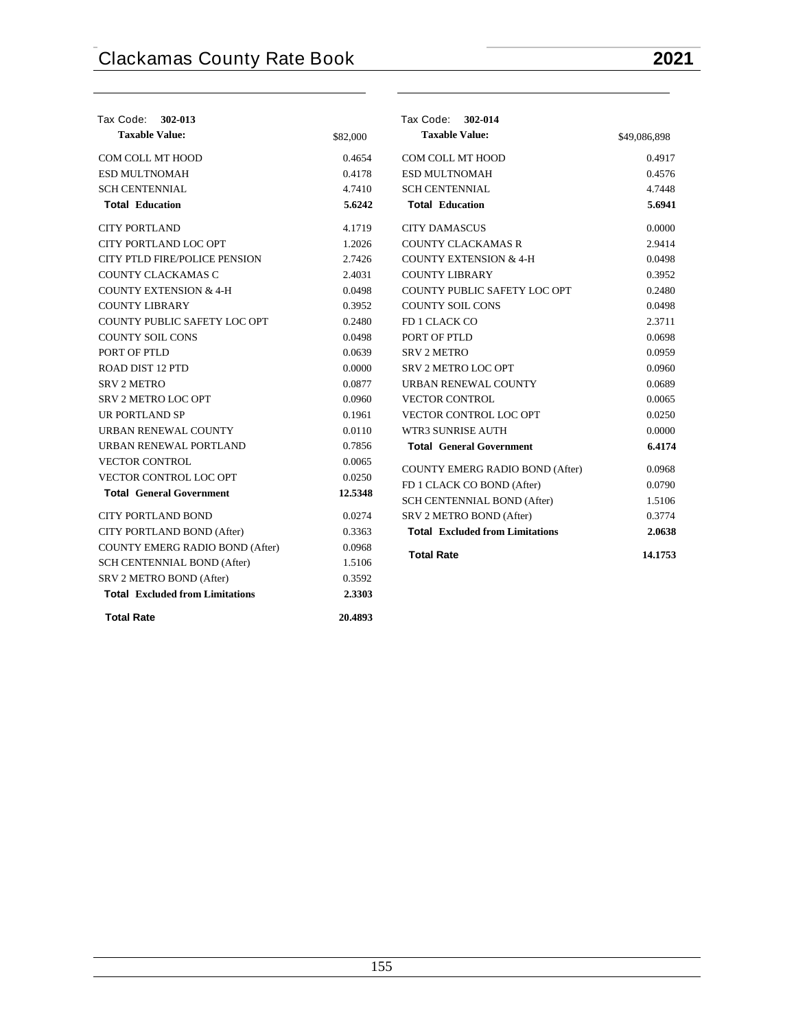**Tax Code: 302-013**

| Taxable Value: | $82,000 |
|---|---|
| COM COLL MT HOOD | 0.4654 |
| ESD MULTNOMAH | 0.4178 |
| SCH CENTENNIAL | 4.7410 |
| **Total Education** | **5.6242** |
| CITY PORTLAND | 4.1719 |
| CITY PORTLAND LOC OPT | 1.2026 |
| CITY PTLD FIRE/POLICE PENSION | 2.7426 |
| COUNTY CLACKAMAS C | 2.4031 |
| COUNTY EXTENSION & 4-H | 0.0498 |
| COUNTY LIBRARY | 0.3952 |
| COUNTY PUBLIC SAFETY LOC OPT | 0.2480 |
| COUNTY SOIL CONS | 0.0498 |
| PORT OF PTLD | 0.0639 |
| ROAD DIST 12 PTD | 0.0000 |
| SRV 2 METRO | 0.0877 |
| SRV 2 METRO LOC OPT | 0.0960 |
| UR PORTLAND SP | 0.1961 |
| URBAN RENEWAL COUNTY | 0.0110 |
| URBAN RENEWAL PORTLAND | 0.7856 |
| VECTOR CONTROL | 0.0065 |
| VECTOR CONTROL LOC OPT | 0.0250 |
| **Total General Government** | **12.5348** |
| CITY PORTLAND BOND | 0.0274 |
| CITY PORTLAND BOND (After) | 0.3363 |
| COUNTY EMERG RADIO BOND (After) | 0.0968 |
| SCH CENTENNIAL BOND (After) | 1.5106 |
| SRV 2 METRO BOND (After) | 0.3592 |
| **Total Excluded from Limitations** | **2.3303** |
| **Total Rate** | **20.4893** |

**Tax Code: 302-014**

| Taxable Value: | $49,086,898 |
|---|---|
| COM COLL MT HOOD | 0.4917 |
| ESD MULTNOMAH | 0.4576 |
| SCH CENTENNIAL | 4.7448 |
| **Total Education** | **5.6941** |
| CITY DAMASCUS | 0.0000 |
| COUNTY CLACKAMAS R | 2.9414 |
| COUNTY EXTENSION & 4-H | 0.0498 |
| COUNTY LIBRARY | 0.3952 |
| COUNTY PUBLIC SAFETY LOC OPT | 0.2480 |
| COUNTY SOIL CONS | 0.0498 |
| FD 1 CLACK CO | 2.3711 |
| PORT OF PTLD | 0.0698 |
| SRV 2 METRO | 0.0959 |
| SRV 2 METRO LOC OPT | 0.0960 |
| URBAN RENEWAL COUNTY | 0.0689 |
| VECTOR CONTROL | 0.0065 |
| VECTOR CONTROL LOC OPT | 0.0250 |
| WTR3 SUNRISE AUTH | 0.0000 |
| **Total General Government** | **6.4174** |
| COUNTY EMERG RADIO BOND (After) | 0.0968 |
| FD 1 CLACK CO BOND (After) | 0.0790 |
| SCH CENTENNIAL BOND (After) | 1.5106 |
| SRV 2 METRO BOND (After) | 0.3774 |
| **Total Excluded from Limitations** | **2.0638** |
| **Total Rate** | **14.1753** |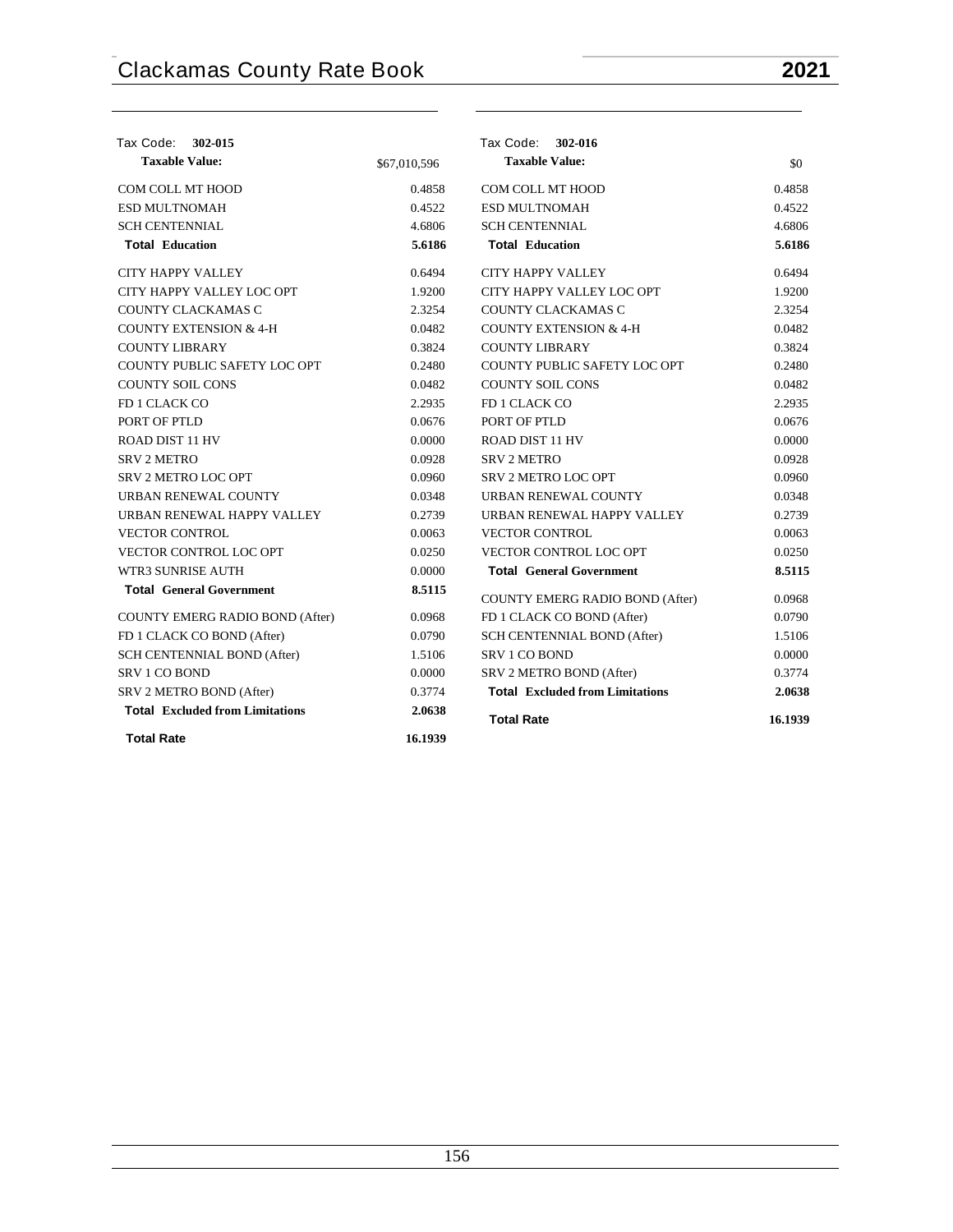Tax Code: **302-015**

| **Taxable Value:** | $67,010,596 |
|---|---|
| COM COLL MT HOOD | 0.4858 |
| ESD MULTNOMAH | 0.4522 |
| SCH CENTENNIAL | 4.6806 |
| **Total Education** | **5.6186** |
| CITY HAPPY VALLEY | 0.6494 |
| CITY HAPPY VALLEY LOC OPT | 1.9200 |
| COUNTY CLACKAMAS C | 2.3254 |
| COUNTY EXTENSION & 4-H | 0.0482 |
| COUNTY LIBRARY | 0.3824 |
| COUNTY PUBLIC SAFETY LOC OPT | 0.2480 |
| COUNTY SOIL CONS | 0.0482 |
| FD 1 CLACK CO | 2.2935 |
| PORT OF PTLD | 0.0676 |
| ROAD DIST 11 HV | 0.0000 |
| SRV 2 METRO | 0.0928 |
| SRV 2 METRO LOC OPT | 0.0960 |
| URBAN RENEWAL COUNTY | 0.0348 |
| URBAN RENEWAL HAPPY VALLEY | 0.2739 |
| VECTOR CONTROL | 0.0063 |
| VECTOR CONTROL LOC OPT | 0.0250 |
| WTR3 SUNRISE AUTH | 0.0000 |
| **Total General Government** | **8.5115** |
| COUNTY EMERG RADIO BOND (After) | 0.0968 |
| FD 1 CLACK CO BOND (After) | 0.0790 |
| SCH CENTENNIAL BOND (After) | 1.5106 |
| SRV 1 CO BOND | 0.0000 |
| SRV 2 METRO BOND (After) | 0.3774 |
| **Total Excluded from Limitations** | **2.0638** |
| **Total Rate** | **16.1939** |

Tax Code: **302-016**

| **Taxable Value:** | $0 |
|---|---|
| COM COLL MT HOOD | 0.4858 |
| ESD MULTNOMAH | 0.4522 |
| SCH CENTENNIAL | 4.6806 |
| **Total Education** | **5.6186** |
| CITY HAPPY VALLEY | 0.6494 |
| CITY HAPPY VALLEY LOC OPT | 1.9200 |
| COUNTY CLACKAMAS C | 2.3254 |
| COUNTY EXTENSION & 4-H | 0.0482 |
| COUNTY LIBRARY | 0.3824 |
| COUNTY PUBLIC SAFETY LOC OPT | 0.2480 |
| COUNTY SOIL CONS | 0.0482 |
| FD 1 CLACK CO | 2.2935 |
| PORT OF PTLD | 0.0676 |
| ROAD DIST 11 HV | 0.0000 |
| SRV 2 METRO | 0.0928 |
| SRV 2 METRO LOC OPT | 0.0960 |
| URBAN RENEWAL COUNTY | 0.0348 |
| URBAN RENEWAL HAPPY VALLEY | 0.2739 |
| VECTOR CONTROL | 0.0063 |
| VECTOR CONTROL LOC OPT | 0.0250 |
| **Total General Government** | **8.5115** |
| COUNTY EMERG RADIO BOND (After) | 0.0968 |
| FD 1 CLACK CO BOND (After) | 0.0790 |
| SCH CENTENNIAL BOND (After) | 1.5106 |
| SRV 1 CO BOND | 0.0000 |
| SRV 2 METRO BOND (After) | 0.3774 |
| **Total Excluded from Limitations** | **2.0638** |
| **Total Rate** | **16.1939** |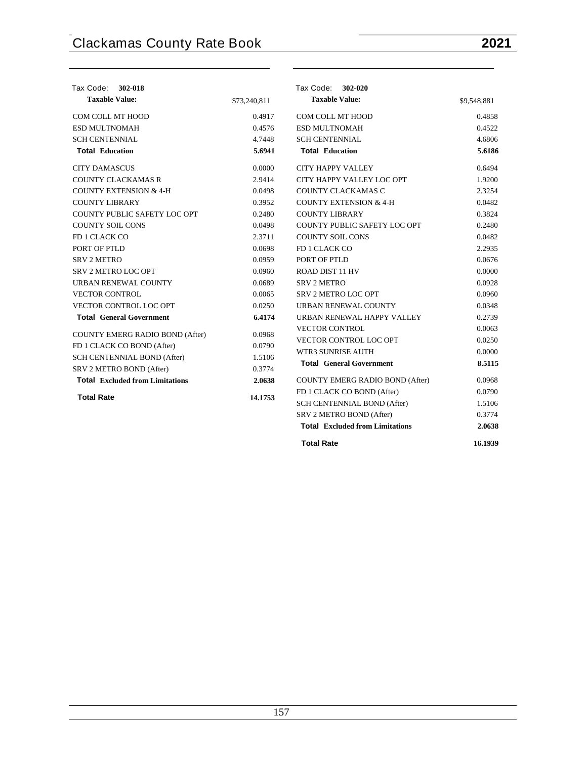## Tax Code: 302-018

| **Taxable Value:** | $73,240,811 |
|---|---|
| COM COLL MT HOOD | 0.4917 |
| ESD MULTNOMAH | 0.4576 |
| SCH CENTENNIAL | 4.7448 |
| **Total Education** | **5.6941** |
| CITY DAMASCUS | 0.0000 |
| COUNTY CLACKAMAS R | 2.9414 |
| COUNTY EXTENSION & 4-H | 0.0498 |
| COUNTY LIBRARY | 0.3952 |
| COUNTY PUBLIC SAFETY LOC OPT | 0.2480 |
| COUNTY SOIL CONS | 0.0498 |
| FD 1 CLACK CO | 2.3711 |
| PORT OF PTLD | 0.0698 |
| SRV 2 METRO | 0.0959 |
| SRV 2 METRO LOC OPT | 0.0960 |
| URBAN RENEWAL COUNTY | 0.0689 |
| VECTOR CONTROL | 0.0065 |
| VECTOR CONTROL LOC OPT | 0.0250 |
| **Total General Government** | **6.4174** |
| COUNTY EMERG RADIO BOND (After) | 0.0968 |
| FD 1 CLACK CO BOND (After) | 0.0790 |
| SCH CENTENNIAL BOND (After) | 1.5106 |
| SRV 2 METRO BOND (After) | 0.3774 |
| **Total Excluded from Limitations** | **2.0638** |
| **Total Rate** | **14.1753** |

## Tax Code: 302-020

| **Taxable Value:** | $9,548,881 |
|---|---|
| COM COLL MT HOOD | 0.4858 |
| ESD MULTNOMAH | 0.4522 |
| SCH CENTENNIAL | 4.6806 |
| **Total Education** | **5.6186** |
| CITY HAPPY VALLEY | 0.6494 |
| CITY HAPPY VALLEY LOC OPT | 1.9200 |
| COUNTY CLACKAMAS C | 2.3254 |
| COUNTY EXTENSION & 4-H | 0.0482 |
| COUNTY LIBRARY | 0.3824 |
| COUNTY PUBLIC SAFETY LOC OPT | 0.2480 |
| COUNTY SOIL CONS | 0.0482 |
| FD 1 CLACK CO | 2.2935 |
| PORT OF PTLD | 0.0676 |
| ROAD DIST 11 HV | 0.0000 |
| SRV 2 METRO | 0.0928 |
| SRV 2 METRO LOC OPT | 0.0960 |
| URBAN RENEWAL COUNTY | 0.0348 |
| URBAN RENEWAL HAPPY VALLEY | 0.2739 |
| VECTOR CONTROL | 0.0063 |
| VECTOR CONTROL LOC OPT | 0.0250 |
| WTR3 SUNRISE AUTH | 0.0000 |
| **Total General Government** | **8.5115** |
| COUNTY EMERG RADIO BOND (After) | 0.0968 |
| FD 1 CLACK CO BOND (After) | 0.0790 |
| SCH CENTENNIAL BOND (After) | 1.5106 |
| SRV 2 METRO BOND (After) | 0.3774 |
| **Total Excluded from Limitations** | **2.0638** |
| **Total Rate** | **16.1939** |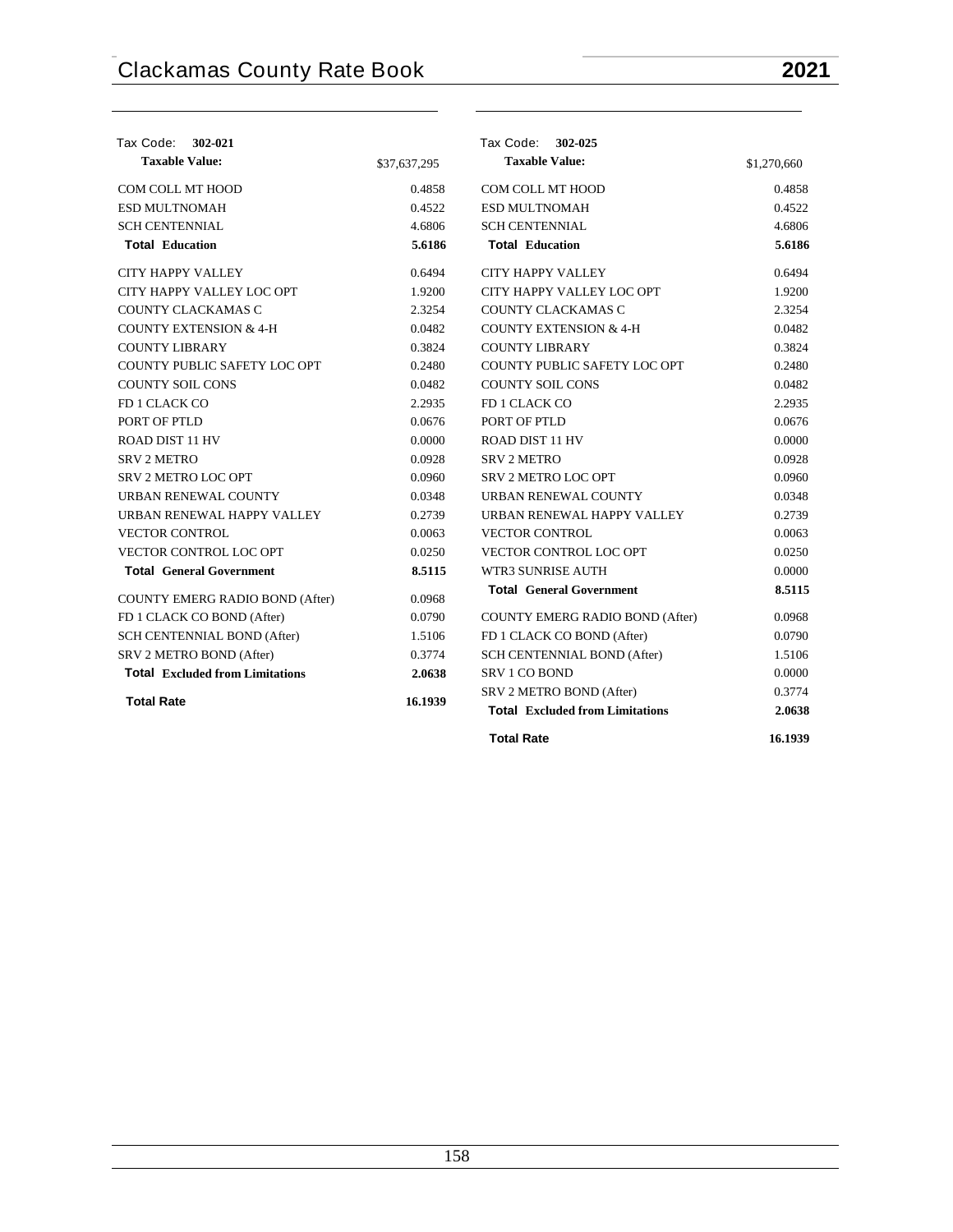| Tax Code: **302-021** | |
|---|---|
| **Taxable Value:** | $37,637,295 |
| COM COLL MT HOOD | 0.4858 |
| ESD MULTNOMAH | 0.4522 |
| SCH CENTENNIAL | 4.6806 |
| **Total Education** | **5.6186** |
| CITY HAPPY VALLEY | 0.6494 |
| CITY HAPPY VALLEY LOC OPT | 1.9200 |
| COUNTY CLACKAMAS C | 2.3254 |
| COUNTY EXTENSION & 4-H | 0.0482 |
| COUNTY LIBRARY | 0.3824 |
| COUNTY PUBLIC SAFETY LOC OPT | 0.2480 |
| COUNTY SOIL CONS | 0.0482 |
| FD 1 CLACK CO | 2.2935 |
| PORT OF PTLD | 0.0676 |
| ROAD DIST 11 HV | 0.0000 |
| SRV 2 METRO | 0.0928 |
| SRV 2 METRO LOC OPT | 0.0960 |
| URBAN RENEWAL COUNTY | 0.0348 |
| URBAN RENEWAL HAPPY VALLEY | 0.2739 |
| VECTOR CONTROL | 0.0063 |
| VECTOR CONTROL LOC OPT | 0.0250 |
| **Total General Government** | **8.5115** |
| COUNTY EMERG RADIO BOND (After) | 0.0968 |
| FD 1 CLACK CO BOND (After) | 0.0790 |
| SCH CENTENNIAL BOND (After) | 1.5106 |
| SRV 2 METRO BOND (After) | 0.3774 |
| **Total Excluded from Limitations** | **2.0638** |
| **Total Rate** | **16.1939** |

| Tax Code: **302-025** | |
|---|---|
| **Taxable Value:** | $1,270,660 |
| COM COLL MT HOOD | 0.4858 |
| ESD MULTNOMAH | 0.4522 |
| SCH CENTENNIAL | 4.6806 |
| **Total Education** | **5.6186** |
| CITY HAPPY VALLEY | 0.6494 |
| CITY HAPPY VALLEY LOC OPT | 1.9200 |
| COUNTY CLACKAMAS C | 2.3254 |
| COUNTY EXTENSION & 4-H | 0.0482 |
| COUNTY LIBRARY | 0.3824 |
| COUNTY PUBLIC SAFETY LOC OPT | 0.2480 |
| COUNTY SOIL CONS | 0.0482 |
| FD 1 CLACK CO | 2.2935 |
| PORT OF PTLD | 0.0676 |
| ROAD DIST 11 HV | 0.0000 |
| SRV 2 METRO | 0.0928 |
| SRV 2 METRO LOC OPT | 0.0960 |
| URBAN RENEWAL COUNTY | 0.0348 |
| URBAN RENEWAL HAPPY VALLEY | 0.2739 |
| VECTOR CONTROL | 0.0063 |
| VECTOR CONTROL LOC OPT | 0.0250 |
| WTR3 SUNRISE AUTH | 0.0000 |
| **Total General Government** | **8.5115** |
| COUNTY EMERG RADIO BOND (After) | 0.0968 |
| FD 1 CLACK CO BOND (After) | 0.0790 |
| SCH CENTENNIAL BOND (After) | 1.5106 |
| SRV 1 CO BOND | 0.0000 |
| SRV 2 METRO BOND (After) | 0.3774 |
| **Total Excluded from Limitations** | **2.0638** |
| **Total Rate** | **16.1939** |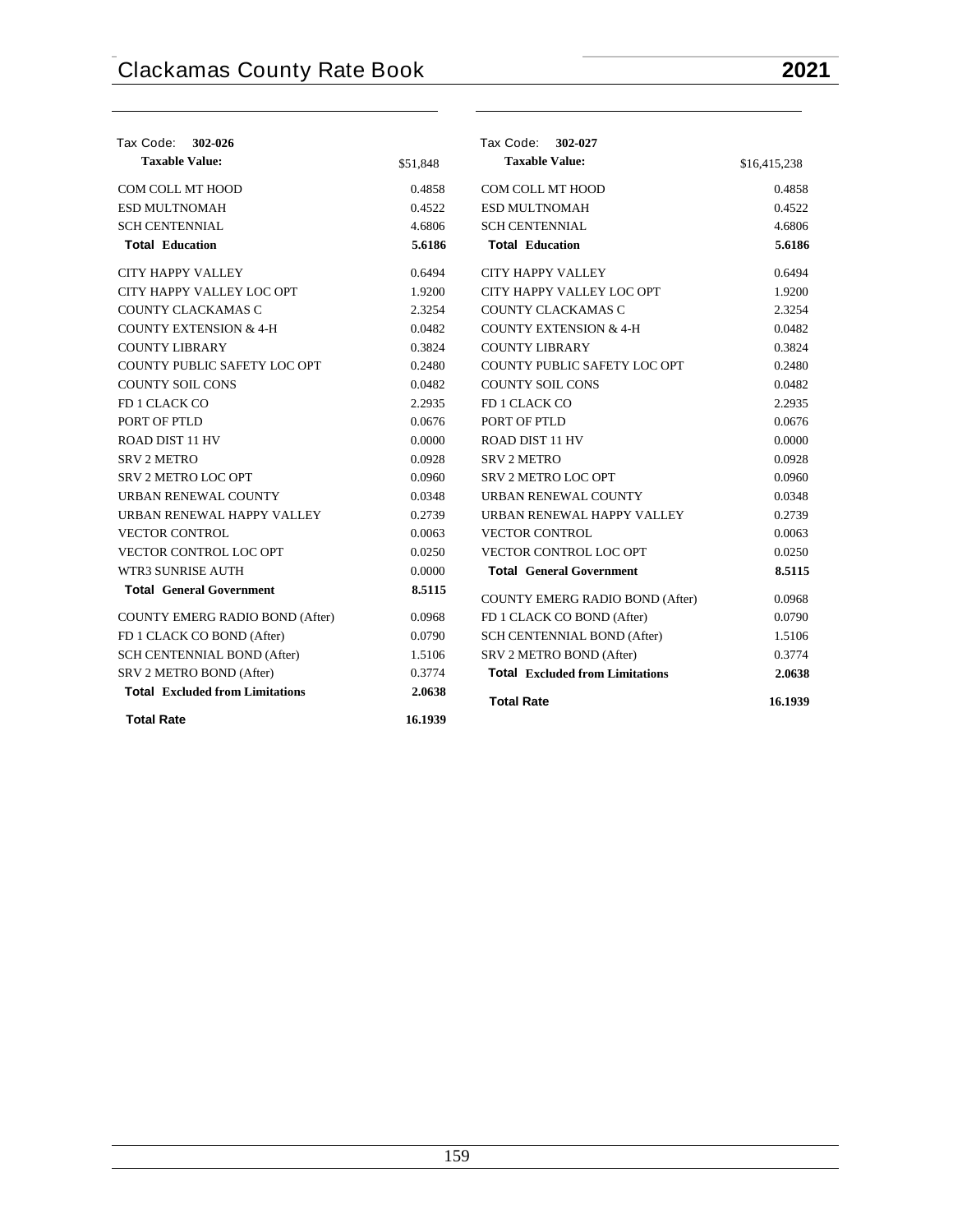| Tax Code: **302-026** | |
|---|---|
| **Taxable Value:** | $51,848 |
| COM COLL MT HOOD | 0.4858 |
| ESD MULTNOMAH | 0.4522 |
| SCH CENTENNIAL | 4.6806 |
| **Total Education** | **5.6186** |
| CITY HAPPY VALLEY | 0.6494 |
| CITY HAPPY VALLEY LOC OPT | 1.9200 |
| COUNTY CLACKAMAS C | 2.3254 |
| COUNTY EXTENSION & 4-H | 0.0482 |
| COUNTY LIBRARY | 0.3824 |
| COUNTY PUBLIC SAFETY LOC OPT | 0.2480 |
| COUNTY SOIL CONS | 0.0482 |
| FD 1 CLACK CO | 2.2935 |
| PORT OF PTLD | 0.0676 |
| ROAD DIST 11 HV | 0.0000 |
| SRV 2 METRO | 0.0928 |
| SRV 2 METRO LOC OPT | 0.0960 |
| URBAN RENEWAL COUNTY | 0.0348 |
| URBAN RENEWAL HAPPY VALLEY | 0.2739 |
| VECTOR CONTROL | 0.0063 |
| VECTOR CONTROL LOC OPT | 0.0250 |
| WTR3 SUNRISE AUTH | 0.0000 |
| **Total General Government** | **8.5115** |
| COUNTY EMERG RADIO BOND (After) | 0.0968 |
| FD 1 CLACK CO BOND (After) | 0.0790 |
| SCH CENTENNIAL BOND (After) | 1.5106 |
| SRV 2 METRO BOND (After) | 0.3774 |
| **Total Excluded from Limitations** | **2.0638** |
| **Total Rate** | **16.1939** |

| Tax Code: **302-027** | |
|---|---|
| **Taxable Value:** | $16,415,238 |
| COM COLL MT HOOD | 0.4858 |
| ESD MULTNOMAH | 0.4522 |
| SCH CENTENNIAL | 4.6806 |
| **Total Education** | **5.6186** |
| CITY HAPPY VALLEY | 0.6494 |
| CITY HAPPY VALLEY LOC OPT | 1.9200 |
| COUNTY CLACKAMAS C | 2.3254 |
| COUNTY EXTENSION & 4-H | 0.0482 |
| COUNTY LIBRARY | 0.3824 |
| COUNTY PUBLIC SAFETY LOC OPT | 0.2480 |
| COUNTY SOIL CONS | 0.0482 |
| FD 1 CLACK CO | 2.2935 |
| PORT OF PTLD | 0.0676 |
| ROAD DIST 11 HV | 0.0000 |
| SRV 2 METRO | 0.0928 |
| SRV 2 METRO LOC OPT | 0.0960 |
| URBAN RENEWAL COUNTY | 0.0348 |
| URBAN RENEWAL HAPPY VALLEY | 0.2739 |
| VECTOR CONTROL | 0.0063 |
| VECTOR CONTROL LOC OPT | 0.0250 |
| **Total General Government** | **8.5115** |
| COUNTY EMERG RADIO BOND (After) | 0.0968 |
| FD 1 CLACK CO BOND (After) | 0.0790 |
| SCH CENTENNIAL BOND (After) | 1.5106 |
| SRV 2 METRO BOND (After) | 0.3774 |
| **Total Excluded from Limitations** | **2.0638** |
| **Total Rate** | **16.1939** |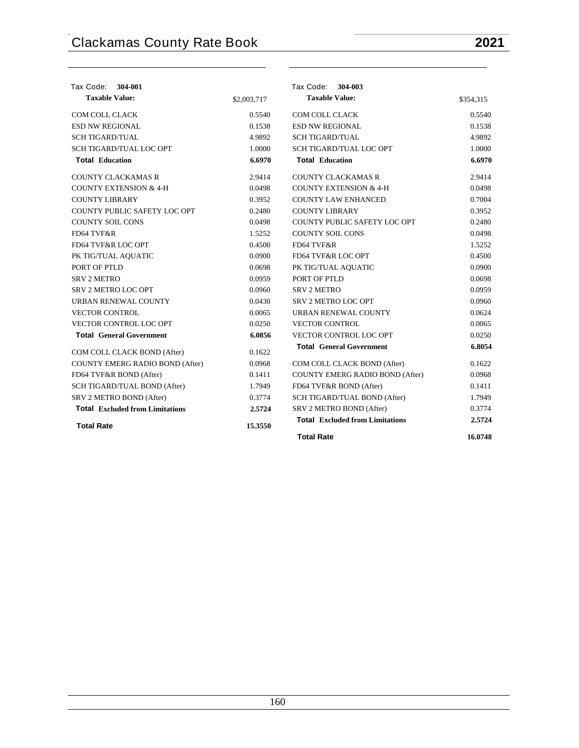| Tax Code: **304-001** | |
|---|---|
| **Taxable Value:** | $2,003,717 |
| COM COLL CLACK | 0.5540 |
| ESD NW REGIONAL | 0.1538 |
| SCH TIGARD/TUAL | 4.9892 |
| SCH TIGARD/TUAL LOC OPT | 1.0000 |
| **Total Education** | **6.6970** |
| COUNTY CLACKAMAS R | 2.9414 |
| COUNTY EXTENSION & 4-H | 0.0498 |
| COUNTY LIBRARY | 0.3952 |
| COUNTY PUBLIC SAFETY LOC OPT | 0.2480 |
| COUNTY SOIL CONS | 0.0498 |
| FD64 TVF&R | 1.5252 |
| FD64 TVF&R LOC OPT | 0.4500 |
| PK TIG/TUAL AQUATIC | 0.0900 |
| PORT OF PTLD | 0.0698 |
| SRV 2 METRO | 0.0959 |
| SRV 2 METRO LOC OPT | 0.0960 |
| URBAN RENEWAL COUNTY | 0.0430 |
| VECTOR CONTROL | 0.0065 |
| VECTOR CONTROL LOC OPT | 0.0250 |
| **Total General Government** | **6.0856** |
| COM COLL CLACK BOND (After) | 0.1622 |
| COUNTY EMERG RADIO BOND (After) | 0.0968 |
| FD64 TVF&R BOND (After) | 0.1411 |
| SCH TIGARD/TUAL BOND (After) | 1.7949 |
| SRV 2 METRO BOND (After) | 0.3774 |
| **Total Excluded from Limitations** | **2.5724** |
| **Total Rate** | **15.3550** |

| Tax Code: **304-003** | |
|---|---|
| **Taxable Value:** | $354,315 |
| COM COLL CLACK | 0.5540 |
| ESD NW REGIONAL | 0.1538 |
| SCH TIGARD/TUAL | 4.9892 |
| SCH TIGARD/TUAL LOC OPT | 1.0000 |
| **Total Education** | **6.6970** |
| COUNTY CLACKAMAS R | 2.9414 |
| COUNTY EXTENSION & 4-H | 0.0498 |
| COUNTY LAW ENHANCED | 0.7004 |
| COUNTY LIBRARY | 0.3952 |
| COUNTY PUBLIC SAFETY LOC OPT | 0.2480 |
| COUNTY SOIL CONS | 0.0498 |
| FD64 TVF&R | 1.5252 |
| FD64 TVF&R LOC OPT | 0.4500 |
| PK TIG/TUAL AQUATIC | 0.0900 |
| PORT OF PTLD | 0.0698 |
| SRV 2 METRO | 0.0959 |
| SRV 2 METRO LOC OPT | 0.0960 |
| URBAN RENEWAL COUNTY | 0.0624 |
| VECTOR CONTROL | 0.0065 |
| VECTOR CONTROL LOC OPT | 0.0250 |
| **Total General Government** | **6.8054** |
| COM COLL CLACK BOND (After) | 0.1622 |
| COUNTY EMERG RADIO BOND (After) | 0.0968 |
| FD64 TVF&R BOND (After) | 0.1411 |
| SCH TIGARD/TUAL BOND (After) | 1.7949 |
| SRV 2 METRO BOND (After) | 0.3774 |
| **Total Excluded from Limitations** | **2.5724** |
| **Total Rate** | **16.0748** |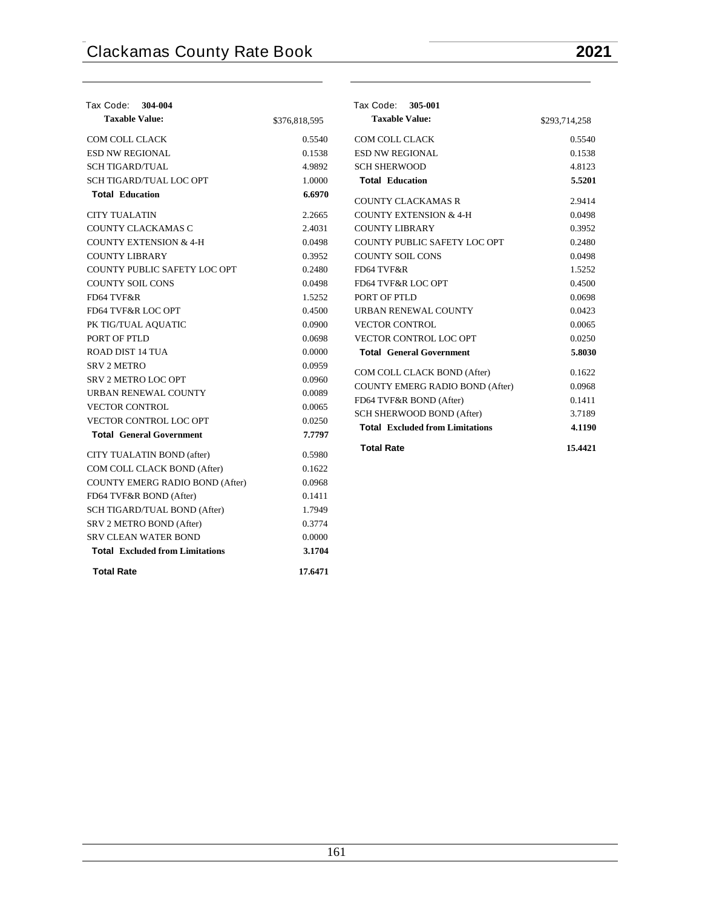Tax Code: **304-004**

| **Taxable Value:** | $376,818,595 |
|---|---|
| COM COLL CLACK | 0.5540 |
| ESD NW REGIONAL | 0.1538 |
| SCH TIGARD/TUAL | 4.9892 |
| SCH TIGARD/TUAL LOC OPT | 1.0000 |
| **Total Education** | **6.6970** |
| CITY TUALATIN | 2.2665 |
| COUNTY CLACKAMAS C | 2.4031 |
| COUNTY EXTENSION & 4-H | 0.0498 |
| COUNTY LIBRARY | 0.3952 |
| COUNTY PUBLIC SAFETY LOC OPT | 0.2480 |
| COUNTY SOIL CONS | 0.0498 |
| FD64 TVF&R | 1.5252 |
| FD64 TVF&R LOC OPT | 0.4500 |
| PK TIG/TUAL AQUATIC | 0.0900 |
| PORT OF PTLD | 0.0698 |
| ROAD DIST 14 TUA | 0.0000 |
| SRV 2 METRO | 0.0959 |
| SRV 2 METRO LOC OPT | 0.0960 |
| URBAN RENEWAL COUNTY | 0.0089 |
| VECTOR CONTROL | 0.0065 |
| VECTOR CONTROL LOC OPT | 0.0250 |
| **Total General Government** | **7.7797** |
| CITY TUALATIN BOND (after) | 0.5980 |
| COM COLL CLACK BOND (After) | 0.1622 |
| COUNTY EMERG RADIO BOND (After) | 0.0968 |
| FD64 TVF&R BOND (After) | 0.1411 |
| SCH TIGARD/TUAL BOND (After) | 1.7949 |
| SRV 2 METRO BOND (After) | 0.3774 |
| SRV CLEAN WATER BOND | 0.0000 |
| **Total Excluded from Limitations** | **3.1704** |
| **Total Rate** | **17.6471** |

Tax Code: **305-001**

| **Taxable Value:** | $293,714,258 |
|---|---|
| COM COLL CLACK | 0.5540 |
| ESD NW REGIONAL | 0.1538 |
| SCH SHERWOOD | 4.8123 |
| **Total Education** | **5.5201** |
| COUNTY CLACKAMAS R | 2.9414 |
| COUNTY EXTENSION & 4-H | 0.0498 |
| COUNTY LIBRARY | 0.3952 |
| COUNTY PUBLIC SAFETY LOC OPT | 0.2480 |
| COUNTY SOIL CONS | 0.0498 |
| FD64 TVF&R | 1.5252 |
| FD64 TVF&R LOC OPT | 0.4500 |
| PORT OF PTLD | 0.0698 |
| URBAN RENEWAL COUNTY | 0.0423 |
| VECTOR CONTROL | 0.0065 |
| VECTOR CONTROL LOC OPT | 0.0250 |
| **Total General Government** | **5.8030** |
| COM COLL CLACK BOND (After) | 0.1622 |
| COUNTY EMERG RADIO BOND (After) | 0.0968 |
| FD64 TVF&R BOND (After) | 0.1411 |
| SCH SHERWOOD BOND (After) | 3.7189 |
| **Total Excluded from Limitations** | **4.1190** |
| **Total Rate** | **15.4421** |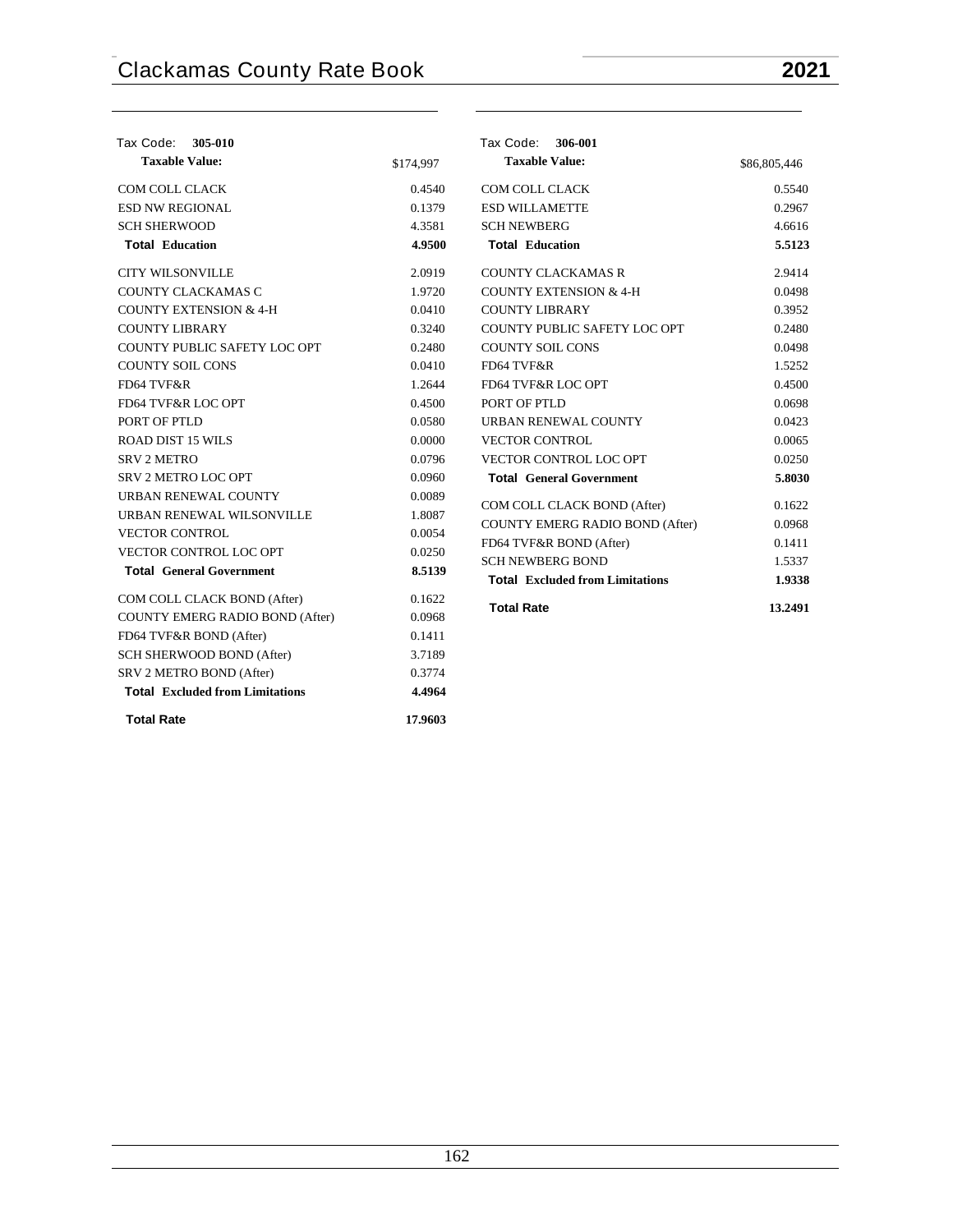| Tax Code: 305-010 | |
|---|---|
| **Taxable Value:** | $174,997 |
| COM COLL CLACK | 0.4540 |
| ESD NW REGIONAL | 0.1379 |
| SCH SHERWOOD | 4.3581 |
| **Total Education** | **4.9500** |
| CITY WILSONVILLE | 2.0919 |
| COUNTY CLACKAMAS C | 1.9720 |
| COUNTY EXTENSION & 4-H | 0.0410 |
| COUNTY LIBRARY | 0.3240 |
| COUNTY PUBLIC SAFETY LOC OPT | 0.2480 |
| COUNTY SOIL CONS | 0.0410 |
| FD64 TVF&R | 1.2644 |
| FD64 TVF&R LOC OPT | 0.4500 |
| PORT OF PTLD | 0.0580 |
| ROAD DIST 15 WILS | 0.0000 |
| SRV 2 METRO | 0.0796 |
| SRV 2 METRO LOC OPT | 0.0960 |
| URBAN RENEWAL COUNTY | 0.0089 |
| URBAN RENEWAL WILSONVILLE | 1.8087 |
| VECTOR CONTROL | 0.0054 |
| VECTOR CONTROL LOC OPT | 0.0250 |
| **Total General Government** | **8.5139** |
| COM COLL CLACK BOND (After) | 0.1622 |
| COUNTY EMERG RADIO BOND (After) | 0.0968 |
| FD64 TVF&R BOND (After) | 0.1411 |
| SCH SHERWOOD BOND (After) | 3.7189 |
| SRV 2 METRO BOND (After) | 0.3774 |
| **Total Excluded from Limitations** | **4.4964** |
| **Total Rate** | **17.9603** |

| Tax Code: 306-001 | |
|---|---|
| **Taxable Value:** | $86,805,446 |
| COM COLL CLACK | 0.5540 |
| ESD WILLAMETTE | 0.2967 |
| SCH NEWBERG | 4.6616 |
| **Total Education** | **5.5123** |
| COUNTY CLACKAMAS R | 2.9414 |
| COUNTY EXTENSION & 4-H | 0.0498 |
| COUNTY LIBRARY | 0.3952 |
| COUNTY PUBLIC SAFETY LOC OPT | 0.2480 |
| COUNTY SOIL CONS | 0.0498 |
| FD64 TVF&R | 1.5252 |
| FD64 TVF&R LOC OPT | 0.4500 |
| PORT OF PTLD | 0.0698 |
| URBAN RENEWAL COUNTY | 0.0423 |
| VECTOR CONTROL | 0.0065 |
| VECTOR CONTROL LOC OPT | 0.0250 |
| **Total General Government** | **5.8030** |
| COM COLL CLACK BOND (After) | 0.1622 |
| COUNTY EMERG RADIO BOND (After) | 0.0968 |
| FD64 TVF&R BOND (After) | 0.1411 |
| SCH NEWBERG BOND | 1.5337 |
| **Total Excluded from Limitations** | **1.9338** |
| **Total Rate** | **13.2491** |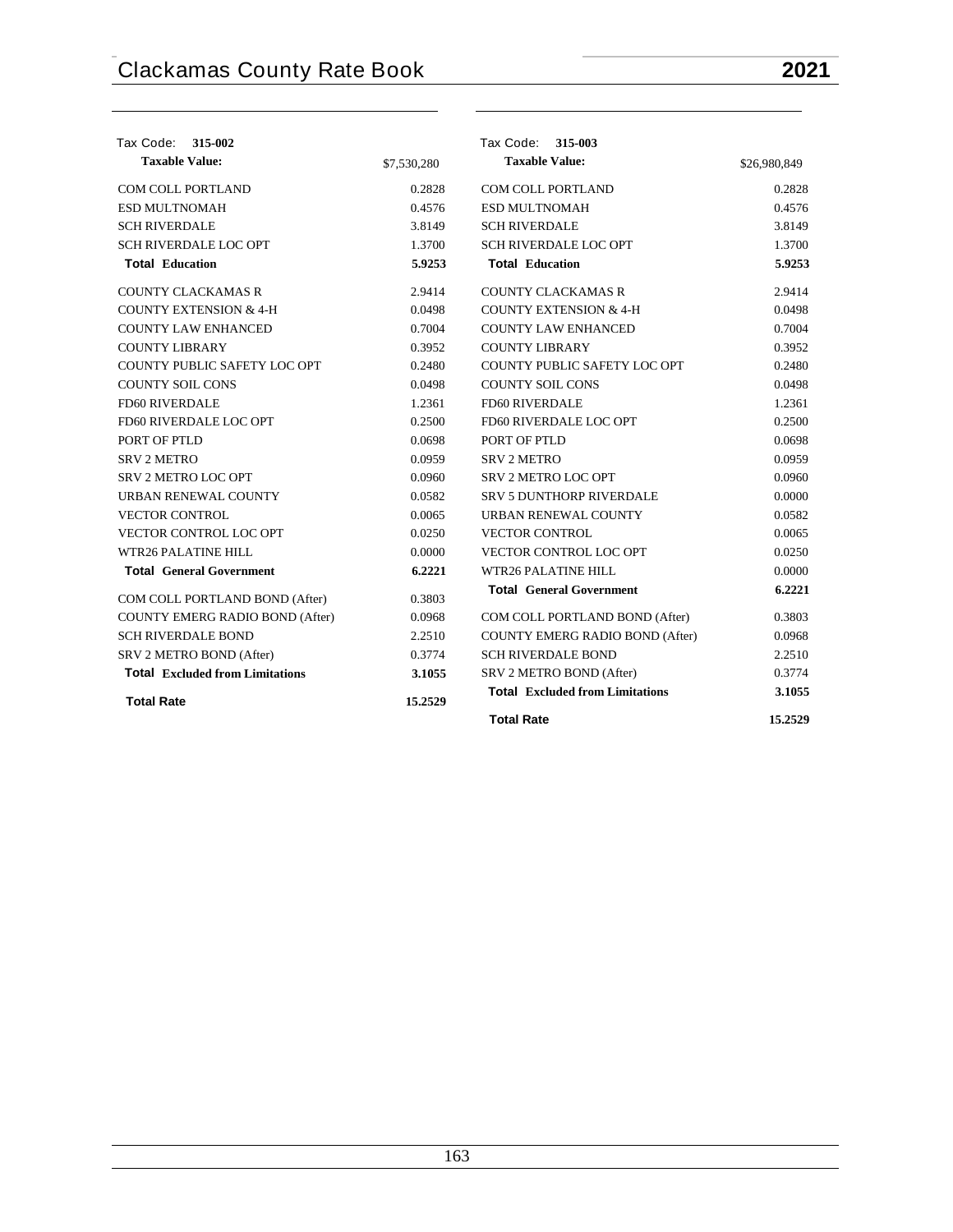Tax Code: **315-002**

| **Taxable Value:** | $7,530,280 |
| --- | --- |
| COM COLL PORTLAND | 0.2828 |
| ESD MULTNOMAH | 0.4576 |
| SCH RIVERDALE | 3.8149 |
| SCH RIVERDALE LOC OPT | 1.3700 |
| **Total Education** | **5.9253** |
| COUNTY CLACKAMAS R | 2.9414 |
| COUNTY EXTENSION & 4-H | 0.0498 |
| COUNTY LAW ENHANCED | 0.7004 |
| COUNTY LIBRARY | 0.3952 |
| COUNTY PUBLIC SAFETY LOC OPT | 0.2480 |
| COUNTY SOIL CONS | 0.0498 |
| FD60 RIVERDALE | 1.2361 |
| FD60 RIVERDALE LOC OPT | 0.2500 |
| PORT OF PTLD | 0.0698 |
| SRV 2 METRO | 0.0959 |
| SRV 2 METRO LOC OPT | 0.0960 |
| URBAN RENEWAL COUNTY | 0.0582 |
| VECTOR CONTROL | 0.0065 |
| VECTOR CONTROL LOC OPT | 0.0250 |
| WTR26 PALATINE HILL | 0.0000 |
| **Total General Government** | **6.2221** |
| COM COLL PORTLAND BOND (After) | 0.3803 |
| COUNTY EMERG RADIO BOND (After) | 0.0968 |
| SCH RIVERDALE BOND | 2.2510 |
| SRV 2 METRO BOND (After) | 0.3774 |
| **Total Excluded from Limitations** | **3.1055** |
| **Total Rate** | **15.2529** |

Tax Code: **315-003**

| **Taxable Value:** | $26,980,849 |
| --- | --- |
| COM COLL PORTLAND | 0.2828 |
| ESD MULTNOMAH | 0.4576 |
| SCH RIVERDALE | 3.8149 |
| SCH RIVERDALE LOC OPT | 1.3700 |
| **Total Education** | **5.9253** |
| COUNTY CLACKAMAS R | 2.9414 |
| COUNTY EXTENSION & 4-H | 0.0498 |
| COUNTY LAW ENHANCED | 0.7004 |
| COUNTY LIBRARY | 0.3952 |
| COUNTY PUBLIC SAFETY LOC OPT | 0.2480 |
| COUNTY SOIL CONS | 0.0498 |
| FD60 RIVERDALE | 1.2361 |
| FD60 RIVERDALE LOC OPT | 0.2500 |
| PORT OF PTLD | 0.0698 |
| SRV 2 METRO | 0.0959 |
| SRV 2 METRO LOC OPT | 0.0960 |
| SRV 5 DUNTHORP RIVERDALE | 0.0000 |
| URBAN RENEWAL COUNTY | 0.0582 |
| VECTOR CONTROL | 0.0065 |
| VECTOR CONTROL LOC OPT | 0.0250 |
| WTR26 PALATINE HILL | 0.0000 |
| **Total General Government** | **6.2221** |
| COM COLL PORTLAND BOND (After) | 0.3803 |
| COUNTY EMERG RADIO BOND (After) | 0.0968 |
| SCH RIVERDALE BOND | 2.2510 |
| SRV 2 METRO BOND (After) | 0.3774 |
| **Total Excluded from Limitations** | **3.1055** |
| **Total Rate** | **15.2529** |